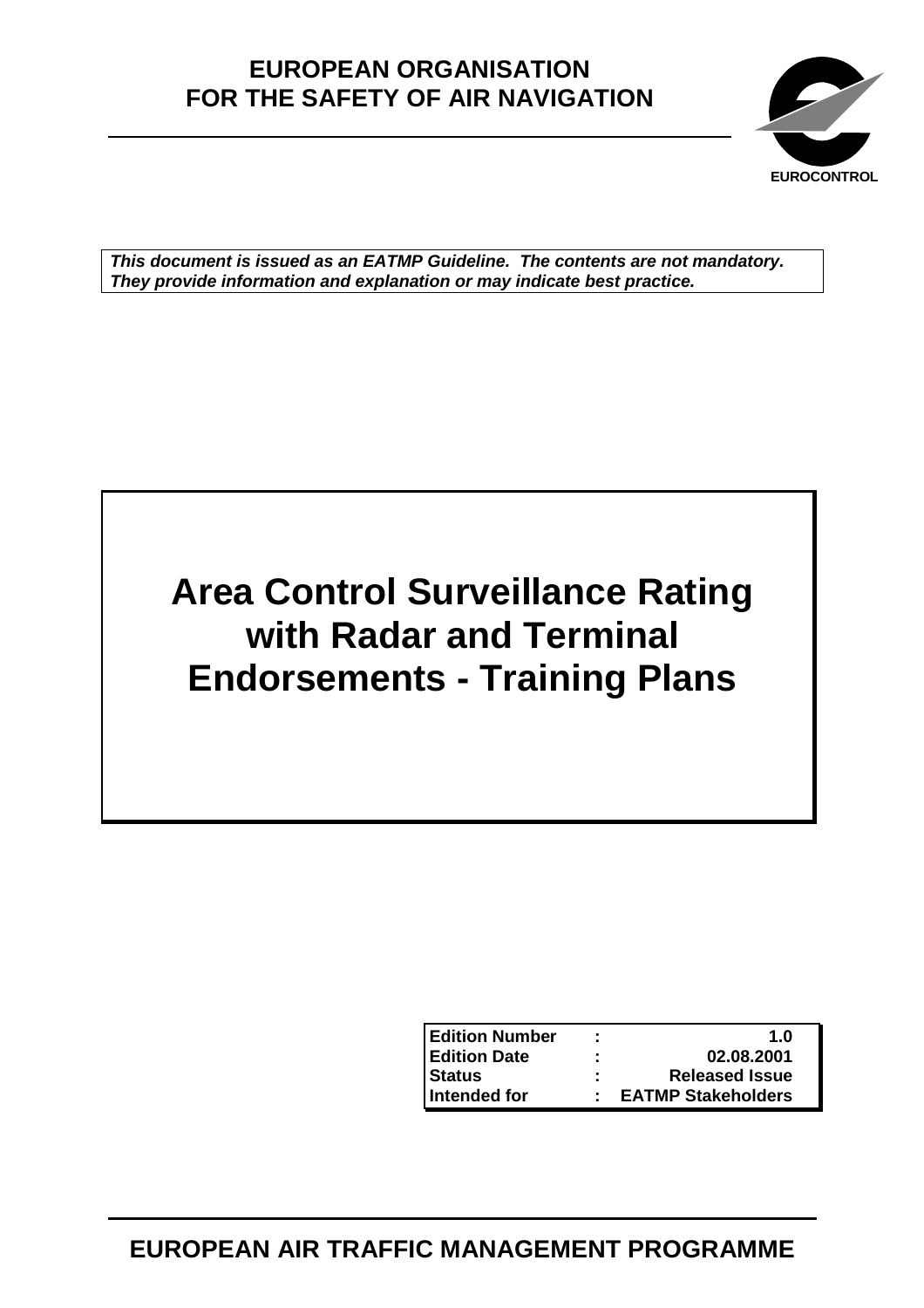**EUROPEAN ORGANISATION FOR THE SAFETY OF AIR NAVIGATION**

EUROCONTROL

***This document is issued as an EATMP Guideline. The contents are not mandatory. They provide information and explanation or may indicate best practice.***

# Area Control Surveillance Rating with Radar and Terminal Endorsements - Training Plans

| | | |
|---|---|---|
| **Edition Number** | **:** | **1.0** |
| **Edition Date** | **:** | **02.08.2001** |
| **Status** | **:** | **Released Issue** |
| **Intended for** | **:** | **EATMP Stakeholders** |

**EUROPEAN AIR TRAFFIC MANAGEMENT PROGRAMME**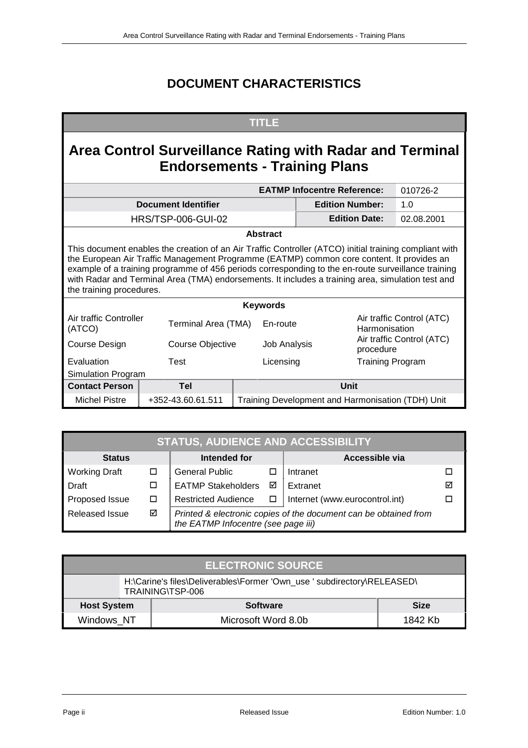# DOCUMENT CHARACTERISTICS

| TITLE | | | |
|---|---|---|---|
| **Area Control Surveillance Rating with Radar and Terminal Endorsements - Training Plans** | | | |
| | | **EATMP Infocentre Reference:** | 010726-2 |
| **Document Identifier** | | **Edition Number:** | 1.0 |
| HRS/TSP-006-GUI-02 | | **Edition Date:** | 02.08.2001 |

**Abstract**

This document enables the creation of an Air Traffic Controller (ATCO) initial training compliant with the European Air Traffic Management Programme (EATMP) common core content. It provides an example of a training programme of 456 periods corresponding to the en-route surveillance training with Radar and Terminal Area (TMA) endorsements. It includes a training area, simulation test and the training procedures.

**Keywords**

| | | | |
|---|---|---|---|
| Air traffic Controller (ATCO) | Terminal Area (TMA) | En-route | Air traffic Control (ATC) Harmonisation |
| Course Design | Course Objective | Job Analysis | Air traffic Control (ATC) procedure |
| Evaluation | Test | Licensing | Training Program |
| Simulation Program | | | |

| Contact Person | Tel | Unit |
|---|---|---|
| Michel Pistre | +352-43.60.61.511 | Training Development and Harmonisation (TDH) Unit |

| STATUS, AUDIENCE AND ACCESSIBILITY | | | | | |
|---|---|---|---|---|---|
| **Status** | | **Intended for** | | **Accessible via** | |
| Working Draft | ☐ | General Public | ☐ | Intranet | ☐ |
| Draft | ☐ | EATMP Stakeholders | ☑ | Extranet | ☑ |
| Proposed Issue | ☐ | Restricted Audience | ☐ | Internet (www.eurocontrol.int) | ☐ |
| Released Issue | ☑ | *Printed & electronic copies of the document can be obtained from the EATMP Infocentre (see page iii)* | | | |

| ELECTRONIC SOURCE | | |
|---|---|---|
| | H:\Carine's files\Deliverables\Former 'Own_use ' subdirectory\RELEASED\TRAINING\TSP-006 | |
| **Host System** | **Software** | **Size** |
| Windows_NT | Microsoft Word 8.0b | 1842 Kb |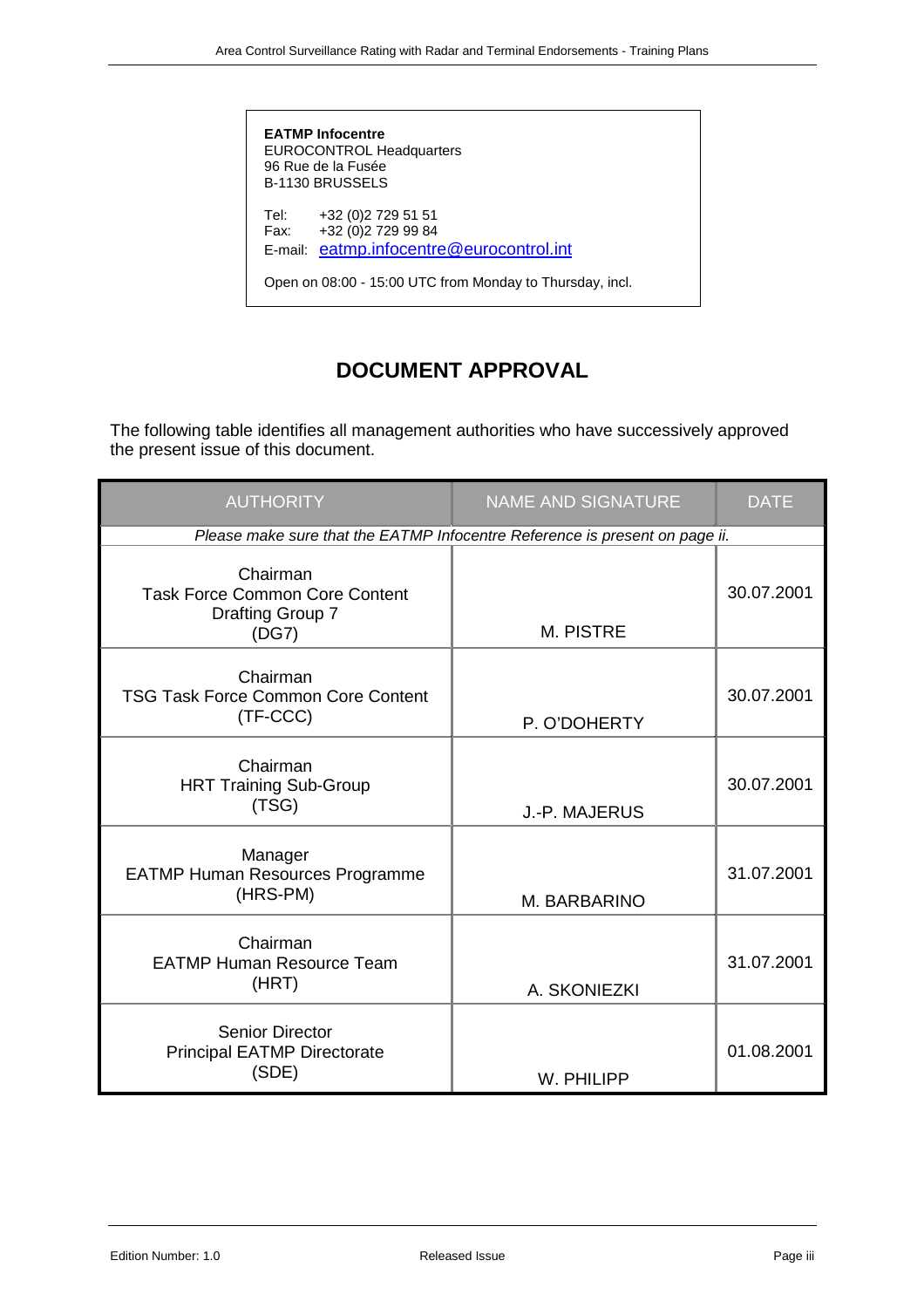**EATMP Infocentre**
EUROCONTROL Headquarters
96 Rue de la Fusée
B-1130 BRUSSELS

Tel: +32 (0)2 729 51 51
Fax: +32 (0)2 729 99 84
E-mail: eatmp.infocentre@eurocontrol.int

Open on 08:00 - 15:00 UTC from Monday to Thursday, incl.

# DOCUMENT APPROVAL

The following table identifies all management authorities who have successively approved the present issue of this document.

| AUTHORITY | NAME AND SIGNATURE | DATE |
|---|---|---|
| *Please make sure that the EATMP Infocentre Reference is present on page ii.* | | |
| Chairman<br>Task Force Common Core Content<br>Drafting Group 7<br>(DG7) | M. PISTRE | 30.07.2001 |
| Chairman<br>TSG Task Force Common Core Content<br>(TF-CCC) | P. O'DOHERTY | 30.07.2001 |
| Chairman<br>HRT Training Sub-Group<br>(TSG) | J.-P. MAJERUS | 30.07.2001 |
| Manager<br>EATMP Human Resources Programme<br>(HRS-PM) | M. BARBARINO | 31.07.2001 |
| Chairman<br>EATMP Human Resource Team<br>(HRT) | A. SKONIEZKI | 31.07.2001 |
| Senior Director<br>Principal EATMP Directorate<br>(SDE) | W. PHILIPP | 01.08.2001 |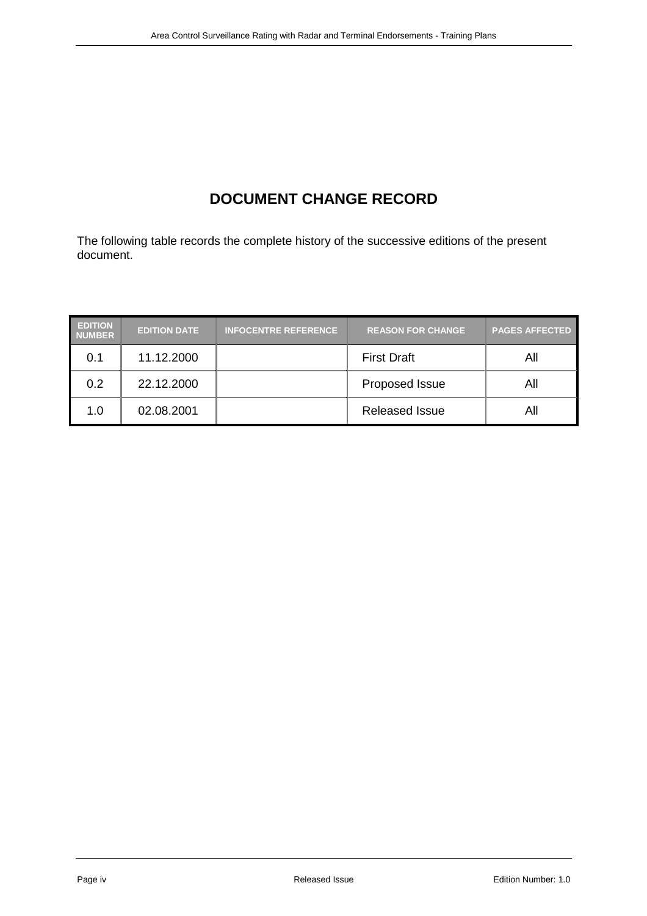# DOCUMENT CHANGE RECORD

The following table records the complete history of the successive editions of the present document.

| EDITION NUMBER | EDITION DATE | INFOCENTRE REFERENCE | REASON FOR CHANGE | PAGES AFFECTED |
|---|---|---|---|---|
| 0.1 | 11.12.2000 | | First Draft | All |
| 0.2 | 22.12.2000 | | Proposed Issue | All |
| 1.0 | 02.08.2001 | | Released Issue | All |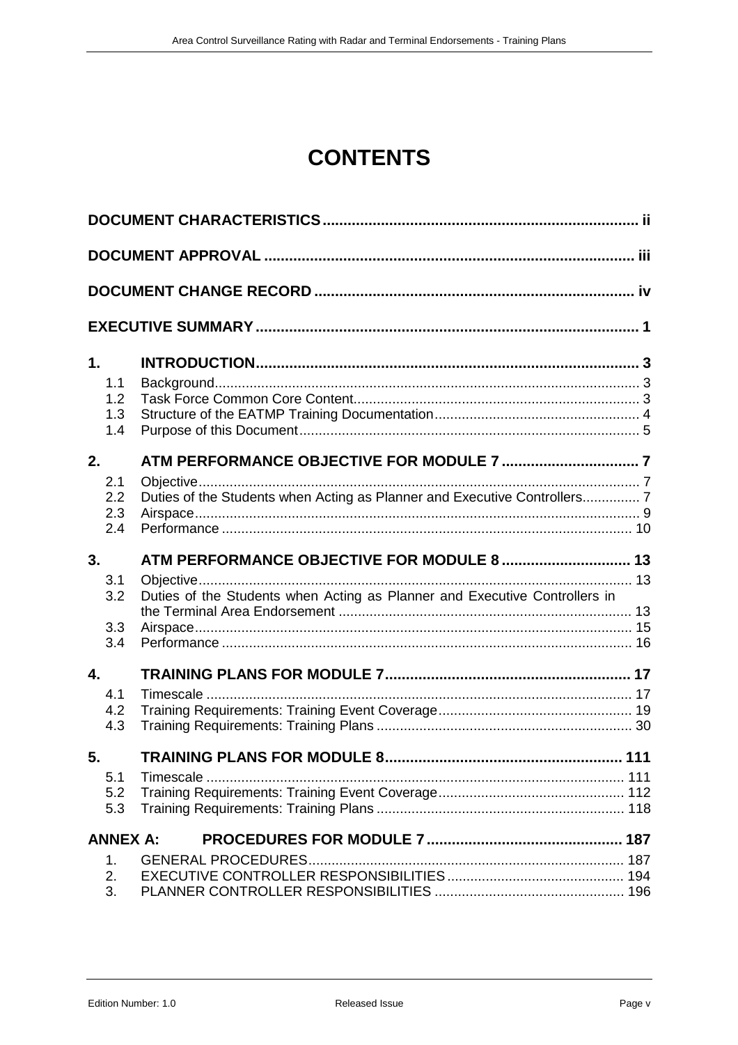# CONTENTS

**DOCUMENT CHARACTERISTICS** .......... ii

**DOCUMENT APPROVAL** .......... iii

**DOCUMENT CHANGE RECORD** .......... iv

**EXECUTIVE SUMMARY** .......... 1

**1. INTRODUCTION** .......... 3

- 1.1 Background .......... 3
- 1.2 Task Force Common Core Content .......... 3
- 1.3 Structure of the EATMP Training Documentation .......... 4
- 1.4 Purpose of this Document .......... 5

**2. ATM PERFORMANCE OBJECTIVE FOR MODULE 7** .......... 7

- 2.1 Objective .......... 7
- 2.2 Duties of the Students when Acting as Planner and Executive Controllers .......... 7
- 2.3 Airspace .......... 9
- 2.4 Performance .......... 10

**3. ATM PERFORMANCE OBJECTIVE FOR MODULE 8** .......... 13

- 3.1 Objective .......... 13
- 3.2 Duties of the Students when Acting as Planner and Executive Controllers in the Terminal Area Endorsement .......... 13
- 3.3 Airspace .......... 15
- 3.4 Performance .......... 16

**4. TRAINING PLANS FOR MODULE 7** .......... 17

- 4.1 Timescale .......... 17
- 4.2 Training Requirements: Training Event Coverage .......... 19
- 4.3 Training Requirements: Training Plans .......... 30

**5. TRAINING PLANS FOR MODULE 8** .......... 111

- 5.1 Timescale .......... 111
- 5.2 Training Requirements: Training Event Coverage .......... 112
- 5.3 Training Requirements: Training Plans .......... 118

**ANNEX A: PROCEDURES FOR MODULE 7** .......... 187

1. GENERAL PROCEDURES .......... 187
2. EXECUTIVE CONTROLLER RESPONSIBILITIES .......... 194
3. PLANNER CONTROLLER RESPONSIBILITIES .......... 196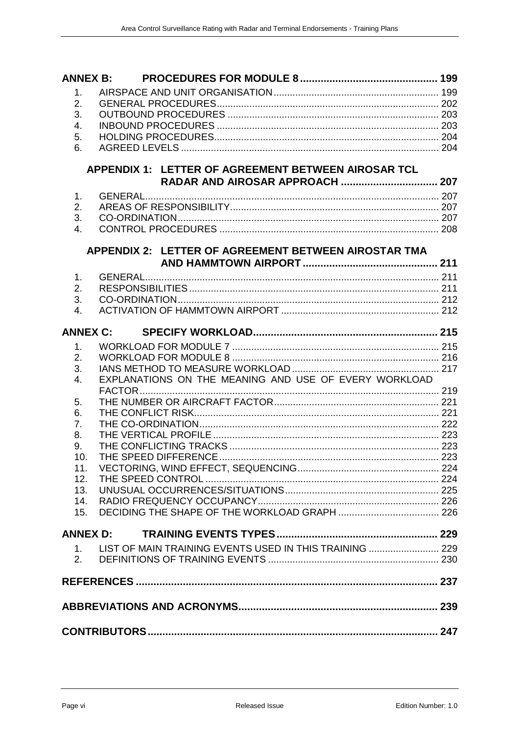**ANNEX B: PROCEDURES FOR MODULE 8** ... 199

1. AIRSPACE AND UNIT ORGANISATION ... 199
2. GENERAL PROCEDURES ... 202
3. OUTBOUND PROCEDURES ... 203
4. INBOUND PROCEDURES ... 203
5. HOLDING PROCEDURES ... 204
6. AGREED LEVELS ... 204

**APPENDIX 1: LETTER OF AGREEMENT BETWEEN AIROSAR TCL RADAR AND AIROSAR APPROACH** ... 207

1. GENERAL ... 207
2. AREAS OF RESPONSIBILITY ... 207
3. CO-ORDINATION ... 207
4. CONTROL PROCEDURES ... 208

**APPENDIX 2: LETTER OF AGREEMENT BETWEEN AIROSTAR TMA AND HAMMTOWN AIRPORT** ... 211

1. GENERAL ... 211
2. RESPONSIBILITIES ... 211
3. CO-ORDINATION ... 212
4. ACTIVATION OF HAMMTOWN AIRPORT ... 212

**ANNEX C: SPECIFY WORKLOAD** ... 215

1. WORKLOAD FOR MODULE 7 ... 215
2. WORKLOAD FOR MODULE 8 ... 216
3. IANS METHOD TO MEASURE WORKLOAD ... 217
4. EXPLANATIONS ON THE MEANING AND USE OF EVERY WORKLOAD FACTOR ... 219
5. THE NUMBER OR AIRCRAFT FACTOR ... 221
6. THE CONFLICT RISK ... 221
7. THE CO-ORDINATION ... 222
8. THE VERTICAL PROFILE ... 223
9. THE CONFLICTING TRACKS ... 223
10. THE SPEED DIFFERENCE ... 223
11. VECTORING, WIND EFFECT, SEQUENCING ... 224
12. THE SPEED CONTROL ... 224
13. UNUSUAL OCCURRENCES/SITUATIONS ... 225
14. RADIO FREQUENCY OCCUPANCY ... 226
15. DECIDING THE SHAPE OF THE WORKLOAD GRAPH ... 226

**ANNEX D: TRAINING EVENTS TYPES** ... 229

1. LIST OF MAIN TRAINING EVENTS USED IN THIS TRAINING ... 229
2. DEFINITIONS OF TRAINING EVENTS ... 230

**REFERENCES** ... 237

**ABBREVIATIONS AND ACRONYMS** ... 239

**CONTRIBUTORS** ... 247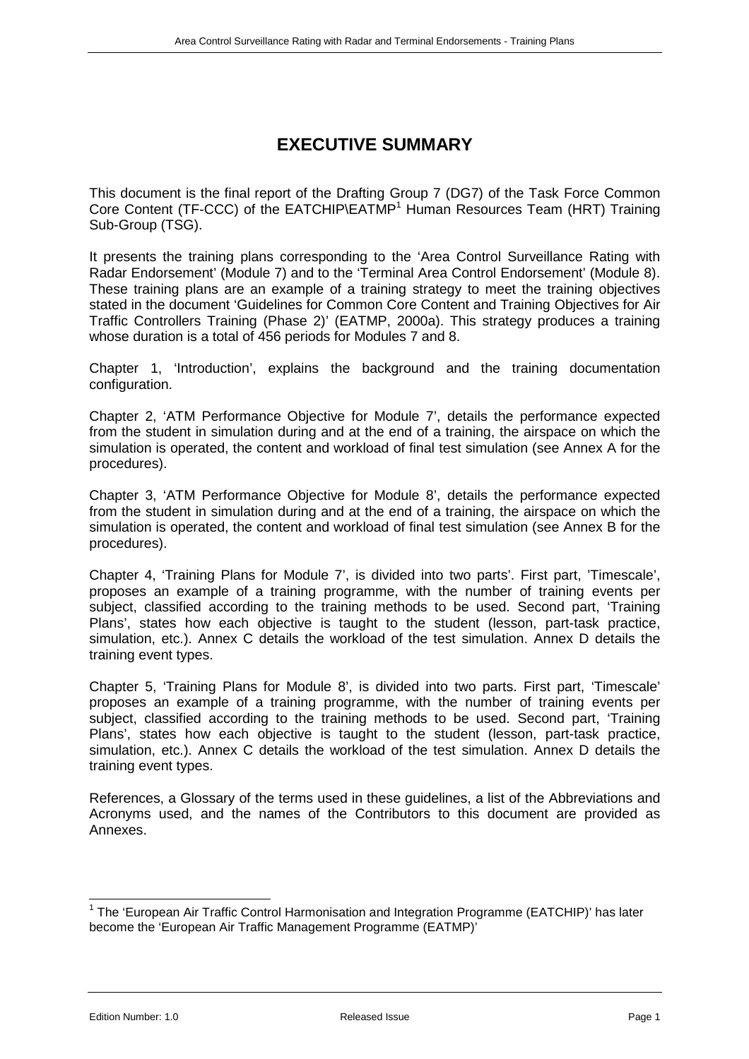# EXECUTIVE SUMMARY

This document is the final report of the Drafting Group 7 (DG7) of the Task Force Common Core Content (TF-CCC) of the EATCHIP\EATMP[1] Human Resources Team (HRT) Training Sub-Group (TSG).

It presents the training plans corresponding to the 'Area Control Surveillance Rating with Radar Endorsement' (Module 7) and to the 'Terminal Area Control Endorsement' (Module 8). These training plans are an example of a training strategy to meet the training objectives stated in the document 'Guidelines for Common Core Content and Training Objectives for Air Traffic Controllers Training (Phase 2)' (EATMP, 2000a). This strategy produces a training whose duration is a total of 456 periods for Modules 7 and 8.

Chapter 1, 'Introduction', explains the background and the training documentation configuration.

Chapter 2, 'ATM Performance Objective for Module 7', details the performance expected from the student in simulation during and at the end of a training, the airspace on which the simulation is operated, the content and workload of final test simulation (see Annex A for the procedures).

Chapter 3, 'ATM Performance Objective for Module 8', details the performance expected from the student in simulation during and at the end of a training, the airspace on which the simulation is operated, the content and workload of final test simulation (see Annex B for the procedures).

Chapter 4, 'Training Plans for Module 7', is divided into two parts'. First part, 'Timescale', proposes an example of a training programme, with the number of training events per subject, classified according to the training methods to be used. Second part, 'Training Plans', states how each objective is taught to the student (lesson, part-task practice, simulation, etc.). Annex C details the workload of the test simulation. Annex D details the training event types.

Chapter 5, 'Training Plans for Module 8', is divided into two parts. First part, 'Timescale' proposes an example of a training programme, with the number of training events per subject, classified according to the training methods to be used. Second part, 'Training Plans', states how each objective is taught to the student (lesson, part-task practice, simulation, etc.). Annex C details the workload of the test simulation. Annex D details the training event types.

References, a Glossary of the terms used in these guidelines, a list of the Abbreviations and Acronyms used, and the names of the Contributors to this document are provided as Annexes.

---

[1] The 'European Air Traffic Control Harmonisation and Integration Programme (EATCHIP)' has later become the 'European Air Traffic Management Programme (EATMP)'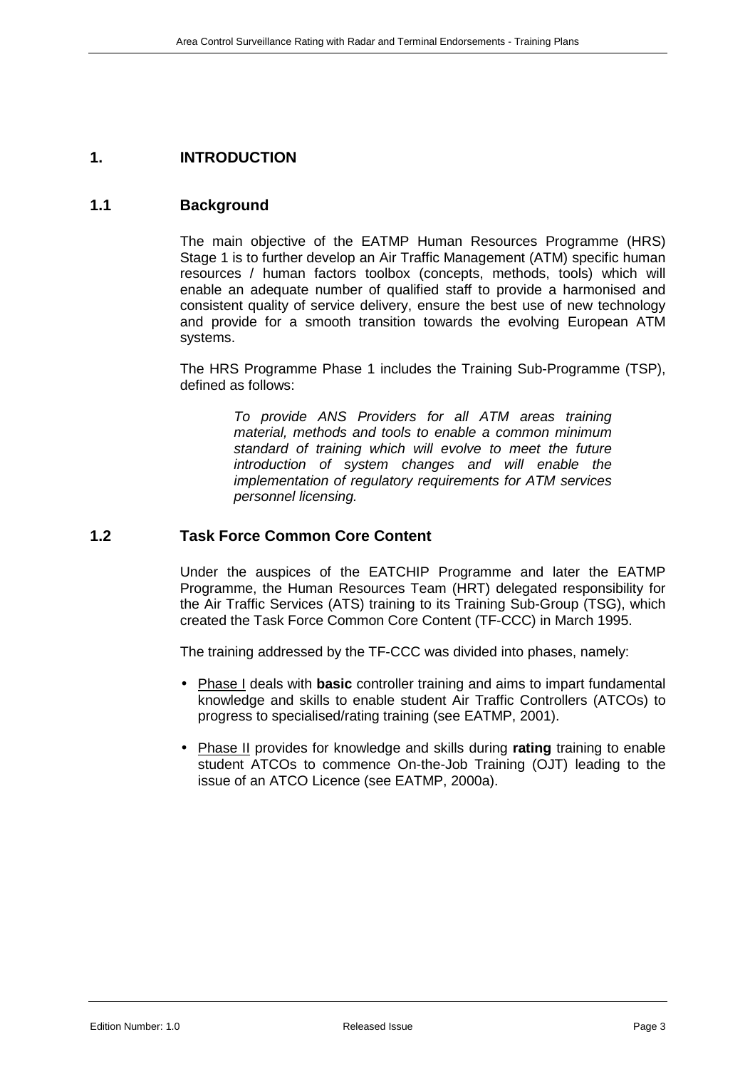# 1. INTRODUCTION

## 1.1 Background

The main objective of the EATMP Human Resources Programme (HRS) Stage 1 is to further develop an Air Traffic Management (ATM) specific human resources / human factors toolbox (concepts, methods, tools) which will enable an adequate number of qualified staff to provide a harmonised and consistent quality of service delivery, ensure the best use of new technology and provide for a smooth transition towards the evolving European ATM systems.

The HRS Programme Phase 1 includes the Training Sub-Programme (TSP), defined as follows:

> *To provide ANS Providers for all ATM areas training material, methods and tools to enable a common minimum standard of training which will evolve to meet the future introduction of system changes and will enable the implementation of regulatory requirements for ATM services personnel licensing.*

## 1.2 Task Force Common Core Content

Under the auspices of the EATCHIP Programme and later the EATMP Programme, the Human Resources Team (HRT) delegated responsibility for the Air Traffic Services (ATS) training to its Training Sub-Group (TSG), which created the Task Force Common Core Content (TF-CCC) in March 1995.

The training addressed by the TF-CCC was divided into phases, namely:

- Phase I deals with **basic** controller training and aims to impart fundamental knowledge and skills to enable student Air Traffic Controllers (ATCOs) to progress to specialised/rating training (see EATMP, 2001).
- Phase II provides for knowledge and skills during **rating** training to enable student ATCOs to commence On-the-Job Training (OJT) leading to the issue of an ATCO Licence (see EATMP, 2000a).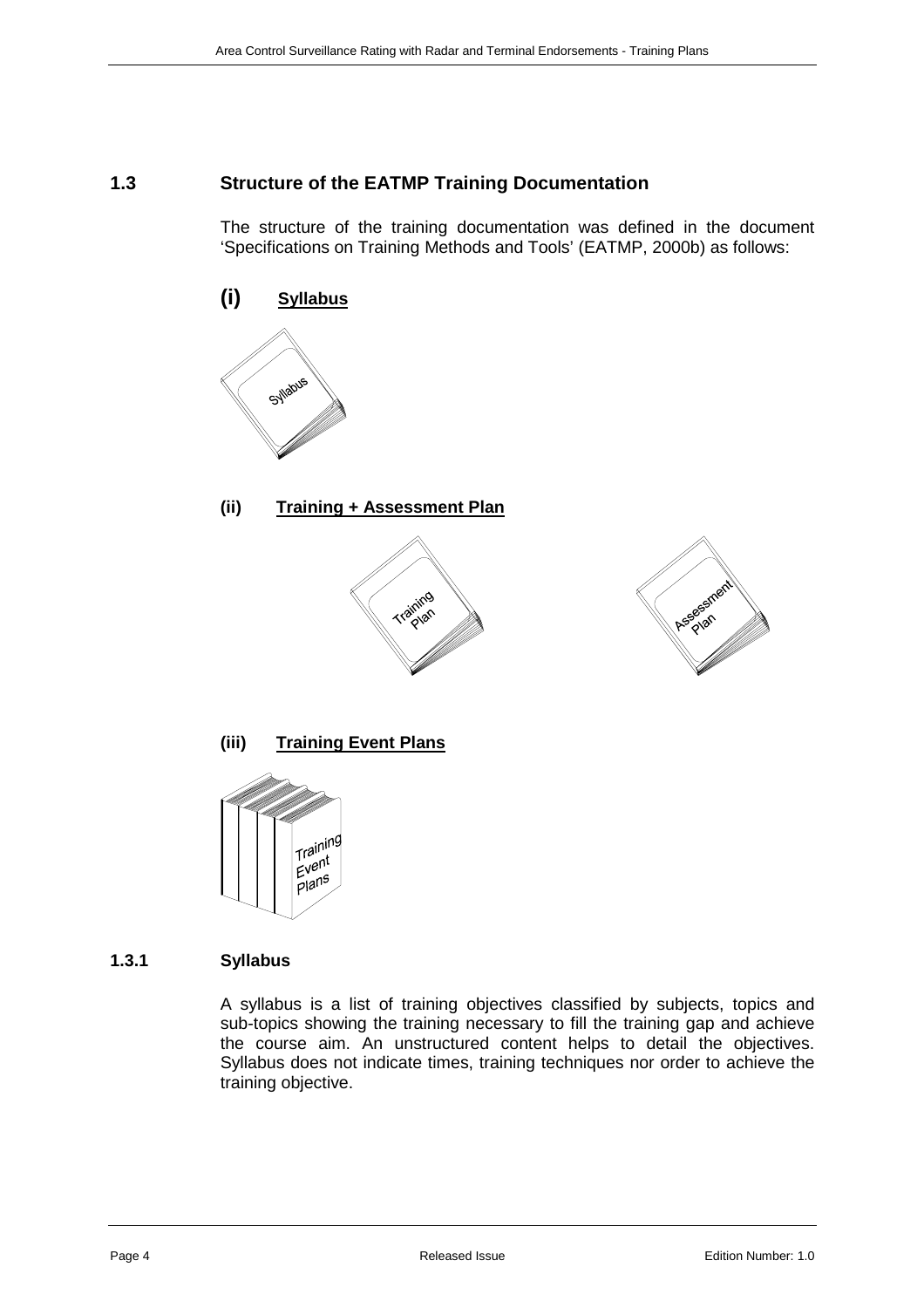## 1.3 Structure of the EATMP Training Documentation

The structure of the training documentation was defined in the document 'Specifications on Training Methods and Tools' (EATMP, 2000b) as follows:

**(i) <u>Syllabus</u>**

**(ii) <u>Training + Assessment Plan</u>**

**(iii) <u>Training Event Plans</u>**

### 1.3.1 Syllabus

A syllabus is a list of training objectives classified by subjects, topics and sub-topics showing the training necessary to fill the training gap and achieve the course aim. An unstructured content helps to detail the objectives. Syllabus does not indicate times, training techniques nor order to achieve the training objective.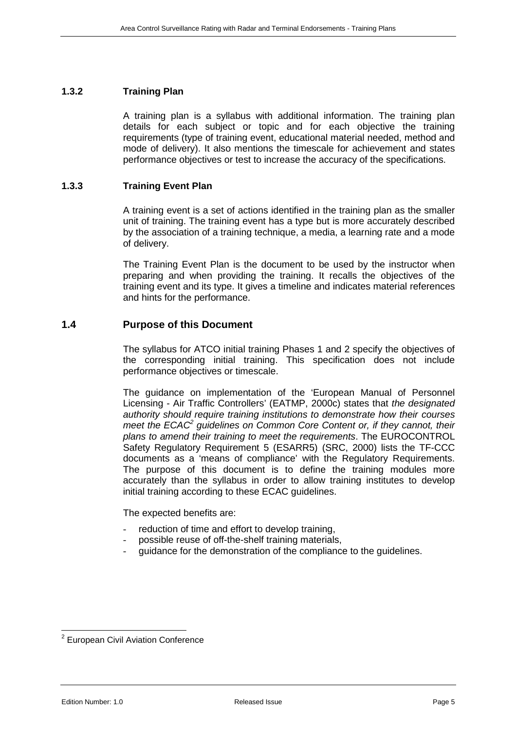### 1.3.2 Training Plan

A training plan is a syllabus with additional information. The training plan details for each subject or topic and for each objective the training requirements (type of training event, educational material needed, method and mode of delivery). It also mentions the timescale for achievement and states performance objectives or test to increase the accuracy of the specifications.

### 1.3.3 Training Event Plan

A training event is a set of actions identified in the training plan as the smaller unit of training. The training event has a type but is more accurately described by the association of a training technique, a media, a learning rate and a mode of delivery.

The Training Event Plan is the document to be used by the instructor when preparing and when providing the training. It recalls the objectives of the training event and its type. It gives a timeline and indicates material references and hints for the performance.

## 1.4 Purpose of this Document

The syllabus for ATCO initial training Phases 1 and 2 specify the objectives of the corresponding initial training. This specification does not include performance objectives or timescale.

The guidance on implementation of the 'European Manual of Personnel Licensing - Air Traffic Controllers' (EATMP, 2000c) states that *the designated authority should require training institutions to demonstrate how their courses meet the ECAC[2] guidelines on Common Core Content or, if they cannot, their plans to amend their training to meet the requirements*. The EUROCONTROL Safety Regulatory Requirement 5 (ESARR5) (SRC, 2000) lists the TF-CCC documents as a 'means of compliance' with the Regulatory Requirements. The purpose of this document is to define the training modules more accurately than the syllabus in order to allow training institutes to develop initial training according to these ECAC guidelines.

The expected benefits are:

- reduction of time and effort to develop training,
- possible reuse of off-the-shelf training materials,
- guidance for the demonstration of the compliance to the guidelines.

[2] European Civil Aviation Conference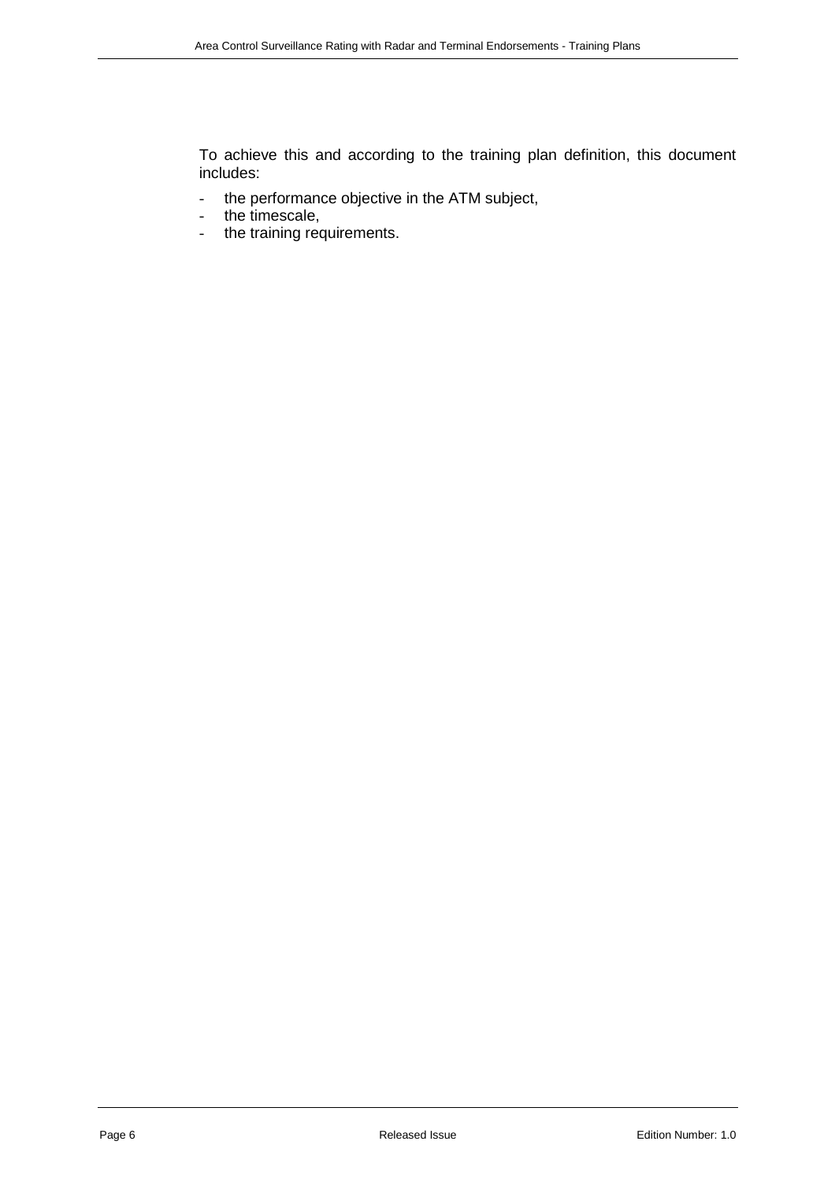To achieve this and according to the training plan definition, this document includes:

- the performance objective in the ATM subject,
- the timescale,
- the training requirements.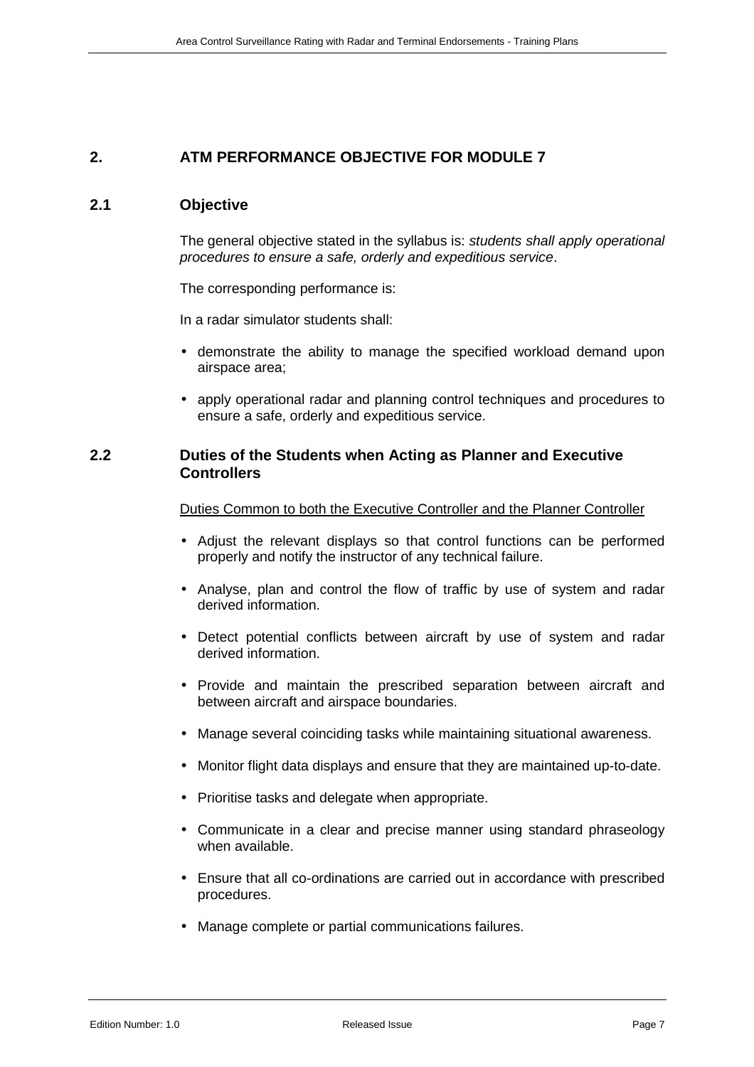## 2. ATM PERFORMANCE OBJECTIVE FOR MODULE 7

### 2.1 Objective

The general objective stated in the syllabus is: *students shall apply operational procedures to ensure a safe, orderly and expeditious service*.

The corresponding performance is:

In a radar simulator students shall:

- demonstrate the ability to manage the specified workload demand upon airspace area;
- apply operational radar and planning control techniques and procedures to ensure a safe, orderly and expeditious service.

### 2.2 Duties of the Students when Acting as Planner and Executive Controllers

<u>Duties Common to both the Executive Controller and the Planner Controller</u>

- Adjust the relevant displays so that control functions can be performed properly and notify the instructor of any technical failure.
- Analyse, plan and control the flow of traffic by use of system and radar derived information.
- Detect potential conflicts between aircraft by use of system and radar derived information.
- Provide and maintain the prescribed separation between aircraft and between aircraft and airspace boundaries.
- Manage several coinciding tasks while maintaining situational awareness.
- Monitor flight data displays and ensure that they are maintained up-to-date.
- Prioritise tasks and delegate when appropriate.
- Communicate in a clear and precise manner using standard phraseology when available.
- Ensure that all co-ordinations are carried out in accordance with prescribed procedures.
- Manage complete or partial communications failures.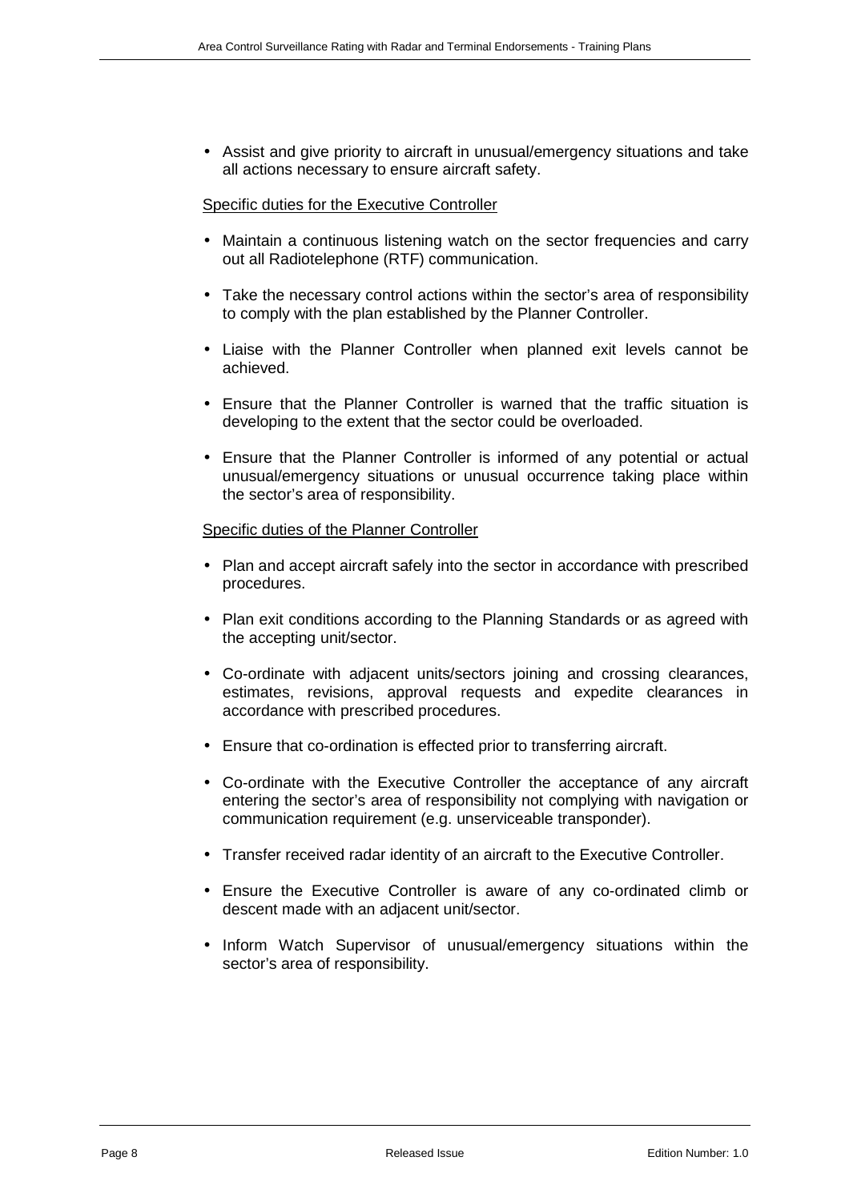- Assist and give priority to aircraft in unusual/emergency situations and take all actions necessary to ensure aircraft safety.

Specific duties for the Executive Controller

- Maintain a continuous listening watch on the sector frequencies and carry out all Radiotelephone (RTF) communication.
- Take the necessary control actions within the sector's area of responsibility to comply with the plan established by the Planner Controller.
- Liaise with the Planner Controller when planned exit levels cannot be achieved.
- Ensure that the Planner Controller is warned that the traffic situation is developing to the extent that the sector could be overloaded.
- Ensure that the Planner Controller is informed of any potential or actual unusual/emergency situations or unusual occurrence taking place within the sector's area of responsibility.

Specific duties of the Planner Controller

- Plan and accept aircraft safely into the sector in accordance with prescribed procedures.
- Plan exit conditions according to the Planning Standards or as agreed with the accepting unit/sector.
- Co-ordinate with adjacent units/sectors joining and crossing clearances, estimates, revisions, approval requests and expedite clearances in accordance with prescribed procedures.
- Ensure that co-ordination is effected prior to transferring aircraft.
- Co-ordinate with the Executive Controller the acceptance of any aircraft entering the sector's area of responsibility not complying with navigation or communication requirement (e.g. unserviceable transponder).
- Transfer received radar identity of an aircraft to the Executive Controller.
- Ensure the Executive Controller is aware of any co-ordinated climb or descent made with an adjacent unit/sector.
- Inform Watch Supervisor of unusual/emergency situations within the sector's area of responsibility.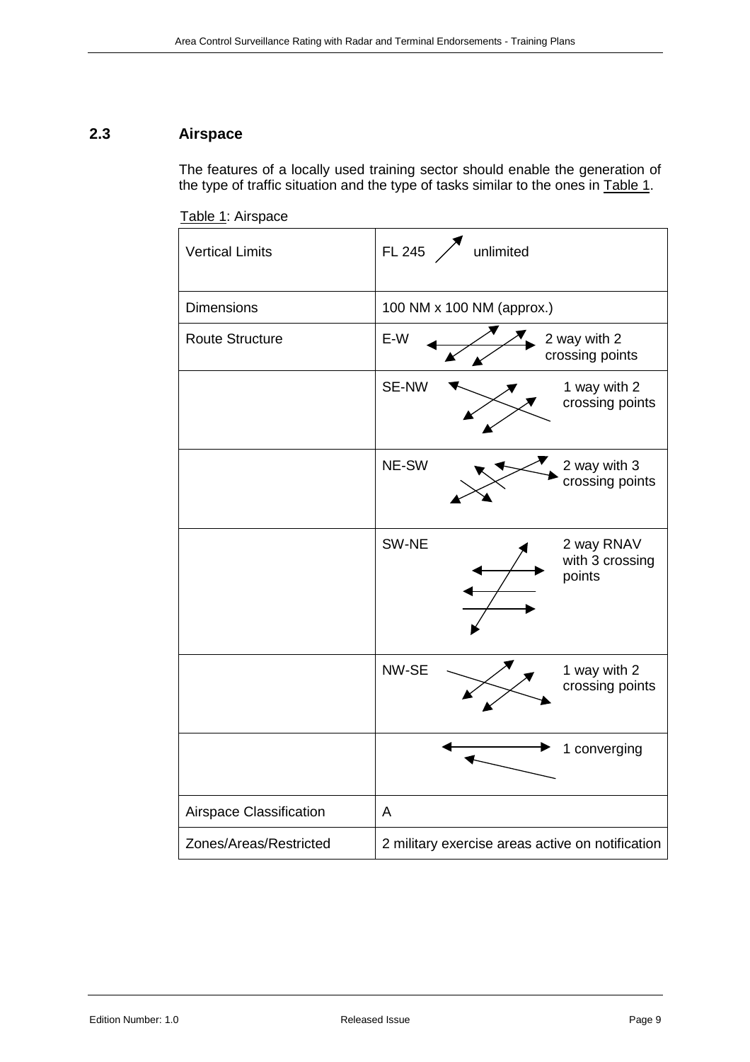## 2.3 Airspace

The features of a locally used training sector should enable the generation of the type of traffic situation and the type of tasks similar to the ones in Table 1.

Table 1: Airspace

| | |
|---|---|
| Vertical Limits | FL 245 unlimited |
| Dimensions | 100 NM x 100 NM (approx.) |
| Route Structure | E-W 2 way with 2 crossing points |
| | SE-NW 1 way with 2 crossing points |
| | NE-SW 2 way with 3 crossing points |
| | SW-NE 2 way RNAV with 3 crossing points |
| | NW-SE 1 way with 2 crossing points |
| | 1 converging |
| Airspace Classification | A |
| Zones/Areas/Restricted | 2 military exercise areas active on notification |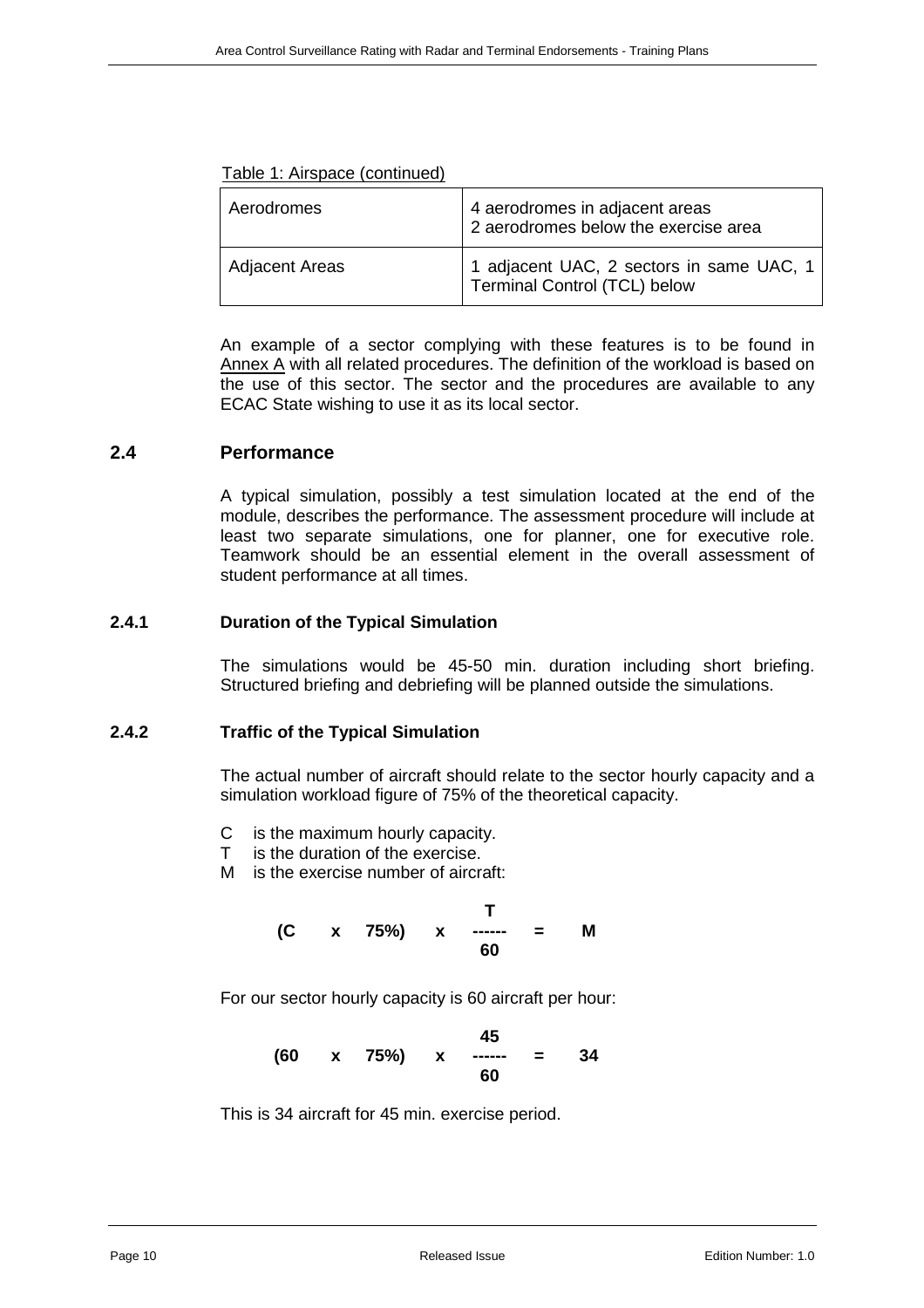Table 1: Airspace (continued)

| | |
|---|---|
| Aerodromes | 4 aerodromes in adjacent areas<br>2 aerodromes below the exercise area |
| Adjacent Areas | 1 adjacent UAC, 2 sectors in same UAC, 1 Terminal Control (TCL) below |

An example of a sector complying with these features is to be found in Annex A with all related procedures. The definition of the workload is based on the use of this sector. The sector and the procedures are available to any ECAC State wishing to use it as its local sector.

## 2.4 Performance

A typical simulation, possibly a test simulation located at the end of the module, describes the performance. The assessment procedure will include at least two separate simulations, one for planner, one for executive role. Teamwork should be an essential element in the overall assessment of student performance at all times.

### 2.4.1 Duration of the Typical Simulation

The simulations would be 45-50 min. duration including short briefing. Structured briefing and debriefing will be planned outside the simulations.

### 2.4.2 Traffic of the Typical Simulation

The actual number of aircraft should relate to the sector hourly capacity and a simulation workload figure of 75% of the theoretical capacity.

- C is the maximum hourly capacity.
- T is the duration of the exercise.
- M is the exercise number of aircraft:

$$(C \times 75\%) \times \frac{T}{60} = M$$

For our sector hourly capacity is 60 aircraft per hour:

$$(60 \times 75\%) \times \frac{45}{60} = 34$$

This is 34 aircraft for 45 min. exercise period.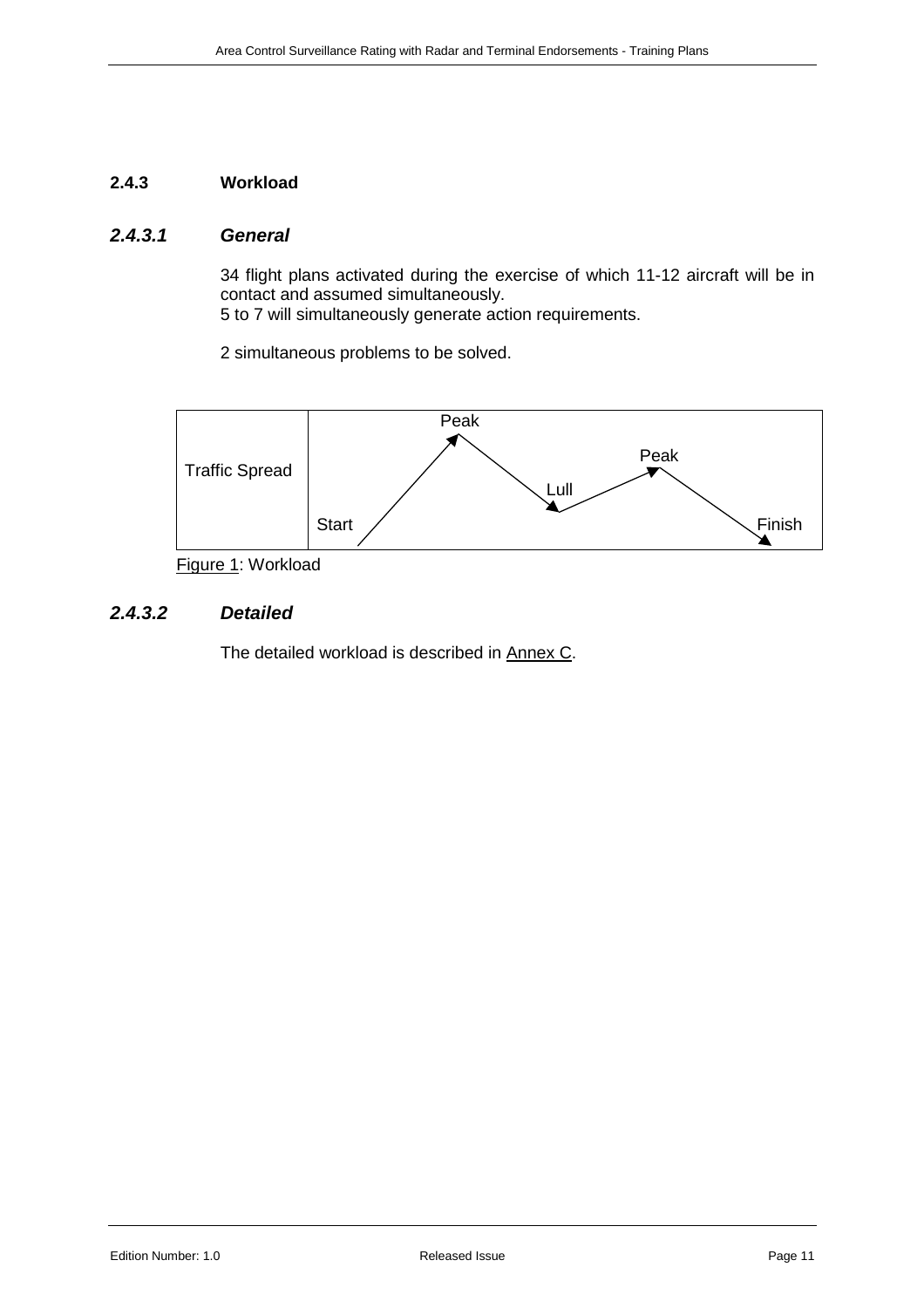### 2.4.3 Workload

#### *2.4.3.1 General*

34 flight plans activated during the exercise of which 11-12 aircraft will be in contact and assumed simultaneously.
5 to 7 will simultaneously generate action requirements.

2 simultaneous problems to be solved.

| Traffic Spread | Start → Peak → Lull → Peak → Finish |
|---|---|

Figure 1: Workload

#### *2.4.3.2 Detailed*

The detailed workload is described in Annex C.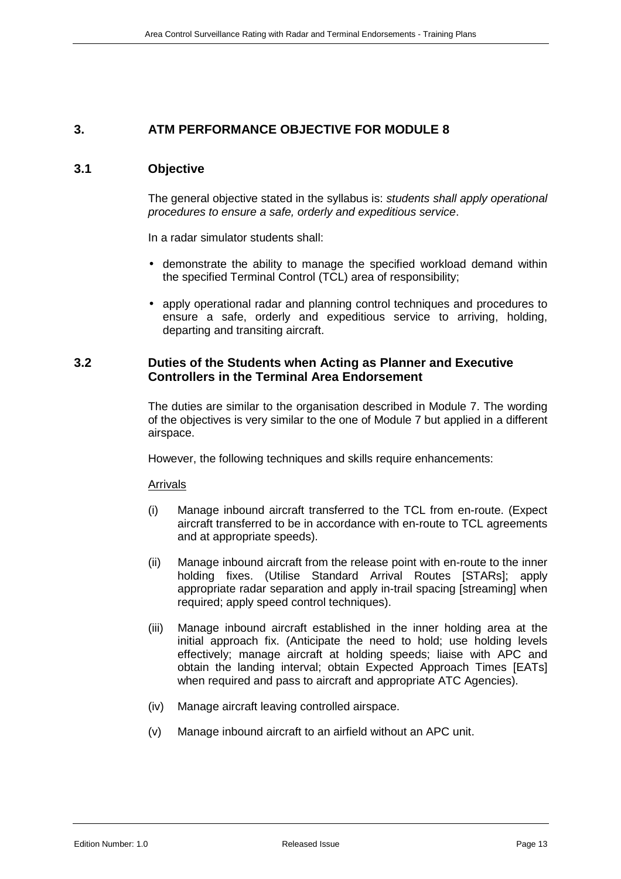## 3. ATM PERFORMANCE OBJECTIVE FOR MODULE 8

### 3.1 Objective

The general objective stated in the syllabus is: *students shall apply operational procedures to ensure a safe, orderly and expeditious service*.

In a radar simulator students shall:

- demonstrate the ability to manage the specified workload demand within the specified Terminal Control (TCL) area of responsibility;
- apply operational radar and planning control techniques and procedures to ensure a safe, orderly and expeditious service to arriving, holding, departing and transiting aircraft.

### 3.2 Duties of the Students when Acting as Planner and Executive Controllers in the Terminal Area Endorsement

The duties are similar to the organisation described in Module 7. The wording of the objectives is very similar to the one of Module 7 but applied in a different airspace.

However, the following techniques and skills require enhancements:

<u>Arrivals</u>

(i) Manage inbound aircraft transferred to the TCL from en-route. (Expect aircraft transferred to be in accordance with en-route to TCL agreements and at appropriate speeds).

(ii) Manage inbound aircraft from the release point with en-route to the inner holding fixes. (Utilise Standard Arrival Routes [STARs]; apply appropriate radar separation and apply in-trail spacing [streaming] when required; apply speed control techniques).

(iii) Manage inbound aircraft established in the inner holding area at the initial approach fix. (Anticipate the need to hold; use holding levels effectively; manage aircraft at holding speeds; liaise with APC and obtain the landing interval; obtain Expected Approach Times [EATs] when required and pass to aircraft and appropriate ATC Agencies).

(iv) Manage aircraft leaving controlled airspace.

(v) Manage inbound aircraft to an airfield without an APC unit.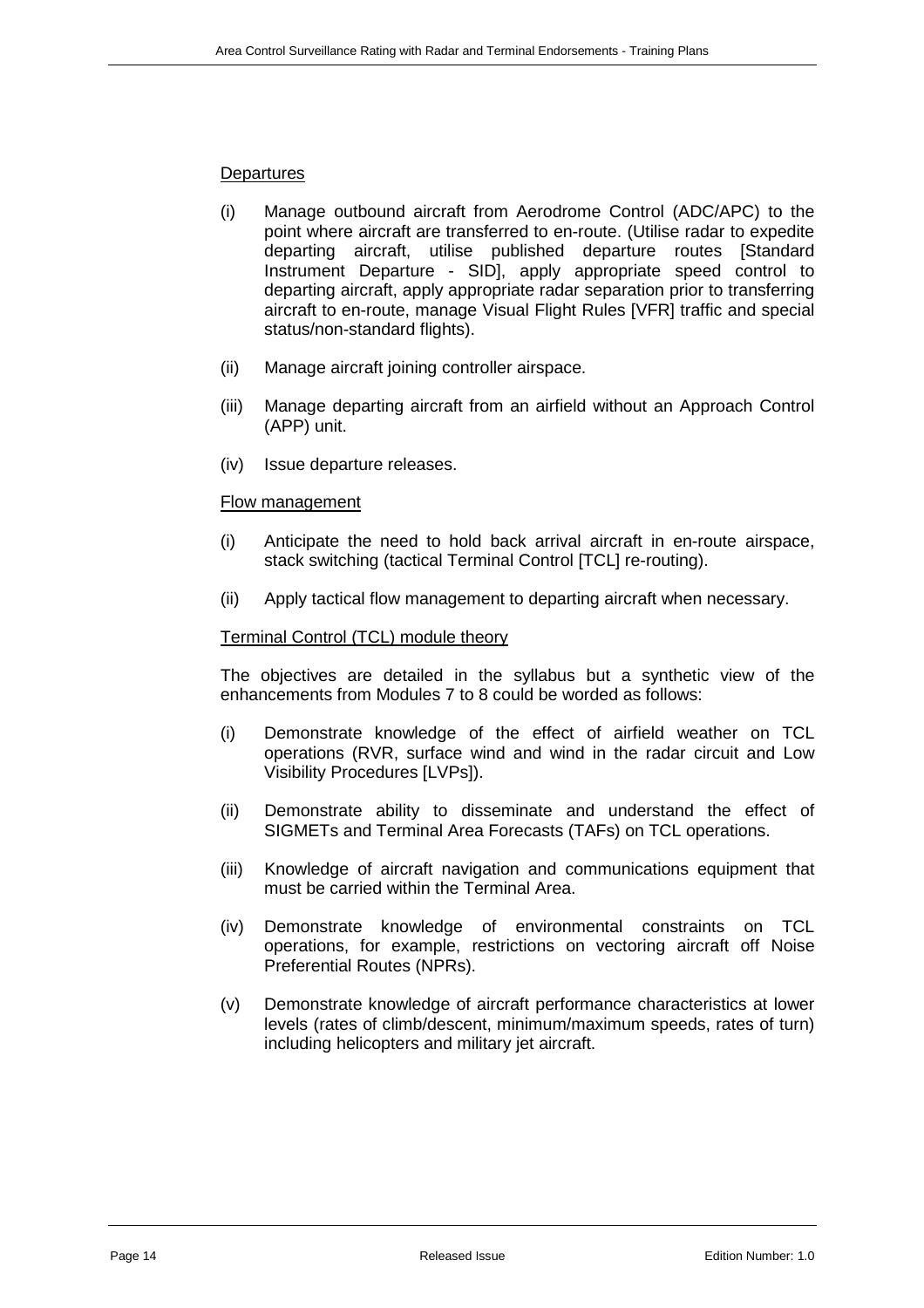Departures

(i) Manage outbound aircraft from Aerodrome Control (ADC/APC) to the point where aircraft are transferred to en-route. (Utilise radar to expedite departing aircraft, utilise published departure routes [Standard Instrument Departure - SID], apply appropriate speed control to departing aircraft, apply appropriate radar separation prior to transferring aircraft to en-route, manage Visual Flight Rules [VFR] traffic and special status/non-standard flights).

(ii) Manage aircraft joining controller airspace.

(iii) Manage departing aircraft from an airfield without an Approach Control (APP) unit.

(iv) Issue departure releases.

Flow management

(i) Anticipate the need to hold back arrival aircraft in en-route airspace, stack switching (tactical Terminal Control [TCL] re-routing).

(ii) Apply tactical flow management to departing aircraft when necessary.

Terminal Control (TCL) module theory

The objectives are detailed in the syllabus but a synthetic view of the enhancements from Modules 7 to 8 could be worded as follows:

(i) Demonstrate knowledge of the effect of airfield weather on TCL operations (RVR, surface wind and wind in the radar circuit and Low Visibility Procedures [LVPs]).

(ii) Demonstrate ability to disseminate and understand the effect of SIGMETs and Terminal Area Forecasts (TAFs) on TCL operations.

(iii) Knowledge of aircraft navigation and communications equipment that must be carried within the Terminal Area.

(iv) Demonstrate knowledge of environmental constraints on TCL operations, for example, restrictions on vectoring aircraft off Noise Preferential Routes (NPRs).

(v) Demonstrate knowledge of aircraft performance characteristics at lower levels (rates of climb/descent, minimum/maximum speeds, rates of turn) including helicopters and military jet aircraft.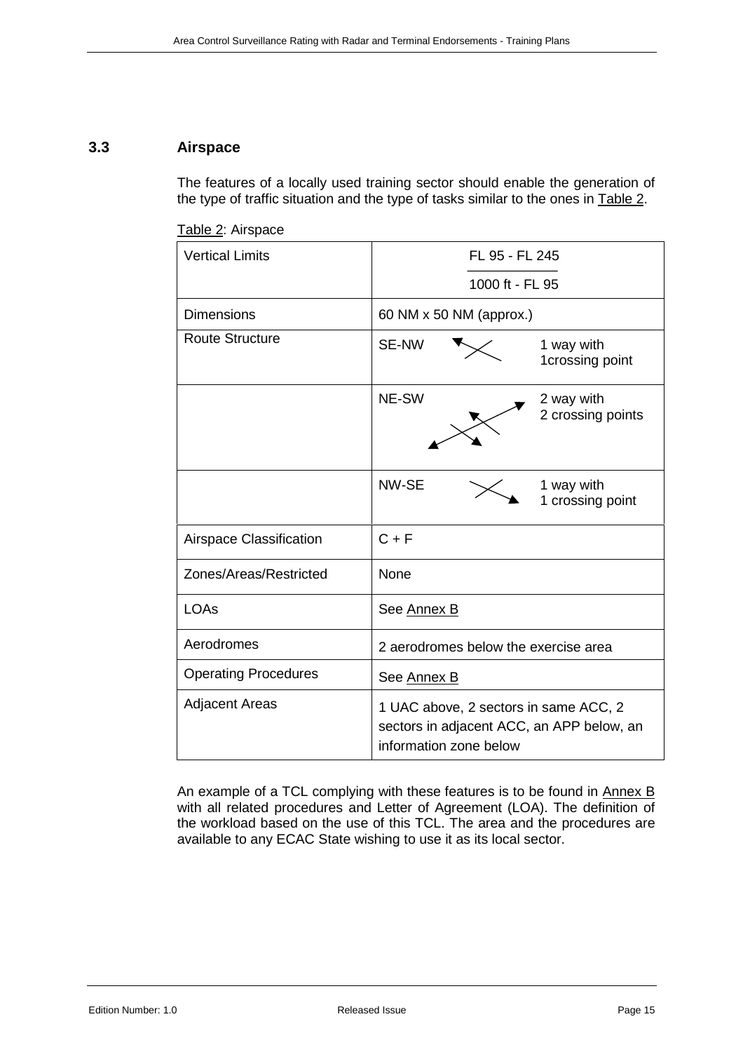### 3.3 Airspace

The features of a locally used training sector should enable the generation of the type of traffic situation and the type of tasks similar to the ones in Table 2.

Table 2: Airspace

| | |
|---|---|
| Vertical Limits | FL 95 - FL 245 / 1000 ft - FL 95 |
| Dimensions | 60 NM x 50 NM (approx.) |
| Route Structure | SE-NW — 1 way with 1crossing point |
| | NE-SW — 2 way with 2 crossing points |
| | NW-SE — 1 way with 1 crossing point |
| Airspace Classification | C + F |
| Zones/Areas/Restricted | None |
| LOAs | See Annex B |
| Aerodromes | 2 aerodromes below the exercise area |
| Operating Procedures | See Annex B |
| Adjacent Areas | 1 UAC above, 2 sectors in same ACC, 2 sectors in adjacent ACC, an APP below, an information zone below |

An example of a TCL complying with these features is to be found in Annex B with all related procedures and Letter of Agreement (LOA). The definition of the workload based on the use of this TCL. The area and the procedures are available to any ECAC State wishing to use it as its local sector.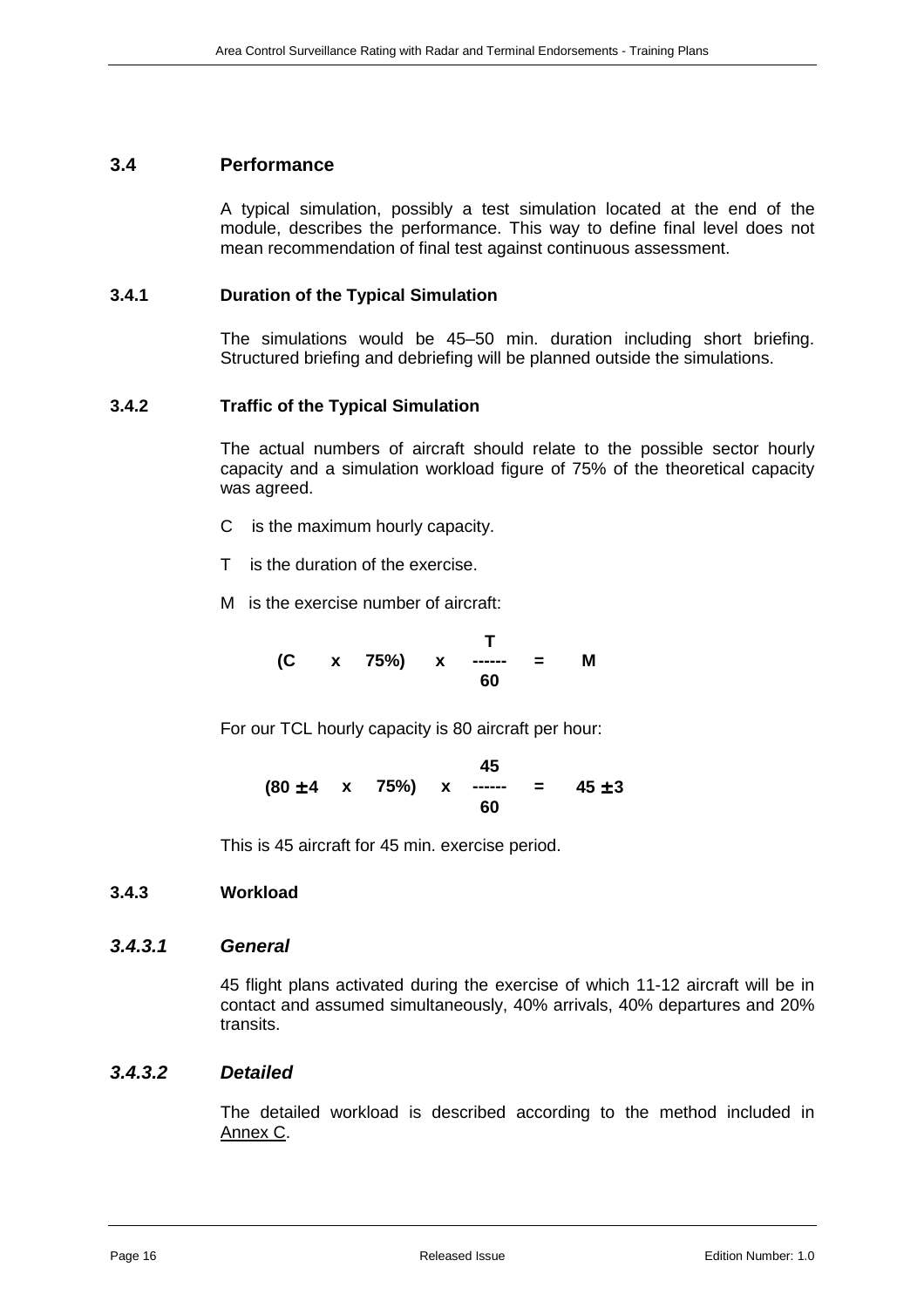## 3.4 Performance

A typical simulation, possibly a test simulation located at the end of the module, describes the performance. This way to define final level does not mean recommendation of final test against continuous assessment.

### 3.4.1 Duration of the Typical Simulation

The simulations would be 45–50 min. duration including short briefing. Structured briefing and debriefing will be planned outside the simulations.

### 3.4.2 Traffic of the Typical Simulation

The actual numbers of aircraft should relate to the possible sector hourly capacity and a simulation workload figure of 75% of the theoretical capacity was agreed.

C is the maximum hourly capacity.

T is the duration of the exercise.

M is the exercise number of aircraft:

$$(C \times 75\%) \times \frac{T}{60} = M$$

For our TCL hourly capacity is 80 aircraft per hour:

$$(80 \pm 4 \times 75\%) \times \frac{45}{60} = 45 \pm 3$$

This is 45 aircraft for 45 min. exercise period.

### 3.4.3 Workload

#### *3.4.3.1 General*

45 flight plans activated during the exercise of which 11-12 aircraft will be in contact and assumed simultaneously, 40% arrivals, 40% departures and 20% transits.

#### *3.4.3.2 Detailed*

The detailed workload is described according to the method included in Annex C.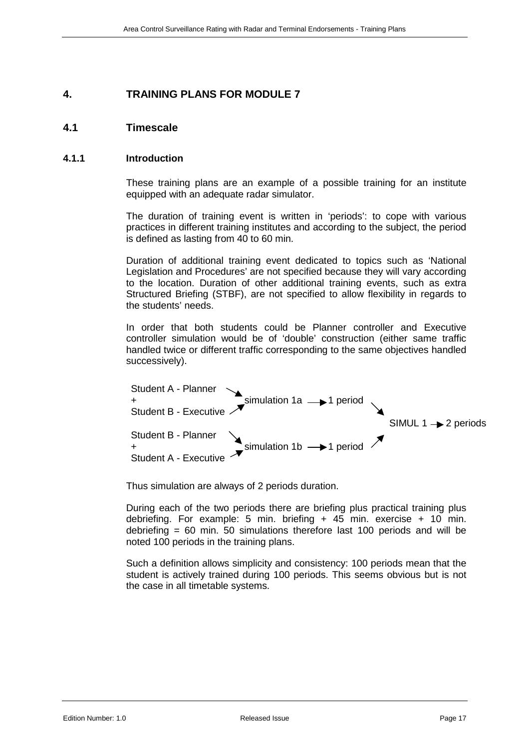## 4. TRAINING PLANS FOR MODULE 7

### 4.1 Timescale

#### 4.1.1 Introduction

These training plans are an example of a possible training for an institute equipped with an adequate radar simulator.

The duration of training event is written in 'periods': to cope with various practices in different training institutes and according to the subject, the period is defined as lasting from 40 to 60 min.

Duration of additional training event dedicated to topics such as 'National Legislation and Procedures' are not specified because they will vary according to the location. Duration of other additional training events, such as extra Structured Briefing (STBF), are not specified to allow flexibility in regards to the students' needs.

In order that both students could be Planner controller and Executive controller simulation would be of 'double' construction (either same traffic handled twice or different traffic corresponding to the same objectives handled successively).

```
Student A - Planner    ↘
+                        simulation 1a → 1 period ↘
Student B - Executive  ↗
                                                    SIMUL 1 → 2 periods
Student B - Planner    ↘
+                        simulation 1b → 1 period ↗
Student A - Executive  ↗
```

Thus simulation are always of 2 periods duration.

During each of the two periods there are briefing plus practical training plus debriefing. For example: 5 min. briefing + 45 min. exercise + 10 min. debriefing = 60 min. 50 simulations therefore last 100 periods and will be noted 100 periods in the training plans.

Such a definition allows simplicity and consistency: 100 periods mean that the student is actively trained during 100 periods. This seems obvious but is not the case in all timetable systems.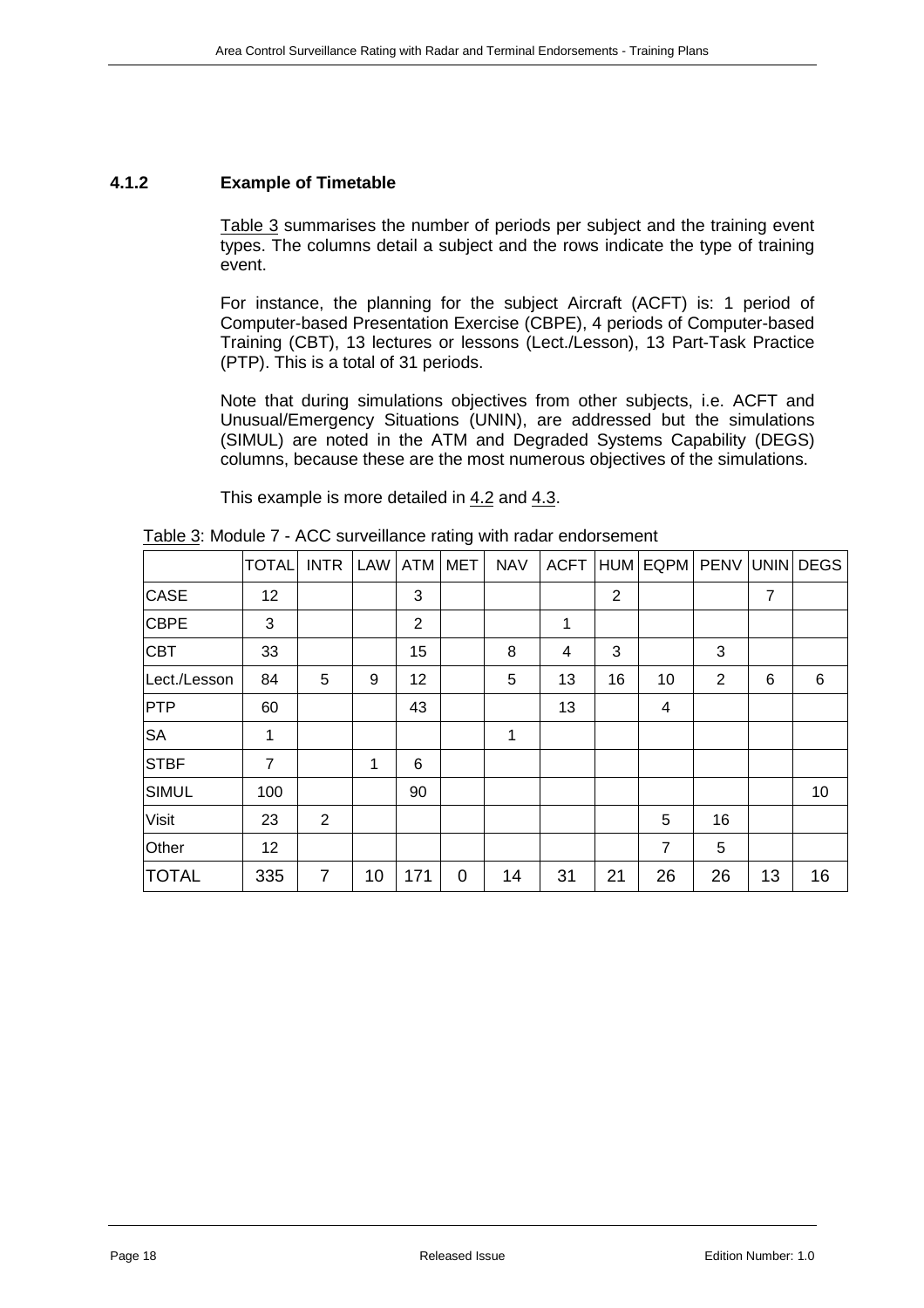### 4.1.2 Example of Timetable

Table 3 summarises the number of periods per subject and the training event types. The columns detail a subject and the rows indicate the type of training event.

For instance, the planning for the subject Aircraft (ACFT) is: 1 period of Computer-based Presentation Exercise (CBPE), 4 periods of Computer-based Training (CBT), 13 lectures or lessons (Lect./Lesson), 13 Part-Task Practice (PTP). This is a total of 31 periods.

Note that during simulations objectives from other subjects, i.e. ACFT and Unusual/Emergency Situations (UNIN), are addressed but the simulations (SIMUL) are noted in the ATM and Degraded Systems Capability (DEGS) columns, because these are the most numerous objectives of the simulations.

This example is more detailed in 4.2 and 4.3.

Table 3: Module 7 - ACC surveillance rating with radar endorsement

| | TOTAL | INTR | LAW | ATM | MET | NAV | ACFT | HUM | EQPM | PENV | UNIN | DEGS |
|---|---|---|---|---|---|---|---|---|---|---|---|---|
| CASE | 12 | | | 3 | | | | 2 | | | 7 | |
| CBPE | 3 | | | 2 | | | 1 | | | | | |
| CBT | 33 | | | 15 | | 8 | 4 | 3 | | 3 | | |
| Lect./Lesson | 84 | 5 | 9 | 12 | | 5 | 13 | 16 | 10 | 2 | 6 | 6 |
| PTP | 60 | | | 43 | | | 13 | | 4 | | | |
| SA | 1 | | | | | 1 | | | | | | |
| STBF | 7 | | 1 | 6 | | | | | | | | |
| SIMUL | 100 | | | 90 | | | | | | | | 10 |
| Visit | 23 | 2 | | | | | | | 5 | 16 | | |
| Other | 12 | | | | | | | | 7 | 5 | | |
| TOTAL | 335 | 7 | 10 | 171 | 0 | 14 | 31 | 21 | 26 | 26 | 13 | 16 |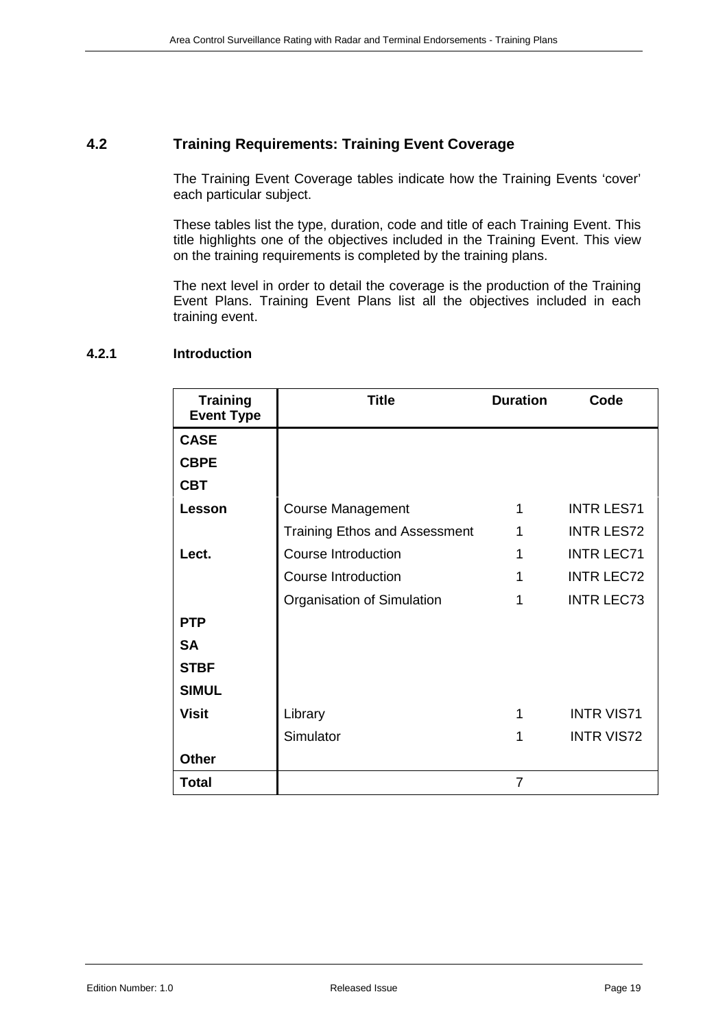## 4.2 Training Requirements: Training Event Coverage

The Training Event Coverage tables indicate how the Training Events 'cover' each particular subject.

These tables list the type, duration, code and title of each Training Event. This title highlights one of the objectives included in the Training Event. This view on the training requirements is completed by the training plans.

The next level in order to detail the coverage is the production of the Training Event Plans. Training Event Plans list all the objectives included in each training event.

### 4.2.1 Introduction

| Training Event Type | Title | Duration | Code |
|---|---|---|---|
| **CASE** | | | |
| **CBPE** | | | |
| **CBT** | | | |
| **Lesson** | Course Management | 1 | INTR LES71 |
| | Training Ethos and Assessment | 1 | INTR LES72 |
| **Lect.** | Course Introduction | 1 | INTR LEC71 |
| | Course Introduction | 1 | INTR LEC72 |
| | Organisation of Simulation | 1 | INTR LEC73 |
| **PTP** | | | |
| **SA** | | | |
| **STBF** | | | |
| **SIMUL** | | | |
| **Visit** | Library | 1 | INTR VIS71 |
| | Simulator | 1 | INTR VIS72 |
| **Other** | | | |
| **Total** | | 7 | |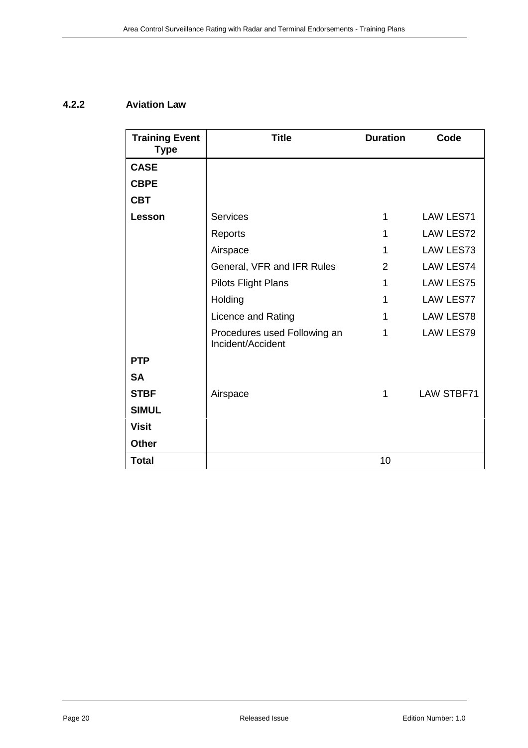### 4.2.2 Aviation Law

| Training Event Type | Title | Duration | Code |
|---|---|---|---|
| **CASE** | | | |
| **CBPE** | | | |
| **CBT** | | | |
| **Lesson** | Services | 1 | LAW LES71 |
| | Reports | 1 | LAW LES72 |
| | Airspace | 1 | LAW LES73 |
| | General, VFR and IFR Rules | 2 | LAW LES74 |
| | Pilots Flight Plans | 1 | LAW LES75 |
| | Holding | 1 | LAW LES77 |
| | Licence and Rating | 1 | LAW LES78 |
| | Procedures used Following an Incident/Accident | 1 | LAW LES79 |
| **PTP** | | | |
| **SA** | | | |
| **STBF** | Airspace | 1 | LAW STBF71 |
| **SIMUL** | | | |
| **Visit** | | | |
| **Other** | | | |
| **Total** | | 10 | |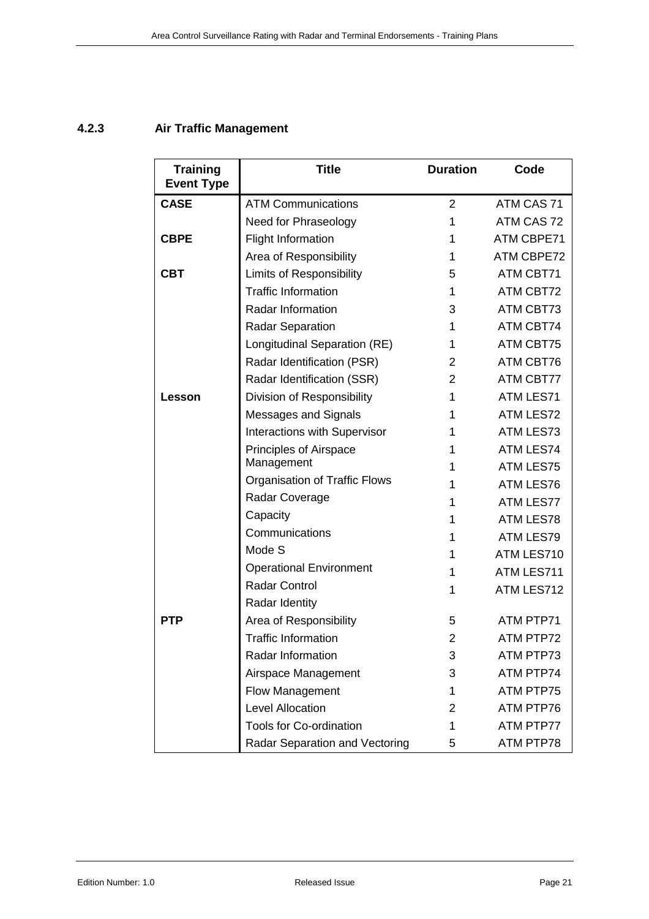### 4.2.3 Air Traffic Management

| Training Event Type | Title | Duration | Code |
|---|---|---|---|
| **CASE** | ATM Communications | 2 | ATM CAS 71 |
| | Need for Phraseology | 1 | ATM CAS 72 |
| **CBPE** | Flight Information | 1 | ATM CBPE71 |
| | Area of Responsibility | 1 | ATM CBPE72 |
| **CBT** | Limits of Responsibility | 5 | ATM CBT71 |
| | Traffic Information | 1 | ATM CBT72 |
| | Radar Information | 3 | ATM CBT73 |
| | Radar Separation | 1 | ATM CBT74 |
| | Longitudinal Separation (RE) | 1 | ATM CBT75 |
| | Radar Identification (PSR) | 2 | ATM CBT76 |
| | Radar Identification (SSR) | 2 | ATM CBT77 |
| **Lesson** | Division of Responsibility | 1 | ATM LES71 |
| | Messages and Signals | 1 | ATM LES72 |
| | Interactions with Supervisor | 1 | ATM LES73 |
| | Principles of Airspace Management | 1 | ATM LES74 |
| | Organisation of Traffic Flows | 1 | ATM LES75 |
| | Radar Coverage | 1 | ATM LES76 |
| | Capacity | 1 | ATM LES77 |
| | Communications | 1 | ATM LES78 |
| | Mode S | 1 | ATM LES79 |
| | Operational Environment | 1 | ATM LES710 |
| | Radar Control | 1 | ATM LES711 |
| | Radar Identity | 1 | ATM LES712 |
| **PTP** | Area of Responsibility | 5 | ATM PTP71 |
| | Traffic Information | 2 | ATM PTP72 |
| | Radar Information | 3 | ATM PTP73 |
| | Airspace Management | 3 | ATM PTP74 |
| | Flow Management | 1 | ATM PTP75 |
| | Level Allocation | 2 | ATM PTP76 |
| | Tools for Co-ordination | 1 | ATM PTP77 |
| | Radar Separation and Vectoring | 5 | ATM PTP78 |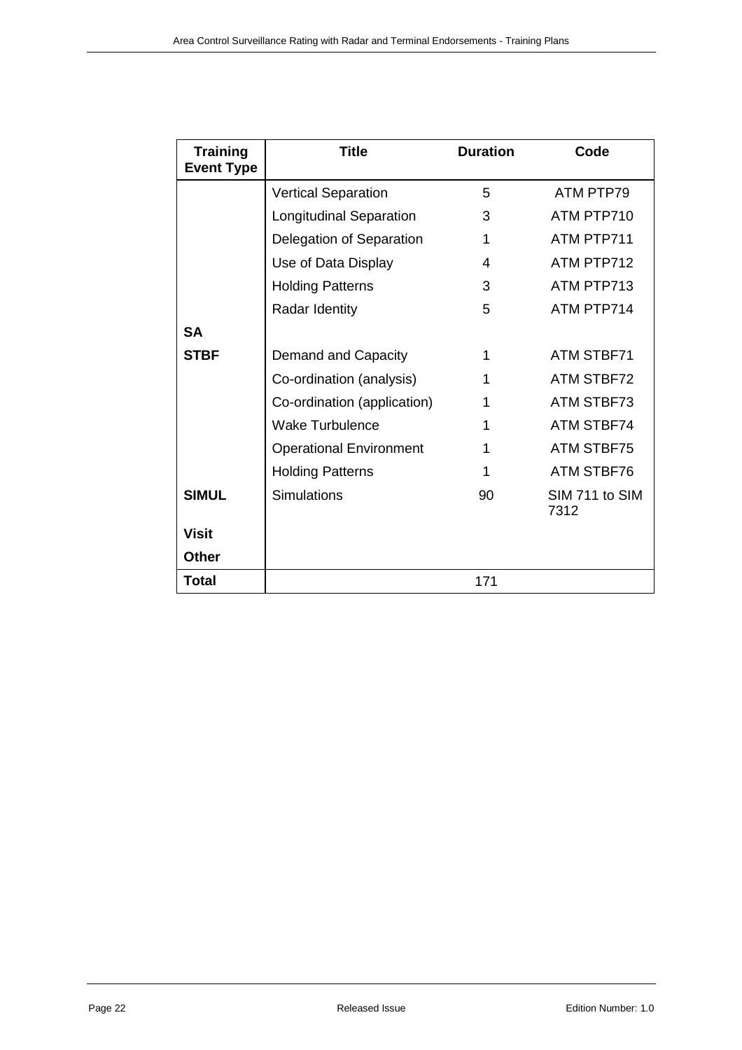| Training Event Type | Title | Duration | Code |
|---|---|---|---|
| | Vertical Separation | 5 | ATM PTP79 |
| | Longitudinal Separation | 3 | ATM PTP710 |
| | Delegation of Separation | 1 | ATM PTP711 |
| | Use of Data Display | 4 | ATM PTP712 |
| | Holding Patterns | 3 | ATM PTP713 |
| | Radar Identity | 5 | ATM PTP714 |
| **SA** | | | |
| **STBF** | Demand and Capacity | 1 | ATM STBF71 |
| | Co-ordination (analysis) | 1 | ATM STBF72 |
| | Co-ordination (application) | 1 | ATM STBF73 |
| | Wake Turbulence | 1 | ATM STBF74 |
| | Operational Environment | 1 | ATM STBF75 |
| | Holding Patterns | 1 | ATM STBF76 |
| **SIMUL** | Simulations | 90 | SIM 711 to SIM 7312 |
| **Visit** | | | |
| **Other** | | | |
| **Total** | | 171 | |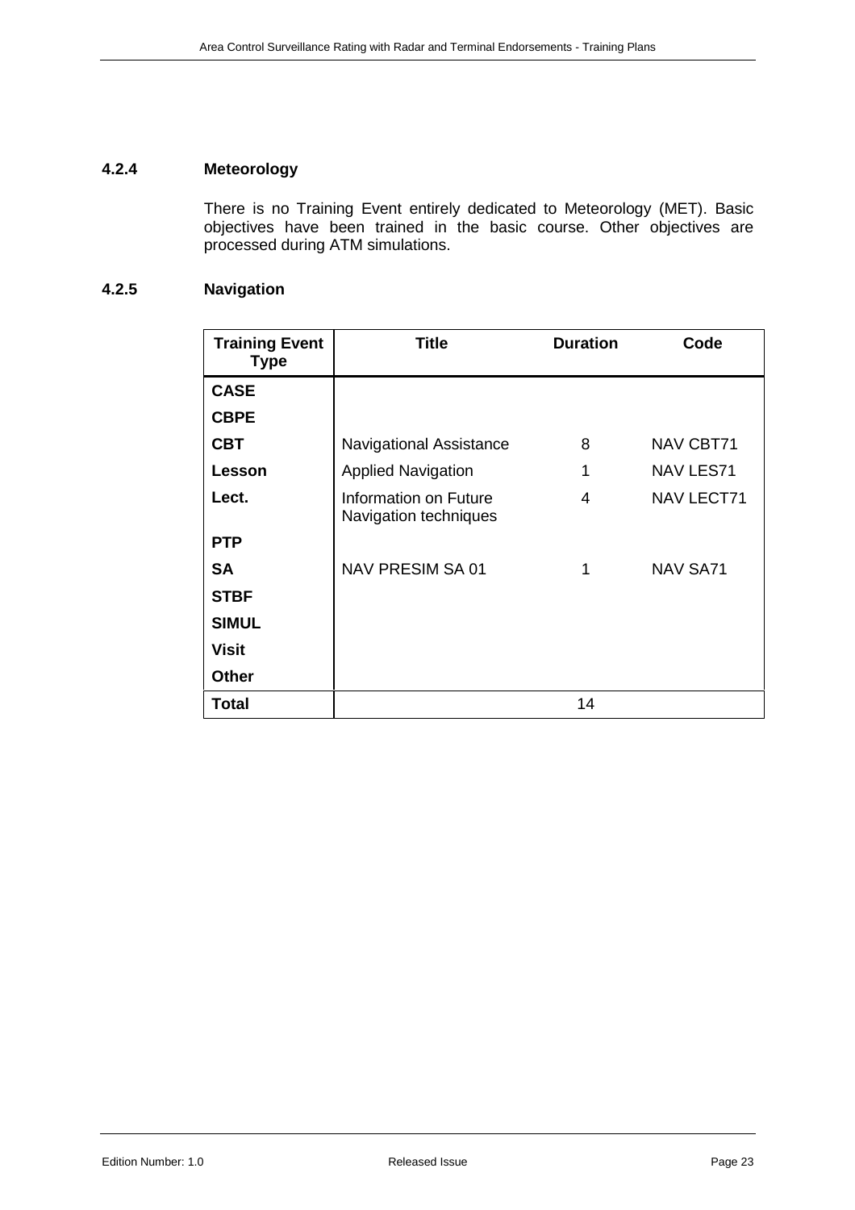### 4.2.4 Meteorology

There is no Training Event entirely dedicated to Meteorology (MET). Basic objectives have been trained in the basic course. Other objectives are processed during ATM simulations.

### 4.2.5 Navigation

| Training Event Type | Title | Duration | Code |
|---|---|---|---|
| **CASE** | | | |
| **CBPE** | | | |
| **CBT** | Navigational Assistance | 8 | NAV CBT71 |
| **Lesson** | Applied Navigation | 1 | NAV LES71 |
| **Lect.** | Information on Future Navigation techniques | 4 | NAV LECT71 |
| **PTP** | | | |
| **SA** | NAV PRESIM SA 01 | 1 | NAV SA71 |
| **STBF** | | | |
| **SIMUL** | | | |
| **Visit** | | | |
| **Other** | | | |
| **Total** | | 14 | |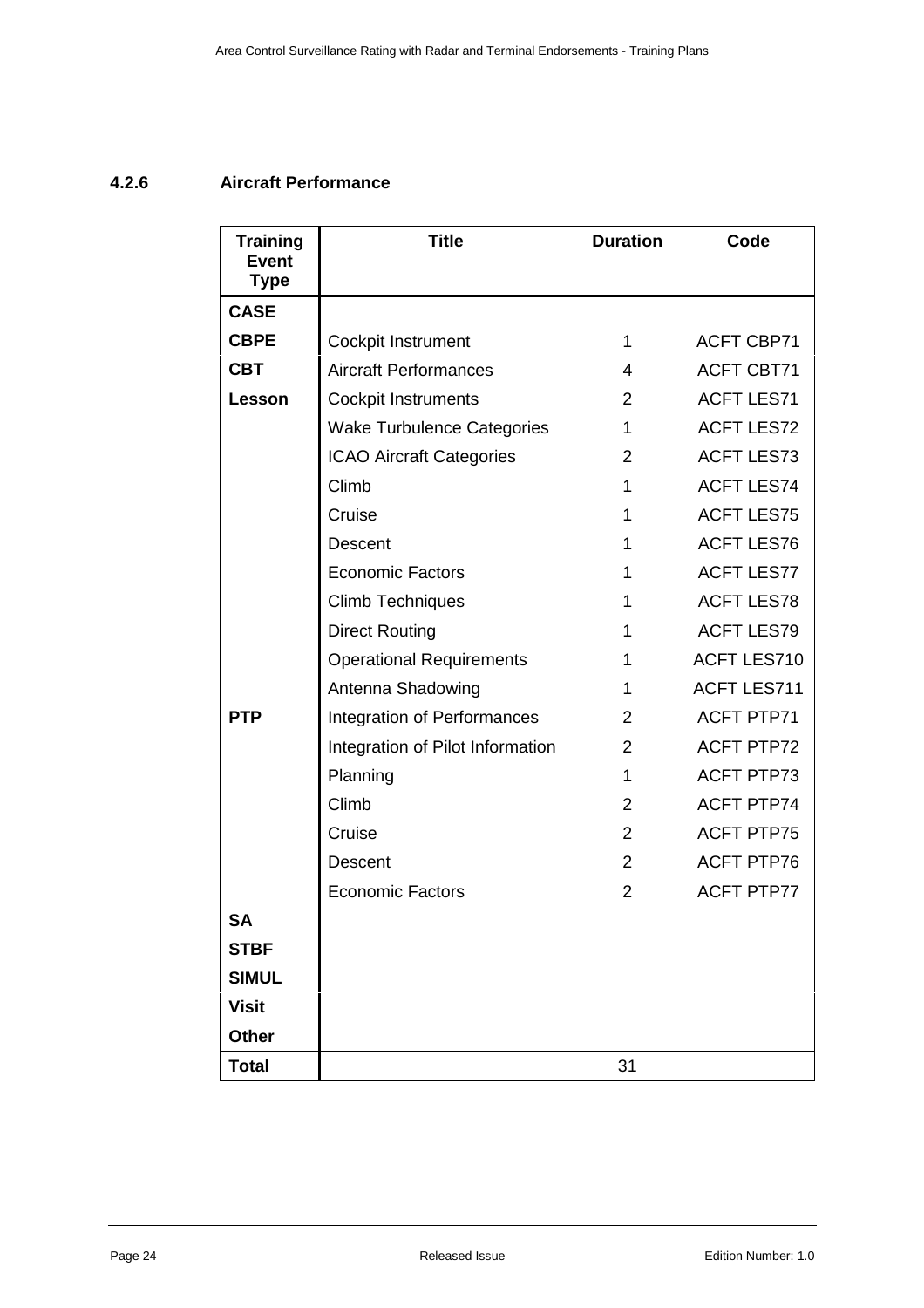### 4.2.6 Aircraft Performance

| Training Event Type | Title | Duration | Code |
|---|---|---|---|
| **CASE** | | | |
| **CBPE** | Cockpit Instrument | 1 | ACFT CBP71 |
| **CBT** | Aircraft Performances | 4 | ACFT CBT71 |
| **Lesson** | Cockpit Instruments | 2 | ACFT LES71 |
| | Wake Turbulence Categories | 1 | ACFT LES72 |
| | ICAO Aircraft Categories | 2 | ACFT LES73 |
| | Climb | 1 | ACFT LES74 |
| | Cruise | 1 | ACFT LES75 |
| | Descent | 1 | ACFT LES76 |
| | Economic Factors | 1 | ACFT LES77 |
| | Climb Techniques | 1 | ACFT LES78 |
| | Direct Routing | 1 | ACFT LES79 |
| | Operational Requirements | 1 | ACFT LES710 |
| | Antenna Shadowing | 1 | ACFT LES711 |
| **PTP** | Integration of Performances | 2 | ACFT PTP71 |
| | Integration of Pilot Information | 2 | ACFT PTP72 |
| | Planning | 1 | ACFT PTP73 |
| | Climb | 2 | ACFT PTP74 |
| | Cruise | 2 | ACFT PTP75 |
| | Descent | 2 | ACFT PTP76 |
| | Economic Factors | 2 | ACFT PTP77 |
| **SA** | | | |
| **STBF** | | | |
| **SIMUL** | | | |
| **Visit** | | | |
| **Other** | | | |
| **Total** | | 31 | |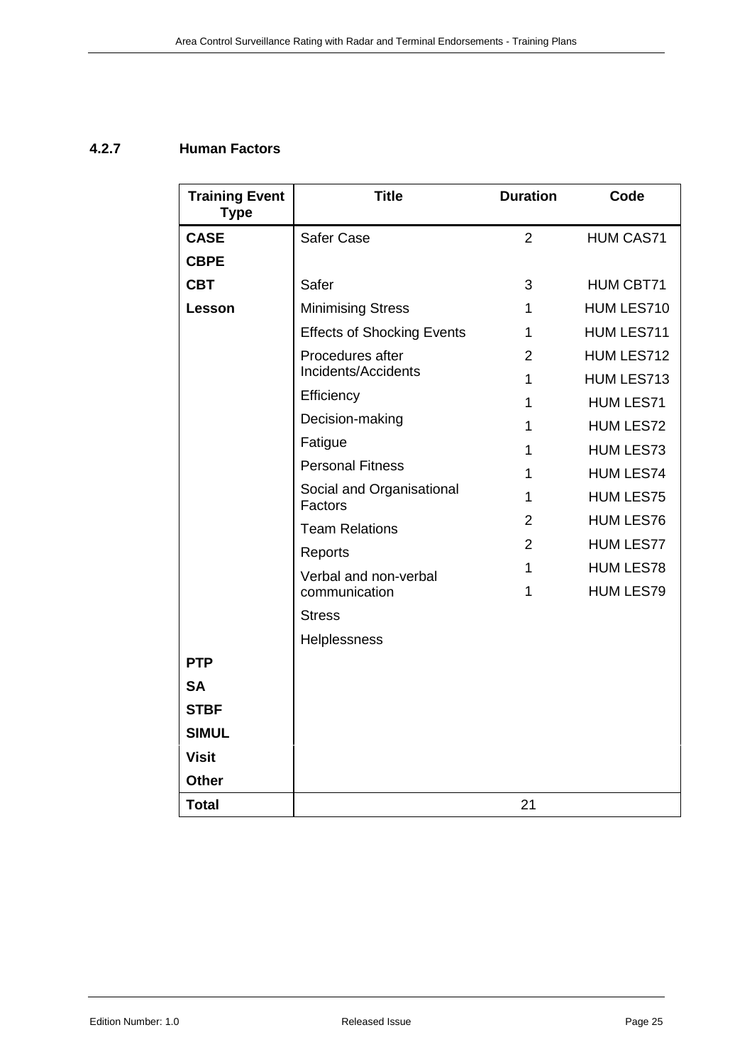### 4.2.7 Human Factors

| Training Event Type | Title | Duration | Code |
|---|---|---|---|
| **CASE** | Safer Case | 2 | HUM CAS71 |
| **CBPE** | | | |
| **CBT** | Safer | 3 | HUM CBT71 |
| **Lesson** | Minimising Stress | 1 | HUM LES710 |
| | Effects of Shocking Events | 1 | HUM LES711 |
| | Procedures after Incidents/Accidents | 2 | HUM LES712 |
| | Efficiency | 1 | HUM LES713 |
| | Decision-making | 1 | HUM LES71 |
| | Fatigue | 1 | HUM LES72 |
| | Personal Fitness | 1 | HUM LES73 |
| | Social and Organisational Factors | 1 | HUM LES74 |
| | Team Relations | 1 | HUM LES75 |
| | Reports | 2 | HUM LES76 |
| | Verbal and non-verbal communication | 2 | HUM LES77 |
| | Stress | 1 | HUM LES78 |
| | Helplessness | 1 | HUM LES79 |
| **PTP** | | | |
| **SA** | | | |
| **STBF** | | | |
| **SIMUL** | | | |
| **Visit** | | | |
| **Other** | | | |
| **Total** | | 21 | |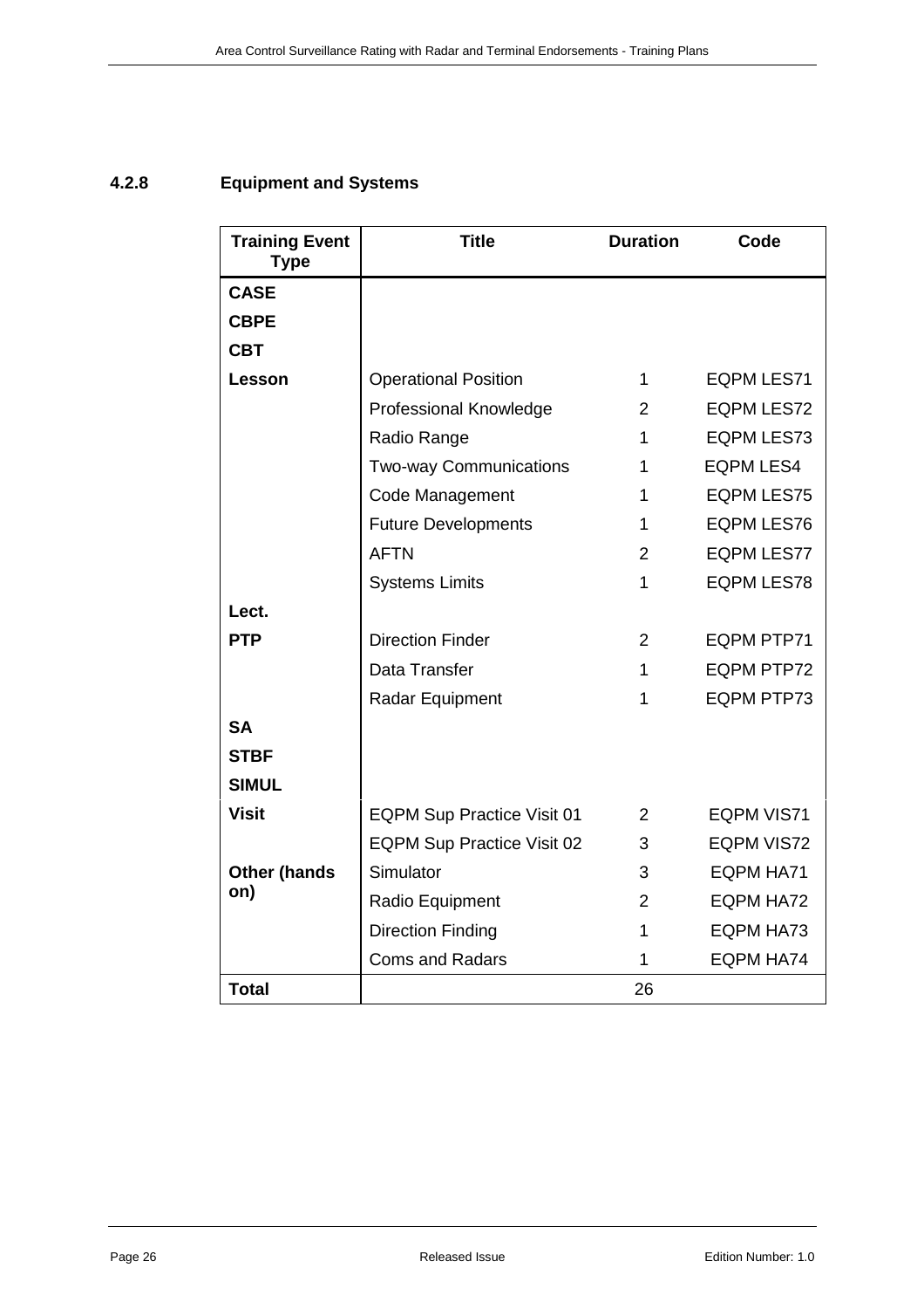#### 4.2.8 Equipment and Systems

| Training Event Type | Title | Duration | Code |
|---|---|---|---|
| **CASE** | | | |
| **CBPE** | | | |
| **CBT** | | | |
| **Lesson** | Operational Position | 1 | EQPM LES71 |
| | Professional Knowledge | 2 | EQPM LES72 |
| | Radio Range | 1 | EQPM LES73 |
| | Two-way Communications | 1 | EQPM LES4 |
| | Code Management | 1 | EQPM LES75 |
| | Future Developments | 1 | EQPM LES76 |
| | AFTN | 2 | EQPM LES77 |
| | Systems Limits | 1 | EQPM LES78 |
| **Lect.** | | | |
| **PTP** | Direction Finder | 2 | EQPM PTP71 |
| | Data Transfer | 1 | EQPM PTP72 |
| | Radar Equipment | 1 | EQPM PTP73 |
| **SA** | | | |
| **STBF** | | | |
| **SIMUL** | | | |
| **Visit** | EQPM Sup Practice Visit 01 | 2 | EQPM VIS71 |
| | EQPM Sup Practice Visit 02 | 3 | EQPM VIS72 |
| **Other (hands on)** | Simulator | 3 | EQPM HA71 |
| | Radio Equipment | 2 | EQPM HA72 |
| | Direction Finding | 1 | EQPM HA73 |
| | Coms and Radars | 1 | EQPM HA74 |
| **Total** | | 26 | |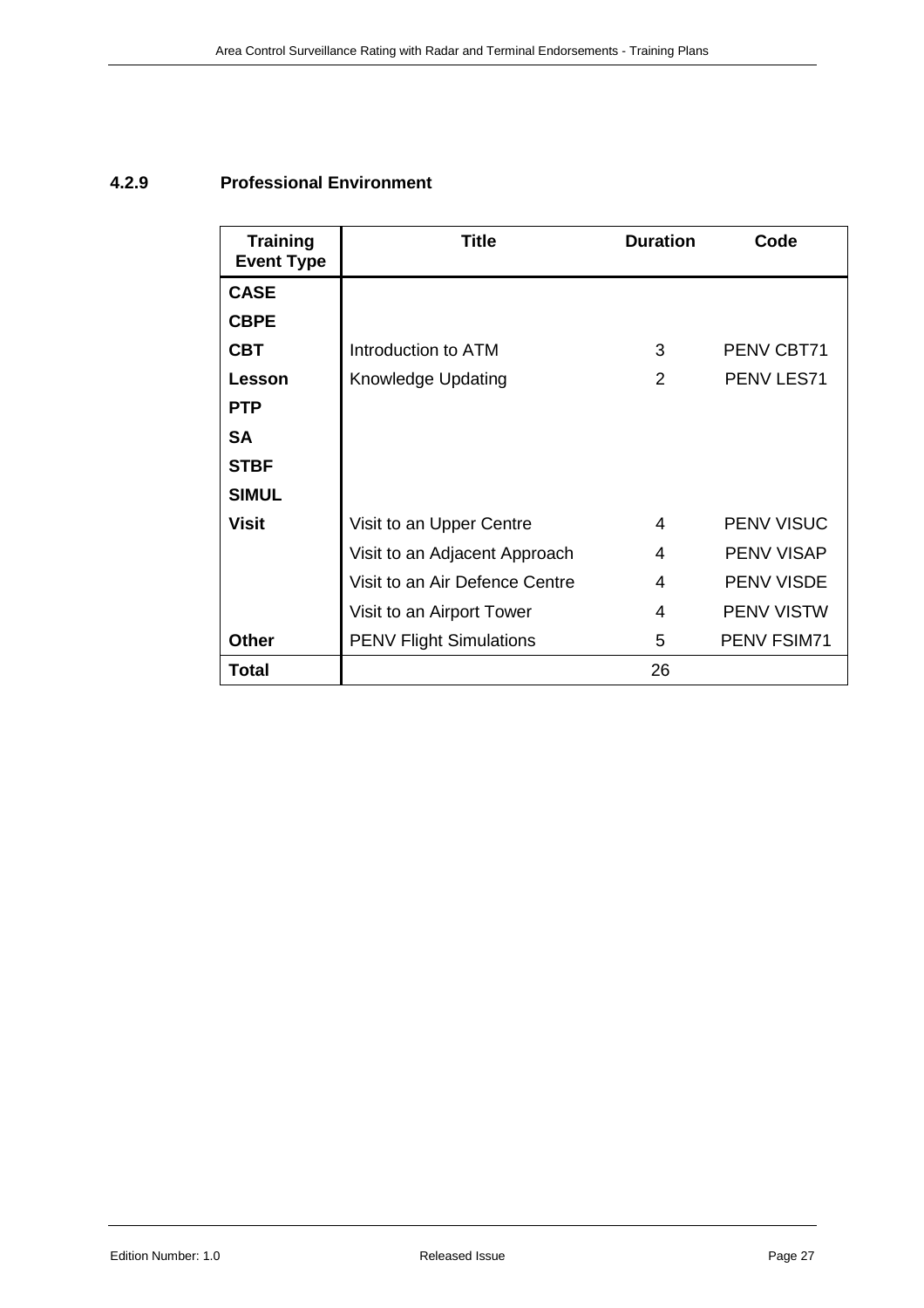### 4.2.9 Professional Environment

| Training Event Type | Title | Duration | Code |
|---|---|---|---|
| **CASE** | | | |
| **CBPE** | | | |
| **CBT** | Introduction to ATM | 3 | PENV CBT71 |
| **Lesson** | Knowledge Updating | 2 | PENV LES71 |
| **PTP** | | | |
| **SA** | | | |
| **STBF** | | | |
| **SIMUL** | | | |
| **Visit** | Visit to an Upper Centre | 4 | PENV VISUC |
| | Visit to an Adjacent Approach | 4 | PENV VISAP |
| | Visit to an Air Defence Centre | 4 | PENV VISDE |
| | Visit to an Airport Tower | 4 | PENV VISTW |
| **Other** | PENV Flight Simulations | 5 | PENV FSIM71 |
| **Total** | | 26 | |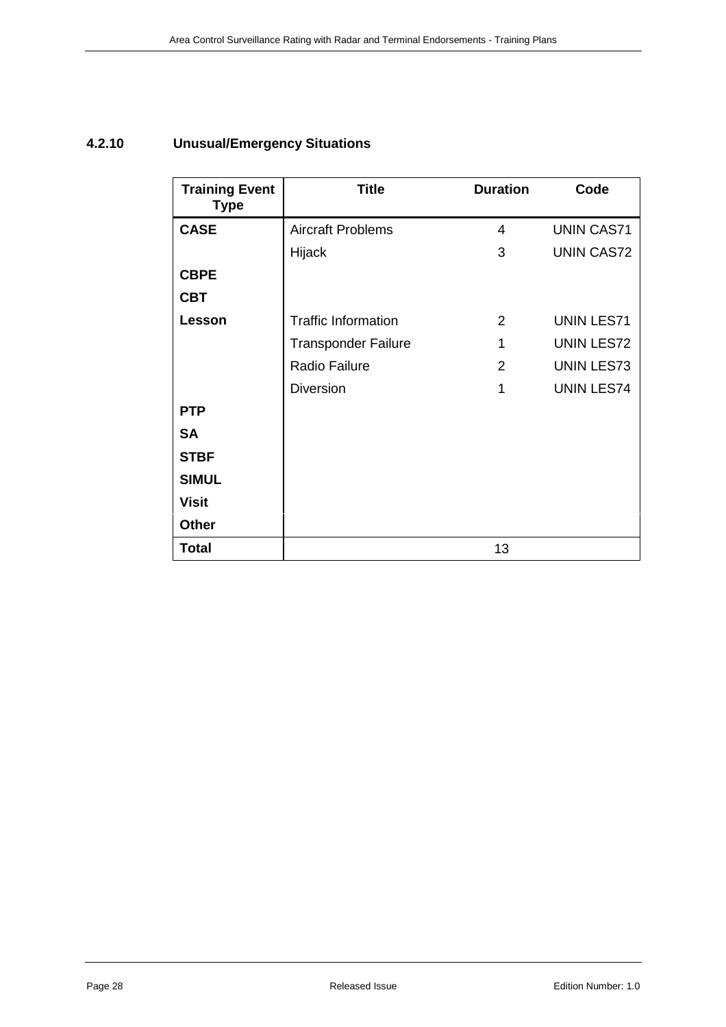### 4.2.10 Unusual/Emergency Situations

| Training Event Type | Title | Duration | Code |
|---|---|---|---|
| **CASE** | Aircraft Problems | 4 | UNIN CAS71 |
| | Hijack | 3 | UNIN CAS72 |
| **CBPE** | | | |
| **CBT** | | | |
| **Lesson** | Traffic Information | 2 | UNIN LES71 |
| | Transponder Failure | 1 | UNIN LES72 |
| | Radio Failure | 2 | UNIN LES73 |
| | Diversion | 1 | UNIN LES74 |
| **PTP** | | | |
| **SA** | | | |
| **STBF** | | | |
| **SIMUL** | | | |
| **Visit** | | | |
| **Other** | | | |
| **Total** | | 13 | |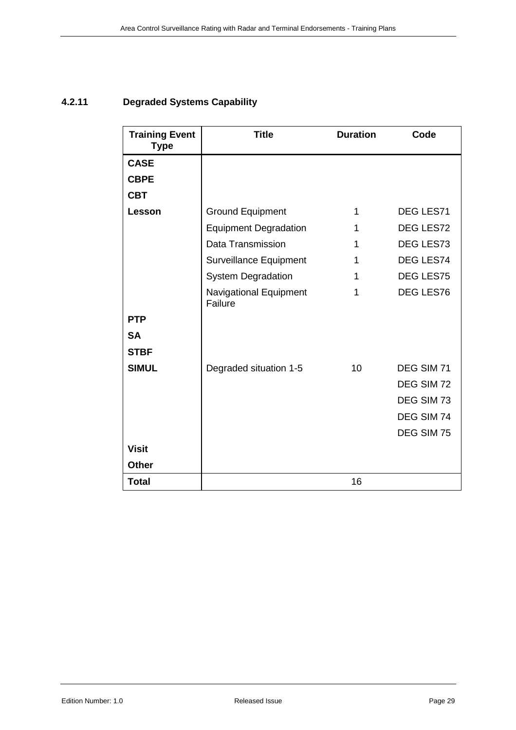#### 4.2.11 Degraded Systems Capability

| Training Event Type | Title | Duration | Code |
|---|---|---|---|
| **CASE** | | | |
| **CBPE** | | | |
| **CBT** | | | |
| **Lesson** | Ground Equipment | 1 | DEG LES71 |
| | Equipment Degradation | 1 | DEG LES72 |
| | Data Transmission | 1 | DEG LES73 |
| | Surveillance Equipment | 1 | DEG LES74 |
| | System Degradation | 1 | DEG LES75 |
| | Navigational Equipment Failure | 1 | DEG LES76 |
| **PTP** | | | |
| **SA** | | | |
| **STBF** | | | |
| **SIMUL** | Degraded situation 1-5 | 10 | DEG SIM 71 |
| | | | DEG SIM 72 |
| | | | DEG SIM 73 |
| | | | DEG SIM 74 |
| | | | DEG SIM 75 |
| **Visit** | | | |
| **Other** | | | |
| **Total** | | 16 | |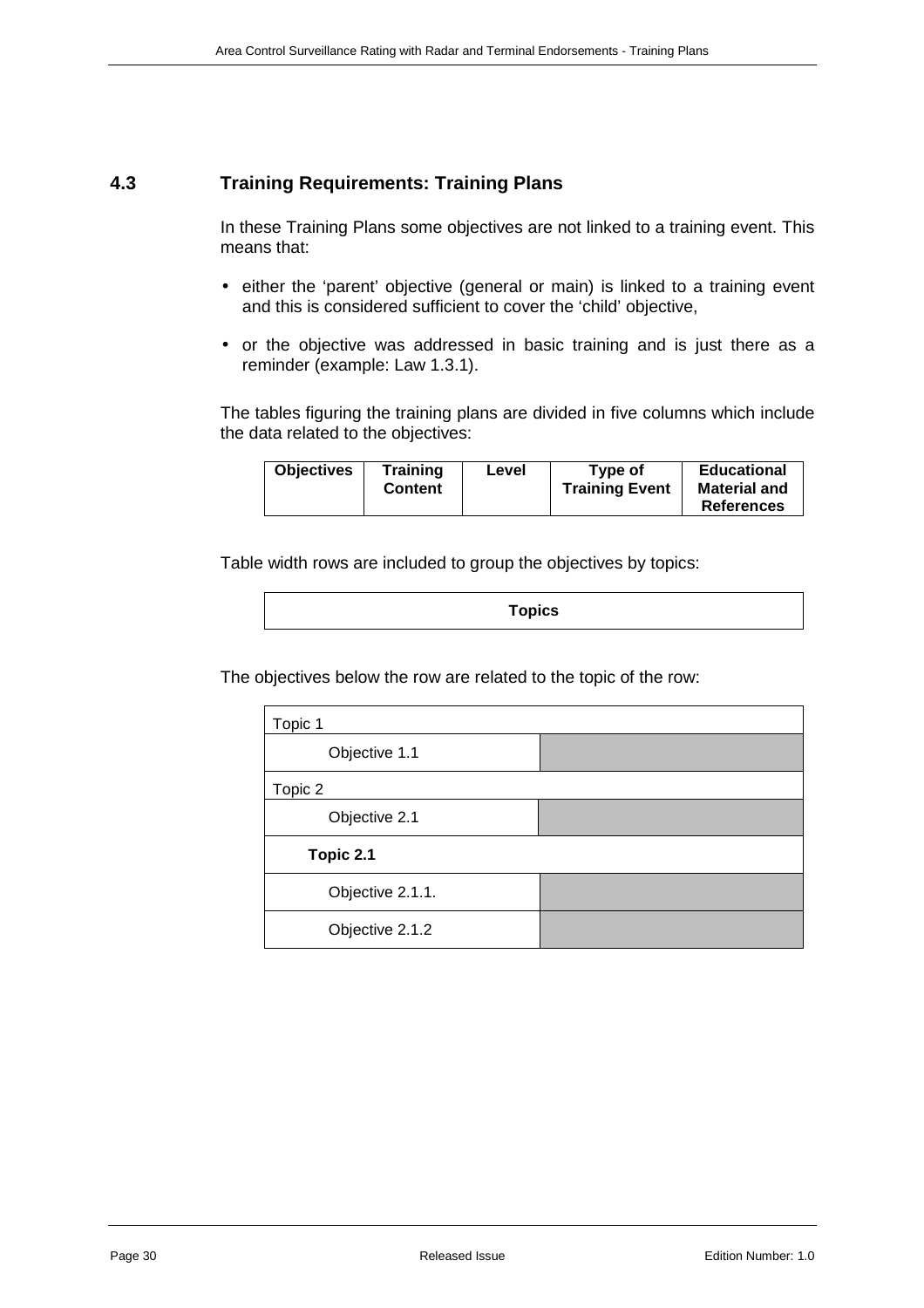## 4.3 Training Requirements: Training Plans

In these Training Plans some objectives are not linked to a training event. This means that:

- either the 'parent' objective (general or main) is linked to a training event and this is considered sufficient to cover the 'child' objective,
- or the objective was addressed in basic training and is just there as a reminder (example: Law 1.3.1).

The tables figuring the training plans are divided in five columns which include the data related to the objectives:

| Objectives | Training Content | Level | Type of Training Event | Educational Material and References |
|---|---|---|---|---|

Table width rows are included to group the objectives by topics:

| Topics |
|---|

The objectives below the row are related to the topic of the row:

| Topic 1 | |
|---|---|
| Objective 1.1 | |
| Topic 2 | |
| Objective 2.1 | |
| **Topic 2.1** | |
| Objective 2.1.1. | |
| Objective 2.1.2 | |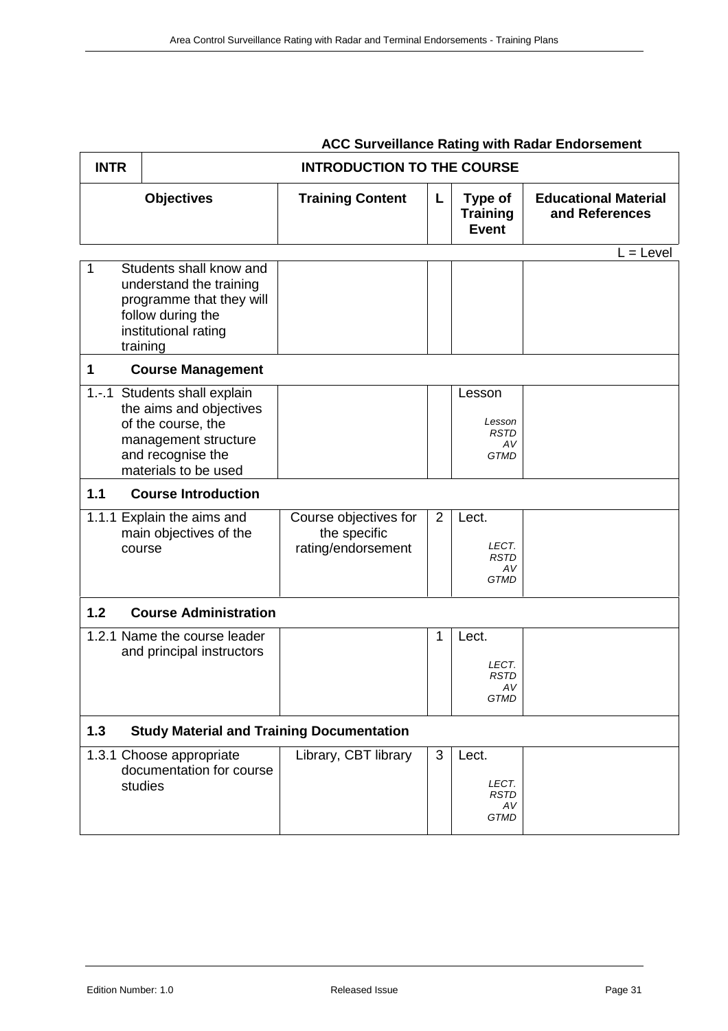### ACC Surveillance Rating with Radar Endorsement

| INTR | INTRODUCTION TO THE COURSE | | | |
|---|---|---|---|---|
| **Objectives** | **Training Content** | **L** | **Type of Training Event** | **Educational Material and References** |

L = Level

| Objectives | Training Content | L | Type of Training Event | Educational Material and References |
|---|---|---|---|---|
| 1 Students shall know and understand the training programme that they will follow during the institutional rating training | | | | |
| **1 Course Management** | | | | |
| 1.-.1 Students shall explain the aims and objectives of the course, the management structure and recognise the materials to be used | | | Lesson<br>*Lesson*<br>*RSTD*<br>*AV*<br>*GTMD* | |
| **1.1 Course Introduction** | | | | |
| 1.1.1 Explain the aims and main objectives of the course | Course objectives for the specific rating/endorsement | 2 | Lect.<br>*LECT.*<br>*RSTD*<br>*AV*<br>*GTMD* | |
| **1.2 Course Administration** | | | | |
| 1.2.1 Name the course leader and principal instructors | | 1 | Lect.<br>*LECT.*<br>*RSTD*<br>*AV*<br>*GTMD* | |
| **1.3 Study Material and Training Documentation** | | | | |
| 1.3.1 Choose appropriate documentation for course studies | Library, CBT library | 3 | Lect.<br>*LECT.*<br>*RSTD*<br>*AV*<br>*GTMD* | |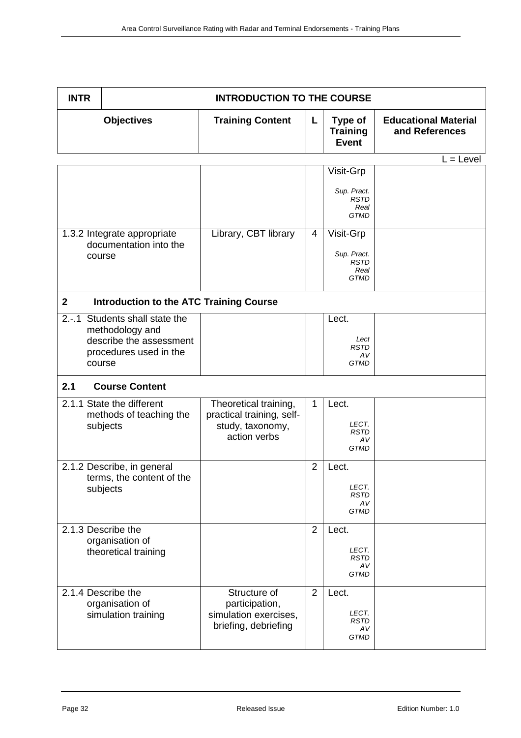| INTR | INTRODUCTION TO THE COURSE | | | |
|---|---|---|---|---|
| **Objectives** | **Training Content** | **L** | **Type of Training Event** | **Educational Material and References** |

L = Level

| Objectives | Training Content | L | Type of Training Event | Educational Material and References |
|---|---|---|---|---|
| | | | Visit-Grp<br>*Sup. Pract.*<br>*RSTD*<br>*Real*<br>*GTMD* | |
| 1.3.2 Integrate appropriate documentation into the course | Library, CBT library | 4 | Visit-Grp<br>*Sup. Pract.*<br>*RSTD*<br>*Real*<br>*GTMD* | |
| **2 Introduction to the ATC Training Course** | | | | |
| 2.-.1 Students shall state the methodology and describe the assessment procedures used in the course | | | Lect.<br>*Lect*<br>*RSTD*<br>*AV*<br>*GTMD* | |
| **2.1 Course Content** | | | | |
| 2.1.1 State the different methods of teaching the subjects | Theoretical training, practical training, self-study, taxonomy, action verbs | 1 | Lect.<br>*LECT.*<br>*RSTD*<br>*AV*<br>*GTMD* | |
| 2.1.2 Describe, in general terms, the content of the subjects | | 2 | Lect.<br>*LECT.*<br>*RSTD*<br>*AV*<br>*GTMD* | |
| 2.1.3 Describe the organisation of theoretical training | | 2 | Lect.<br>*LECT.*<br>*RSTD*<br>*AV*<br>*GTMD* | |
| 2.1.4 Describe the organisation of simulation training | Structure of participation, simulation exercises, briefing, debriefing | 2 | Lect.<br>*LECT.*<br>*RSTD*<br>*AV*<br>*GTMD* | |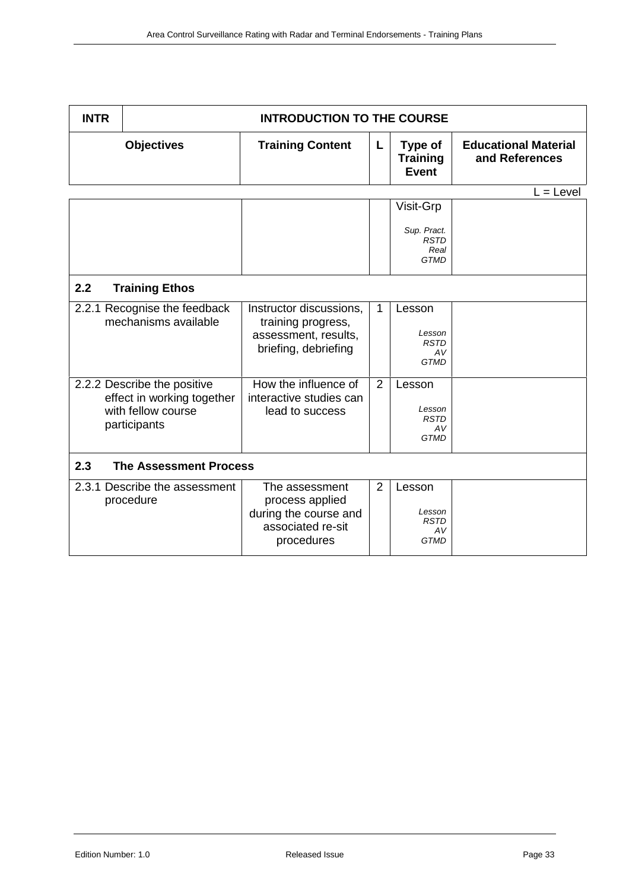| INTR | INTRODUCTION TO THE COURSE | | | |
|---|---|---|---|---|
| **Objectives** | **Training Content** | **L** | **Type of Training Event** | **Educational Material and References** |

L = Level

| Objectives | Training Content | L | Type of Training Event | Educational Material and References |
|---|---|---|---|---|
| | | | Visit-Grp<br>*Sup. Pract.*<br>*RSTD*<br>*Real*<br>*GTMD* | |
| **2.2 Training Ethos** | | | | |
| 2.2.1 Recognise the feedback mechanisms available | Instructor discussions, training progress, assessment, results, briefing, debriefing | 1 | Lesson<br>*Lesson*<br>*RSTD*<br>*AV*<br>*GTMD* | |
| 2.2.2 Describe the positive effect in working together with fellow course participants | How the influence of interactive studies can lead to success | 2 | Lesson<br>*Lesson*<br>*RSTD*<br>*AV*<br>*GTMD* | |
| **2.3 The Assessment Process** | | | | |
| 2.3.1 Describe the assessment procedure | The assessment process applied during the course and associated re-sit procedures | 2 | Lesson<br>*Lesson*<br>*RSTD*<br>*AV*<br>*GTMD* | |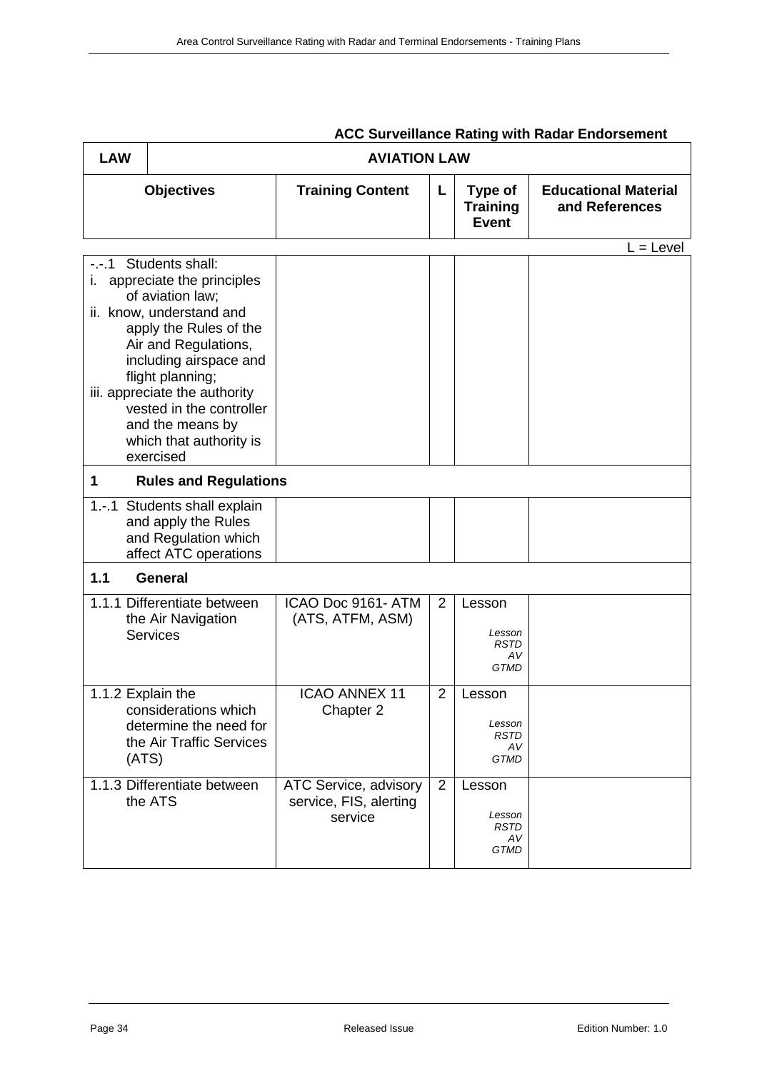**ACC Surveillance Rating with Radar Endorsement**

| LAW | AVIATION LAW | | | |
|---|---|---|---|---|
| **Objectives** | **Training Content** | **L** | **Type of Training Event** | **Educational Material and References** |

L = Level

| Objectives | Training Content | L | Type of Training Event | Educational Material and References |
|---|---|---|---|---|
| -.-.1 Students shall:<br>i. appreciate the principles of aviation law;<br>ii. know, understand and apply the Rules of the Air and Regulations, including airspace and flight planning;<br>iii. appreciate the authority vested in the controller and the means by which that authority is exercised | | | | |
| **1 Rules and Regulations** | | | | |
| 1.-.1 Students shall explain and apply the Rules and Regulation which affect ATC operations | | | | |
| **1.1 General** | | | | |
| 1.1.1 Differentiate between the Air Navigation Services | ICAO Doc 9161- ATM (ATS, ATFM, ASM) | 2 | Lesson<br>*Lesson RSTD AV GTMD* | |
| 1.1.2 Explain the considerations which determine the need for the Air Traffic Services (ATS) | ICAO ANNEX 11 Chapter 2 | 2 | Lesson<br>*Lesson RSTD AV GTMD* | |
| 1.1.3 Differentiate between the ATS | ATC Service, advisory service, FIS, alerting service | 2 | Lesson<br>*Lesson RSTD AV GTMD* | |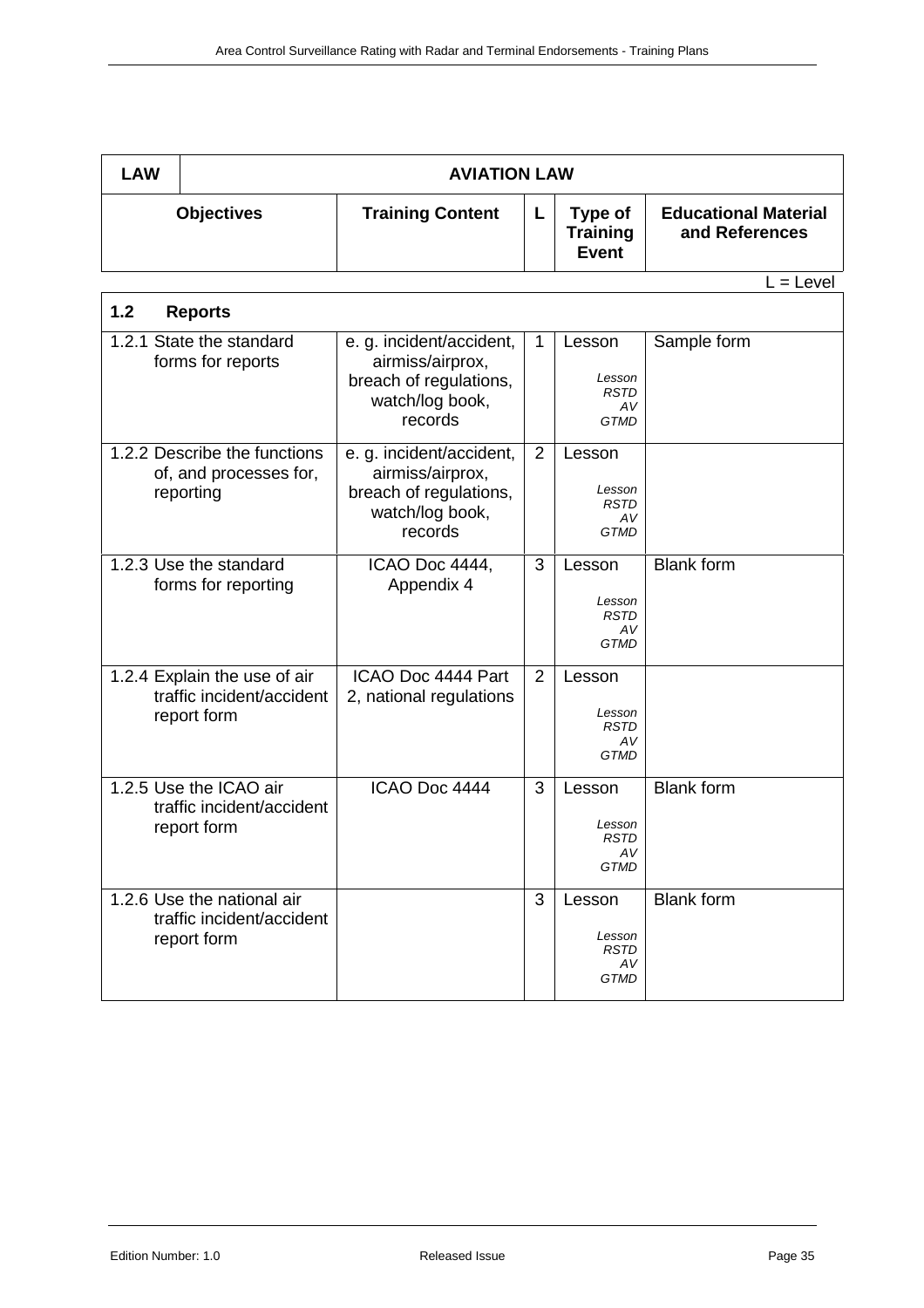| LAW | AVIATION LAW | | | |
|---|---|---|---|---|
| **Objectives** | **Training Content** | **L** | **Type of Training Event** | **Educational Material and References** |

L = Level

| **1.2 Reports** | | | | |
|---|---|---|---|---|
| 1.2.1 State the standard forms for reports | e. g. incident/accident, airmiss/airprox, breach of regulations, watch/log book, records | 1 | Lesson<br>*Lesson RSTD AV GTMD* | Sample form |
| 1.2.2 Describe the functions of, and processes for, reporting | e. g. incident/accident, airmiss/airprox, breach of regulations, watch/log book, records | 2 | Lesson<br>*Lesson RSTD AV GTMD* | |
| 1.2.3 Use the standard forms for reporting | ICAO Doc 4444, Appendix 4 | 3 | Lesson<br>*Lesson RSTD AV GTMD* | Blank form |
| 1.2.4 Explain the use of air traffic incident/accident report form | ICAO Doc 4444 Part 2, national regulations | 2 | Lesson<br>*Lesson RSTD AV GTMD* | |
| 1.2.5 Use the ICAO air traffic incident/accident report form | ICAO Doc 4444 | 3 | Lesson<br>*Lesson RSTD AV GTMD* | Blank form |
| 1.2.6 Use the national air traffic incident/accident report form | | 3 | Lesson<br>*Lesson RSTD AV GTMD* | Blank form |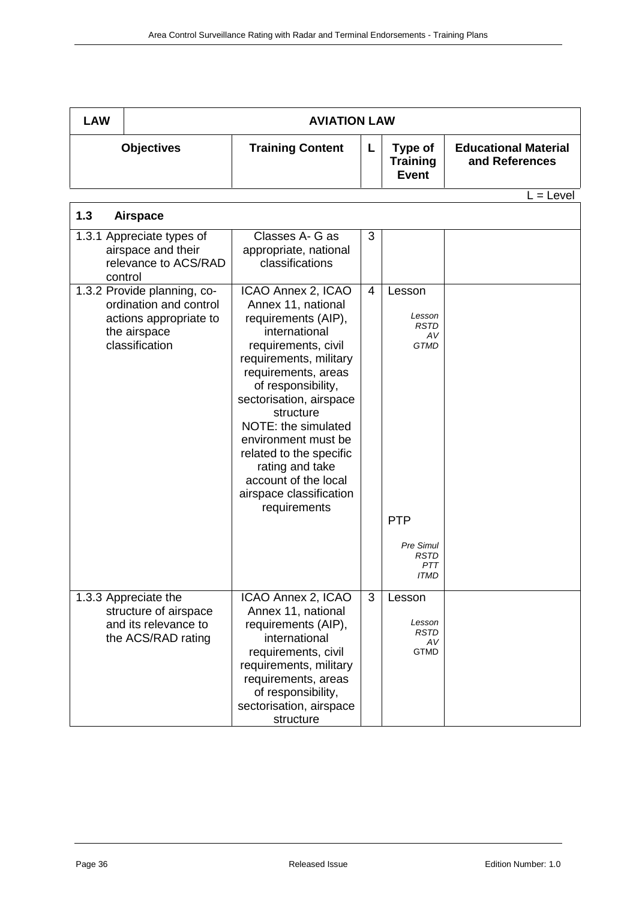| LAW | AVIATION LAW | | | |
|---|---|---|---|---|
| **Objectives** | **Training Content** | **L** | **Type of Training Event** | **Educational Material and References** |

L = Level

| **1.3 Airspace** | | | | |
|---|---|---|---|---|
| 1.3.1 Appreciate types of airspace and their relevance to ACS/RAD control | Classes A- G as appropriate, national classifications | 3 | | |
| 1.3.2 Provide planning, co-ordination and control actions appropriate to the airspace classification | ICAO Annex 2, ICAO Annex 11, national requirements (AIP), international requirements, civil requirements, military requirements, areas of responsibility, sectorisation, airspace structure<br>NOTE: the simulated environment must be related to the specific rating and take account of the local airspace classification requirements | 4 | Lesson<br>*Lesson RSTD AV GTMD*<br><br>PTP<br>*Pre Simul RSTD PTT ITMD* | |
| 1.3.3 Appreciate the structure of airspace and its relevance to the ACS/RAD rating | ICAO Annex 2, ICAO Annex 11, national requirements (AIP), international requirements, civil requirements, military requirements, areas of responsibility, sectorisation, airspace structure | 3 | Lesson<br>*Lesson RSTD AV GTMD* | |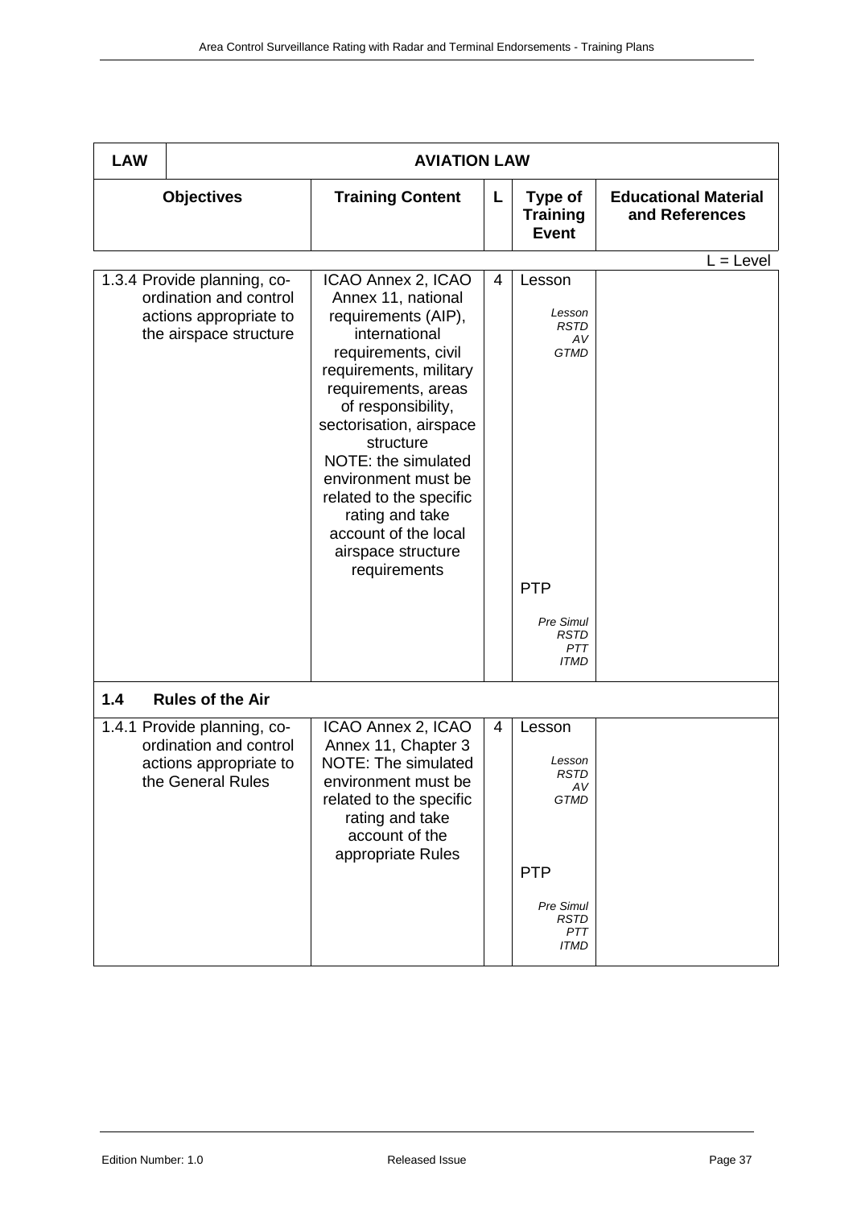| LAW | AVIATION LAW | | | |
|---|---|---|---|---|
| **Objectives** | **Training Content** | **L** | **Type of Training Event** | **Educational Material and References** |

L = Level

| Objectives | Training Content | L | Type of Training Event | Educational Material and References |
|---|---|---|---|---|
| 1.3.4 Provide planning, co-ordination and control actions appropriate to the airspace structure | ICAO Annex 2, ICAO Annex 11, national requirements (AIP), international requirements, civil requirements, military requirements, areas of responsibility, sectorisation, airspace structure NOTE: the simulated environment must be related to the specific rating and take account of the local airspace structure requirements | 4 | Lesson *Lesson RSTD AV GTMD* PTP *Pre Simul RSTD PTT ITMD* | |
| **1.4 Rules of the Air** | | | | |
| 1.4.1 Provide planning, co-ordination and control actions appropriate to the General Rules | ICAO Annex 2, ICAO Annex 11, Chapter 3 NOTE: The simulated environment must be related to the specific rating and take account of the appropriate Rules | 4 | Lesson *Lesson RSTD AV GTMD* PTP *Pre Simul RSTD PTT ITMD* | |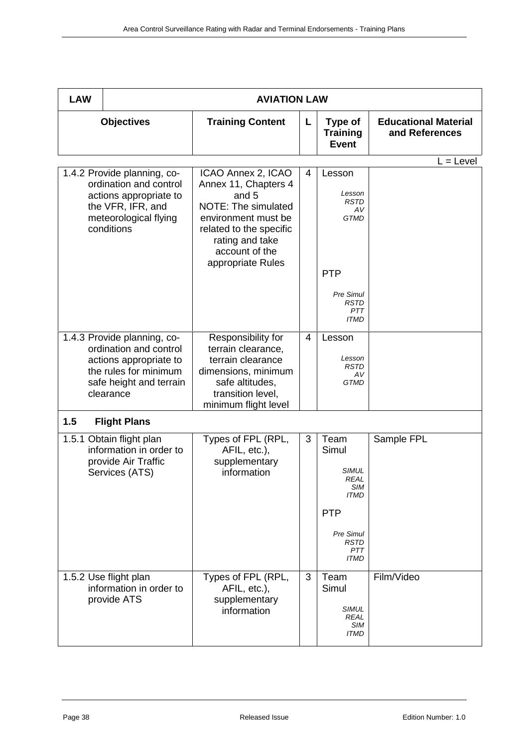| LAW | AVIATION LAW | | | |
|---|---|---|---|---|
| **Objectives** | **Training Content** | **L** | **Type of Training Event** | **Educational Material and References** |

L = Level

| Objectives | Training Content | L | Type of Training Event | Educational Material and References |
|---|---|---|---|---|
| 1.4.2 Provide planning, co-ordination and control actions appropriate to the VFR, IFR, and meteorological flying conditions | ICAO Annex 2, ICAO Annex 11, Chapters 4 and 5 NOTE: The simulated environment must be related to the specific rating and take account of the appropriate Rules | 4 | Lesson *Lesson RSTD AV GTMD* PTP *Pre Simul RSTD PTT ITMD* | |
| 1.4.3 Provide planning, co-ordination and control actions appropriate to the rules for minimum safe height and terrain clearance | Responsibility for terrain clearance, terrain clearance dimensions, minimum safe altitudes, transition level, minimum flight level | 4 | Lesson *Lesson RSTD AV GTMD* | |
| **1.5 Flight Plans** | | | | |
| 1.5.1 Obtain flight plan information in order to provide Air Traffic Services (ATS) | Types of FPL (RPL, AFIL, etc.), supplementary information | 3 | Team Simul *SIMUL REAL SIM ITMD* PTP *Pre Simul RSTD PTT ITMD* | Sample FPL |
| 1.5.2 Use flight plan information in order to provide ATS | Types of FPL (RPL, AFIL, etc.), supplementary information | 3 | Team Simul *SIMUL REAL SIM ITMD* | Film/Video |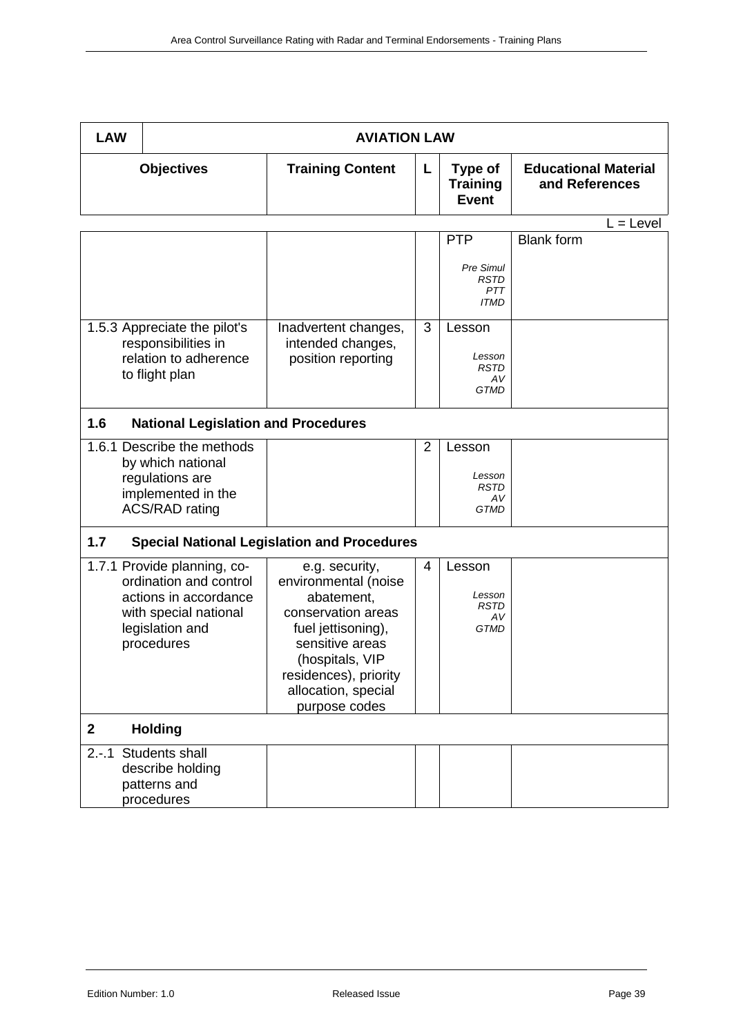| LAW | AVIATION LAW | | | |
|---|---|---|---|---|
| **Objectives** | **Training Content** | **L** | **Type of Training Event** | **Educational Material and References** |

L = Level

| Objectives | Training Content | L | Type of Training Event | Educational Material and References |
|---|---|---|---|---|
| | | | PTP<br>*Pre Simul*<br>*RSTD*<br>*PTT*<br>*ITMD* | Blank form |
| 1.5.3 Appreciate the pilot's responsibilities in relation to adherence to flight plan | Inadvertent changes, intended changes, position reporting | 3 | Lesson<br>*Lesson*<br>*RSTD*<br>*AV*<br>*GTMD* | |
| **1.6 National Legislation and Procedures** | | | | |
| 1.6.1 Describe the methods by which national regulations are implemented in the ACS/RAD rating | | 2 | Lesson<br>*Lesson*<br>*RSTD*<br>*AV*<br>*GTMD* | |
| **1.7 Special National Legislation and Procedures** | | | | |
| 1.7.1 Provide planning, co-ordination and control actions in accordance with special national legislation and procedures | e.g. security, environmental (noise abatement, conservation areas fuel jettisoning), sensitive areas (hospitals, VIP residences), priority allocation, special purpose codes | 4 | Lesson<br>*Lesson*<br>*RSTD*<br>*AV*<br>*GTMD* | |
| **2 Holding** | | | | |
| 2.-.1 Students shall describe holding patterns and procedures | | | | |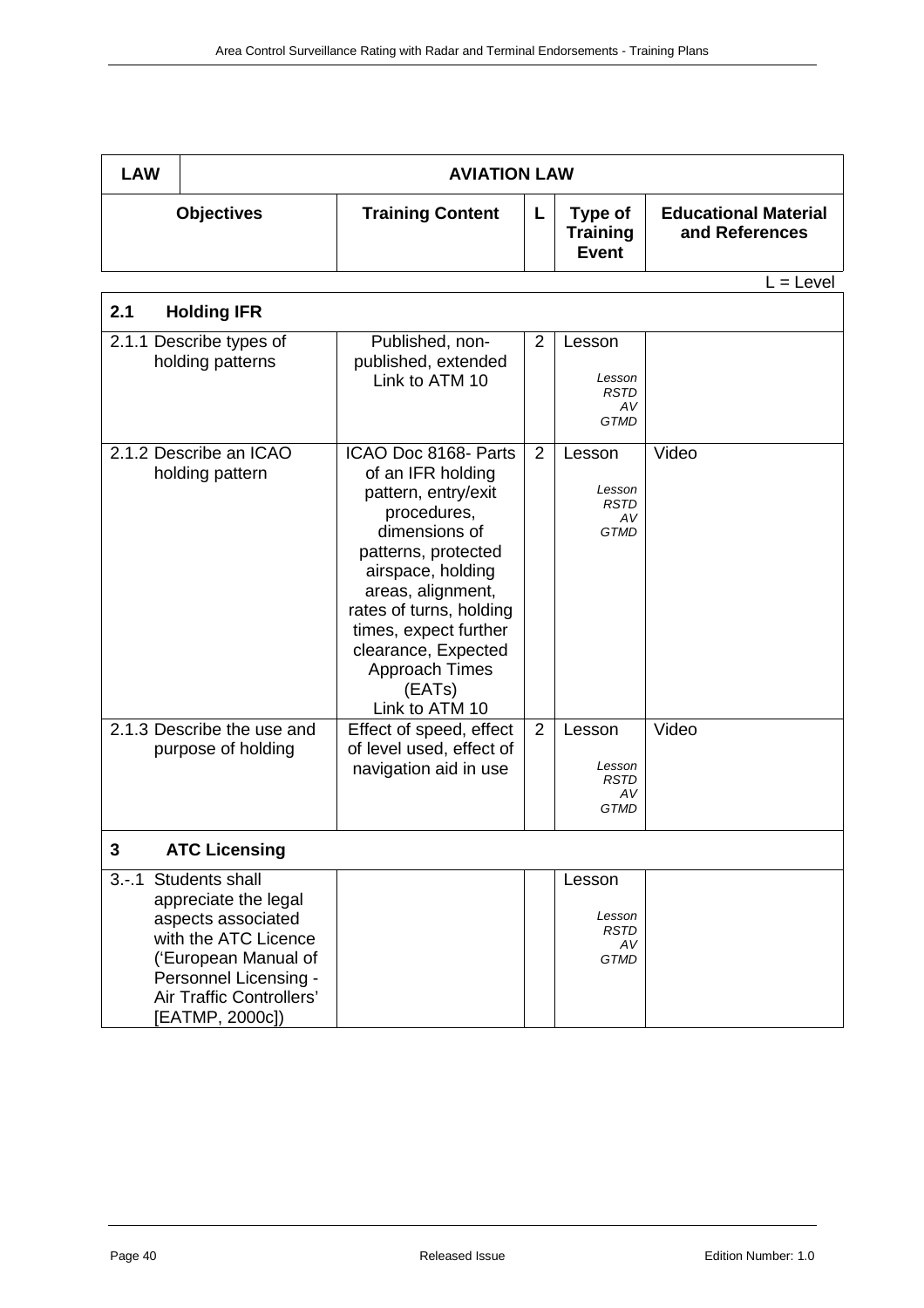| LAW | AVIATION LAW | | | |
|---|---|---|---|---|
| **Objectives** | **Training Content** | **L** | **Type of Training Event** | **Educational Material and References** |

L = Level

| **2.1 Holding IFR** | | | | |
|---|---|---|---|---|
| 2.1.1 Describe types of holding patterns | Published, non-published, extended Link to ATM 10 | 2 | Lesson<br>*Lesson RSTD AV GTMD* | |
| 2.1.2 Describe an ICAO holding pattern | ICAO Doc 8168- Parts of an IFR holding pattern, entry/exit procedures, dimensions of patterns, protected airspace, holding areas, alignment, rates of turns, holding times, expect further clearance, Expected Approach Times (EATs) Link to ATM 10 | 2 | Lesson<br>*Lesson RSTD AV GTMD* | Video |
| 2.1.3 Describe the use and purpose of holding | Effect of speed, effect of level used, effect of navigation aid in use | 2 | Lesson<br>*Lesson RSTD AV GTMD* | Video |
| **3 ATC Licensing** | | | | |
| 3.-.1 Students shall appreciate the legal aspects associated with the ATC Licence ('European Manual of Personnel Licensing - Air Traffic Controllers' [EATMP, 2000c]) | | | Lesson<br>*Lesson RSTD AV GTMD* | |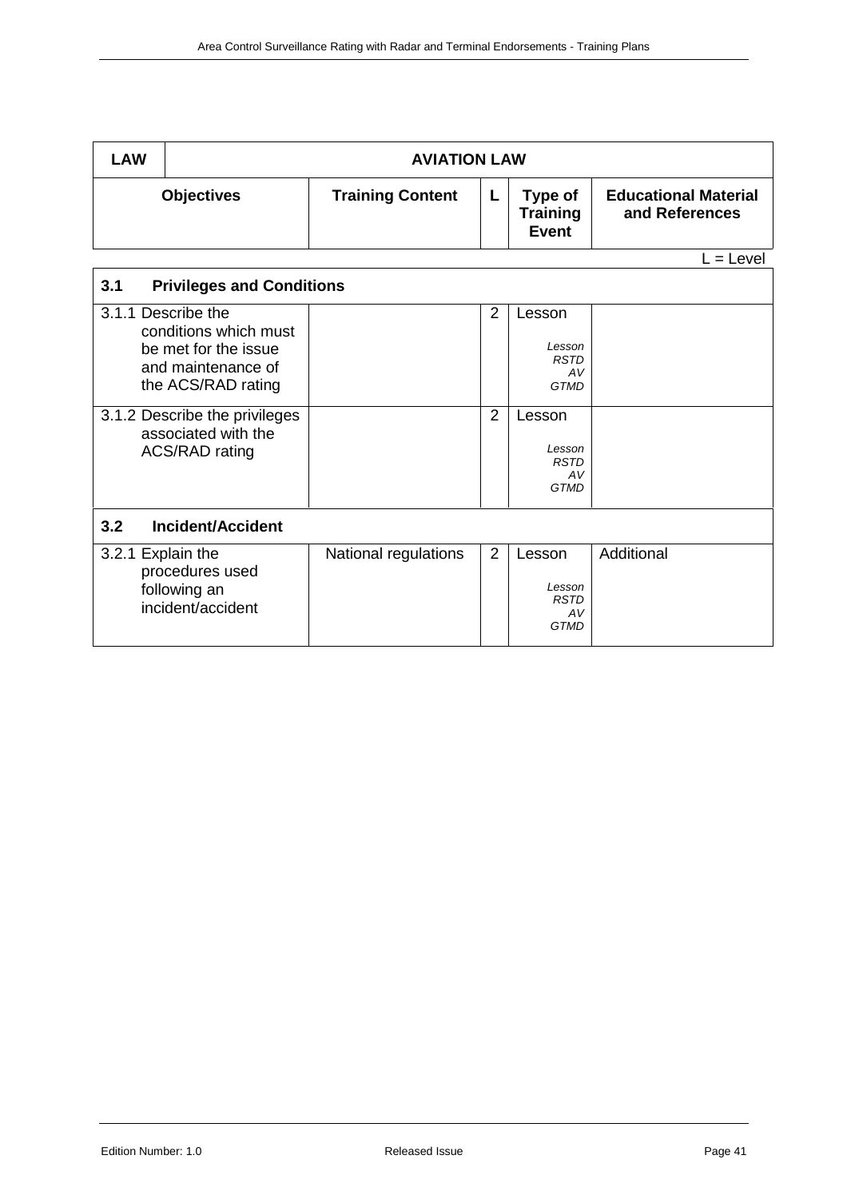| LAW | AVIATION LAW | | | |
|---|---|---|---|---|
| **Objectives** | **Training Content** | **L** | **Type of Training Event** | **Educational Material and References** |

L = Level

| **3.1 Privileges and Conditions** | | | | |
|---|---|---|---|---|
| 3.1.1 Describe the conditions which must be met for the issue and maintenance of the ACS/RAD rating | | 2 | Lesson<br><br>*Lesson RSTD AV GTMD* | |
| 3.1.2 Describe the privileges associated with the ACS/RAD rating | | 2 | Lesson<br><br>*Lesson RSTD AV GTMD* | |
| **3.2 Incident/Accident** | | | | |
| 3.2.1 Explain the procedures used following an incident/accident | National regulations | 2 | Lesson<br><br>*Lesson RSTD AV GTMD* | Additional |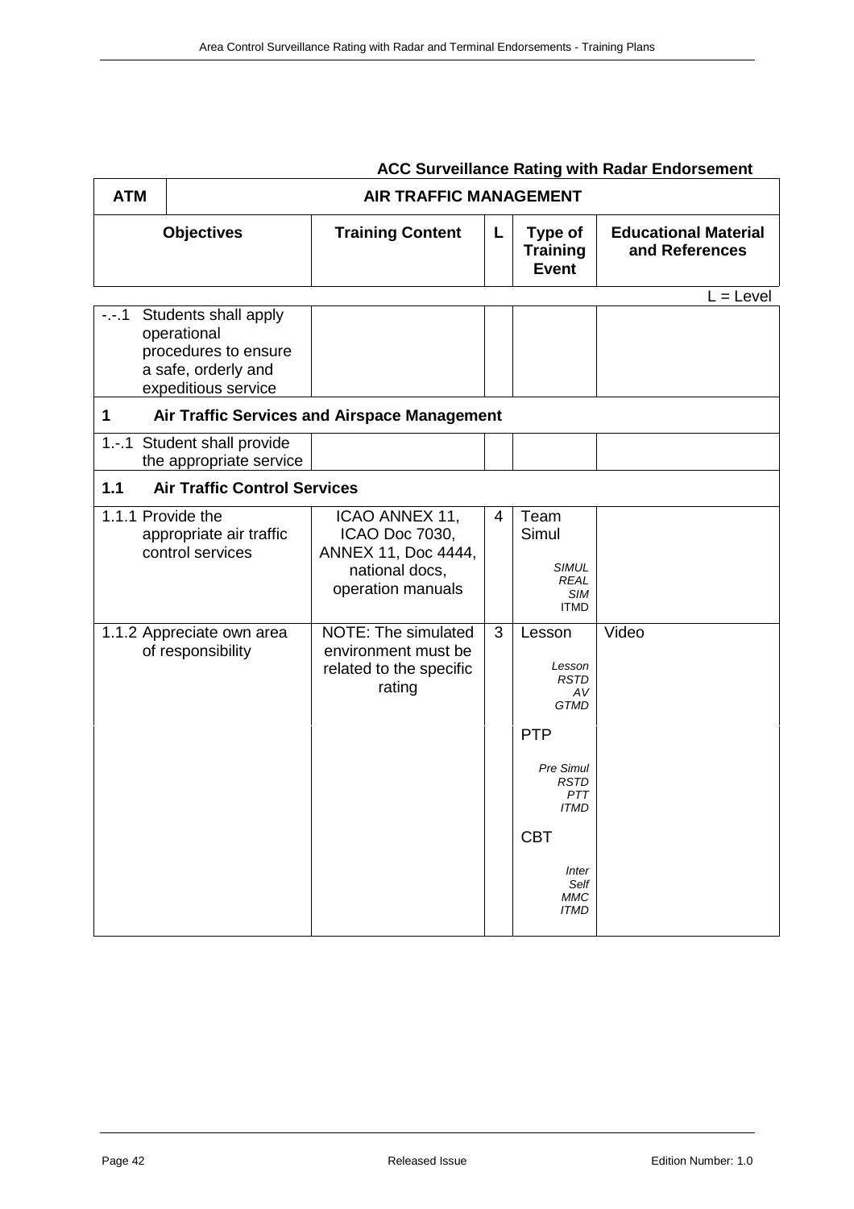**ACC Surveillance Rating with Radar Endorsement**

| ATM | AIR TRAFFIC MANAGEMENT | | | |
|---|---|---|---|---|
| **Objectives** | **Training Content** | **L** | **Type of Training Event** | **Educational Material and References** |

L = Level

| | | | | |
|---|---|---|---|---|
| -.-.1 Students shall apply operational procedures to ensure a safe, orderly and expeditious service | | | | |
| **1 Air Traffic Services and Airspace Management** | | | | |
| 1.-.1 Student shall provide the appropriate service | | | | |
| **1.1 Air Traffic Control Services** | | | | |
| 1.1.1 Provide the appropriate air traffic control services | ICAO ANNEX 11, ICAO Doc 7030, ANNEX 11, Doc 4444, national docs, operation manuals | 4 | Team Simul<br>*SIMUL REAL SIM ITMD* | |
| 1.1.2 Appreciate own area of responsibility | NOTE: The simulated environment must be related to the specific rating | 3 | Lesson<br>*Lesson RSTD AV GTMD* | Video |
| | | | PTP<br>*Pre Simul RSTD PTT ITMD* | |
| | | | CBT<br>*Inter Self MMC ITMD* | |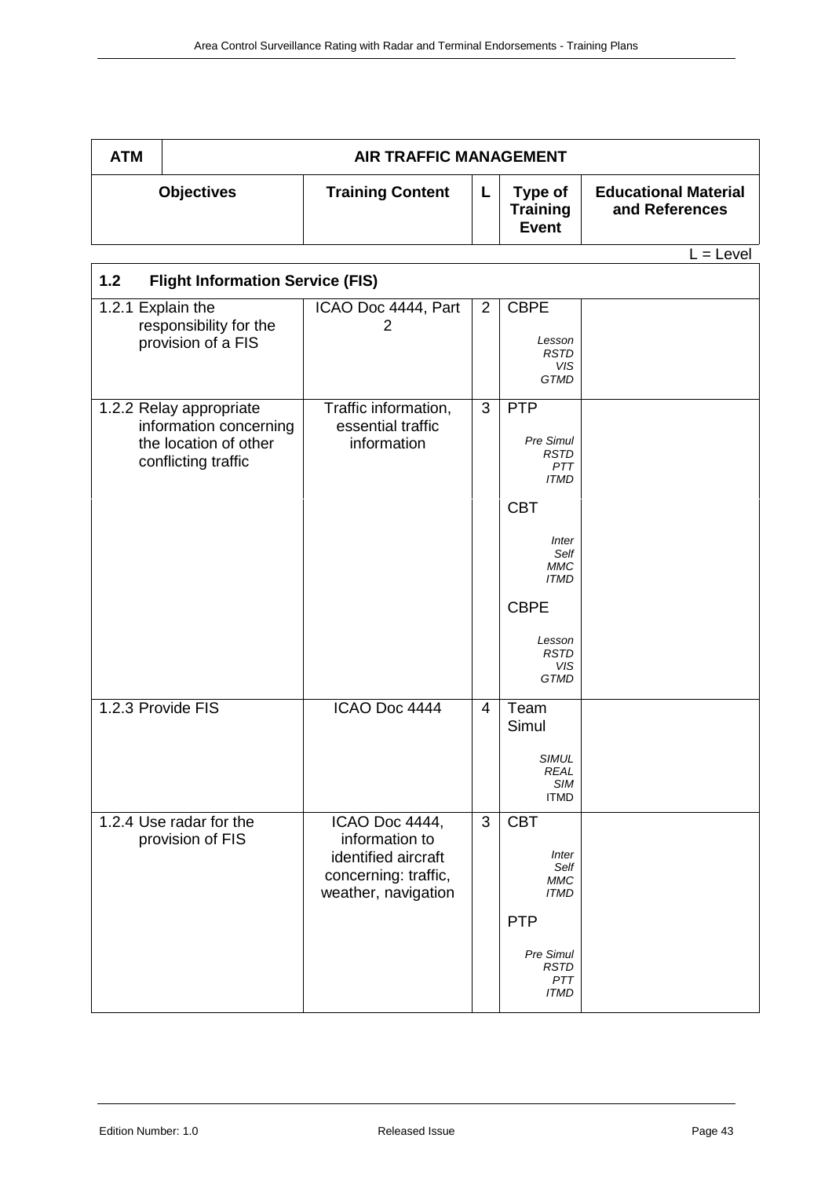| ATM | AIR TRAFFIC MANAGEMENT | | | |
|---|---|---|---|---|
| **Objectives** | **Training Content** | **L** | **Type of Training Event** | **Educational Material and References** |

L = Level

| **1.2 Flight Information Service (FIS)** | | | | |
|---|---|---|---|---|
| 1.2.1 Explain the responsibility for the provision of a FIS | ICAO Doc 4444, Part 2 | 2 | CBPE *Lesson RSTD VIS GTMD* | |
| 1.2.2 Relay appropriate information concerning the location of other conflicting traffic | Traffic information, essential traffic information | 3 | PTP *Pre Simul RSTD PTT ITMD* | |
| | | | CBT *Inter Self MMC ITMD* | |
| | | | CBPE *Lesson RSTD VIS GTMD* | |
| 1.2.3 Provide FIS | ICAO Doc 4444 | 4 | Team Simul *SIMUL REAL SIM* ITMD | |
| 1.2.4 Use radar for the provision of FIS | ICAO Doc 4444, information to identified aircraft concerning: traffic, weather, navigation | 3 | CBT *Inter Self MMC ITMD* | |
| | | | PTP *Pre Simul RSTD PTT ITMD* | |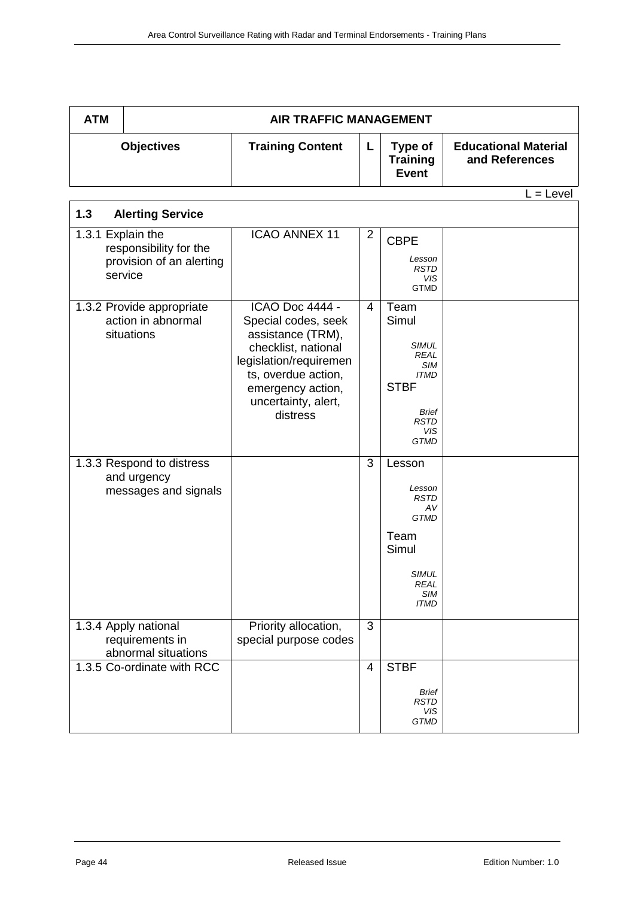| ATM | AIR TRAFFIC MANAGEMENT | | | |
|---|---|---|---|---|
| **Objectives** | **Training Content** | **L** | **Type of Training Event** | **Educational Material and References** |

L = Level

| **1.3 Alerting Service** | | | | |
|---|---|---|---|---|
| 1.3.1 Explain the responsibility for the provision of an alerting service | ICAO ANNEX 11 | 2 | CBPE *Lesson RSTD VIS GTMD* | |
| 1.3.2 Provide appropriate action in abnormal situations | ICAO Doc 4444 - Special codes, seek assistance (TRM), checklist, national legislation/requirements, overdue action, emergency action, uncertainty, alert, distress | 4 | Team Simul *SIMUL REAL SIM ITMD* STBF *Brief RSTD VIS GTMD* | |
| 1.3.3 Respond to distress and urgency messages and signals | | 3 | Lesson *Lesson RSTD AV GTMD* Team Simul *SIMUL REAL SIM ITMD* | |
| 1.3.4 Apply national requirements in abnormal situations | Priority allocation, special purpose codes | 3 | | |
| 1.3.5 Co-ordinate with RCC | | 4 | STBF *Brief RSTD VIS GTMD* | |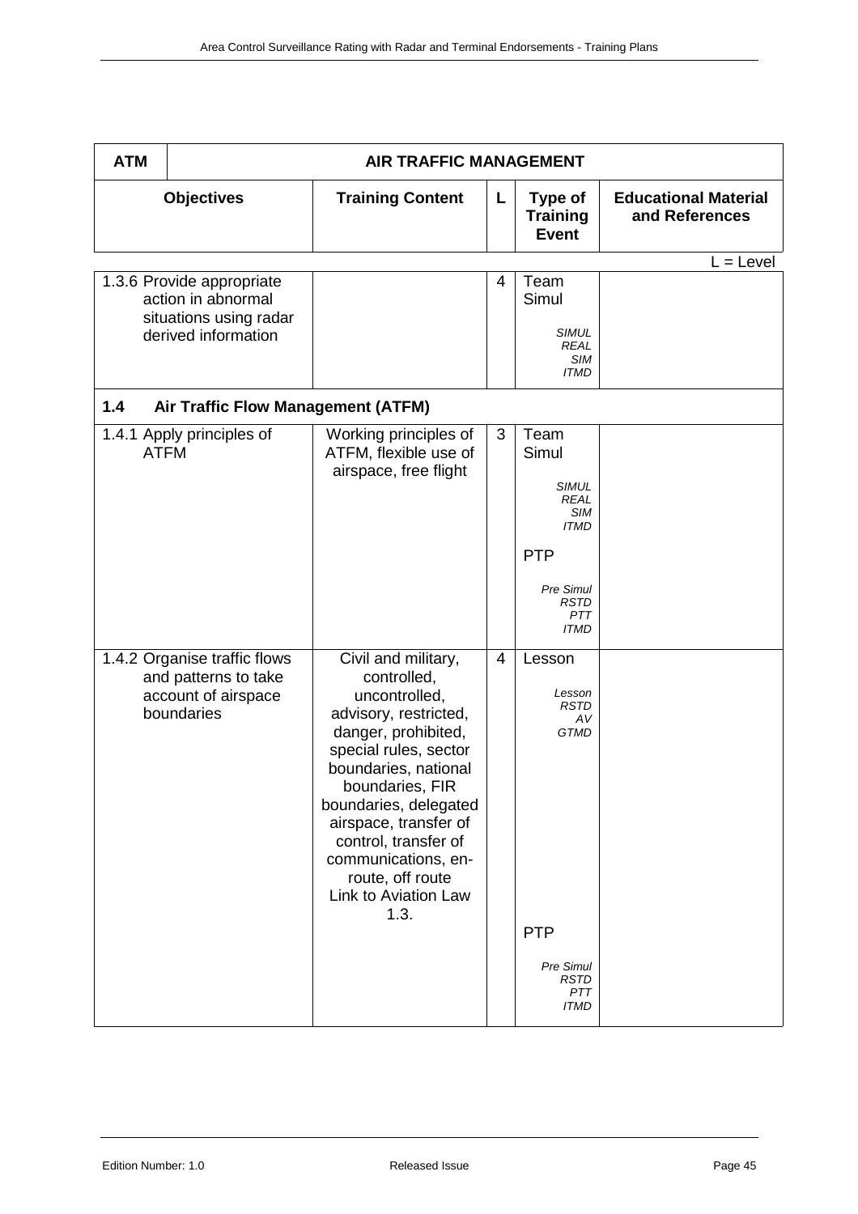| ATM | AIR TRAFFIC MANAGEMENT | | | |
|---|---|---|---|---|
| **Objectives** | **Training Content** | **L** | **Type of Training Event** | **Educational Material and References** |

L = Level

| Objectives | Training Content | L | Type of Training Event | Educational Material and References |
|---|---|---|---|---|
| 1.3.6 Provide appropriate action in abnormal situations using radar derived information | | 4 | Team Simul<br><br>*SIMUL REAL SIM ITMD* | |
| **1.4 Air Traffic Flow Management (ATFM)** | | | | |
| 1.4.1 Apply principles of ATFM | Working principles of ATFM, flexible use of airspace, free flight | 3 | Team Simul<br><br>*SIMUL REAL SIM ITMD*<br><br>PTP<br><br>*Pre Simul RSTD PTT ITMD* | |
| 1.4.2 Organise traffic flows and patterns to take account of airspace boundaries | Civil and military, controlled, uncontrolled, advisory, restricted, danger, prohibited, special rules, sector boundaries, national boundaries, FIR boundaries, delegated airspace, transfer of control, transfer of communications, en-route, off route<br>Link to Aviation Law 1.3. | 4 | Lesson<br><br>*Lesson RSTD AV GTMD*<br><br>PTP<br><br>*Pre Simul RSTD PTT ITMD* | |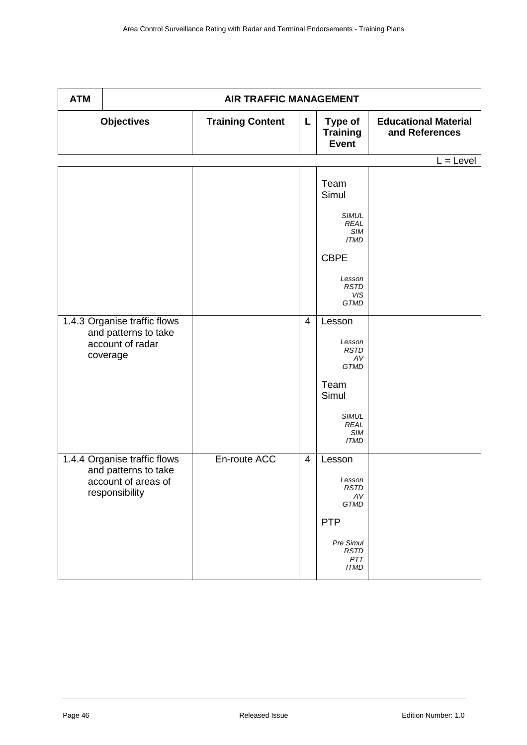| ATM | AIR TRAFFIC MANAGEMENT | | | |
|---|---|---|---|---|
| **Objectives** | **Training Content** | **L** | **Type of Training Event** | **Educational Material and References** |

L = Level

| Objectives | Training Content | L | Type of Training Event | Educational Material and References |
|---|---|---|---|---|
| | | | Team Simul<br>*SIMUL REAL SIM ITMD*<br>CBPE<br>*Lesson RSTD VIS GTMD* | |
| 1.4.3 Organise traffic flows and patterns to take account of radar coverage | | 4 | Lesson<br>*Lesson RSTD AV GTMD*<br>Team Simul<br>*SIMUL REAL SIM ITMD* | |
| 1.4.4 Organise traffic flows and patterns to take account of areas of responsibility | En-route ACC | 4 | Lesson<br>*Lesson RSTD AV GTMD*<br>PTP<br>*Pre Simul RSTD PTT ITMD* | |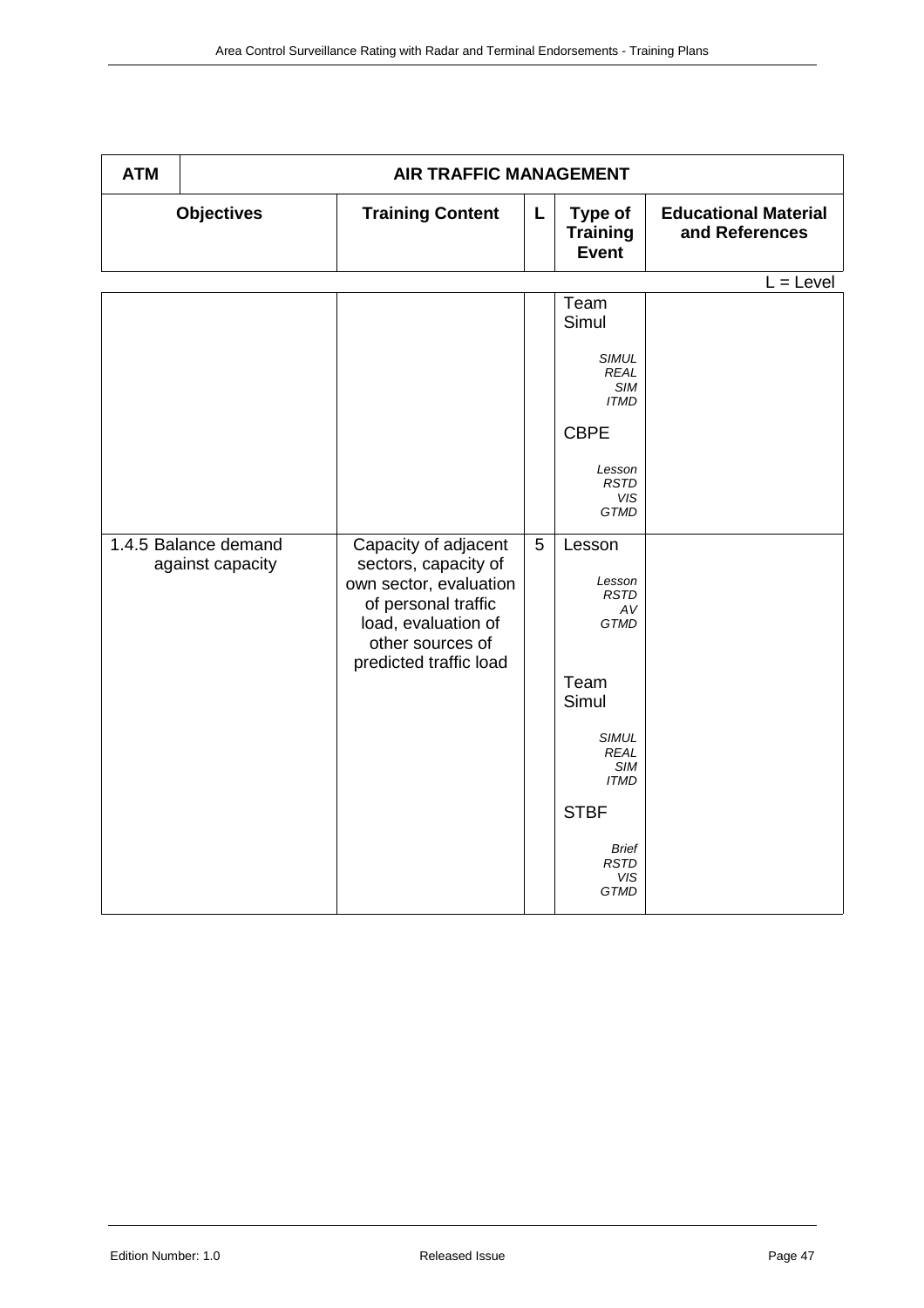| ATM | AIR TRAFFIC MANAGEMENT | | | |
|---|---|---|---|---|
| **Objectives** | **Training Content** | **L** | **Type of Training Event** | **Educational Material and References** |

L = Level

| Objectives | Training Content | L | Type of Training Event | Educational Material and References |
|---|---|---|---|---|
| | | | Team Simul<br>*SIMUL REAL SIM ITMD*<br>CBPE<br>*Lesson RSTD VIS GTMD* | |
| 1.4.5 Balance demand against capacity | Capacity of adjacent sectors, capacity of own sector, evaluation of personal traffic load, evaluation of other sources of predicted traffic load | 5 | Lesson<br>*Lesson RSTD AV GTMD*<br>Team Simul<br>*SIMUL REAL SIM ITMD*<br>STBF<br>*Brief RSTD VIS GTMD* | |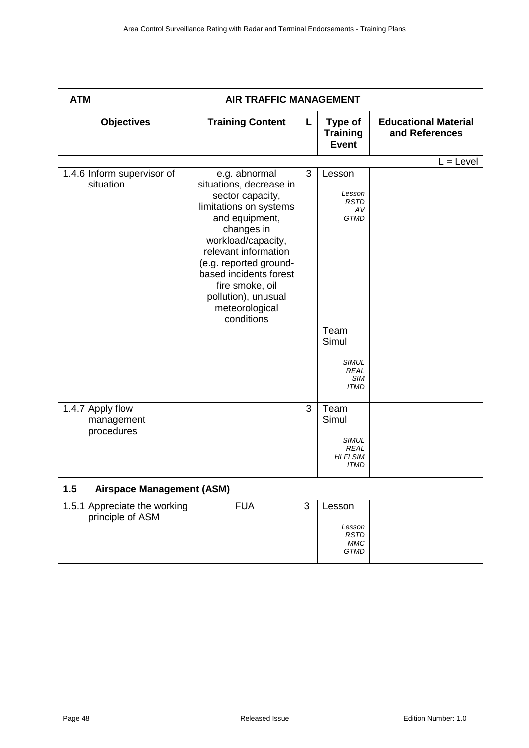| ATM | AIR TRAFFIC MANAGEMENT | | | |
|---|---|---|---|---|
| **Objectives** | **Training Content** | **L** | **Type of Training Event** | **Educational Material and References** |

L = Level

| Objectives | Training Content | L | Type of Training Event | Educational Material and References |
|---|---|---|---|---|
| 1.4.6 Inform supervisor of situation | e.g. abnormal situations, decrease in sector capacity, limitations on systems and equipment, changes in workload/capacity, relevant information (e.g. reported ground-based incidents forest fire smoke, oil pollution), unusual meteorological conditions | 3 | Lesson<br>*Lesson RSTD AV GTMD*<br><br>Team Simul<br>*SIMUL REAL SIM ITMD* | |
| 1.4.7 Apply flow management procedures | | 3 | Team Simul<br>*SIMUL REAL HI FI SIM ITMD* | |
| **1.5 Airspace Management (ASM)** | | | | |
| 1.5.1 Appreciate the working principle of ASM | FUA | 3 | Lesson<br>*Lesson RSTD MMC GTMD* | |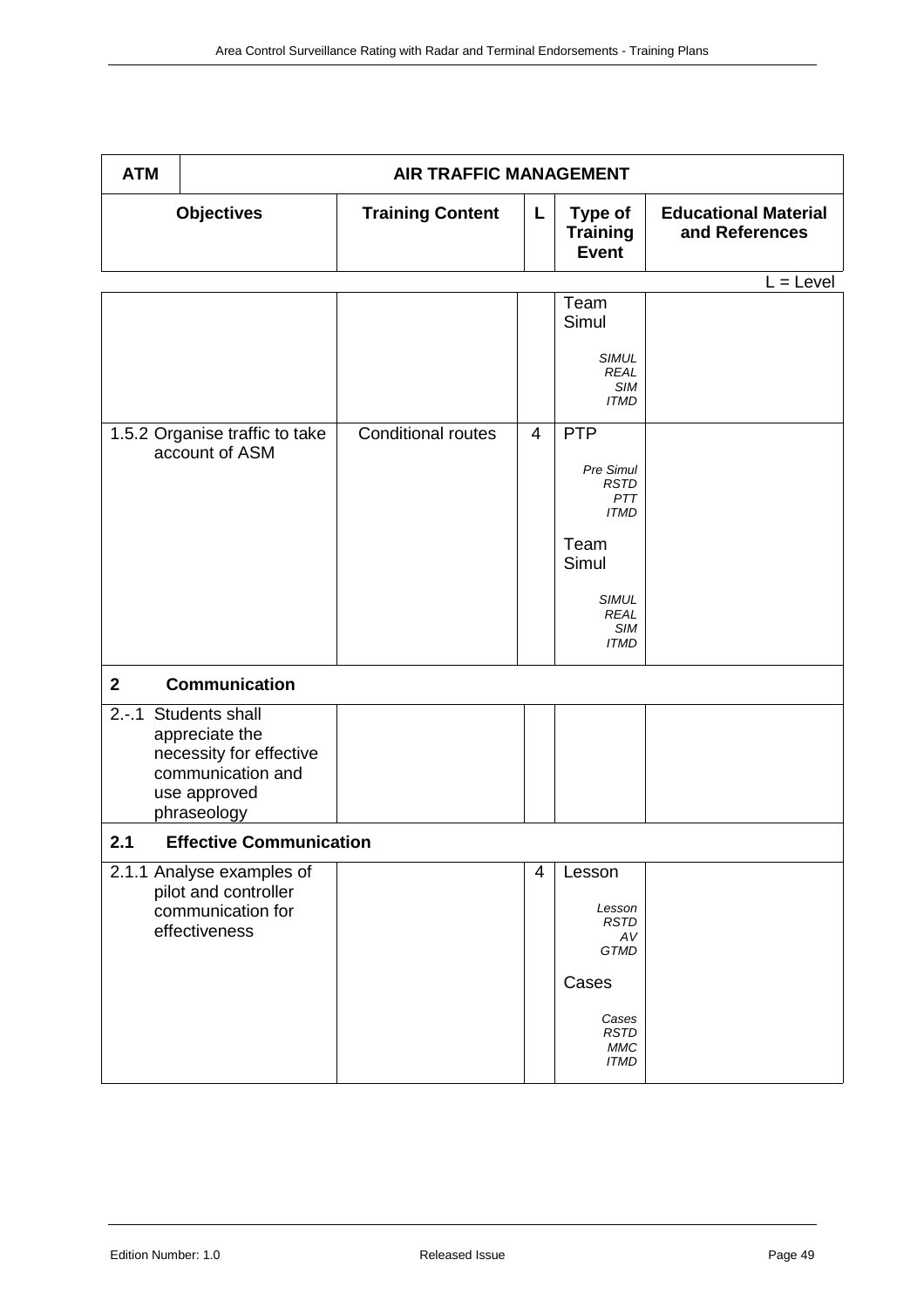| ATM | AIR TRAFFIC MANAGEMENT | | | |
|---|---|---|---|---|
| **Objectives** | **Training Content** | **L** | **Type of Training Event** | **Educational Material and References** |

L = Level

| Objectives | Training Content | L | Type of Training Event | Educational Material and References |
|---|---|---|---|---|
| | | | Team Simul<br>*SIMUL REAL SIM ITMD* | |
| 1.5.2 Organise traffic to take account of ASM | Conditional routes | 4 | PTP<br>*Pre Simul RSTD PTT ITMD*<br>Team Simul<br>*SIMUL REAL SIM ITMD* | |
| **2 Communication** | | | | |
| 2.-.1 Students shall appreciate the necessity for effective communication and use approved phraseology | | | | |
| **2.1 Effective Communication** | | | | |
| 2.1.1 Analyse examples of pilot and controller communication for effectiveness | | 4 | Lesson<br>*Lesson RSTD AV GTMD*<br>Cases<br>*Cases RSTD MMC ITMD* | |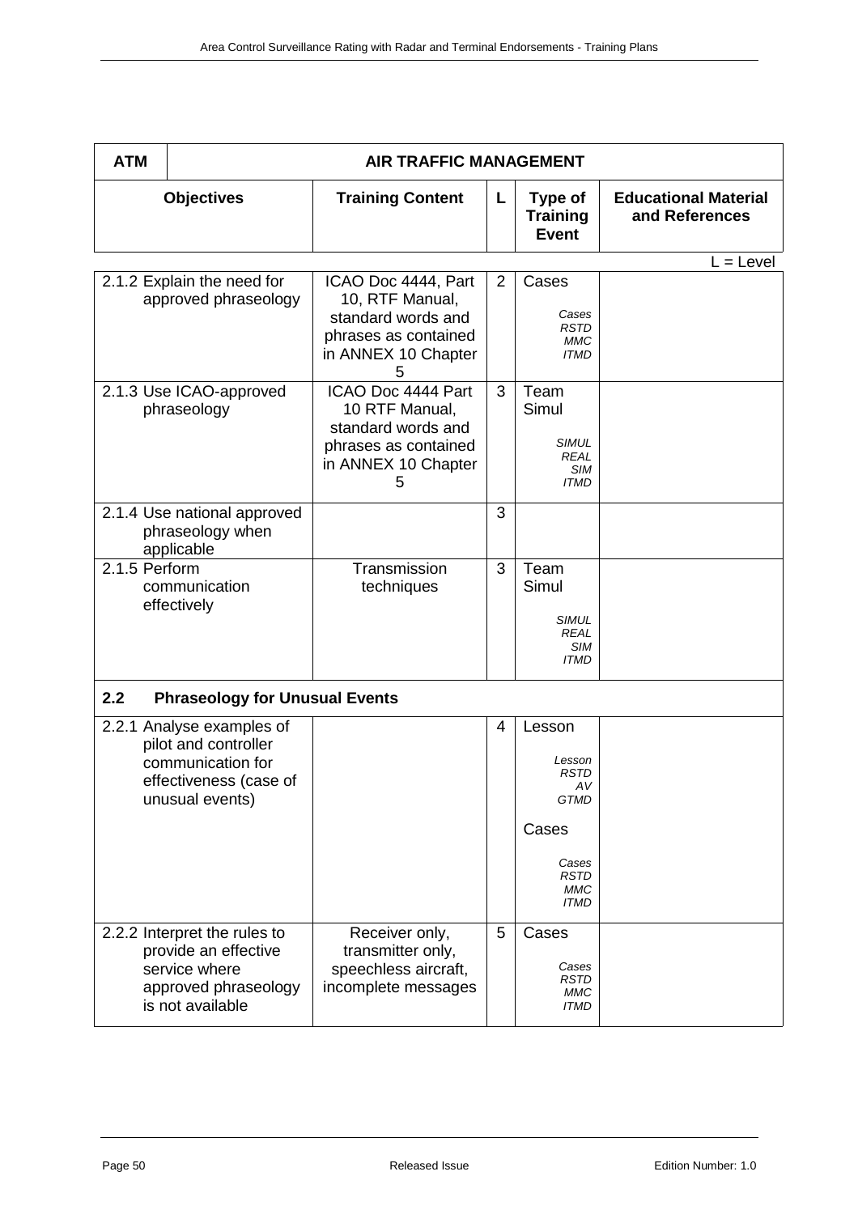| ATM | AIR TRAFFIC MANAGEMENT | | | |
|---|---|---|---|---|
| **Objectives** | **Training Content** | **L** | **Type of Training Event** | **Educational Material and References** |

L = Level

| Objectives | Training Content | L | Type of Training Event | Educational Material and References |
|---|---|---|---|---|
| 2.1.2 Explain the need for approved phraseology | ICAO Doc 4444, Part 10, RTF Manual, standard words and phrases as contained in ANNEX 10 Chapter 5 | 2 | Cases<br>*Cases RSTD MMC ITMD* | |
| 2.1.3 Use ICAO-approved phraseology | ICAO Doc 4444 Part 10 RTF Manual, standard words and phrases as contained in ANNEX 10 Chapter 5 | 3 | Team Simul<br>*SIMUL REAL SIM ITMD* | |
| 2.1.4 Use national approved phraseology when applicable | | 3 | | |
| 2.1.5 Perform communication effectively | Transmission techniques | 3 | Team Simul<br>*SIMUL REAL SIM ITMD* | |
| **2.2 Phraseology for Unusual Events** | | | | |
| 2.2.1 Analyse examples of pilot and controller communication for effectiveness (case of unusual events) | | 4 | Lesson<br>*Lesson RSTD AV GTMD*<br>Cases<br>*Cases RSTD MMC ITMD* | |
| 2.2.2 Interpret the rules to provide an effective service where approved phraseology is not available | Receiver only, transmitter only, speechless aircraft, incomplete messages | 5 | Cases<br>*Cases RSTD MMC ITMD* | |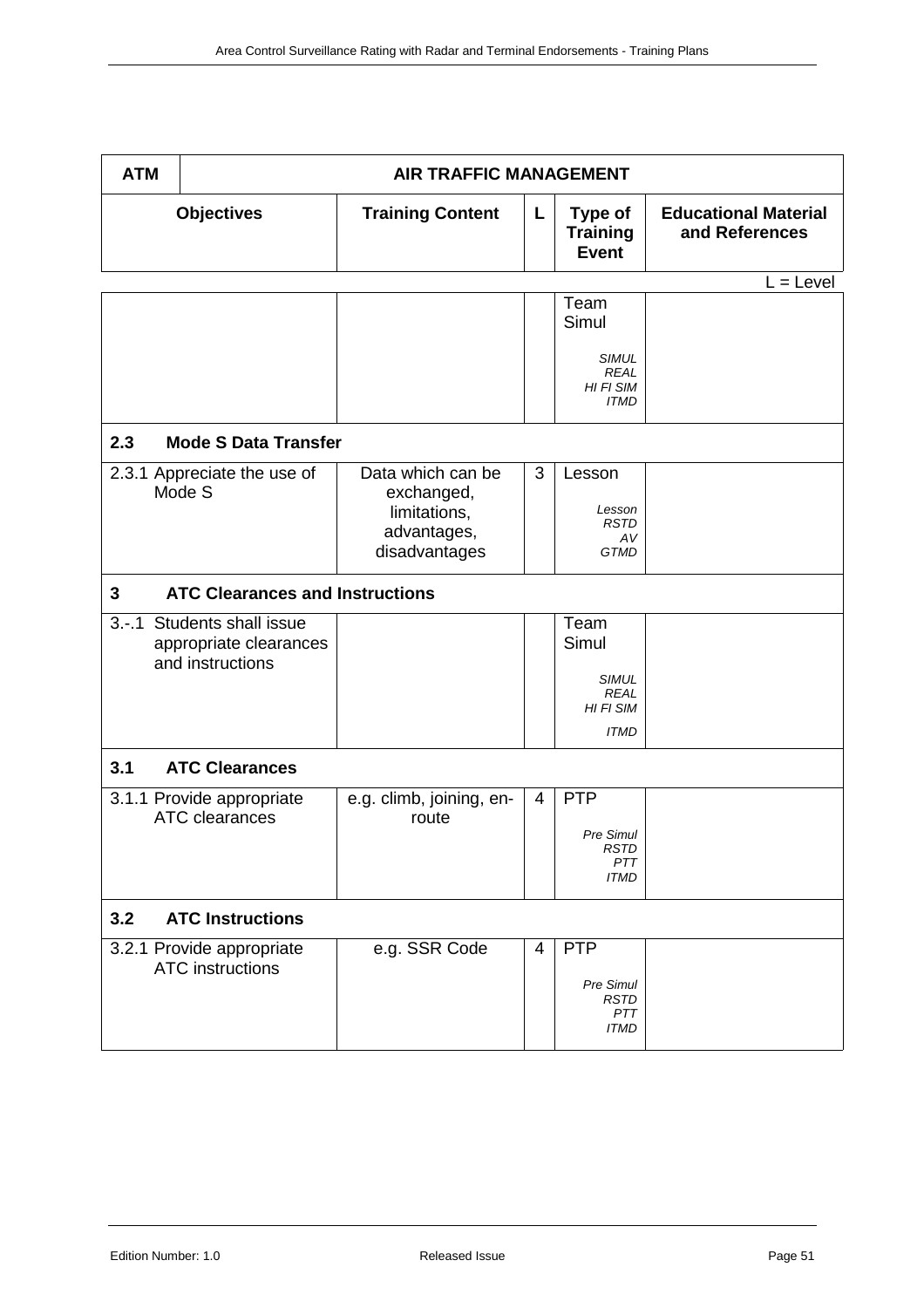| ATM | AIR TRAFFIC MANAGEMENT | | | |
|---|---|---|---|---|
| **Objectives** | **Training Content** | **L** | **Type of Training Event** | **Educational Material and References** |

L = Level

| Objectives | Training Content | L | Type of Training Event | Educational Material and References |
|---|---|---|---|---|
| | | | Team Simul<br>*SIMUL REAL HI FI SIM ITMD* | |
| **2.3 Mode S Data Transfer** | | | | |
| 2.3.1 Appreciate the use of Mode S | Data which can be exchanged, limitations, advantages, disadvantages | 3 | Lesson<br>*Lesson RSTD AV GTMD* | |
| **3 ATC Clearances and Instructions** | | | | |
| 3.-.1 Students shall issue appropriate clearances and instructions | | | Team Simul<br>*SIMUL REAL HI FI SIM ITMD* | |
| **3.1 ATC Clearances** | | | | |
| 3.1.1 Provide appropriate ATC clearances | e.g. climb, joining, en-route | 4 | PTP<br>*Pre Simul RSTD PTT ITMD* | |
| **3.2 ATC Instructions** | | | | |
| 3.2.1 Provide appropriate ATC instructions | e.g. SSR Code | 4 | PTP<br>*Pre Simul RSTD PTT ITMD* | |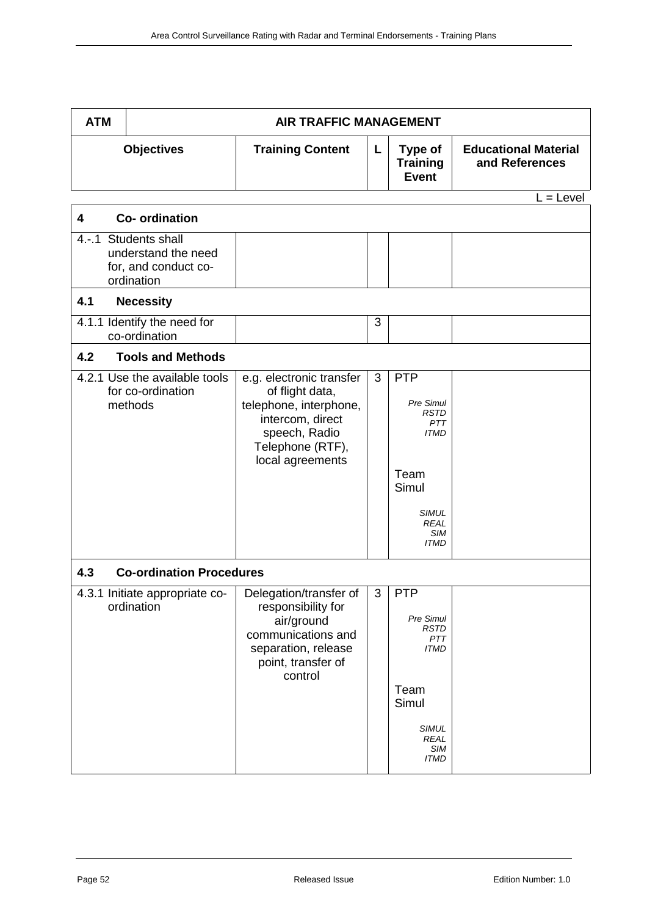| ATM | AIR TRAFFIC MANAGEMENT | | | |
|---|---|---|---|---|
| **Objectives** | **Training Content** | **L** | **Type of Training Event** | **Educational Material and References** |

L = Level

| | | | | |
|---|---|---|---|---|
| **4 Co- ordination** | | | | |
| 4.-.1 Students shall understand the need for, and conduct co-ordination | | | | |
| **4.1 Necessity** | | | | |
| 4.1.1 Identify the need for co-ordination | | 3 | | |
| **4.2 Tools and Methods** | | | | |
| 4.2.1 Use the available tools for co-ordination methods | e.g. electronic transfer of flight data, telephone, interphone, intercom, direct speech, Radio Telephone (RTF), local agreements | 3 | PTP *Pre Simul RSTD PTT ITMD* Team Simul *SIMUL REAL SIM ITMD* | |
| **4.3 Co-ordination Procedures** | | | | |
| 4.3.1 Initiate appropriate co-ordination | Delegation/transfer of responsibility for air/ground communications and separation, release point, transfer of control | 3 | PTP *Pre Simul RSTD PTT ITMD* Team Simul *SIMUL REAL SIM ITMD* | |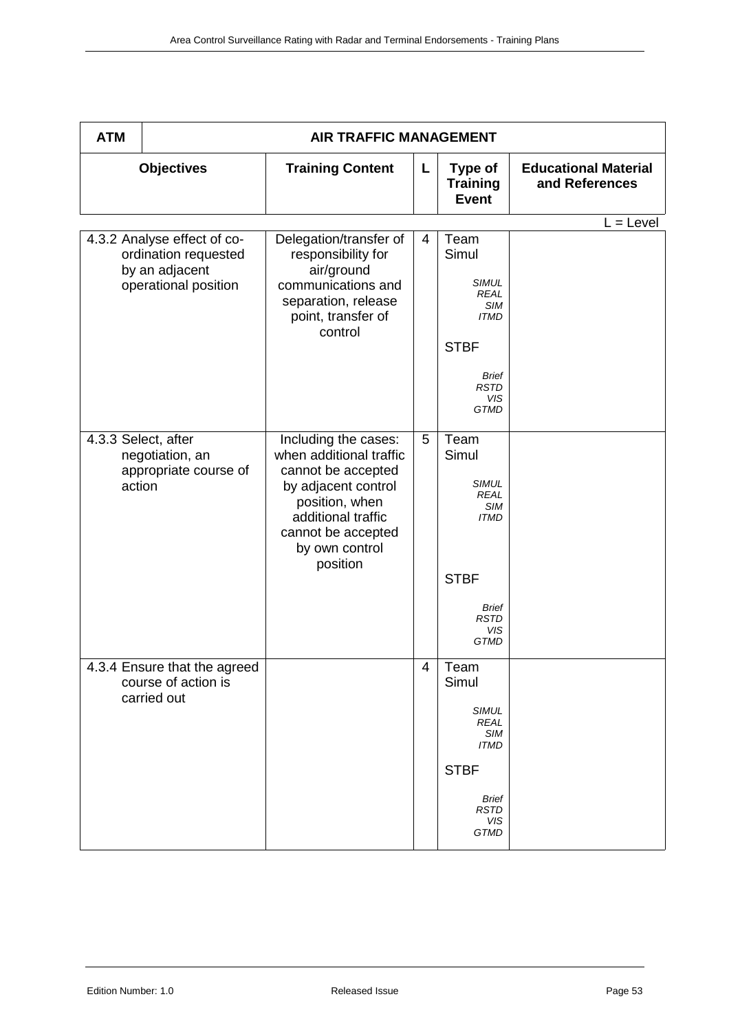| ATM | AIR TRAFFIC MANAGEMENT | | | |
|---|---|---|---|---|
| **Objectives** | **Training Content** | **L** | **Type of Training Event** | **Educational Material and References** |

L = Level

| Objectives | Training Content | L | Type of Training Event | Educational Material and References |
|---|---|---|---|---|
| 4.3.2 Analyse effect of co-ordination requested by an adjacent operational position | Delegation/transfer of responsibility for air/ground communications and separation, release point, transfer of control | 4 | Team Simul<br>*SIMUL REAL SIM ITMD*<br>STBF<br>*Brief RSTD VIS GTMD* | |
| 4.3.3 Select, after negotiation, an appropriate course of action | Including the cases: when additional traffic cannot be accepted by adjacent control position, when additional traffic cannot be accepted by own control position | 5 | Team Simul<br>*SIMUL REAL SIM ITMD*<br>STBF<br>*Brief RSTD VIS GTMD* | |
| 4.3.4 Ensure that the agreed course of action is carried out | | 4 | Team Simul<br>*SIMUL REAL SIM ITMD*<br>STBF<br>*Brief RSTD VIS GTMD* | |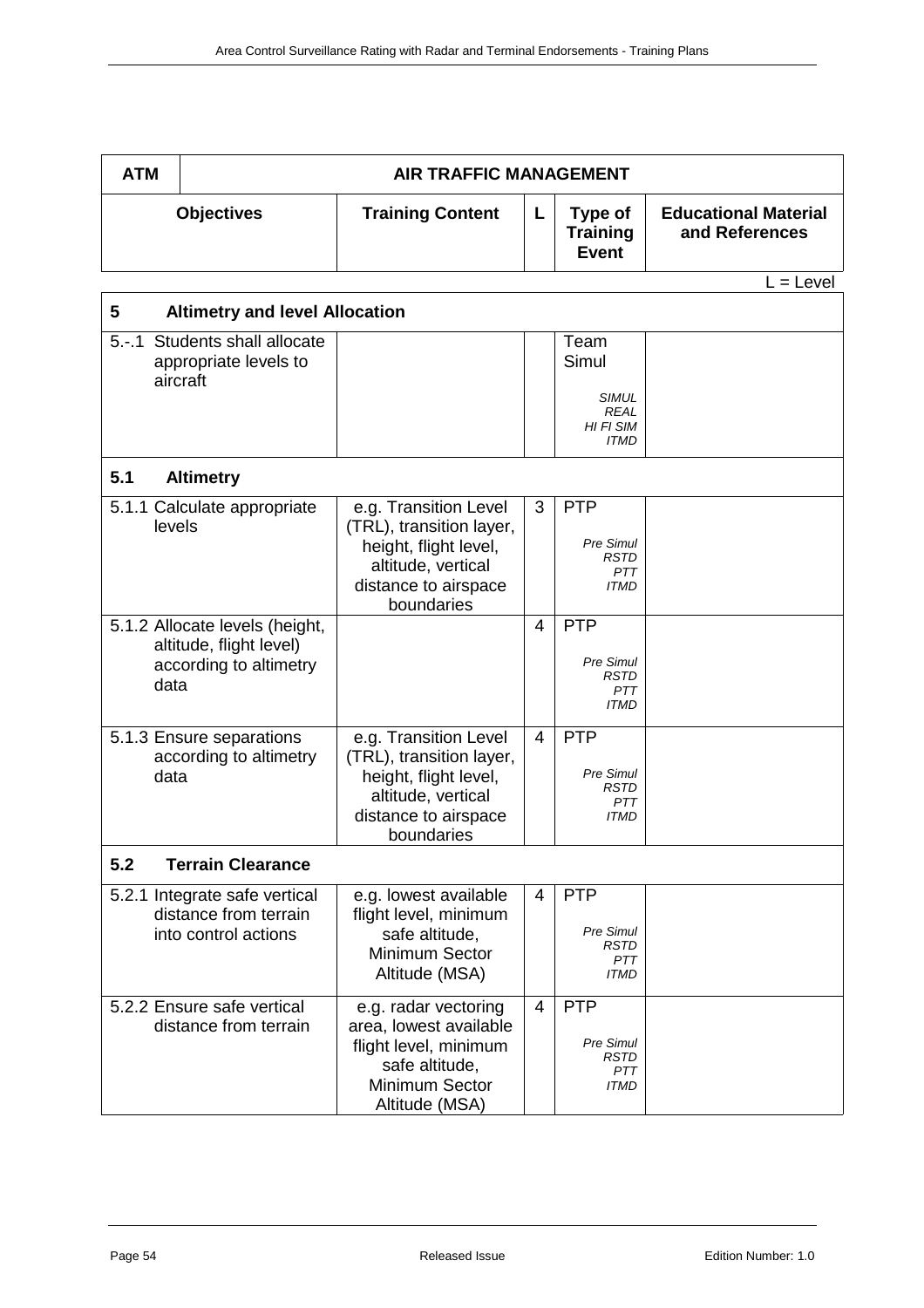| ATM | AIR TRAFFIC MANAGEMENT | | | |
|---|---|---|---|---|
| **Objectives** | **Training Content** | **L** | **Type of Training Event** | **Educational Material and References** |

L = Level

| | | | | |
|---|---|---|---|---|
| **5 Altimetry and level Allocation** | | | | |
| 5.-.1 Students shall allocate appropriate levels to aircraft | | | Team Simul *SIMUL REAL HI FI SIM ITMD* | |
| **5.1 Altimetry** | | | | |
| 5.1.1 Calculate appropriate levels | e.g. Transition Level (TRL), transition layer, height, flight level, altitude, vertical distance to airspace boundaries | 3 | PTP *Pre Simul RSTD PTT ITMD* | |
| 5.1.2 Allocate levels (height, altitude, flight level) according to altimetry data | | 4 | PTP *Pre Simul RSTD PTT ITMD* | |
| 5.1.3 Ensure separations according to altimetry data | e.g. Transition Level (TRL), transition layer, height, flight level, altitude, vertical distance to airspace boundaries | 4 | PTP *Pre Simul RSTD PTT ITMD* | |
| **5.2 Terrain Clearance** | | | | |
| 5.2.1 Integrate safe vertical distance from terrain into control actions | e.g. lowest available flight level, minimum safe altitude, Minimum Sector Altitude (MSA) | 4 | PTP *Pre Simul RSTD PTT ITMD* | |
| 5.2.2 Ensure safe vertical distance from terrain | e.g. radar vectoring area, lowest available flight level, minimum safe altitude, Minimum Sector Altitude (MSA) | 4 | PTP *Pre Simul RSTD PTT ITMD* | |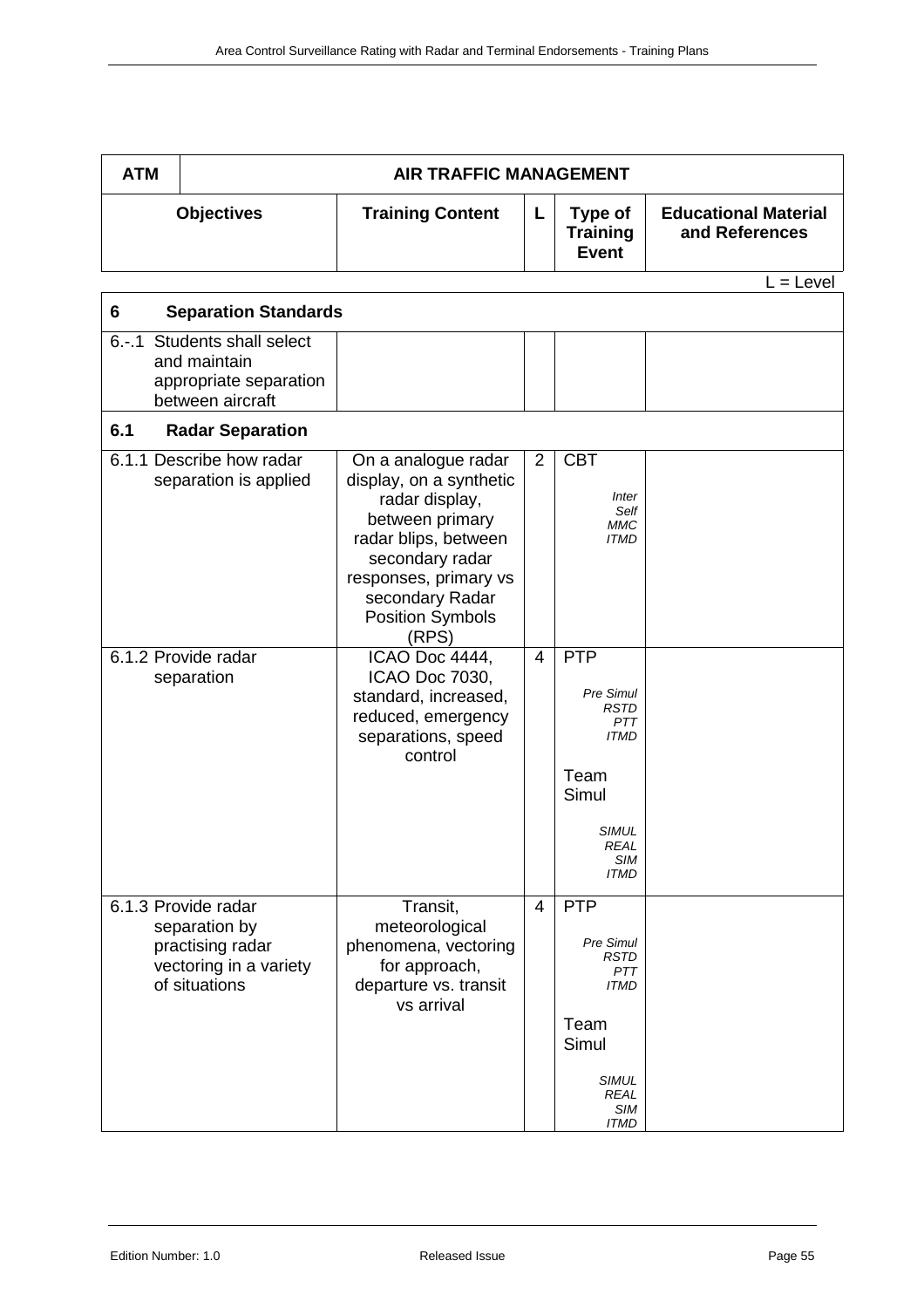| ATM | AIR TRAFFIC MANAGEMENT | | | |
|---|---|---|---|---|
| **Objectives** | **Training Content** | **L** | **Type of Training Event** | **Educational Material and References** |

L = Level

| | | | | |
|---|---|---|---|---|
| **6 Separation Standards** | | | | |
| 6.-.1 Students shall select and maintain appropriate separation between aircraft | | | | |
| **6.1 Radar Separation** | | | | |
| 6.1.1 Describe how radar separation is applied | On a analogue radar display, on a synthetic radar display, between primary radar blips, between secondary radar responses, primary vs secondary Radar Position Symbols (RPS) | 2 | CBT<br>*Inter Self MMC ITMD* | |
| 6.1.2 Provide radar separation | ICAO Doc 4444, ICAO Doc 7030, standard, increased, reduced, emergency separations, speed control | 4 | PTP<br>*Pre Simul RSTD PTT ITMD*<br>Team Simul<br>*SIMUL REAL SIM ITMD* | |
| 6.1.3 Provide radar separation by practising radar vectoring in a variety of situations | Transit, meteorological phenomena, vectoring for approach, departure vs. transit vs arrival | 4 | PTP<br>*Pre Simul RSTD PTT ITMD*<br>Team Simul<br>*SIMUL REAL SIM ITMD* | |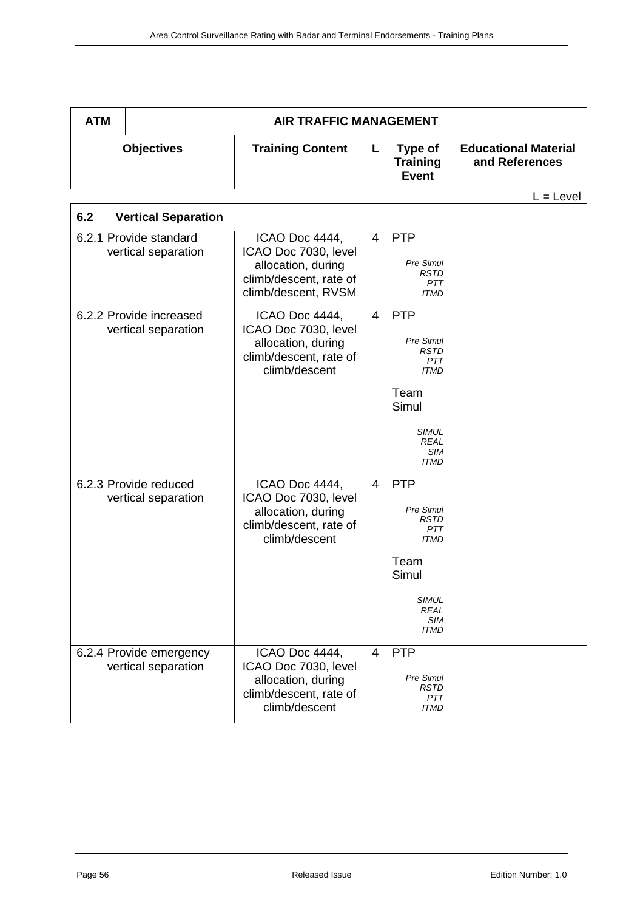| ATM | AIR TRAFFIC MANAGEMENT | | | |
|---|---|---|---|---|
| **Objectives** | **Training Content** | **L** | **Type of Training Event** | **Educational Material and References** |

L = Level

| **6.2 Vertical Separation** | | | | |
|---|---|---|---|---|
| 6.2.1 Provide standard vertical separation | ICAO Doc 4444, ICAO Doc 7030, level allocation, during climb/descent, rate of climb/descent, RVSM | 4 | PTP<br>*Pre Simul RSTD PTT ITMD* | |
| 6.2.2 Provide increased vertical separation | ICAO Doc 4444, ICAO Doc 7030, level allocation, during climb/descent, rate of climb/descent | 4 | PTP<br>*Pre Simul RSTD PTT ITMD*<br>Team Simul<br>*SIMUL REAL SIM ITMD* | |
| 6.2.3 Provide reduced vertical separation | ICAO Doc 4444, ICAO Doc 7030, level allocation, during climb/descent, rate of climb/descent | 4 | PTP<br>*Pre Simul RSTD PTT ITMD*<br>Team Simul<br>*SIMUL REAL SIM ITMD* | |
| 6.2.4 Provide emergency vertical separation | ICAO Doc 4444, ICAO Doc 7030, level allocation, during climb/descent, rate of climb/descent | 4 | PTP<br>*Pre Simul RSTD PTT ITMD* | |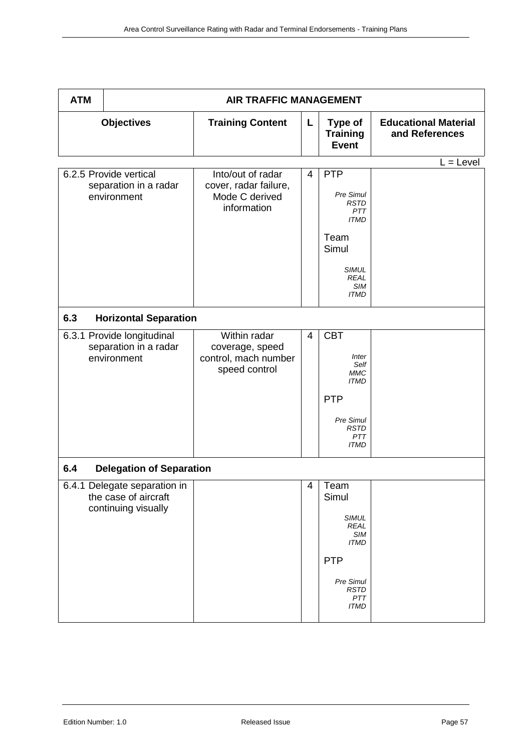| ATM | AIR TRAFFIC MANAGEMENT | | | |
|---|---|---|---|---|
| **Objectives** | **Training Content** | **L** | **Type of Training Event** | **Educational Material and References** |

L = Level

| Objectives | Training Content | L | Type of Training Event | Educational Material and References |
|---|---|---|---|---|
| 6.2.5 Provide vertical separation in a radar environment | Into/out of radar cover, radar failure, Mode C derived information | 4 | PTP<br>*Pre Simul RSTD PTT ITMD*<br>Team Simul<br>*SIMUL REAL SIM ITMD* | |
| **6.3 Horizontal Separation** | | | | |
| 6.3.1 Provide longitudinal separation in a radar environment | Within radar coverage, speed control, mach number speed control | 4 | CBT<br>*Inter Self MMC ITMD*<br>PTP<br>*Pre Simul RSTD PTT ITMD* | |
| **6.4 Delegation of Separation** | | | | |
| 6.4.1 Delegate separation in the case of aircraft continuing visually | | 4 | Team Simul<br>*SIMUL REAL SIM ITMD*<br>PTP<br>*Pre Simul RSTD PTT ITMD* | |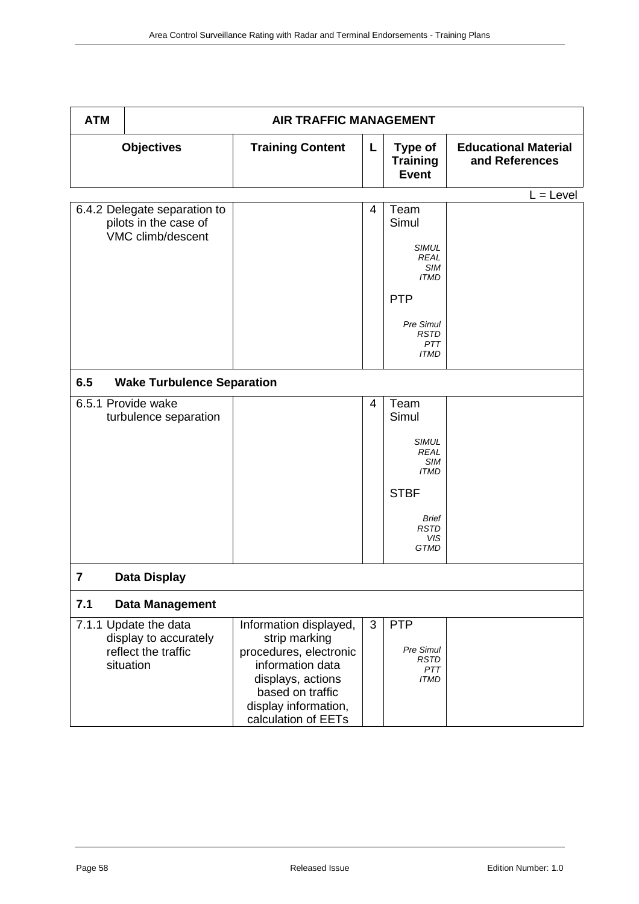| ATM | AIR TRAFFIC MANAGEMENT | | | |
|---|---|---|---|---|
| **Objectives** | **Training Content** | **L** | **Type of Training Event** | **Educational Material and References** |

L = Level

| Objectives | Training Content | L | Type of Training Event | Educational Material and References |
|---|---|---|---|---|
| 6.4.2 Delegate separation to pilots in the case of VMC climb/descent | | 4 | Team Simul<br>*SIMUL REAL SIM ITMD*<br>PTP<br>*Pre Simul RSTD PTT ITMD* | |
| **6.5 Wake Turbulence Separation** | | | | |
| 6.5.1 Provide wake turbulence separation | | 4 | Team Simul<br>*SIMUL REAL SIM ITMD*<br>STBF<br>*Brief RSTD VIS GTMD* | |
| **7 Data Display** | | | | |
| **7.1 Data Management** | | | | |
| 7.1.1 Update the data display to accurately reflect the traffic situation | Information displayed, strip marking procedures, electronic information data displays, actions based on traffic display information, calculation of EETs | 3 | PTP<br>*Pre Simul RSTD PTT ITMD* | |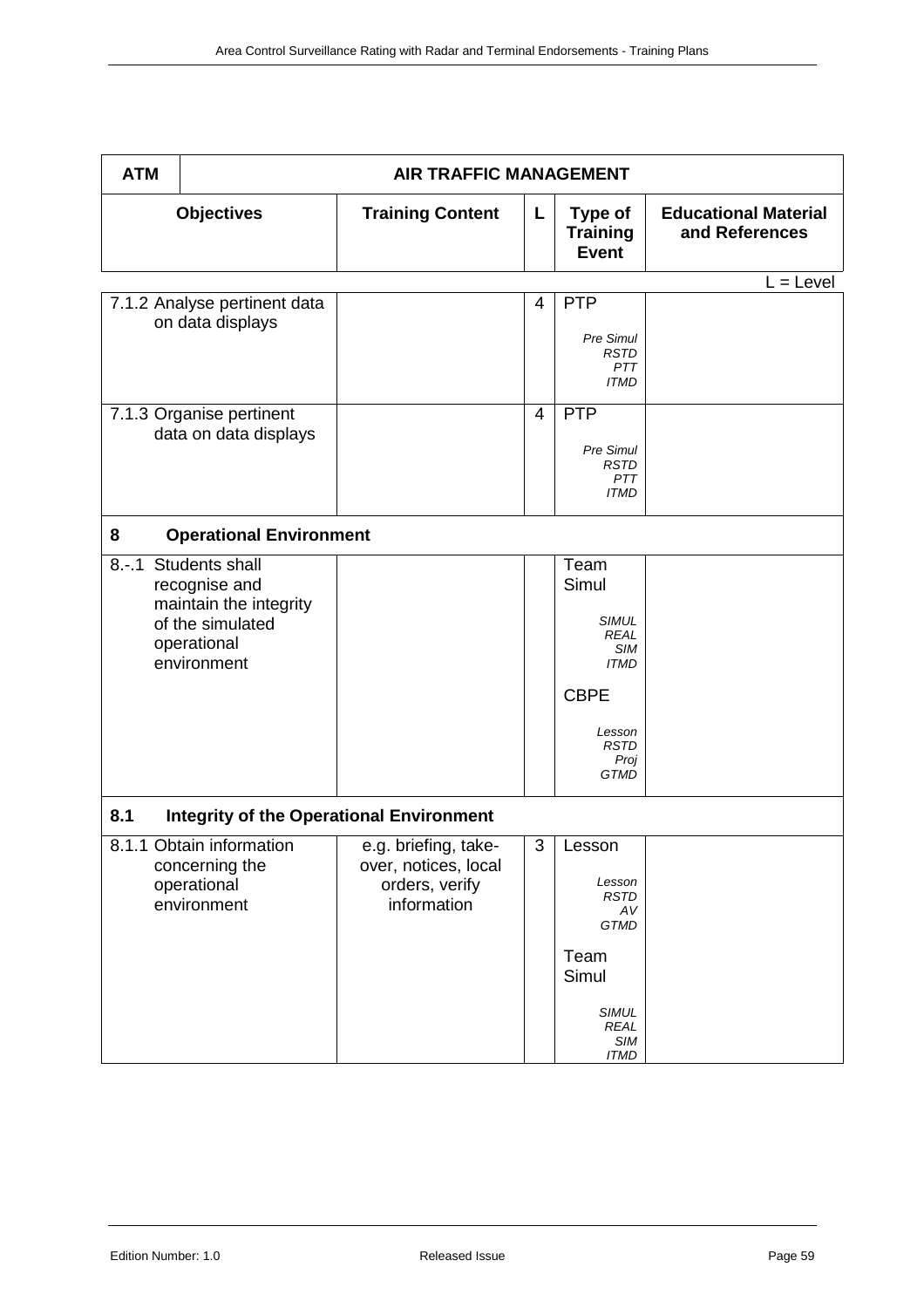| ATM | AIR TRAFFIC MANAGEMENT | | | |
|---|---|---|---|---|
| **Objectives** | **Training Content** | **L** | **Type of Training Event** | **Educational Material and References** |

L = Level

| Objectives | Training Content | L | Type of Training Event | Educational Material and References |
|---|---|---|---|---|
| 7.1.2 Analyse pertinent data on data displays | | 4 | PTP *Pre Simul RSTD PTT ITMD* | |
| 7.1.3 Organise pertinent data on data displays | | 4 | PTP *Pre Simul RSTD PTT ITMD* | |
| **8 Operational Environment** | | | | |
| 8.-.1 Students shall recognise and maintain the integrity of the simulated operational environment | | | Team Simul *SIMUL REAL SIM ITMD* CBPE *Lesson RSTD Proj GTMD* | |
| **8.1 Integrity of the Operational Environment** | | | | |
| 8.1.1 Obtain information concerning the operational environment | e.g. briefing, take-over, notices, local orders, verify information | 3 | Lesson *Lesson RSTD AV GTMD* Team Simul *SIMUL REAL SIM ITMD* | |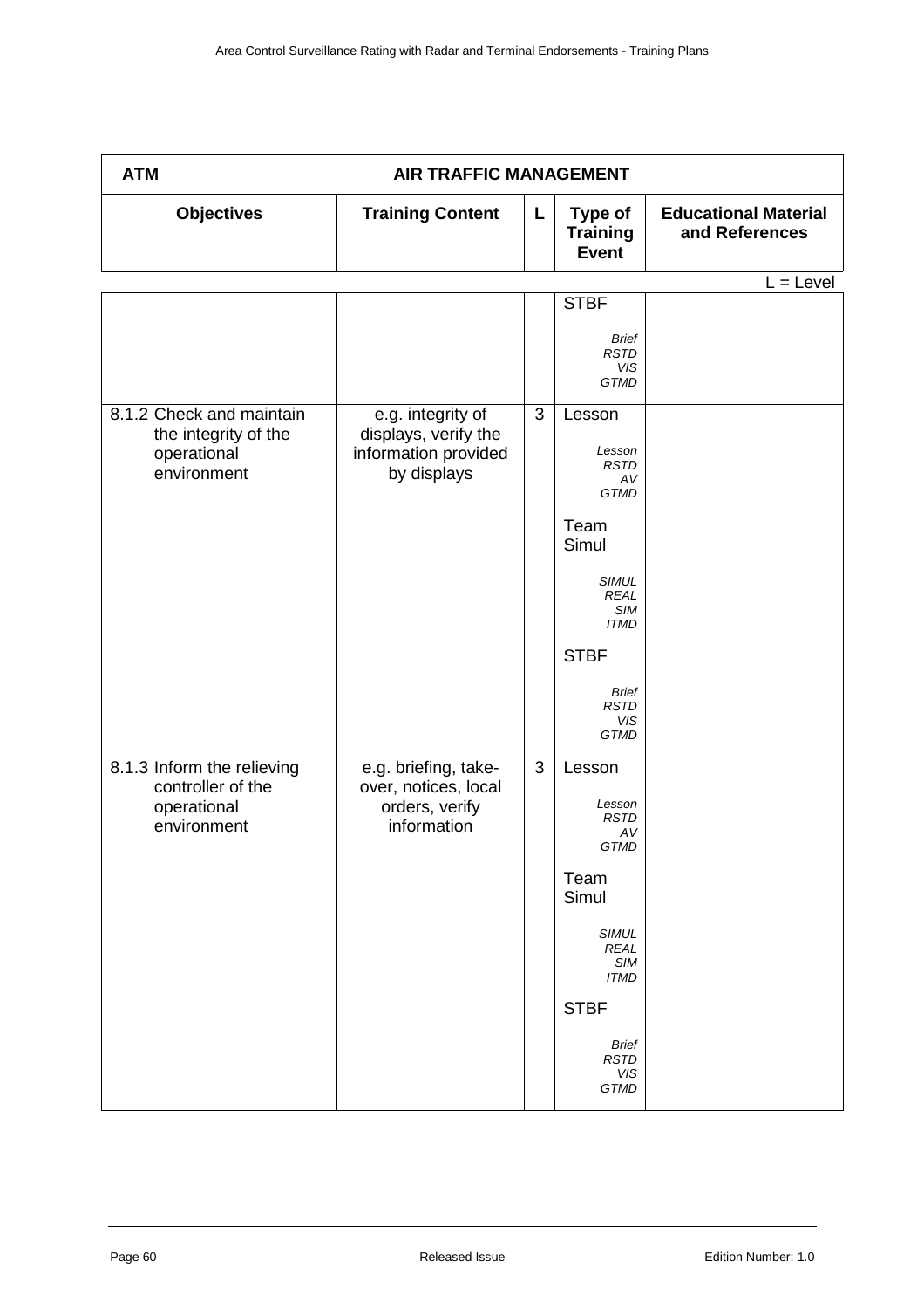| ATM | AIR TRAFFIC MANAGEMENT | | | |
|---|---|---|---|---|
| **Objectives** | **Training Content** | **L** | **Type of Training Event** | **Educational Material and References** |

L = Level

| Objectives | Training Content | L | Type of Training Event | Educational Material and References |
|---|---|---|---|---|
| | | | STBF<br>*Brief RSTD VIS GTMD* | |
| 8.1.2 Check and maintain the integrity of the operational environment | e.g. integrity of displays, verify the information provided by displays | 3 | Lesson<br>*Lesson RSTD AV GTMD*<br>Team Simul<br>*SIMUL REAL SIM ITMD*<br>STBF<br>*Brief RSTD VIS GTMD* | |
| 8.1.3 Inform the relieving controller of the operational environment | e.g. briefing, take-over, notices, local orders, verify information | 3 | Lesson<br>*Lesson RSTD AV GTMD*<br>Team Simul<br>*SIMUL REAL SIM ITMD*<br>STBF<br>*Brief RSTD VIS GTMD* | |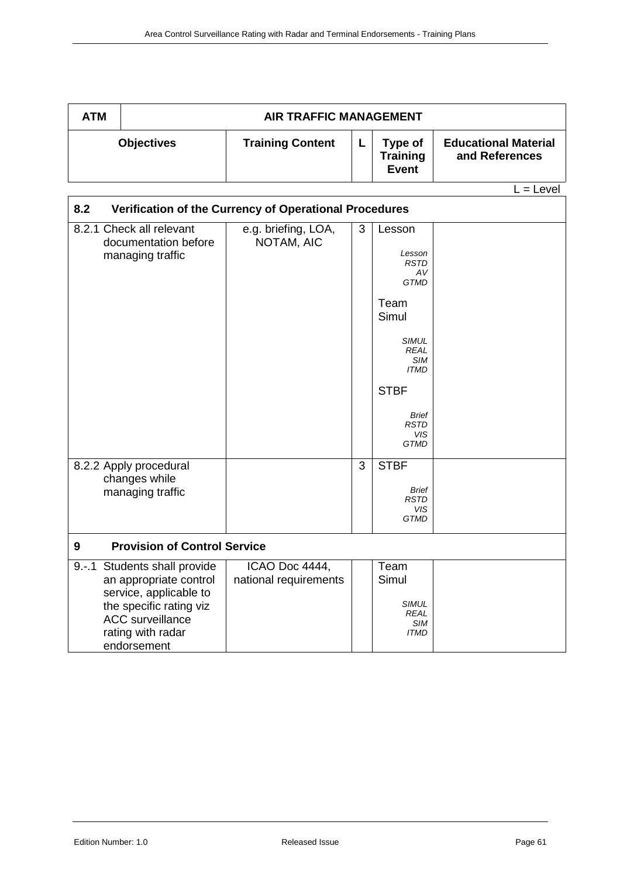| ATM | AIR TRAFFIC MANAGEMENT | | | |
|---|---|---|---|---|
| **Objectives** | **Training Content** | **L** | **Type of Training Event** | **Educational Material and References** |

L = Level

| **8.2 Verification of the Currency of Operational Procedures** | | | | |
|---|---|---|---|---|
| 8.2.1 Check all relevant documentation before managing traffic | e.g. briefing, LOA, NOTAM, AIC | 3 | Lesson<br>*Lesson RSTD AV GTMD*<br>Team Simul<br>*SIMUL REAL SIM ITMD*<br>STBF<br>*Brief RSTD VIS GTMD* | |
| 8.2.2 Apply procedural changes while managing traffic | | 3 | STBF<br>*Brief RSTD VIS GTMD* | |
| **9 Provision of Control Service** | | | | |
| 9.-.1 Students shall provide an appropriate control service, applicable to the specific rating viz ACC surveillance rating with radar endorsement | ICAO Doc 4444, national requirements | | Team Simul<br>*SIMUL REAL SIM ITMD* | |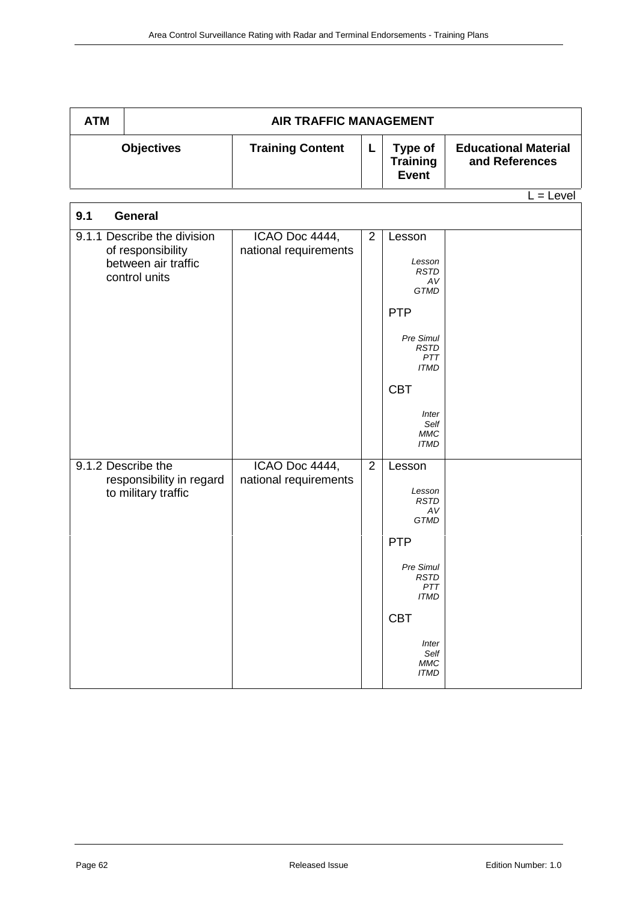| ATM | AIR TRAFFIC MANAGEMENT | | | |
|---|---|---|---|---|
| **Objectives** | **Training Content** | **L** | **Type of Training Event** | **Educational Material and References** |

L = Level

| **9.1 General** | | | | |
|---|---|---|---|---|
| 9.1.1 Describe the division of responsibility between air traffic control units | ICAO Doc 4444, national requirements | 2 | Lesson<br>*Lesson RSTD AV GTMD*<br>PTP<br>*Pre Simul RSTD PTT ITMD*<br>CBT<br>*Inter Self MMC ITMD* | |
| 9.1.2 Describe the responsibility in regard to military traffic | ICAO Doc 4444, national requirements | 2 | Lesson<br>*Lesson RSTD AV GTMD*<br>PTP<br>*Pre Simul RSTD PTT ITMD*<br>CBT<br>*Inter Self MMC ITMD* | |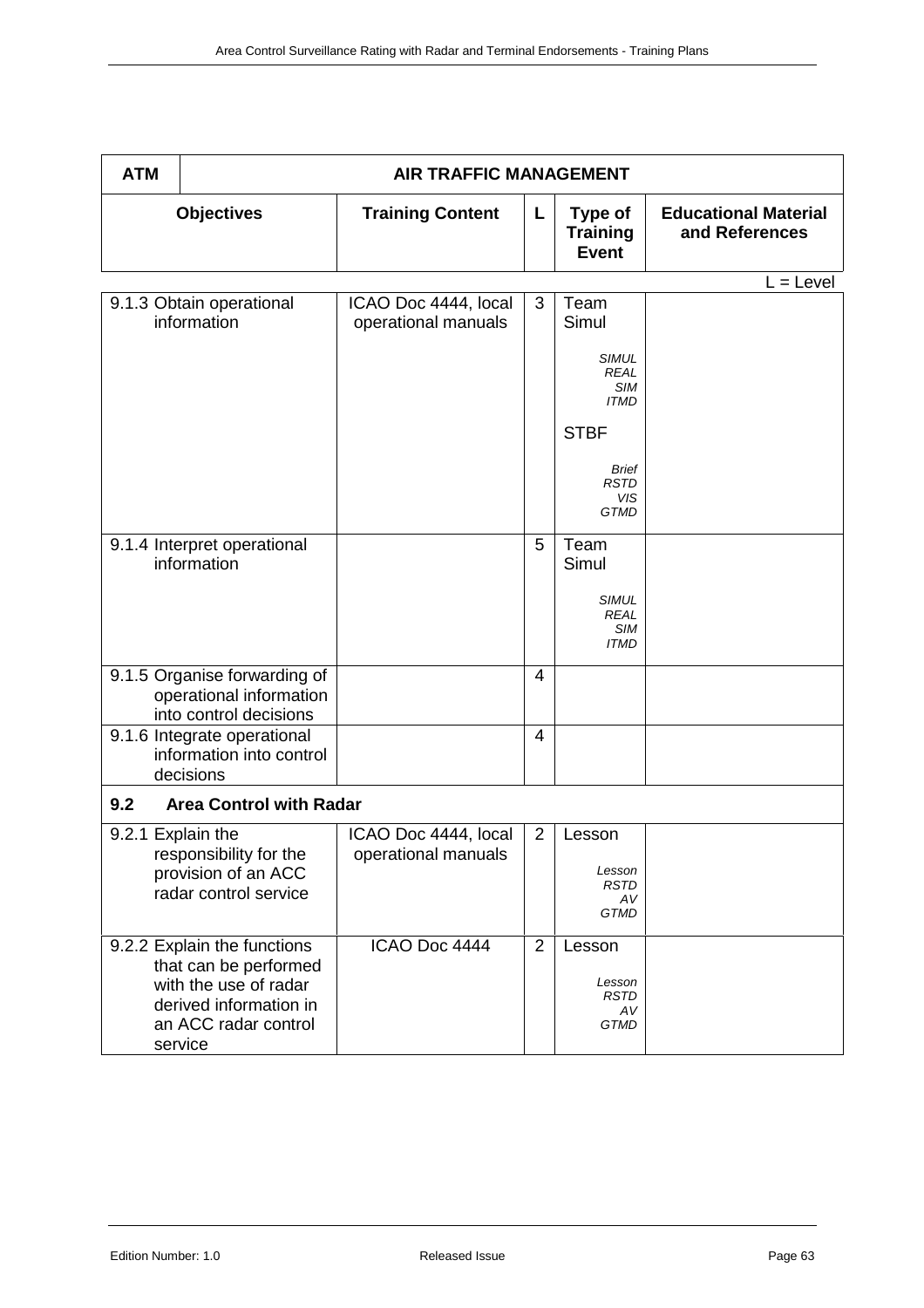| ATM | AIR TRAFFIC MANAGEMENT | | | |
|---|---|---|---|---|
| **Objectives** | **Training Content** | **L** | **Type of Training Event** | **Educational Material and References** |

L = Level

| Objectives | Training Content | L | Type of Training Event | Educational Material and References |
|---|---|---|---|---|
| 9.1.3 Obtain operational information | ICAO Doc 4444, local operational manuals | 3 | Team Simul<br>*SIMUL REAL SIM ITMD*<br>STBF<br>*Brief RSTD VIS GTMD* | |
| 9.1.4 Interpret operational information | | 5 | Team Simul<br>*SIMUL REAL SIM ITMD* | |
| 9.1.5 Organise forwarding of operational information into control decisions | | 4 | | |
| 9.1.6 Integrate operational information into control decisions | | 4 | | |
| **9.2 Area Control with Radar** | | | | |
| 9.2.1 Explain the responsibility for the provision of an ACC radar control service | ICAO Doc 4444, local operational manuals | 2 | Lesson<br>*Lesson RSTD AV GTMD* | |
| 9.2.2 Explain the functions that can be performed with the use of radar derived information in an ACC radar control service | ICAO Doc 4444 | 2 | Lesson<br>*Lesson RSTD AV GTMD* | |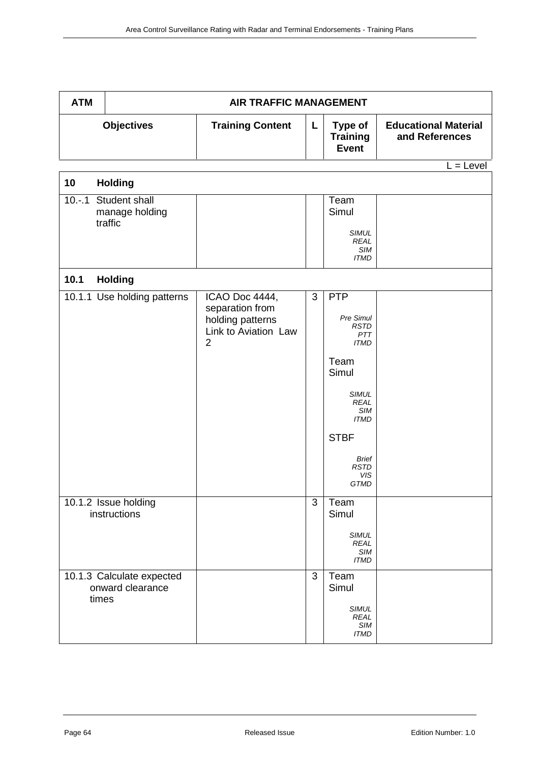| ATM | AIR TRAFFIC MANAGEMENT | | | |
|---|---|---|---|---|
| **Objectives** | **Training Content** | **L** | **Type of Training Event** | **Educational Material and References** |

L = Level

| **10 Holding** | | | | |
|---|---|---|---|---|
| 10.-.1 Student shall manage holding traffic | | | Team Simul<br>*SIMUL REAL SIM ITMD* | |
| **10.1 Holding** | | | | |
| 10.1.1 Use holding patterns | ICAO Doc 4444, separation from holding patterns Link to Aviation Law 2 | 3 | PTP<br>*Pre Simul RSTD PTT ITMD*<br>Team Simul<br>*SIMUL REAL SIM ITMD*<br>STBF<br>*Brief RSTD VIS GTMD* | |
| 10.1.2 Issue holding instructions | | 3 | Team Simul<br>*SIMUL REAL SIM ITMD* | |
| 10.1.3 Calculate expected onward clearance times | | 3 | Team Simul<br>*SIMUL REAL SIM ITMD* | |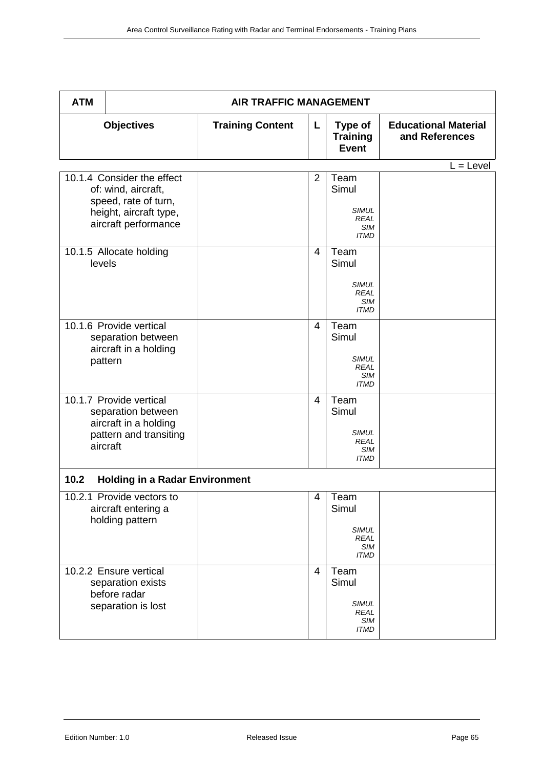| ATM | AIR TRAFFIC MANAGEMENT | | | |
|---|---|---|---|---|
| **Objectives** | **Training Content** | **L** | **Type of Training Event** | **Educational Material and References** |

L = Level

| Objectives | Training Content | L | Type of Training Event | Educational Material and References |
|---|---|---|---|---|
| 10.1.4 Consider the effect of: wind, aircraft, speed, rate of turn, height, aircraft type, aircraft performance | | 2 | Team Simul<br>*SIMUL REAL SIM ITMD* | |
| 10.1.5 Allocate holding levels | | 4 | Team Simul<br>*SIMUL REAL SIM ITMD* | |
| 10.1.6 Provide vertical separation between aircraft in a holding pattern | | 4 | Team Simul<br>*SIMUL REAL SIM ITMD* | |
| 10.1.7 Provide vertical separation between aircraft in a holding pattern and transiting aircraft | | 4 | Team Simul<br>*SIMUL REAL SIM ITMD* | |
| **10.2 Holding in a Radar Environment** | | | | |
| 10.2.1 Provide vectors to aircraft entering a holding pattern | | 4 | Team Simul<br>*SIMUL REAL SIM ITMD* | |
| 10.2.2 Ensure vertical separation exists before radar separation is lost | | 4 | Team Simul<br>*SIMUL REAL SIM ITMD* | |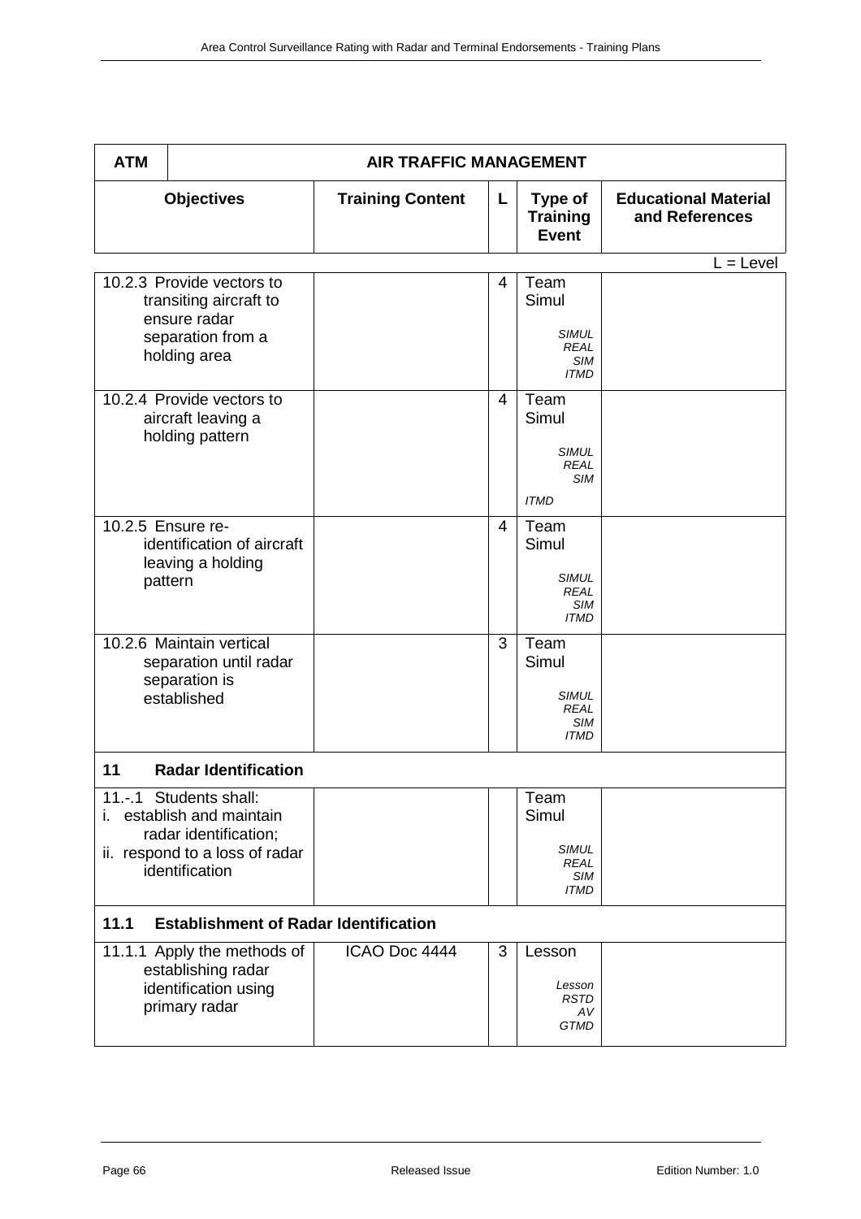| ATM | AIR TRAFFIC MANAGEMENT | | | |
|---|---|---|---|---|
| **Objectives** | **Training Content** | **L** | **Type of Training Event** | **Educational Material and References** |

L = Level

| Objectives | Training Content | L | Type of Training Event | Educational Material and References |
|---|---|---|---|---|
| 10.2.3 Provide vectors to transiting aircraft to ensure radar separation from a holding area | | 4 | Team Simul<br>*SIMUL REAL SIM ITMD* | |
| 10.2.4 Provide vectors to aircraft leaving a holding pattern | | 4 | Team Simul<br>*SIMUL REAL SIM*<br>*ITMD* | |
| 10.2.5 Ensure re-identification of aircraft leaving a holding pattern | | 4 | Team Simul<br>*SIMUL REAL SIM ITMD* | |
| 10.2.6 Maintain vertical separation until radar separation is established | | 3 | Team Simul<br>*SIMUL REAL SIM ITMD* | |
| **11 Radar Identification** | | | | |
| 11.-.1 Students shall:<br>i. establish and maintain radar identification;<br>ii. respond to a loss of radar identification | | | Team Simul<br>*SIMUL REAL SIM ITMD* | |
| **11.1 Establishment of Radar Identification** | | | | |
| 11.1.1 Apply the methods of establishing radar identification using primary radar | ICAO Doc 4444 | 3 | Lesson<br>*Lesson RSTD AV GTMD* | |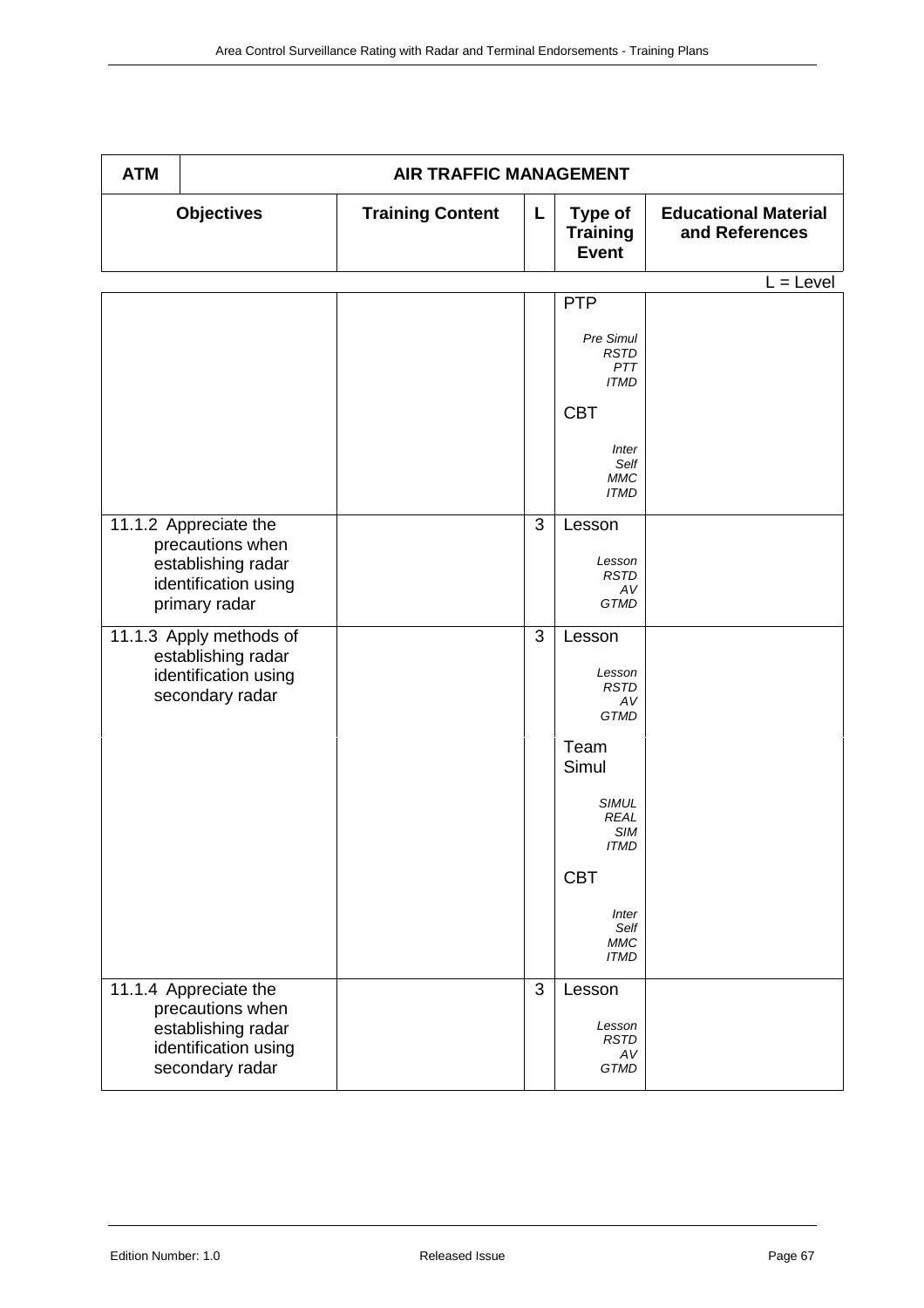| ATM | AIR TRAFFIC MANAGEMENT | | | |
|---|---|---|---|---|
| **Objectives** | **Training Content** | **L** | **Type of Training Event** | **Educational Material and References** |

L = Level

| Objectives | Training Content | L | Type of Training Event | Educational Material and References |
|---|---|---|---|---|
| | | | PTP<br>*Pre Simul*<br>*RSTD*<br>*PTT*<br>*ITMD* | |
| | | | CBT<br>*Inter*<br>*Self*<br>*MMC*<br>*ITMD* | |
| 11.1.2 Appreciate the precautions when establishing radar identification using primary radar | | 3 | Lesson<br>*Lesson*<br>*RSTD*<br>*AV*<br>*GTMD* | |
| 11.1.3 Apply methods of establishing radar identification using secondary radar | | 3 | Lesson<br>*Lesson*<br>*RSTD*<br>*AV*<br>*GTMD* | |
| | | | Team Simul<br>*SIMUL*<br>*REAL*<br>*SIM*<br>*ITMD* | |
| | | | CBT<br>*Inter*<br>*Self*<br>*MMC*<br>*ITMD* | |
| 11.1.4 Appreciate the precautions when establishing radar identification using secondary radar | | 3 | Lesson<br>*Lesson*<br>*RSTD*<br>*AV*<br>*GTMD* | |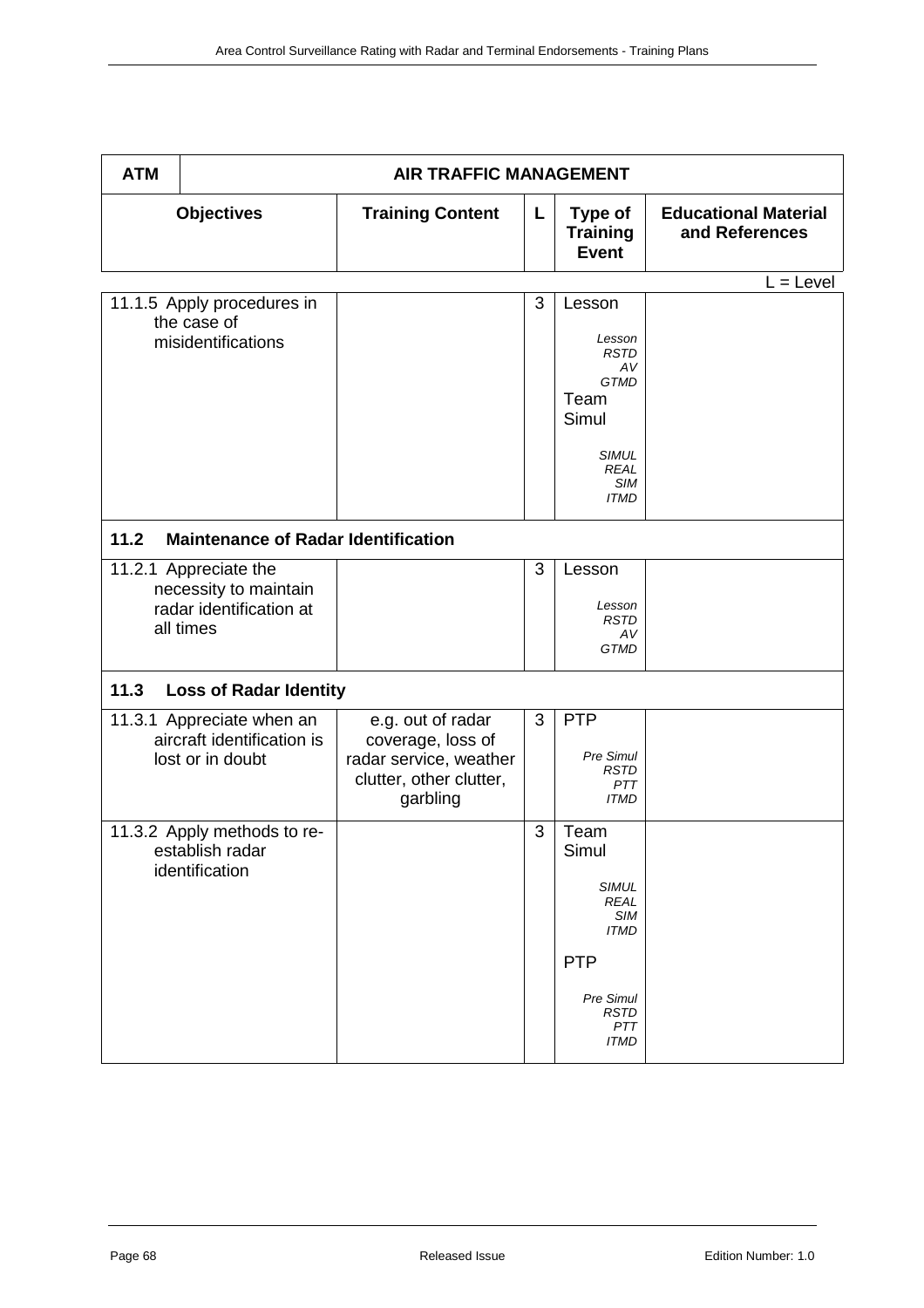| ATM | AIR TRAFFIC MANAGEMENT | | | |
|---|---|---|---|---|
| **Objectives** | **Training Content** | **L** | **Type of Training Event** | **Educational Material and References** |

L = Level

| Objectives | Training Content | L | Type of Training Event | Educational Material and References |
|---|---|---|---|---|
| 11.1.5 Apply procedures in the case of misidentifications | | 3 | Lesson<br>*Lesson RSTD AV GTMD*<br>Team Simul<br>*SIMUL REAL SIM ITMD* | |
| **11.2 Maintenance of Radar Identification** | | | | |
| 11.2.1 Appreciate the necessity to maintain radar identification at all times | | 3 | Lesson<br>*Lesson RSTD AV GTMD* | |
| **11.3 Loss of Radar Identity** | | | | |
| 11.3.1 Appreciate when an aircraft identification is lost or in doubt | e.g. out of radar coverage, loss of radar service, weather clutter, other clutter, garbling | 3 | PTP<br>*Pre Simul RSTD PTT ITMD* | |
| 11.3.2 Apply methods to re-establish radar identification | | 3 | Team Simul<br>*SIMUL REAL SIM ITMD*<br>PTP<br>*Pre Simul RSTD PTT ITMD* | |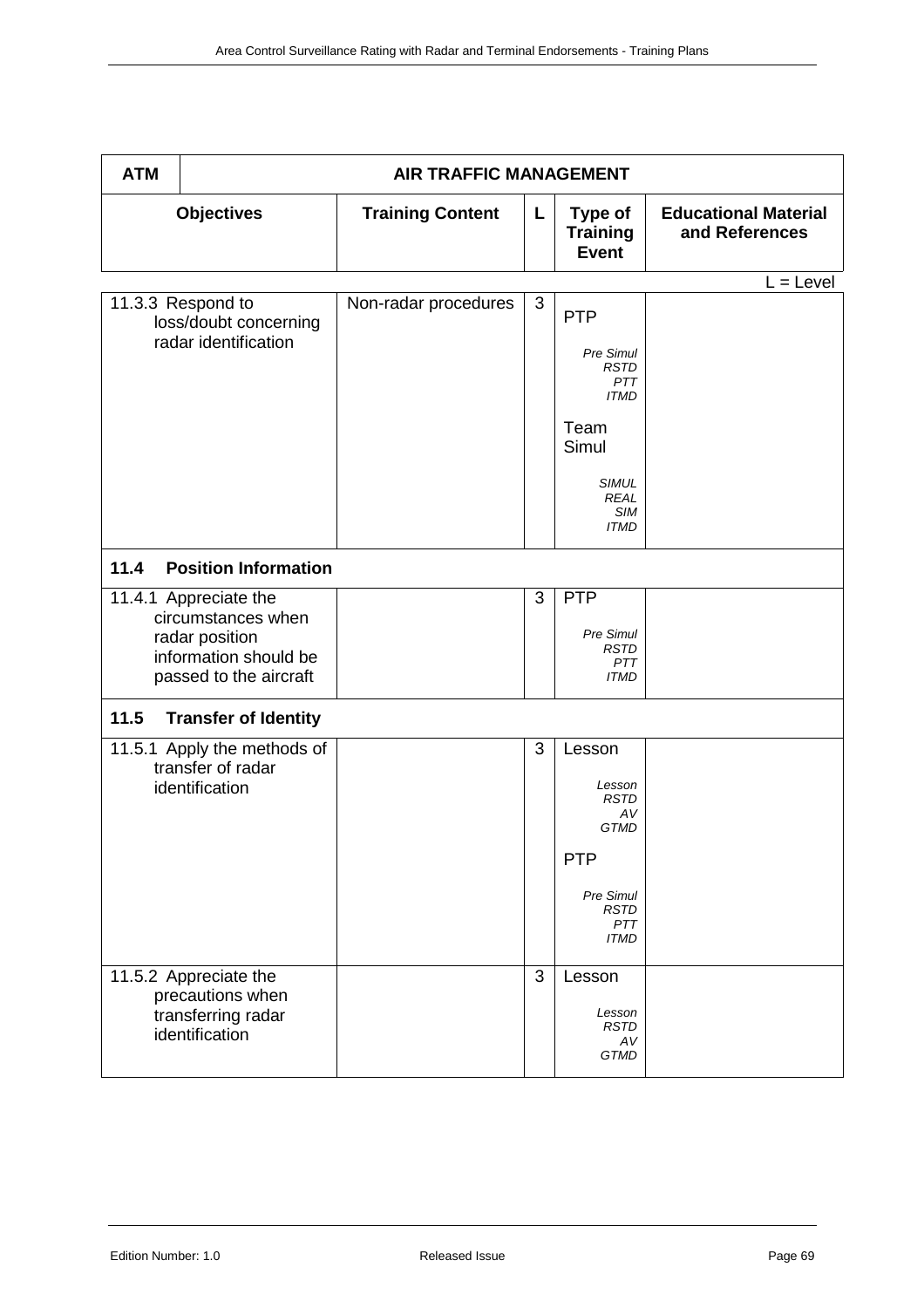| ATM | AIR TRAFFIC MANAGEMENT | | | |
|---|---|---|---|---|
| **Objectives** | **Training Content** | **L** | **Type of Training Event** | **Educational Material and References** |

L = Level

| Objectives | Training Content | L | Type of Training Event | Educational Material and References |
|---|---|---|---|---|
| 11.3.3 Respond to loss/doubt concerning radar identification | Non-radar procedures | 3 | PTP<br>*Pre Simul RSTD PTT ITMD*<br>Team Simul<br>*SIMUL REAL SIM ITMD* | |
| **11.4 Position Information** | | | | |
| 11.4.1 Appreciate the circumstances when radar position information should be passed to the aircraft | | 3 | PTP<br>*Pre Simul RSTD PTT ITMD* | |
| **11.5 Transfer of Identity** | | | | |
| 11.5.1 Apply the methods of transfer of radar identification | | 3 | Lesson<br>*Lesson RSTD AV GTMD*<br>PTP<br>*Pre Simul RSTD PTT ITMD* | |
| 11.5.2 Appreciate the precautions when transferring radar identification | | 3 | Lesson<br>*Lesson RSTD AV GTMD* | |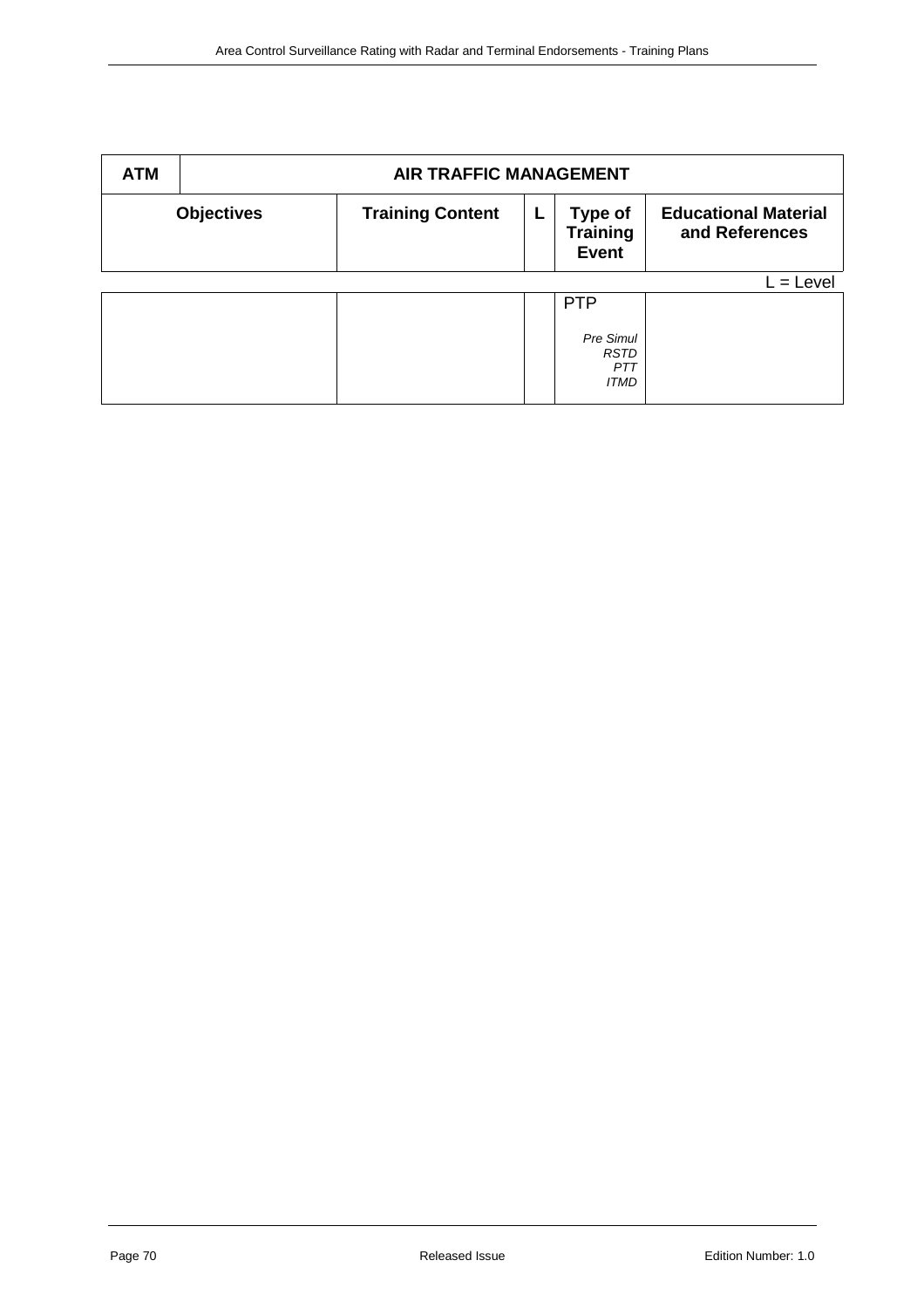| ATM | AIR TRAFFIC MANAGEMENT | | | |
|---|---|---|---|---|
| **Objectives** | **Training Content** | **L** | **Type of Training Event** | **Educational Material and References** |
| | | | PTP<br><br>*Pre Simul*<br>*RSTD*<br>*PTT*<br>*ITMD* | |

L = Level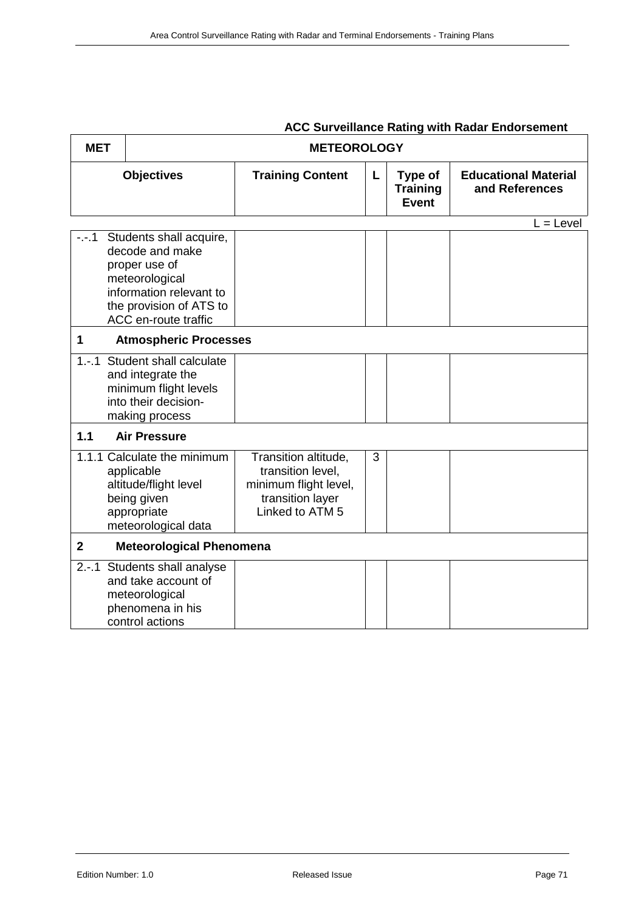**ACC Surveillance Rating with Radar Endorsement**

| MET | METEOROLOGY | | | | |
|---|---|---|---|---|---|
| **Objectives** | | **Training Content** | **L** | **Type of Training Event** | **Educational Material and References** |
| -.-.1 | Students shall acquire, decode and make proper use of meteorological information relevant to the provision of ATS to ACC en-route traffic | | | | |
| **1** | **Atmospheric Processes** | | | | |
| 1.-.1 | Student shall calculate and integrate the minimum flight levels into their decision-making process | | | | |
| **1.1** | **Air Pressure** | | | | |
| 1.1.1 | Calculate the minimum applicable altitude/flight level being given appropriate meteorological data | Transition altitude, transition level, minimum flight level, transition layer Linked to ATM 5 | 3 | | |
| **2** | **Meteorological Phenomena** | | | | |
| 2.-.1 | Students shall analyse and take account of meteorological phenomena in his control actions | | | | |

L = Level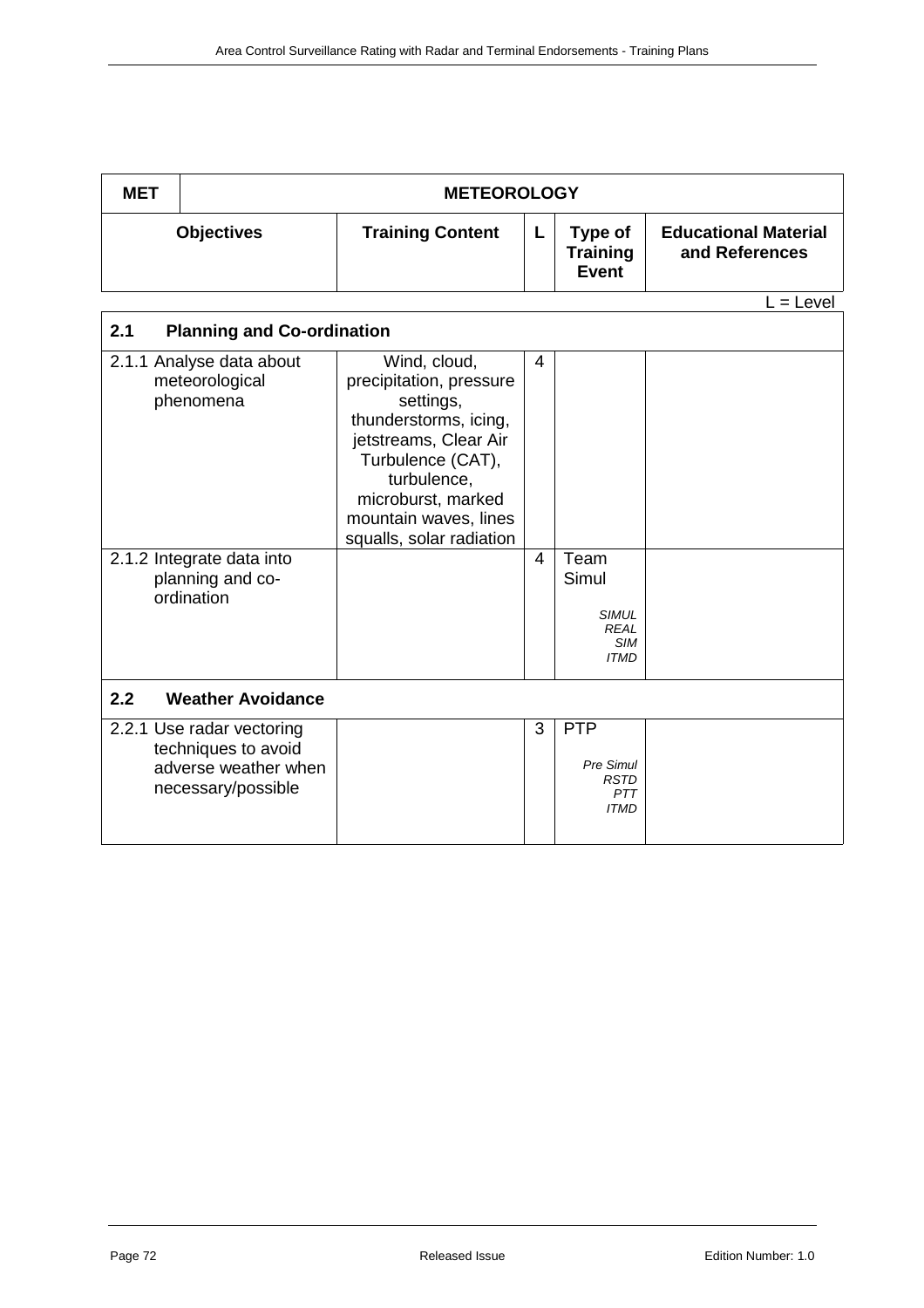| MET | METEOROLOGY | | | |
|---|---|---|---|---|
| **Objectives** | **Training Content** | **L** | **Type of Training Event** | **Educational Material and References** |

L = Level

| **2.1 Planning and Co-ordination** | | | | |
|---|---|---|---|---|
| 2.1.1 Analyse data about meteorological phenomena | Wind, cloud, precipitation, pressure settings, thunderstorms, icing, jetstreams, Clear Air Turbulence (CAT), turbulence, microburst, marked mountain waves, lines squalls, solar radiation | 4 | | |
| 2.1.2 Integrate data into planning and co-ordination | | 4 | Team Simul<br>*SIMUL REAL SIM ITMD* | |
| **2.2 Weather Avoidance** | | | | |
| 2.2.1 Use radar vectoring techniques to avoid adverse weather when necessary/possible | | 3 | PTP<br>*Pre Simul RSTD PTT ITMD* | |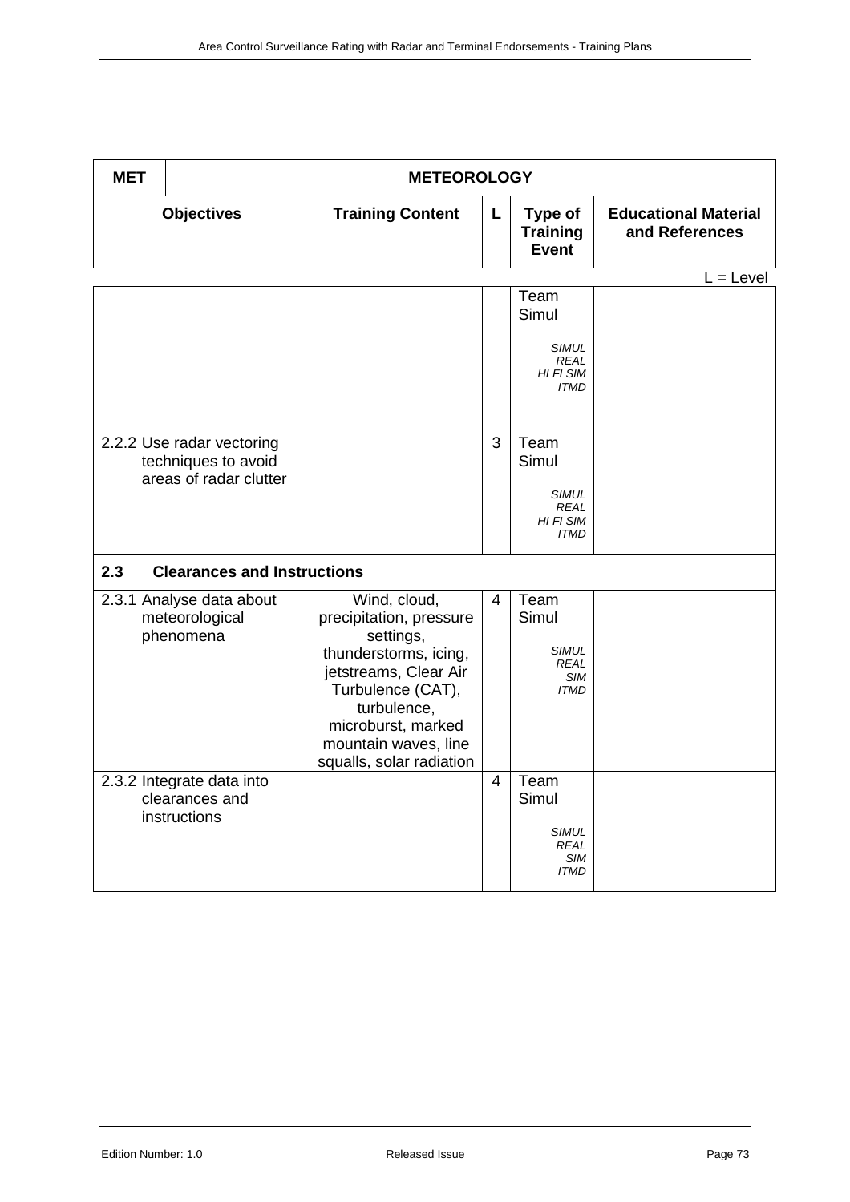| MET | METEOROLOGY | | | |
|---|---|---|---|---|
| **Objectives** | **Training Content** | **L** | **Type of Training Event** | **Educational Material and References** |

L = Level

| Objectives | Training Content | L | Type of Training Event | Educational Material and References |
|---|---|---|---|---|
| | | | Team Simul<br>*SIMUL REAL HI FI SIM ITMD* | |
| 2.2.2 Use radar vectoring techniques to avoid areas of radar clutter | | 3 | Team Simul<br>*SIMUL REAL HI FI SIM ITMD* | |
| **2.3 Clearances and Instructions** | | | | |
| 2.3.1 Analyse data about meteorological phenomena | Wind, cloud, precipitation, pressure settings, thunderstorms, icing, jetstreams, Clear Air Turbulence (CAT), turbulence, microburst, marked mountain waves, line squalls, solar radiation | 4 | Team Simul<br>*SIMUL REAL SIM ITMD* | |
| 2.3.2 Integrate data into clearances and instructions | | 4 | Team Simul<br>*SIMUL REAL SIM ITMD* | |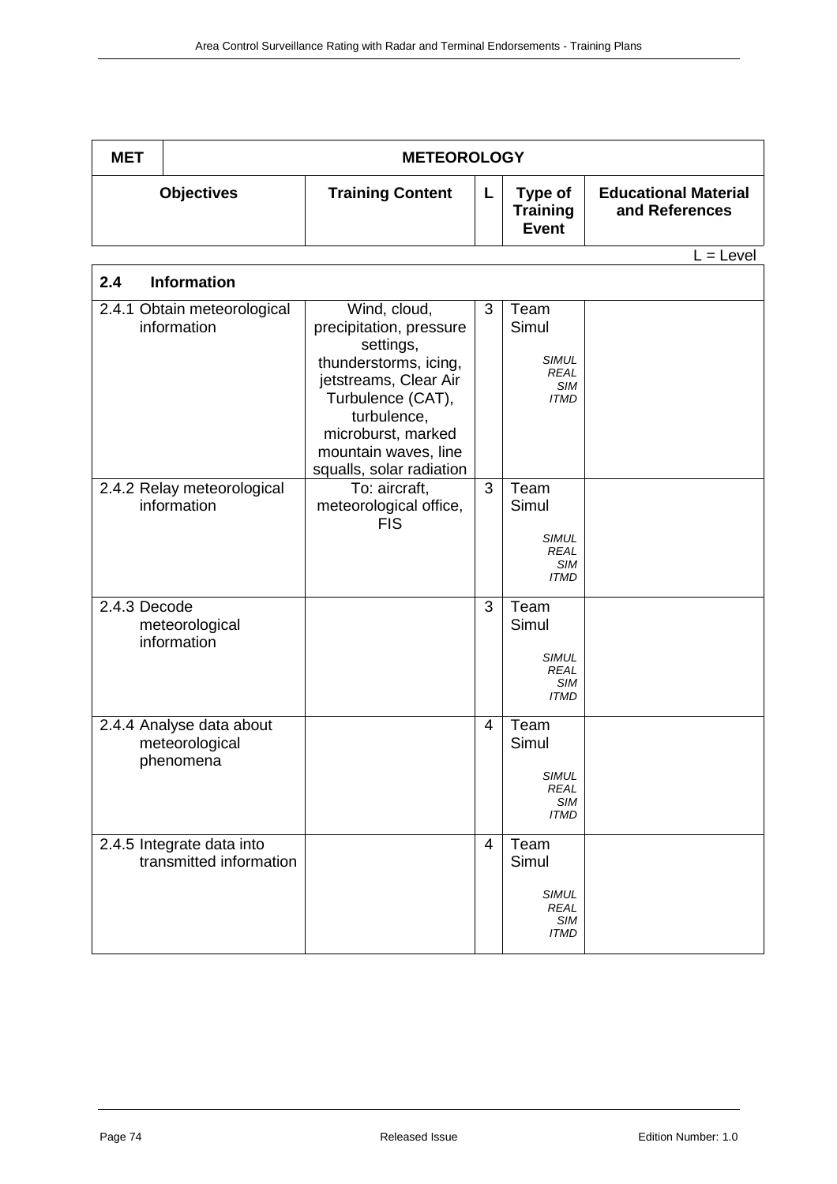| MET | METEOROLOGY | | | |
|---|---|---|---|---|
| **Objectives** | **Training Content** | **L** | **Type of Training Event** | **Educational Material and References** |

L = Level

| **2.4 Information** | | | | |
|---|---|---|---|---|
| 2.4.1 Obtain meteorological information | Wind, cloud, precipitation, pressure settings, thunderstorms, icing, jetstreams, Clear Air Turbulence (CAT), turbulence, microburst, marked mountain waves, line squalls, solar radiation | 3 | Team Simul *SIMUL REAL SIM ITMD* | |
| 2.4.2 Relay meteorological information | To: aircraft, meteorological office, FIS | 3 | Team Simul *SIMUL REAL SIM ITMD* | |
| 2.4.3 Decode meteorological information | | 3 | Team Simul *SIMUL REAL SIM ITMD* | |
| 2.4.4 Analyse data about meteorological phenomena | | 4 | Team Simul *SIMUL REAL SIM ITMD* | |
| 2.4.5 Integrate data into transmitted information | | 4 | Team Simul *SIMUL REAL SIM ITMD* | |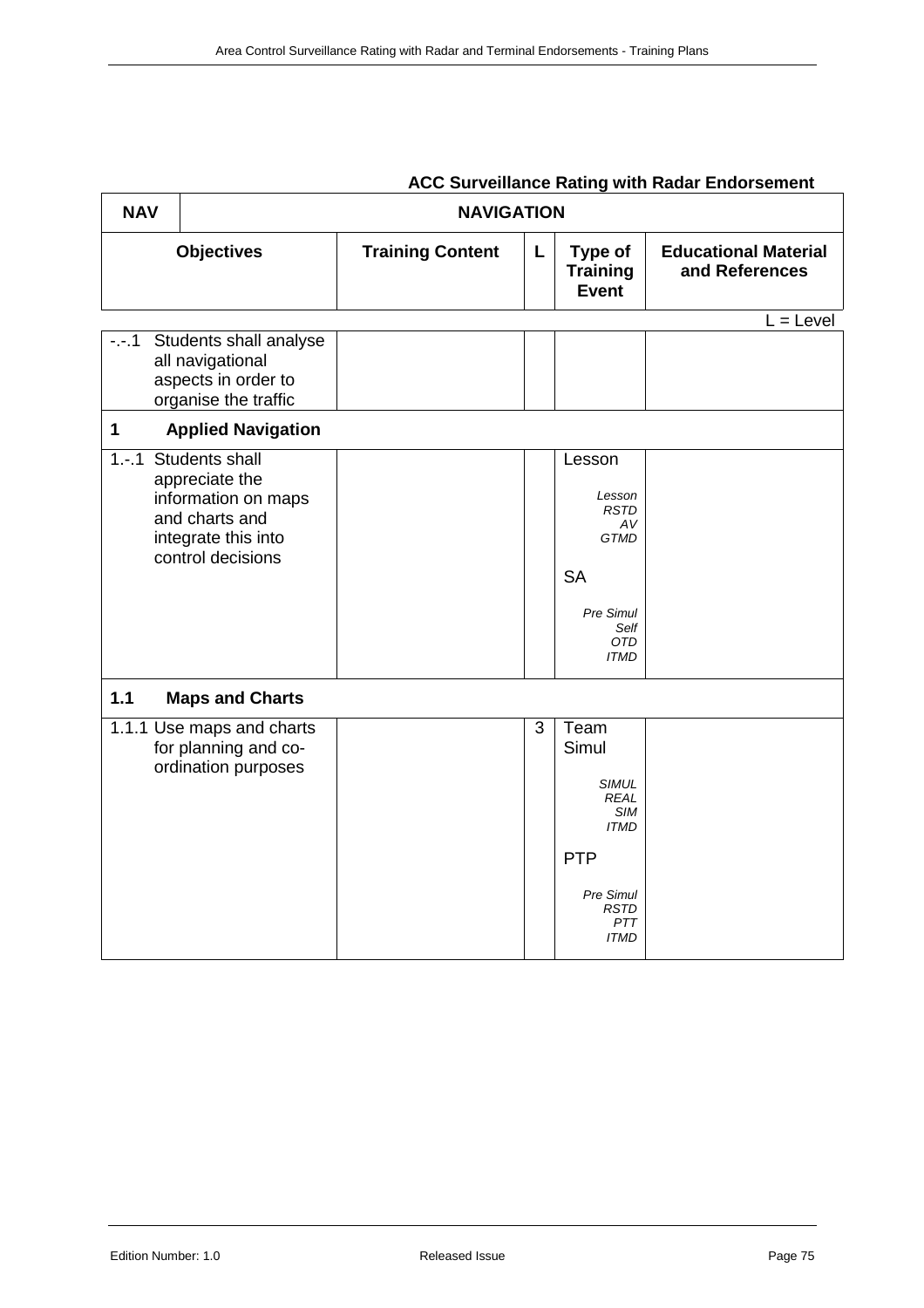**ACC Surveillance Rating with Radar Endorsement**

| NAV | NAVIGATION | | | |
|---|---|---|---|---|
| **Objectives** | **Training Content** | **L** | **Type of Training Event** | **Educational Material and References** |

L = Level

| Objectives | Training Content | L | Type of Training Event | Educational Material and References |
|---|---|---|---|---|
| -.-.1 Students shall analyse all navigational aspects in order to organise the traffic | | | | |
| **1 Applied Navigation** | | | | |
| 1.-.1 Students shall appreciate the information on maps and charts and integrate this into control decisions | | | Lesson *Lesson RSTD AV GTMD* SA *Pre Simul Self OTD ITMD* | |
| **1.1 Maps and Charts** | | | | |
| 1.1.1 Use maps and charts for planning and co-ordination purposes | | 3 | Team Simul *SIMUL REAL SIM ITMD* PTP *Pre Simul RSTD PTT ITMD* | |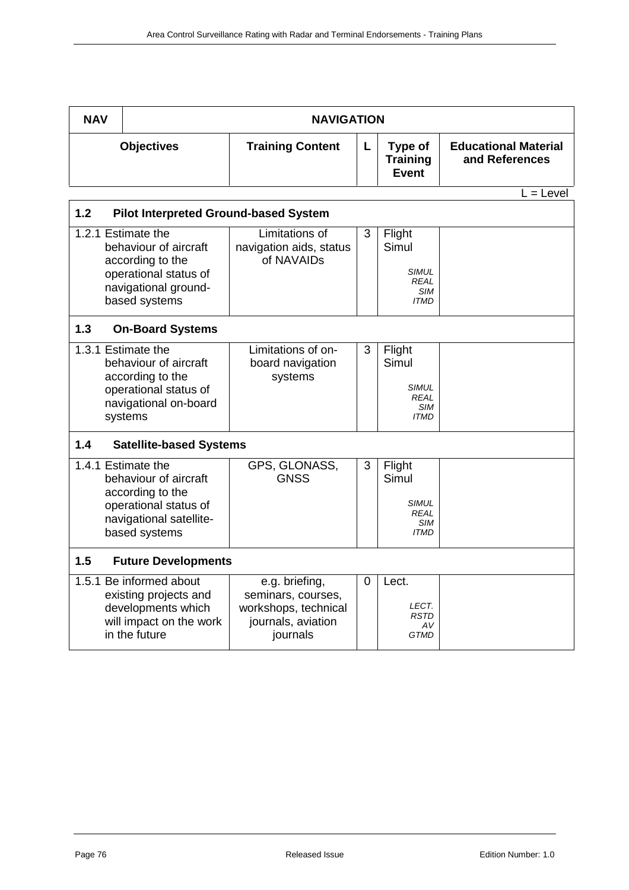| NAV | NAVIGATION | | | |
|---|---|---|---|---|
| **Objectives** | **Training Content** | **L** | **Type of Training Event** | **Educational Material and References** |

L = Level

| **1.2 Pilot Interpreted Ground-based System** | | | | |
|---|---|---|---|---|
| 1.2.1 Estimate the behaviour of aircraft according to the operational status of navigational ground-based systems | Limitations of navigation aids, status of NAVAIDs | 3 | Flight Simul *SIMUL REAL SIM ITMD* | |
| **1.3 On-Board Systems** | | | | |
| 1.3.1 Estimate the behaviour of aircraft according to the operational status of navigational on-board systems | Limitations of on-board navigation systems | 3 | Flight Simul *SIMUL REAL SIM ITMD* | |
| **1.4 Satellite-based Systems** | | | | |
| 1.4.1 Estimate the behaviour of aircraft according to the operational status of navigational satellite-based systems | GPS, GLONASS, GNSS | 3 | Flight Simul *SIMUL REAL SIM ITMD* | |
| **1.5 Future Developments** | | | | |
| 1.5.1 Be informed about existing projects and developments which will impact on the work in the future | e.g. briefing, seminars, courses, workshops, technical journals, aviation journals | 0 | Lect. *LECT. RSTD AV GTMD* | |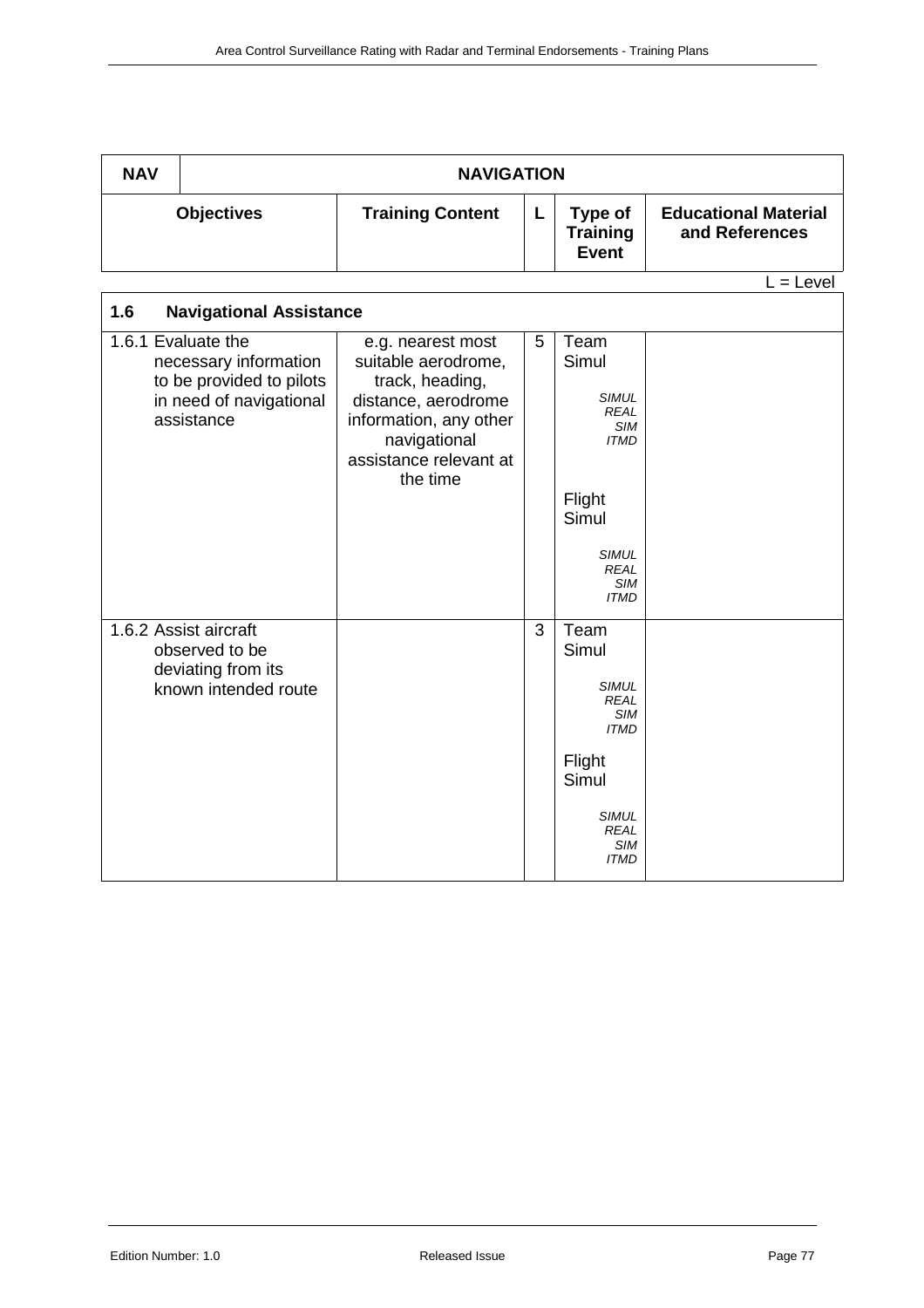| NAV | NAVIGATION | | | |
|---|---|---|---|---|
| **Objectives** | **Training Content** | **L** | **Type of Training Event** | **Educational Material and References** |

L = Level

| **1.6 Navigational Assistance** | | | | |
|---|---|---|---|---|
| 1.6.1 Evaluate the necessary information to be provided to pilots in need of navigational assistance | e.g. nearest most suitable aerodrome, track, heading, distance, aerodrome information, any other navigational assistance relevant at the time | 5 | Team Simul<br>*SIMUL REAL SIM ITMD*<br>Flight Simul<br>*SIMUL REAL SIM ITMD* | |
| 1.6.2 Assist aircraft observed to be deviating from its known intended route | | 3 | Team Simul<br>*SIMUL REAL SIM ITMD*<br>Flight Simul<br>*SIMUL REAL SIM ITMD* | |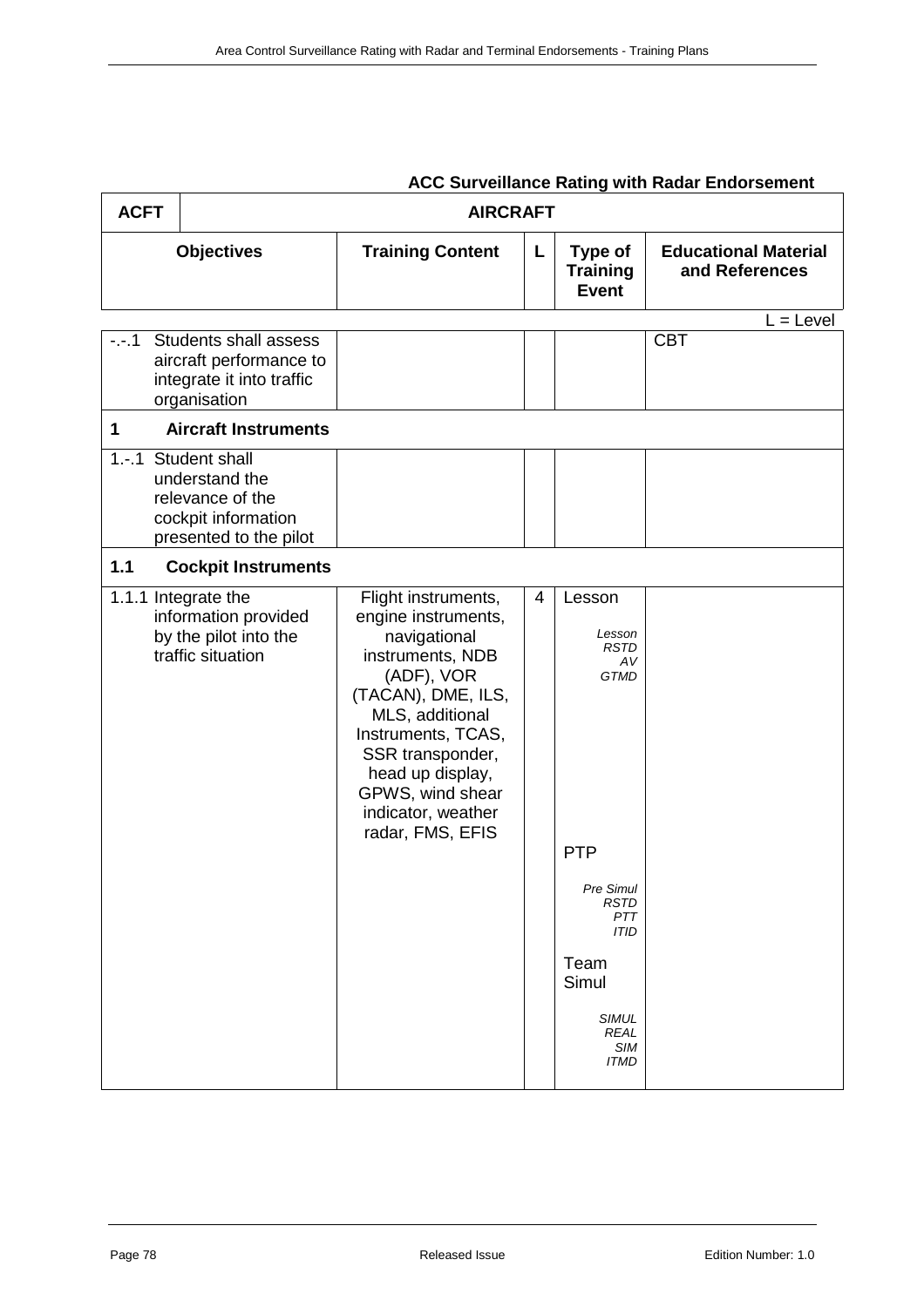**ACC Surveillance Rating with Radar Endorsement**

| ACFT | AIRCRAFT | | | |
|---|---|---|---|---|
| **Objectives** | **Training Content** | **L** | **Type of Training Event** | **Educational Material and References** |

L = Level

| | | | | |
|---|---|---|---|---|
| -.-.1 Students shall assess aircraft performance to integrate it into traffic organisation | | | | CBT |
| **1 Aircraft Instruments** | | | | |
| 1.-.1 Student shall understand the relevance of the cockpit information presented to the pilot | | | | |
| **1.1 Cockpit Instruments** | | | | |
| 1.1.1 Integrate the information provided by the pilot into the traffic situation | Flight instruments, engine instruments, navigational instruments, NDB (ADF), VOR (TACAN), DME, ILS, MLS, additional Instruments, TCAS, SSR transponder, head up display, GPWS, wind shear indicator, weather radar, FMS, EFIS | 4 | Lesson<br>*Lesson RSTD AV GTMD*<br>PTP<br>*Pre Simul RSTD PTT ITID*<br>Team Simul<br>*SIMUL REAL SIM ITMD* | |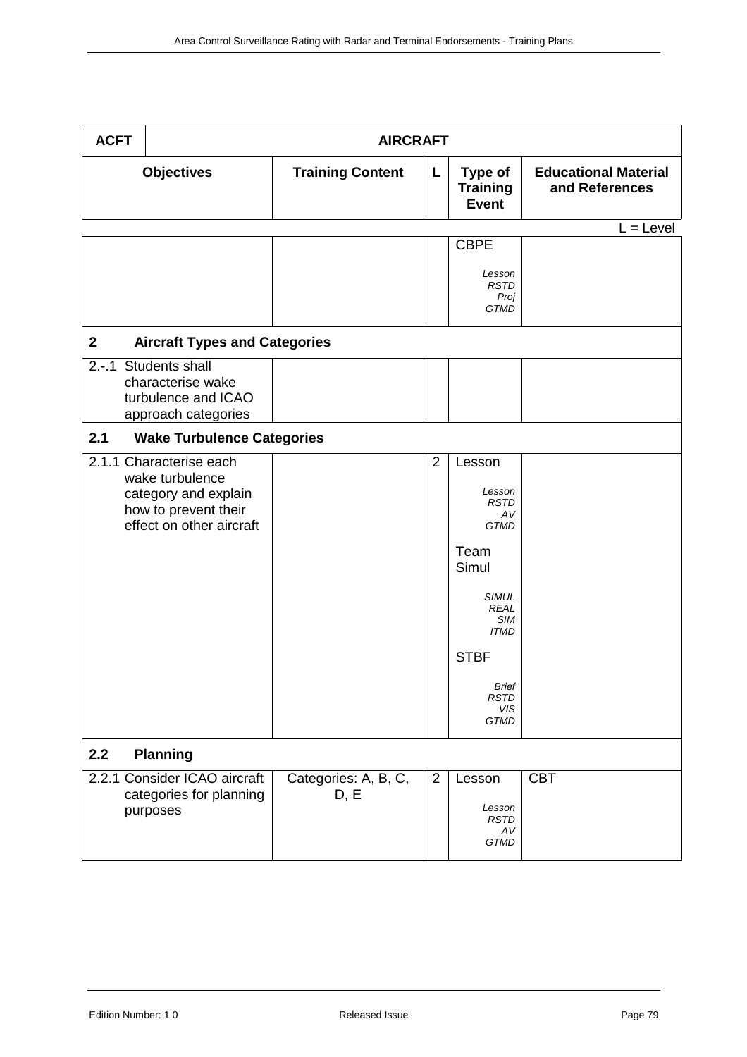| ACFT | AIRCRAFT | | | |
|---|---|---|---|---|
| **Objectives** | **Training Content** | **L** | **Type of Training Event** | **Educational Material and References** |

L = Level

| | | | | |
|---|---|---|---|---|
| | | | CBPE<br>*Lesson RSTD Proj GTMD* | |
| **2 Aircraft Types and Categories** | | | | |
| 2.-.1 Students shall characterise wake turbulence and ICAO approach categories | | | | |
| **2.1 Wake Turbulence Categories** | | | | |
| 2.1.1 Characterise each wake turbulence category and explain how to prevent their effect on other aircraft | | 2 | Lesson<br>*Lesson RSTD AV GTMD*<br>Team Simul<br>*SIMUL REAL SIM ITMD*<br>STBF<br>*Brief RSTD VIS GTMD* | |
| **2.2 Planning** | | | | |
| 2.2.1 Consider ICAO aircraft categories for planning purposes | Categories: A, B, C, D, E | 2 | Lesson<br>*Lesson RSTD AV GTMD* | CBT |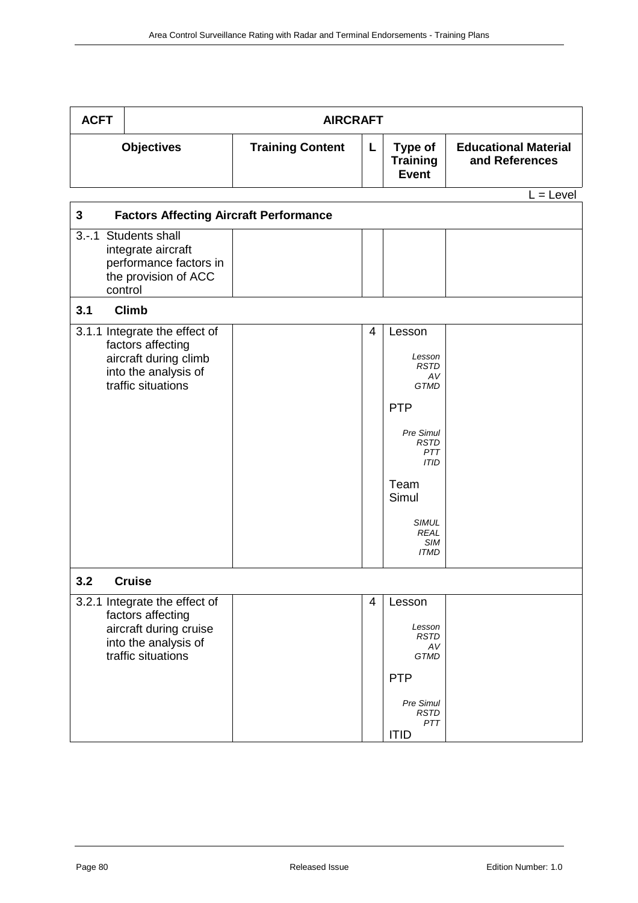| ACFT | AIRCRAFT | | | |
|---|---|---|---|---|
| **Objectives** | **Training Content** | **L** | **Type of Training Event** | **Educational Material and References** |

L = Level

| **3 Factors Affecting Aircraft Performance** | | | | |
|---|---|---|---|---|
| 3.-.1 Students shall integrate aircraft performance factors in the provision of ACC control | | | | |
| **3.1 Climb** | | | | |
| 3.1.1 Integrate the effect of factors affecting aircraft during climb into the analysis of traffic situations | | 4 | Lesson<br>*Lesson RSTD AV GTMD*<br>PTP<br>*Pre Simul RSTD PTT ITID*<br>Team Simul<br>*SIMUL REAL SIM ITMD* | |
| **3.2 Cruise** | | | | |
| 3.2.1 Integrate the effect of factors affecting aircraft during cruise into the analysis of traffic situations | | 4 | Lesson<br>*Lesson RSTD AV GTMD*<br>PTP<br>*Pre Simul RSTD PTT*<br>ITID | |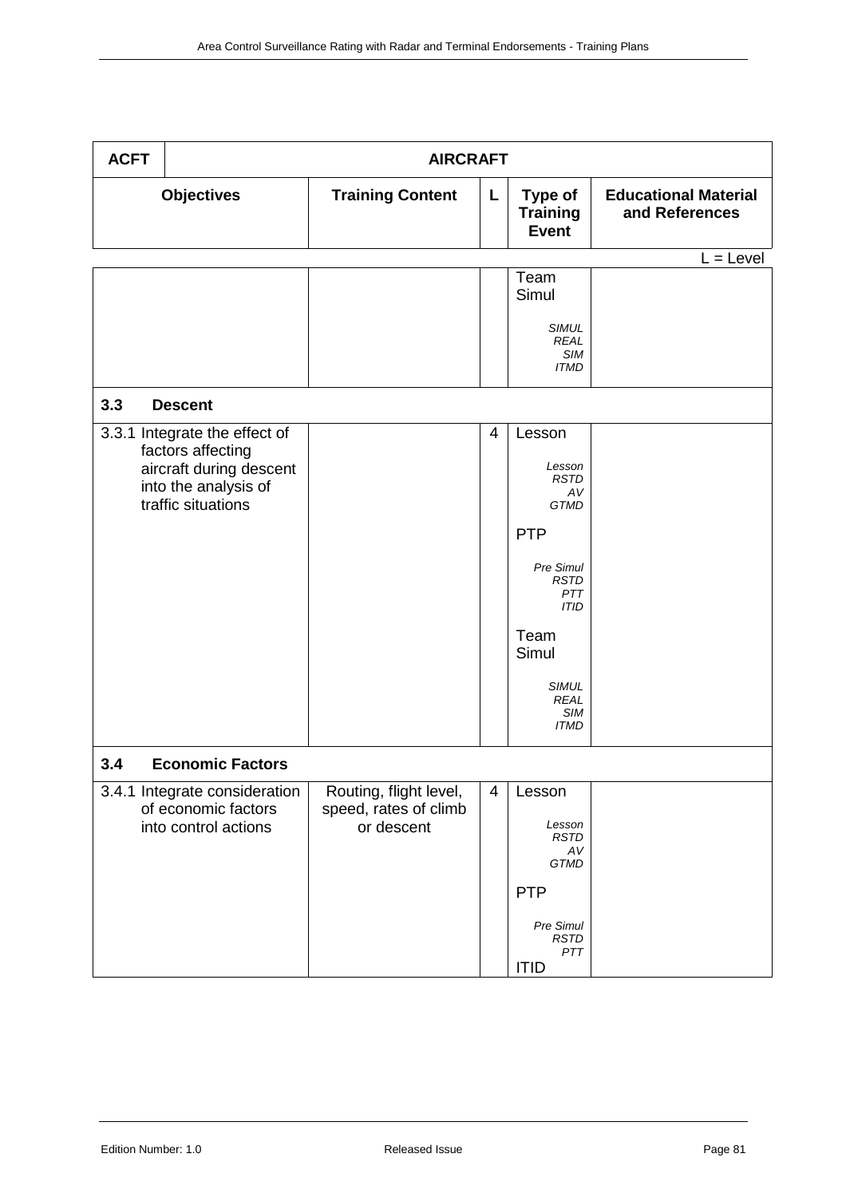| ACFT | AIRCRAFT | | | |
|---|---|---|---|---|
| **Objectives** | **Training Content** | **L** | **Type of Training Event** | **Educational Material and References** |

L = Level

| Objectives | Training Content | L | Type of Training Event | Educational Material and References |
|---|---|---|---|---|
| | | | Team Simul<br>*SIMUL REAL SIM ITMD* | |
| **3.3 Descent** | | | | |
| 3.3.1 Integrate the effect of factors affecting aircraft during descent into the analysis of traffic situations | | 4 | Lesson<br>*Lesson RSTD AV GTMD*<br>PTP<br>*Pre Simul RSTD PTT ITID*<br>Team Simul<br>*SIMUL REAL SIM ITMD* | |
| **3.4 Economic Factors** | | | | |
| 3.4.1 Integrate consideration of economic factors into control actions | Routing, flight level, speed, rates of climb or descent | 4 | Lesson<br>*Lesson RSTD AV GTMD*<br>PTP<br>*Pre Simul RSTD PTT*<br>ITID | |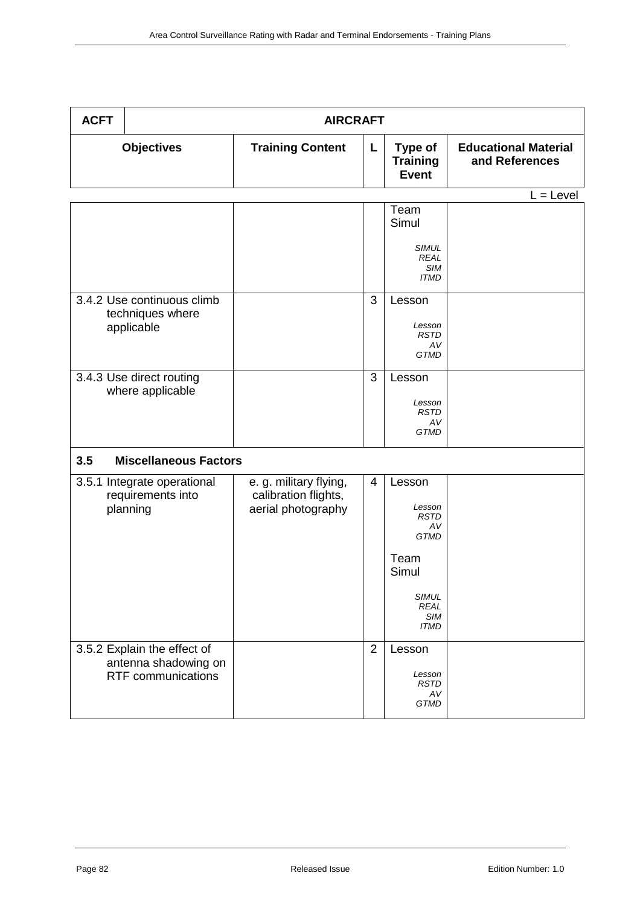| ACFT | AIRCRAFT | | | |
|---|---|---|---|---|
| **Objectives** | **Training Content** | **L** | **Type of Training Event** | **Educational Material and References** |

L = Level

| | | | | |
|---|---|---|---|---|
| | | | Team Simul<br><br>*SIMUL REAL SIM ITMD* | |
| 3.4.2 Use continuous climb techniques where applicable | | 3 | Lesson<br><br>*Lesson RSTD AV GTMD* | |
| 3.4.3 Use direct routing where applicable | | 3 | Lesson<br><br>*Lesson RSTD AV GTMD* | |
| **3.5 Miscellaneous Factors** | | | | |
| 3.5.1 Integrate operational requirements into planning | e. g. military flying, calibration flights, aerial photography | 4 | Lesson<br><br>*Lesson RSTD AV GTMD*<br><br>Team Simul<br><br>*SIMUL REAL SIM ITMD* | |
| 3.5.2 Explain the effect of antenna shadowing on RTF communications | | 2 | Lesson<br><br>*Lesson RSTD AV GTMD* | |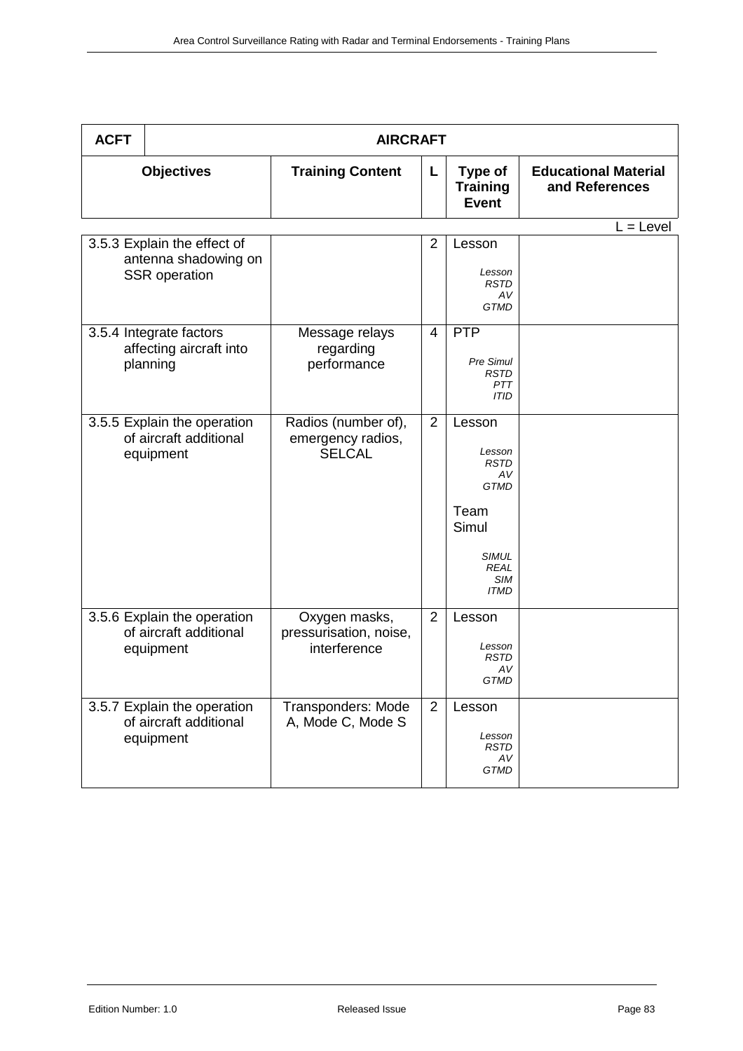| ACFT | AIRCRAFT | | | |
|---|---|---|---|---|
| **Objectives** | **Training Content** | **L** | **Type of Training Event** | **Educational Material and References** |

L = Level

| Objectives | Training Content | L | Type of Training Event | Educational Material and References |
|---|---|---|---|---|
| 3.5.3 Explain the effect of antenna shadowing on SSR operation | | 2 | Lesson<br>*Lesson RSTD AV GTMD* | |
| 3.5.4 Integrate factors affecting aircraft into planning | Message relays regarding performance | 4 | PTP<br>*Pre Simul RSTD PTT ITID* | |
| 3.5.5 Explain the operation of aircraft additional equipment | Radios (number of), emergency radios, SELCAL | 2 | Lesson<br>*Lesson RSTD AV GTMD*<br>Team Simul<br>*SIMUL REAL SIM ITMD* | |
| 3.5.6 Explain the operation of aircraft additional equipment | Oxygen masks, pressurisation, noise, interference | 2 | Lesson<br>*Lesson RSTD AV GTMD* | |
| 3.5.7 Explain the operation of aircraft additional equipment | Transponders: Mode A, Mode C, Mode S | 2 | Lesson<br>*Lesson RSTD AV GTMD* | |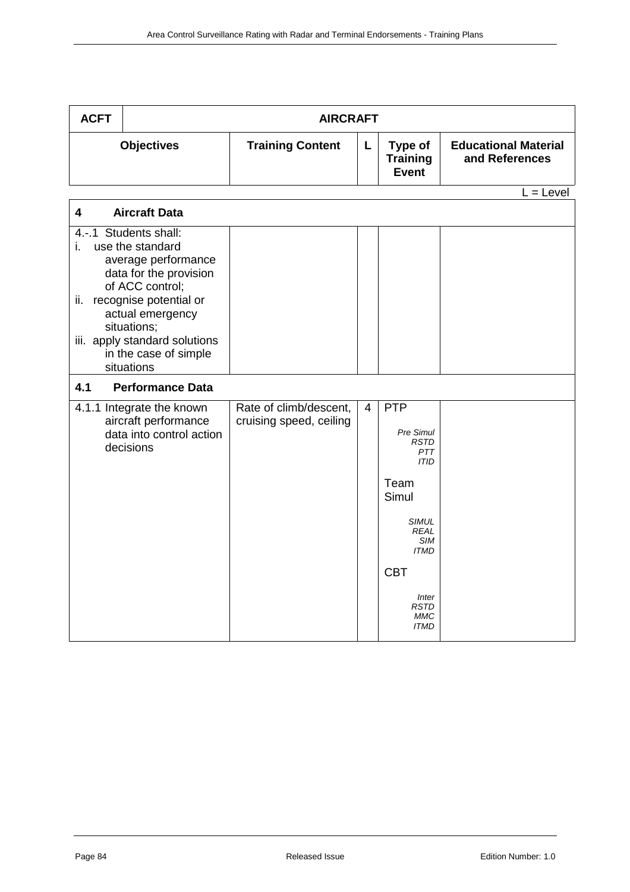| ACFT | AIRCRAFT | | | |
|---|---|---|---|---|
| **Objectives** | **Training Content** | **L** | **Type of Training Event** | **Educational Material and References** |

L = Level

| **4 Aircraft Data** | | | | |
|---|---|---|---|---|
| 4.-.1 Students shall:<br>i. use the standard average performance data for the provision of ACC control;<br>ii. recognise potential or actual emergency situations;<br>iii. apply standard solutions in the case of simple situations | | | | |
| **4.1 Performance Data** | | | | |
| 4.1.1 Integrate the known aircraft performance data into control action decisions | Rate of climb/descent, cruising speed, ceiling | 4 | PTP<br>*Pre Simul RSTD PTT ITID*<br>Team Simul<br>*SIMUL REAL SIM ITMD*<br>CBT<br>*Inter RSTD MMC ITMD* | |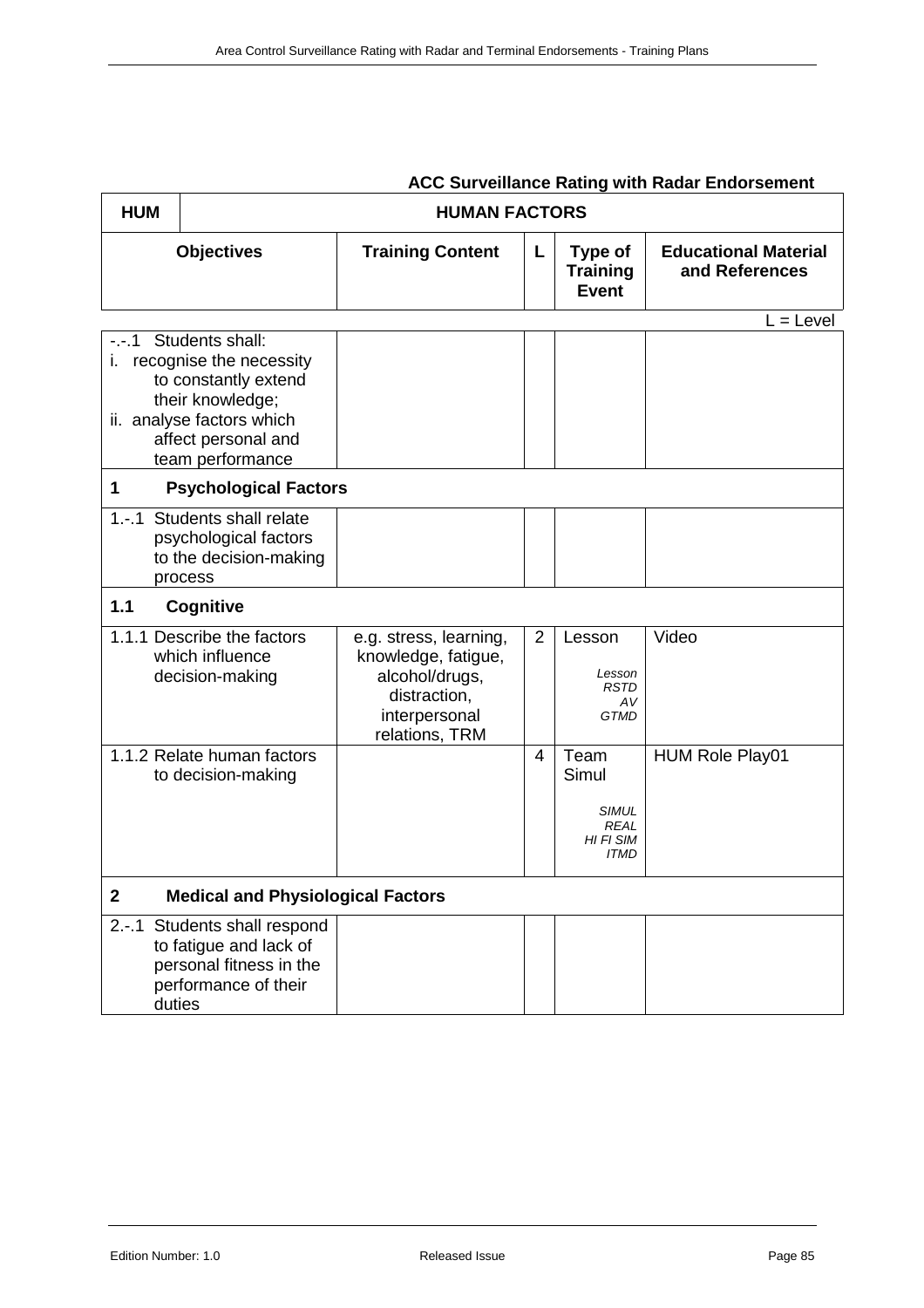**ACC Surveillance Rating with Radar Endorsement**

| **HUM** | **HUMAN FACTORS** | | | |
|---|---|---|---|---|
| **Objectives** | **Training Content** | **L** | **Type of Training Event** | **Educational Material and References** |

L = Level

| | | | | |
|---|---|---|---|---|
| -.-.1 Students shall: i. recognise the necessity to constantly extend their knowledge; ii. analyse factors which affect personal and team performance | | | | |
| **1 Psychological Factors** | | | | |
| 1.-.1 Students shall relate psychological factors to the decision-making process | | | | |
| **1.1 Cognitive** | | | | |
| 1.1.1 Describe the factors which influence decision-making | e.g. stress, learning, knowledge, fatigue, alcohol/drugs, distraction, interpersonal relations, TRM | 2 | Lesson *Lesson RSTD AV GTMD* | Video |
| 1.1.2 Relate human factors to decision-making | | 4 | Team Simul *SIMUL REAL HI FI SIM ITMD* | HUM Role Play01 |
| **2 Medical and Physiological Factors** | | | | |
| 2.-.1 Students shall respond to fatigue and lack of personal fitness in the performance of their duties | | | | |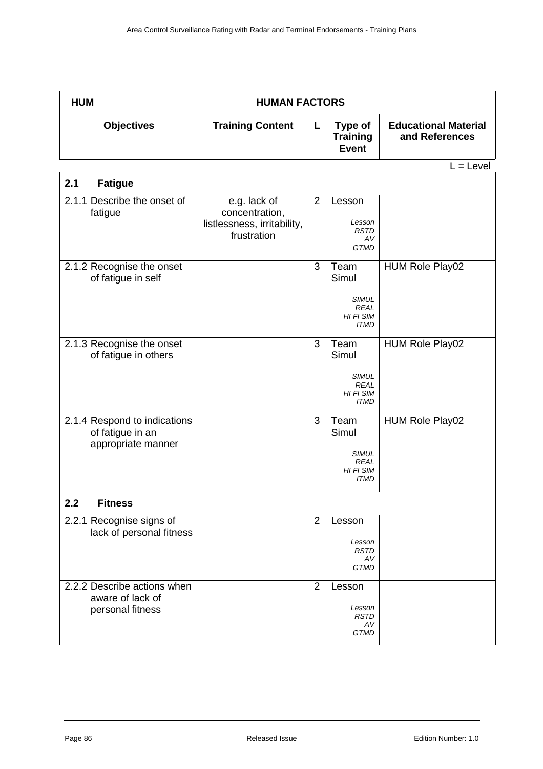| HUM | HUMAN FACTORS | | | |
|---|---|---|---|---|
| **Objectives** | **Training Content** | **L** | **Type of Training Event** | **Educational Material and References** |

L = Level

| **2.1 Fatigue** | | | | |
|---|---|---|---|---|
| 2.1.1 Describe the onset of fatigue | e.g. lack of concentration, listlessness, irritability, frustration | 2 | Lesson<br>*Lesson RSTD AV GTMD* | |
| 2.1.2 Recognise the onset of fatigue in self | | 3 | Team Simul<br>*SIMUL REAL HI FI SIM ITMD* | HUM Role Play02 |
| 2.1.3 Recognise the onset of fatigue in others | | 3 | Team Simul<br>*SIMUL REAL HI FI SIM ITMD* | HUM Role Play02 |
| 2.1.4 Respond to indications of fatigue in an appropriate manner | | 3 | Team Simul<br>*SIMUL REAL HI FI SIM ITMD* | HUM Role Play02 |
| **2.2 Fitness** | | | | |
| 2.2.1 Recognise signs of lack of personal fitness | | 2 | Lesson<br>*Lesson RSTD AV GTMD* | |
| 2.2.2 Describe actions when aware of lack of personal fitness | | 2 | Lesson<br>*Lesson RSTD AV GTMD* | |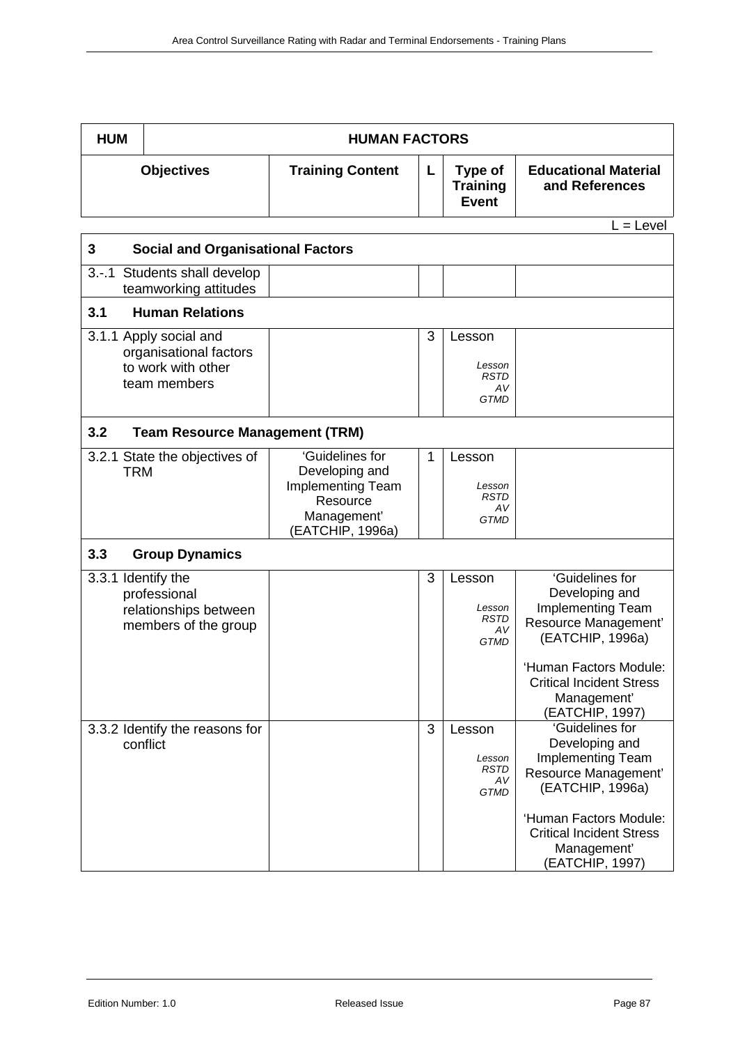| HUM | HUMAN FACTORS | | | |
|---|---|---|---|---|
| **Objectives** | **Training Content** | **L** | **Type of Training Event** | **Educational Material and References** |

L = Level

| | | | | |
|---|---|---|---|---|
| **3 Social and Organisational Factors** | | | | |
| 3.-.1 Students shall develop teamworking attitudes | | | | |
| **3.1 Human Relations** | | | | |
| 3.1.1 Apply social and organisational factors to work with other team members | | 3 | Lesson<br>*Lesson RSTD AV GTMD* | |
| **3.2 Team Resource Management (TRM)** | | | | |
| 3.2.1 State the objectives of TRM | 'Guidelines for Developing and Implementing Team Resource Management' (EATCHIP, 1996a) | 1 | Lesson<br>*Lesson RSTD AV GTMD* | |
| **3.3 Group Dynamics** | | | | |
| 3.3.1 Identify the professional relationships between members of the group | | 3 | Lesson<br>*Lesson RSTD AV GTMD* | 'Guidelines for Developing and Implementing Team Resource Management' (EATCHIP, 1996a)<br><br>'Human Factors Module: Critical Incident Stress Management' (EATCHIP, 1997) |
| 3.3.2 Identify the reasons for conflict | | 3 | Lesson<br>*Lesson RSTD AV GTMD* | 'Guidelines for Developing and Implementing Team Resource Management' (EATCHIP, 1996a)<br><br>'Human Factors Module: Critical Incident Stress Management' (EATCHIP, 1997) |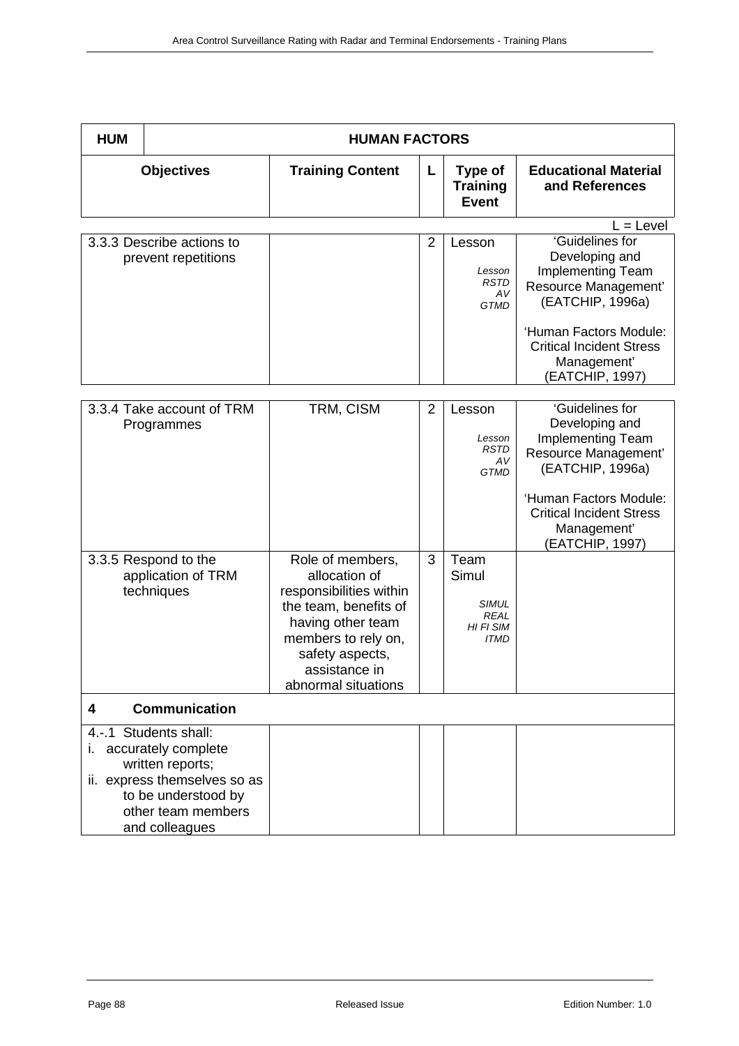| HUM | HUMAN FACTORS | | | |
|---|---|---|---|---|
| **Objectives** | **Training Content** | **L** | **Type of Training Event** | **Educational Material and References** |

L = Level

| Objectives | Training Content | L | Type of Training Event | Educational Material and References |
|---|---|---|---|---|
| 3.3.3 Describe actions to prevent repetitions | | 2 | Lesson *Lesson RSTD AV GTMD* | 'Guidelines for Developing and Implementing Team Resource Management' (EATCHIP, 1996a) 'Human Factors Module: Critical Incident Stress Management' (EATCHIP, 1997) |
| 3.3.4 Take account of TRM Programmes | TRM, CISM | 2 | Lesson *Lesson RSTD AV GTMD* | 'Guidelines for Developing and Implementing Team Resource Management' (EATCHIP, 1996a) 'Human Factors Module: Critical Incident Stress Management' (EATCHIP, 1997) |
| 3.3.5 Respond to the application of TRM techniques | Role of members, allocation of responsibilities within the team, benefits of having other team members to rely on, safety aspects, assistance in abnormal situations | 3 | Team Simul *SIMUL REAL HI FI SIM ITMD* | |
| **4 Communication** | | | | |
| 4.-.1 Students shall: i. accurately complete written reports; ii. express themselves so as to be understood by other team members and colleagues | | | | |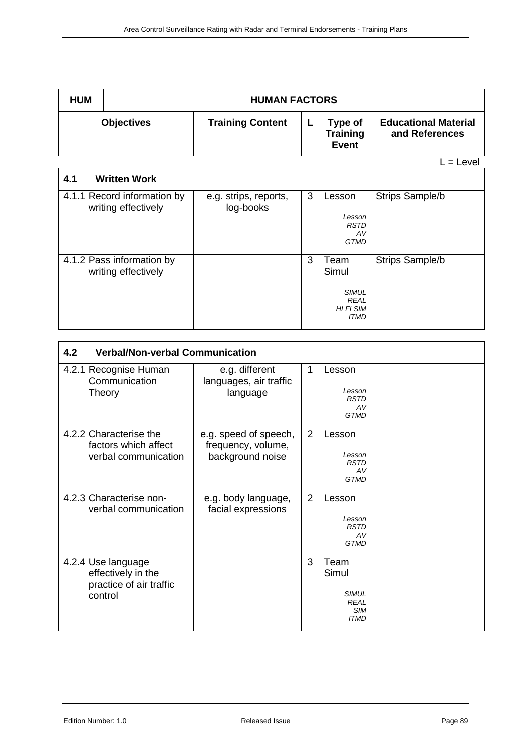| HUM | HUMAN FACTORS | | | |
|---|---|---|---|---|
| **Objectives** | **Training Content** | **L** | **Type of Training Event** | **Educational Material and References** |

L = Level

| **4.1 Written Work** | | | | |
|---|---|---|---|---|
| 4.1.1 Record information by writing effectively | e.g. strips, reports, log-books | 3 | Lesson<br>*Lesson RSTD AV GTMD* | Strips Sample/b |
| 4.1.2 Pass information by writing effectively | | 3 | Team Simul<br>*SIMUL REAL HI FI SIM ITMD* | Strips Sample/b |

| **4.2 Verbal/Non-verbal Communication** | | | | |
|---|---|---|---|---|
| 4.2.1 Recognise Human Communication Theory | e.g. different languages, air traffic language | 1 | Lesson<br>*Lesson RSTD AV GTMD* | |
| 4.2.2 Characterise the factors which affect verbal communication | e.g. speed of speech, frequency, volume, background noise | 2 | Lesson<br>*Lesson RSTD AV GTMD* | |
| 4.2.3 Characterise non-verbal communication | e.g. body language, facial expressions | 2 | Lesson<br>*Lesson RSTD AV GTMD* | |
| 4.2.4 Use language effectively in the practice of air traffic control | | 3 | Team Simul<br>*SIMUL REAL SIM ITMD* | |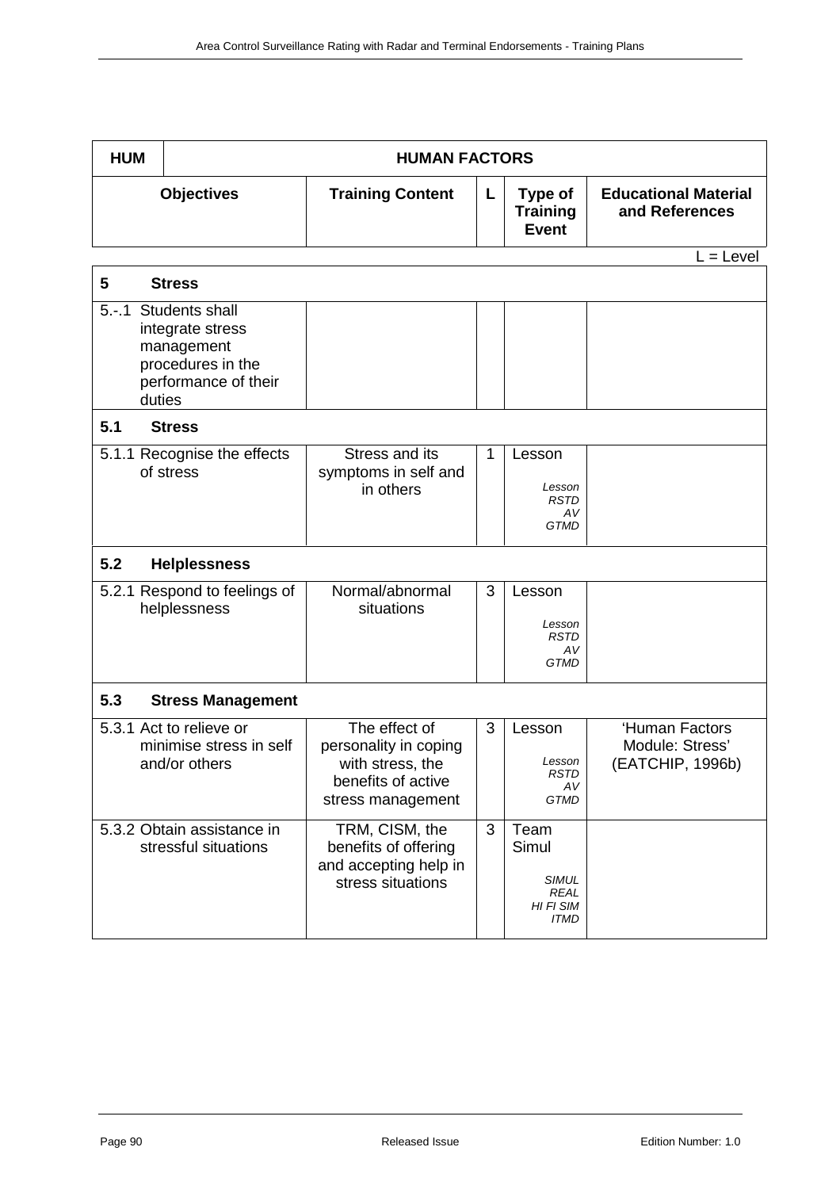| HUM | HUMAN FACTORS | | | |
|---|---|---|---|---|
| **Objectives** | **Training Content** | **L** | **Type of Training Event** | **Educational Material and References** |

L = Level

| | | | | |
|---|---|---|---|---|
| **5 Stress** | | | | |
| 5.-.1 Students shall integrate stress management procedures in the performance of their duties | | | | |
| **5.1 Stress** | | | | |
| 5.1.1 Recognise the effects of stress | Stress and its symptoms in self and in others | 1 | Lesson *Lesson RSTD AV GTMD* | |
| **5.2 Helplessness** | | | | |
| 5.2.1 Respond to feelings of helplessness | Normal/abnormal situations | 3 | Lesson *Lesson RSTD AV GTMD* | |
| **5.3 Stress Management** | | | | |
| 5.3.1 Act to relieve or minimise stress in self and/or others | The effect of personality in coping with stress, the benefits of active stress management | 3 | Lesson *Lesson RSTD AV GTMD* | 'Human Factors Module: Stress' (EATCHIP, 1996b) |
| 5.3.2 Obtain assistance in stressful situations | TRM, CISM, the benefits of offering and accepting help in stress situations | 3 | Team Simul *SIMUL REAL HI FI SIM ITMD* | |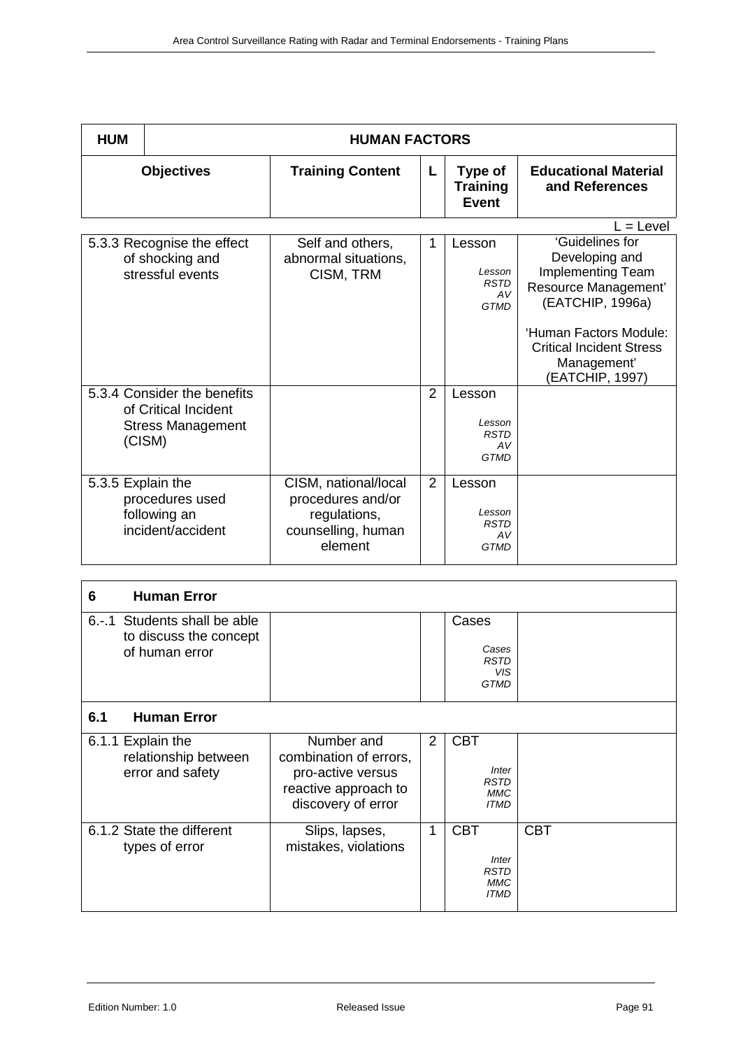| HUM | HUMAN FACTORS | | | |
|---|---|---|---|---|
| **Objectives** | **Training Content** | **L** | **Type of Training Event** | **Educational Material and References** |

L = Level

| Objectives | Training Content | L | Type of Training Event | Educational Material and References |
|---|---|---|---|---|
| 5.3.3 Recognise the effect of shocking and stressful events | Self and others, abnormal situations, CISM, TRM | 1 | Lesson *Lesson RSTD AV GTMD* | 'Guidelines for Developing and Implementing Team Resource Management' (EATCHIP, 1996a) 'Human Factors Module: Critical Incident Stress Management' (EATCHIP, 1997) |
| 5.3.4 Consider the benefits of Critical Incident Stress Management (CISM) | | 2 | Lesson *Lesson RSTD AV GTMD* | |
| 5.3.5 Explain the procedures used following an incident/accident | CISM, national/local procedures and/or regulations, counselling, human element | 2 | Lesson *Lesson RSTD AV GTMD* | |

| **6 Human Error** | | | | |
|---|---|---|---|---|
| 6.-.1 Students shall be able to discuss the concept of human error | | | Cases *Cases RSTD VIS GTMD* | |
| **6.1 Human Error** | | | | |
| 6.1.1 Explain the relationship between error and safety | Number and combination of errors, pro-active versus reactive approach to discovery of error | 2 | CBT *Inter RSTD MMC ITMD* | |
| 6.1.2 State the different types of error | Slips, lapses, mistakes, violations | 1 | CBT *Inter RSTD MMC ITMD* | CBT |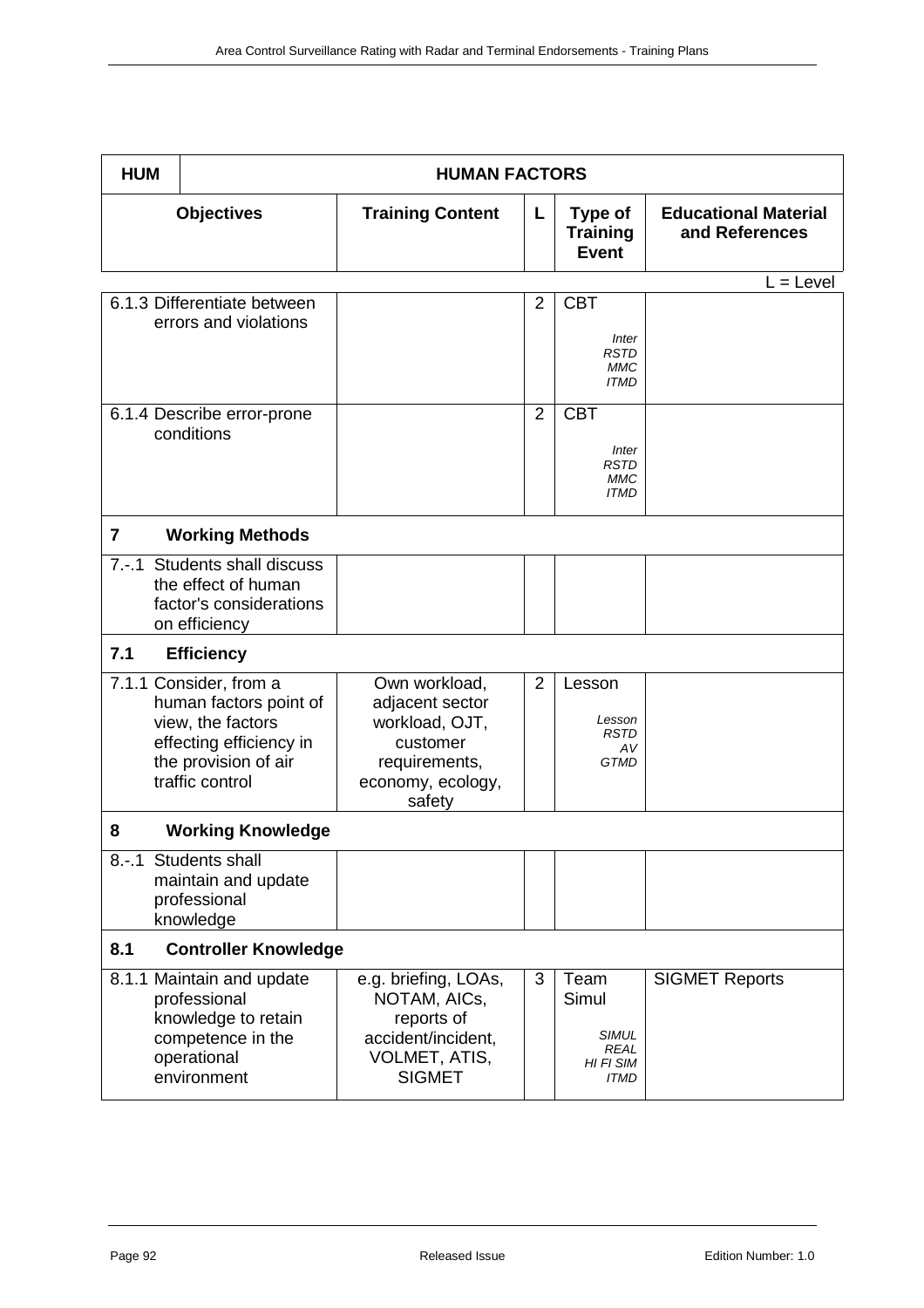| HUM | HUMAN FACTORS | | | |
|---|---|---|---|---|
| **Objectives** | **Training Content** | **L** | **Type of Training Event** | **Educational Material and References** |

L = Level

| Objectives | Training Content | L | Type of Training Event | Educational Material and References |
|---|---|---|---|---|
| 6.1.3 Differentiate between errors and violations | | 2 | CBT *Inter RSTD MMC ITMD* | |
| 6.1.4 Describe error-prone conditions | | 2 | CBT *Inter RSTD MMC ITMD* | |
| **7 Working Methods** | | | | |
| 7.-.1 Students shall discuss the effect of human factor's considerations on efficiency | | | | |
| **7.1 Efficiency** | | | | |
| 7.1.1 Consider, from a human factors point of view, the factors effecting efficiency in the provision of air traffic control | Own workload, adjacent sector workload, OJT, customer requirements, economy, ecology, safety | 2 | Lesson *Lesson RSTD AV GTMD* | |
| **8 Working Knowledge** | | | | |
| 8.-.1 Students shall maintain and update professional knowledge | | | | |
| **8.1 Controller Knowledge** | | | | |
| 8.1.1 Maintain and update professional knowledge to retain competence in the operational environment | e.g. briefing, LOAs, NOTAM, AICs, reports of accident/incident, VOLMET, ATIS, SIGMET | 3 | Team Simul *SIMUL REAL HI FI SIM ITMD* | SIGMET Reports |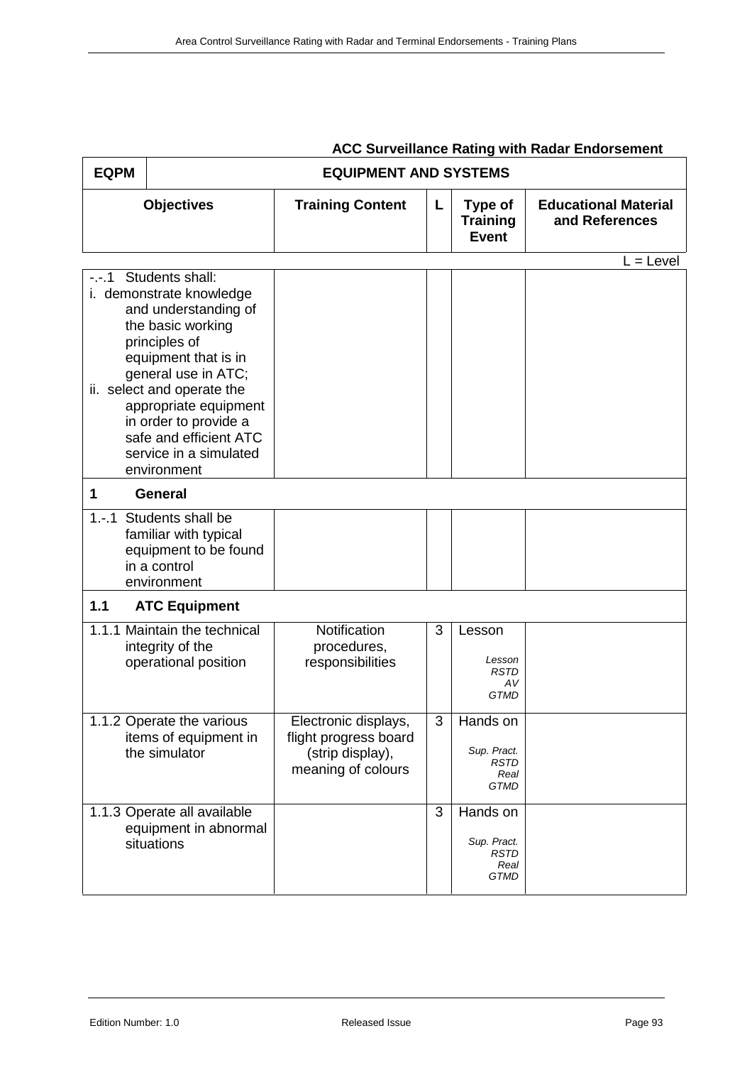**ACC Surveillance Rating with Radar Endorsement**

| EQPM | EQUIPMENT AND SYSTEMS | | | |
|---|---|---|---|---|
| **Objectives** | **Training Content** | **L** | **Type of Training Event** | **Educational Material and References** |

L = Level

| Objectives | Training Content | L | Type of Training Event | Educational Material and References |
|---|---|---|---|---|
| -.-.1 Students shall: i. demonstrate knowledge and understanding of the basic working principles of equipment that is in general use in ATC; ii. select and operate the appropriate equipment in order to provide a safe and efficient ATC service in a simulated environment | | | | |
| **1 General** | | | | |
| 1.-.1 Students shall be familiar with typical equipment to be found in a control environment | | | | |
| **1.1 ATC Equipment** | | | | |
| 1.1.1 Maintain the technical integrity of the operational position | Notification procedures, responsibilities | 3 | Lesson *Lesson RSTD AV GTMD* | |
| 1.1.2 Operate the various items of equipment in the simulator | Electronic displays, flight progress board (strip display), meaning of colours | 3 | Hands on *Sup. Pract. RSTD Real GTMD* | |
| 1.1.3 Operate all available equipment in abnormal situations | | 3 | Hands on *Sup. Pract. RSTD Real GTMD* | |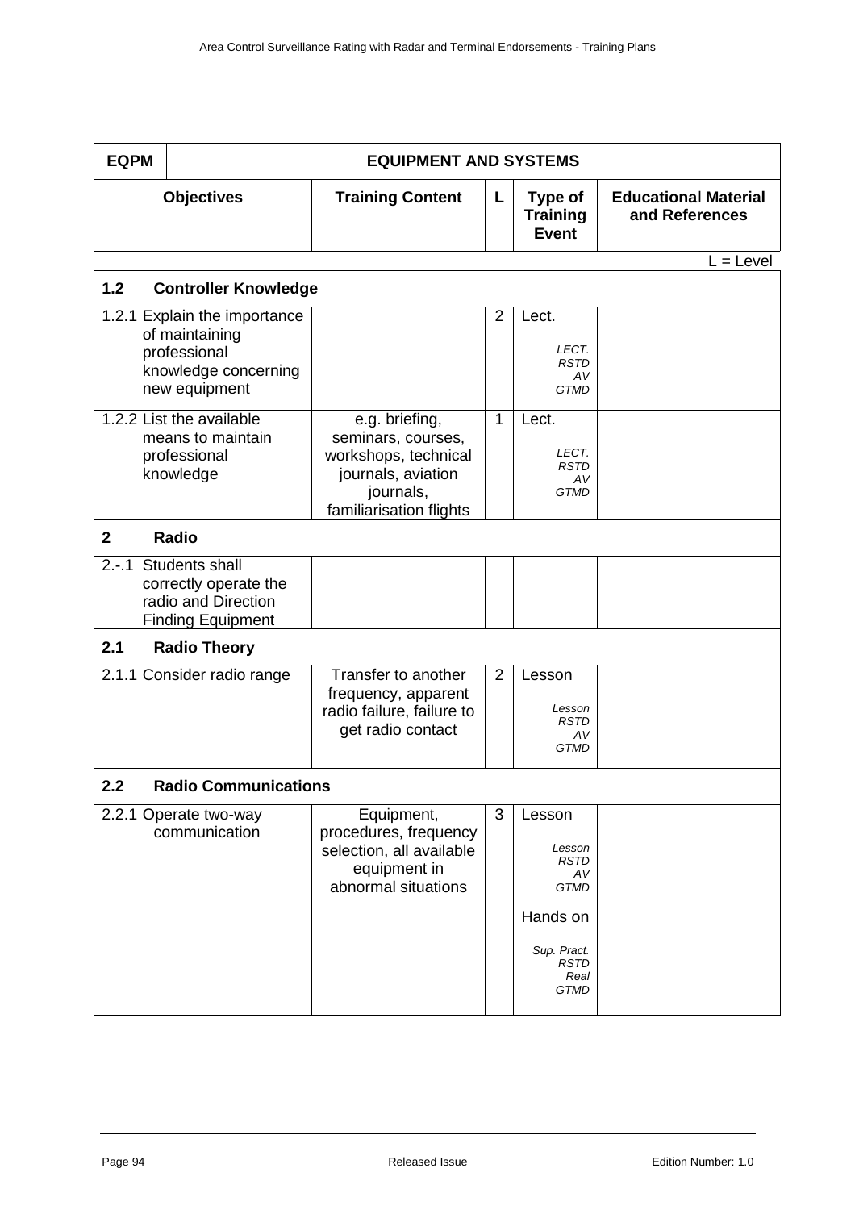| EQPM | EQUIPMENT AND SYSTEMS | | | |
|---|---|---|---|---|
| **Objectives** | **Training Content** | **L** | **Type of Training Event** | **Educational Material and References** |

L = Level

| | | | | |
|---|---|---|---|---|
| **1.2 Controller Knowledge** | | | | |
| 1.2.1 Explain the importance of maintaining professional knowledge concerning new equipment | | 2 | Lect.<br><br>*LECT.*<br>*RSTD*<br>*AV*<br>*GTMD* | |
| 1.2.2 List the available means to maintain professional knowledge | e.g. briefing, seminars, courses, workshops, technical journals, aviation journals, familiarisation flights | 1 | Lect.<br><br>*LECT.*<br>*RSTD*<br>*AV*<br>*GTMD* | |
| **2 Radio** | | | | |
| 2.-.1 Students shall correctly operate the radio and Direction Finding Equipment | | | | |
| **2.1 Radio Theory** | | | | |
| 2.1.1 Consider radio range | Transfer to another frequency, apparent radio failure, failure to get radio contact | 2 | Lesson<br><br>*Lesson*<br>*RSTD*<br>*AV*<br>*GTMD* | |
| **2.2 Radio Communications** | | | | |
| 2.2.1 Operate two-way communication | Equipment, procedures, frequency selection, all available equipment in abnormal situations | 3 | Lesson<br><br>*Lesson*<br>*RSTD*<br>*AV*<br>*GTMD*<br><br>Hands on<br><br>*Sup. Pract.*<br>*RSTD*<br>*Real*<br>*GTMD* | |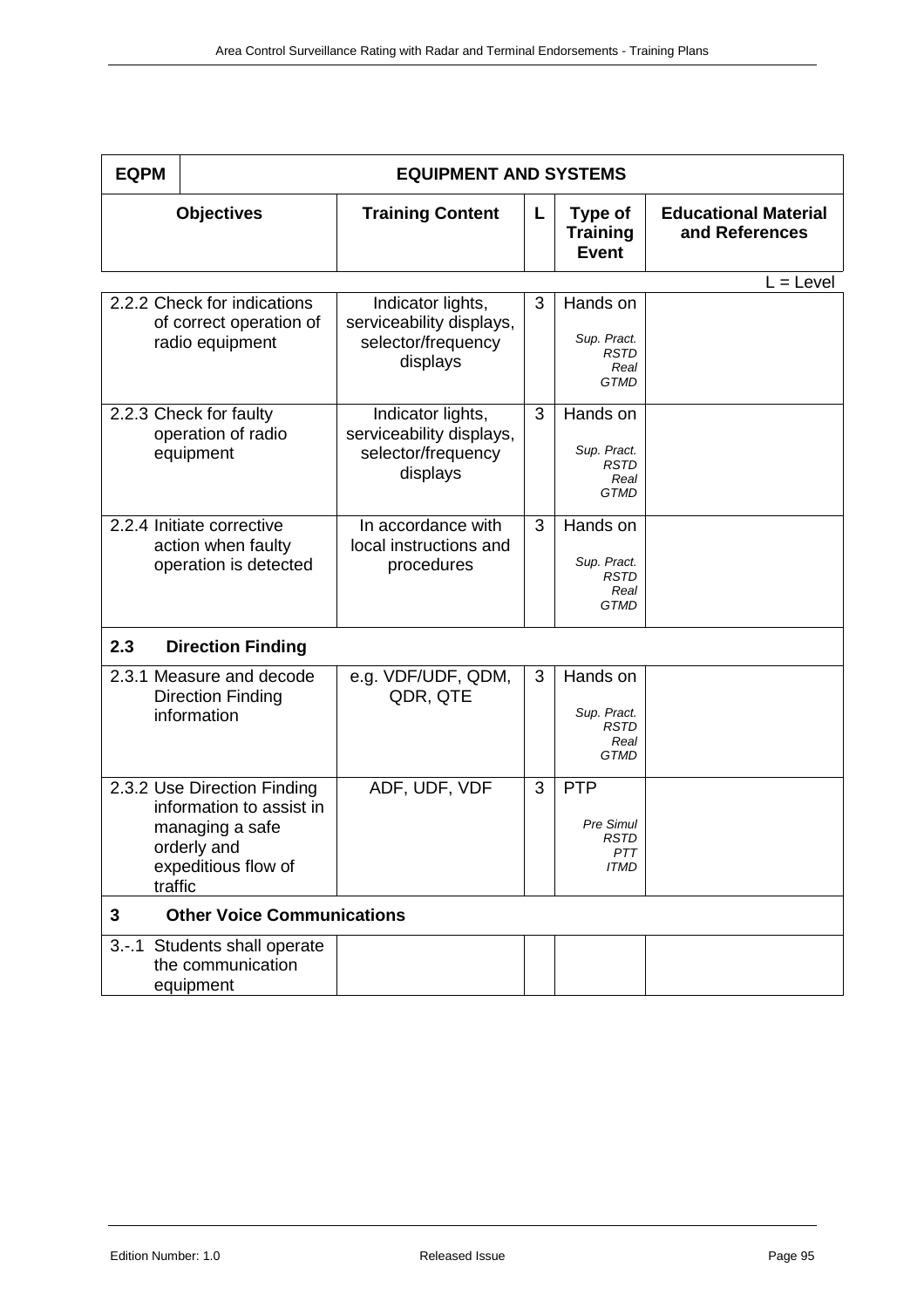| EQPM | EQUIPMENT AND SYSTEMS | | | |
|---|---|---|---|---|
| **Objectives** | **Training Content** | **L** | **Type of Training Event** | **Educational Material and References** |

L = Level

| Objectives | Training Content | L | Type of Training Event | Educational Material and References |
|---|---|---|---|---|
| 2.2.2 Check for indications of correct operation of radio equipment | Indicator lights, serviceability displays, selector/frequency displays | 3 | Hands on *Sup. Pract.* *RSTD* *Real* *GTMD* | |
| 2.2.3 Check for faulty operation of radio equipment | Indicator lights, serviceability displays, selector/frequency displays | 3 | Hands on *Sup. Pract.* *RSTD* *Real* *GTMD* | |
| 2.2.4 Initiate corrective action when faulty operation is detected | In accordance with local instructions and procedures | 3 | Hands on *Sup. Pract.* *RSTD* *Real* *GTMD* | |
| **2.3 Direction Finding** | | | | |
| 2.3.1 Measure and decode Direction Finding information | e.g. VDF/UDF, QDM, QDR, QTE | 3 | Hands on *Sup. Pract.* *RSTD* *Real* *GTMD* | |
| 2.3.2 Use Direction Finding information to assist in managing a safe orderly and expeditious flow of traffic | ADF, UDF, VDF | 3 | PTP *Pre Simul* *RSTD* *PTT* *ITMD* | |
| **3 Other Voice Communications** | | | | |
| 3.-.1 Students shall operate the communication equipment | | | | |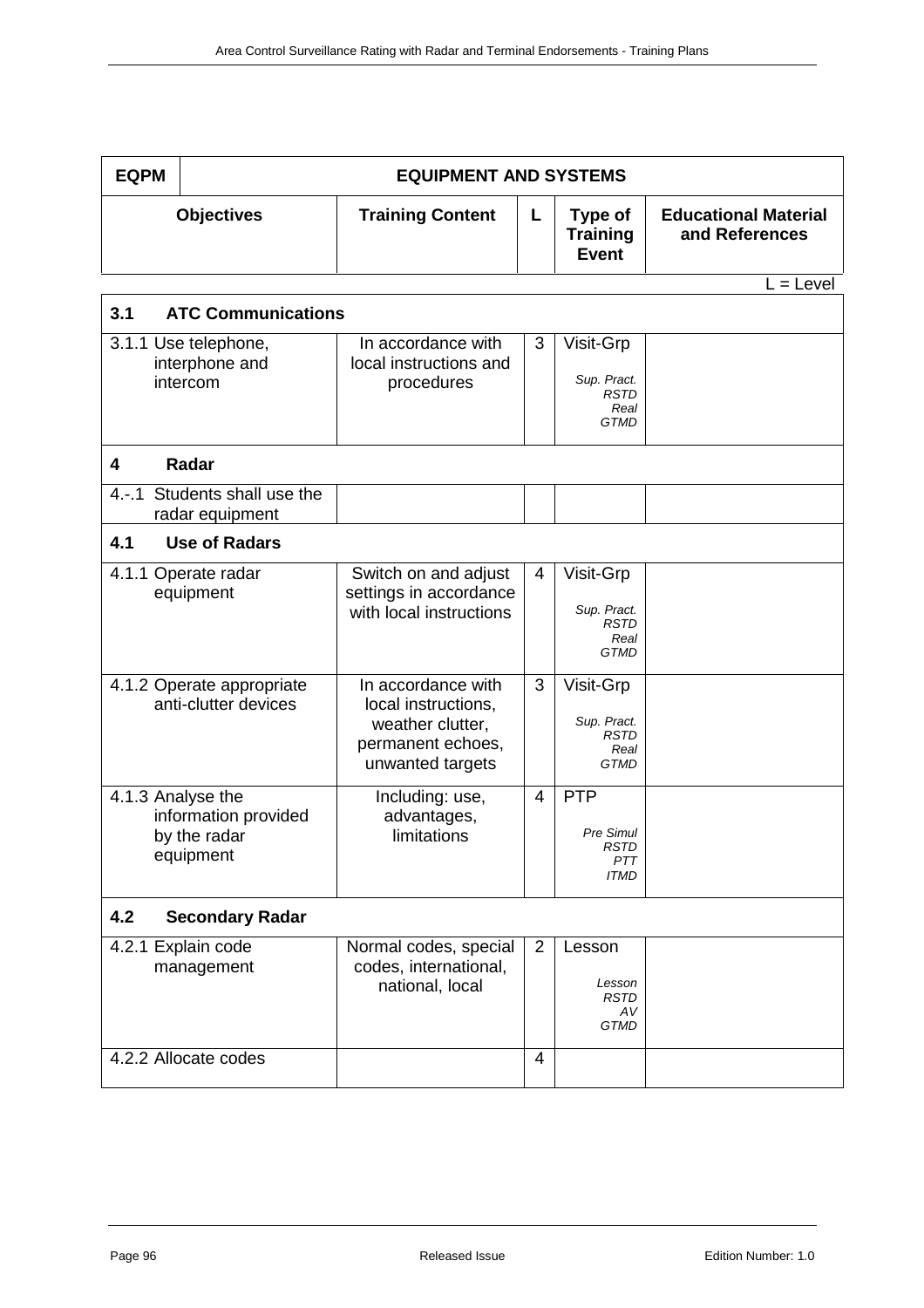| EQPM | EQUIPMENT AND SYSTEMS | | | |
|---|---|---|---|---|
| **Objectives** | **Training Content** | **L** | **Type of Training Event** | **Educational Material and References** |

L = Level

| Objectives | Training Content | L | Type of Training Event | Educational Material and References |
|---|---|---|---|---|
| **3.1 ATC Communications** | | | | |
| 3.1.1 Use telephone, interphone and intercom | In accordance with local instructions and procedures | 3 | Visit-Grp *Sup. Pract. RSTD Real GTMD* | |
| **4 Radar** | | | | |
| 4.-.1 Students shall use the radar equipment | | | | |
| **4.1 Use of Radars** | | | | |
| 4.1.1 Operate radar equipment | Switch on and adjust settings in accordance with local instructions | 4 | Visit-Grp *Sup. Pract. RSTD Real GTMD* | |
| 4.1.2 Operate appropriate anti-clutter devices | In accordance with local instructions, weather clutter, permanent echoes, unwanted targets | 3 | Visit-Grp *Sup. Pract. RSTD Real GTMD* | |
| 4.1.3 Analyse the information provided by the radar equipment | Including: use, advantages, limitations | 4 | PTP *Pre Simul RSTD PTT ITMD* | |
| **4.2 Secondary Radar** | | | | |
| 4.2.1 Explain code management | Normal codes, special codes, international, national, local | 2 | Lesson *Lesson RSTD AV GTMD* | |
| 4.2.2 Allocate codes | | 4 | | |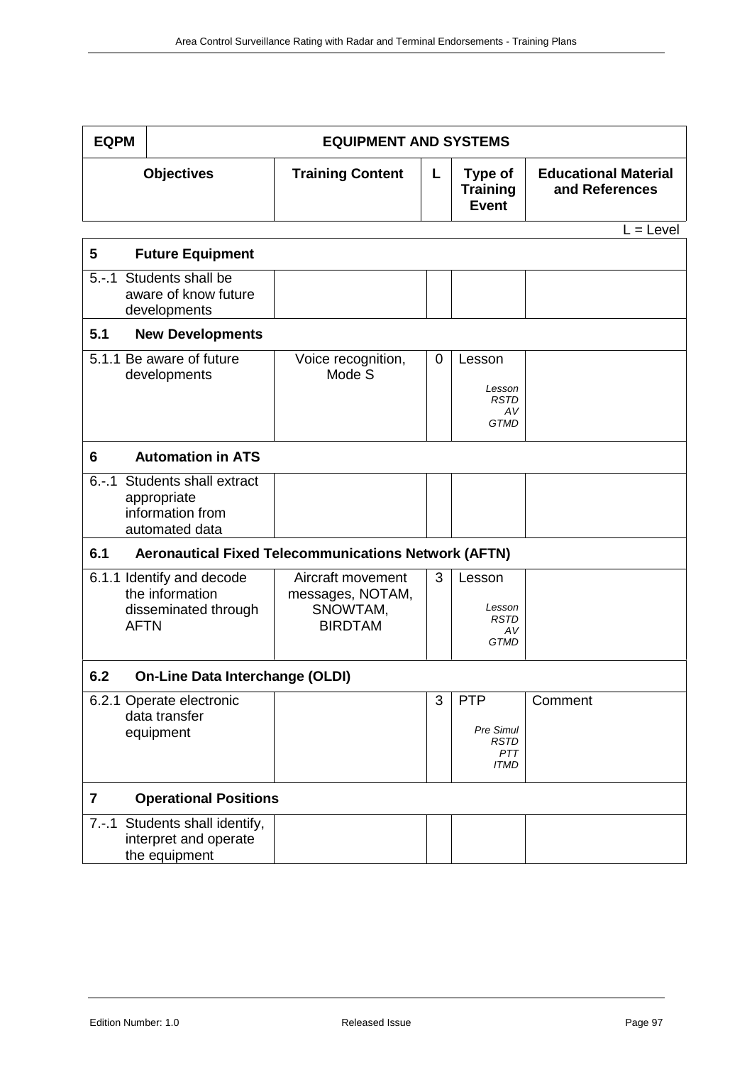| EQPM | EQUIPMENT AND SYSTEMS | | | |
|---|---|---|---|---|
| **Objectives** | **Training Content** | **L** | **Type of Training Event** | **Educational Material and References** |

L = Level

| | | | | |
|---|---|---|---|---|
| **5 Future Equipment** | | | | |
| 5.-.1 Students shall be aware of know future developments | | | | |
| **5.1 New Developments** | | | | |
| 5.1.1 Be aware of future developments | Voice recognition, Mode S | 0 | Lesson<br>*Lesson RSTD AV GTMD* | |
| **6 Automation in ATS** | | | | |
| 6.-.1 Students shall extract appropriate information from automated data | | | | |
| **6.1 Aeronautical Fixed Telecommunications Network (AFTN)** | | | | |
| 6.1.1 Identify and decode the information disseminated through AFTN | Aircraft movement messages, NOTAM, SNOWTAM, BIRDTAM | 3 | Lesson<br>*Lesson RSTD AV GTMD* | |
| **6.2 On-Line Data Interchange (OLDI)** | | | | |
| 6.2.1 Operate electronic data transfer equipment | | 3 | PTP<br>*Pre Simul RSTD PTT ITMD* | Comment |
| **7 Operational Positions** | | | | |
| 7.-.1 Students shall identify, interpret and operate the equipment | | | | |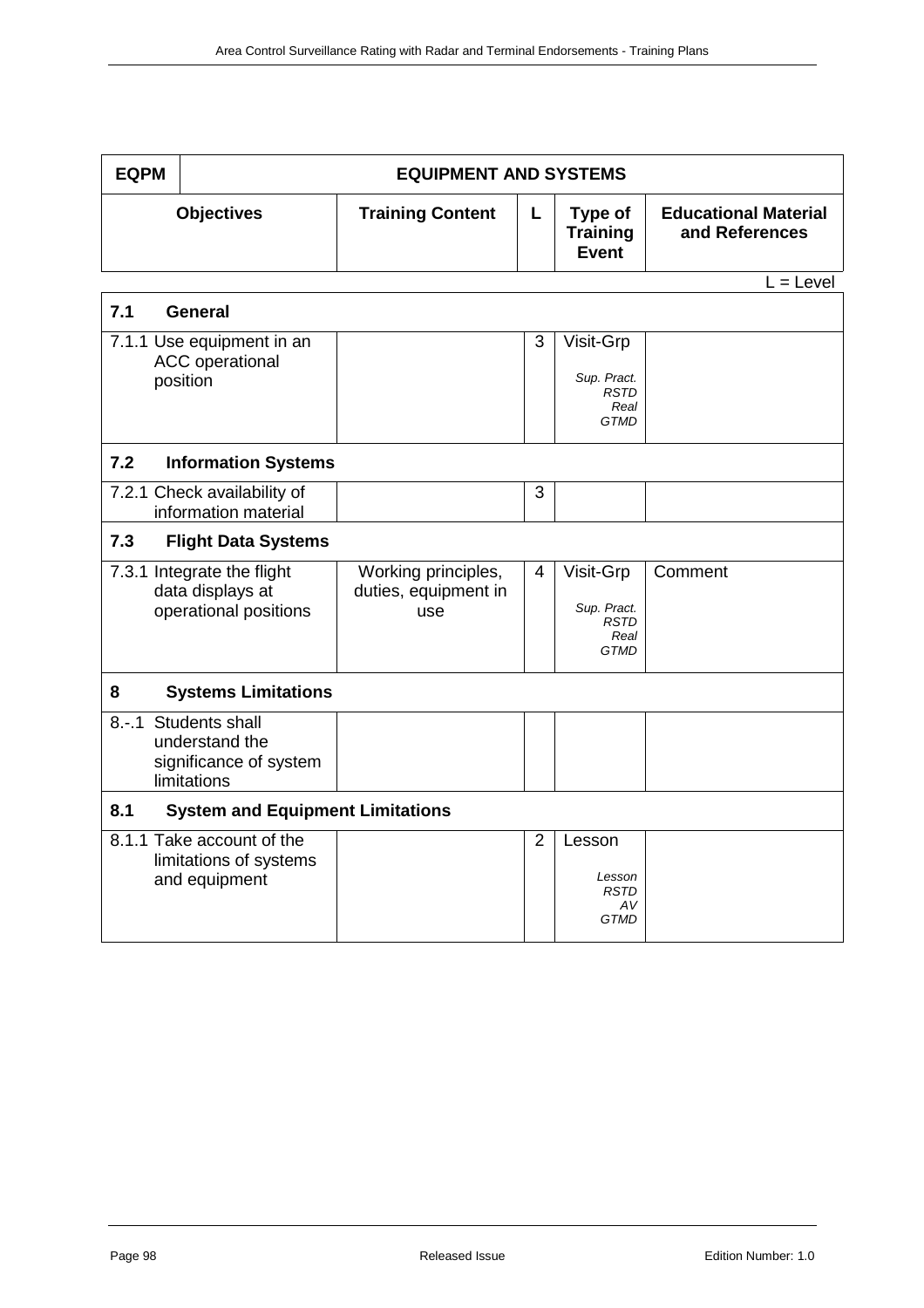| EQPM | EQUIPMENT AND SYSTEMS | | | |
|---|---|---|---|---|
| **Objectives** | **Training Content** | **L** | **Type of Training Event** | **Educational Material and References** |

L = Level

| **7.1 General** | | | | |
|---|---|---|---|---|
| 7.1.1 Use equipment in an ACC operational position | | 3 | Visit-Grp<br>*Sup. Pract.*<br>*RSTD*<br>*Real*<br>*GTMD* | |
| **7.2 Information Systems** | | | | |
| 7.2.1 Check availability of information material | | 3 | | |
| **7.3 Flight Data Systems** | | | | |
| 7.3.1 Integrate the flight data displays at operational positions | Working principles, duties, equipment in use | 4 | Visit-Grp<br>*Sup. Pract.*<br>*RSTD*<br>*Real*<br>*GTMD* | Comment |
| **8 Systems Limitations** | | | | |
| 8.-.1 Students shall understand the significance of system limitations | | | | |
| **8.1 System and Equipment Limitations** | | | | |
| 8.1.1 Take account of the limitations of systems and equipment | | 2 | Lesson<br>*Lesson*<br>*RSTD*<br>*AV*<br>*GTMD* | |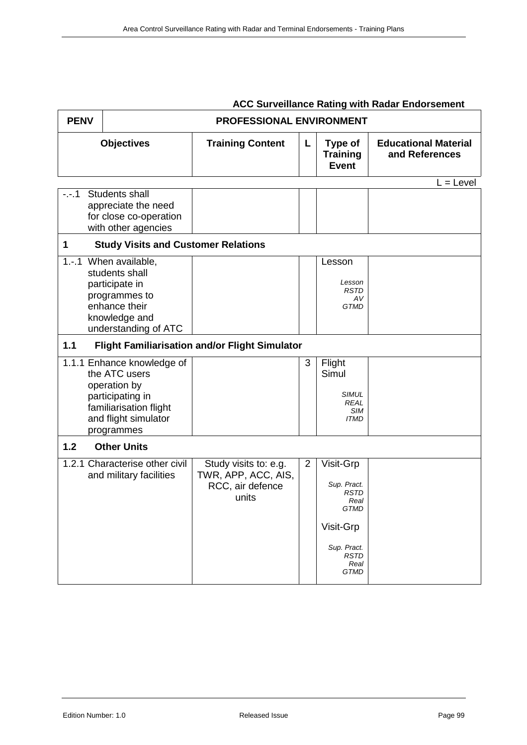**ACC Surveillance Rating with Radar Endorsement**

| PENV | PROFESSIONAL ENVIRONMENT | | | |
|---|---|---|---|---|
| **Objectives** | **Training Content** | **L** | **Type of Training Event** | **Educational Material and References** |

L = Level

| Objectives | Training Content | L | Type of Training Event | Educational Material and References |
|---|---|---|---|---|
| -.-.1 Students shall appreciate the need for close co-operation with other agencies | | | | |
| **1 Study Visits and Customer Relations** | | | | |
| 1.-.1 When available, students shall participate in programmes to enhance their knowledge and understanding of ATC | | | Lesson<br>*Lesson RSTD AV GTMD* | |
| **1.1 Flight Familiarisation and/or Flight Simulator** | | | | |
| 1.1.1 Enhance knowledge of the ATC users operation by participating in familiarisation flight and flight simulator programmes | | 3 | Flight Simul<br>*SIMUL REAL SIM ITMD* | |
| **1.2 Other Units** | | | | |
| 1.2.1 Characterise other civil and military facilities | Study visits to: e.g. TWR, APP, ACC, AIS, RCC, air defence units | 2 | Visit-Grp<br>*Sup. Pract. RSTD Real GTMD*<br>Visit-Grp<br>*Sup. Pract. RSTD Real GTMD* | |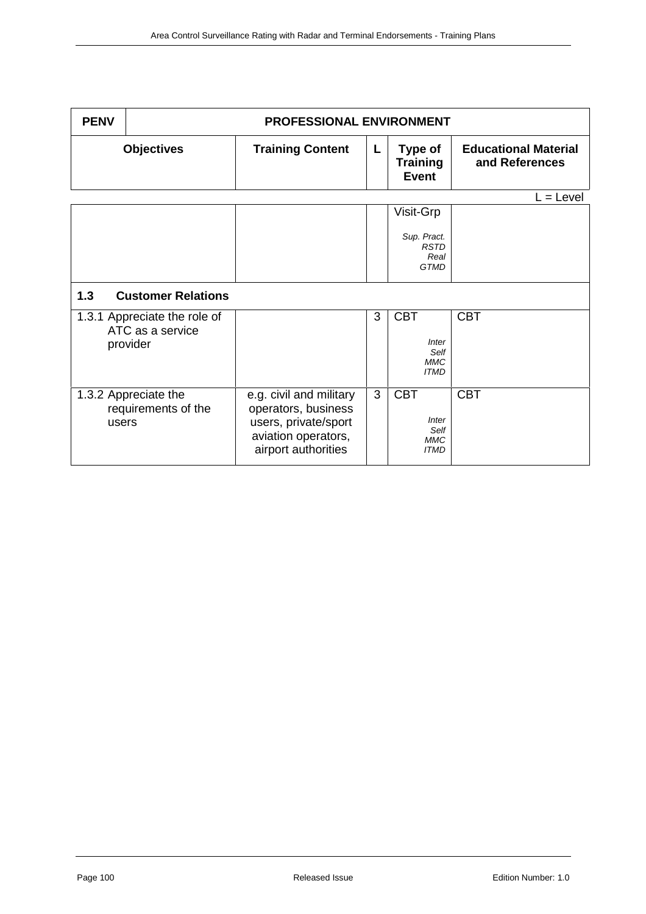| PENV | PROFESSIONAL ENVIRONMENT | | | |
|---|---|---|---|---|
| **Objectives** | **Training Content** | **L** | **Type of Training Event** | **Educational Material and References** |

L = Level

| | | | | |
|---|---|---|---|---|
| | | | Visit-Grp<br><br>*Sup. Pract.*<br>*RSTD*<br>*Real*<br>*GTMD* | |
| **1.3 Customer Relations** | | | | |
| 1.3.1 Appreciate the role of ATC as a service provider | | 3 | CBT<br><br>*Inter*<br>*Self*<br>*MMC*<br>*ITMD* | CBT |
| 1.3.2 Appreciate the requirements of the users | e.g. civil and military operators, business users, private/sport aviation operators, airport authorities | 3 | CBT<br><br>*Inter*<br>*Self*<br>*MMC*<br>*ITMD* | CBT |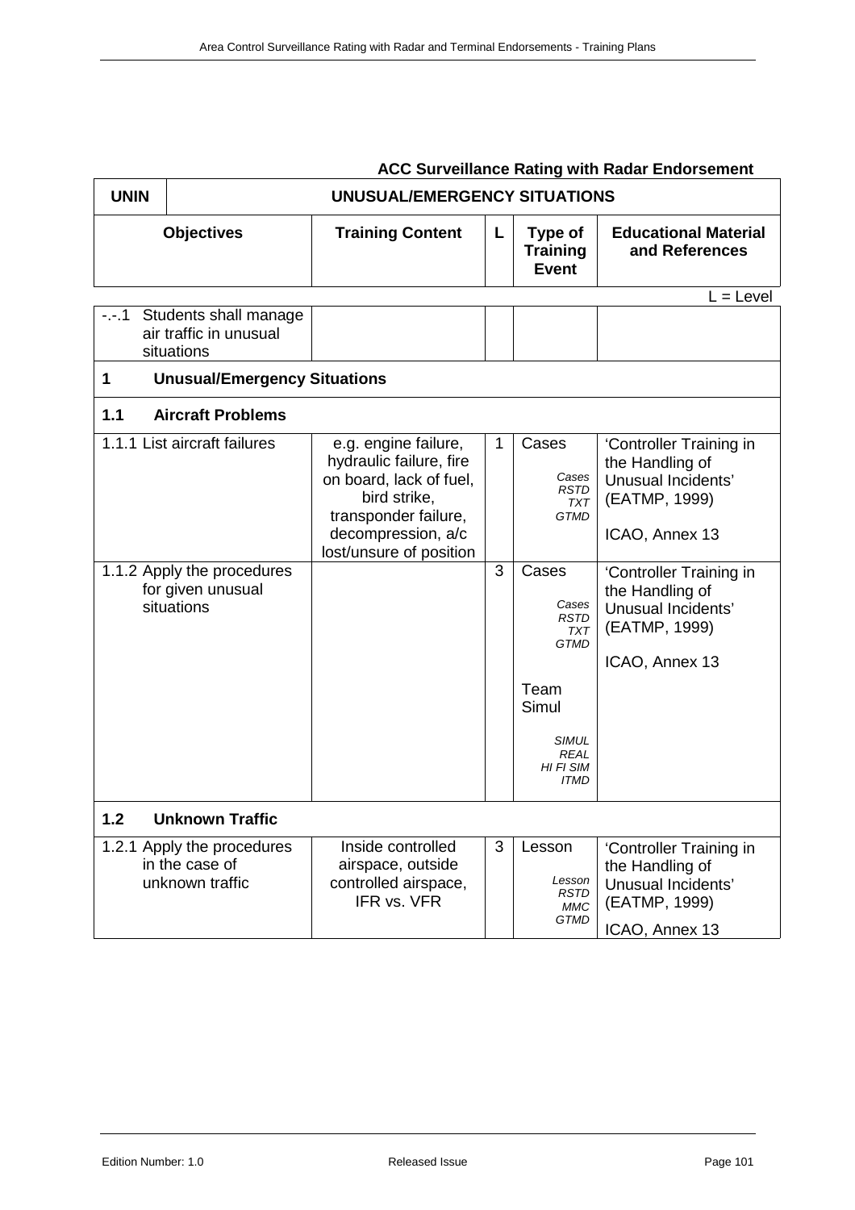**ACC Surveillance Rating with Radar Endorsement**

| UNIN | UNUSUAL/EMERGENCY SITUATIONS | | | |
|---|---|---|---|---|
| **Objectives** | **Training Content** | **L** | **Type of Training Event** | **Educational Material and References** |

L = Level

| Objectives | Training Content | L | Type of Training Event | Educational Material and References |
|---|---|---|---|---|
| -.-.1 Students shall manage air traffic in unusual situations | | | | |
| **1 Unusual/Emergency Situations** | | | | |
| **1.1 Aircraft Problems** | | | | |
| 1.1.1 List aircraft failures | e.g. engine failure, hydraulic failure, fire on board, lack of fuel, bird strike, transponder failure, decompression, a/c lost/unsure of position | 1 | Cases<br>*Cases RSTD TXT GTMD* | 'Controller Training in the Handling of Unusual Incidents' (EATMP, 1999)<br>ICAO, Annex 13 |
| 1.1.2 Apply the procedures for given unusual situations | | 3 | Cases<br>*Cases RSTD TXT GTMD*<br>Team Simul<br>*SIMUL REAL HI FI SIM ITMD* | 'Controller Training in the Handling of Unusual Incidents' (EATMP, 1999)<br>ICAO, Annex 13 |
| **1.2 Unknown Traffic** | | | | |
| 1.2.1 Apply the procedures in the case of unknown traffic | Inside controlled airspace, outside controlled airspace, IFR vs. VFR | 3 | Lesson<br>*Lesson RSTD MMC GTMD* | 'Controller Training in the Handling of Unusual Incidents' (EATMP, 1999)<br>ICAO, Annex 13 |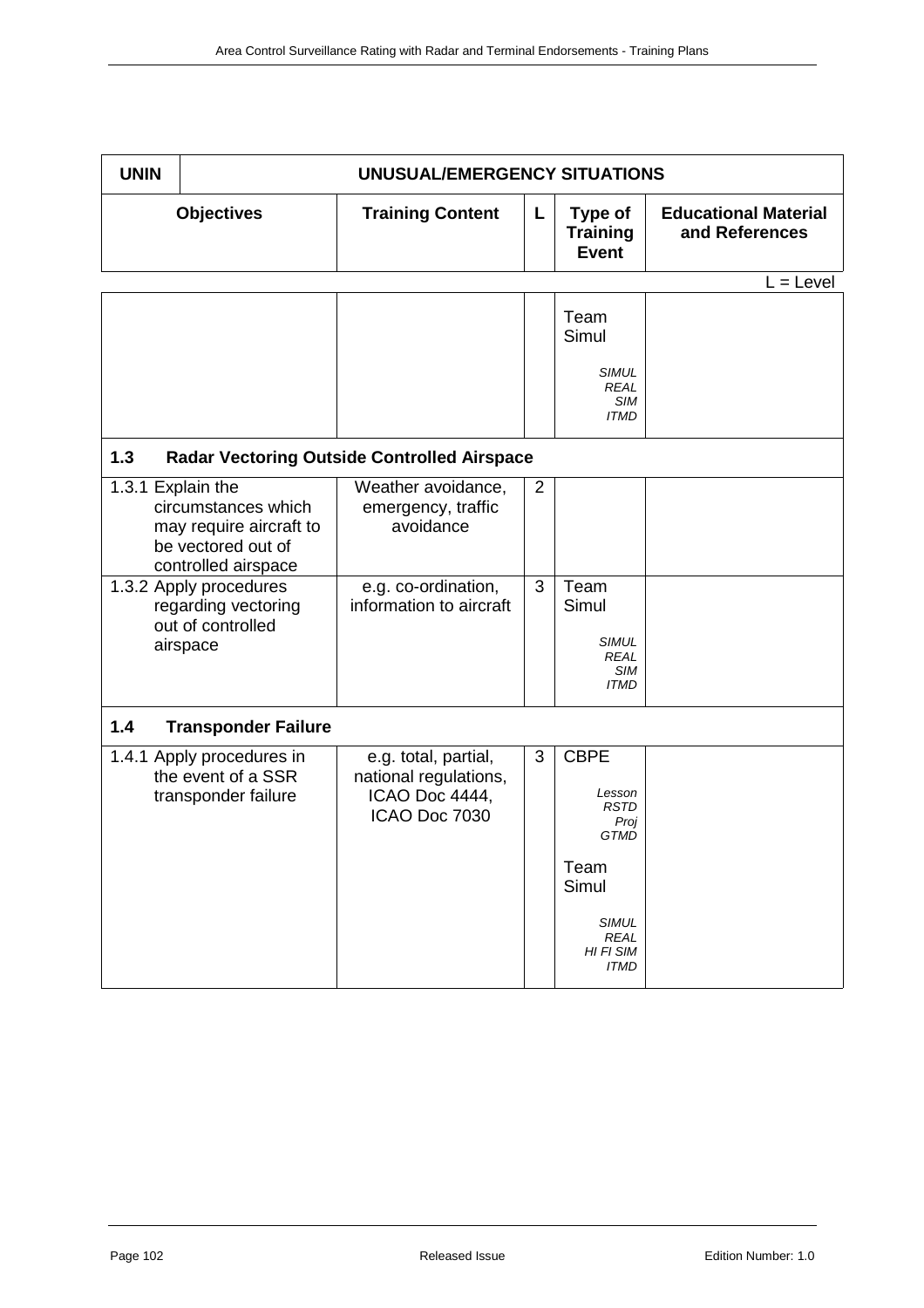| UNIN | UNUSUAL/EMERGENCY SITUATIONS | | | |
|---|---|---|---|---|
| **Objectives** | **Training Content** | **L** | **Type of Training Event** | **Educational Material and References** |

L = Level

| Objectives | Training Content | L | Type of Training Event | Educational Material and References |
|---|---|---|---|---|
| | | | Team Simul *SIMUL REAL SIM ITMD* | |
| **1.3 Radar Vectoring Outside Controlled Airspace** | | | | |
| 1.3.1 Explain the circumstances which may require aircraft to be vectored out of controlled airspace | Weather avoidance, emergency, traffic avoidance | 2 | | |
| 1.3.2 Apply procedures regarding vectoring out of controlled airspace | e.g. co-ordination, information to aircraft | 3 | Team Simul *SIMUL REAL SIM ITMD* | |
| **1.4 Transponder Failure** | | | | |
| 1.4.1 Apply procedures in the event of a SSR transponder failure | e.g. total, partial, national regulations, ICAO Doc 4444, ICAO Doc 7030 | 3 | CBPE *Lesson RSTD Proj GTMD* Team Simul *SIMUL REAL HI FI SIM ITMD* | |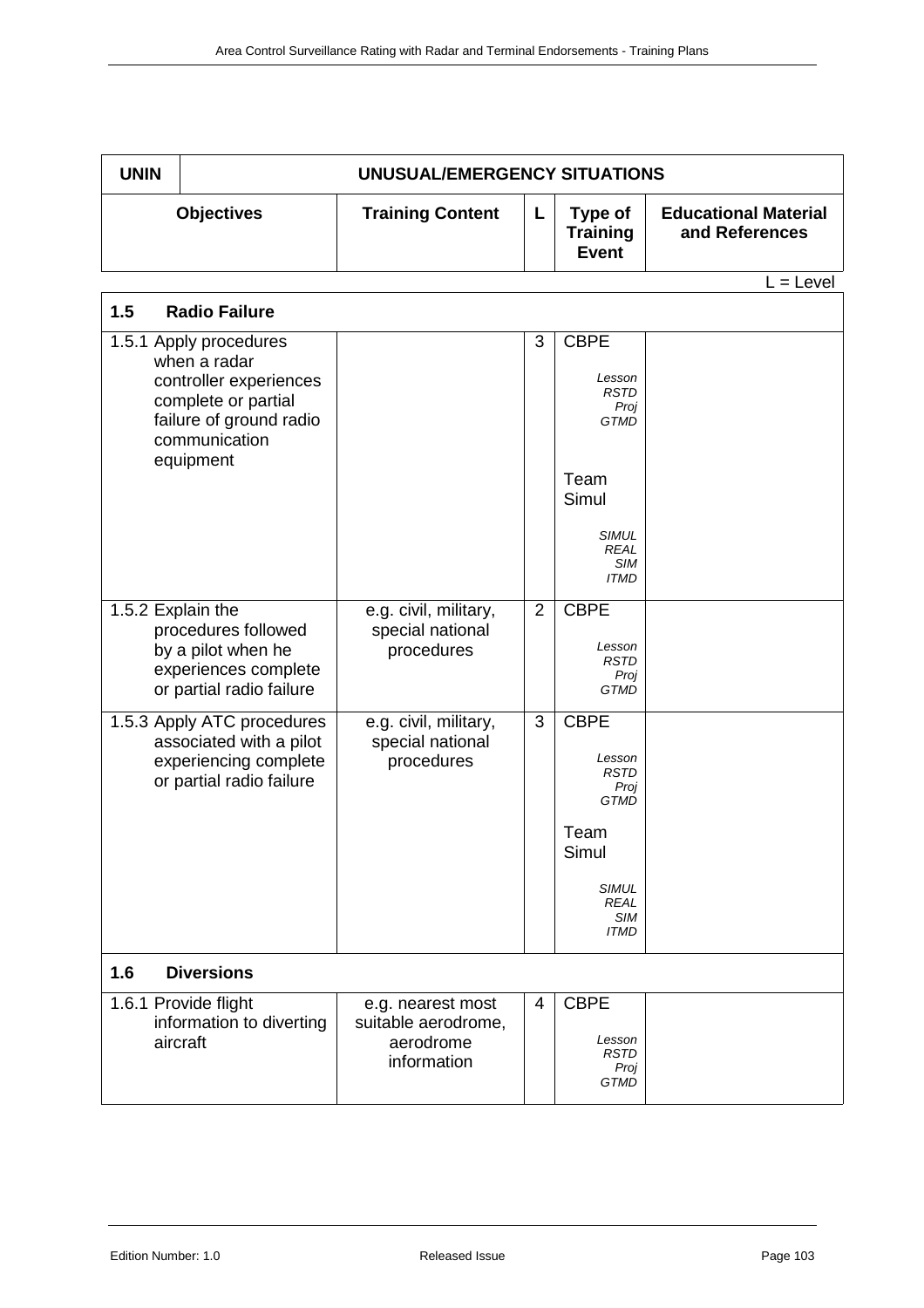| UNIN | UNUSUAL/EMERGENCY SITUATIONS | | | |
|---|---|---|---|---|
| **Objectives** | **Training Content** | **L** | **Type of Training Event** | **Educational Material and References** |

L = Level

| | | | | |
|---|---|---|---|---|
| **1.5 Radio Failure** | | | | |
| 1.5.1 Apply procedures when a radar controller experiences complete or partial failure of ground radio communication equipment | | 3 | CBPE *Lesson RSTD Proj GTMD* Team Simul *SIMUL REAL SIM ITMD* | |
| 1.5.2 Explain the procedures followed by a pilot when he experiences complete or partial radio failure | e.g. civil, military, special national procedures | 2 | CBPE *Lesson RSTD Proj GTMD* | |
| 1.5.3 Apply ATC procedures associated with a pilot experiencing complete or partial radio failure | e.g. civil, military, special national procedures | 3 | CBPE *Lesson RSTD Proj GTMD* Team Simul *SIMUL REAL SIM ITMD* | |
| **1.6 Diversions** | | | | |
| 1.6.1 Provide flight information to diverting aircraft | e.g. nearest most suitable aerodrome, aerodrome information | 4 | CBPE *Lesson RSTD Proj GTMD* | |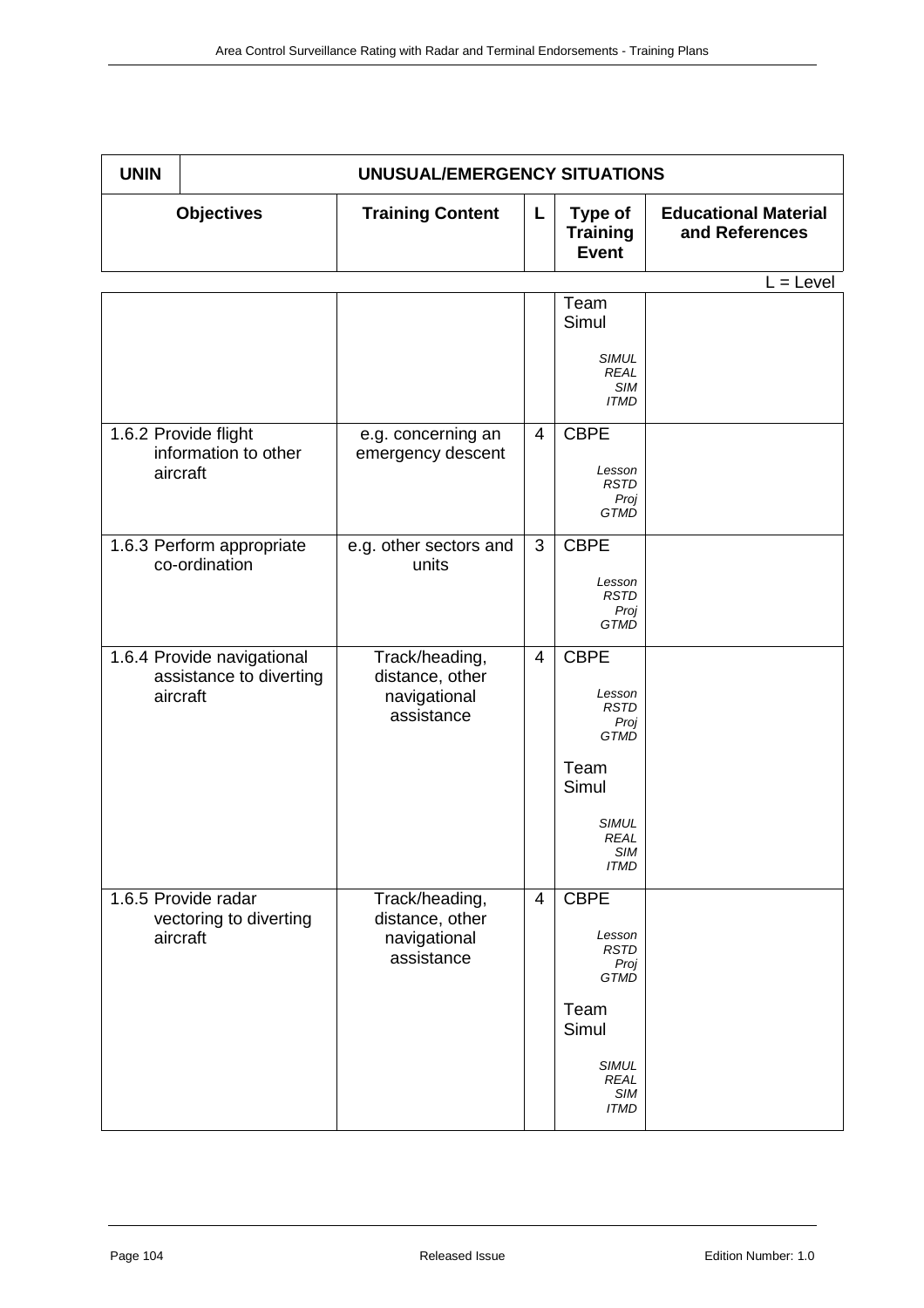| UNIN | UNUSUAL/EMERGENCY SITUATIONS | | | |
|---|---|---|---|---|
| **Objectives** | **Training Content** | **L** | **Type of Training Event** | **Educational Material and References** |

L = Level

| Objectives | Training Content | L | Type of Training Event | Educational Material and References |
|---|---|---|---|---|
| | | | Team Simul<br>*SIMUL REAL SIM ITMD* | |
| 1.6.2 Provide flight information to other aircraft | e.g. concerning an emergency descent | 4 | CBPE<br>*Lesson RSTD Proj GTMD* | |
| 1.6.3 Perform appropriate co-ordination | e.g. other sectors and units | 3 | CBPE<br>*Lesson RSTD Proj GTMD* | |
| 1.6.4 Provide navigational assistance to diverting aircraft | Track/heading, distance, other navigational assistance | 4 | CBPE<br>*Lesson RSTD Proj GTMD*<br>Team Simul<br>*SIMUL REAL SIM ITMD* | |
| 1.6.5 Provide radar vectoring to diverting aircraft | Track/heading, distance, other navigational assistance | 4 | CBPE<br>*Lesson RSTD Proj GTMD*<br>Team Simul<br>*SIMUL REAL SIM ITMD* | |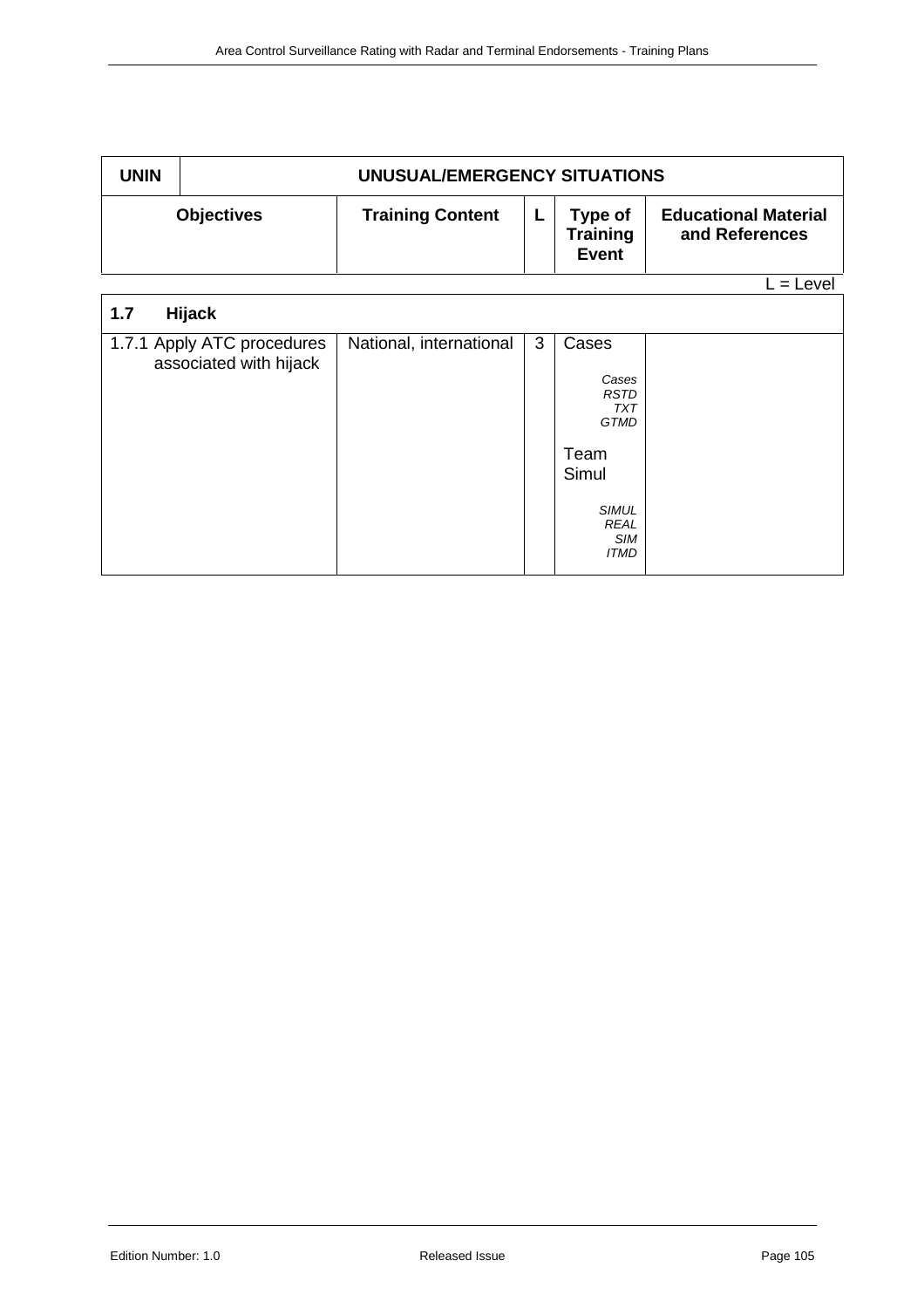| UNIN | UNUSUAL/EMERGENCY SITUATIONS | | | |
|---|---|---|---|---|
| **Objectives** | **Training Content** | **L** | **Type of Training Event** | **Educational Material and References** |

L = Level

| **1.7 Hijack** | | | | |
|---|---|---|---|---|
| 1.7.1 Apply ATC procedures associated with hijack | National, international | 3 | Cases<br><br>*Cases RSTD TXT GTMD*<br><br>Team Simul<br><br>*SIMUL REAL SIM ITMD* | |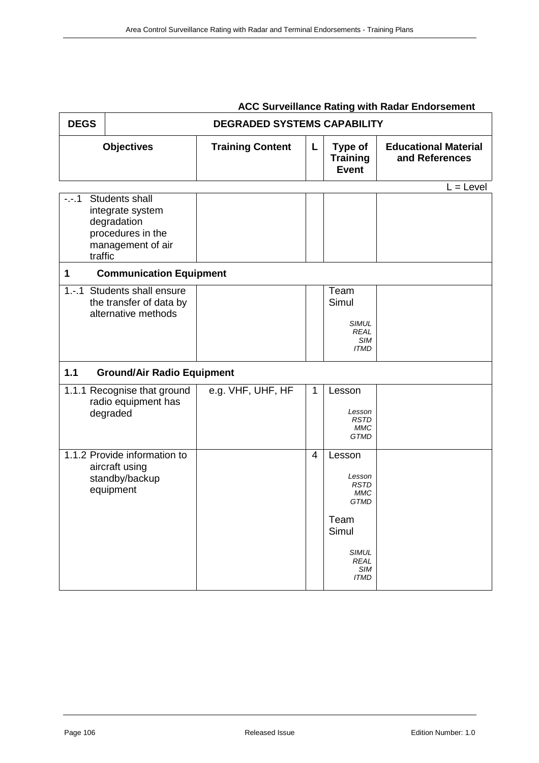**ACC Surveillance Rating with Radar Endorsement**

| DEGS | DEGRADED SYSTEMS CAPABILITY | | | |
|---|---|---|---|---|
| **Objectives** | **Training Content** | **L** | **Type of Training Event** | **Educational Material and References** |

L = Level

| Objectives | Training Content | L | Type of Training Event | Educational Material and References |
|---|---|---|---|---|
| -.-.1 Students shall integrate system degradation procedures in the management of air traffic | | | | |
| **1 Communication Equipment** | | | | |
| 1.-.1 Students shall ensure the transfer of data by alternative methods | | | Team Simul<br>*SIMUL REAL SIM ITMD* | |
| **1.1 Ground/Air Radio Equipment** | | | | |
| 1.1.1 Recognise that ground radio equipment has degraded | e.g. VHF, UHF, HF | 1 | Lesson<br>*Lesson RSTD MMC GTMD* | |
| 1.1.2 Provide information to aircraft using standby/backup equipment | | 4 | Lesson<br>*Lesson RSTD MMC GTMD*<br>Team Simul<br>*SIMUL REAL SIM ITMD* | |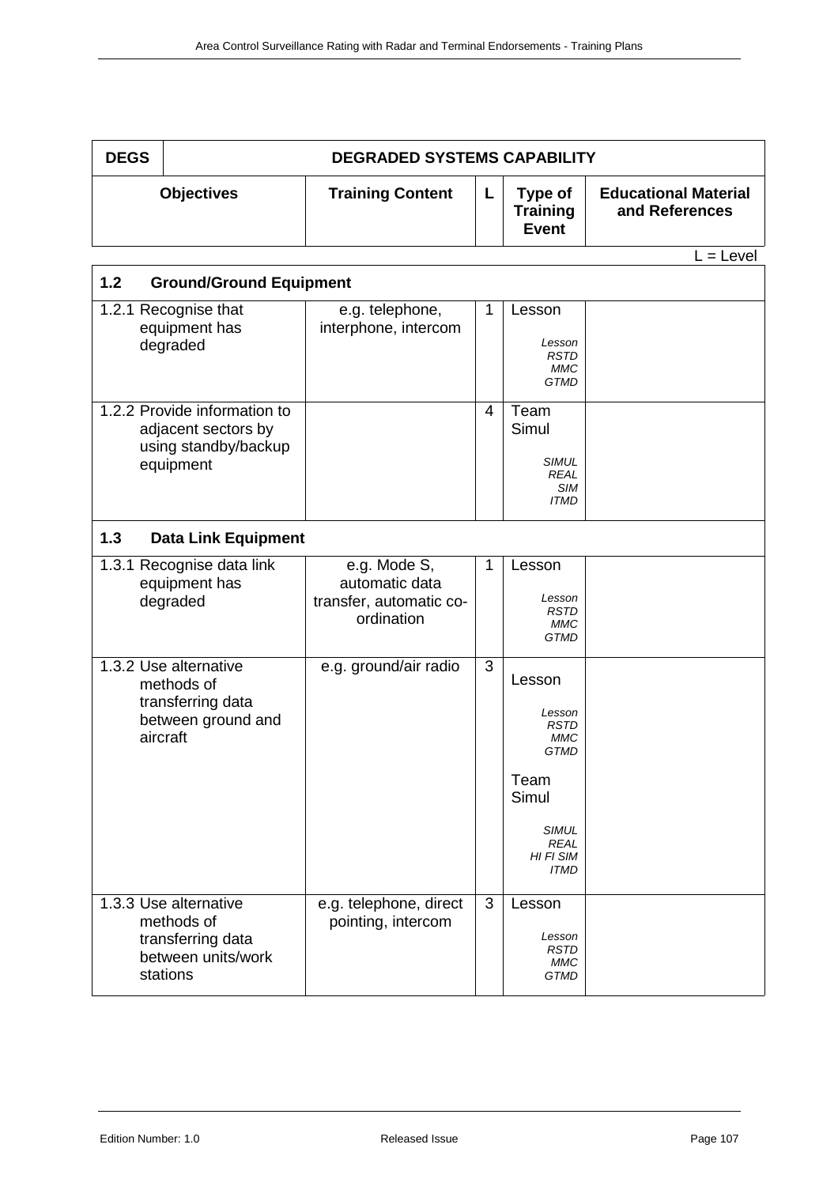| DEGS | DEGRADED SYSTEMS CAPABILITY | | | |
|---|---|---|---|---|
| **Objectives** | **Training Content** | **L** | **Type of Training Event** | **Educational Material and References** |

L = Level

| Objectives | Training Content | L | Type of Training Event | Educational Material and References |
|---|---|---|---|---|
| **1.2 Ground/Ground Equipment** | | | | |
| 1.2.1 Recognise that equipment has degraded | e.g. telephone, interphone, intercom | 1 | Lesson<br>*Lesson RSTD MMC GTMD* | |
| 1.2.2 Provide information to adjacent sectors by using standby/backup equipment | | 4 | Team Simul<br>*SIMUL REAL SIM ITMD* | |
| **1.3 Data Link Equipment** | | | | |
| 1.3.1 Recognise data link equipment has degraded | e.g. Mode S, automatic data transfer, automatic co-ordination | 1 | Lesson<br>*Lesson RSTD MMC GTMD* | |
| 1.3.2 Use alternative methods of transferring data between ground and aircraft | e.g. ground/air radio | 3 | Lesson<br>*Lesson RSTD MMC GTMD*<br>Team Simul<br>*SIMUL REAL HI FI SIM ITMD* | |
| 1.3.3 Use alternative methods of transferring data between units/work stations | e.g. telephone, direct pointing, intercom | 3 | Lesson<br>*Lesson RSTD MMC GTMD* | |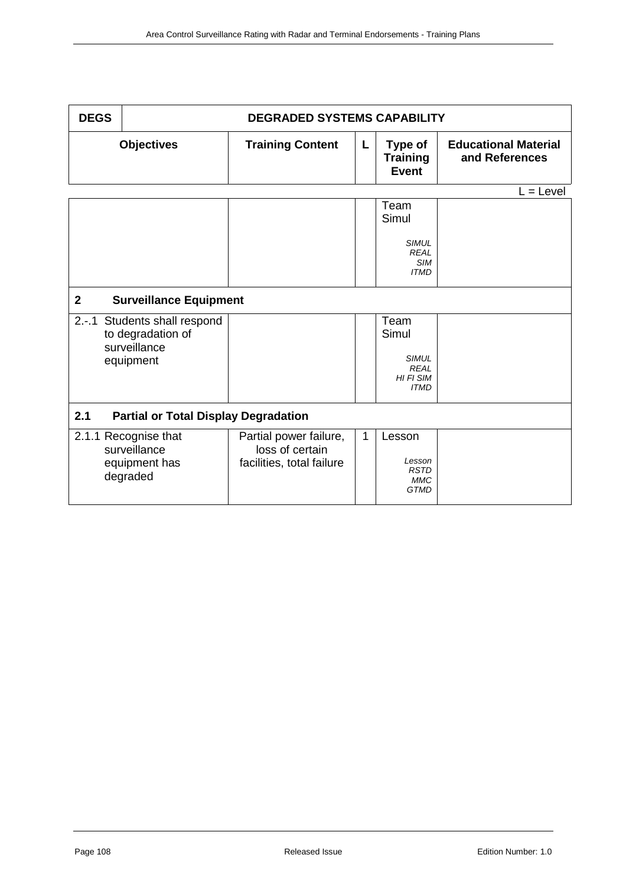| **DEGS** | **DEGRADED SYSTEMS CAPABILITY** | | | |
|---|---|---|---|---|
| **Objectives** | **Training Content** | **L** | **Type of Training Event** | **Educational Material and References** |

L = Level

| | | | | |
|---|---|---|---|---|
| | | | Team Simul<br><br>*SIMUL REAL SIM ITMD* | |
| **2 Surveillance Equipment** | | | | |
| 2.-.1 Students shall respond to degradation of surveillance equipment | | | Team Simul<br><br>*SIMUL REAL HI FI SIM ITMD* | |
| **2.1 Partial or Total Display Degradation** | | | | |
| 2.1.1 Recognise that surveillance equipment has degraded | Partial power failure, loss of certain facilities, total failure | 1 | Lesson<br><br>*Lesson RSTD MMC GTMD* | |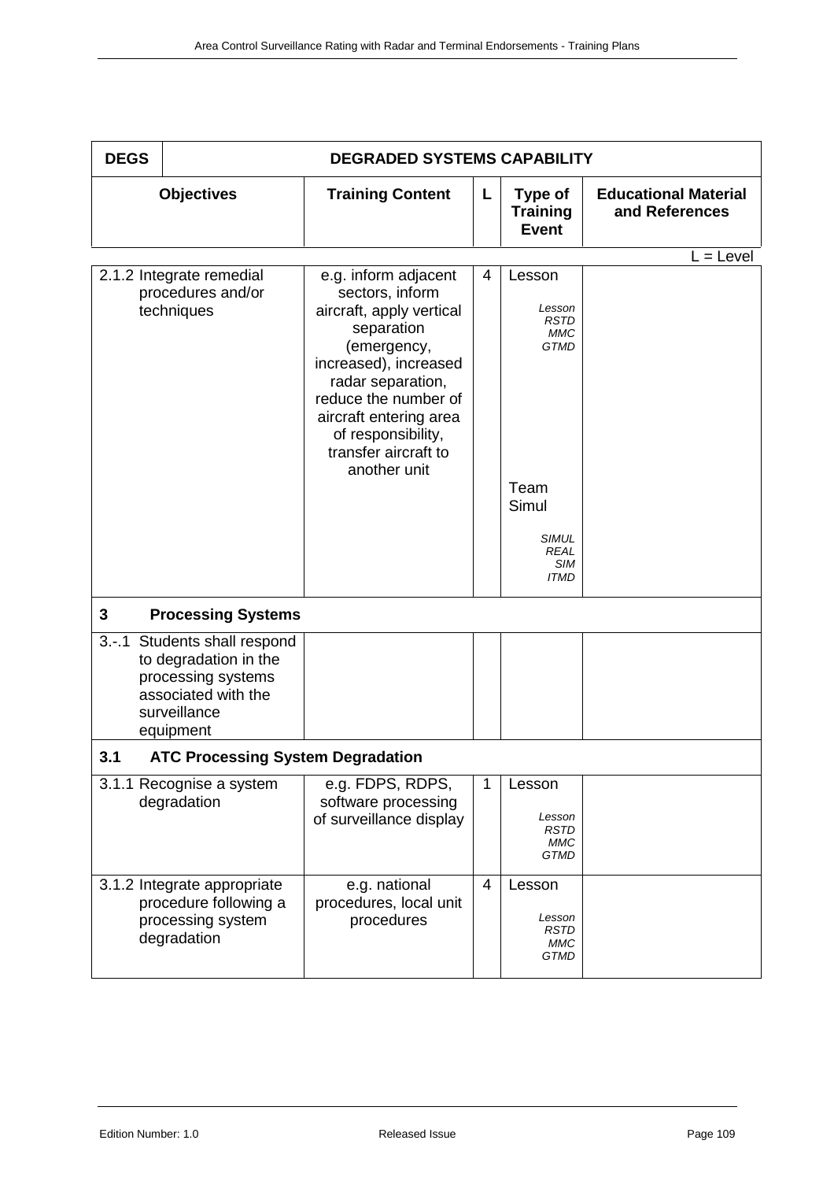| DEGS | DEGRADED SYSTEMS CAPABILITY | | | |
|---|---|---|---|---|
| **Objectives** | **Training Content** | **L** | **Type of Training Event** | **Educational Material and References** |

L = Level

| Objectives | Training Content | L | Type of Training Event | Educational Material and References |
|---|---|---|---|---|
| 2.1.2 Integrate remedial procedures and/or techniques | e.g. inform adjacent sectors, inform aircraft, apply vertical separation (emergency, increased), increased radar separation, reduce the number of aircraft entering area of responsibility, transfer aircraft to another unit | 4 | Lesson<br>*Lesson RSTD MMC GTMD*<br>Team Simul<br>*SIMUL REAL SIM ITMD* | |
| **3 Processing Systems** | | | | |
| 3.-.1 Students shall respond to degradation in the processing systems associated with the surveillance equipment | | | | |
| **3.1 ATC Processing System Degradation** | | | | |
| 3.1.1 Recognise a system degradation | e.g. FDPS, RDPS, software processing of surveillance display | 1 | Lesson<br>*Lesson RSTD MMC GTMD* | |
| 3.1.2 Integrate appropriate procedure following a processing system degradation | e.g. national procedures, local unit procedures | 4 | Lesson<br>*Lesson RSTD MMC GTMD* | |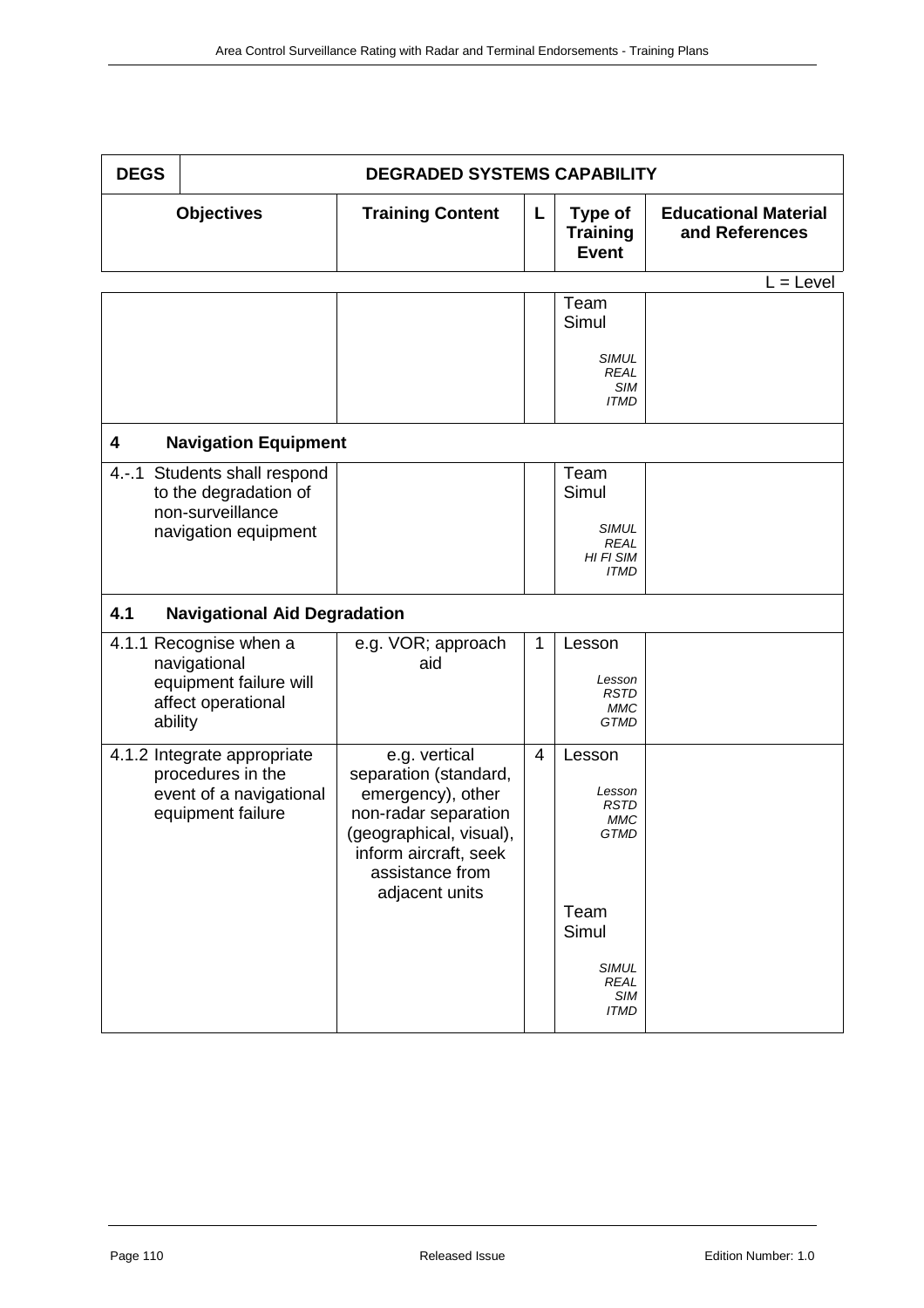| DEGS | DEGRADED SYSTEMS CAPABILITY | | | |
|---|---|---|---|---|
| **Objectives** | **Training Content** | **L** | **Type of Training Event** | **Educational Material and References** |

L = Level

| Objectives | Training Content | L | Type of Training Event | Educational Material and References |
|---|---|---|---|---|
| | | | Team Simul<br>*SIMUL REAL SIM ITMD* | |
| **4 Navigation Equipment** | | | | |
| 4.-.1 Students shall respond to the degradation of non-surveillance navigation equipment | | | Team Simul<br>*SIMUL REAL HI FI SIM ITMD* | |
| **4.1 Navigational Aid Degradation** | | | | |
| 4.1.1 Recognise when a navigational equipment failure will affect operational ability | e.g. VOR; approach aid | 1 | Lesson<br>*Lesson RSTD MMC GTMD* | |
| 4.1.2 Integrate appropriate procedures in the event of a navigational equipment failure | e.g. vertical separation (standard, emergency), other non-radar separation (geographical, visual), inform aircraft, seek assistance from adjacent units | 4 | Lesson<br>*Lesson RSTD MMC GTMD*<br><br>Team Simul<br>*SIMUL REAL SIM ITMD* | |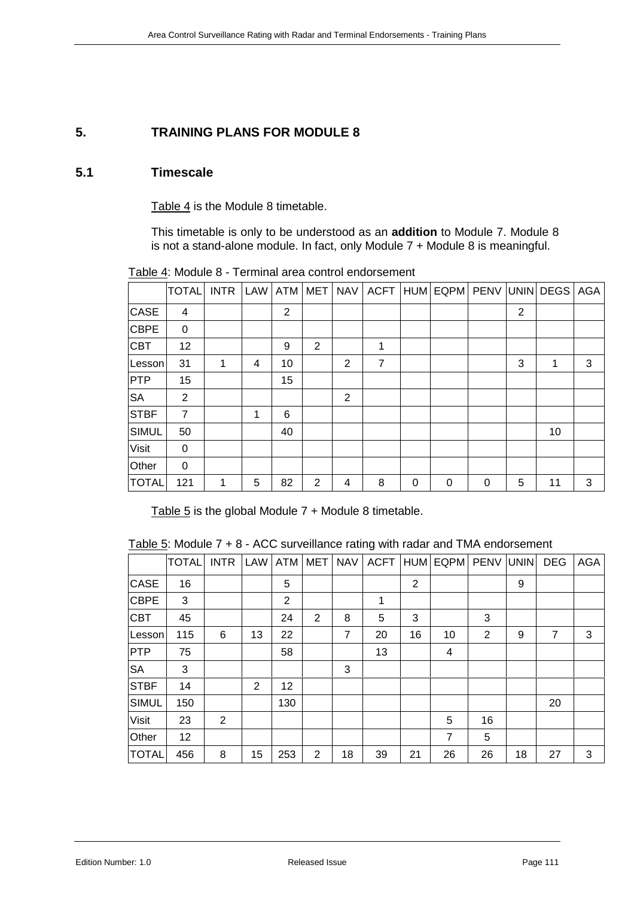## 5. TRAINING PLANS FOR MODULE 8

### 5.1 Timescale

Table 4 is the Module 8 timetable.

This timetable is only to be understood as an **addition** to Module 7. Module 8 is not a stand-alone module. In fact, only Module 7 + Module 8 is meaningful.

Table 4: Module 8 - Terminal area control endorsement

| | TOTAL | INTR | LAW | ATM | MET | NAV | ACFT | HUM | EQPM | PENV | UNIN | DEGS | AGA |
|---|---|---|---|---|---|---|---|---|---|---|---|---|---|
| CASE | 4 | | | 2 | | | | | | | 2 | | |
| CBPE | 0 | | | | | | | | | | | | |
| CBT | 12 | | | 9 | 2 | | 1 | | | | | | |
| Lesson | 31 | 1 | 4 | 10 | | 2 | 7 | | | | 3 | 1 | 3 |
| PTP | 15 | | | 15 | | | | | | | | | |
| SA | 2 | | | | | 2 | | | | | | | |
| STBF | 7 | | 1 | 6 | | | | | | | | | |
| SIMUL | 50 | | | 40 | | | | | | | | 10 | |
| Visit | 0 | | | | | | | | | | | | |
| Other | 0 | | | | | | | | | | | | |
| TOTAL | 121 | 1 | 5 | 82 | 2 | 4 | 8 | 0 | 0 | 0 | 5 | 11 | 3 |

Table 5 is the global Module 7 + Module 8 timetable.

Table 5: Module 7 + 8 - ACC surveillance rating with radar and TMA endorsement

| | TOTAL | INTR | LAW | ATM | MET | NAV | ACFT | HUM | EQPM | PENV | UNIN | DEG | AGA |
|---|---|---|---|---|---|---|---|---|---|---|---|---|---|
| CASE | 16 | | | 5 | | | | 2 | | | 9 | | |
| CBPE | 3 | | | 2 | | | 1 | | | | | | |
| CBT | 45 | | | 24 | 2 | 8 | 5 | 3 | | 3 | | | |
| Lesson | 115 | 6 | 13 | 22 | | 7 | 20 | 16 | 10 | 2 | 9 | 7 | 3 |
| PTP | 75 | | | 58 | | | 13 | | 4 | | | | |
| SA | 3 | | | | | 3 | | | | | | | |
| STBF | 14 | | 2 | 12 | | | | | | | | | |
| SIMUL | 150 | | | 130 | | | | | | | | 20 | |
| Visit | 23 | 2 | | | | | | | 5 | 16 | | | |
| Other | 12 | | | | | | | | 7 | 5 | | | |
| TOTAL | 456 | 8 | 15 | 253 | 2 | 18 | 39 | 21 | 26 | 26 | 18 | 27 | 3 |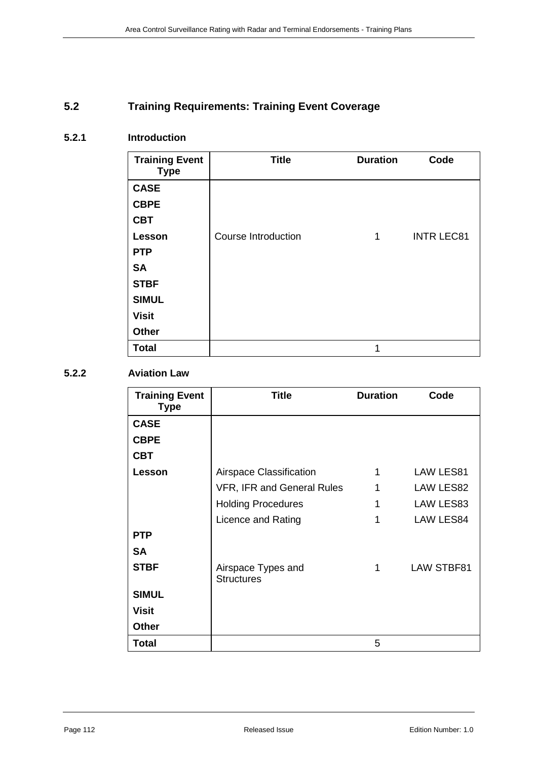## 5.2 Training Requirements: Training Event Coverage

### 5.2.1 Introduction

| Training Event Type | Title | Duration | Code |
|---|---|---|---|
| **CASE** | | | |
| **CBPE** | | | |
| **CBT** | | | |
| **Lesson** | Course Introduction | 1 | INTR LEC81 |
| **PTP** | | | |
| **SA** | | | |
| **STBF** | | | |
| **SIMUL** | | | |
| **Visit** | | | |
| **Other** | | | |
| **Total** | | 1 | |

### 5.2.2 Aviation Law

| Training Event Type | Title | Duration | Code |
|---|---|---|---|
| **CASE** | | | |
| **CBPE** | | | |
| **CBT** | | | |
| **Lesson** | Airspace Classification | 1 | LAW LES81 |
| | VFR, IFR and General Rules | 1 | LAW LES82 |
| | Holding Procedures | 1 | LAW LES83 |
| | Licence and Rating | 1 | LAW LES84 |
| **PTP** | | | |
| **SA** | | | |
| **STBF** | Airspace Types and Structures | 1 | LAW STBF81 |
| **SIMUL** | | | |
| **Visit** | | | |
| **Other** | | | |
| **Total** | | 5 | |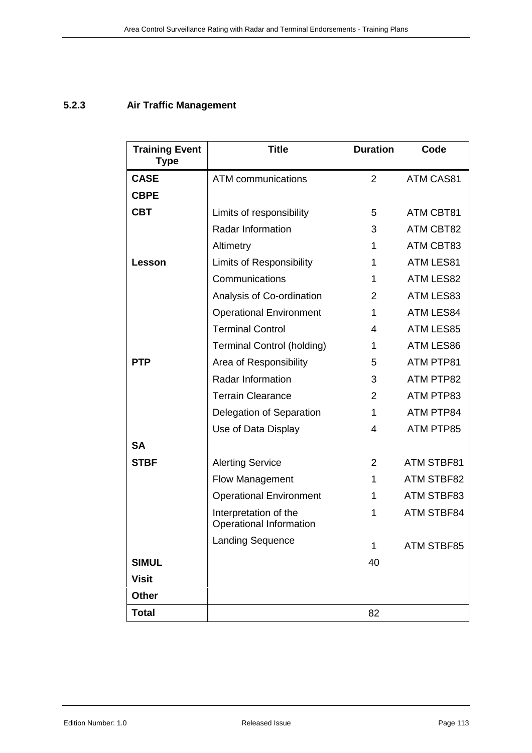### 5.2.3 Air Traffic Management

| Training Event Type | Title | Duration | Code |
|---|---|---|---|
| **CASE** | ATM communications | 2 | ATM CAS81 |
| **CBPE** | | | |
| **CBT** | Limits of responsibility | 5 | ATM CBT81 |
| | Radar Information | 3 | ATM CBT82 |
| | Altimetry | 1 | ATM CBT83 |
| **Lesson** | Limits of Responsibility | 1 | ATM LES81 |
| | Communications | 1 | ATM LES82 |
| | Analysis of Co-ordination | 2 | ATM LES83 |
| | Operational Environment | 1 | ATM LES84 |
| | Terminal Control | 4 | ATM LES85 |
| | Terminal Control (holding) | 1 | ATM LES86 |
| **PTP** | Area of Responsibility | 5 | ATM PTP81 |
| | Radar Information | 3 | ATM PTP82 |
| | Terrain Clearance | 2 | ATM PTP83 |
| | Delegation of Separation | 1 | ATM PTP84 |
| | Use of Data Display | 4 | ATM PTP85 |
| **SA** | | | |
| **STBF** | Alerting Service | 2 | ATM STBF81 |
| | Flow Management | 1 | ATM STBF82 |
| | Operational Environment | 1 | ATM STBF83 |
| | Interpretation of the Operational Information | 1 | ATM STBF84 |
| | Landing Sequence | 1 | ATM STBF85 |
| **SIMUL** | | 40 | |
| **Visit** | | | |
| **Other** | | | |
| **Total** | | 82 | |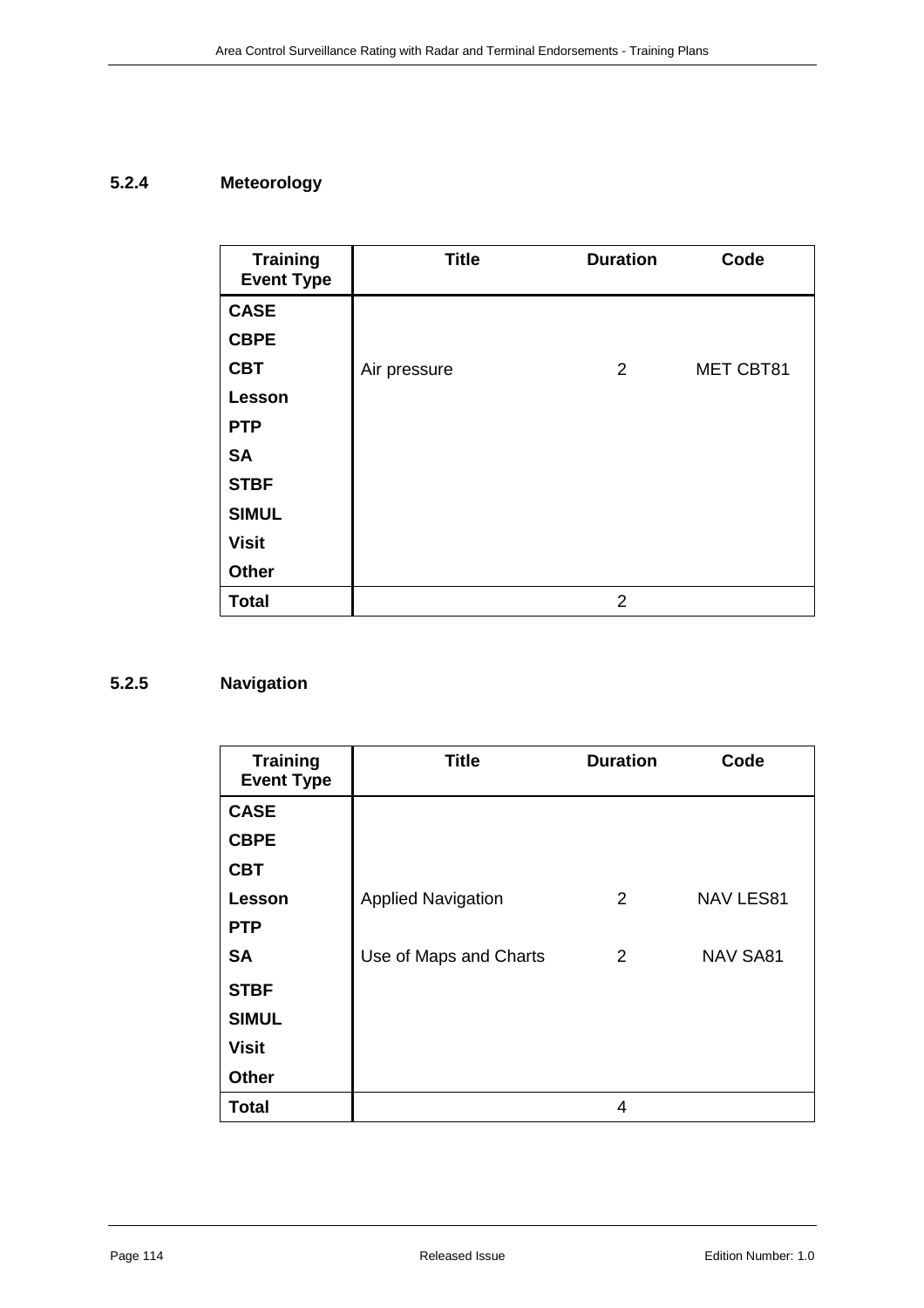### 5.2.4 Meteorology

| Training Event Type | Title | Duration | Code |
|---|---|---|---|
| **CASE** | | | |
| **CBPE** | | | |
| **CBT** | Air pressure | 2 | MET CBT81 |
| **Lesson** | | | |
| **PTP** | | | |
| **SA** | | | |
| **STBF** | | | |
| **SIMUL** | | | |
| **Visit** | | | |
| **Other** | | | |
| **Total** | | 2 | |

### 5.2.5 Navigation

| Training Event Type | Title | Duration | Code |
|---|---|---|---|
| **CASE** | | | |
| **CBPE** | | | |
| **CBT** | | | |
| **Lesson** | Applied Navigation | 2 | NAV LES81 |
| **PTP** | | | |
| **SA** | Use of Maps and Charts | 2 | NAV SA81 |
| **STBF** | | | |
| **SIMUL** | | | |
| **Visit** | | | |
| **Other** | | | |
| **Total** | | 4 | |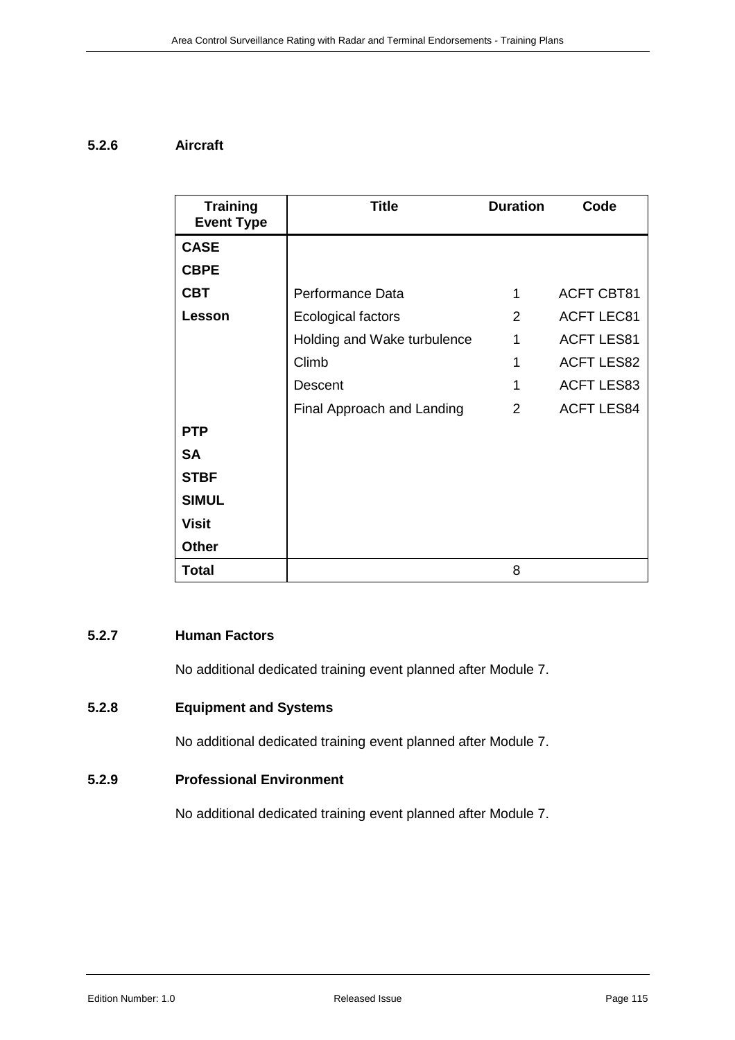### 5.2.6 Aircraft

| Training Event Type | Title | Duration | Code |
|---|---|---|---|
| **CASE** | | | |
| **CBPE** | | | |
| **CBT** | Performance Data | 1 | ACFT CBT81 |
| **Lesson** | Ecological factors | 2 | ACFT LEC81 |
| | Holding and Wake turbulence | 1 | ACFT LES81 |
| | Climb | 1 | ACFT LES82 |
| | Descent | 1 | ACFT LES83 |
| | Final Approach and Landing | 2 | ACFT LES84 |
| **PTP** | | | |
| **SA** | | | |
| **STBF** | | | |
| **SIMUL** | | | |
| **Visit** | | | |
| **Other** | | | |
| **Total** | | 8 | |

### 5.2.7 Human Factors

No additional dedicated training event planned after Module 7.

### 5.2.8 Equipment and Systems

No additional dedicated training event planned after Module 7.

### 5.2.9 Professional Environment

No additional dedicated training event planned after Module 7.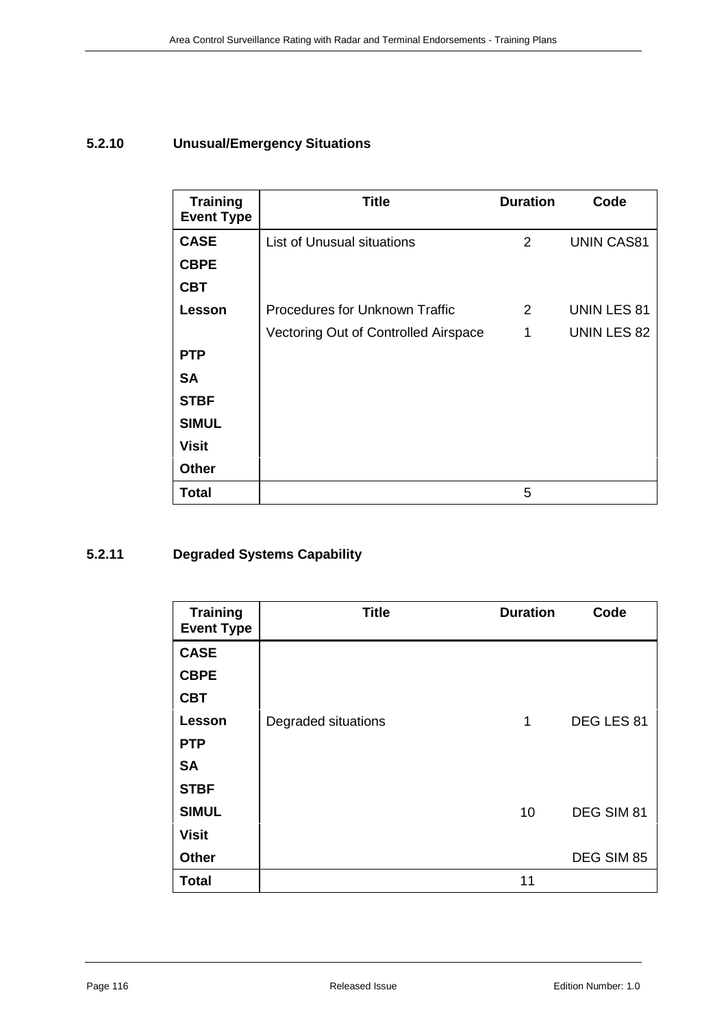### 5.2.10 Unusual/Emergency Situations

| Training Event Type | Title | Duration | Code |
|---|---|---|---|
| **CASE** | List of Unusual situations | 2 | UNIN CAS81 |
| **CBPE** | | | |
| **CBT** | | | |
| **Lesson** | Procedures for Unknown Traffic | 2 | UNIN LES 81 |
| | Vectoring Out of Controlled Airspace | 1 | UNIN LES 82 |
| **PTP** | | | |
| **SA** | | | |
| **STBF** | | | |
| **SIMUL** | | | |
| **Visit** | | | |
| **Other** | | | |
| **Total** | | 5 | |

### 5.2.11 Degraded Systems Capability

| Training Event Type | Title | Duration | Code |
|---|---|---|---|
| **CASE** | | | |
| **CBPE** | | | |
| **CBT** | | | |
| **Lesson** | Degraded situations | 1 | DEG LES 81 |
| **PTP** | | | |
| **SA** | | | |
| **STBF** | | | |
| **SIMUL** | | 10 | DEG SIM 81 |
| **Visit** | | | |
| **Other** | | | DEG SIM 85 |
| **Total** | | 11 | |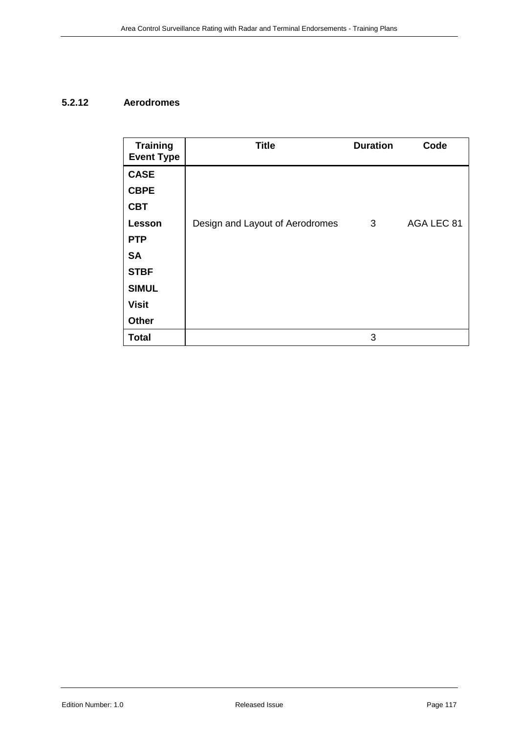### 5.2.12 Aerodromes

| Training Event Type | Title | Duration | Code |
|---|---|---|---|
| **CASE** | | | |
| **CBPE** | | | |
| **CBT** | | | |
| **Lesson** | Design and Layout of Aerodromes | 3 | AGA LEC 81 |
| **PTP** | | | |
| **SA** | | | |
| **STBF** | | | |
| **SIMUL** | | | |
| **Visit** | | | |
| **Other** | | | |
| **Total** | | 3 | |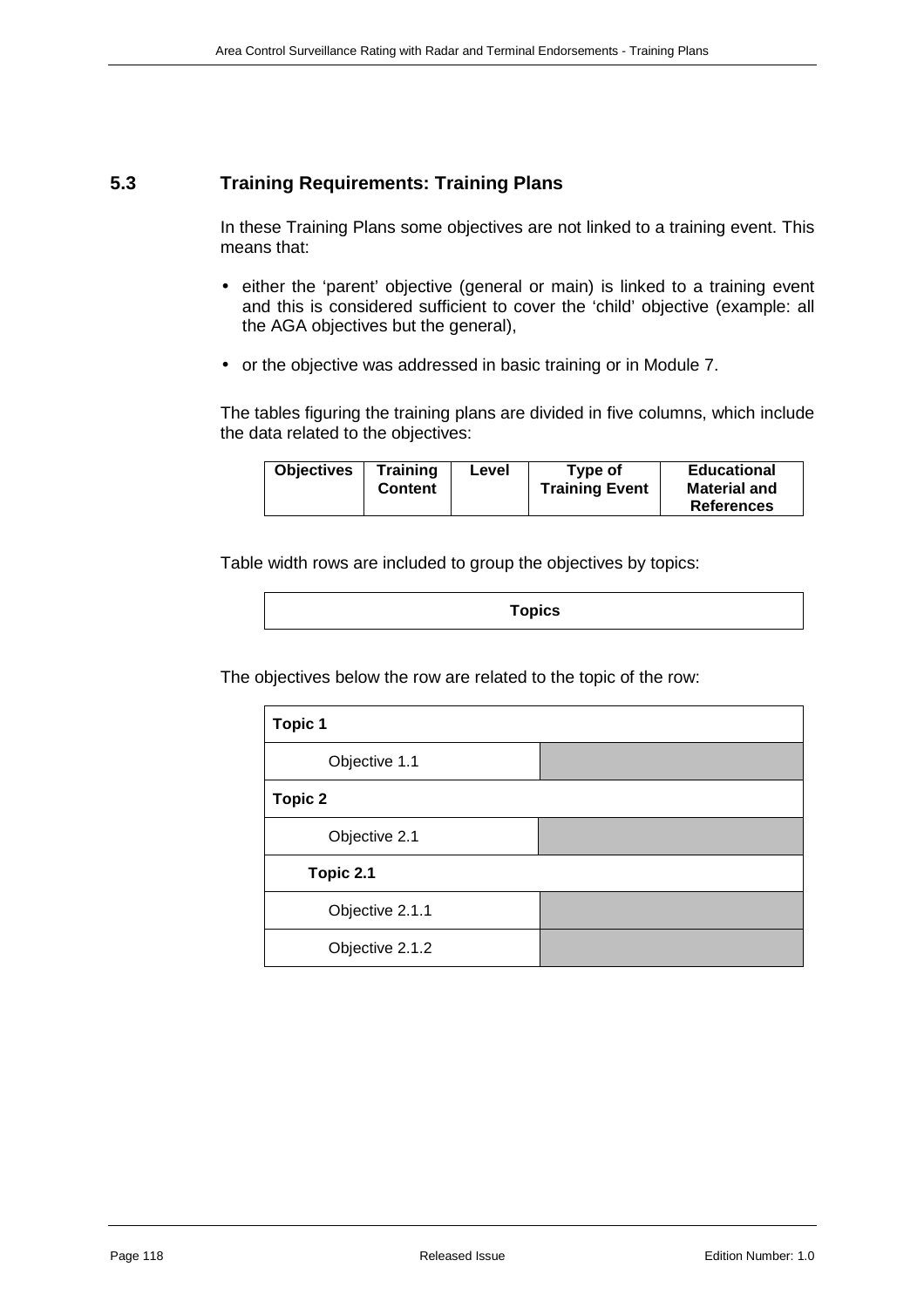## 5.3 Training Requirements: Training Plans

In these Training Plans some objectives are not linked to a training event. This means that:

- either the 'parent' objective (general or main) is linked to a training event and this is considered sufficient to cover the 'child' objective (example: all the AGA objectives but the general),
- or the objective was addressed in basic training or in Module 7.

The tables figuring the training plans are divided in five columns, which include the data related to the objectives:

| Objectives | Training Content | Level | Type of Training Event | Educational Material and References |
|---|---|---|---|---|

Table width rows are included to group the objectives by topics:

| Topics |
|---|

The objectives below the row are related to the topic of the row:

| **Topic 1** | |
|---|---|
| Objective 1.1 | |
| **Topic 2** | |
| Objective 2.1 | |
| **Topic 2.1** | |
| Objective 2.1.1 | |
| Objective 2.1.2 | |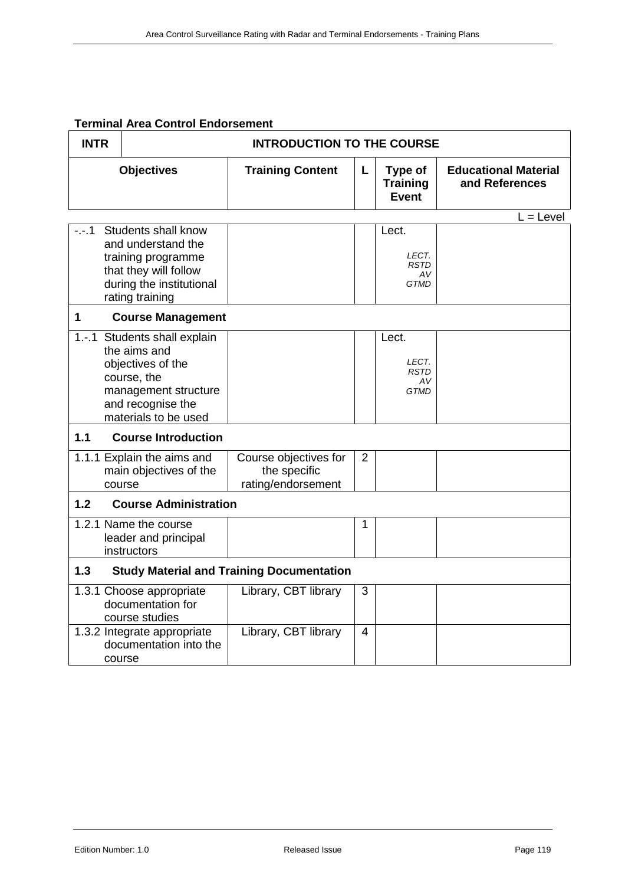**Terminal Area Control Endorsement**

| INTR | INTRODUCTION TO THE COURSE | | | |
|---|---|---|---|---|
| **Objectives** | **Training Content** | **L** | **Type of Training Event** | **Educational Material and References** |

L = Level

| Objectives | Training Content | L | Type of Training Event | Educational Material and References |
|---|---|---|---|---|
| -.-.1 Students shall know and understand the training programme that they will follow during the institutional rating training | | | Lect. *LECT. RSTD AV GTMD* | |
| **1 Course Management** | | | | |
| 1.-.1 Students shall explain the aims and objectives of the course, the management structure and recognise the materials to be used | | | Lect. *LECT. RSTD AV GTMD* | |
| **1.1 Course Introduction** | | | | |
| 1.1.1 Explain the aims and main objectives of the course | Course objectives for the specific rating/endorsement | 2 | | |
| **1.2 Course Administration** | | | | |
| 1.2.1 Name the course leader and principal instructors | | 1 | | |
| **1.3 Study Material and Training Documentation** | | | | |
| 1.3.1 Choose appropriate documentation for course studies | Library, CBT library | 3 | | |
| 1.3.2 Integrate appropriate documentation into the course | Library, CBT library | 4 | | |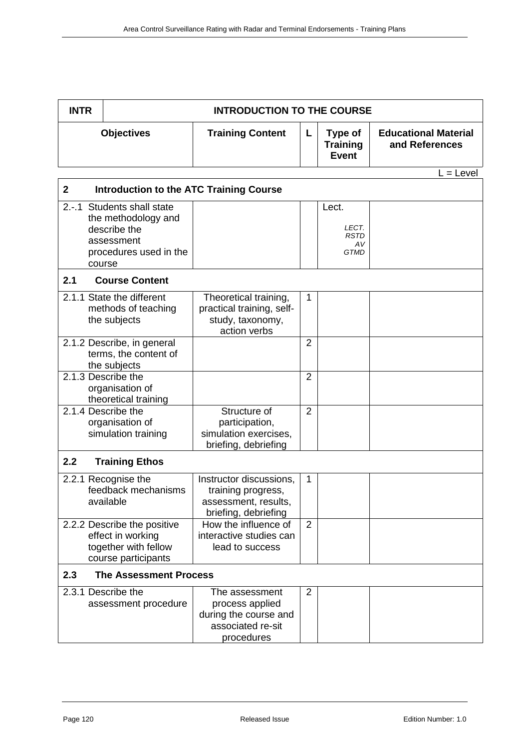| INTR | INTRODUCTION TO THE COURSE | | | |
|---|---|---|---|---|
| **Objectives** | **Training Content** | **L** | **Type of Training Event** | **Educational Material and References** |

L = Level

| **2 Introduction to the ATC Training Course** | | | | |
|---|---|---|---|---|
| 2.-.1 Students shall state the methodology and describe the assessment procedures used in the course | | | Lect.<br>*LECT. RSTD AV GTMD* | |
| **2.1 Course Content** | | | | |
| 2.1.1 State the different methods of teaching the subjects | Theoretical training, practical training, self-study, taxonomy, action verbs | 1 | | |
| 2.1.2 Describe, in general terms, the content of the subjects | | 2 | | |
| 2.1.3 Describe the organisation of theoretical training | | 2 | | |
| 2.1.4 Describe the organisation of simulation training | Structure of participation, simulation exercises, briefing, debriefing | 2 | | |
| **2.2 Training Ethos** | | | | |
| 2.2.1 Recognise the feedback mechanisms available | Instructor discussions, training progress, assessment, results, briefing, debriefing | 1 | | |
| 2.2.2 Describe the positive effect in working together with fellow course participants | How the influence of interactive studies can lead to success | 2 | | |
| **2.3 The Assessment Process** | | | | |
| 2.3.1 Describe the assessment procedure | The assessment process applied during the course and associated re-sit procedures | 2 | | |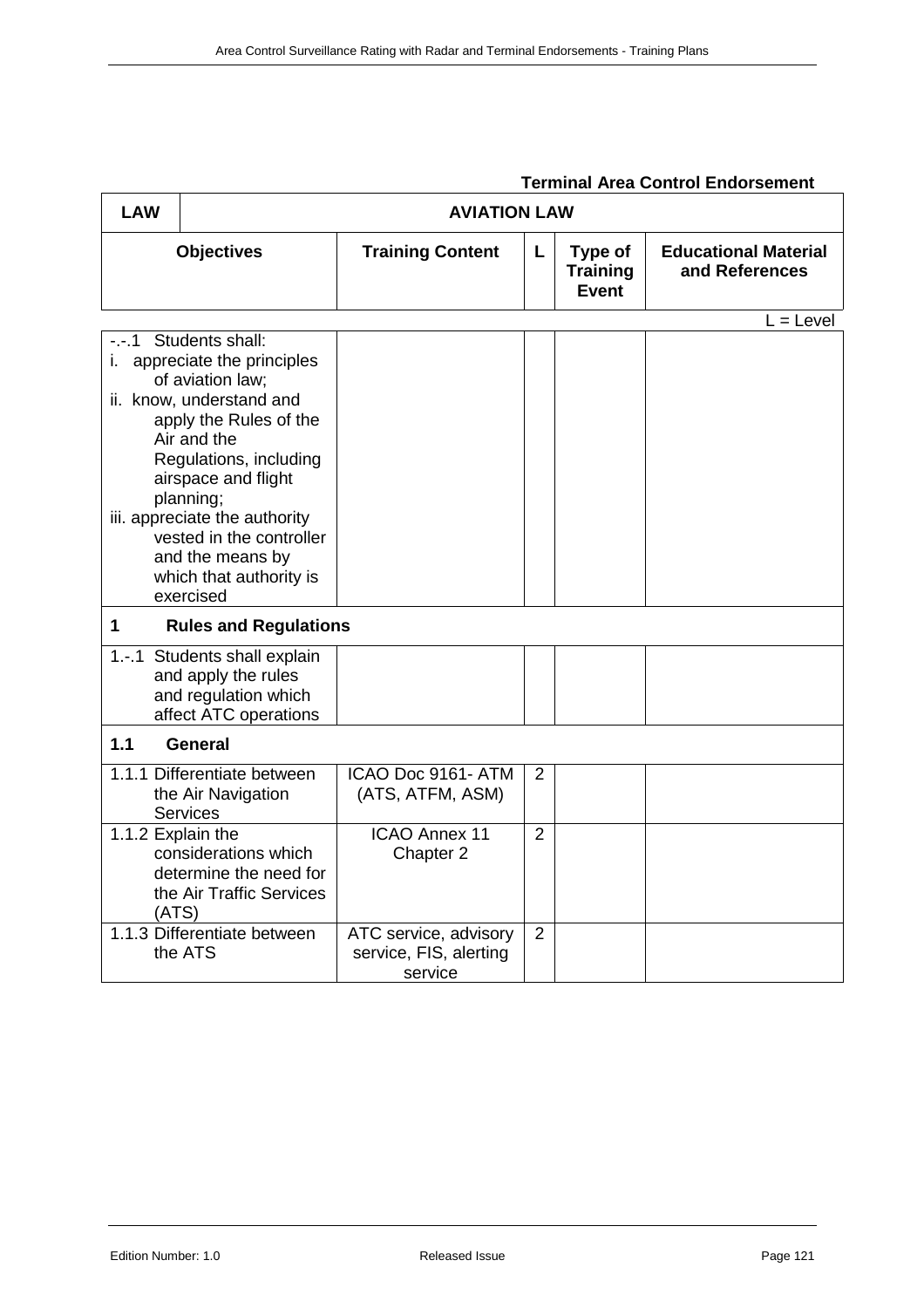**Terminal Area Control Endorsement**

| LAW | AVIATION LAW | | | | |
|---|---|---|---|---|---|
| **Objectives** | | **Training Content** | **L** | **Type of Training Event** | **Educational Material and References** |

L = Level

| Objectives | Training Content | L | Type of Training Event | Educational Material and References |
|---|---|---|---|---|
| -.-.1 Students shall:<br>i. appreciate the principles of aviation law;<br>ii. know, understand and apply the Rules of the Air and the Regulations, including airspace and flight planning;<br>iii. appreciate the authority vested in the controller and the means by which that authority is exercised | | | | |
| **1 Rules and Regulations** | | | | |
| 1.-.1 Students shall explain and apply the rules and regulation which affect ATC operations | | | | |
| **1.1 General** | | | | |
| 1.1.1 Differentiate between the Air Navigation Services | ICAO Doc 9161- ATM (ATS, ATFM, ASM) | 2 | | |
| 1.1.2 Explain the considerations which determine the need for the Air Traffic Services (ATS) | ICAO Annex 11 Chapter 2 | 2 | | |
| 1.1.3 Differentiate between the ATS | ATC service, advisory service, FIS, alerting service | 2 | | |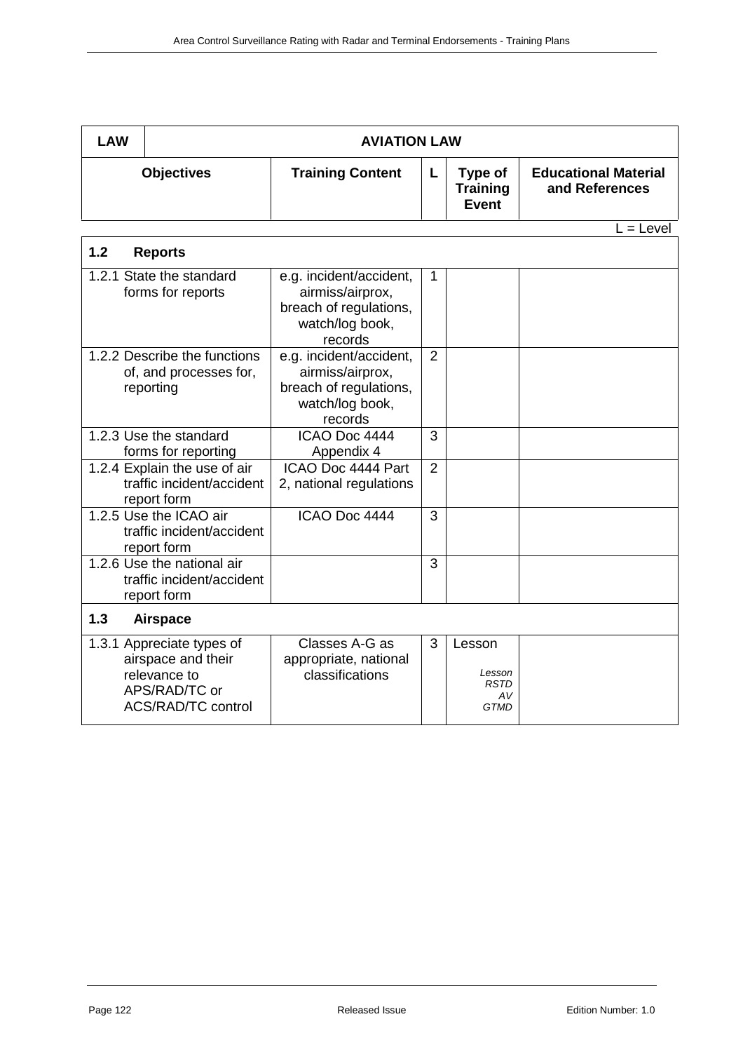| LAW | AVIATION LAW | | | |
|---|---|---|---|---|
| **Objectives** | **Training Content** | **L** | **Type of Training Event** | **Educational Material and References** |

L = Level

| **1.2 Reports** | | | | |
|---|---|---|---|---|
| 1.2.1 State the standard forms for reports | e.g. incident/accident, airmiss/airprox, breach of regulations, watch/log book, records | 1 | | |
| 1.2.2 Describe the functions of, and processes for, reporting | e.g. incident/accident, airmiss/airprox, breach of regulations, watch/log book, records | 2 | | |
| 1.2.3 Use the standard forms for reporting | ICAO Doc 4444 Appendix 4 | 3 | | |
| 1.2.4 Explain the use of air traffic incident/accident report form | ICAO Doc 4444 Part 2, national regulations | 2 | | |
| 1.2.5 Use the ICAO air traffic incident/accident report form | ICAO Doc 4444 | 3 | | |
| 1.2.6 Use the national air traffic incident/accident report form | | 3 | | |
| **1.3 Airspace** | | | | |
| 1.3.1 Appreciate types of airspace and their relevance to APS/RAD/TC or ACS/RAD/TC control | Classes A-G as appropriate, national classifications | 3 | Lesson<br>*Lesson RSTD AV GTMD* | |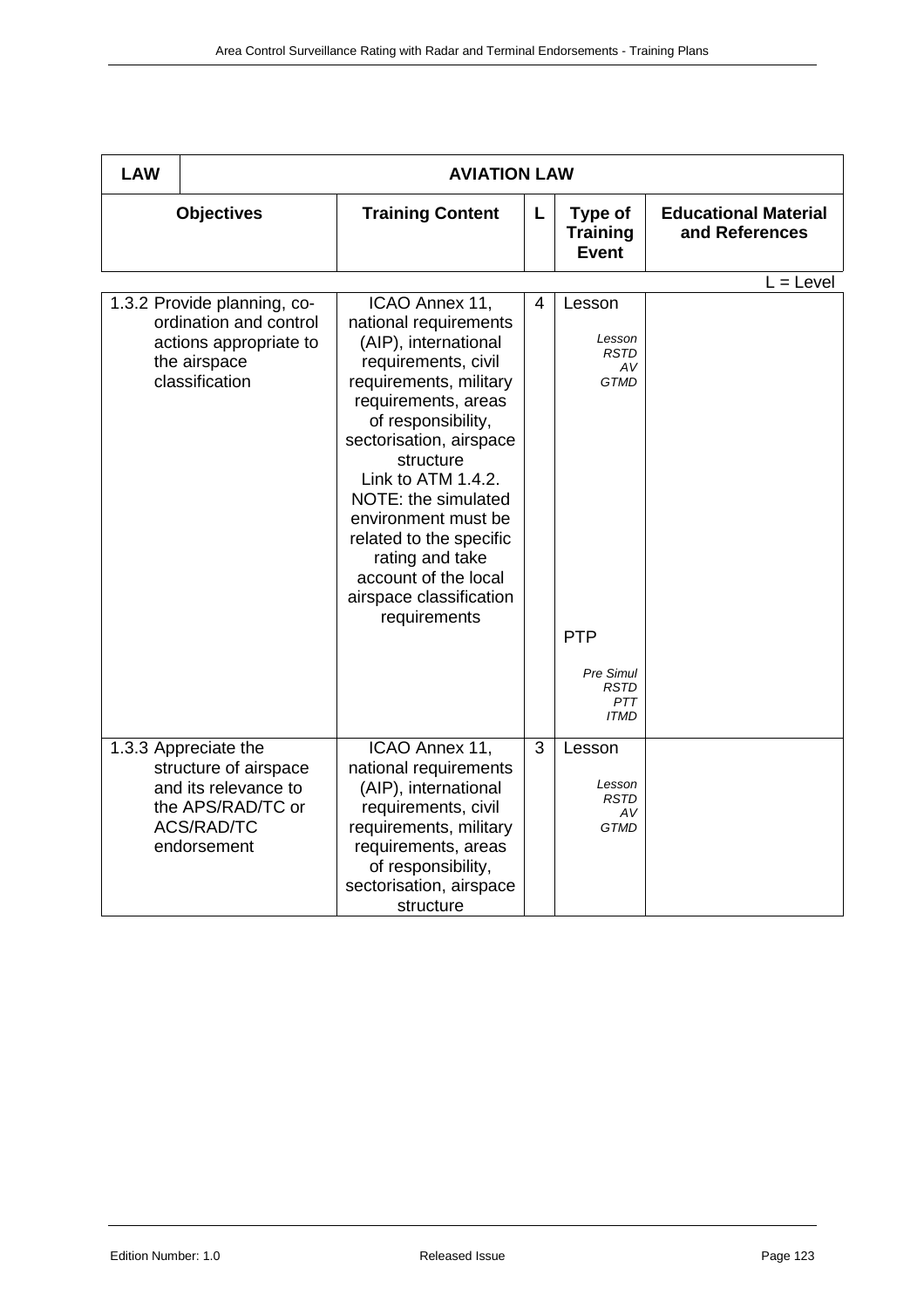| LAW | AVIATION LAW | | | |
|---|---|---|---|---|
| **Objectives** | **Training Content** | **L** | **Type of Training Event** | **Educational Material and References** |

L = Level

| Objectives | Training Content | L | Type of Training Event | Educational Material and References |
|---|---|---|---|---|
| 1.3.2 Provide planning, co-ordination and control actions appropriate to the airspace classification | ICAO Annex 11, national requirements (AIP), international requirements, civil requirements, military requirements, areas of responsibility, sectorisation, airspace structure Link to ATM 1.4.2. NOTE: the simulated environment must be related to the specific rating and take account of the local airspace classification requirements | 4 | Lesson *Lesson RSTD AV GTMD* PTP *Pre Simul RSTD PTT ITMD* | |
| 1.3.3 Appreciate the structure of airspace and its relevance to the APS/RAD/TC or ACS/RAD/TC endorsement | ICAO Annex 11, national requirements (AIP), international requirements, civil requirements, military requirements, areas of responsibility, sectorisation, airspace structure | 3 | Lesson *Lesson RSTD AV GTMD* | |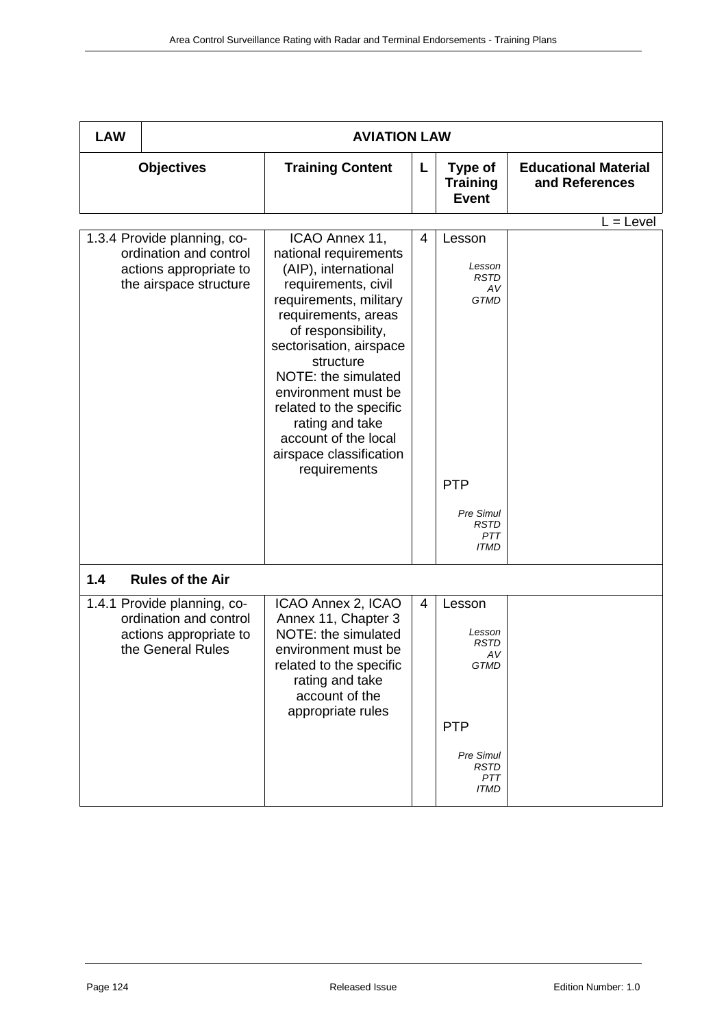| LAW | AVIATION LAW | | | |
|---|---|---|---|---|
| **Objectives** | **Training Content** | **L** | **Type of Training Event** | **Educational Material and References** |

L = Level

| Objectives | Training Content | L | Type of Training Event | Educational Material and References |
|---|---|---|---|---|
| 1.3.4 Provide planning, co-ordination and control actions appropriate to the airspace structure | ICAO Annex 11, national requirements (AIP), international requirements, civil requirements, military requirements, areas of responsibility, sectorisation, airspace structure<br>NOTE: the simulated environment must be related to the specific rating and take account of the local airspace classification requirements | 4 | Lesson<br>*Lesson RSTD AV GTMD*<br><br>PTP<br>*Pre Simul RSTD PTT ITMD* | |
| **1.4 Rules of the Air** | | | | |
| 1.4.1 Provide planning, co-ordination and control actions appropriate to the General Rules | ICAO Annex 2, ICAO Annex 11, Chapter 3<br>NOTE: the simulated environment must be related to the specific rating and take account of the appropriate rules | 4 | Lesson<br>*Lesson RSTD AV GTMD*<br><br>PTP<br>*Pre Simul RSTD PTT ITMD* | |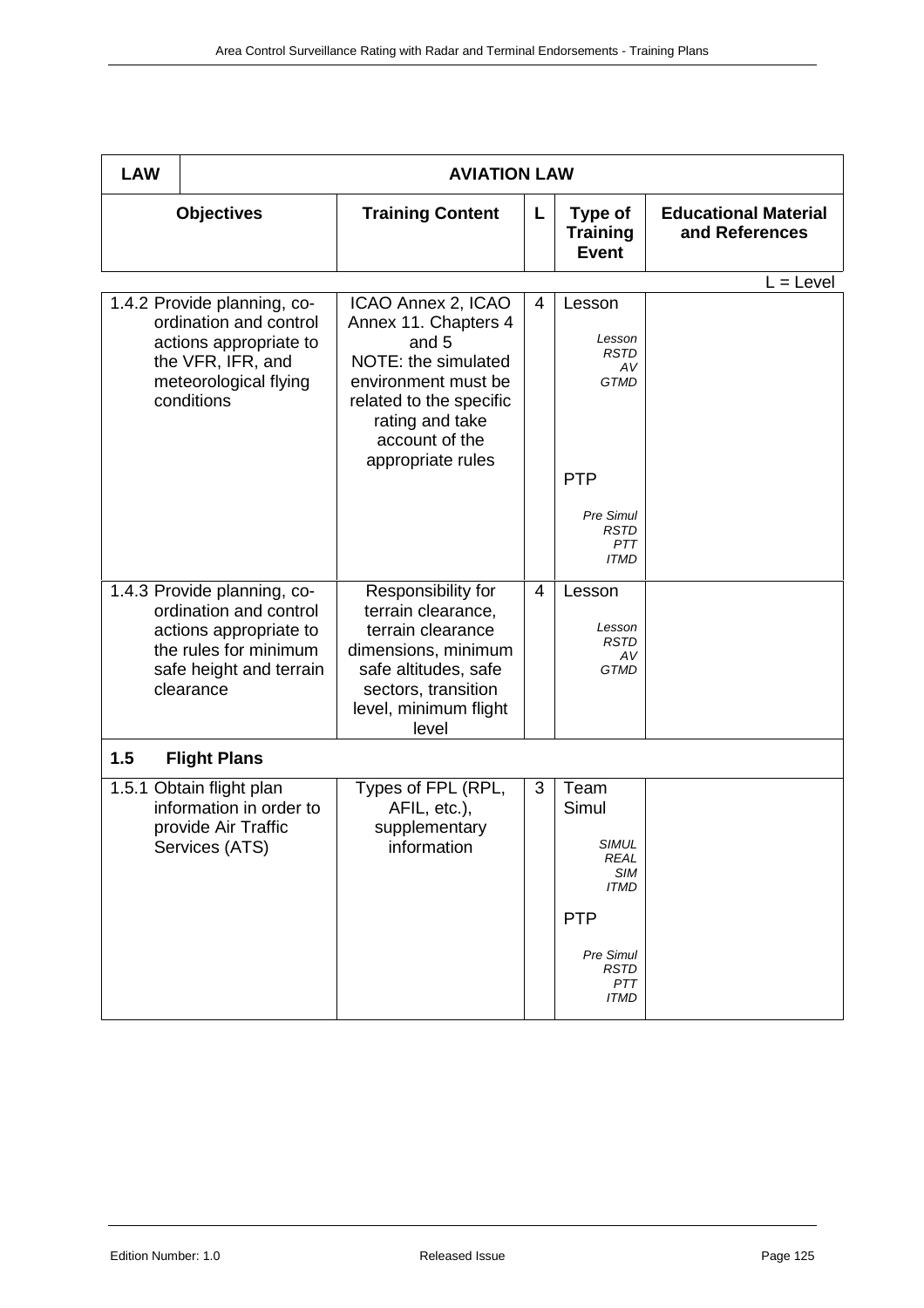| LAW | AVIATION LAW | | | |
|---|---|---|---|---|
| **Objectives** | **Training Content** | **L** | **Type of Training Event** | **Educational Material and References** |

L = Level

| Objectives | Training Content | L | Type of Training Event | Educational Material and References |
|---|---|---|---|---|
| 1.4.2 Provide planning, co-ordination and control actions appropriate to the VFR, IFR, and meteorological flying conditions | ICAO Annex 2, ICAO Annex 11. Chapters 4 and 5<br>NOTE: the simulated environment must be related to the specific rating and take account of the appropriate rules | 4 | Lesson<br>*Lesson RSTD AV GTMD*<br>PTP<br>*Pre Simul RSTD PTT ITMD* | |
| 1.4.3 Provide planning, co-ordination and control actions appropriate to the rules for minimum safe height and terrain clearance | Responsibility for terrain clearance, terrain clearance dimensions, minimum safe altitudes, safe sectors, transition level, minimum flight level | 4 | Lesson<br>*Lesson RSTD AV GTMD* | |
| **1.5 Flight Plans** | | | | |
| 1.5.1 Obtain flight plan information in order to provide Air Traffic Services (ATS) | Types of FPL (RPL, AFIL, etc.), supplementary information | 3 | Team Simul<br>*SIMUL REAL SIM ITMD*<br>PTP<br>*Pre Simul RSTD PTT ITMD* | |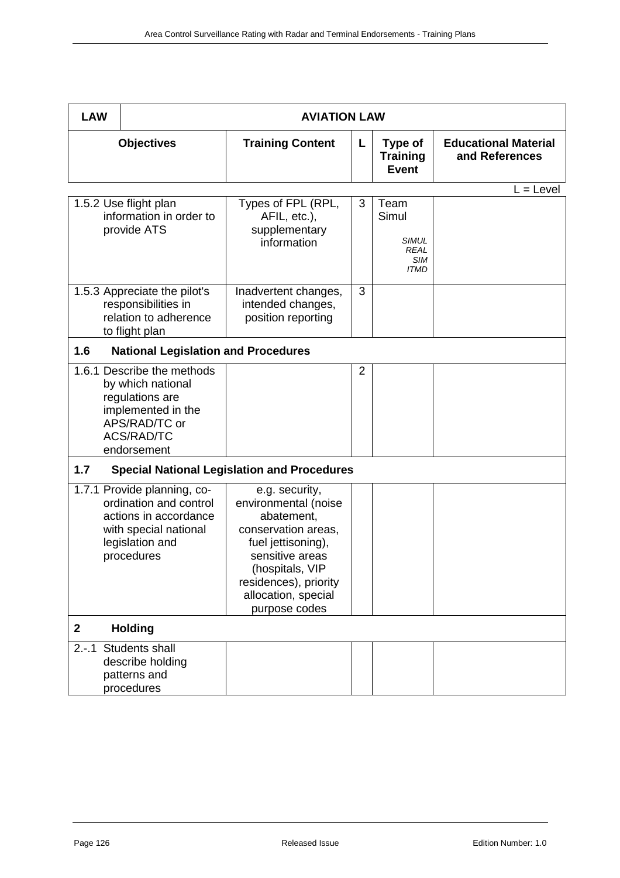| LAW | AVIATION LAW | | | |
|---|---|---|---|---|
| **Objectives** | **Training Content** | **L** | **Type of Training Event** | **Educational Material and References** |

L = Level

| Objectives | Training Content | L | Type of Training Event | Educational Material and References |
|---|---|---|---|---|
| 1.5.2 Use flight plan information in order to provide ATS | Types of FPL (RPL, AFIL, etc.), supplementary information | 3 | Team Simul<br>*SIMUL REAL SIM ITMD* | |
| 1.5.3 Appreciate the pilot's responsibilities in relation to adherence to flight plan | Inadvertent changes, intended changes, position reporting | 3 | | |
| **1.6 National Legislation and Procedures** | | | | |
| 1.6.1 Describe the methods by which national regulations are implemented in the APS/RAD/TC or ACS/RAD/TC endorsement | | 2 | | |
| **1.7 Special National Legislation and Procedures** | | | | |
| 1.7.1 Provide planning, co-ordination and control actions in accordance with special national legislation and procedures | e.g. security, environmental (noise abatement, conservation areas, fuel jettisoning), sensitive areas (hospitals, VIP residences), priority allocation, special purpose codes | | | |
| **2 Holding** | | | | |
| 2.-.1 Students shall describe holding patterns and procedures | | | | |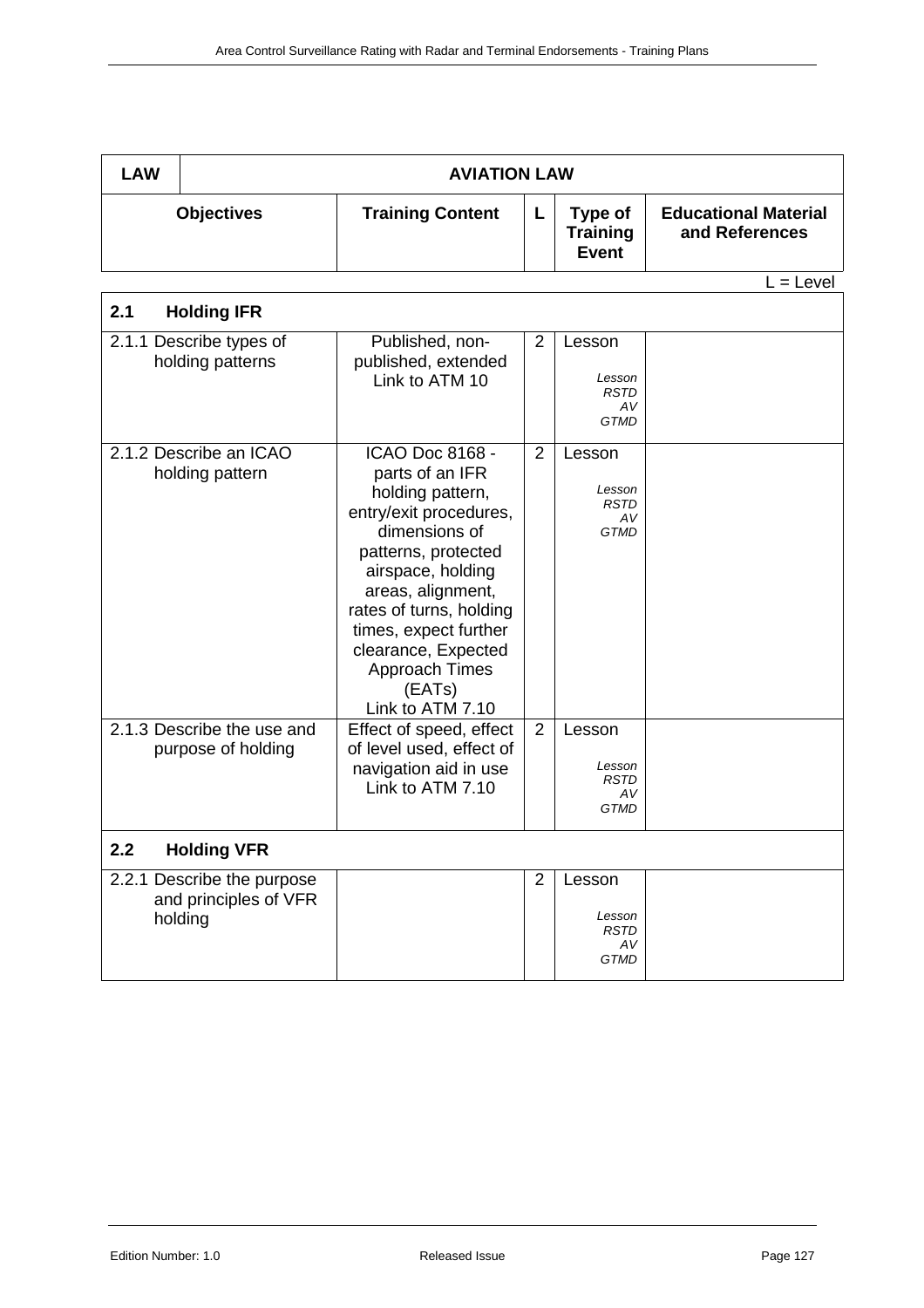| LAW | AVIATION LAW | | | |
|---|---|---|---|---|
| **Objectives** | **Training Content** | **L** | **Type of Training Event** | **Educational Material and References** |

L = Level

| **2.1 Holding IFR** | | | | |
|---|---|---|---|---|
| 2.1.1 Describe types of holding patterns | Published, non-published, extended<br>Link to ATM 10 | 2 | Lesson<br>*Lesson*<br>*RSTD*<br>*AV*<br>*GTMD* | |
| 2.1.2 Describe an ICAO holding pattern | ICAO Doc 8168 - parts of an IFR holding pattern, entry/exit procedures, dimensions of patterns, protected airspace, holding areas, alignment, rates of turns, holding times, expect further clearance, Expected Approach Times (EATs)<br>Link to ATM 7.10 | 2 | Lesson<br>*Lesson*<br>*RSTD*<br>*AV*<br>*GTMD* | |
| 2.1.3 Describe the use and purpose of holding | Effect of speed, effect of level used, effect of navigation aid in use<br>Link to ATM 7.10 | 2 | Lesson<br>*Lesson*<br>*RSTD*<br>*AV*<br>*GTMD* | |
| **2.2 Holding VFR** | | | | |
| 2.2.1 Describe the purpose and principles of VFR holding | | 2 | Lesson<br>*Lesson*<br>*RSTD*<br>*AV*<br>*GTMD* | |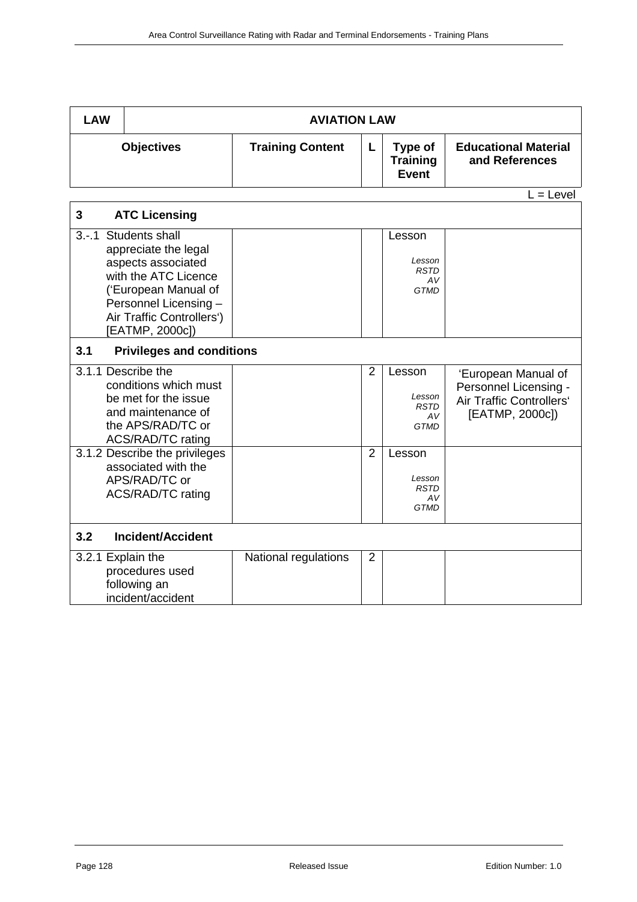| LAW | AVIATION LAW | | | |
|---|---|---|---|---|
| **Objectives** | **Training Content** | **L** | **Type of Training Event** | **Educational Material and References** |

L = Level

| | | | | |
|---|---|---|---|---|
| **3 ATC Licensing** | | | | |
| 3.-.1 Students shall appreciate the legal aspects associated with the ATC Licence ('European Manual of Personnel Licensing – Air Traffic Controllers') [EATMP, 2000c]) | | | Lesson<br>*Lesson RSTD AV GTMD* | |
| **3.1 Privileges and conditions** | | | | |
| 3.1.1 Describe the conditions which must be met for the issue and maintenance of the APS/RAD/TC or ACS/RAD/TC rating | | 2 | Lesson<br>*Lesson RSTD AV GTMD* | 'European Manual of Personnel Licensing - Air Traffic Controllers' [EATMP, 2000c]) |
| 3.1.2 Describe the privileges associated with the APS/RAD/TC or ACS/RAD/TC rating | | 2 | Lesson<br>*Lesson RSTD AV GTMD* | |
| **3.2 Incident/Accident** | | | | |
| 3.2.1 Explain the procedures used following an incident/accident | National regulations | 2 | | |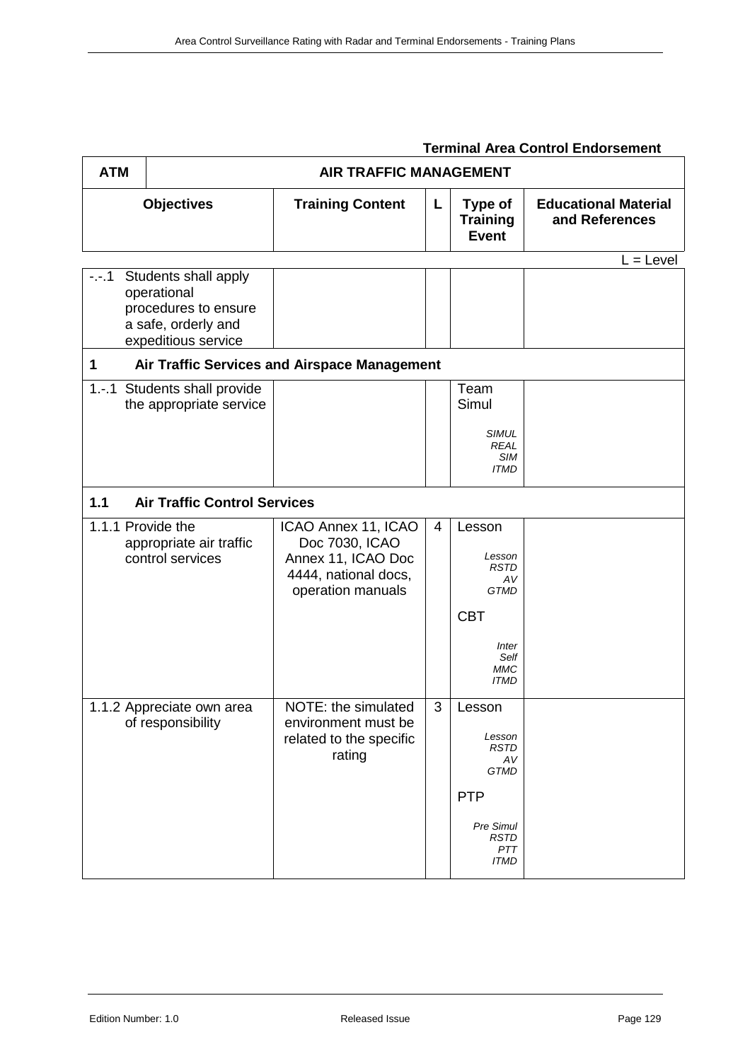**Terminal Area Control Endorsement**

| ATM | AIR TRAFFIC MANAGEMENT | | | |
|---|---|---|---|---|
| **Objectives** | **Training Content** | **L** | **Type of Training Event** | **Educational Material and References** |

L = Level

| Objectives | Training Content | L | Type of Training Event | Educational Material and References |
|---|---|---|---|---|
| -.-.1 Students shall apply operational procedures to ensure a safe, orderly and expeditious service | | | | |
| **1 Air Traffic Services and Airspace Management** | | | | |
| 1.-.1 Students shall provide the appropriate service | | | Team Simul *SIMUL REAL SIM ITMD* | |
| **1.1 Air Traffic Control Services** | | | | |
| 1.1.1 Provide the appropriate air traffic control services | ICAO Annex 11, ICAO Doc 7030, ICAO Annex 11, ICAO Doc 4444, national docs, operation manuals | 4 | Lesson *Lesson RSTD AV GTMD* CBT *Inter Self MMC ITMD* | |
| 1.1.2 Appreciate own area of responsibility | NOTE: the simulated environment must be related to the specific rating | 3 | Lesson *Lesson RSTD AV GTMD* PTP *Pre Simul RSTD PTT ITMD* | |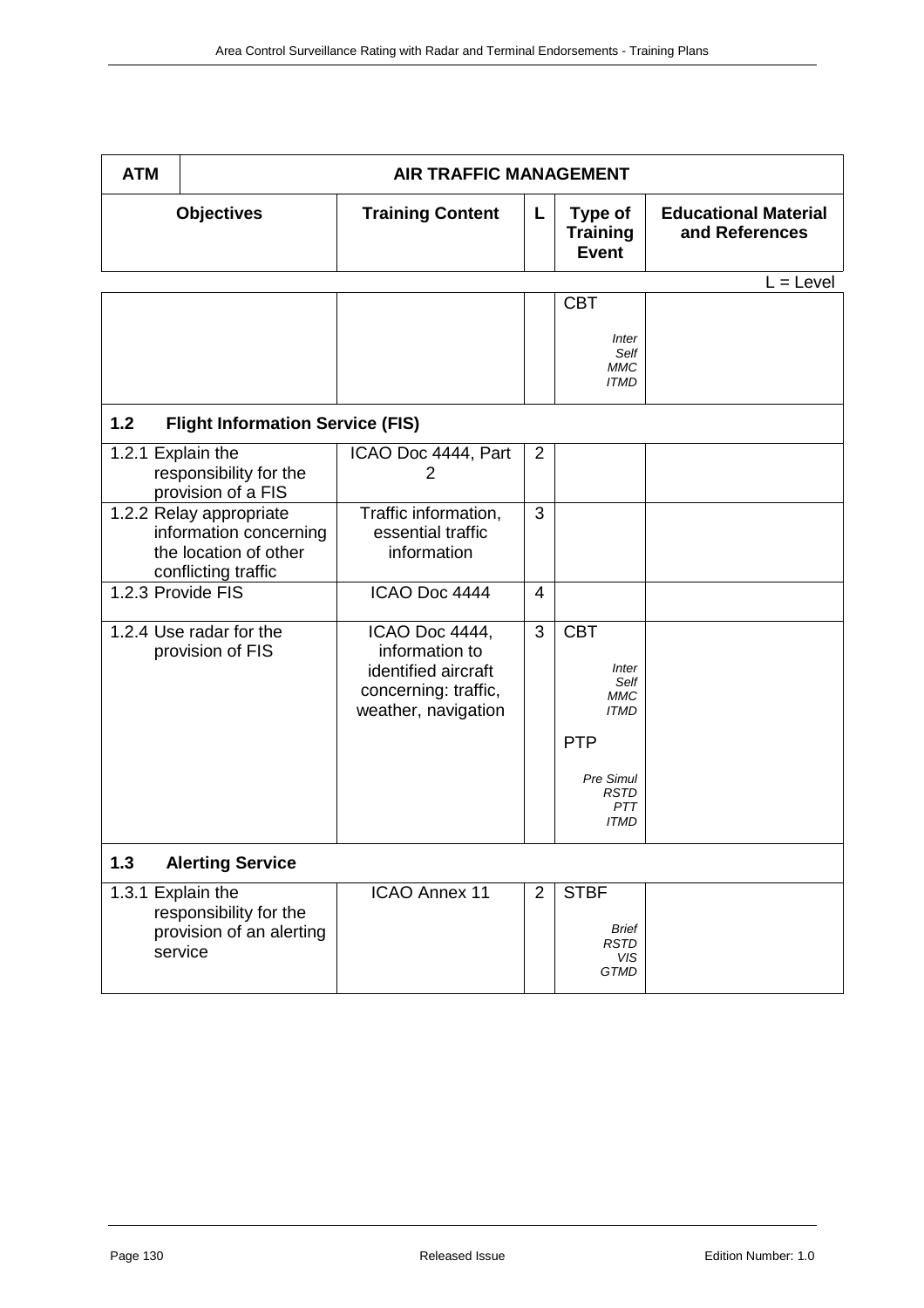| ATM | AIR TRAFFIC MANAGEMENT | | | |
|---|---|---|---|---|
| **Objectives** | **Training Content** | **L** | **Type of Training Event** | **Educational Material and References** |

L = Level

| Objectives | Training Content | L | Type of Training Event | Educational Material and References |
|---|---|---|---|---|
| | | | CBT *Inter Self MMC ITMD* | |
| **1.2 Flight Information Service (FIS)** | | | | |
| 1.2.1 Explain the responsibility for the provision of a FIS | ICAO Doc 4444, Part 2 | 2 | | |
| 1.2.2 Relay appropriate information concerning the location of other conflicting traffic | Traffic information, essential traffic information | 3 | | |
| 1.2.3 Provide FIS | ICAO Doc 4444 | 4 | | |
| 1.2.4 Use radar for the provision of FIS | ICAO Doc 4444, information to identified aircraft concerning: traffic, weather, navigation | 3 | CBT *Inter Self MMC ITMD* PTP *Pre Simul RSTD PTT ITMD* | |
| **1.3 Alerting Service** | | | | |
| 1.3.1 Explain the responsibility for the provision of an alerting service | ICAO Annex 11 | 2 | STBF *Brief RSTD VIS GTMD* | |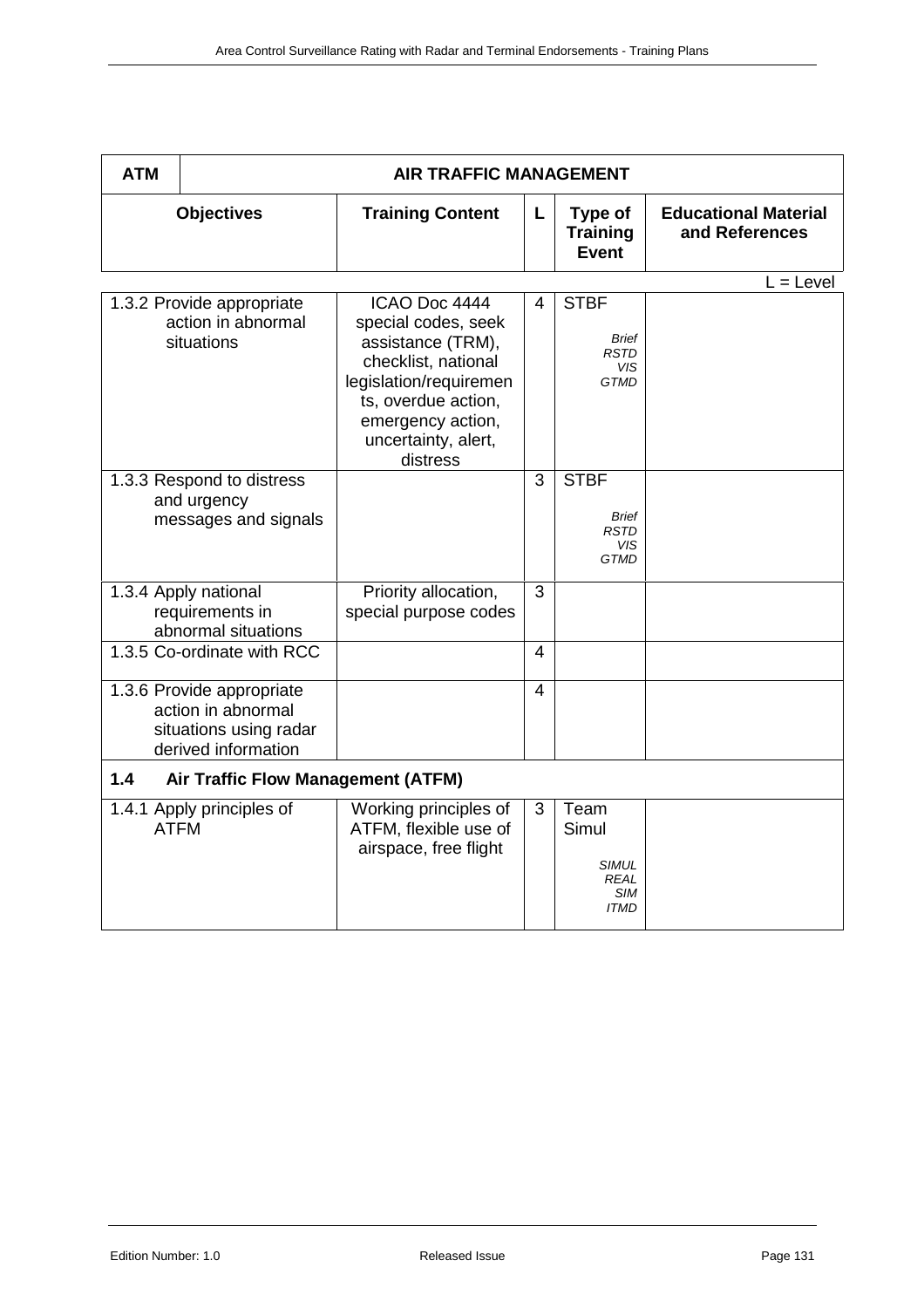| ATM | AIR TRAFFIC MANAGEMENT | | | |
|---|---|---|---|---|
| **Objectives** | **Training Content** | **L** | **Type of Training Event** | **Educational Material and References** |

L = Level

| Objectives | Training Content | L | Type of Training Event | Educational Material and References |
|---|---|---|---|---|
| 1.3.2 Provide appropriate action in abnormal situations | ICAO Doc 4444 special codes, seek assistance (TRM), checklist, national legislation/requirements, overdue action, emergency action, uncertainty, alert, distress | 4 | STBF *Brief RSTD VIS GTMD* | |
| 1.3.3 Respond to distress and urgency messages and signals | | 3 | STBF *Brief RSTD VIS GTMD* | |
| 1.3.4 Apply national requirements in abnormal situations | Priority allocation, special purpose codes | 3 | | |
| 1.3.5 Co-ordinate with RCC | | 4 | | |
| 1.3.6 Provide appropriate action in abnormal situations using radar derived information | | 4 | | |
| **1.4 Air Traffic Flow Management (ATFM)** | | | | |
| 1.4.1 Apply principles of ATFM | Working principles of ATFM, flexible use of airspace, free flight | 3 | Team Simul *SIMUL REAL SIM ITMD* | |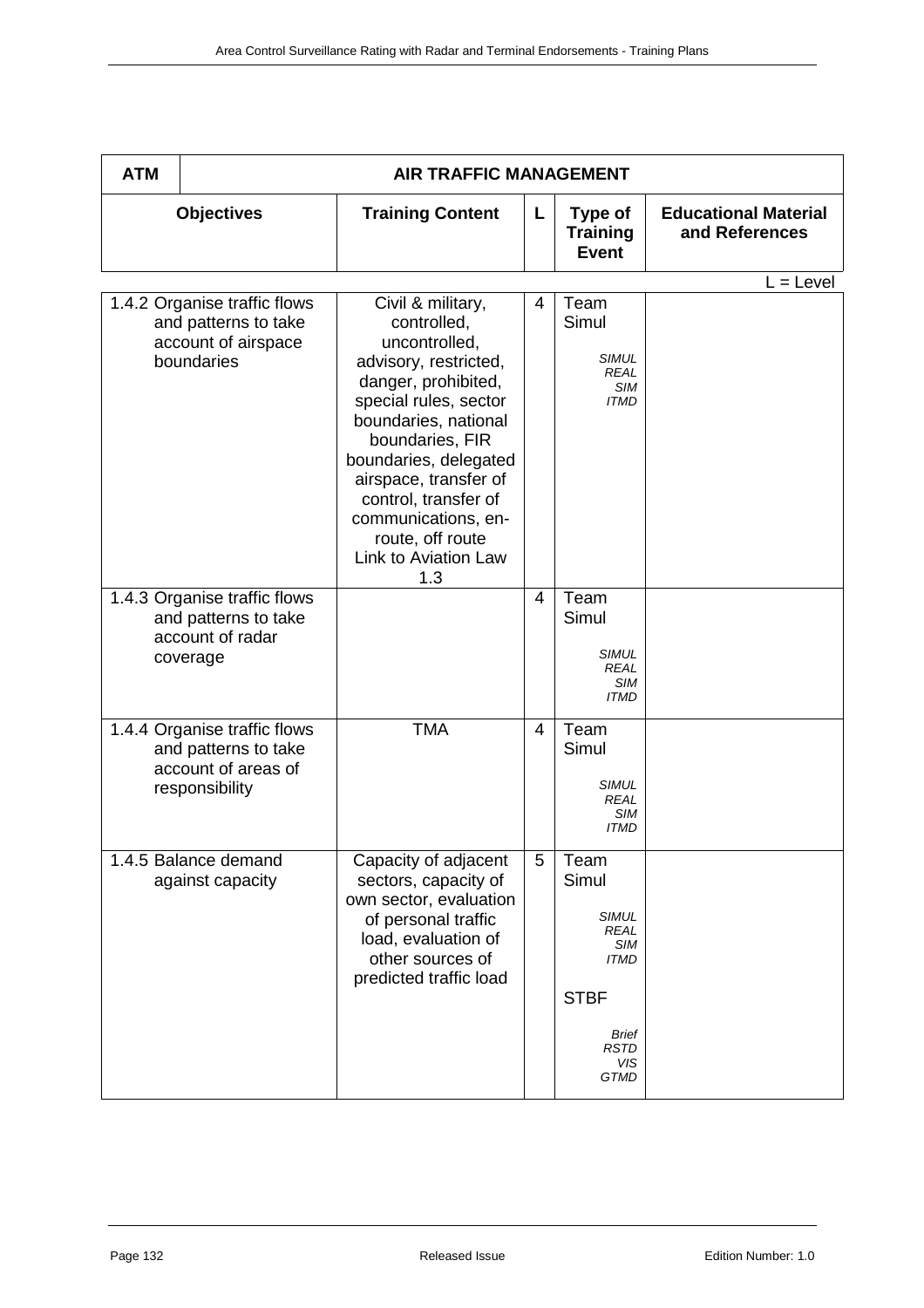| ATM | AIR TRAFFIC MANAGEMENT | | | |
|---|---|---|---|---|
| **Objectives** | **Training Content** | **L** | **Type of Training Event** | **Educational Material and References** |

L = Level

| Objectives | Training Content | L | Type of Training Event | Educational Material and References |
|---|---|---|---|---|
| 1.4.2 Organise traffic flows and patterns to take account of airspace boundaries | Civil & military, controlled, uncontrolled, advisory, restricted, danger, prohibited, special rules, sector boundaries, national boundaries, FIR boundaries, delegated airspace, transfer of control, transfer of communications, en-route, off route Link to Aviation Law 1.3 | 4 | Team Simul *SIMUL REAL SIM ITMD* | |
| 1.4.3 Organise traffic flows and patterns to take account of radar coverage | | 4 | Team Simul *SIMUL REAL SIM ITMD* | |
| 1.4.4 Organise traffic flows and patterns to take account of areas of responsibility | TMA | 4 | Team Simul *SIMUL REAL SIM ITMD* | |
| 1.4.5 Balance demand against capacity | Capacity of adjacent sectors, capacity of own sector, evaluation of personal traffic load, evaluation of other sources of predicted traffic load | 5 | Team Simul *SIMUL REAL SIM ITMD* STBF *Brief RSTD VIS GTMD* | |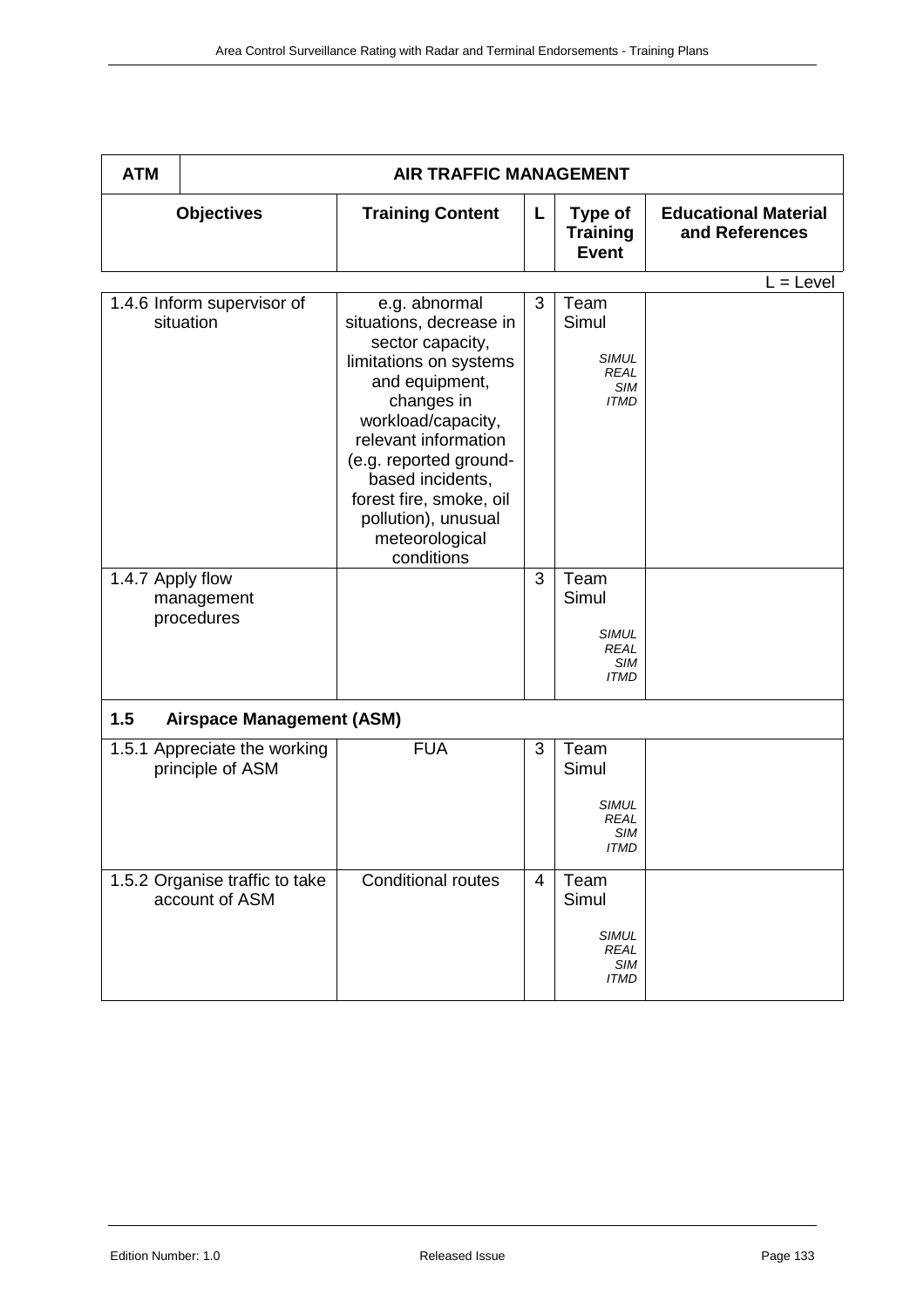| ATM | AIR TRAFFIC MANAGEMENT | | | |
|---|---|---|---|---|
| **Objectives** | **Training Content** | **L** | **Type of Training Event** | **Educational Material and References** |

L = Level

| Objectives | Training Content | L | Type of Training Event | Educational Material and References |
|---|---|---|---|---|
| 1.4.6 Inform supervisor of situation | e.g. abnormal situations, decrease in sector capacity, limitations on systems and equipment, changes in workload/capacity, relevant information (e.g. reported ground-based incidents, forest fire, smoke, oil pollution), unusual meteorological conditions | 3 | Team Simul<br>*SIMUL REAL SIM ITMD* | |
| 1.4.7 Apply flow management procedures | | 3 | Team Simul<br>*SIMUL REAL SIM ITMD* | |
| **1.5 Airspace Management (ASM)** | | | | |
| 1.5.1 Appreciate the working principle of ASM | FUA | 3 | Team Simul<br>*SIMUL REAL SIM ITMD* | |
| 1.5.2 Organise traffic to take account of ASM | Conditional routes | 4 | Team Simul<br>*SIMUL REAL SIM ITMD* | |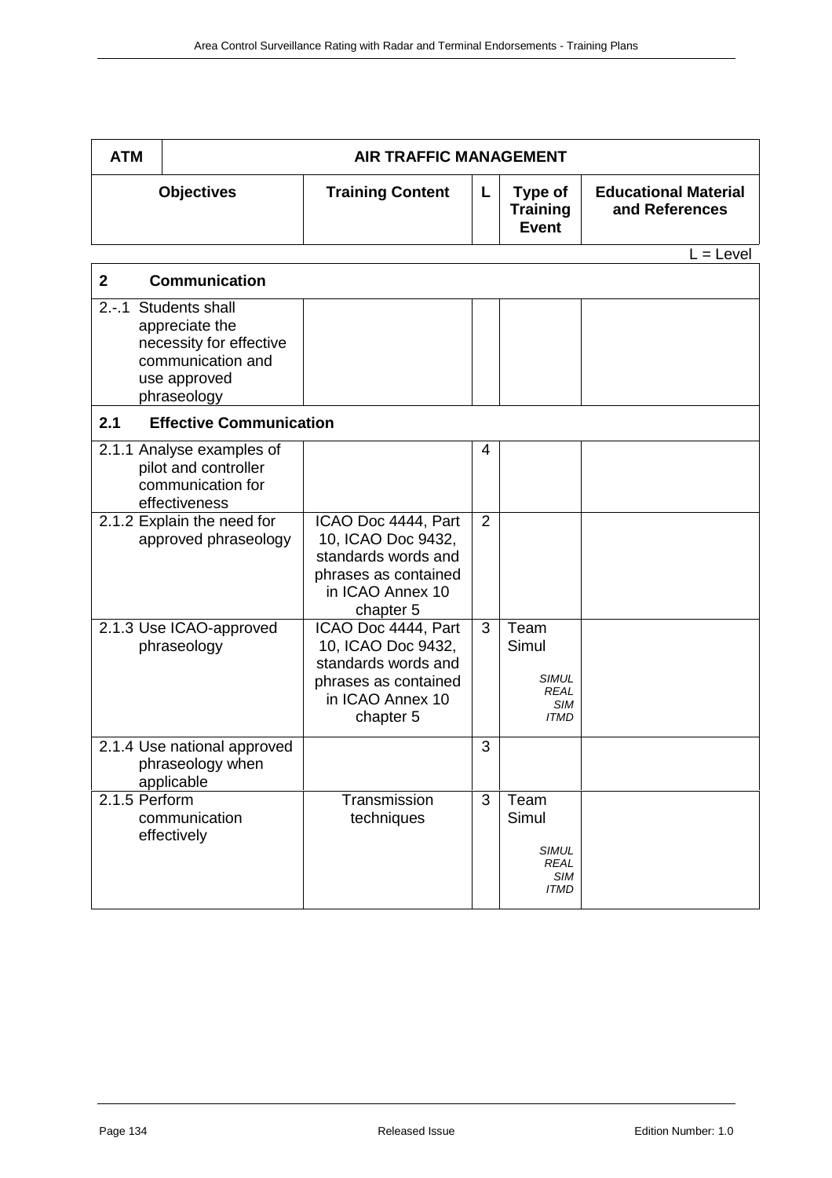| ATM | AIR TRAFFIC MANAGEMENT | | | |
|---|---|---|---|---|
| **Objectives** | **Training Content** | **L** | **Type of Training Event** | **Educational Material and References** |

L = Level

| | | | | |
|---|---|---|---|---|
| **2 Communication** | | | | |
| 2.-.1 Students shall appreciate the necessity for effective communication and use approved phraseology | | | | |
| **2.1 Effective Communication** | | | | |
| 2.1.1 Analyse examples of pilot and controller communication for effectiveness | | 4 | | |
| 2.1.2 Explain the need for approved phraseology | ICAO Doc 4444, Part 10, ICAO Doc 9432, standards words and phrases as contained in ICAO Annex 10 chapter 5 | 2 | | |
| 2.1.3 Use ICAO-approved phraseology | ICAO Doc 4444, Part 10, ICAO Doc 9432, standards words and phrases as contained in ICAO Annex 10 chapter 5 | 3 | Team Simul *SIMUL REAL SIM ITMD* | |
| 2.1.4 Use national approved phraseology when applicable | | 3 | | |
| 2.1.5 Perform communication effectively | Transmission techniques | 3 | Team Simul *SIMUL REAL SIM ITMD* | |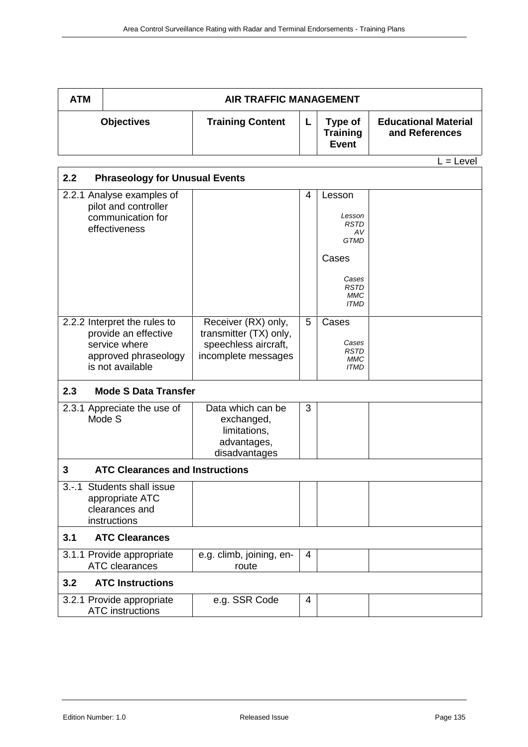| ATM | AIR TRAFFIC MANAGEMENT | | | |
|---|---|---|---|---|
| **Objectives** | **Training Content** | **L** | **Type of Training Event** | **Educational Material and References** |

L = Level

| | | | | |
|---|---|---|---|---|
| **2.2 Phraseology for Unusual Events** | | | | |
| 2.2.1 Analyse examples of pilot and controller communication for effectiveness | | 4 | Lesson<br>*Lesson RSTD AV GTMD*<br>Cases<br>*Cases RSTD MMC ITMD* | |
| 2.2.2 Interpret the rules to provide an effective service where approved phraseology is not available | Receiver (RX) only, transmitter (TX) only, speechless aircraft, incomplete messages | 5 | Cases<br>*Cases RSTD MMC ITMD* | |
| **2.3 Mode S Data Transfer** | | | | |
| 2.3.1 Appreciate the use of Mode S | Data which can be exchanged, limitations, advantages, disadvantages | 3 | | |
| **3 ATC Clearances and Instructions** | | | | |
| 3.-.1 Students shall issue appropriate ATC clearances and instructions | | | | |
| **3.1 ATC Clearances** | | | | |
| 3.1.1 Provide appropriate ATC clearances | e.g. climb, joining, en-route | 4 | | |
| **3.2 ATC Instructions** | | | | |
| 3.2.1 Provide appropriate ATC instructions | e.g. SSR Code | 4 | | |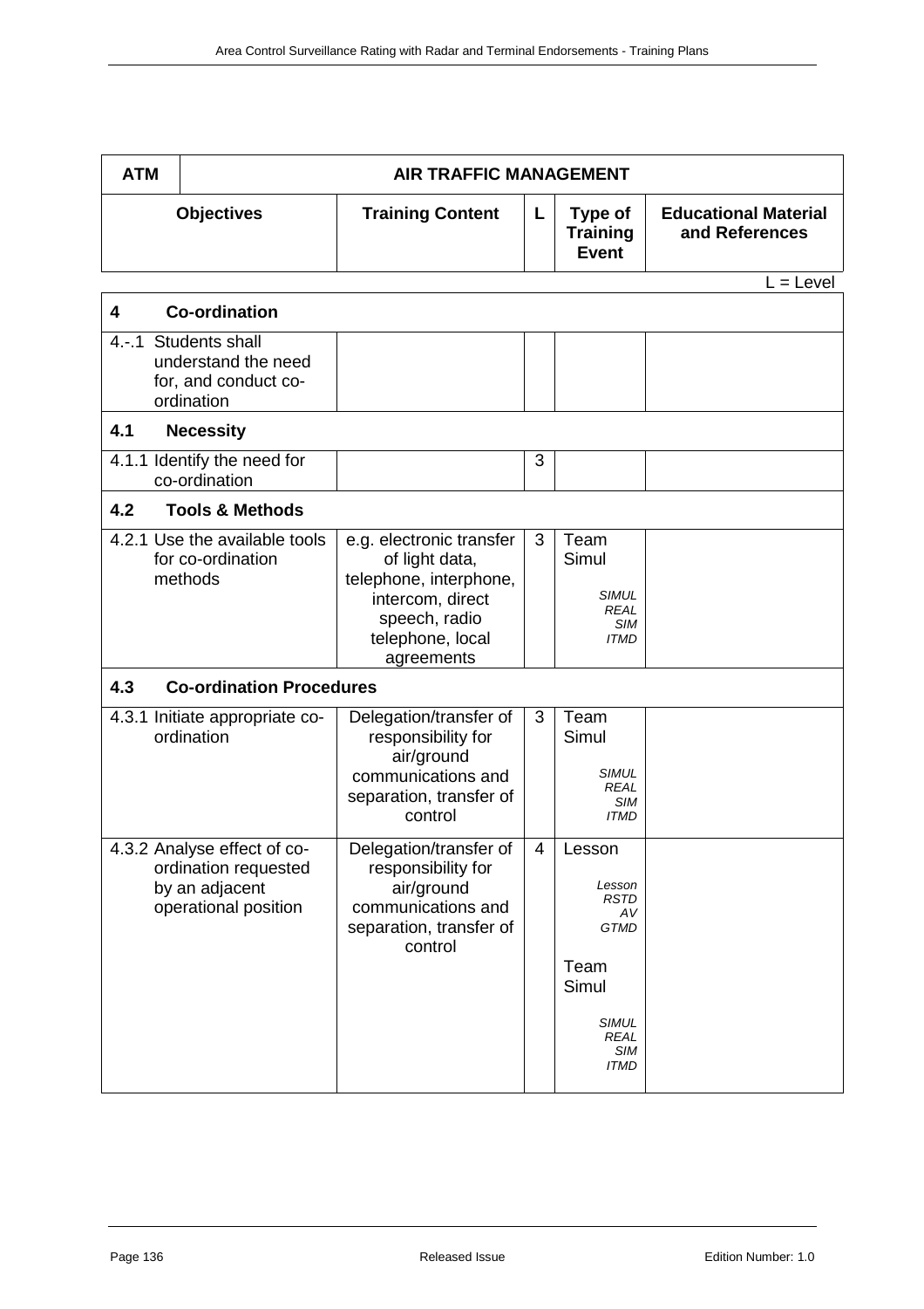| ATM | AIR TRAFFIC MANAGEMENT | | | |
|---|---|---|---|---|
| **Objectives** | **Training Content** | **L** | **Type of Training Event** | **Educational Material and References** |

L = Level

| | | | | |
|---|---|---|---|---|
| **4 Co-ordination** | | | | |
| 4.-.1 Students shall understand the need for, and conduct co-ordination | | | | |
| **4.1 Necessity** | | | | |
| 4.1.1 Identify the need for co-ordination | | 3 | | |
| **4.2 Tools & Methods** | | | | |
| 4.2.1 Use the available tools for co-ordination methods | e.g. electronic transfer of light data, telephone, interphone, intercom, direct speech, radio telephone, local agreements | 3 | Team Simul<br>*SIMUL REAL SIM ITMD* | |
| **4.3 Co-ordination Procedures** | | | | |
| 4.3.1 Initiate appropriate co-ordination | Delegation/transfer of responsibility for air/ground communications and separation, transfer of control | 3 | Team Simul<br>*SIMUL REAL SIM ITMD* | |
| 4.3.2 Analyse effect of co-ordination requested by an adjacent operational position | Delegation/transfer of responsibility for air/ground communications and separation, transfer of control | 4 | Lesson<br>*Lesson RSTD AV GTMD*<br>Team Simul<br>*SIMUL REAL SIM ITMD* | |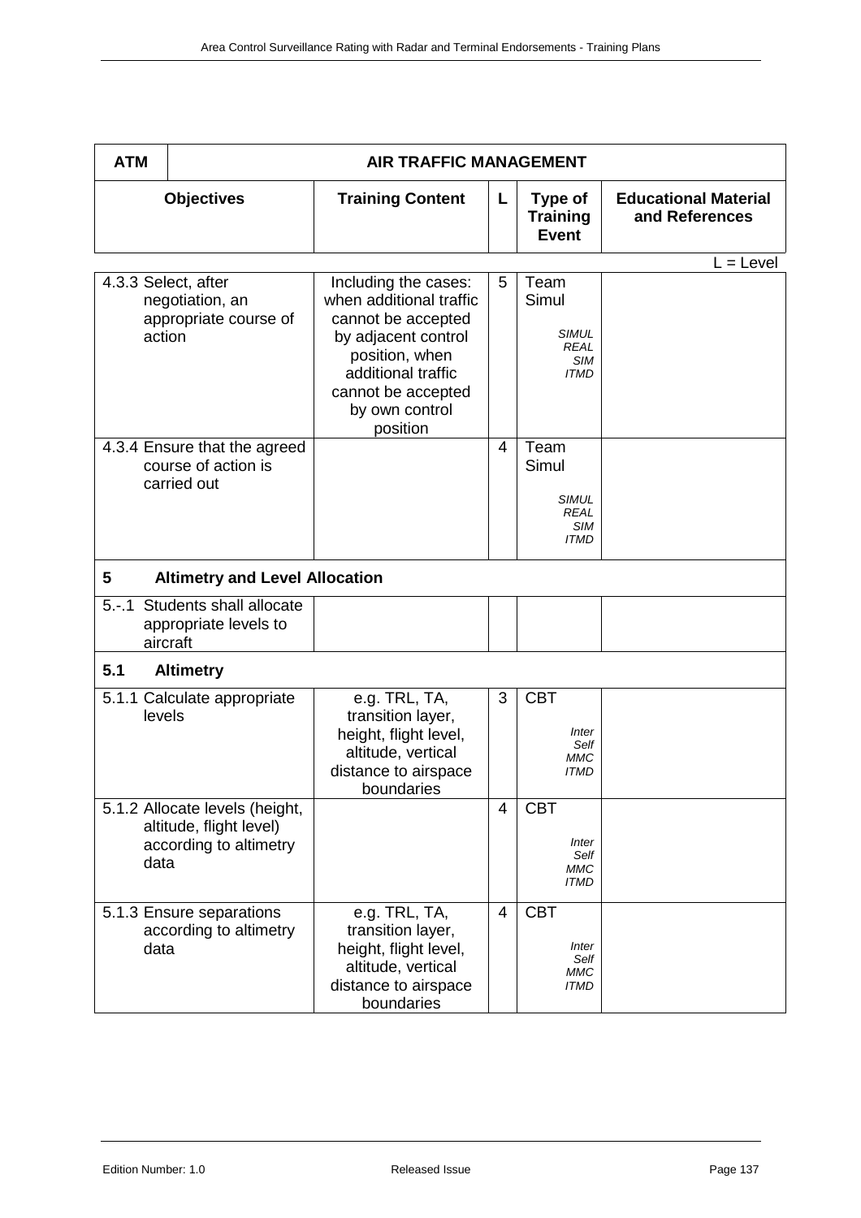| ATM | AIR TRAFFIC MANAGEMENT | | | |
|---|---|---|---|---|
| **Objectives** | **Training Content** | **L** | **Type of Training Event** | **Educational Material and References** |

L = Level

| Objectives | Training Content | L | Type of Training Event | Educational Material and References |
|---|---|---|---|---|
| 4.3.3 Select, after negotiation, an appropriate course of action | Including the cases: when additional traffic cannot be accepted by adjacent control position, when additional traffic cannot be accepted by own control position | 5 | Team Simul *SIMUL REAL SIM ITMD* | |
| 4.3.4 Ensure that the agreed course of action is carried out | | 4 | Team Simul *SIMUL REAL SIM ITMD* | |
| **5 Altimetry and Level Allocation** | | | | |
| 5.-.1 Students shall allocate appropriate levels to aircraft | | | | |
| **5.1 Altimetry** | | | | |
| 5.1.1 Calculate appropriate levels | e.g. TRL, TA, transition layer, height, flight level, altitude, vertical distance to airspace boundaries | 3 | CBT *Inter Self MMC ITMD* | |
| 5.1.2 Allocate levels (height, altitude, flight level) according to altimetry data | | 4 | CBT *Inter Self MMC ITMD* | |
| 5.1.3 Ensure separations according to altimetry data | e.g. TRL, TA, transition layer, height, flight level, altitude, vertical distance to airspace boundaries | 4 | CBT *Inter Self MMC ITMD* | |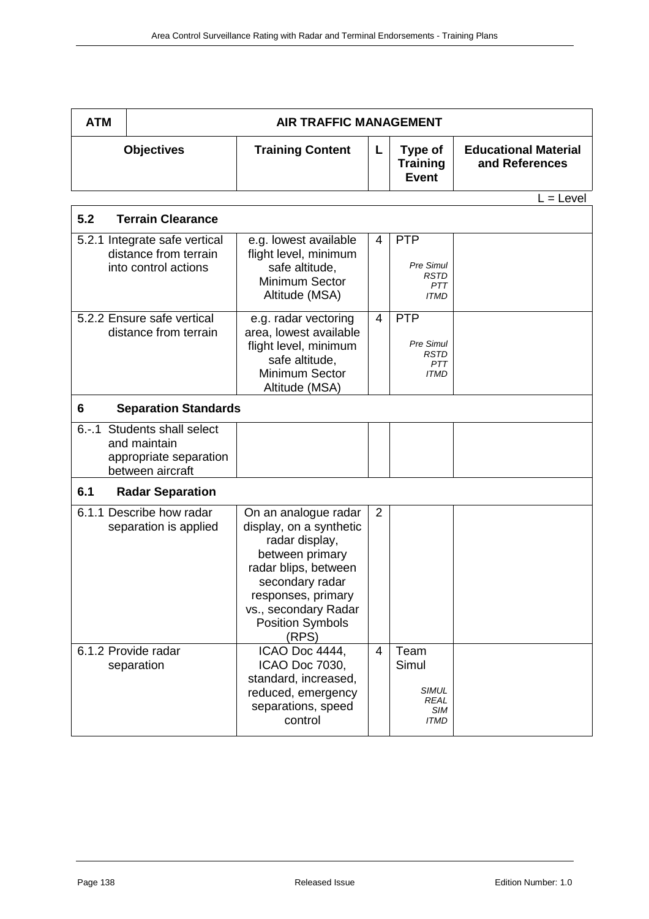| ATM | AIR TRAFFIC MANAGEMENT | | | |
|---|---|---|---|---|
| **Objectives** | **Training Content** | **L** | **Type of Training Event** | **Educational Material and References** |

L = Level

| | | | | |
|---|---|---|---|---|
| **5.2 Terrain Clearance** | | | | |
| 5.2.1 Integrate safe vertical distance from terrain into control actions | e.g. lowest available flight level, minimum safe altitude, Minimum Sector Altitude (MSA) | 4 | PTP<br>*Pre Simul*<br>*RSTD*<br>*PTT*<br>*ITMD* | |
| 5.2.2 Ensure safe vertical distance from terrain | e.g. radar vectoring area, lowest available flight level, minimum safe altitude, Minimum Sector Altitude (MSA) | 4 | PTP<br>*Pre Simul*<br>*RSTD*<br>*PTT*<br>*ITMD* | |
| **6 Separation Standards** | | | | |
| 6.-.1 Students shall select and maintain appropriate separation between aircraft | | | | |
| **6.1 Radar Separation** | | | | |
| 6.1.1 Describe how radar separation is applied | On an analogue radar display, on a synthetic radar display, between primary radar blips, between secondary radar responses, primary vs., secondary Radar Position Symbols (RPS) | 2 | | |
| 6.1.2 Provide radar separation | ICAO Doc 4444, ICAO Doc 7030, standard, increased, reduced, emergency separations, speed control | 4 | Team Simul<br>*SIMUL*<br>*REAL*<br>*SIM*<br>*ITMD* | |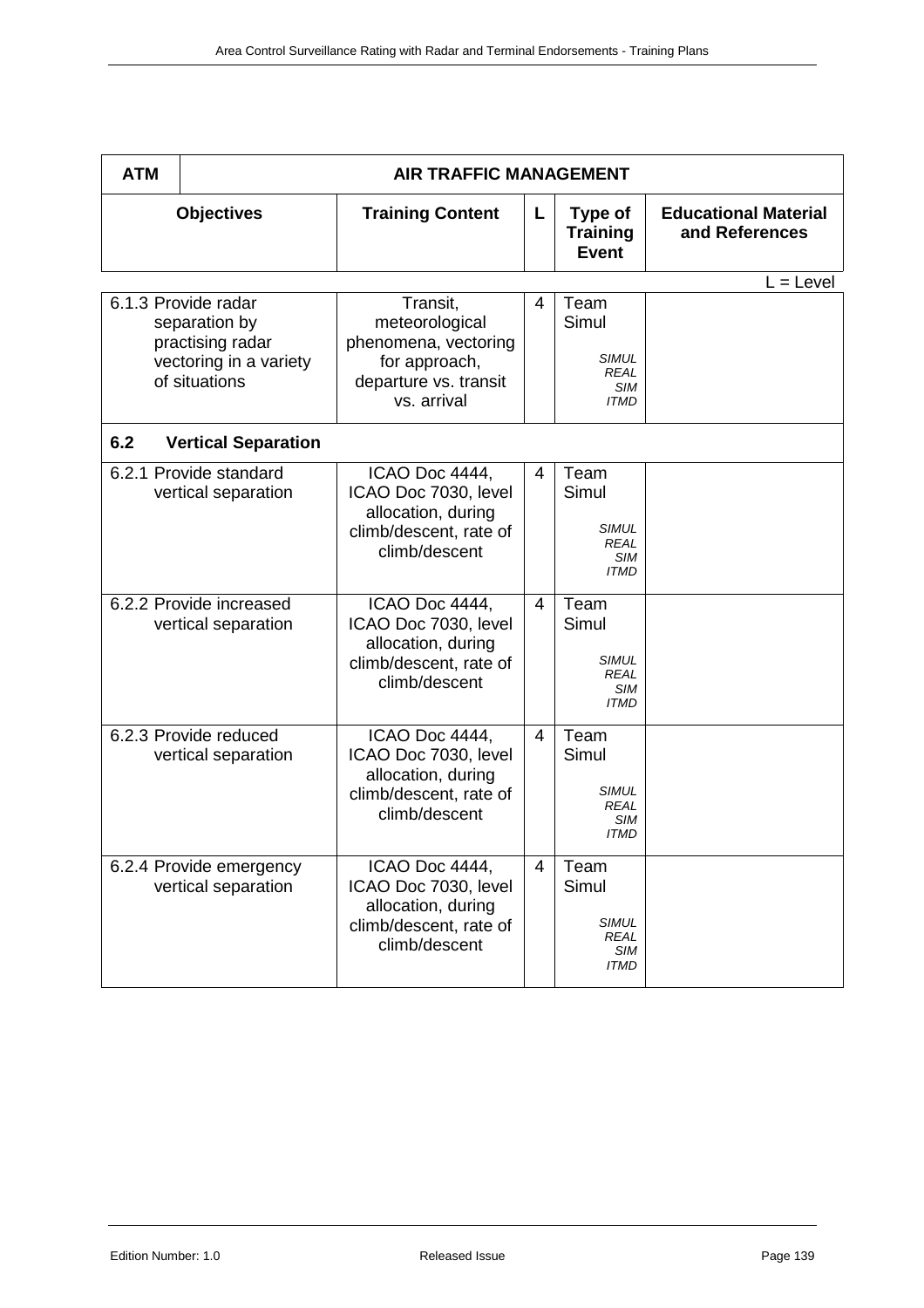| ATM | AIR TRAFFIC MANAGEMENT | | | |
|---|---|---|---|---|
| **Objectives** | **Training Content** | **L** | **Type of Training Event** | **Educational Material and References** |

L = Level

| Objectives | Training Content | L | Type of Training Event | Educational Material and References |
|---|---|---|---|---|
| 6.1.3 Provide radar separation by practising radar vectoring in a variety of situations | Transit, meteorological phenomena, vectoring for approach, departure vs. transit vs. arrival | 4 | Team Simul *SIMUL REAL SIM ITMD* | |
| **6.2 Vertical Separation** | | | | |
| 6.2.1 Provide standard vertical separation | ICAO Doc 4444, ICAO Doc 7030, level allocation, during climb/descent, rate of climb/descent | 4 | Team Simul *SIMUL REAL SIM ITMD* | |
| 6.2.2 Provide increased vertical separation | ICAO Doc 4444, ICAO Doc 7030, level allocation, during climb/descent, rate of climb/descent | 4 | Team Simul *SIMUL REAL SIM ITMD* | |
| 6.2.3 Provide reduced vertical separation | ICAO Doc 4444, ICAO Doc 7030, level allocation, during climb/descent, rate of climb/descent | 4 | Team Simul *SIMUL REAL SIM ITMD* | |
| 6.2.4 Provide emergency vertical separation | ICAO Doc 4444, ICAO Doc 7030, level allocation, during climb/descent, rate of climb/descent | 4 | Team Simul *SIMUL REAL SIM ITMD* | |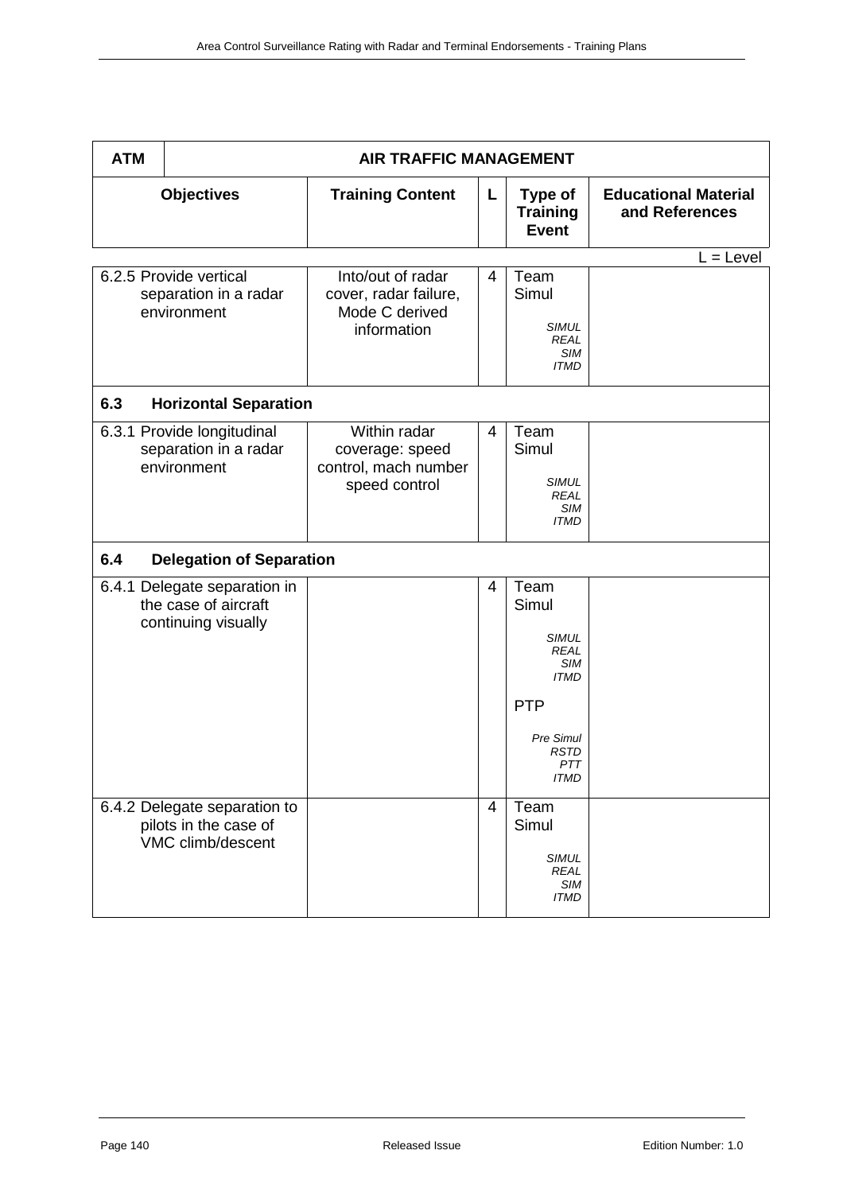| ATM | AIR TRAFFIC MANAGEMENT | | | |
|---|---|---|---|---|
| **Objectives** | **Training Content** | **L** | **Type of Training Event** | **Educational Material and References** |

L = Level

| | | | | |
|---|---|---|---|---|
| 6.2.5 Provide vertical separation in a radar environment | Into/out of radar cover, radar failure, Mode C derived information | 4 | Team Simul<br>*SIMUL REAL SIM ITMD* | |
| **6.3 Horizontal Separation** | | | | |
| 6.3.1 Provide longitudinal separation in a radar environment | Within radar coverage: speed control, mach number speed control | 4 | Team Simul<br>*SIMUL REAL SIM ITMD* | |
| **6.4 Delegation of Separation** | | | | |
| 6.4.1 Delegate separation in the case of aircraft continuing visually | | 4 | Team Simul<br>*SIMUL REAL SIM ITMD*<br>PTP<br>*Pre Simul RSTD PTT ITMD* | |
| 6.4.2 Delegate separation to pilots in the case of VMC climb/descent | | 4 | Team Simul<br>*SIMUL REAL SIM ITMD* | |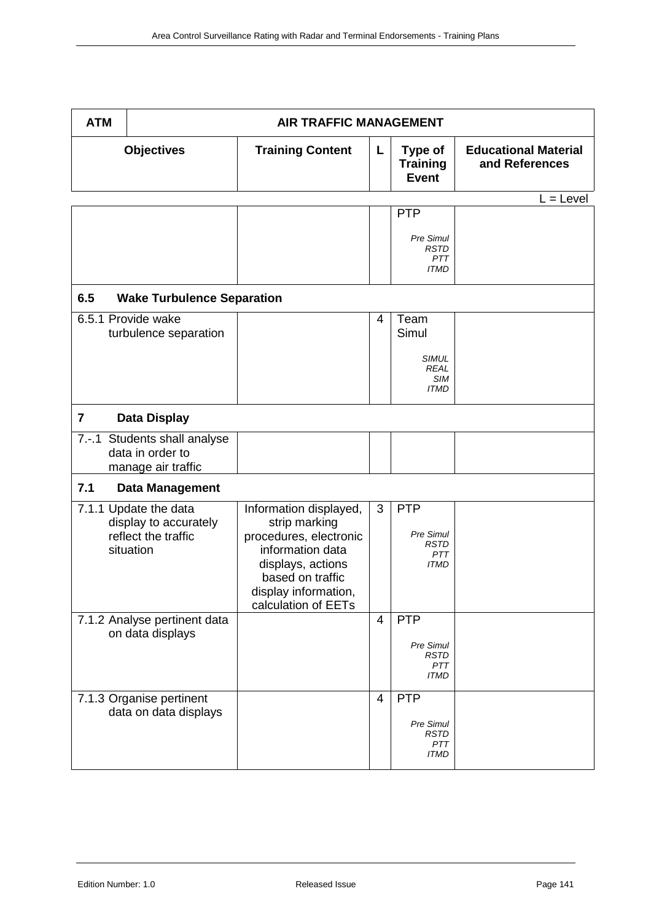| ATM | AIR TRAFFIC MANAGEMENT | | | |
|---|---|---|---|---|
| **Objectives** | **Training Content** | **L** | **Type of Training Event** | **Educational Material and References** |

L = Level

| | | | | |
|---|---|---|---|---|
| | | | PTP<br><br>*Pre Simul*<br>*RSTD*<br>*PTT*<br>*ITMD* | |
| **6.5 Wake Turbulence Separation** | | | | |
| 6.5.1 Provide wake turbulence separation | | 4 | Team Simul<br><br>*SIMUL*<br>*REAL*<br>*SIM*<br>*ITMD* | |
| **7 Data Display** | | | | |
| 7.-.1 Students shall analyse data in order to manage air traffic | | | | |
| **7.1 Data Management** | | | | |
| 7.1.1 Update the data display to accurately reflect the traffic situation | Information displayed, strip marking procedures, electronic information data displays, actions based on traffic display information, calculation of EETs | 3 | PTP<br><br>*Pre Simul*<br>*RSTD*<br>*PTT*<br>*ITMD* | |
| 7.1.2 Analyse pertinent data on data displays | | 4 | PTP<br><br>*Pre Simul*<br>*RSTD*<br>*PTT*<br>*ITMD* | |
| 7.1.3 Organise pertinent data on data displays | | 4 | PTP<br><br>*Pre Simul*<br>*RSTD*<br>*PTT*<br>*ITMD* | |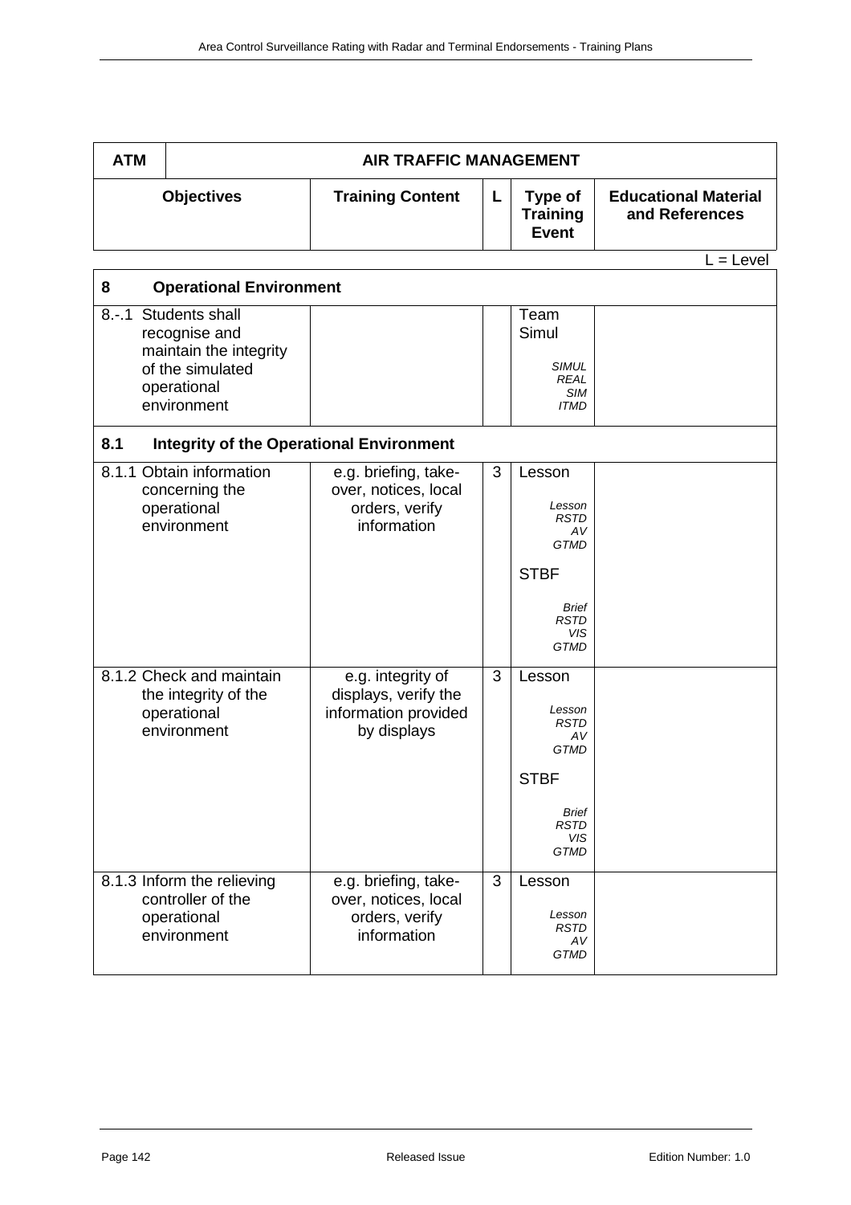| ATM | AIR TRAFFIC MANAGEMENT | | | |
|---|---|---|---|---|
| **Objectives** | **Training Content** | **L** | **Type of Training Event** | **Educational Material and References** |

L = Level

| **8 Operational Environment** | | | | |
|---|---|---|---|---|
| 8.-.1 Students shall recognise and maintain the integrity of the simulated operational environment | | | Team Simul<br>*SIMUL REAL SIM ITMD* | |
| **8.1 Integrity of the Operational Environment** | | | | |
| 8.1.1 Obtain information concerning the operational environment | e.g. briefing, take-over, notices, local orders, verify information | 3 | Lesson<br>*Lesson RSTD AV GTMD*<br>STBF<br>*Brief RSTD VIS GTMD* | |
| 8.1.2 Check and maintain the integrity of the operational environment | e.g. integrity of displays, verify the information provided by displays | 3 | Lesson<br>*Lesson RSTD AV GTMD*<br>STBF<br>*Brief RSTD VIS GTMD* | |
| 8.1.3 Inform the relieving controller of the operational environment | e.g. briefing, take-over, notices, local orders, verify information | 3 | Lesson<br>*Lesson RSTD AV GTMD* | |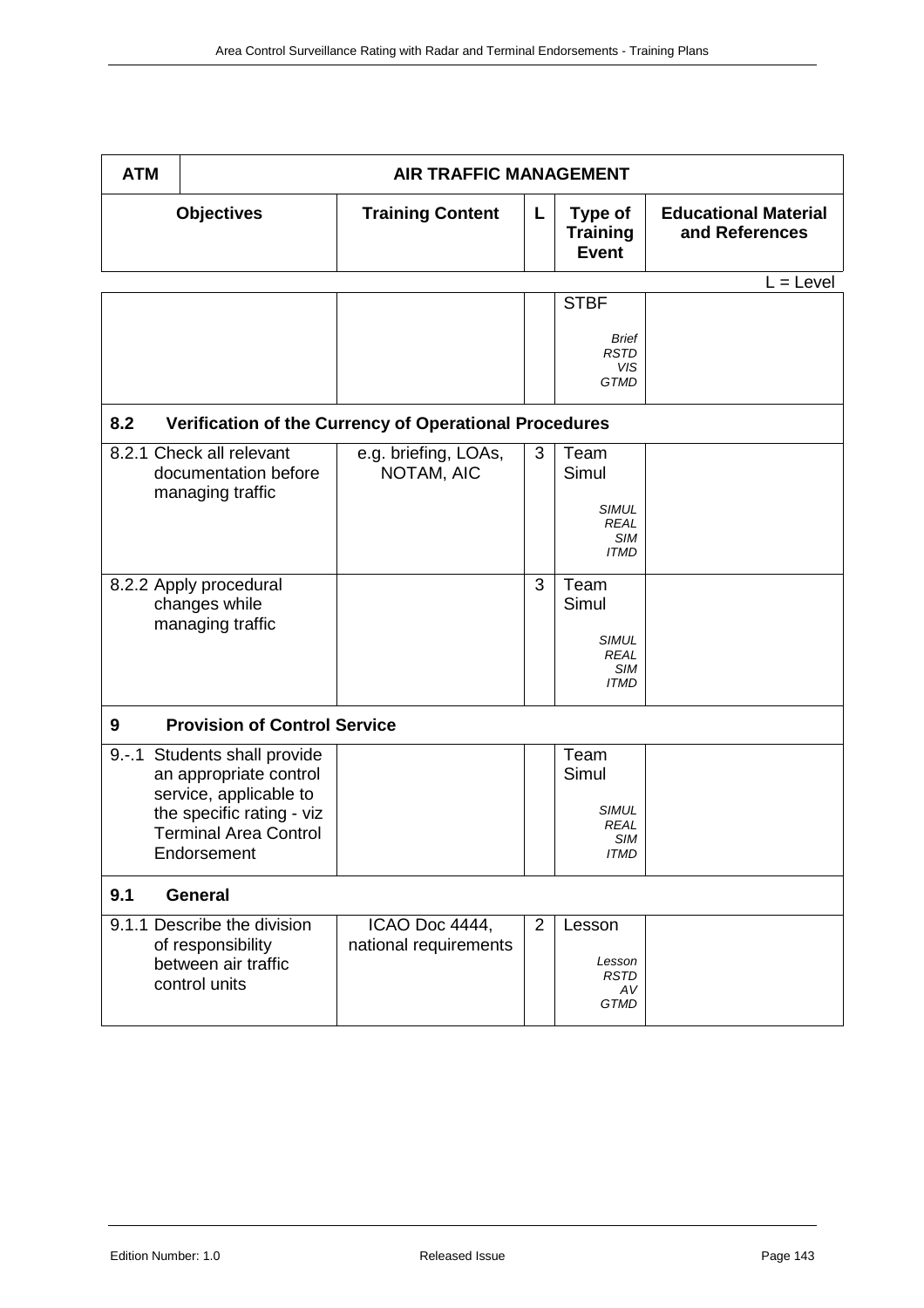| ATM | AIR TRAFFIC MANAGEMENT | | | |
|---|---|---|---|---|
| **Objectives** | **Training Content** | **L** | **Type of Training Event** | **Educational Material and References** |

L = Level

| Objectives | Training Content | L | Type of Training Event | Educational Material and References |
|---|---|---|---|---|
| | | | STBF *Brief RSTD VIS GTMD* | |
| **8.2 Verification of the Currency of Operational Procedures** | | | | |
| 8.2.1 Check all relevant documentation before managing traffic | e.g. briefing, LOAs, NOTAM, AIC | 3 | Team Simul *SIMUL REAL SIM ITMD* | |
| 8.2.2 Apply procedural changes while managing traffic | | 3 | Team Simul *SIMUL REAL SIM ITMD* | |
| **9 Provision of Control Service** | | | | |
| 9.-.1 Students shall provide an appropriate control service, applicable to the specific rating - viz Terminal Area Control Endorsement | | | Team Simul *SIMUL REAL SIM ITMD* | |
| **9.1 General** | | | | |
| 9.1.1 Describe the division of responsibility between air traffic control units | ICAO Doc 4444, national requirements | 2 | Lesson *Lesson RSTD AV GTMD* | |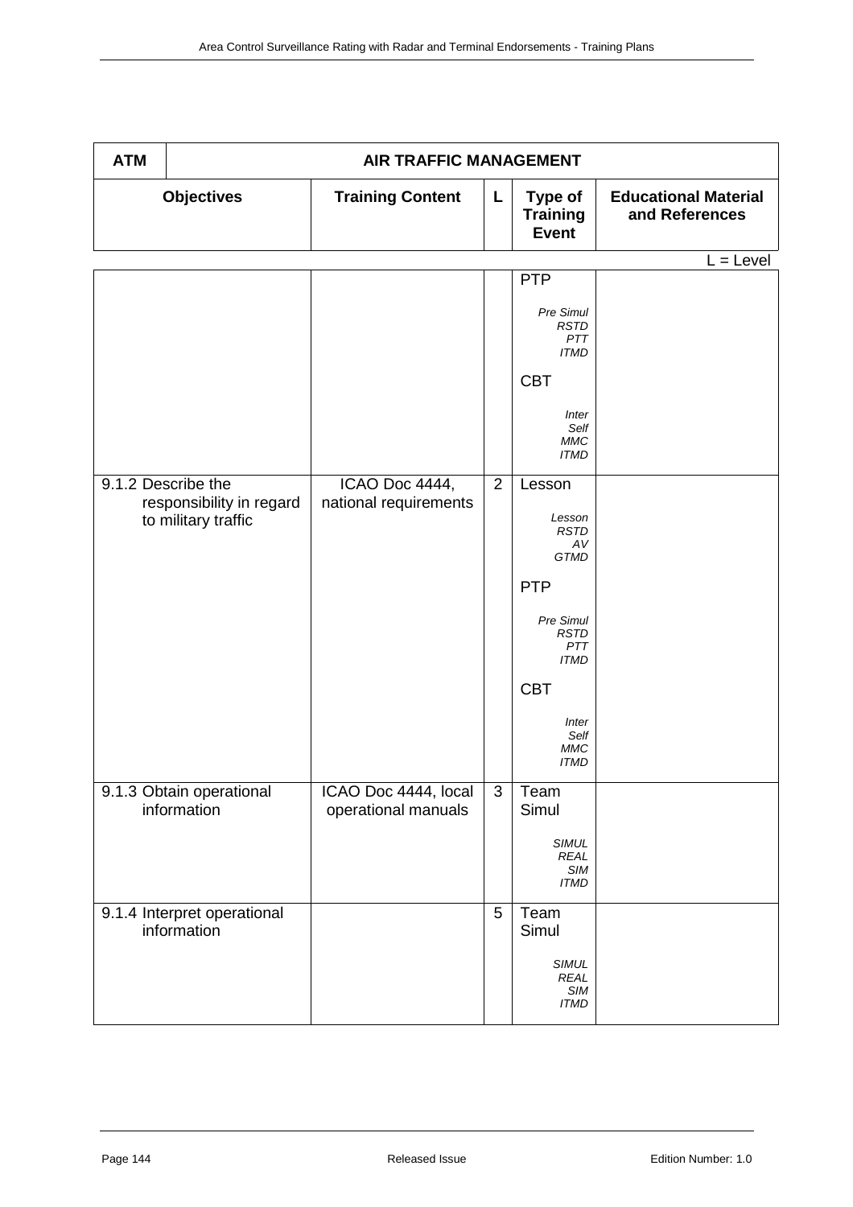| ATM | AIR TRAFFIC MANAGEMENT | | | |
|---|---|---|---|---|
| **Objectives** | **Training Content** | **L** | **Type of Training Event** | **Educational Material and References** |

L = Level

| Objectives | Training Content | L | Type of Training Event | Educational Material and References |
|---|---|---|---|---|
| | | | PTP<br>*Pre Simul RSTD PTT ITMD*<br>CBT<br>*Inter Self MMC ITMD* | |
| 9.1.2 Describe the responsibility in regard to military traffic | ICAO Doc 4444, national requirements | 2 | Lesson<br>*Lesson RSTD AV GTMD*<br>PTP<br>*Pre Simul RSTD PTT ITMD*<br>CBT<br>*Inter Self MMC ITMD* | |
| 9.1.3 Obtain operational information | ICAO Doc 4444, local operational manuals | 3 | Team Simul<br>*SIMUL REAL SIM ITMD* | |
| 9.1.4 Interpret operational information | | 5 | Team Simul<br>*SIMUL REAL SIM ITMD* | |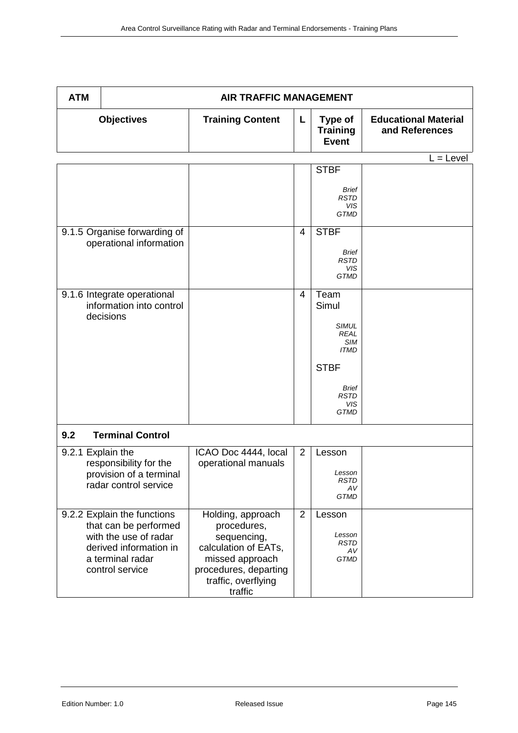| ATM | AIR TRAFFIC MANAGEMENT | | | |
|---|---|---|---|---|
| **Objectives** | **Training Content** | **L** | **Type of Training Event** | **Educational Material and References** |

L = Level

| Objectives | Training Content | L | Type of Training Event | Educational Material and References |
|---|---|---|---|---|
| | | | STBF<br>*Brief*<br>*RSTD*<br>*VIS*<br>*GTMD* | |
| 9.1.5 Organise forwarding of operational information | | 4 | STBF<br>*Brief*<br>*RSTD*<br>*VIS*<br>*GTMD* | |
| 9.1.6 Integrate operational information into control decisions | | 4 | Team Simul<br>*SIMUL*<br>*REAL*<br>*SIM*<br>*ITMD*<br>STBF<br>*Brief*<br>*RSTD*<br>*VIS*<br>*GTMD* | |
| **9.2 Terminal Control** | | | | |
| 9.2.1 Explain the responsibility for the provision of a terminal radar control service | ICAO Doc 4444, local operational manuals | 2 | Lesson<br>*Lesson*<br>*RSTD*<br>*AV*<br>*GTMD* | |
| 9.2.2 Explain the functions that can be performed with the use of radar derived information in a terminal radar control service | Holding, approach procedures, sequencing, calculation of EATs, missed approach procedures, departing traffic, overflying traffic | 2 | Lesson<br>*Lesson*<br>*RSTD*<br>*AV*<br>*GTMD* | |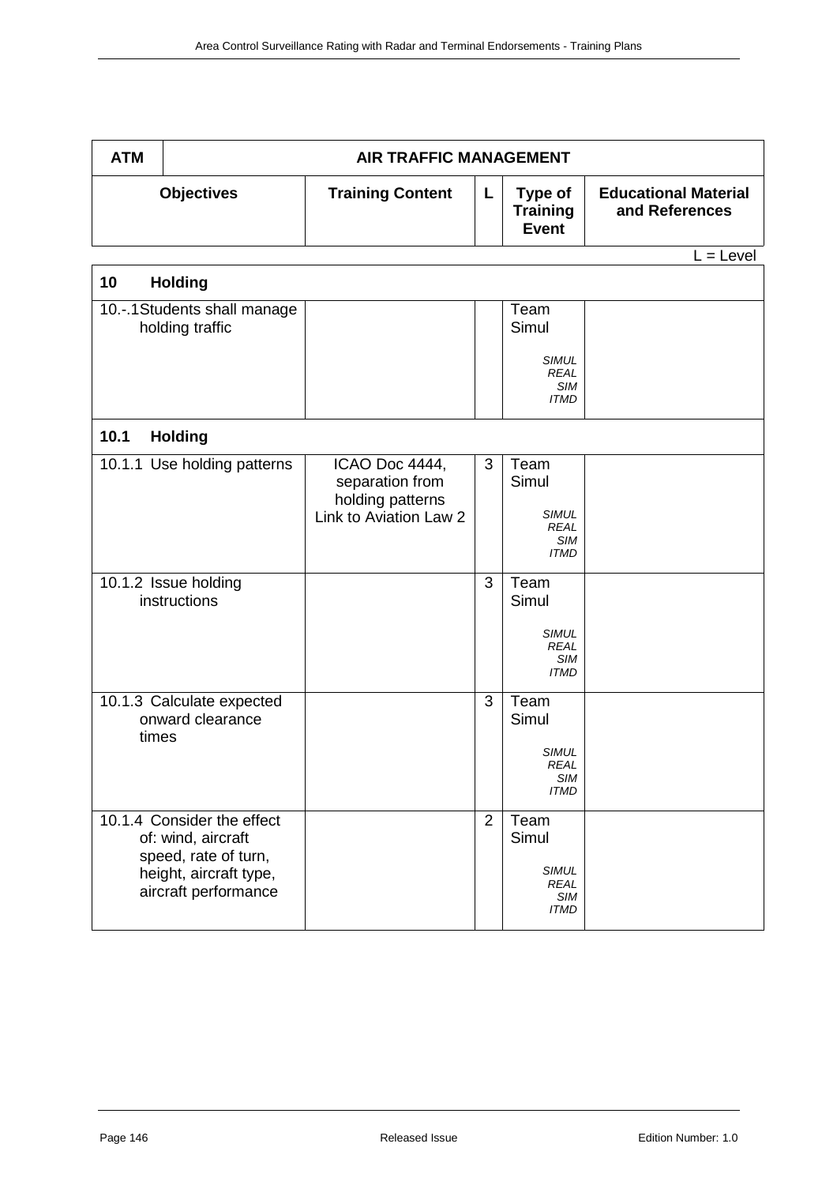| ATM | AIR TRAFFIC MANAGEMENT | | | |
|---|---|---|---|---|
| **Objectives** | **Training Content** | **L** | **Type of Training Event** | **Educational Material and References** |

L = Level

| **10 Holding** | | | | |
|---|---|---|---|---|
| 10.-.1 Students shall manage holding traffic | | | Team Simul<br>*SIMUL REAL SIM ITMD* | |
| **10.1 Holding** | | | | |
| 10.1.1 Use holding patterns | ICAO Doc 4444, separation from holding patterns<br>Link to Aviation Law 2 | 3 | Team Simul<br>*SIMUL REAL SIM ITMD* | |
| 10.1.2 Issue holding instructions | | 3 | Team Simul<br>*SIMUL REAL SIM ITMD* | |
| 10.1.3 Calculate expected onward clearance times | | 3 | Team Simul<br>*SIMUL REAL SIM ITMD* | |
| 10.1.4 Consider the effect of: wind, aircraft speed, rate of turn, height, aircraft type, aircraft performance | | 2 | Team Simul<br>*SIMUL REAL SIM ITMD* | |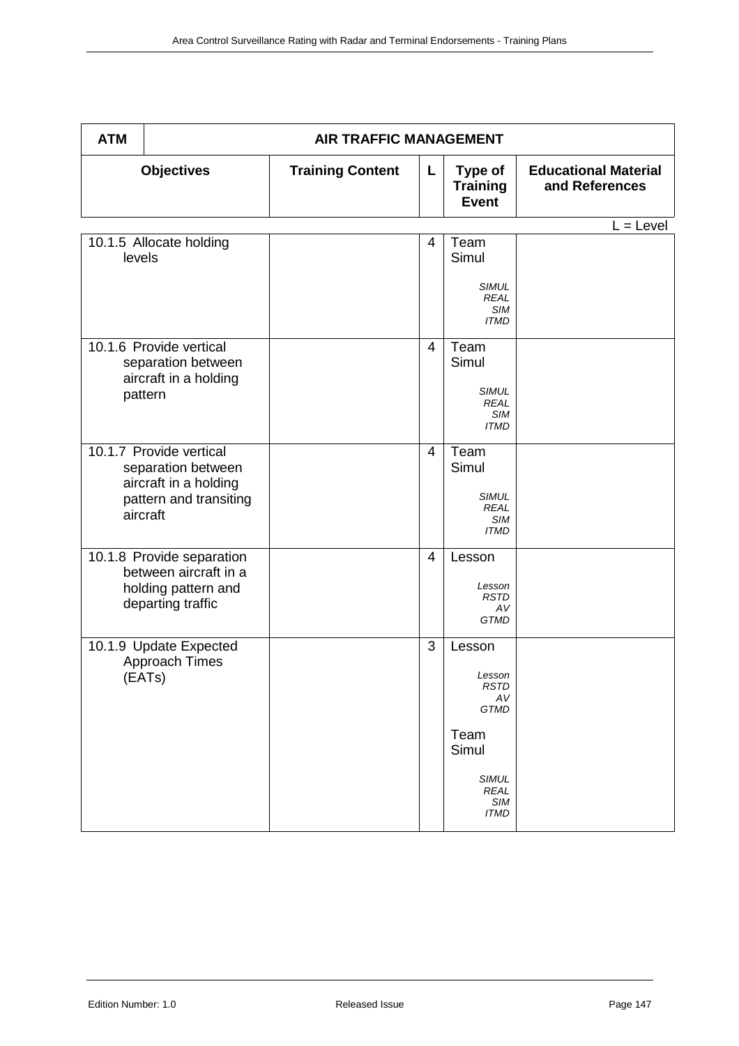| ATM | AIR TRAFFIC MANAGEMENT | | | |
|---|---|---|---|---|
| **Objectives** | **Training Content** | **L** | **Type of Training Event** | **Educational Material and References** |

L = Level

| Objectives | Training Content | L | Type of Training Event | Educational Material and References |
|---|---|---|---|---|
| 10.1.5 Allocate holding levels | | 4 | Team Simul<br>*SIMUL REAL SIM ITMD* | |
| 10.1.6 Provide vertical separation between aircraft in a holding pattern | | 4 | Team Simul<br>*SIMUL REAL SIM ITMD* | |
| 10.1.7 Provide vertical separation between aircraft in a holding pattern and transiting aircraft | | 4 | Team Simul<br>*SIMUL REAL SIM ITMD* | |
| 10.1.8 Provide separation between aircraft in a holding pattern and departing traffic | | 4 | Lesson<br>*Lesson RSTD AV GTMD* | |
| 10.1.9 Update Expected Approach Times (EATs) | | 3 | Lesson<br>*Lesson RSTD AV GTMD*<br>Team Simul<br>*SIMUL REAL SIM ITMD* | |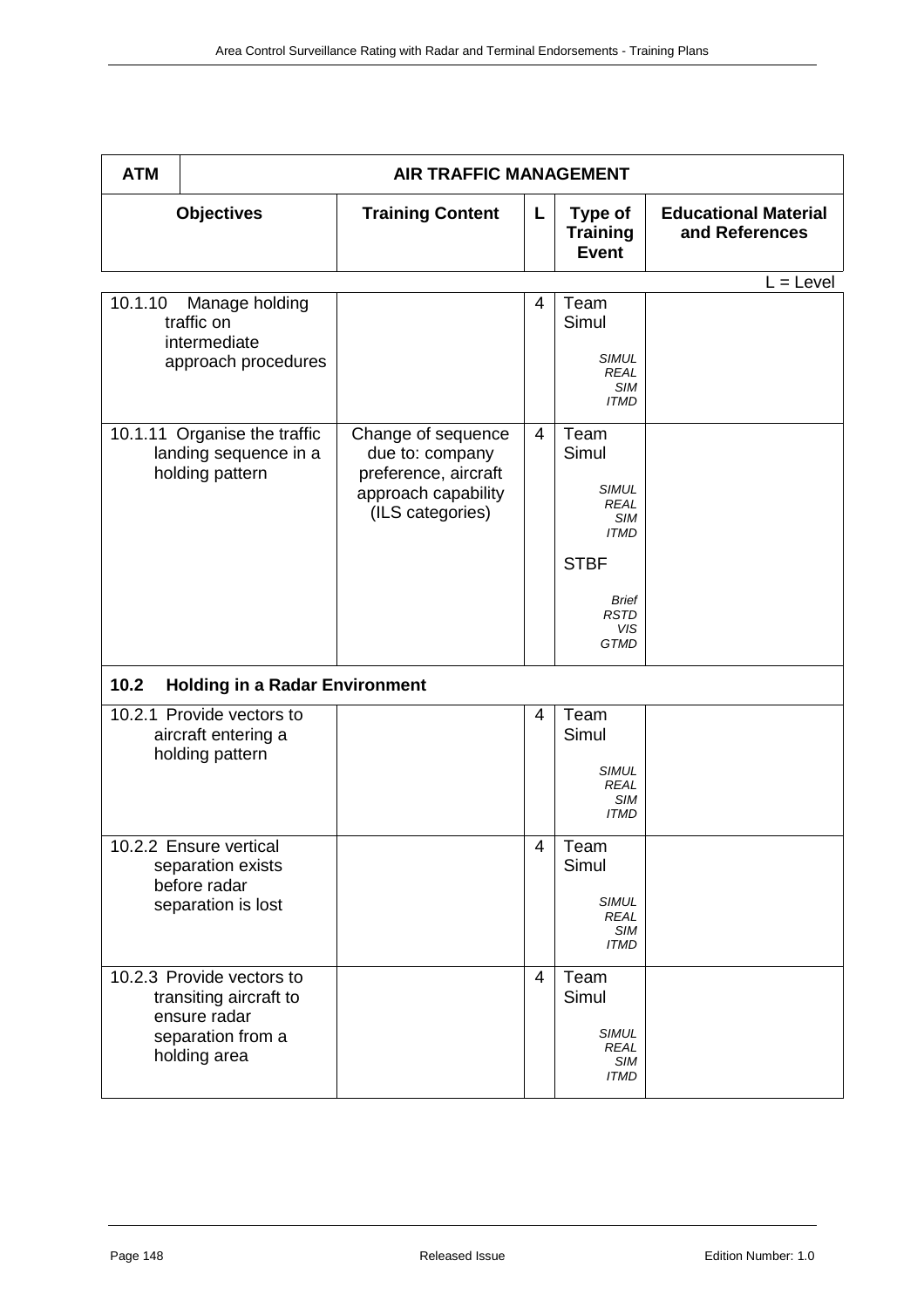| ATM | AIR TRAFFIC MANAGEMENT | | | |
|---|---|---|---|---|
| **Objectives** | **Training Content** | **L** | **Type of Training Event** | **Educational Material and References** |

L = Level

| Objectives | Training Content | L | Type of Training Event | Educational Material and References |
|---|---|---|---|---|
| 10.1.10 Manage holding traffic on intermediate approach procedures | | 4 | Team Simul<br>*SIMUL REAL SIM ITMD* | |
| 10.1.11 Organise the traffic landing sequence in a holding pattern | Change of sequence due to: company preference, aircraft approach capability (ILS categories) | 4 | Team Simul<br>*SIMUL REAL SIM ITMD*<br>STBF<br>*Brief RSTD VIS GTMD* | |
| **10.2 Holding in a Radar Environment** | | | | |
| 10.2.1 Provide vectors to aircraft entering a holding pattern | | 4 | Team Simul<br>*SIMUL REAL SIM ITMD* | |
| 10.2.2 Ensure vertical separation exists before radar separation is lost | | 4 | Team Simul<br>*SIMUL REAL SIM ITMD* | |
| 10.2.3 Provide vectors to transiting aircraft to ensure radar separation from a holding area | | 4 | Team Simul<br>*SIMUL REAL SIM ITMD* | |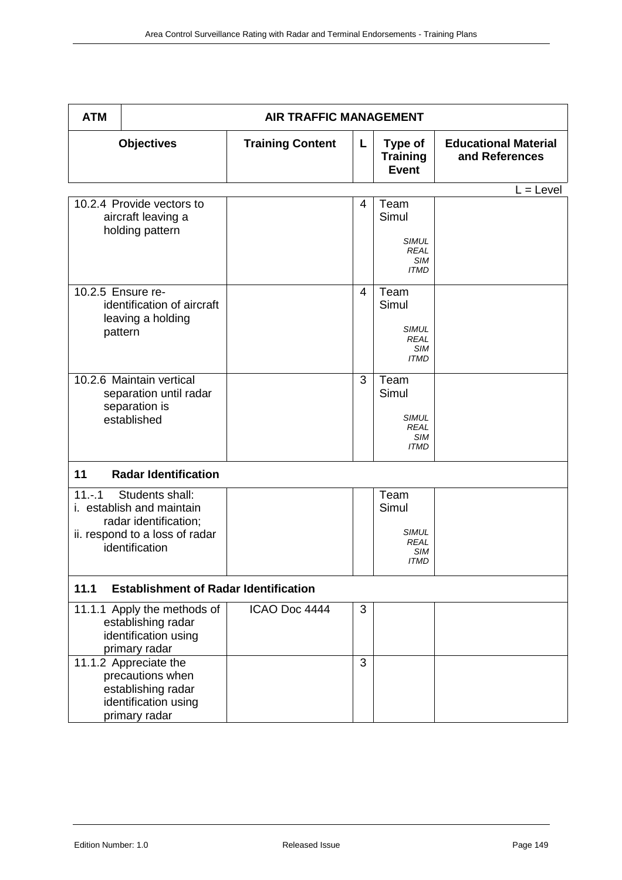| ATM | AIR TRAFFIC MANAGEMENT | | | |
|---|---|---|---|---|
| **Objectives** | **Training Content** | **L** | **Type of Training Event** | **Educational Material and References** |

L = Level

| Objectives | Training Content | L | Type of Training Event | Educational Material and References |
|---|---|---|---|---|
| 10.2.4 Provide vectors to aircraft leaving a holding pattern | | 4 | Team Simul<br>*SIMUL REAL SIM ITMD* | |
| 10.2.5 Ensure re-identification of aircraft leaving a holding pattern | | 4 | Team Simul<br>*SIMUL REAL SIM ITMD* | |
| 10.2.6 Maintain vertical separation until radar separation is established | | 3 | Team Simul<br>*SIMUL REAL SIM ITMD* | |
| **11 Radar Identification** | | | | |
| 11.-.1 Students shall:<br>i. establish and maintain radar identification;<br>ii. respond to a loss of radar identification | | | Team Simul<br>*SIMUL REAL SIM ITMD* | |
| **11.1 Establishment of Radar Identification** | | | | |
| 11.1.1 Apply the methods of establishing radar identification using primary radar | ICAO Doc 4444 | 3 | | |
| 11.1.2 Appreciate the precautions when establishing radar identification using primary radar | | 3 | | |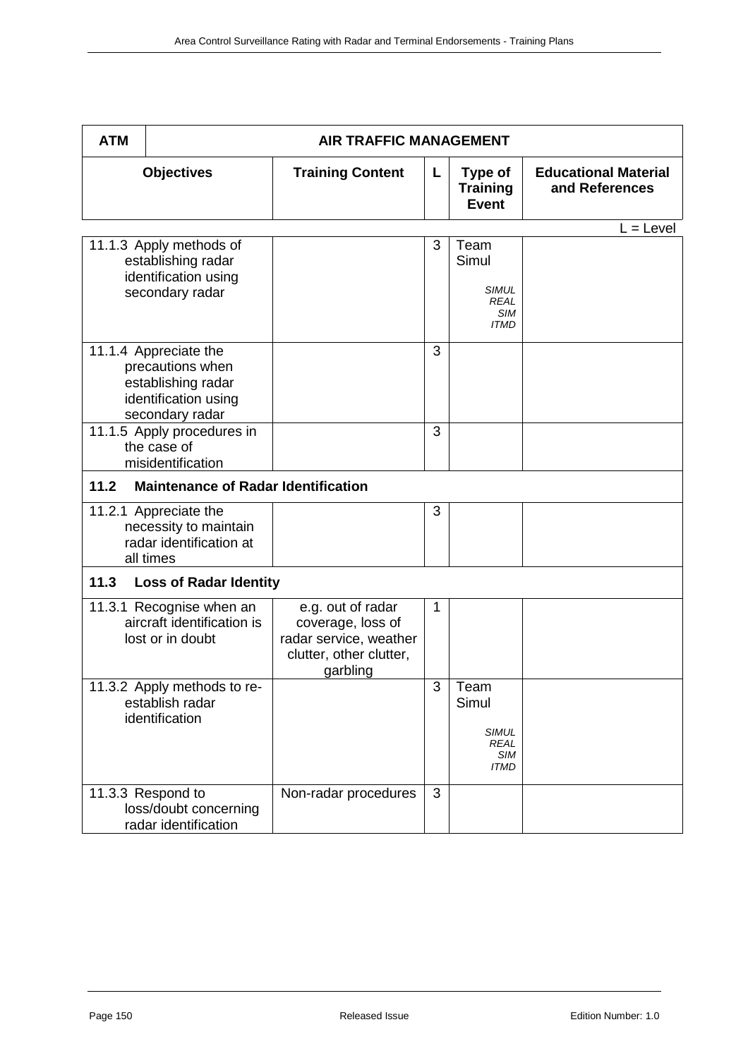| ATM | AIR TRAFFIC MANAGEMENT | | | |
|---|---|---|---|---|
| **Objectives** | **Training Content** | **L** | **Type of Training Event** | **Educational Material and References** |

L = Level

| Objectives | Training Content | L | Type of Training Event | Educational Material and References |
|---|---|---|---|---|
| 11.1.3 Apply methods of establishing radar identification using secondary radar | | 3 | Team Simul<br>*SIMUL REAL SIM ITMD* | |
| 11.1.4 Appreciate the precautions when establishing radar identification using secondary radar | | 3 | | |
| 11.1.5 Apply procedures in the case of misidentification | | 3 | | |
| **11.2 Maintenance of Radar Identification** | | | | |
| 11.2.1 Appreciate the necessity to maintain radar identification at all times | | 3 | | |
| **11.3 Loss of Radar Identity** | | | | |
| 11.3.1 Recognise when an aircraft identification is lost or in doubt | e.g. out of radar coverage, loss of radar service, weather clutter, other clutter, garbling | 1 | | |
| 11.3.2 Apply methods to re-establish radar identification | | 3 | Team Simul<br>*SIMUL REAL SIM ITMD* | |
| 11.3.3 Respond to loss/doubt concerning radar identification | Non-radar procedures | 3 | | |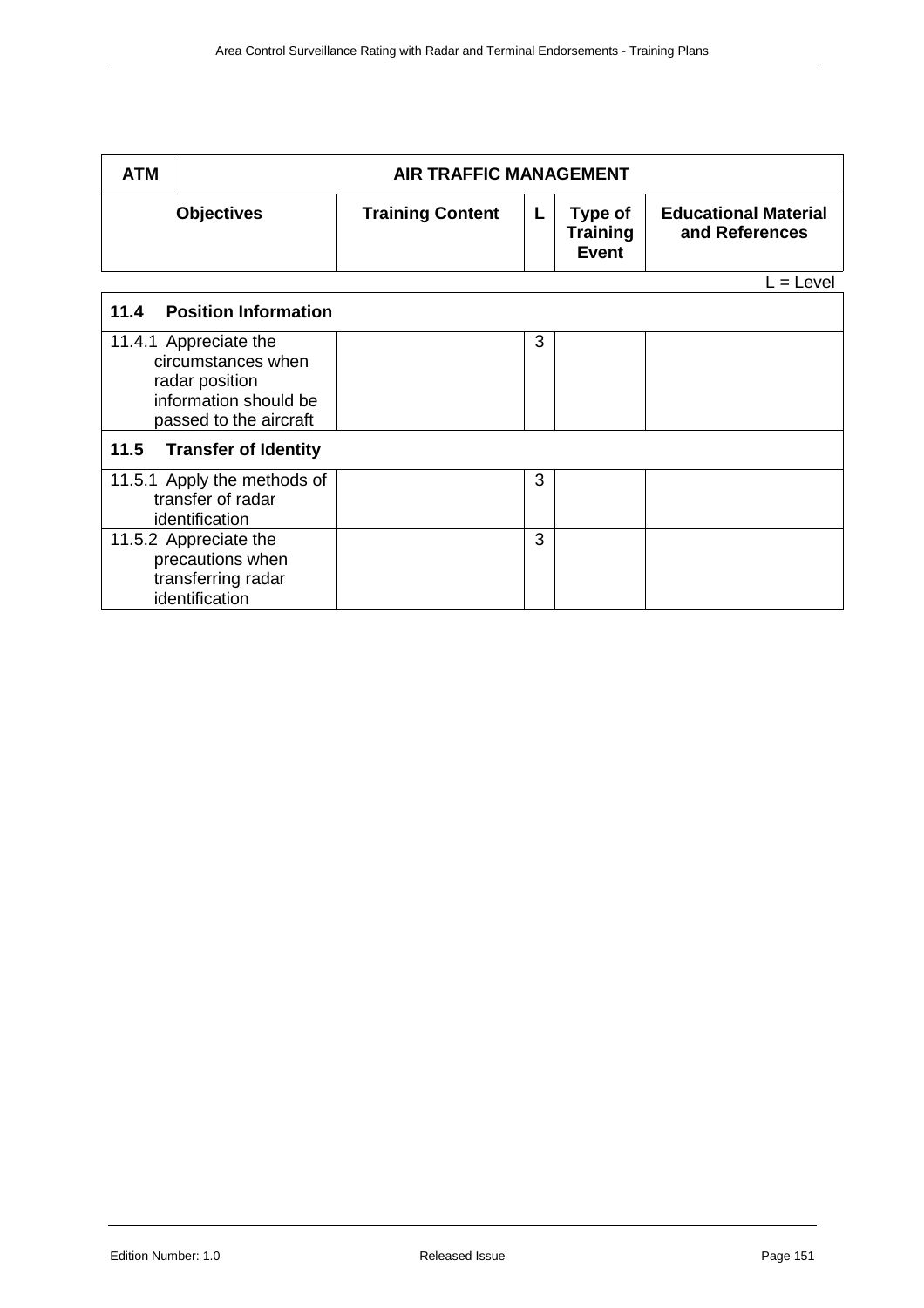| ATM | AIR TRAFFIC MANAGEMENT | | | |
|---|---|---|---|---|
| **Objectives** | **Training Content** | **L** | **Type of Training Event** | **Educational Material and References** |

L = Level

| **11.4 Position Information** | | | | |
|---|---|---|---|---|
| 11.4.1 Appreciate the circumstances when radar position information should be passed to the aircraft | | 3 | | |
| **11.5 Transfer of Identity** | | | | |
| 11.5.1 Apply the methods of transfer of radar identification | | 3 | | |
| 11.5.2 Appreciate the precautions when transferring radar identification | | 3 | | |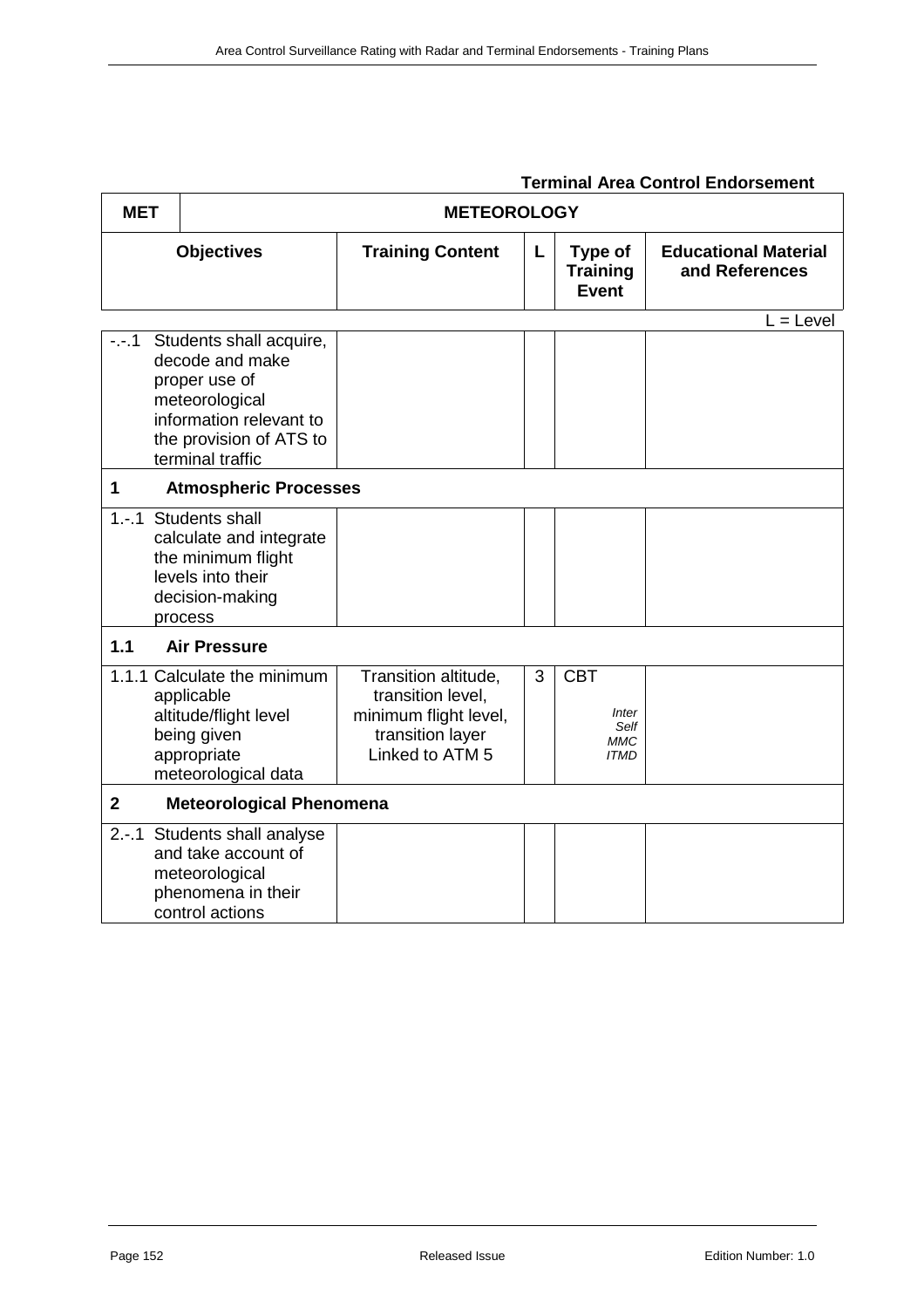**Terminal Area Control Endorsement**

| MET | METEOROLOGY | | | |
|---|---|---|---|---|
| **Objectives** | **Training Content** | **L** | **Type of Training Event** | **Educational Material and References** |

L = Level

| Objectives | Training Content | L | Type of Training Event | Educational Material and References |
|---|---|---|---|---|
| -.-.1 Students shall acquire, decode and make proper use of meteorological information relevant to the provision of ATS to terminal traffic | | | | |
| **1 Atmospheric Processes** | | | | |
| 1.-.1 Students shall calculate and integrate the minimum flight levels into their decision-making process | | | | |
| **1.1 Air Pressure** | | | | |
| 1.1.1 Calculate the minimum applicable altitude/flight level being given appropriate meteorological data | Transition altitude, transition level, minimum flight level, transition layer Linked to ATM 5 | 3 | CBT *Inter Self MMC ITMD* | |
| **2 Meteorological Phenomena** | | | | |
| 2.-.1 Students shall analyse and take account of meteorological phenomena in their control actions | | | | |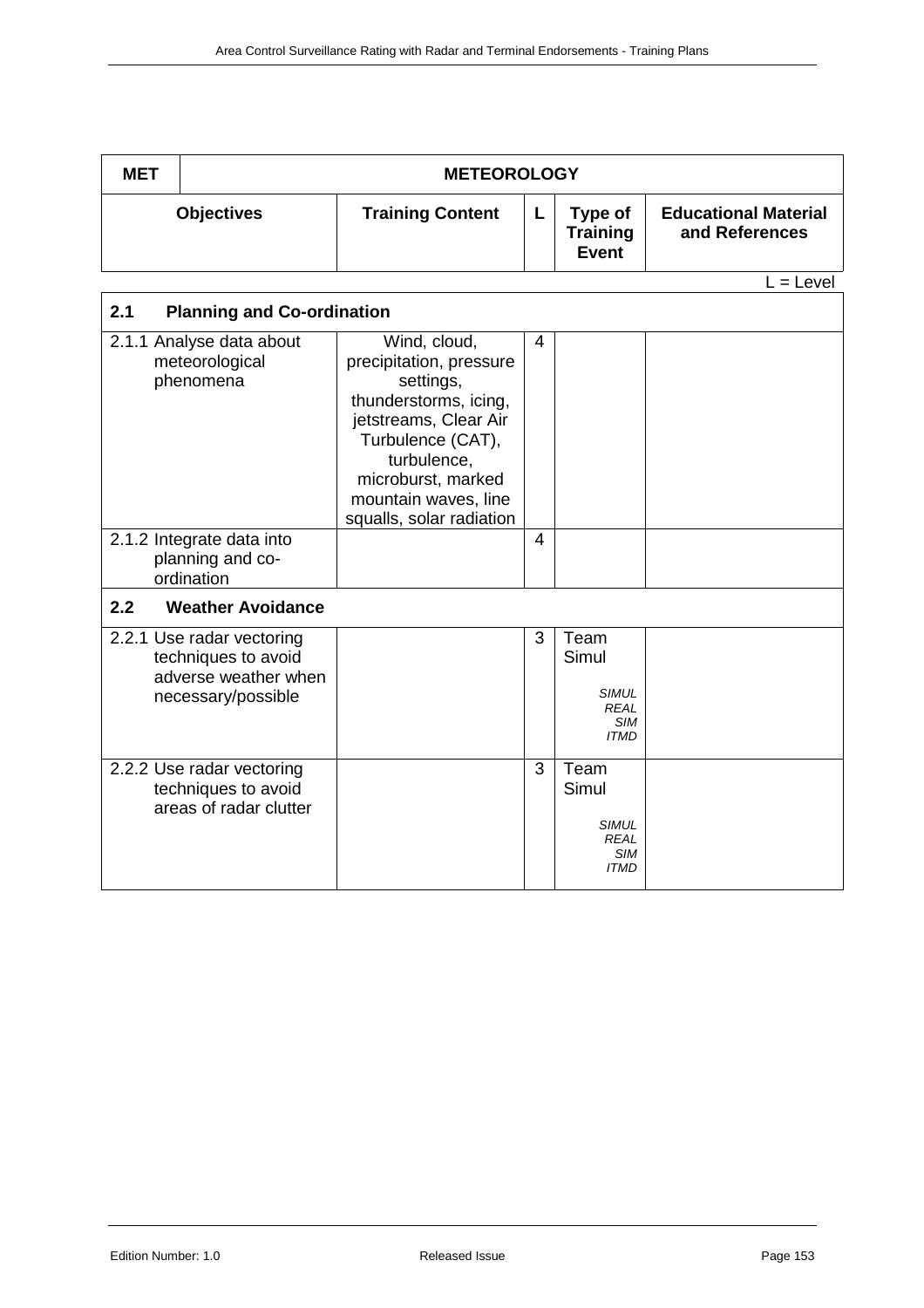| MET | METEOROLOGY | | | |
|---|---|---|---|---|
| **Objectives** | **Training Content** | **L** | **Type of Training Event** | **Educational Material and References** |

L = Level

| **2.1 Planning and Co-ordination** | | | | |
|---|---|---|---|---|
| 2.1.1 Analyse data about meteorological phenomena | Wind, cloud, precipitation, pressure settings, thunderstorms, icing, jetstreams, Clear Air Turbulence (CAT), turbulence, microburst, marked mountain waves, line squalls, solar radiation | 4 | | |
| 2.1.2 Integrate data into planning and co-ordination | | 4 | | |
| **2.2 Weather Avoidance** | | | | |
| 2.2.1 Use radar vectoring techniques to avoid adverse weather when necessary/possible | | 3 | Team Simul *SIMUL REAL SIM ITMD* | |
| 2.2.2 Use radar vectoring techniques to avoid areas of radar clutter | | 3 | Team Simul *SIMUL REAL SIM ITMD* | |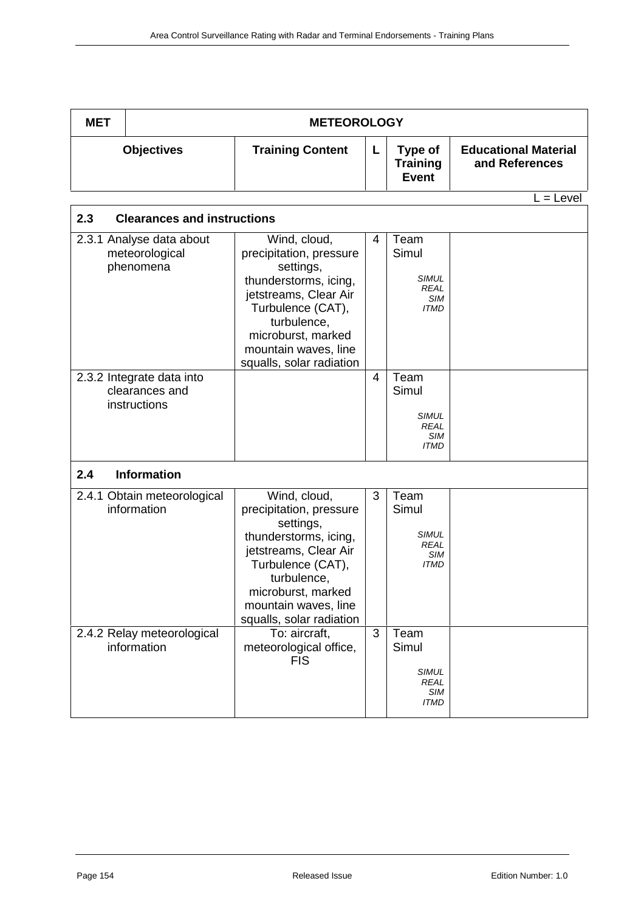| MET | METEOROLOGY | | | |
|---|---|---|---|---|
| **Objectives** | **Training Content** | **L** | **Type of Training Event** | **Educational Material and References** |

L = Level

| **2.3 Clearances and instructions** | | | | |
|---|---|---|---|---|
| 2.3.1 Analyse data about meteorological phenomena | Wind, cloud, precipitation, pressure settings, thunderstorms, icing, jetstreams, Clear Air Turbulence (CAT), turbulence, microburst, marked mountain waves, line squalls, solar radiation | 4 | Team Simul *SIMUL REAL SIM ITMD* | |
| 2.3.2 Integrate data into clearances and instructions | | 4 | Team Simul *SIMUL REAL SIM ITMD* | |
| **2.4 Information** | | | | |
| 2.4.1 Obtain meteorological information | Wind, cloud, precipitation, pressure settings, thunderstorms, icing, jetstreams, Clear Air Turbulence (CAT), turbulence, microburst, marked mountain waves, line squalls, solar radiation | 3 | Team Simul *SIMUL REAL SIM ITMD* | |
| 2.4.2 Relay meteorological information | To: aircraft, meteorological office, FIS | 3 | Team Simul *SIMUL REAL SIM ITMD* | |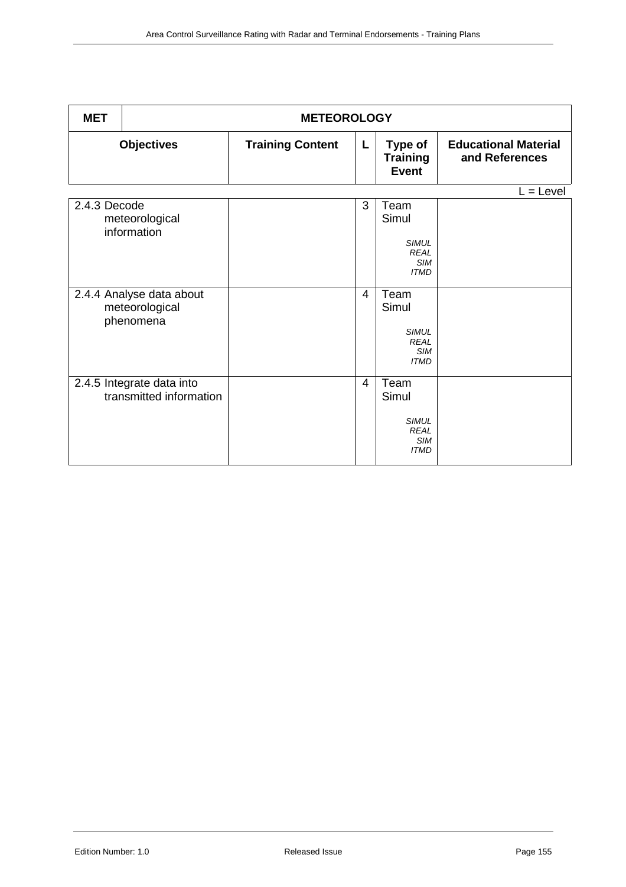| MET | METEOROLOGY | | | |
|---|---|---|---|---|
| **Objectives** | **Training Content** | **L** | **Type of Training Event** | **Educational Material and References** |

L = Level

| Objectives | Training Content | L | Type of Training Event | Educational Material and References |
|---|---|---|---|---|
| 2.4.3 Decode meteorological information | | 3 | Team Simul *SIMUL REAL SIM ITMD* | |
| 2.4.4 Analyse data about meteorological phenomena | | 4 | Team Simul *SIMUL REAL SIM ITMD* | |
| 2.4.5 Integrate data into transmitted information | | 4 | Team Simul *SIMUL REAL SIM ITMD* | |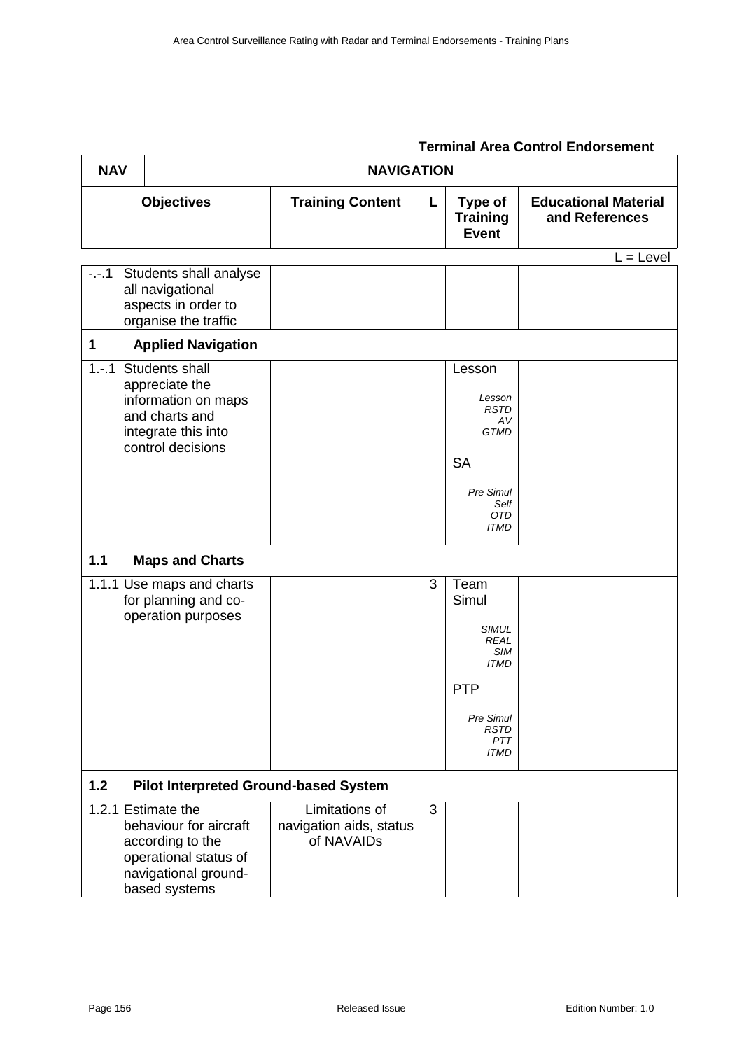**Terminal Area Control Endorsement**

| NAV | NAVIGATION | | | |
|---|---|---|---|---|
| **Objectives** | **Training Content** | **L** | **Type of Training Event** | **Educational Material and References** |

L = Level

| | | | | |
|---|---|---|---|---|
| -.-.1 Students shall analyse all navigational aspects in order to organise the traffic | | | | |
| **1 Applied Navigation** | | | | |
| 1.-.1 Students shall appreciate the information on maps and charts and integrate this into control decisions | | | Lesson<br>*Lesson RSTD AV GTMD*<br>SA<br>*Pre Simul Self OTD ITMD* | |
| **1.1 Maps and Charts** | | | | |
| 1.1.1 Use maps and charts for planning and co-operation purposes | | 3 | Team Simul<br>*SIMUL REAL SIM ITMD*<br>PTP<br>*Pre Simul RSTD PTT ITMD* | |
| **1.2 Pilot Interpreted Ground-based System** | | | | |
| 1.2.1 Estimate the behaviour for aircraft according to the operational status of navigational ground-based systems | Limitations of navigation aids, status of NAVAIDs | 3 | | |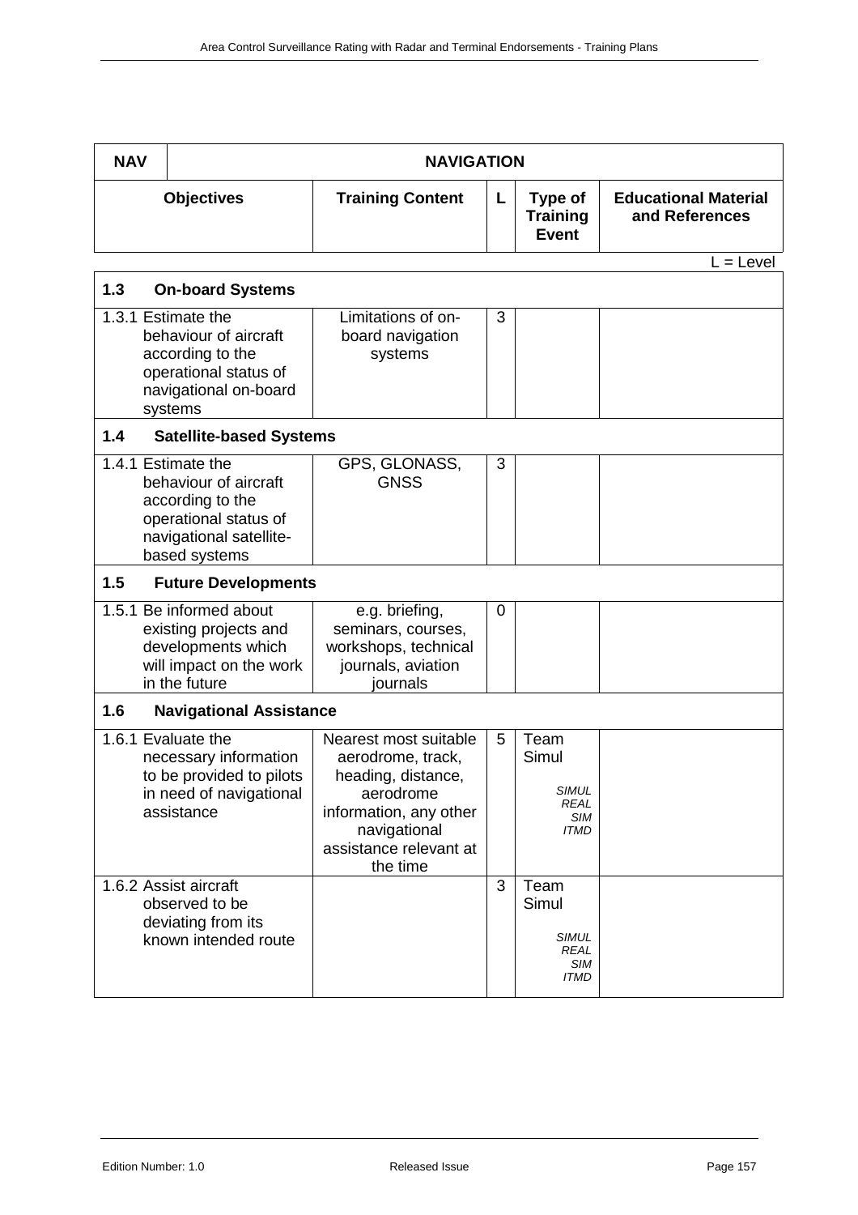| NAV | NAVIGATION | | | |
|---|---|---|---|---|
| **Objectives** | **Training Content** | **L** | **Type of Training Event** | **Educational Material and References** |

L = Level

| **1.3 On-board Systems** | | | | |
|---|---|---|---|---|
| 1.3.1 Estimate the behaviour of aircraft according to the operational status of navigational on-board systems | Limitations of on-board navigation systems | 3 | | |
| **1.4 Satellite-based Systems** | | | | |
| 1.4.1 Estimate the behaviour of aircraft according to the operational status of navigational satellite-based systems | GPS, GLONASS, GNSS | 3 | | |
| **1.5 Future Developments** | | | | |
| 1.5.1 Be informed about existing projects and developments which will impact on the work in the future | e.g. briefing, seminars, courses, workshops, technical journals, aviation journals | 0 | | |
| **1.6 Navigational Assistance** | | | | |
| 1.6.1 Evaluate the necessary information to be provided to pilots in need of navigational assistance | Nearest most suitable aerodrome, track, heading, distance, aerodrome information, any other navigational assistance relevant at the time | 5 | Team Simul *SIMUL REAL SIM ITMD* | |
| 1.6.2 Assist aircraft observed to be deviating from its known intended route | | 3 | Team Simul *SIMUL REAL SIM ITMD* | |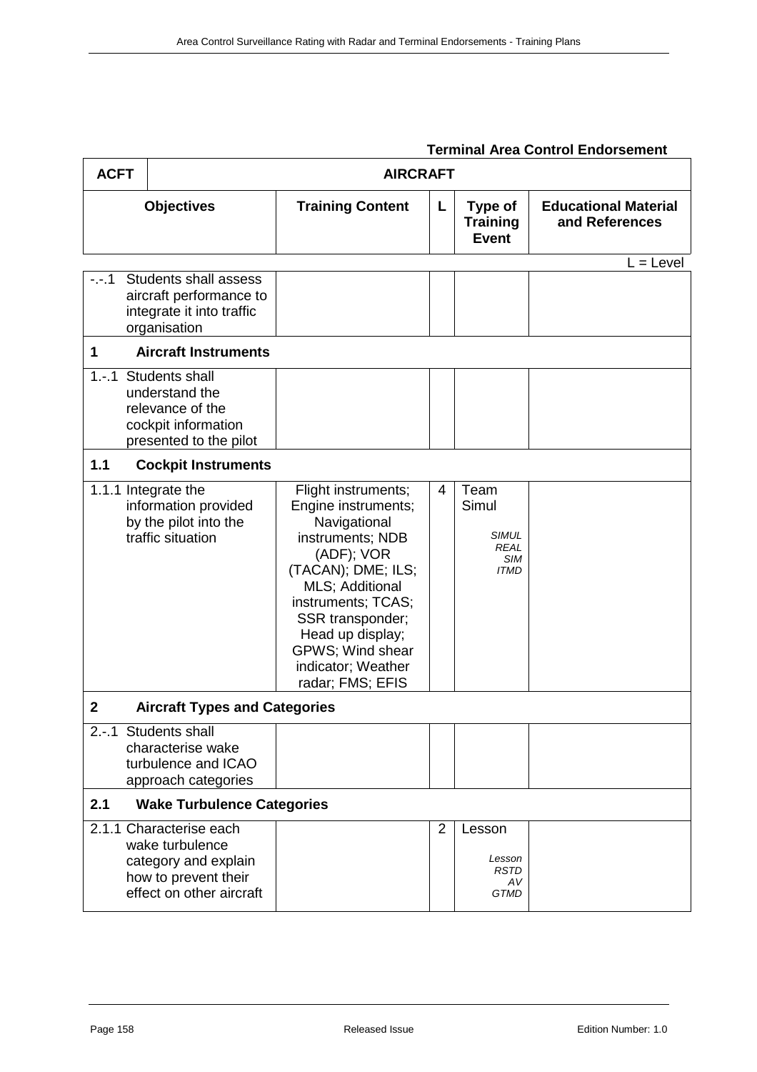**Terminal Area Control Endorsement**

| ACFT | AIRCRAFT | | | |
|---|---|---|---|---|
| **Objectives** | **Training Content** | **L** | **Type of Training Event** | **Educational Material and References** |

L = Level

| | | | | |
|---|---|---|---|---|
| -.-.1 Students shall assess aircraft performance to integrate it into traffic organisation | | | | |
| **1 Aircraft Instruments** | | | | |
| 1.-.1 Students shall understand the relevance of the cockpit information presented to the pilot | | | | |
| **1.1 Cockpit Instruments** | | | | |
| 1.1.1 Integrate the information provided by the pilot into the traffic situation | Flight instruments; Engine instruments; Navigational instruments; NDB (ADF); VOR (TACAN); DME; ILS; MLS; Additional instruments; TCAS; SSR transponder; Head up display; GPWS; Wind shear indicator; Weather radar; FMS; EFIS | 4 | Team Simul<br><br>*SIMUL REAL SIM ITMD* | |
| **2 Aircraft Types and Categories** | | | | |
| 2.-.1 Students shall characterise wake turbulence and ICAO approach categories | | | | |
| **2.1 Wake Turbulence Categories** | | | | |
| 2.1.1 Characterise each wake turbulence category and explain how to prevent their effect on other aircraft | | 2 | Lesson<br><br>*Lesson RSTD AV GTMD* | |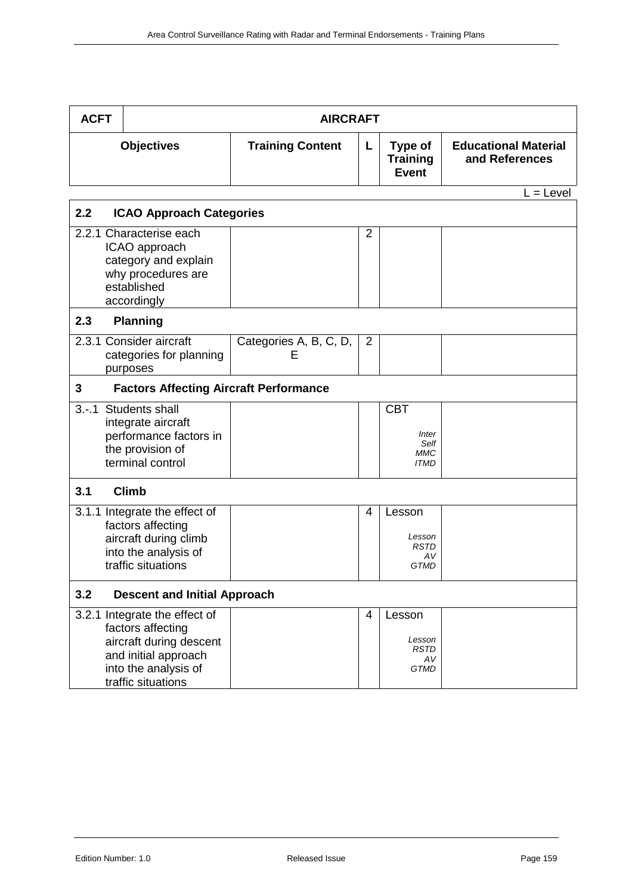| ACFT | AIRCRAFT | | | |
|---|---|---|---|---|
| **Objectives** | **Training Content** | **L** | **Type of Training Event** | **Educational Material and References** |

L = Level

| | | | | |
|---|---|---|---|---|
| **2.2 ICAO Approach Categories** | | | | |
| 2.2.1 Characterise each ICAO approach category and explain why procedures are established accordingly | | 2 | | |
| **2.3 Planning** | | | | |
| 2.3.1 Consider aircraft categories for planning purposes | Categories A, B, C, D, E | 2 | | |
| **3 Factors Affecting Aircraft Performance** | | | | |
| 3.-.1 Students shall integrate aircraft performance factors in the provision of terminal control | | | CBT *Inter Self MMC ITMD* | |
| **3.1 Climb** | | | | |
| 3.1.1 Integrate the effect of factors affecting aircraft during climb into the analysis of traffic situations | | 4 | Lesson *Lesson RSTD AV GTMD* | |
| **3.2 Descent and Initial Approach** | | | | |
| 3.2.1 Integrate the effect of factors affecting aircraft during descent and initial approach into the analysis of traffic situations | | 4 | Lesson *Lesson RSTD AV GTMD* | |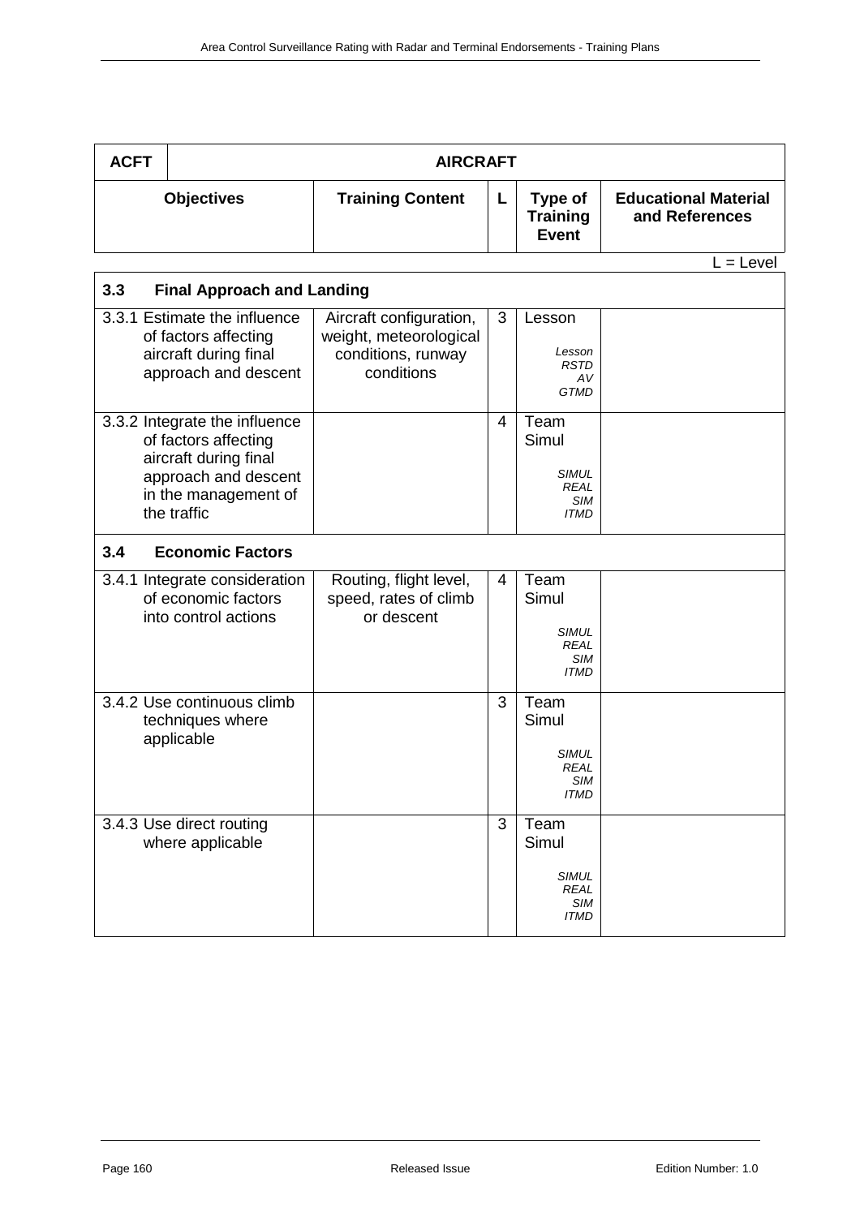| ACFT | AIRCRAFT | | | |
|---|---|---|---|---|
| **Objectives** | **Training Content** | **L** | **Type of Training Event** | **Educational Material and References** |

L = Level

| **3.3 Final Approach and Landing** | | | | |
|---|---|---|---|---|
| 3.3.1 Estimate the influence of factors affecting aircraft during final approach and descent | Aircraft configuration, weight, meteorological conditions, runway conditions | 3 | Lesson<br>*Lesson RSTD AV GTMD* | |
| 3.3.2 Integrate the influence of factors affecting aircraft during final approach and descent in the management of the traffic | | 4 | Team Simul<br>*SIMUL REAL SIM ITMD* | |
| **3.4 Economic Factors** | | | | |
| 3.4.1 Integrate consideration of economic factors into control actions | Routing, flight level, speed, rates of climb or descent | 4 | Team Simul<br>*SIMUL REAL SIM ITMD* | |
| 3.4.2 Use continuous climb techniques where applicable | | 3 | Team Simul<br>*SIMUL REAL SIM ITMD* | |
| 3.4.3 Use direct routing where applicable | | 3 | Team Simul<br>*SIMUL REAL SIM ITMD* | |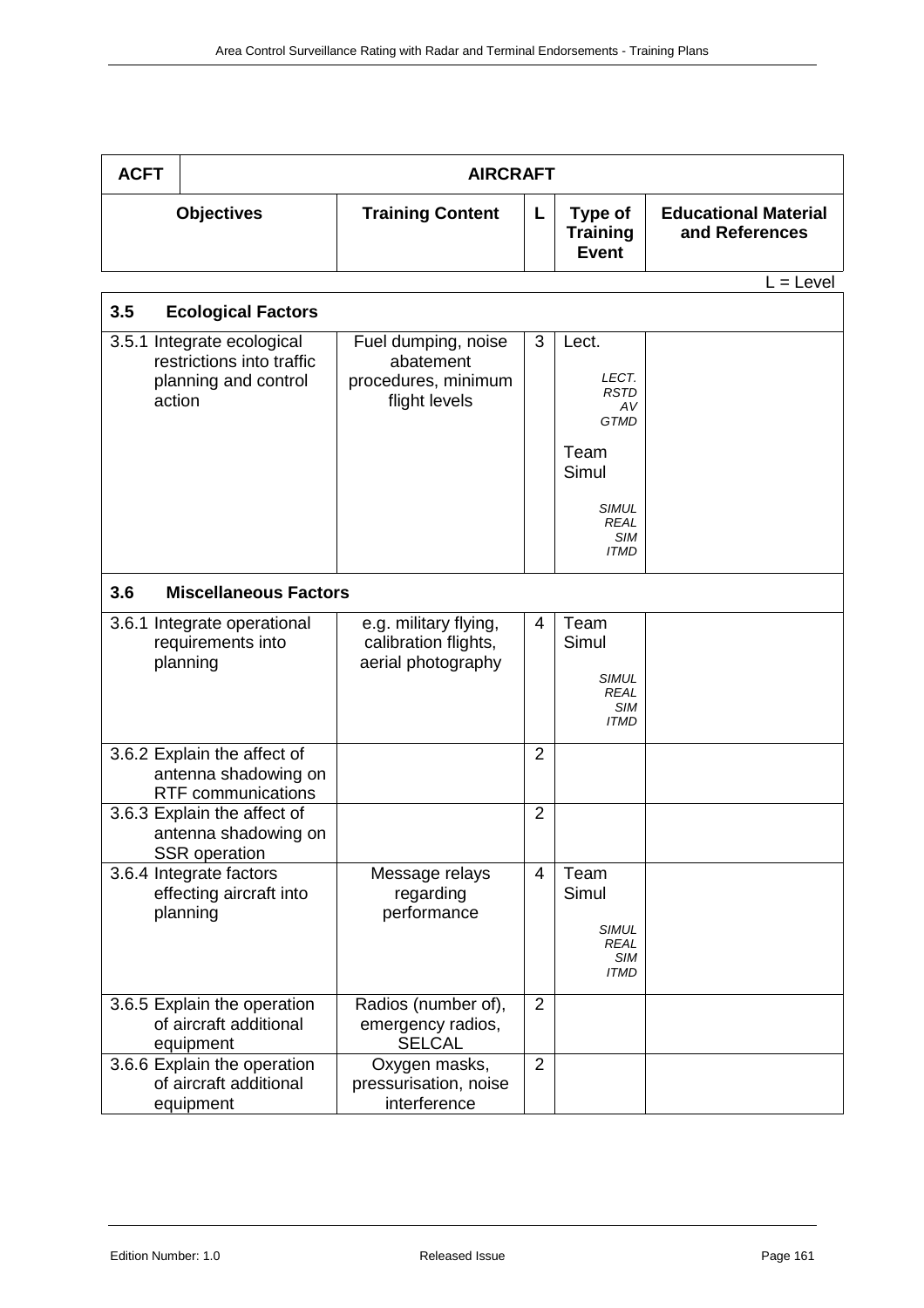| ACFT | AIRCRAFT | | | |
|---|---|---|---|---|
| **Objectives** | **Training Content** | **L** | **Type of Training Event** | **Educational Material and References** |

L = Level

| **3.5 Ecological Factors** | | | | |
|---|---|---|---|---|
| 3.5.1 Integrate ecological restrictions into traffic planning and control action | Fuel dumping, noise abatement procedures, minimum flight levels | 3 | Lect. *LECT. RSTD AV GTMD* Team Simul *SIMUL REAL SIM ITMD* | |
| **3.6 Miscellaneous Factors** | | | | |
| 3.6.1 Integrate operational requirements into planning | e.g. military flying, calibration flights, aerial photography | 4 | Team Simul *SIMUL REAL SIM ITMD* | |
| 3.6.2 Explain the affect of antenna shadowing on RTF communications | | 2 | | |
| 3.6.3 Explain the affect of antenna shadowing on SSR operation | | 2 | | |
| 3.6.4 Integrate factors effecting aircraft into planning | Message relays regarding performance | 4 | Team Simul *SIMUL REAL SIM ITMD* | |
| 3.6.5 Explain the operation of aircraft additional equipment | Radios (number of), emergency radios, SELCAL | 2 | | |
| 3.6.6 Explain the operation of aircraft additional equipment | Oxygen masks, pressurisation, noise interference | 2 | | |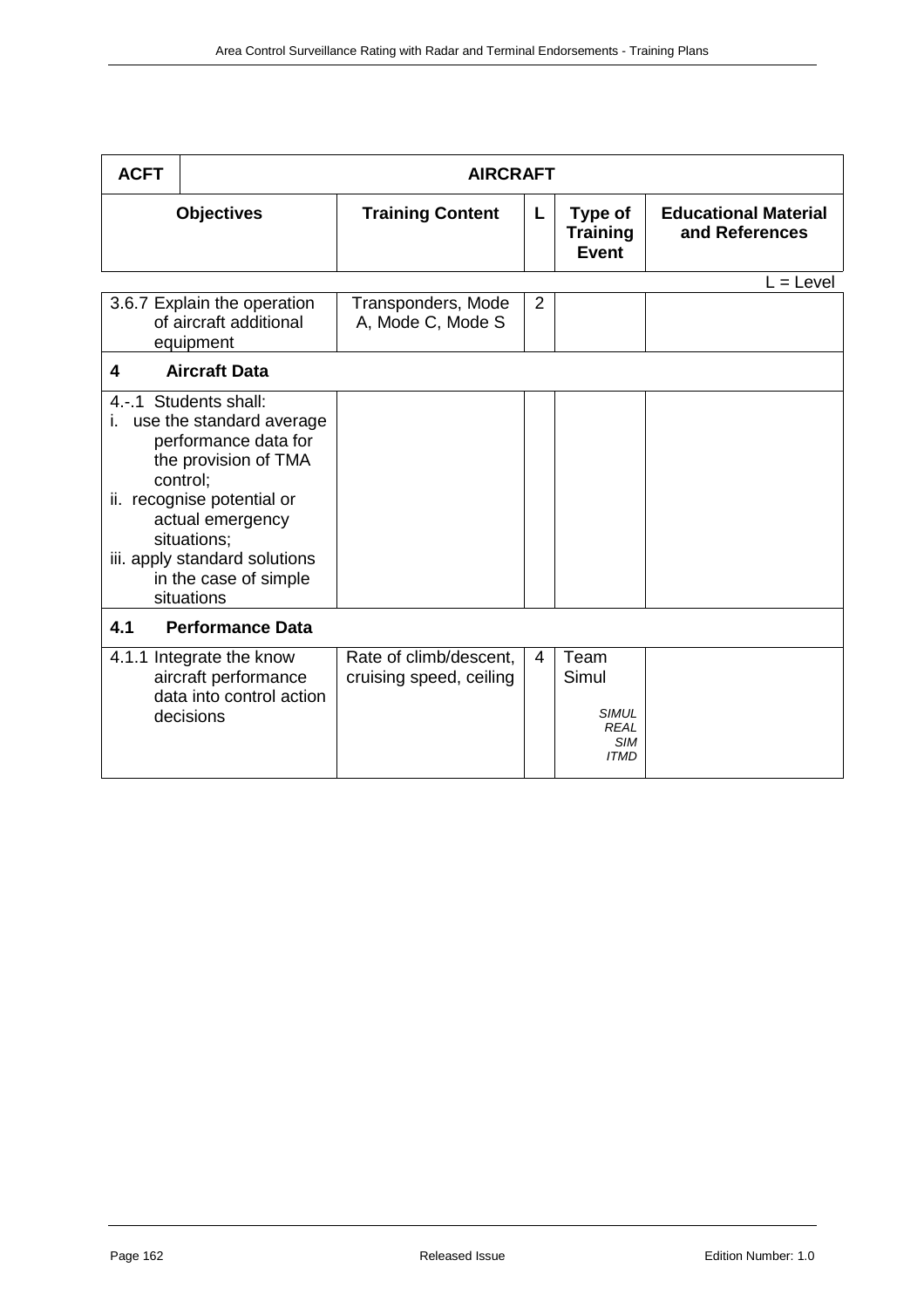| ACFT | AIRCRAFT | | | |
|---|---|---|---|---|
| **Objectives** | **Training Content** | **L** | **Type of Training Event** | **Educational Material and References** |

L = Level

| Objectives | Training Content | L | Type of Training Event | Educational Material and References |
|---|---|---|---|---|
| 3.6.7 Explain the operation of aircraft additional equipment | Transponders, Mode A, Mode C, Mode S | 2 | | |
| **4 Aircraft Data** | | | | |
| 4.-.1 Students shall:<br>i. use the standard average performance data for the provision of TMA control;<br>ii. recognise potential or actual emergency situations;<br>iii. apply standard solutions in the case of simple situations | | | | |
| **4.1 Performance Data** | | | | |
| 4.1.1 Integrate the know aircraft performance data into control action decisions | Rate of climb/descent, cruising speed, ceiling | 4 | Team Simul<br>*SIMUL REAL SIM ITMD* | |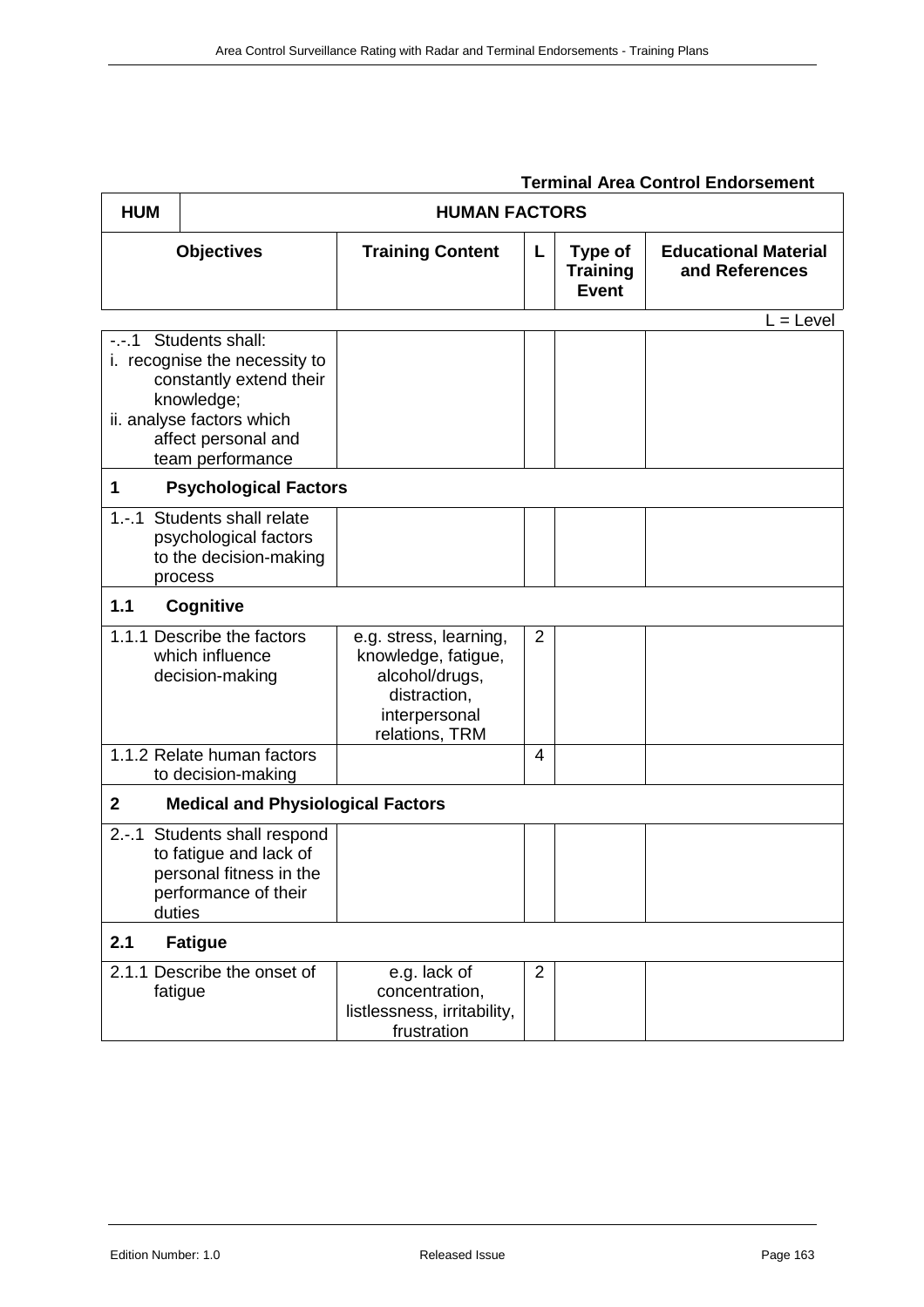**Terminal Area Control Endorsement**

| HUM | HUMAN FACTORS | | | |
|---|---|---|---|---|
| **Objectives** | **Training Content** | **L** | **Type of Training Event** | **Educational Material and References** |

L = Level

| | | | | |
|---|---|---|---|---|
| -.-.1 Students shall:<br>i. recognise the necessity to constantly extend their knowledge;<br>ii. analyse factors which affect personal and team performance | | | | |
| **1 Psychological Factors** | | | | |
| 1.-.1 Students shall relate psychological factors to the decision-making process | | | | |
| **1.1 Cognitive** | | | | |
| 1.1.1 Describe the factors which influence decision-making | e.g. stress, learning, knowledge, fatigue, alcohol/drugs, distraction, interpersonal relations, TRM | 2 | | |
| 1.1.2 Relate human factors to decision-making | | 4 | | |
| **2 Medical and Physiological Factors** | | | | |
| 2.-.1 Students shall respond to fatigue and lack of personal fitness in the performance of their duties | | | | |
| **2.1 Fatigue** | | | | |
| 2.1.1 Describe the onset of fatigue | e.g. lack of concentration, listlessness, irritability, frustration | 2 | | |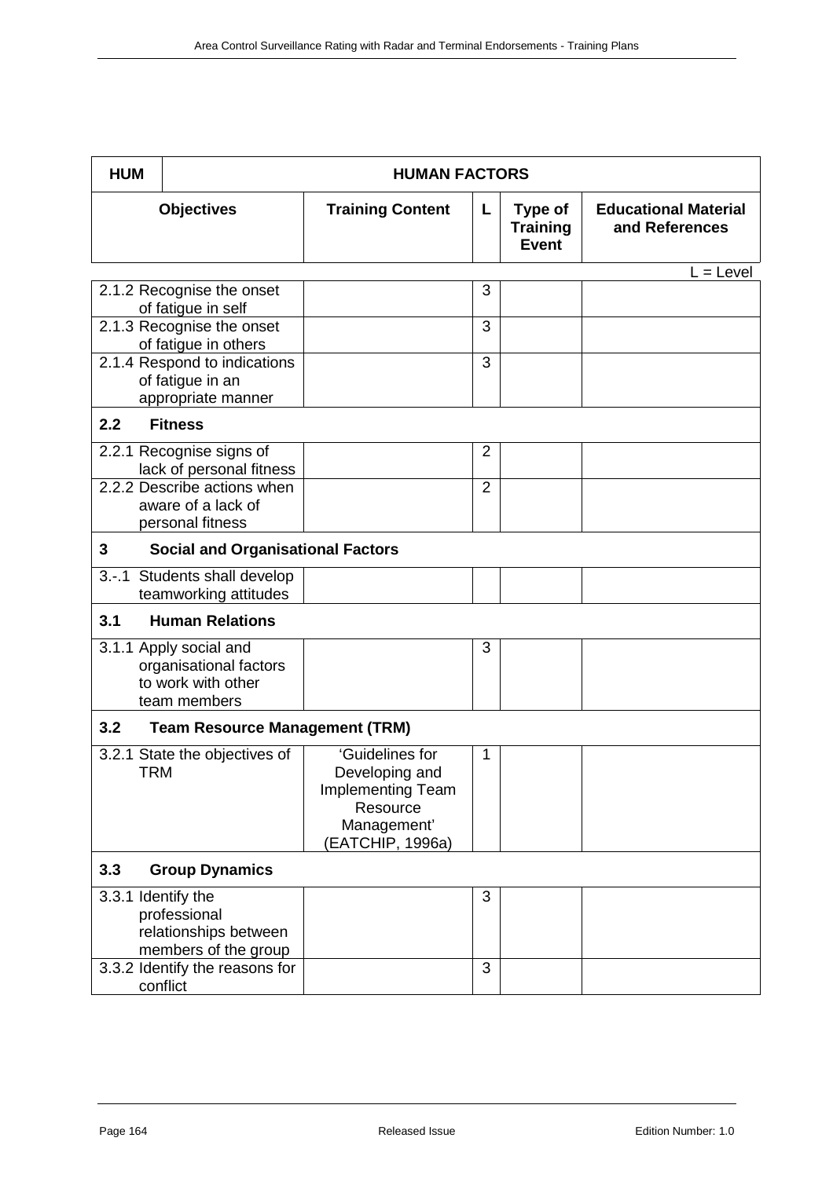| HUM | HUMAN FACTORS | | | |
|---|---|---|---|---|
| **Objectives** | **Training Content** | **L** | **Type of Training Event** | **Educational Material and References** |

L = Level

| Objectives | Training Content | L | Type of Training Event | Educational Material and References |
|---|---|---|---|---|
| 2.1.2 Recognise the onset of fatigue in self | | 3 | | |
| 2.1.3 Recognise the onset of fatigue in others | | 3 | | |
| 2.1.4 Respond to indications of fatigue in an appropriate manner | | 3 | | |
| **2.2 Fitness** | | | | |
| 2.2.1 Recognise signs of lack of personal fitness | | 2 | | |
| 2.2.2 Describe actions when aware of a lack of personal fitness | | 2 | | |
| **3 Social and Organisational Factors** | | | | |
| 3.-.1 Students shall develop teamworking attitudes | | | | |
| **3.1 Human Relations** | | | | |
| 3.1.1 Apply social and organisational factors to work with other team members | | 3 | | |
| **3.2 Team Resource Management (TRM)** | | | | |
| 3.2.1 State the objectives of TRM | 'Guidelines for Developing and Implementing Team Resource Management' (EATCHIP, 1996a) | 1 | | |
| **3.3 Group Dynamics** | | | | |
| 3.3.1 Identify the professional relationships between members of the group | | 3 | | |
| 3.3.2 Identify the reasons for conflict | | 3 | | |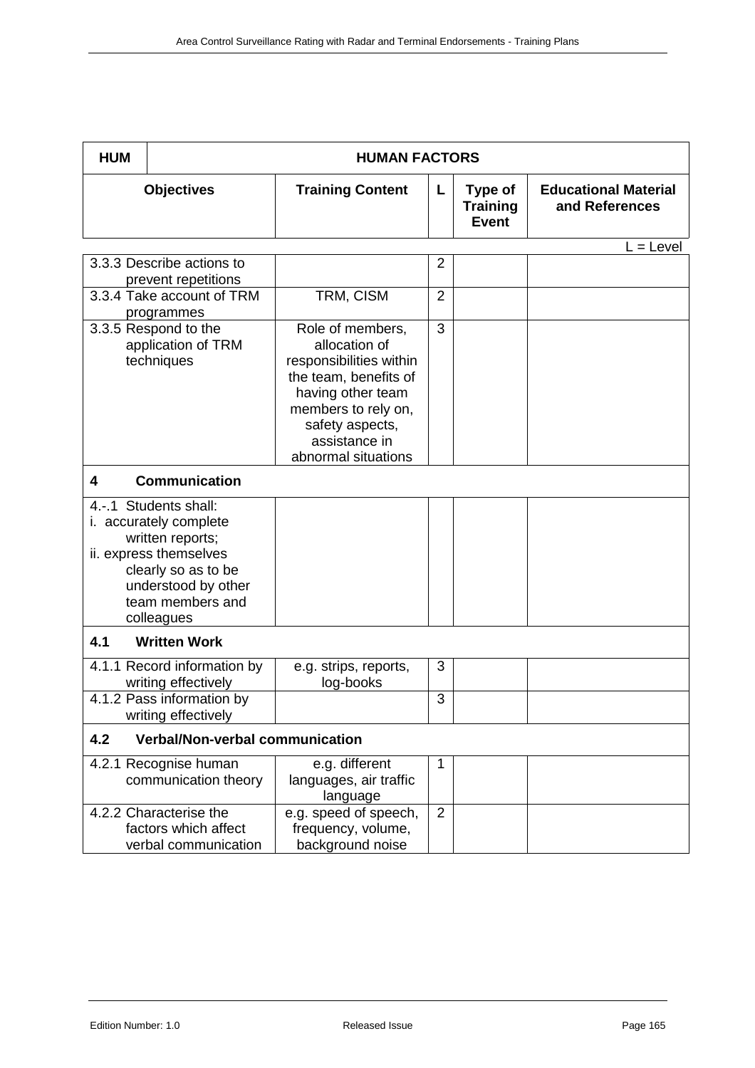| HUM | HUMAN FACTORS | | | |
|---|---|---|---|---|
| **Objectives** | **Training Content** | **L** | **Type of Training Event** | **Educational Material and References** |

L = Level

| Objectives | Training Content | L | Type of Training Event | Educational Material and References |
|---|---|---|---|---|
| 3.3.3 Describe actions to prevent repetitions | | 2 | | |
| 3.3.4 Take account of TRM programmes | TRM, CISM | 2 | | |
| 3.3.5 Respond to the application of TRM techniques | Role of members, allocation of responsibilities within the team, benefits of having other team members to rely on, safety aspects, assistance in abnormal situations | 3 | | |
| **4 Communication** | | | | |
| 4.-.1 Students shall: i. accurately complete written reports; ii. express themselves clearly so as to be understood by other team members and colleagues | | | | |
| **4.1 Written Work** | | | | |
| 4.1.1 Record information by writing effectively | e.g. strips, reports, log-books | 3 | | |
| 4.1.2 Pass information by writing effectively | | 3 | | |
| **4.2 Verbal/Non-verbal communication** | | | | |
| 4.2.1 Recognise human communication theory | e.g. different languages, air traffic language | 1 | | |
| 4.2.2 Characterise the factors which affect verbal communication | e.g. speed of speech, frequency, volume, background noise | 2 | | |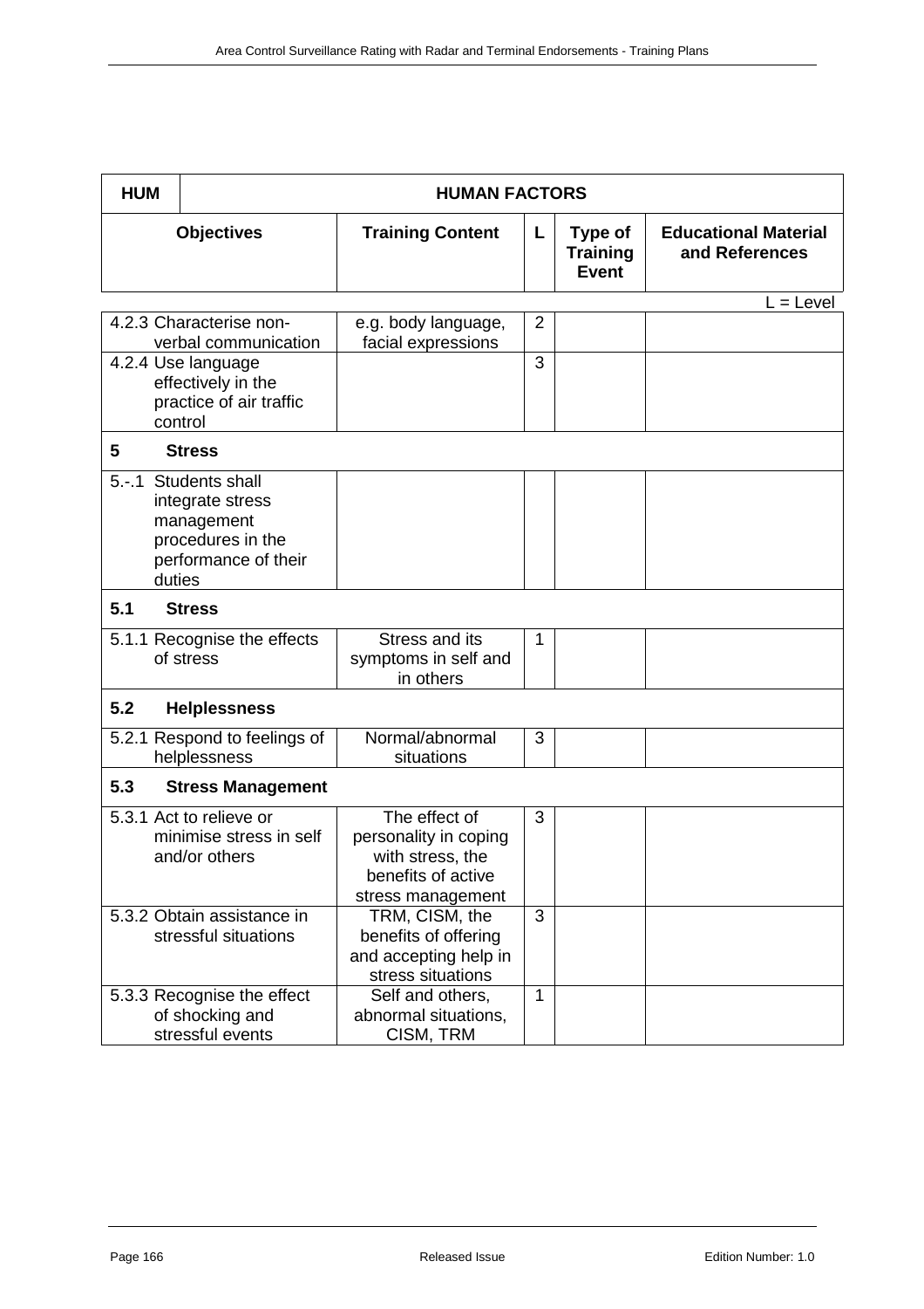| HUM | HUMAN FACTORS | | | | |
|---|---|---|---|---|---|
| **Objectives** | | **Training Content** | **L** | **Type of Training Event** | **Educational Material and References** |

L = Level

| Objectives | Training Content | L | Type of Training Event | Educational Material and References |
|---|---|---|---|---|
| 4.2.3 Characterise non-verbal communication | e.g. body language, facial expressions | 2 | | |
| 4.2.4 Use language effectively in the practice of air traffic control | | 3 | | |
| **5 Stress** | | | | |
| 5.-.1 Students shall integrate stress management procedures in the performance of their duties | | | | |
| **5.1 Stress** | | | | |
| 5.1.1 Recognise the effects of stress | Stress and its symptoms in self and in others | 1 | | |
| **5.2 Helplessness** | | | | |
| 5.2.1 Respond to feelings of helplessness | Normal/abnormal situations | 3 | | |
| **5.3 Stress Management** | | | | |
| 5.3.1 Act to relieve or minimise stress in self and/or others | The effect of personality in coping with stress, the benefits of active stress management | 3 | | |
| 5.3.2 Obtain assistance in stressful situations | TRM, CISM, the benefits of offering and accepting help in stress situations | 3 | | |
| 5.3.3 Recognise the effect of shocking and stressful events | Self and others, abnormal situations, CISM, TRM | 1 | | |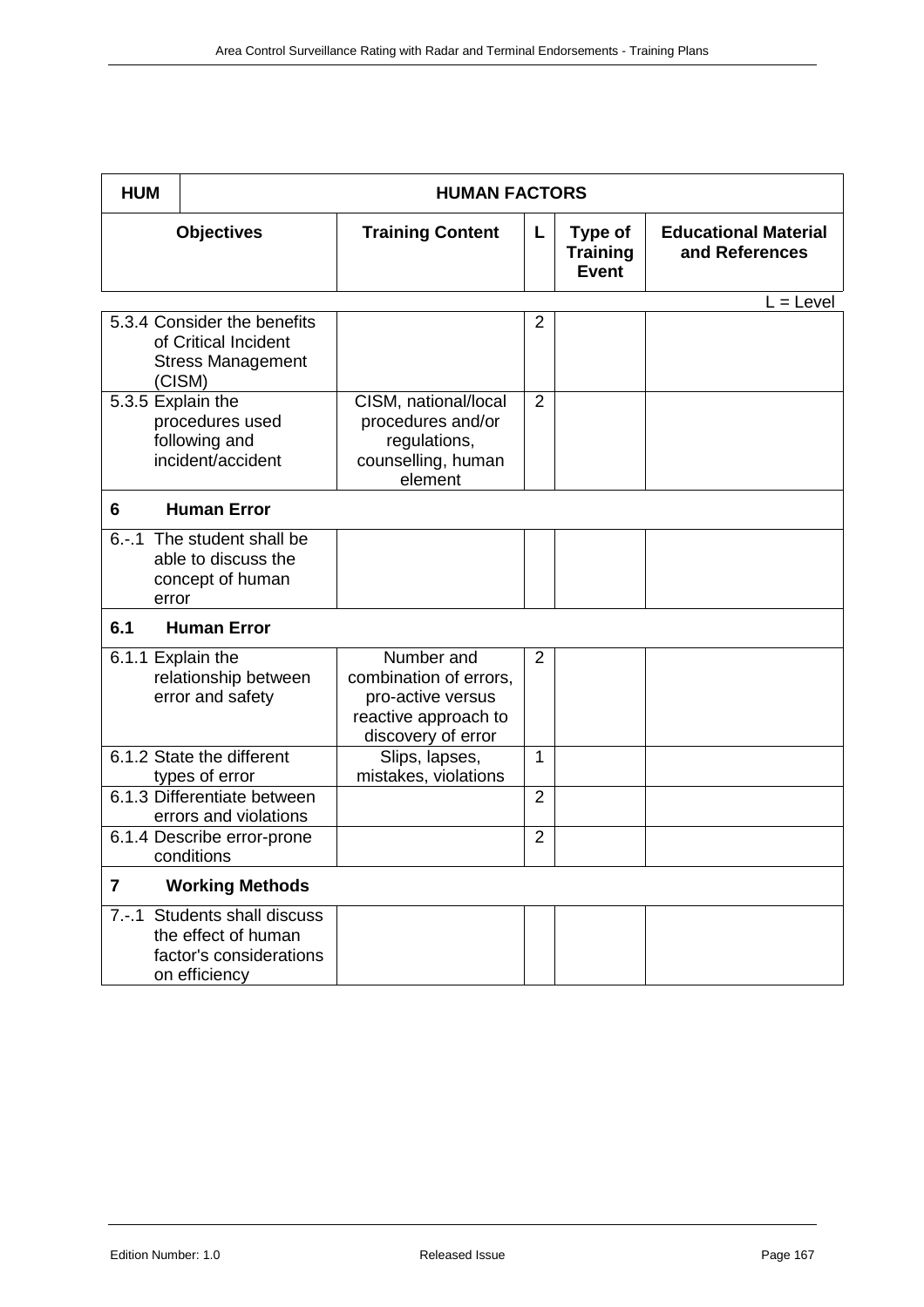| HUM | HUMAN FACTORS | | | |
|---|---|---|---|---|
| **Objectives** | **Training Content** | **L** | **Type of Training Event** | **Educational Material and References** |

L = Level

| Objectives | Training Content | L | Type of Training Event | Educational Material and References |
|---|---|---|---|---|
| 5.3.4 Consider the benefits of Critical Incident Stress Management (CISM) | | 2 | | |
| 5.3.5 Explain the procedures used following and incident/accident | CISM, national/local procedures and/or regulations, counselling, human element | 2 | | |
| **6 Human Error** | | | | |
| 6.-.1 The student shall be able to discuss the concept of human error | | | | |
| **6.1 Human Error** | | | | |
| 6.1.1 Explain the relationship between error and safety | Number and combination of errors, pro-active versus reactive approach to discovery of error | 2 | | |
| 6.1.2 State the different types of error | Slips, lapses, mistakes, violations | 1 | | |
| 6.1.3 Differentiate between errors and violations | | 2 | | |
| 6.1.4 Describe error-prone conditions | | 2 | | |
| **7 Working Methods** | | | | |
| 7.-.1 Students shall discuss the effect of human factor's considerations on efficiency | | | | |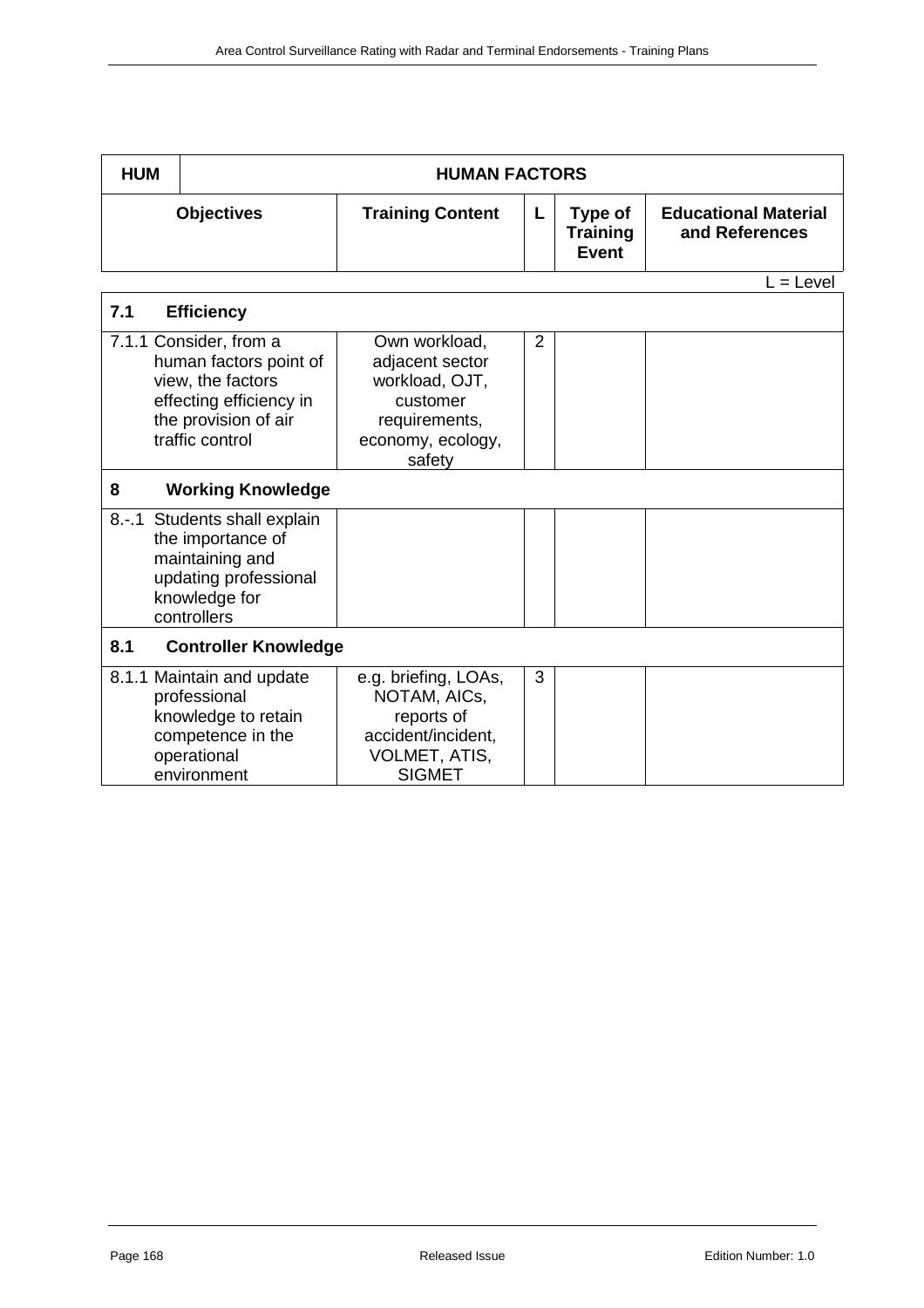| HUM | HUMAN FACTORS | | | |
|---|---|---|---|---|
| **Objectives** | **Training Content** | **L** | **Type of Training Event** | **Educational Material and References** |

L = Level

| | | | | |
|---|---|---|---|---|
| **7.1 Efficiency** | | | | |
| 7.1.1 Consider, from a human factors point of view, the factors effecting efficiency in the provision of air traffic control | Own workload, adjacent sector workload, OJT, customer requirements, economy, ecology, safety | 2 | | |
| **8 Working Knowledge** | | | | |
| 8.-.1 Students shall explain the importance of maintaining and updating professional knowledge for controllers | | | | |
| **8.1 Controller Knowledge** | | | | |
| 8.1.1 Maintain and update professional knowledge to retain competence in the operational environment | e.g. briefing, LOAs, NOTAM, AICs, reports of accident/incident, VOLMET, ATIS, SIGMET | 3 | | |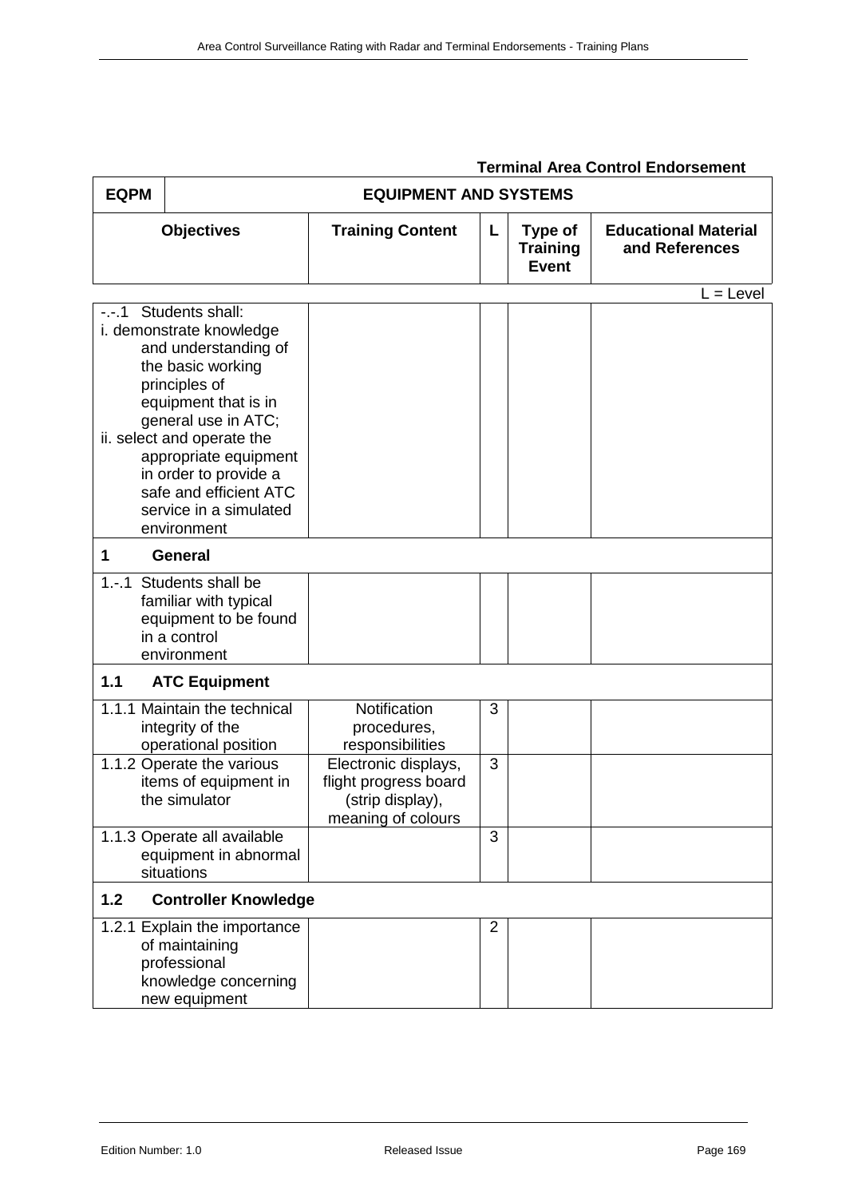**Terminal Area Control Endorsement**

| EQPM | EQUIPMENT AND SYSTEMS | | | |
|---|---|---|---|---|
| **Objectives** | **Training Content** | **L** | **Type of Training Event** | **Educational Material and References** |

L = Level

| Objectives | Training Content | L | Type of Training Event | Educational Material and References |
|---|---|---|---|---|
| -.-.1 Students shall: i. demonstrate knowledge and understanding of the basic working principles of equipment that is in general use in ATC; ii. select and operate the appropriate equipment in order to provide a safe and efficient ATC service in a simulated environment | | | | |
| **1 General** | | | | |
| 1.-.1 Students shall be familiar with typical equipment to be found in a control environment | | | | |
| **1.1 ATC Equipment** | | | | |
| 1.1.1 Maintain the technical integrity of the operational position | Notification procedures, responsibilities | 3 | | |
| 1.1.2 Operate the various items of equipment in the simulator | Electronic displays, flight progress board (strip display), meaning of colours | 3 | | |
| 1.1.3 Operate all available equipment in abnormal situations | | 3 | | |
| **1.2 Controller Knowledge** | | | | |
| 1.2.1 Explain the importance of maintaining professional knowledge concerning new equipment | | 2 | | |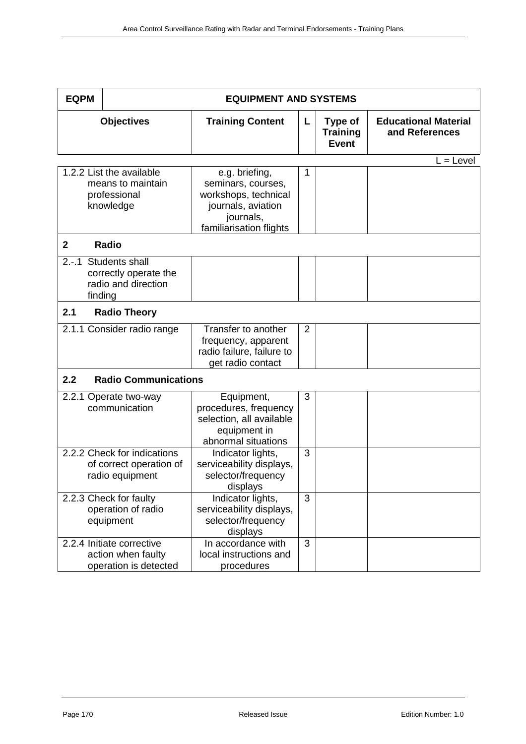| EQPM | EQUIPMENT AND SYSTEMS | | | |
|---|---|---|---|---|
| **Objectives** | **Training Content** | **L** | **Type of Training Event** | **Educational Material and References** |

L = Level

| Objectives | Training Content | L | Type of Training Event | Educational Material and References |
|---|---|---|---|---|
| 1.2.2 List the available means to maintain professional knowledge | e.g. briefing, seminars, courses, workshops, technical journals, aviation journals, familiarisation flights | 1 | | |
| **2 Radio** | | | | |
| 2.-.1 Students shall correctly operate the radio and direction finding | | | | |
| **2.1 Radio Theory** | | | | |
| 2.1.1 Consider radio range | Transfer to another frequency, apparent radio failure, failure to get radio contact | 2 | | |
| **2.2 Radio Communications** | | | | |
| 2.2.1 Operate two-way communication | Equipment, procedures, frequency selection, all available equipment in abnormal situations | 3 | | |
| 2.2.2 Check for indications of correct operation of radio equipment | Indicator lights, serviceability displays, selector/frequency displays | 3 | | |
| 2.2.3 Check for faulty operation of radio equipment | Indicator lights, serviceability displays, selector/frequency displays | 3 | | |
| 2.2.4 Initiate corrective action when faulty operation is detected | In accordance with local instructions and procedures | 3 | | |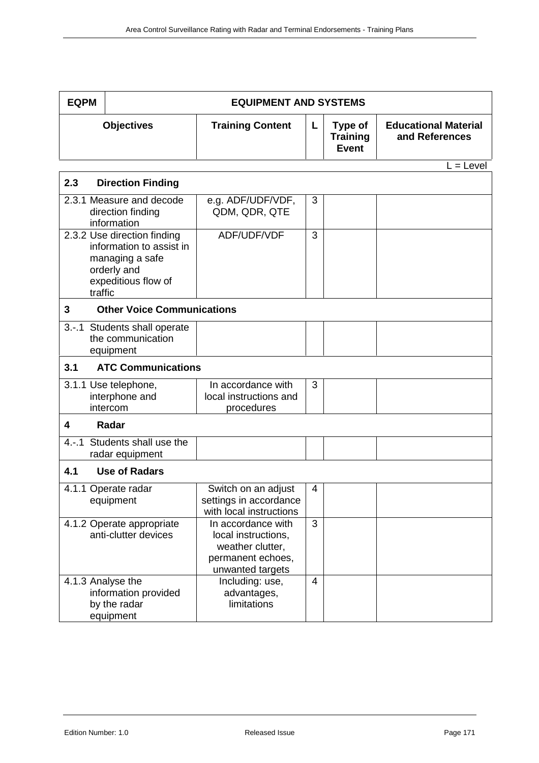| EQPM | EQUIPMENT AND SYSTEMS | | | |
|---|---|---|---|---|
| **Objectives** | **Training Content** | **L** | **Type of Training Event** | **Educational Material and References** |

L = Level

| Objectives | Training Content | L | Type of Training Event | Educational Material and References |
|---|---|---|---|---|
| **2.3 Direction Finding** | | | | |
| 2.3.1 Measure and decode direction finding information | e.g. ADF/UDF/VDF, QDM, QDR, QTE | 3 | | |
| 2.3.2 Use direction finding information to assist in managing a safe orderly and expeditious flow of traffic | ADF/UDF/VDF | 3 | | |
| **3 Other Voice Communications** | | | | |
| 3.-.1 Students shall operate the communication equipment | | | | |
| **3.1 ATC Communications** | | | | |
| 3.1.1 Use telephone, interphone and intercom | In accordance with local instructions and procedures | 3 | | |
| **4 Radar** | | | | |
| 4.-.1 Students shall use the radar equipment | | | | |
| **4.1 Use of Radars** | | | | |
| 4.1.1 Operate radar equipment | Switch on an adjust settings in accordance with local instructions | 4 | | |
| 4.1.2 Operate appropriate anti-clutter devices | In accordance with local instructions, weather clutter, permanent echoes, unwanted targets | 3 | | |
| 4.1.3 Analyse the information provided by the radar equipment | Including: use, advantages, limitations | 4 | | |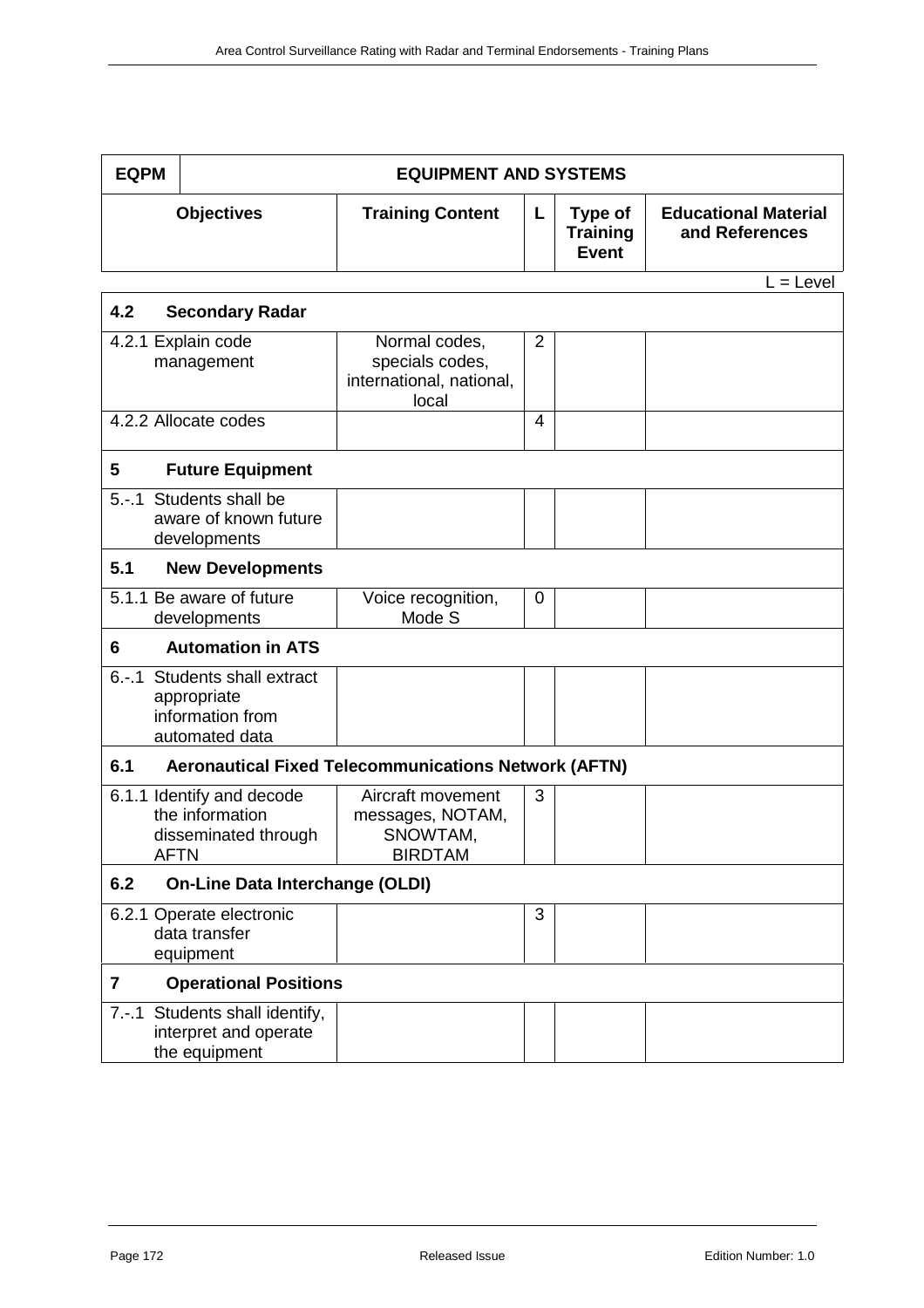| EQPM | EQUIPMENT AND SYSTEMS | | | |
|---|---|---|---|---|
| **Objectives** | **Training Content** | **L** | **Type of Training Event** | **Educational Material and References** |

L = Level

| | | | | |
|---|---|---|---|---|
| **4.2 Secondary Radar** | | | | |
| 4.2.1 Explain code management | Normal codes, specials codes, international, national, local | 2 | | |
| 4.2.2 Allocate codes | | 4 | | |
| **5 Future Equipment** | | | | |
| 5.-.1 Students shall be aware of known future developments | | | | |
| **5.1 New Developments** | | | | |
| 5.1.1 Be aware of future developments | Voice recognition, Mode S | 0 | | |
| **6 Automation in ATS** | | | | |
| 6.-.1 Students shall extract appropriate information from automated data | | | | |
| **6.1 Aeronautical Fixed Telecommunications Network (AFTN)** | | | | |
| 6.1.1 Identify and decode the information disseminated through AFTN | Aircraft movement messages, NOTAM, SNOWTAM, BIRDTAM | 3 | | |
| **6.2 On-Line Data Interchange (OLDI)** | | | | |
| 6.2.1 Operate electronic data transfer equipment | | 3 | | |
| **7 Operational Positions** | | | | |
| 7.-.1 Students shall identify, interpret and operate the equipment | | | | |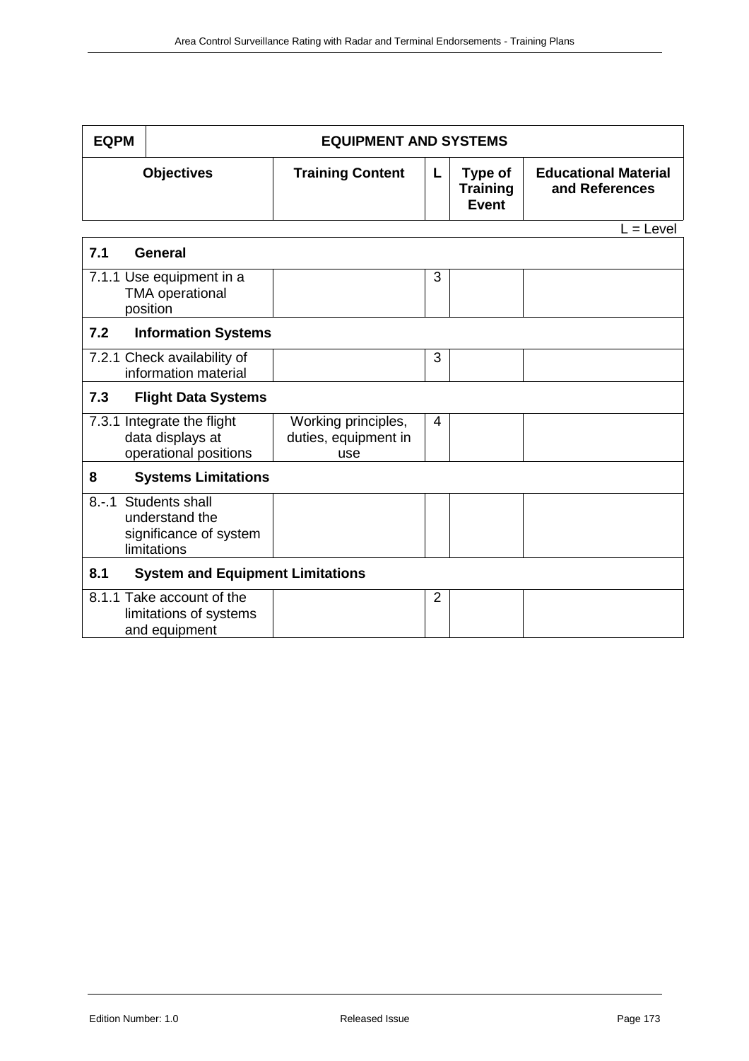| EQPM | EQUIPMENT AND SYSTEMS | | | |
|---|---|---|---|---|
| **Objectives** | **Training Content** | **L** | **Type of Training Event** | **Educational Material and References** |

L = Level

| | | | | |
|---|---|---|---|---|
| **7.1 General** | | | | |
| 7.1.1 Use equipment in a TMA operational position | | 3 | | |
| **7.2 Information Systems** | | | | |
| 7.2.1 Check availability of information material | | 3 | | |
| **7.3 Flight Data Systems** | | | | |
| 7.3.1 Integrate the flight data displays at operational positions | Working principles, duties, equipment in use | 4 | | |
| **8 Systems Limitations** | | | | |
| 8.-.1 Students shall understand the significance of system limitations | | | | |
| **8.1 System and Equipment Limitations** | | | | |
| 8.1.1 Take account of the limitations of systems and equipment | | 2 | | |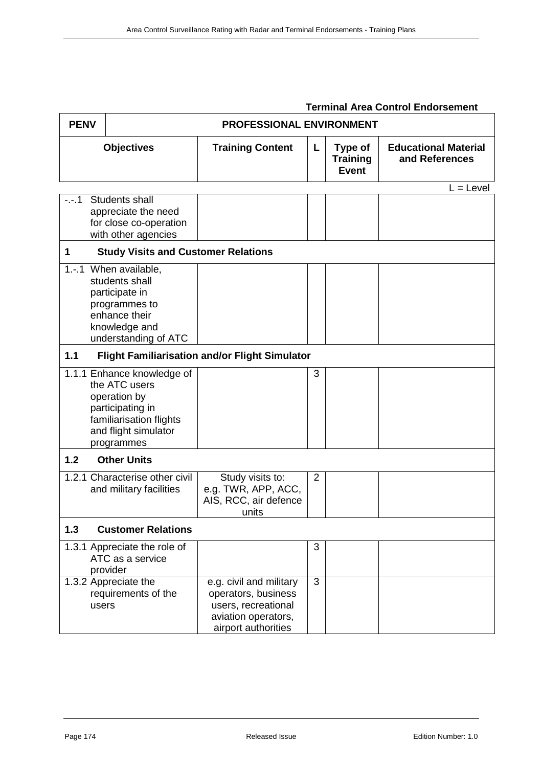**Terminal Area Control Endorsement**

| PENV | PROFESSIONAL ENVIRONMENT | | | | |
|---|---|---|---|---|---|
| **Objectives** | | **Training Content** | **L** | **Type of Training Event** | **Educational Material and References** |

L = Level

| Objectives | Training Content | L | Type of Training Event | Educational Material and References |
|---|---|---|---|---|
| -.-.1 Students shall appreciate the need for close co-operation with other agencies | | | | |
| **1 Study Visits and Customer Relations** | | | | |
| 1.-.1 When available, students shall participate in programmes to enhance their knowledge and understanding of ATC | | | | |
| **1.1 Flight Familiarisation and/or Flight Simulator** | | | | |
| 1.1.1 Enhance knowledge of the ATC users operation by participating in familiarisation flights and flight simulator programmes | | 3 | | |
| **1.2 Other Units** | | | | |
| 1.2.1 Characterise other civil and military facilities | Study visits to: e.g. TWR, APP, ACC, AIS, RCC, air defence units | 2 | | |
| **1.3 Customer Relations** | | | | |
| 1.3.1 Appreciate the role of ATC as a service provider | | 3 | | |
| 1.3.2 Appreciate the requirements of the users | e.g. civil and military operators, business users, recreational aviation operators, airport authorities | 3 | | |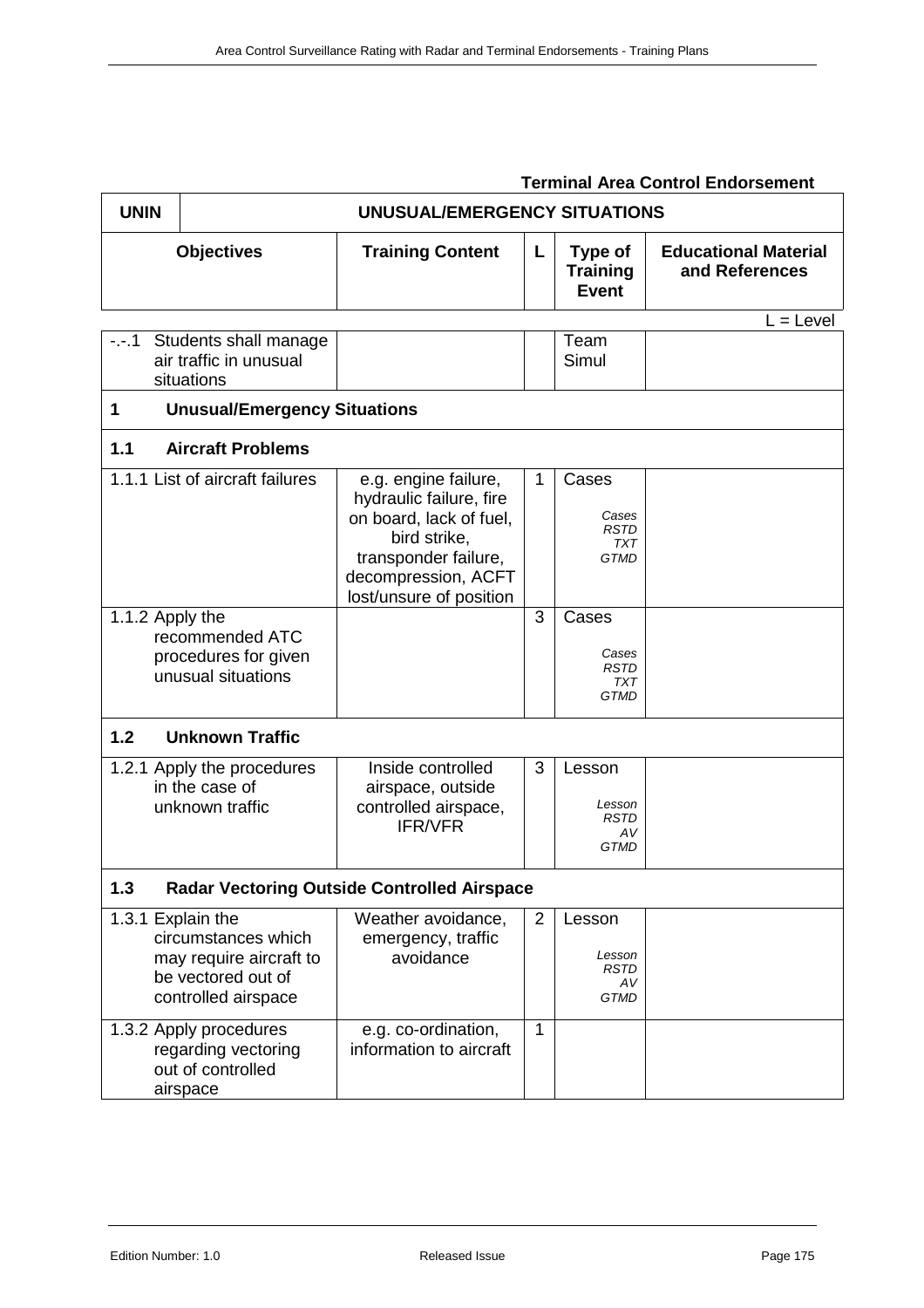**Terminal Area Control Endorsement**

| UNIN | UNUSUAL/EMERGENCY SITUATIONS | | | |
|---|---|---|---|---|
| **Objectives** | **Training Content** | **L** | **Type of Training Event** | **Educational Material and References** |

L = Level

| Objectives | Training Content | L | Type of Training Event | Educational Material and References |
|---|---|---|---|---|
| -.-.1 Students shall manage air traffic in unusual situations | | | Team Simul | |
| **1 Unusual/Emergency Situations** | | | | |
| **1.1 Aircraft Problems** | | | | |
| 1.1.1 List of aircraft failures | e.g. engine failure, hydraulic failure, fire on board, lack of fuel, bird strike, transponder failure, decompression, ACFT lost/unsure of position | 1 | Cases *Cases RSTD TXT GTMD* | |
| 1.1.2 Apply the recommended ATC procedures for given unusual situations | | 3 | Cases *Cases RSTD TXT GTMD* | |
| **1.2 Unknown Traffic** | | | | |
| 1.2.1 Apply the procedures in the case of unknown traffic | Inside controlled airspace, outside controlled airspace, IFR/VFR | 3 | Lesson *Lesson RSTD AV GTMD* | |
| **1.3 Radar Vectoring Outside Controlled Airspace** | | | | |
| 1.3.1 Explain the circumstances which may require aircraft to be vectored out of controlled airspace | Weather avoidance, emergency, traffic avoidance | 2 | Lesson *Lesson RSTD AV GTMD* | |
| 1.3.2 Apply procedures regarding vectoring out of controlled airspace | e.g. co-ordination, information to aircraft | 1 | | |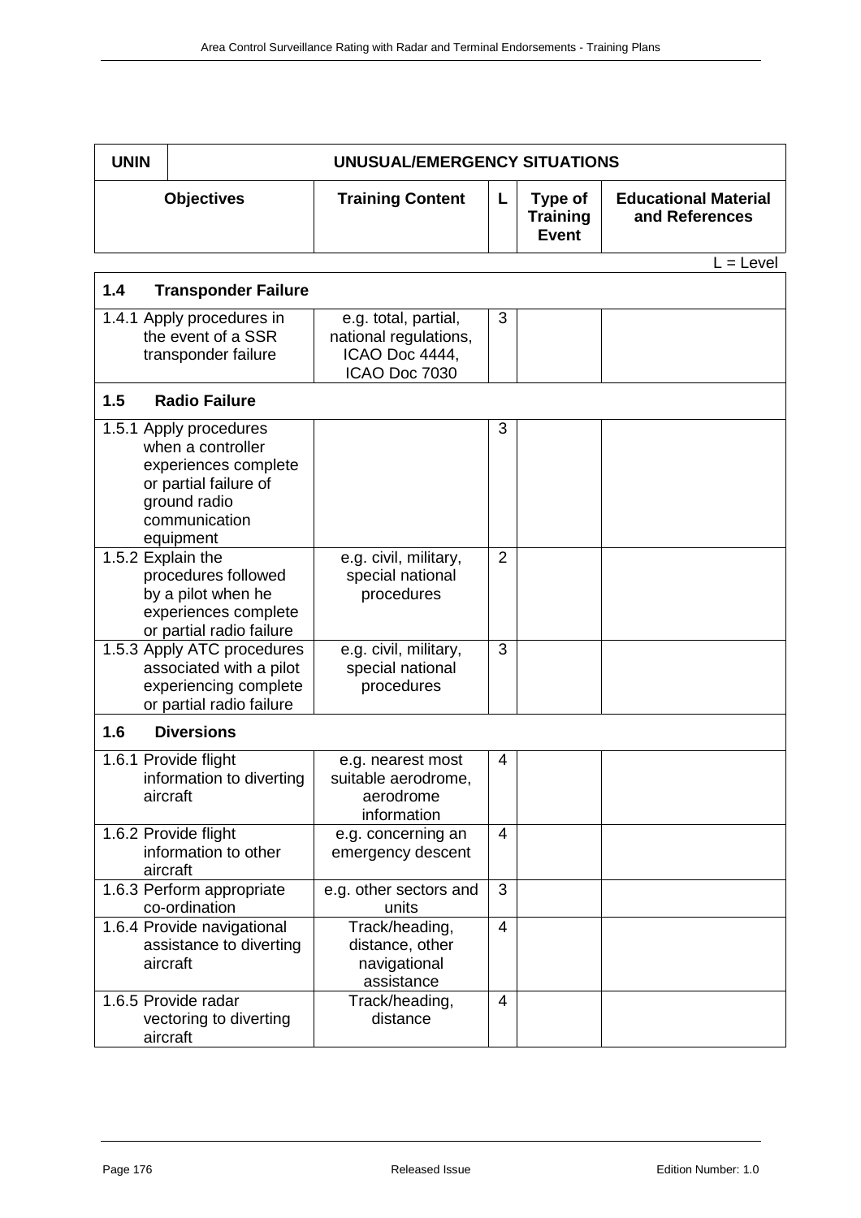| UNIN | UNUSUAL/EMERGENCY SITUATIONS | | | |
|---|---|---|---|---|
| **Objectives** | **Training Content** | **L** | **Type of Training Event** | **Educational Material and References** |

L = Level

| Objectives | Training Content | L | Type of Training Event | Educational Material and References |
|---|---|---|---|---|
| **1.4 Transponder Failure** | | | | |
| 1.4.1 Apply procedures in the event of a SSR transponder failure | e.g. total, partial, national regulations, ICAO Doc 4444, ICAO Doc 7030 | 3 | | |
| **1.5 Radio Failure** | | | | |
| 1.5.1 Apply procedures when a controller experiences complete or partial failure of ground radio communication equipment | | 3 | | |
| 1.5.2 Explain the procedures followed by a pilot when he experiences complete or partial radio failure | e.g. civil, military, special national procedures | 2 | | |
| 1.5.3 Apply ATC procedures associated with a pilot experiencing complete or partial radio failure | e.g. civil, military, special national procedures | 3 | | |
| **1.6 Diversions** | | | | |
| 1.6.1 Provide flight information to diverting aircraft | e.g. nearest most suitable aerodrome, aerodrome information | 4 | | |
| 1.6.2 Provide flight information to other aircraft | e.g. concerning an emergency descent | 4 | | |
| 1.6.3 Perform appropriate co-ordination | e.g. other sectors and units | 3 | | |
| 1.6.4 Provide navigational assistance to diverting aircraft | Track/heading, distance, other navigational assistance | 4 | | |
| 1.6.5 Provide radar vectoring to diverting aircraft | Track/heading, distance | 4 | | |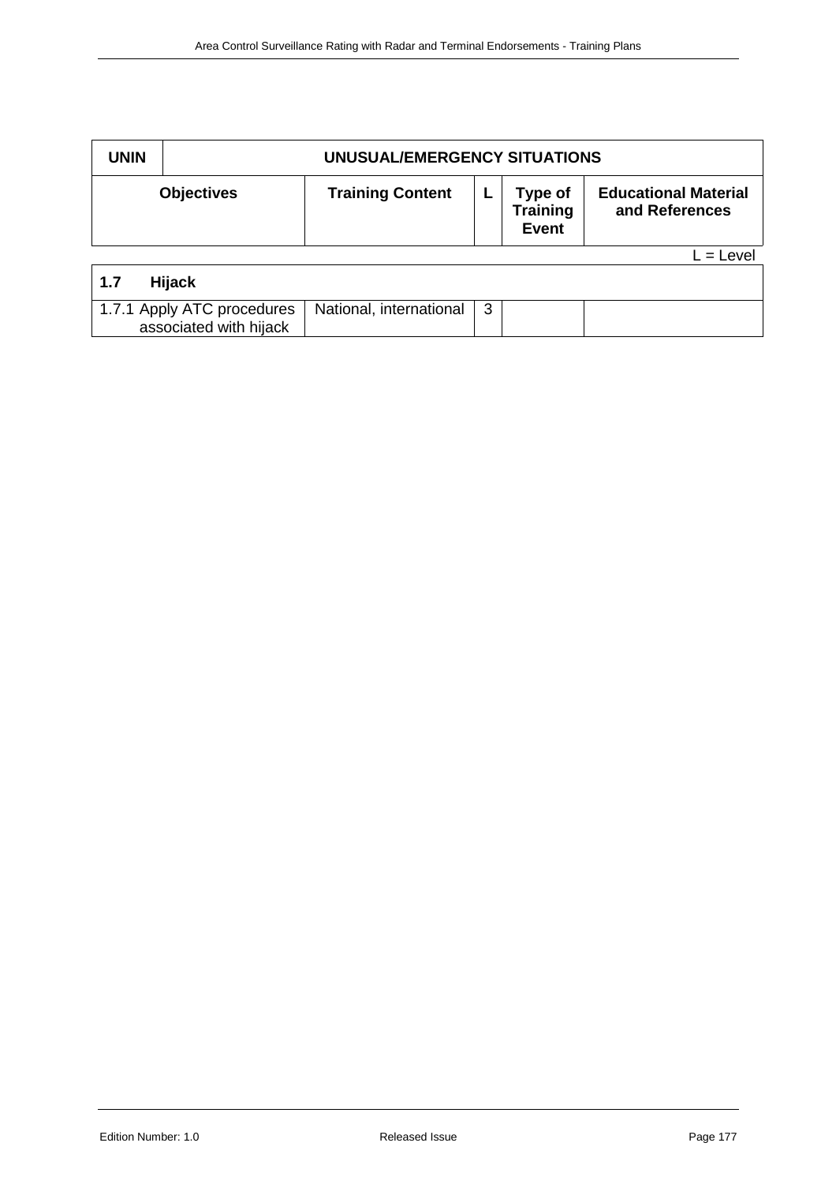| UNIN | UNUSUAL/EMERGENCY SITUATIONS | | | |
|---|---|---|---|---|
| **Objectives** | **Training Content** | **L** | **Type of Training Event** | **Educational Material and References** |

L = Level

| **1.7 Hijack** | | | | |
|---|---|---|---|---|
| 1.7.1 Apply ATC procedures associated with hijack | National, international | 3 | | |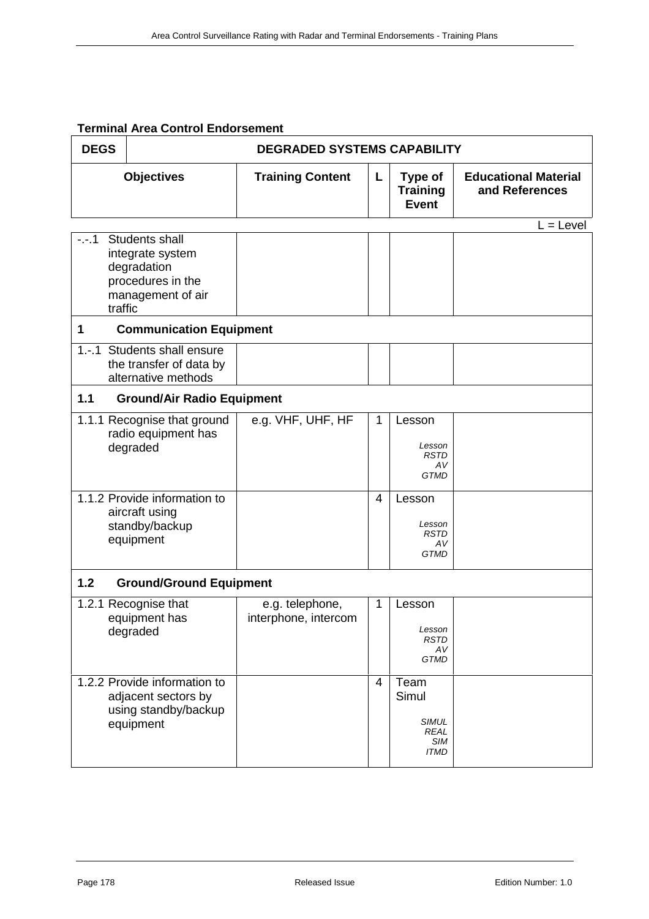**Terminal Area Control Endorsement**

| DEGS | DEGRADED SYSTEMS CAPABILITY | | | |
|---|---|---|---|---|
| **Objectives** | **Training Content** | **L** | **Type of Training Event** | **Educational Material and References** |

L = Level

| Objectives | Training Content | L | Type of Training Event | Educational Material and References |
|---|---|---|---|---|
| -.-.1 Students shall integrate system degradation procedures in the management of air traffic | | | | |
| **1 Communication Equipment** | | | | |
| 1.-.1 Students shall ensure the transfer of data by alternative methods | | | | |
| **1.1 Ground/Air Radio Equipment** | | | | |
| 1.1.1 Recognise that ground radio equipment has degraded | e.g. VHF, UHF, HF | 1 | Lesson<br>*Lesson RSTD AV GTMD* | |
| 1.1.2 Provide information to aircraft using standby/backup equipment | | 4 | Lesson<br>*Lesson RSTD AV GTMD* | |
| **1.2 Ground/Ground Equipment** | | | | |
| 1.2.1 Recognise that equipment has degraded | e.g. telephone, interphone, intercom | 1 | Lesson<br>*Lesson RSTD AV GTMD* | |
| 1.2.2 Provide information to adjacent sectors by using standby/backup equipment | | 4 | Team Simul<br>*SIMUL REAL SIM ITMD* | |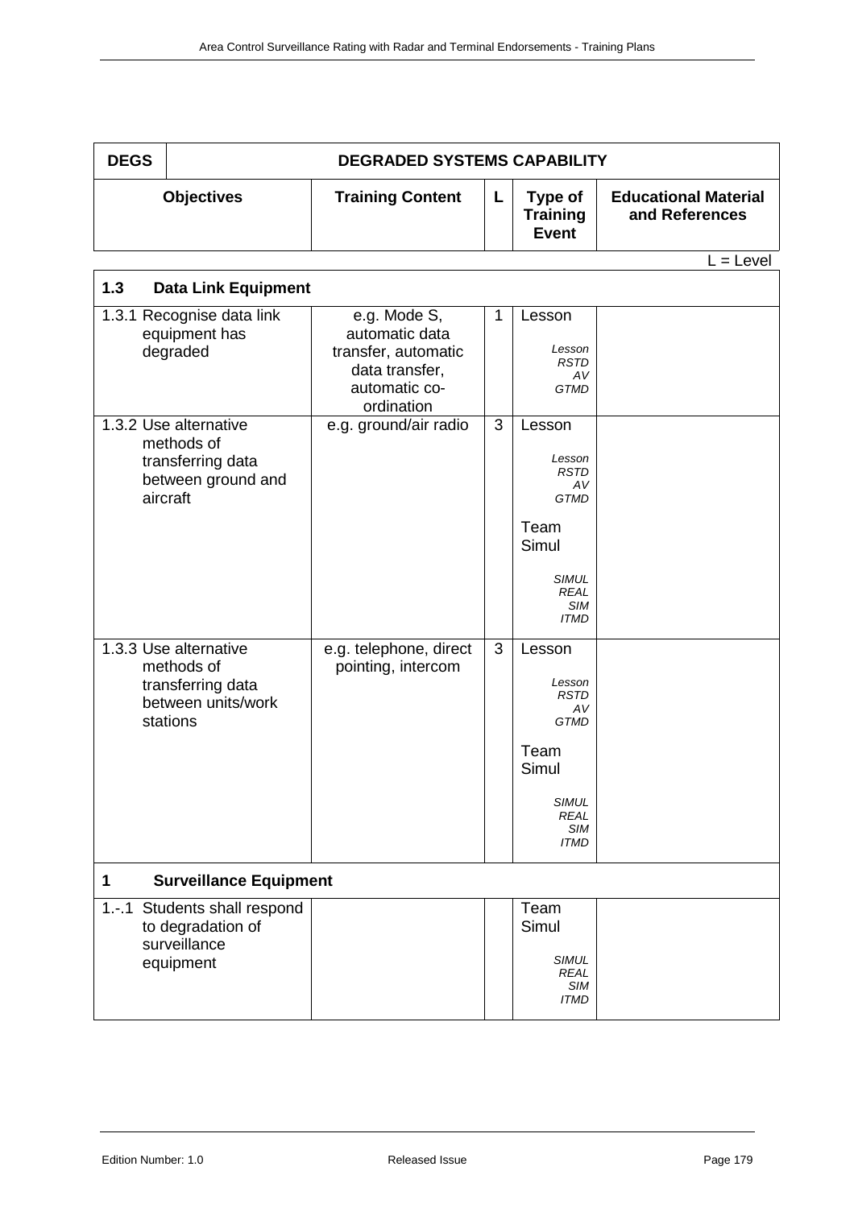| DEGS | DEGRADED SYSTEMS CAPABILITY | | | |
|---|---|---|---|---|
| **Objectives** | **Training Content** | **L** | **Type of Training Event** | **Educational Material and References** |

L = Level

| **1.3 Data Link Equipment** | | | | |
|---|---|---|---|---|
| 1.3.1 Recognise data link equipment has degraded | e.g. Mode S, automatic data transfer, automatic data transfer, automatic co-ordination | 1 | Lesson<br>*Lesson RSTD AV GTMD* | |
| 1.3.2 Use alternative methods of transferring data between ground and aircraft | e.g. ground/air radio | 3 | Lesson<br>*Lesson RSTD AV GTMD*<br>Team Simul<br>*SIMUL REAL SIM ITMD* | |
| 1.3.3 Use alternative methods of transferring data between units/work stations | e.g. telephone, direct pointing, intercom | 3 | Lesson<br>*Lesson RSTD AV GTMD*<br>Team Simul<br>*SIMUL REAL SIM ITMD* | |
| **1 Surveillance Equipment** | | | | |
| 1.-.1 Students shall respond to degradation of surveillance equipment | | | Team Simul<br>*SIMUL REAL SIM ITMD* | |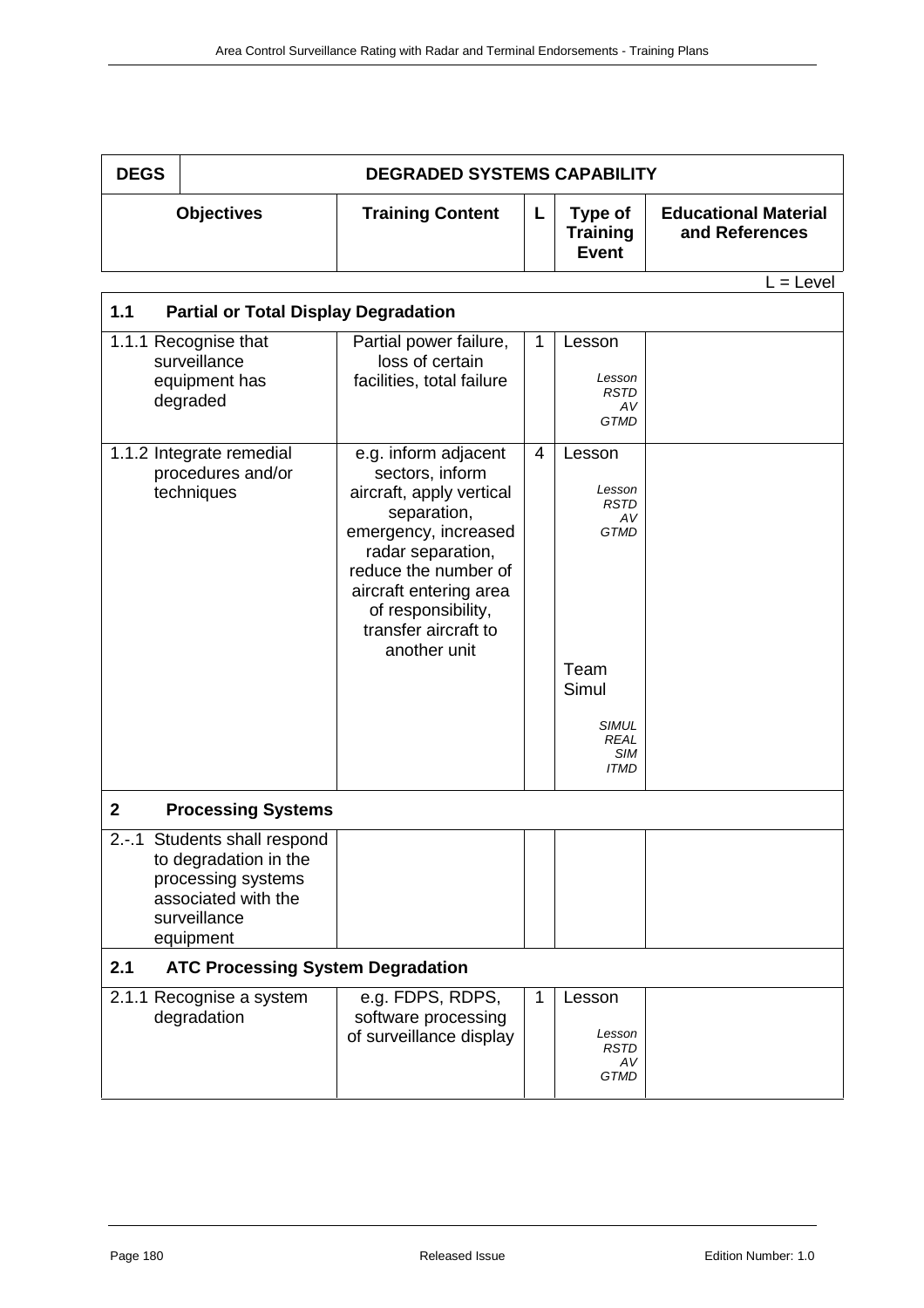| DEGS | DEGRADED SYSTEMS CAPABILITY | | | |
|---|---|---|---|---|
| **Objectives** | **Training Content** | **L** | **Type of Training Event** | **Educational Material and References** |

L = Level

| **1.1 Partial or Total Display Degradation** | | | | |
|---|---|---|---|---|
| 1.1.1 Recognise that surveillance equipment has degraded | Partial power failure, loss of certain facilities, total failure | 1 | Lesson<br>*Lesson RSTD AV GTMD* | |
| 1.1.2 Integrate remedial procedures and/or techniques | e.g. inform adjacent sectors, inform aircraft, apply vertical separation, emergency, increased radar separation, reduce the number of aircraft entering area of responsibility, transfer aircraft to another unit | 4 | Lesson<br>*Lesson RSTD AV GTMD*<br>Team Simul<br>*SIMUL REAL SIM ITMD* | |
| **2 Processing Systems** | | | | |
| 2.-.1 Students shall respond to degradation in the processing systems associated with the surveillance equipment | | | | |
| **2.1 ATC Processing System Degradation** | | | | |
| 2.1.1 Recognise a system degradation | e.g. FDPS, RDPS, software processing of surveillance display | 1 | Lesson<br>*Lesson RSTD AV GTMD* | |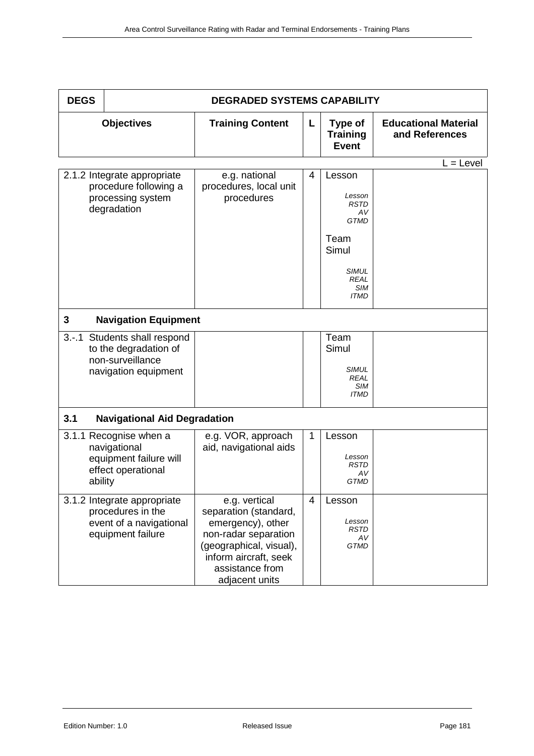| DEGS | DEGRADED SYSTEMS CAPABILITY | | | |
|---|---|---|---|---|
| **Objectives** | **Training Content** | **L** | **Type of Training Event** | **Educational Material and References** |

L = Level

| Objectives | Training Content | L | Type of Training Event | Educational Material and References |
|---|---|---|---|---|
| 2.1.2 Integrate appropriate procedure following a processing system degradation | e.g. national procedures, local unit procedures | 4 | Lesson *Lesson RSTD AV GTMD* Team Simul *SIMUL REAL SIM ITMD* | |
| **3 Navigation Equipment** | | | | |
| 3.-.1 Students shall respond to the degradation of non-surveillance navigation equipment | | | Team Simul *SIMUL REAL SIM ITMD* | |
| **3.1 Navigational Aid Degradation** | | | | |
| 3.1.1 Recognise when a navigational equipment failure will effect operational ability | e.g. VOR, approach aid, navigational aids | 1 | Lesson *Lesson RSTD AV GTMD* | |
| 3.1.2 Integrate appropriate procedures in the event of a navigational equipment failure | e.g. vertical separation (standard, emergency), other non-radar separation (geographical, visual), inform aircraft, seek assistance from adjacent units | 4 | Lesson *Lesson RSTD AV GTMD* | |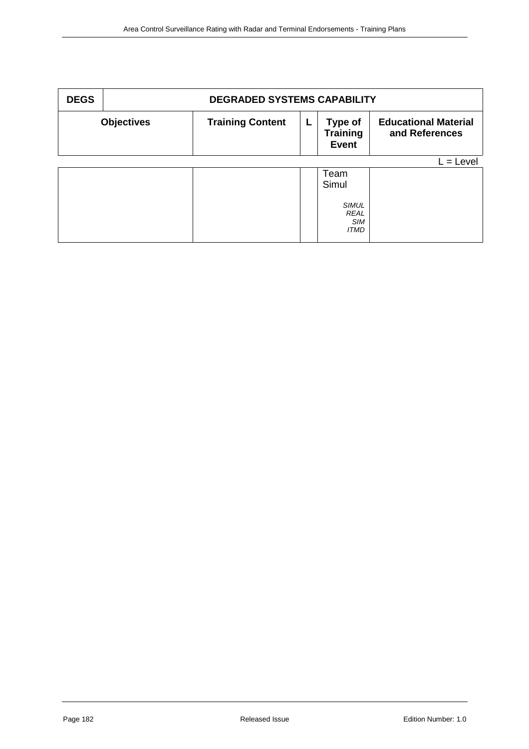| DEGS | DEGRADED SYSTEMS CAPABILITY | | | |
|---|---|---|---|---|
| **Objectives** | **Training Content** | **L** | **Type of Training Event** | **Educational Material and References** |
| | | | Team Simul<br><br>*SIMUL*<br>*REAL*<br>*SIM*<br>*ITMD* | |

L = Level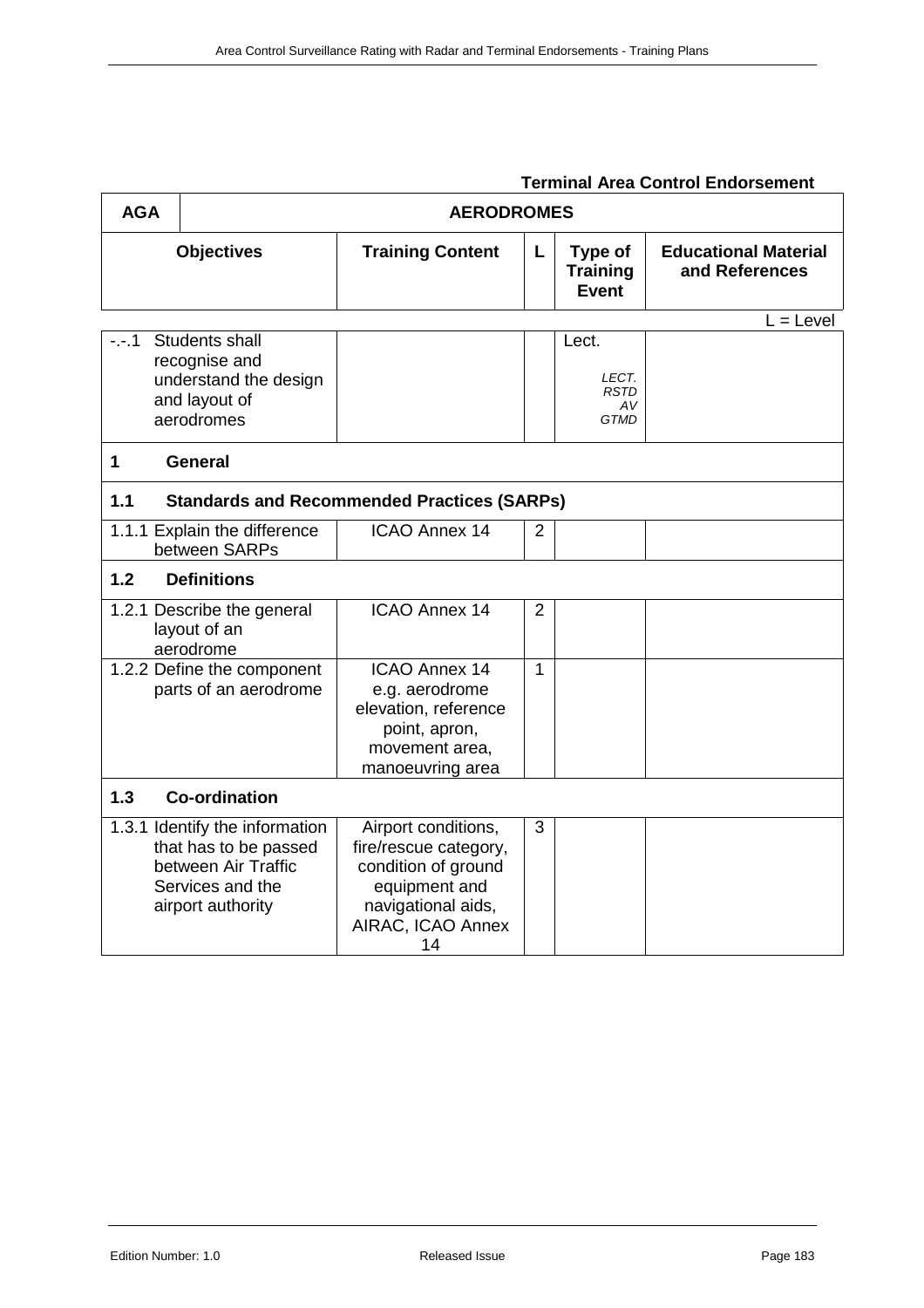**Terminal Area Control Endorsement**

| AGA | AERODROMES | | | | |
|---|---|---|---|---|---|
| **Objectives** | | **Training Content** | **L** | **Type of Training Event** | **Educational Material and References** |

L = Level

| Objectives | Training Content | L | Type of Training Event | Educational Material and References |
|---|---|---|---|---|
| -.-.1 Students shall recognise and understand the design and layout of aerodromes | | | Lect. *LECT. RSTD AV GTMD* | |
| **1 General** | | | | |
| **1.1 Standards and Recommended Practices (SARPs)** | | | | |
| 1.1.1 Explain the difference between SARPs | ICAO Annex 14 | 2 | | |
| **1.2 Definitions** | | | | |
| 1.2.1 Describe the general layout of an aerodrome | ICAO Annex 14 | 2 | | |
| 1.2.2 Define the component parts of an aerodrome | ICAO Annex 14 e.g. aerodrome elevation, reference point, apron, movement area, manoeuvring area | 1 | | |
| **1.3 Co-ordination** | | | | |
| 1.3.1 Identify the information that has to be passed between Air Traffic Services and the airport authority | Airport conditions, fire/rescue category, condition of ground equipment and navigational aids, AIRAC, ICAO Annex 14 | 3 | | |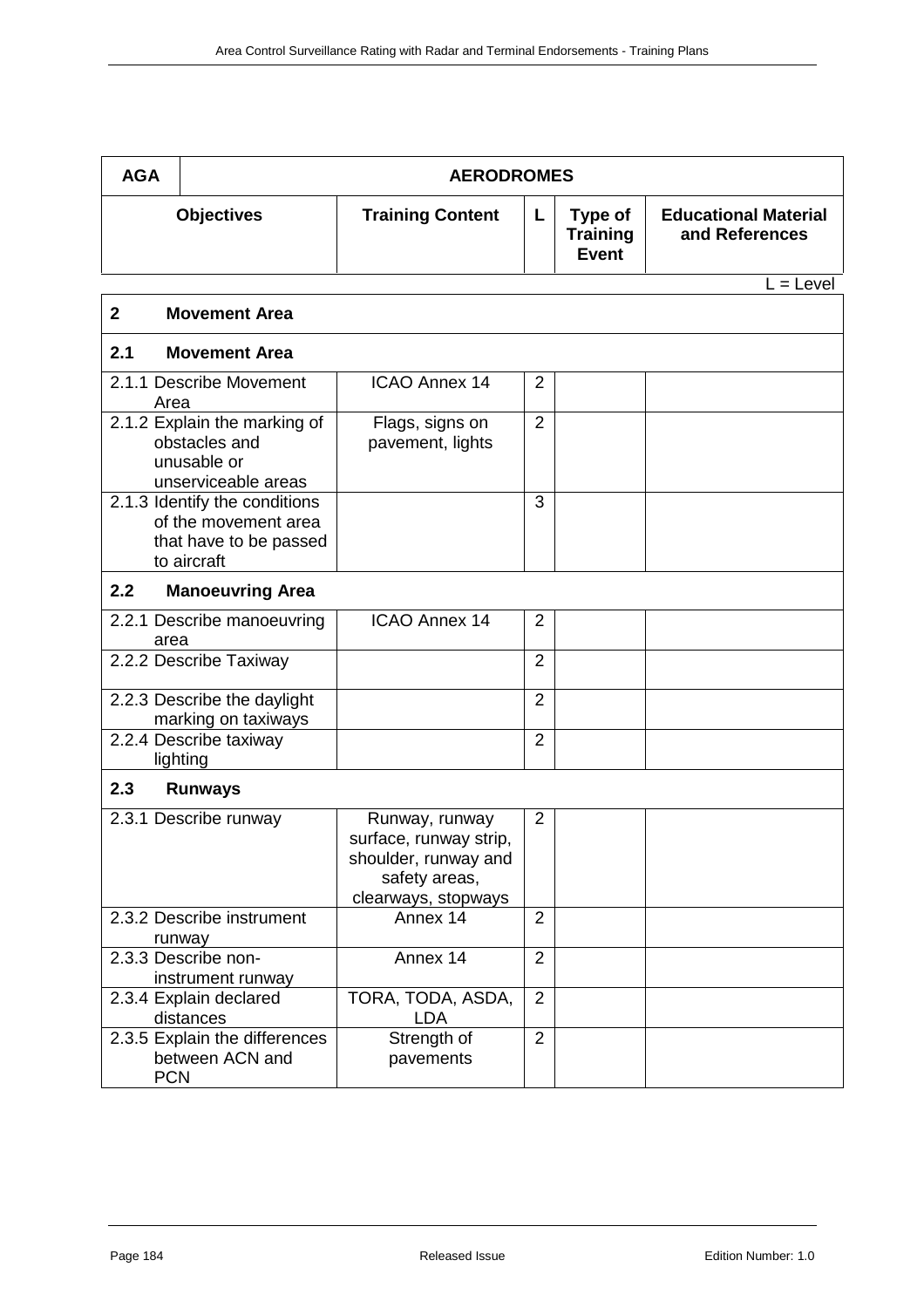| AGA | AERODROMES | | | |
|---|---|---|---|---|
| **Objectives** | **Training Content** | **L** | **Type of Training Event** | **Educational Material and References** |

L = Level

| | | | | |
|---|---|---|---|---|
| **2 Movement Area** | | | | |
| **2.1 Movement Area** | | | | |
| 2.1.1 Describe Movement Area | ICAO Annex 14 | 2 | | |
| 2.1.2 Explain the marking of obstacles and unusable or unserviceable areas | Flags, signs on pavement, lights | 2 | | |
| 2.1.3 Identify the conditions of the movement area that have to be passed to aircraft | | 3 | | |
| **2.2 Manoeuvring Area** | | | | |
| 2.2.1 Describe manoeuvring area | ICAO Annex 14 | 2 | | |
| 2.2.2 Describe Taxiway | | 2 | | |
| 2.2.3 Describe the daylight marking on taxiways | | 2 | | |
| 2.2.4 Describe taxiway lighting | | 2 | | |
| **2.3 Runways** | | | | |
| 2.3.1 Describe runway | Runway, runway surface, runway strip, shoulder, runway and safety areas, clearways, stopways | 2 | | |
| 2.3.2 Describe instrument runway | Annex 14 | 2 | | |
| 2.3.3 Describe non-instrument runway | Annex 14 | 2 | | |
| 2.3.4 Explain declared distances | TORA, TODA, ASDA, LDA | 2 | | |
| 2.3.5 Explain the differences between ACN and PCN | Strength of pavements | 2 | | |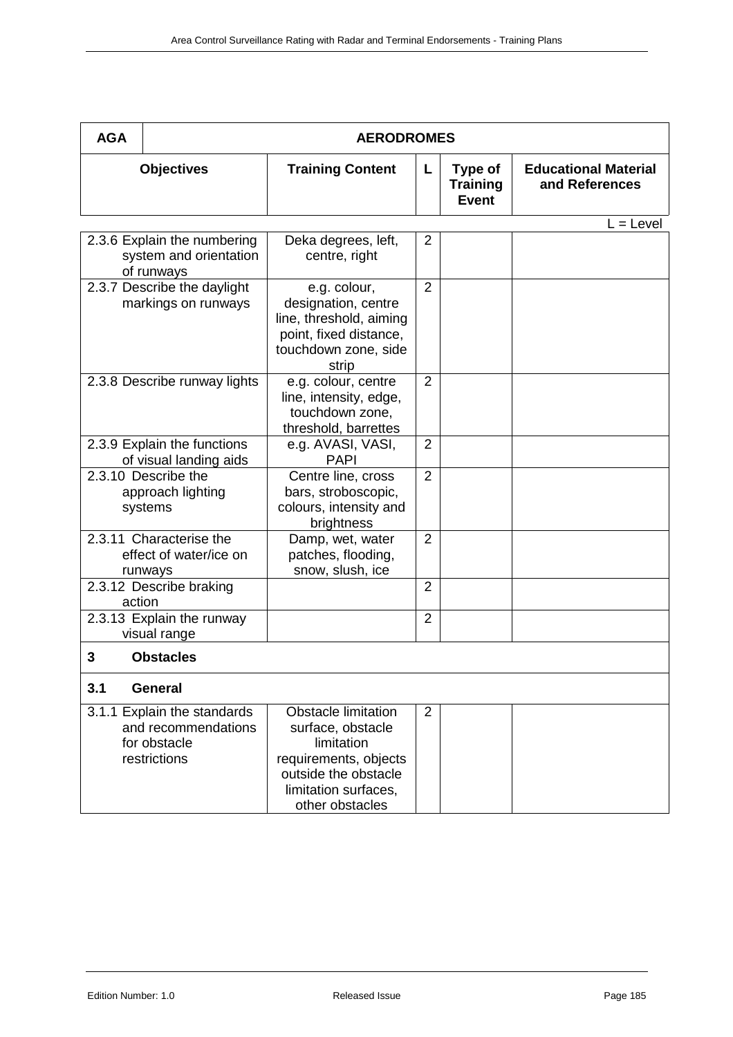| AGA | AERODROMES | | | |
|---|---|---|---|---|
| **Objectives** | **Training Content** | **L** | **Type of Training Event** | **Educational Material and References** |

L = Level

| | | | | |
|---|---|---|---|---|
| 2.3.6 Explain the numbering system and orientation of runways | Deka degrees, left, centre, right | 2 | | |
| 2.3.7 Describe the daylight markings on runways | e.g. colour, designation, centre line, threshold, aiming point, fixed distance, touchdown zone, side strip | 2 | | |
| 2.3.8 Describe runway lights | e.g. colour, centre line, intensity, edge, touchdown zone, threshold, barrettes | 2 | | |
| 2.3.9 Explain the functions of visual landing aids | e.g. AVASI, VASI, PAPI | 2 | | |
| 2.3.10 Describe the approach lighting systems | Centre line, cross bars, stroboscopic, colours, intensity and brightness | 2 | | |
| 2.3.11 Characterise the effect of water/ice on runways | Damp, wet, water patches, flooding, snow, slush, ice | 2 | | |
| 2.3.12 Describe braking action | | 2 | | |
| 2.3.13 Explain the runway visual range | | 2 | | |
| **3 Obstacles** | | | | |
| **3.1 General** | | | | |
| 3.1.1 Explain the standards and recommendations for obstacle restrictions | Obstacle limitation surface, obstacle limitation requirements, objects outside the obstacle limitation surfaces, other obstacles | 2 | | |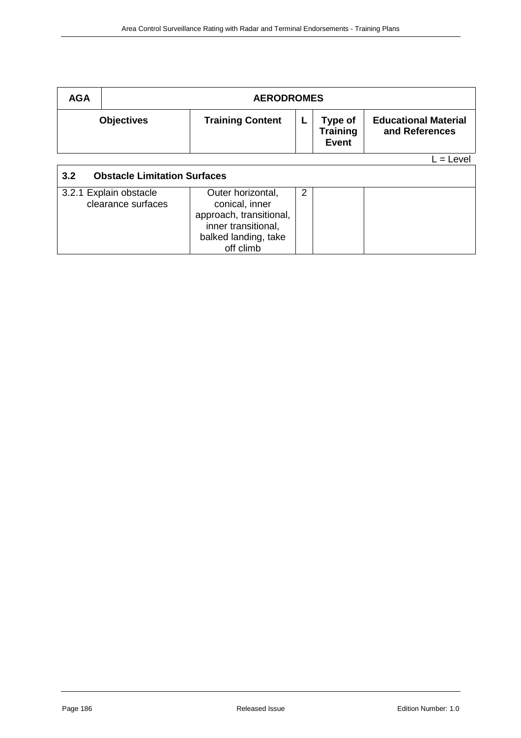| AGA | AERODROMES | | | |
|---|---|---|---|---|
| **Objectives** | **Training Content** | **L** | **Type of Training Event** | **Educational Material and References** |

L = Level

| **3.2 Obstacle Limitation Surfaces** | | | | |
|---|---|---|---|---|
| 3.2.1 Explain obstacle clearance surfaces | Outer horizontal, conical, inner approach, transitional, inner transitional, balked landing, take off climb | 2 | | |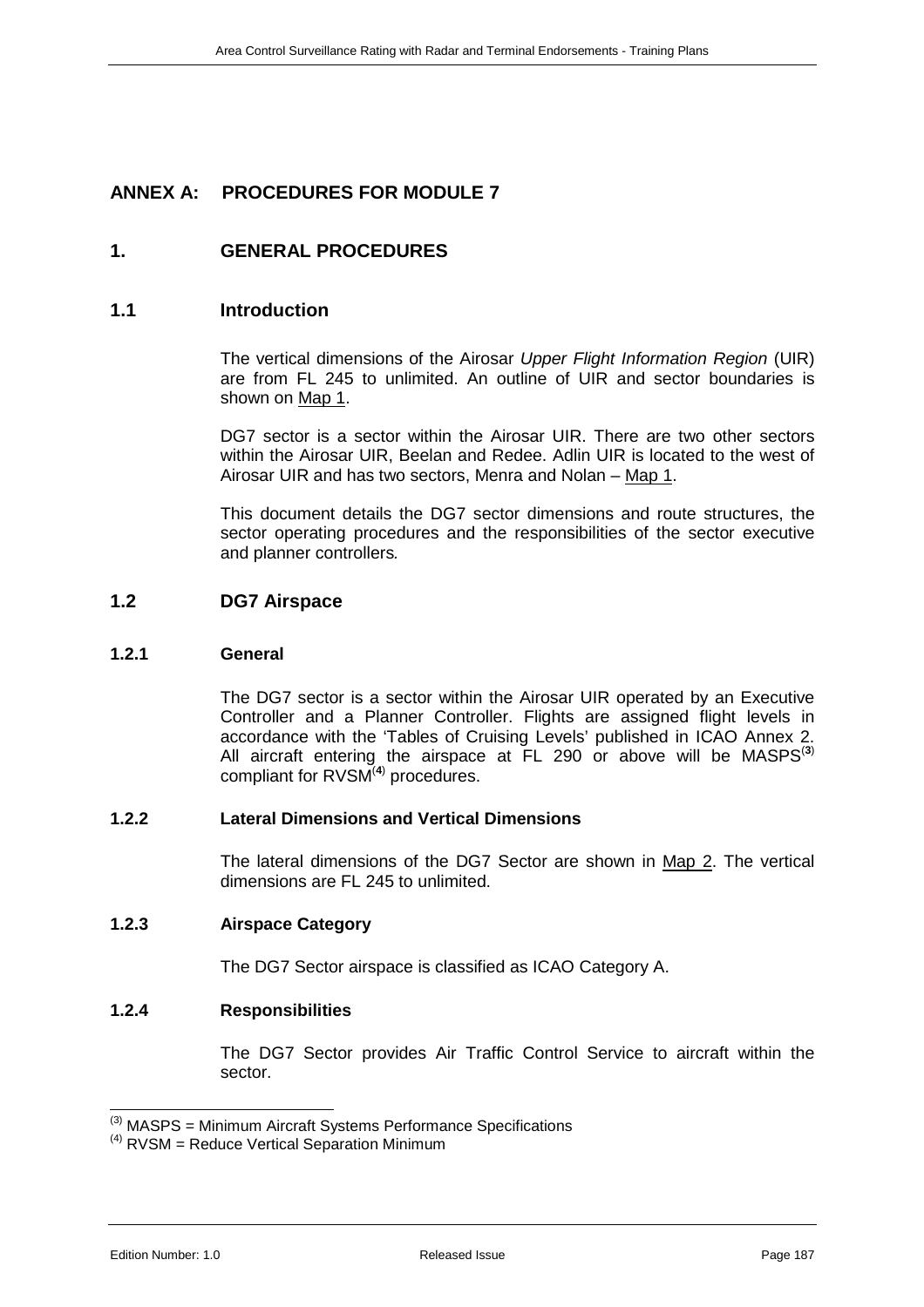# ANNEX A: PROCEDURES FOR MODULE 7

## 1. GENERAL PROCEDURES

### 1.1 Introduction

The vertical dimensions of the Airosar *Upper Flight Information Region* (UIR) are from FL 245 to unlimited. An outline of UIR and sector boundaries is shown on Map 1.

DG7 sector is a sector within the Airosar UIR. There are two other sectors within the Airosar UIR, Beelan and Redee. Adlin UIR is located to the west of Airosar UIR and has two sectors, Menra and Nolan – Map 1.

This document details the DG7 sector dimensions and route structures, the sector operating procedures and the responsibilities of the sector executive and planner controllers.

### 1.2 DG7 Airspace

#### 1.2.1 General

The DG7 sector is a sector within the Airosar UIR operated by an Executive Controller and a Planner Controller. Flights are assigned flight levels in accordance with the 'Tables of Cruising Levels' published in ICAO Annex 2. All aircraft entering the airspace at FL 290 or above will be MASPS[(3)] compliant for RVSM[(4)] procedures.

#### 1.2.2 Lateral Dimensions and Vertical Dimensions

The lateral dimensions of the DG7 Sector are shown in Map 2. The vertical dimensions are FL 245 to unlimited.

#### 1.2.3 Airspace Category

The DG7 Sector airspace is classified as ICAO Category A.

#### 1.2.4 Responsibilities

The DG7 Sector provides Air Traffic Control Service to aircraft within the sector.

---

[(3)] MASPS = Minimum Aircraft Systems Performance Specifications

[(4)] RVSM = Reduce Vertical Separation Minimum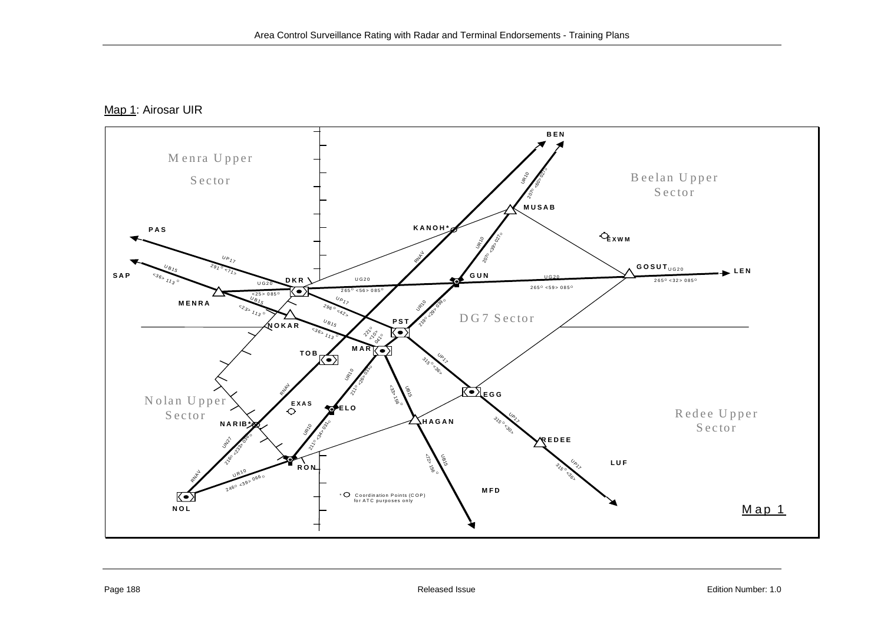Map 1: Airosar UIR

Menra Upper Sector

Beelan Upper Sector

DG7 Sector

Nolan Upper Sector

Redee Upper Sector

BEN

MUSAB

KANOH*

EXWM

PAS

SAP

GOSUT UG20

LEN

GUN

DKR

MENRA

NOKAR

PST

MAR

TOB

EGG

EXAS

ELO

HAGAN

NARIB*

REDEE

LUF

RON

MFD

NOL

UP17 291° <71>

UB15 <36> 113°

UG20

<25> 085°

UB15 <23> 113°

UG20 265° <56> 085°

UP17 296° <42>

UB15 <36> 113°

221° <10> 041°

UG20 265° <59> 085°

UG20 265° <32> 085°

UR10 207° <60> 027°

UR10 207° <29> 027°

RNAV

UR10 218° <29> 038°

UR10 211° <26> 031°

UP17 315° <36>

UB15 <33> 156°

UP17 315° <30>

UP17 315° <36>

UR10 211° <34> 031°

UB15 <72> 156°

UN27 216° <23> 036°

UR10 246° <39> 066°

RNAV

RNAV

* Coordination Points (COP) for ATC purposes only

Map 1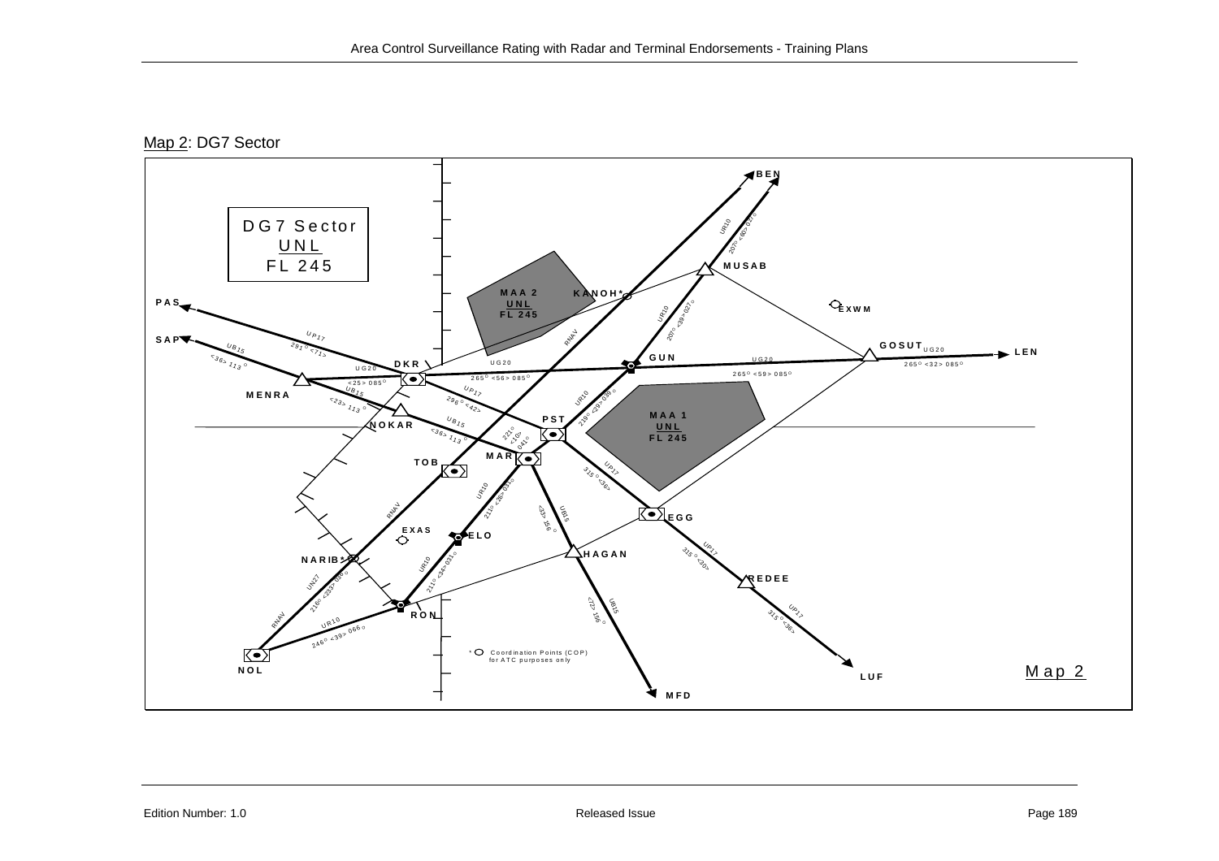Map 2: DG7 Sector

DG7 Sector
UNL
FL 245

MAA 2
UNL
FL 245

MAA 1
UNL
FL 245

BEN, MUSAB, KANOH*, EXWM, GOSUT, LEN, GUN, PAS, SAP, DKR, MENRA, NOKAR, PST, MAR, TOB, EGG, EXAS, ELO, HAGAN, NARIB*, REDEE, RON, NOL, LUF, MFD

UR10 207° <60> 027°
UR10 207° <39> 027°
UR10 219° <29> 039°
UR10 211° <26> 031°
UR10 211° <34> 031°
UR10 246° <39> 066°
UN27 216° <23> 036°
UG20 265° <56> 085°
UG20 265° <59> 085°
UG20 265° <32> 085°
UG20 <25> 085°
UP17 291° <71>
UP17 296° <42>
UP17 315° <36>
UP17 315° <30>
UP17 315° <36>
UB15 <36> 113°
UB15 <23> 113°
UB15 <36> 113°
UB15 <33> 156°
UB15 <72> 156°
221° <10> 041°
RNAV

* Coordination Points (COP) for ATC purposes only

Map 2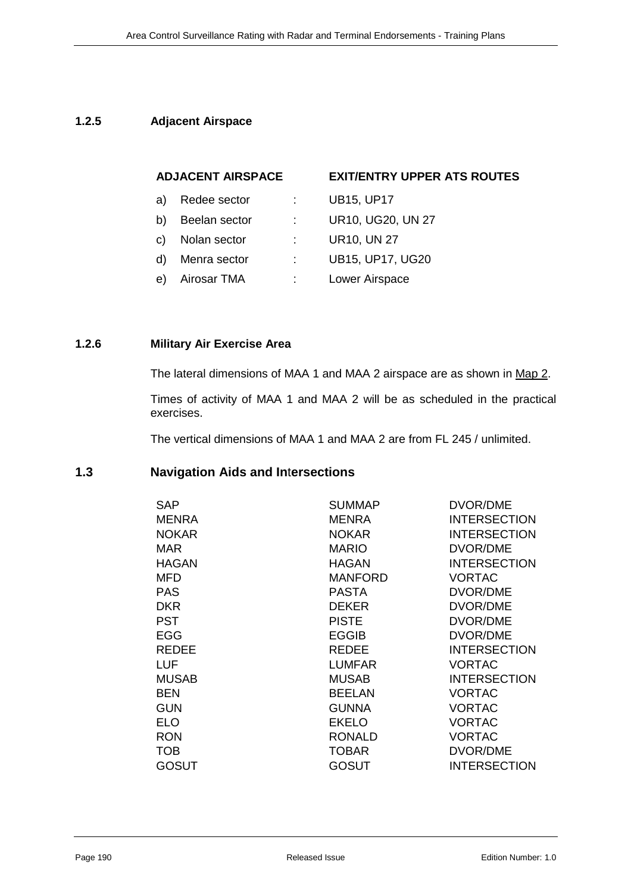### 1.2.5 Adjacent Airspace

| ADJACENT AIRSPACE | | EXIT/ENTRY UPPER ATS ROUTES |
|---|---|---|
| a) Redee sector | : | UB15, UP17 |
| b) Beelan sector | : | UR10, UG20, UN 27 |
| c) Nolan sector | : | UR10, UN 27 |
| d) Menra sector | : | UB15, UP17, UG20 |
| e) Airosar TMA | : | Lower Airspace |

### 1.2.6 Military Air Exercise Area

The lateral dimensions of MAA 1 and MAA 2 airspace are as shown in Map 2.

Times of activity of MAA 1 and MAA 2 will be as scheduled in the practical exercises.

The vertical dimensions of MAA 1 and MAA 2 are from FL 245 / unlimited.

## 1.3 Navigation Aids and Intersections

| | | |
|---|---|---|
| SAP | SUMMAP | DVOR/DME |
| MENRA | MENRA | INTERSECTION |
| NOKAR | NOKAR | INTERSECTION |
| MAR | MARIO | DVOR/DME |
| HAGAN | HAGAN | INTERSECTION |
| MFD | MANFORD | VORTAC |
| PAS | PASTA | DVOR/DME |
| DKR | DEKER | DVOR/DME |
| PST | PISTE | DVOR/DME |
| EGG | EGGIB | DVOR/DME |
| REDEE | REDEE | INTERSECTION |
| LUF | LUMFAR | VORTAC |
| MUSAB | MUSAB | INTERSECTION |
| BEN | BEELAN | VORTAC |
| GUN | GUNNA | VORTAC |
| ELO | EKELO | VORTAC |
| RON | RONALD | VORTAC |
| TOB | TOBAR | DVOR/DME |
| GOSUT | GOSUT | INTERSECTION |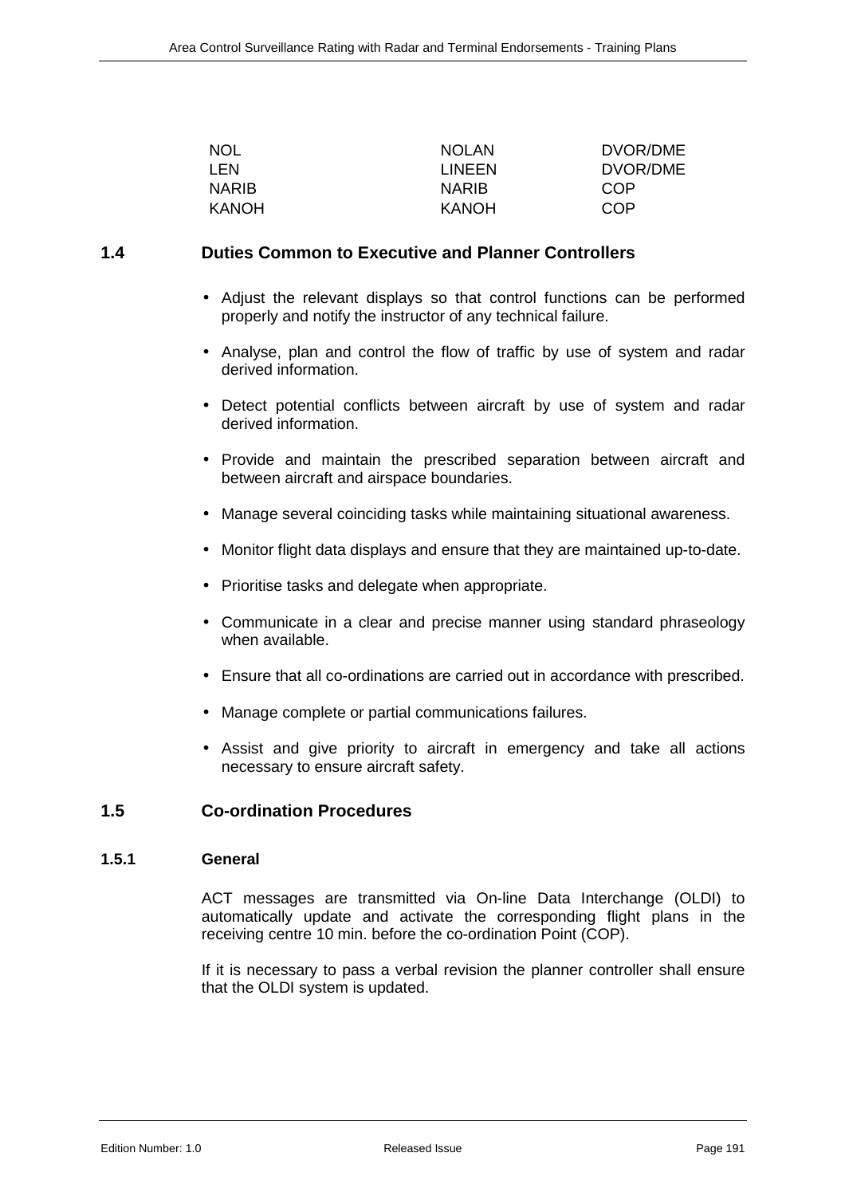| | | |
|---|---|---|
| NOL | NOLAN | DVOR/DME |
| LEN | LINEEN | DVOR/DME |
| NARIB | NARIB | COP |
| KANOH | KANOH | COP |

## 1.4 Duties Common to Executive and Planner Controllers

- Adjust the relevant displays so that control functions can be performed properly and notify the instructor of any technical failure.
- Analyse, plan and control the flow of traffic by use of system and radar derived information.
- Detect potential conflicts between aircraft by use of system and radar derived information.
- Provide and maintain the prescribed separation between aircraft and between aircraft and airspace boundaries.
- Manage several coinciding tasks while maintaining situational awareness.
- Monitor flight data displays and ensure that they are maintained up-to-date.
- Prioritise tasks and delegate when appropriate.
- Communicate in a clear and precise manner using standard phraseology when available.
- Ensure that all co-ordinations are carried out in accordance with prescribed.
- Manage complete or partial communications failures.
- Assist and give priority to aircraft in emergency and take all actions necessary to ensure aircraft safety.

## 1.5 Co-ordination Procedures

### 1.5.1 General

ACT messages are transmitted via On-line Data Interchange (OLDI) to automatically update and activate the corresponding flight plans in the receiving centre 10 min. before the co-ordination Point (COP).

If it is necessary to pass a verbal revision the planner controller shall ensure that the OLDI system is updated.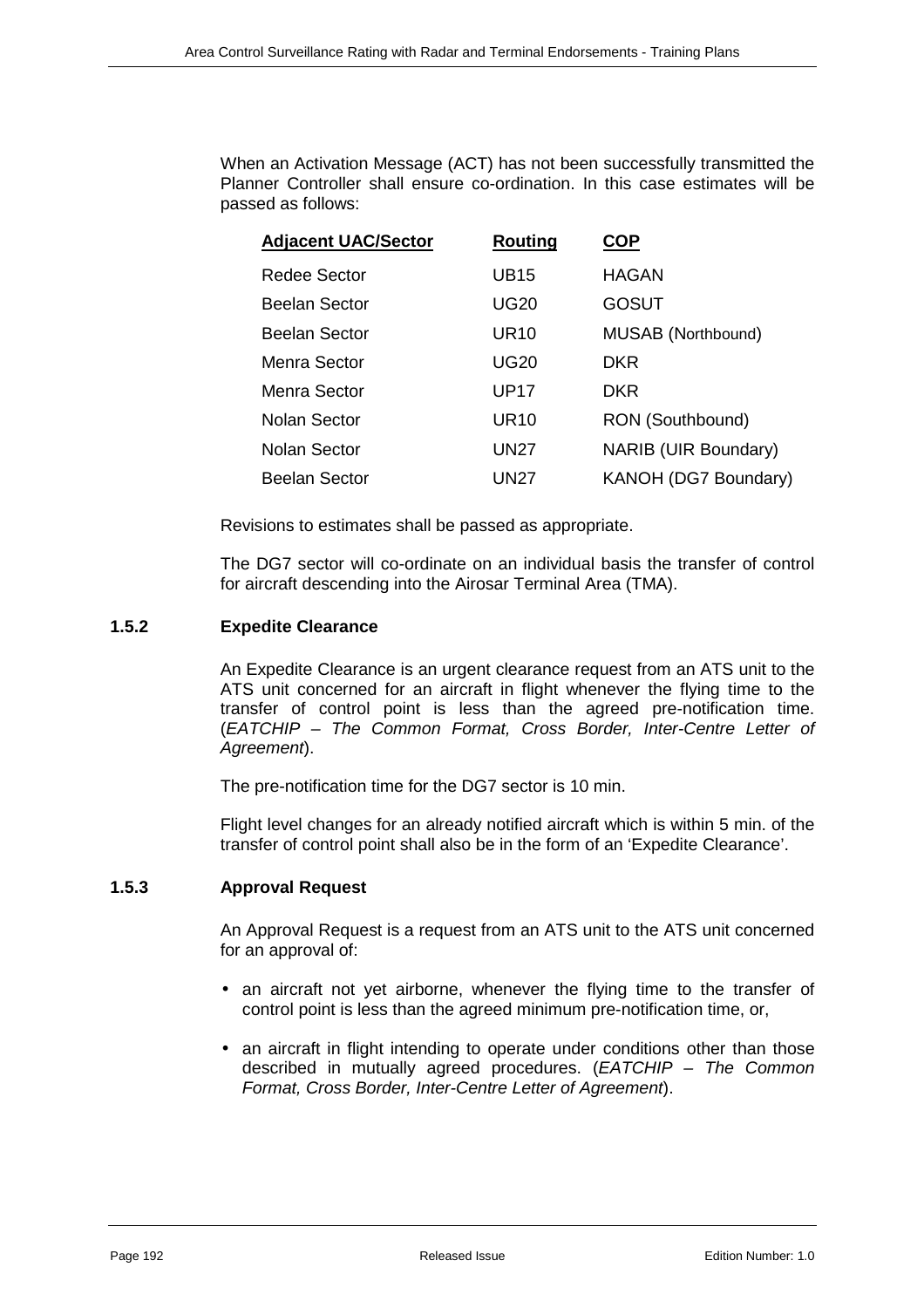When an Activation Message (ACT) has not been successfully transmitted the Planner Controller shall ensure co-ordination. In this case estimates will be passed as follows:

| Adjacent UAC/Sector | Routing | COP |
|---|---|---|
| Redee Sector | UB15 | HAGAN |
| Beelan Sector | UG20 | GOSUT |
| Beelan Sector | UR10 | MUSAB (Northbound) |
| Menra Sector | UG20 | DKR |
| Menra Sector | UP17 | DKR |
| Nolan Sector | UR10 | RON (Southbound) |
| Nolan Sector | UN27 | NARIB (UIR Boundary) |
| Beelan Sector | UN27 | KANOH (DG7 Boundary) |

Revisions to estimates shall be passed as appropriate.

The DG7 sector will co-ordinate on an individual basis the transfer of control for aircraft descending into the Airosar Terminal Area (TMA).

### 1.5.2 Expedite Clearance

An Expedite Clearance is an urgent clearance request from an ATS unit to the ATS unit concerned for an aircraft in flight whenever the flying time to the transfer of control point is less than the agreed pre-notification time. (*EATCHIP – The Common Format, Cross Border, Inter-Centre Letter of Agreement*).

The pre-notification time for the DG7 sector is 10 min.

Flight level changes for an already notified aircraft which is within 5 min. of the transfer of control point shall also be in the form of an 'Expedite Clearance'.

### 1.5.3 Approval Request

An Approval Request is a request from an ATS unit to the ATS unit concerned for an approval of:

- an aircraft not yet airborne, whenever the flying time to the transfer of control point is less than the agreed minimum pre-notification time, or,
- an aircraft in flight intending to operate under conditions other than those described in mutually agreed procedures. (*EATCHIP – The Common Format, Cross Border, Inter-Centre Letter of Agreement*).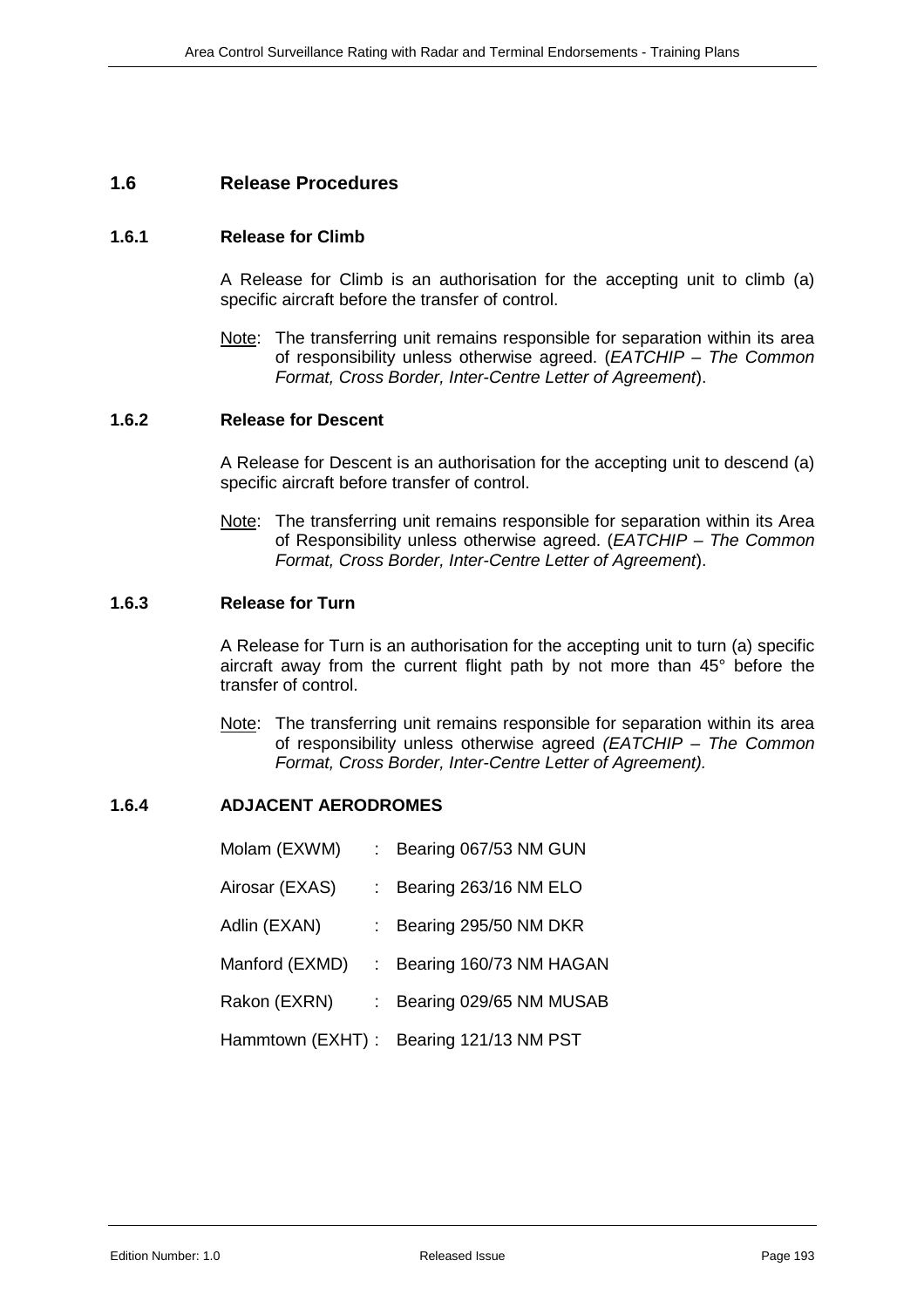## 1.6 Release Procedures

### 1.6.1 Release for Climb

A Release for Climb is an authorisation for the accepting unit to climb (a) specific aircraft before the transfer of control.

Note: The transferring unit remains responsible for separation within its area of responsibility unless otherwise agreed. (*EATCHIP – The Common Format, Cross Border, Inter-Centre Letter of Agreement*).

### 1.6.2 Release for Descent

A Release for Descent is an authorisation for the accepting unit to descend (a) specific aircraft before transfer of control.

Note: The transferring unit remains responsible for separation within its Area of Responsibility unless otherwise agreed. (*EATCHIP – The Common Format, Cross Border, Inter-Centre Letter of Agreement*).

### 1.6.3 Release for Turn

A Release for Turn is an authorisation for the accepting unit to turn (a) specific aircraft away from the current flight path by not more than 45° before the transfer of control.

Note: The transferring unit remains responsible for separation within its area of responsibility unless otherwise agreed *(EATCHIP – The Common Format, Cross Border, Inter-Centre Letter of Agreement).*

### 1.6.4 ADJACENT AERODROMES

Molam (EXWM) : Bearing 067/53 NM GUN

Airosar (EXAS) : Bearing 263/16 NM ELO

Adlin (EXAN) : Bearing 295/50 NM DKR

Manford (EXMD) : Bearing 160/73 NM HAGAN

Rakon (EXRN) : Bearing 029/65 NM MUSAB

Hammtown (EXHT) : Bearing 121/13 NM PST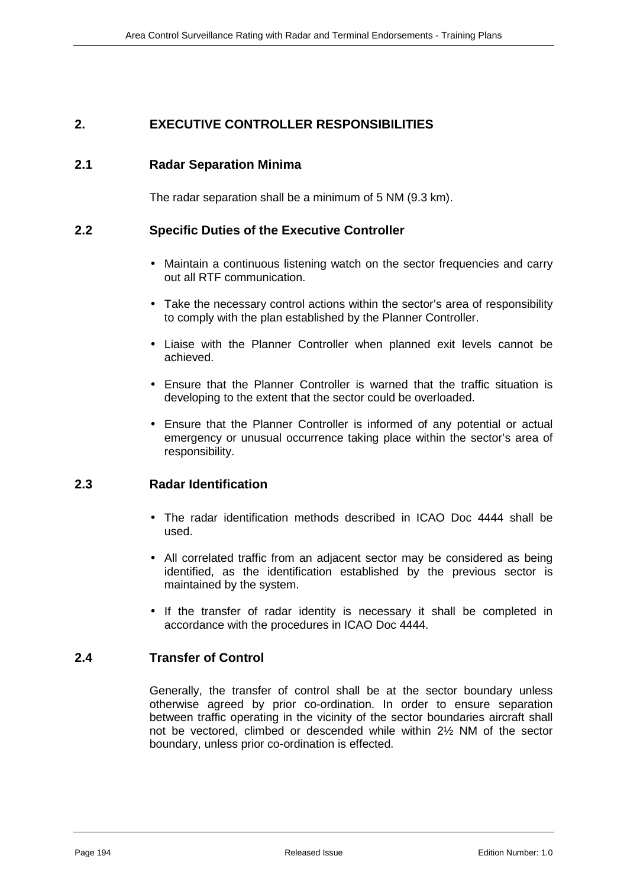## 2. EXECUTIVE CONTROLLER RESPONSIBILITIES

### 2.1 Radar Separation Minima

The radar separation shall be a minimum of 5 NM (9.3 km).

### 2.2 Specific Duties of the Executive Controller

- Maintain a continuous listening watch on the sector frequencies and carry out all RTF communication.
- Take the necessary control actions within the sector's area of responsibility to comply with the plan established by the Planner Controller.
- Liaise with the Planner Controller when planned exit levels cannot be achieved.
- Ensure that the Planner Controller is warned that the traffic situation is developing to the extent that the sector could be overloaded.
- Ensure that the Planner Controller is informed of any potential or actual emergency or unusual occurrence taking place within the sector's area of responsibility.

### 2.3 Radar Identification

- The radar identification methods described in ICAO Doc 4444 shall be used.
- All correlated traffic from an adjacent sector may be considered as being identified, as the identification established by the previous sector is maintained by the system.
- If the transfer of radar identity is necessary it shall be completed in accordance with the procedures in ICAO Doc 4444.

### 2.4 Transfer of Control

Generally, the transfer of control shall be at the sector boundary unless otherwise agreed by prior co-ordination. In order to ensure separation between traffic operating in the vicinity of the sector boundaries aircraft shall not be vectored, climbed or descended while within 2½ NM of the sector boundary, unless prior co-ordination is effected.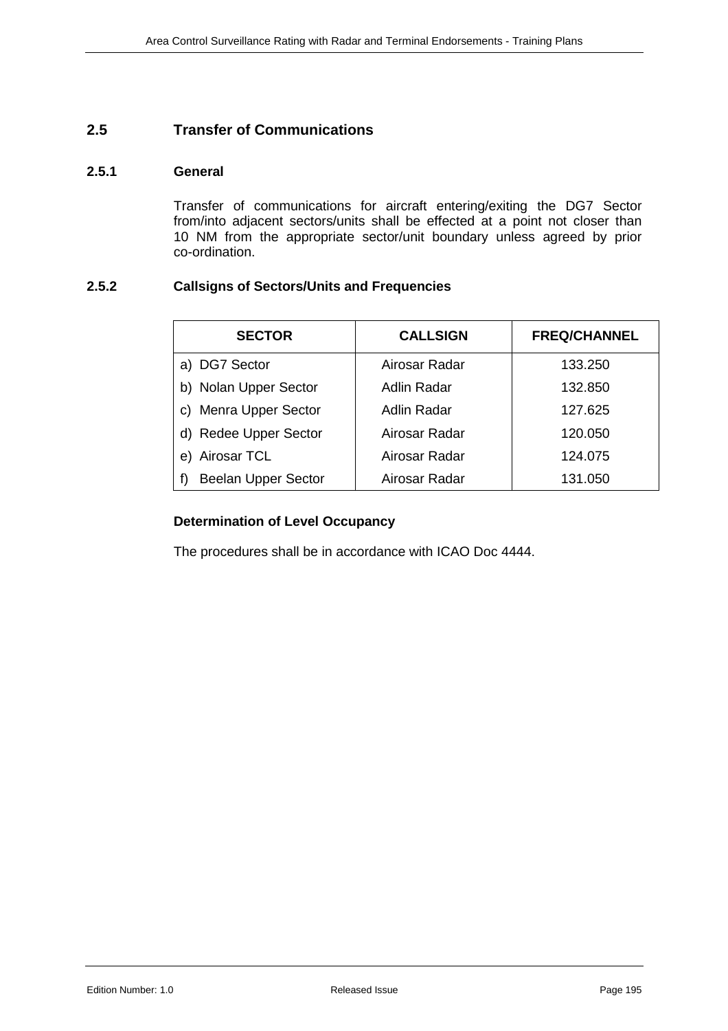## 2.5 Transfer of Communications

### 2.5.1 General

Transfer of communications for aircraft entering/exiting the DG7 Sector from/into adjacent sectors/units shall be effected at a point not closer than 10 NM from the appropriate sector/unit boundary unless agreed by prior co-ordination.

### 2.5.2 Callsigns of Sectors/Units and Frequencies

| SECTOR | CALLSIGN | FREQ/CHANNEL |
|---|---|---|
| a) DG7 Sector | Airosar Radar | 133.250 |
| b) Nolan Upper Sector | Adlin Radar | 132.850 |
| c) Menra Upper Sector | Adlin Radar | 127.625 |
| d) Redee Upper Sector | Airosar Radar | 120.050 |
| e) Airosar TCL | Airosar Radar | 124.075 |
| f) Beelan Upper Sector | Airosar Radar | 131.050 |

**Determination of Level Occupancy**

The procedures shall be in accordance with ICAO Doc 4444.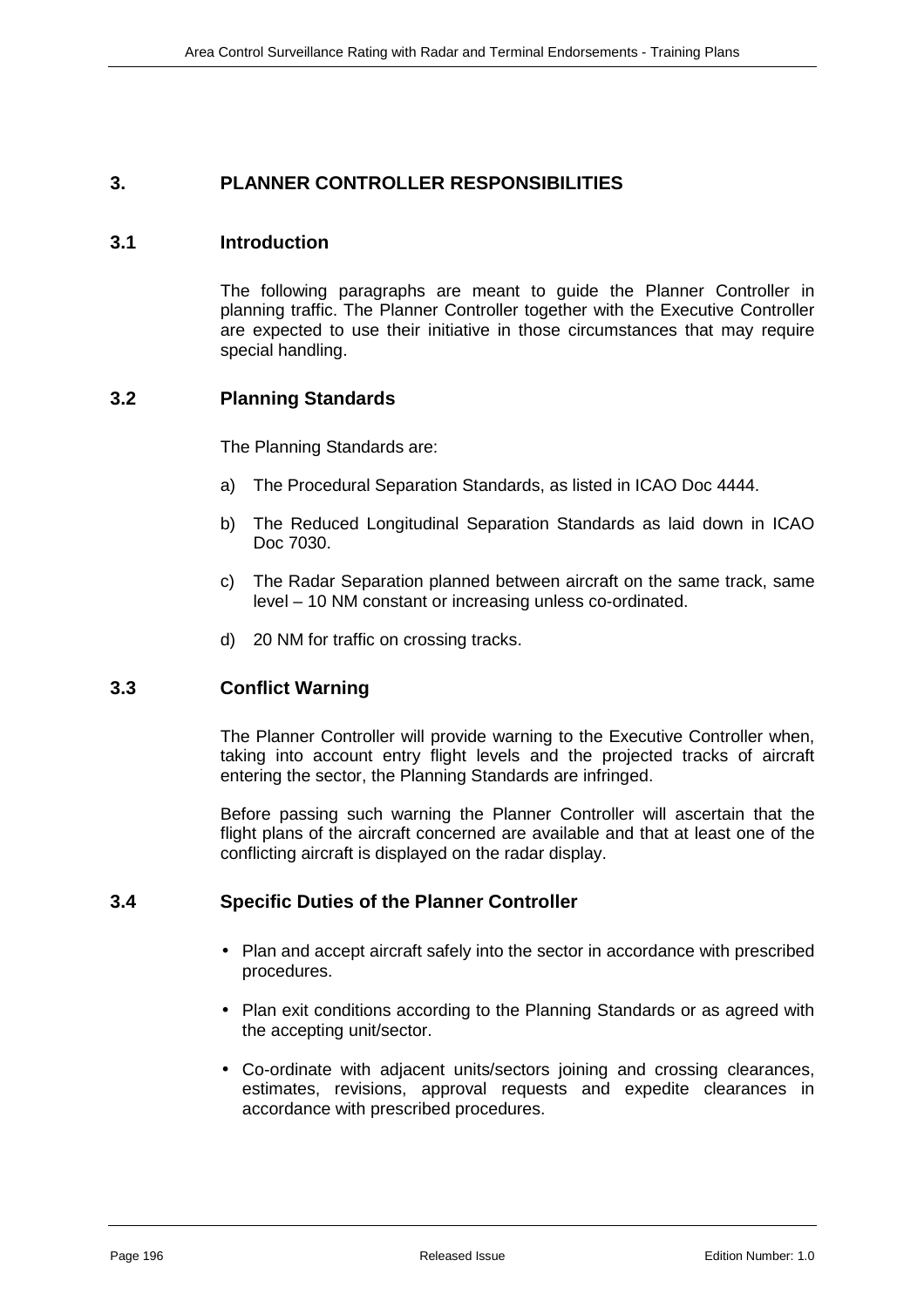# 3. PLANNER CONTROLLER RESPONSIBILITIES

## 3.1 Introduction

The following paragraphs are meant to guide the Planner Controller in planning traffic. The Planner Controller together with the Executive Controller are expected to use their initiative in those circumstances that may require special handling.

## 3.2 Planning Standards

The Planning Standards are:

a) The Procedural Separation Standards, as listed in ICAO Doc 4444.

b) The Reduced Longitudinal Separation Standards as laid down in ICAO Doc 7030.

c) The Radar Separation planned between aircraft on the same track, same level – 10 NM constant or increasing unless co-ordinated.

d) 20 NM for traffic on crossing tracks.

## 3.3 Conflict Warning

The Planner Controller will provide warning to the Executive Controller when, taking into account entry flight levels and the projected tracks of aircraft entering the sector, the Planning Standards are infringed.

Before passing such warning the Planner Controller will ascertain that the flight plans of the aircraft concerned are available and that at least one of the conflicting aircraft is displayed on the radar display.

## 3.4 Specific Duties of the Planner Controller

- Plan and accept aircraft safely into the sector in accordance with prescribed procedures.
- Plan exit conditions according to the Planning Standards or as agreed with the accepting unit/sector.
- Co-ordinate with adjacent units/sectors joining and crossing clearances, estimates, revisions, approval requests and expedite clearances in accordance with prescribed procedures.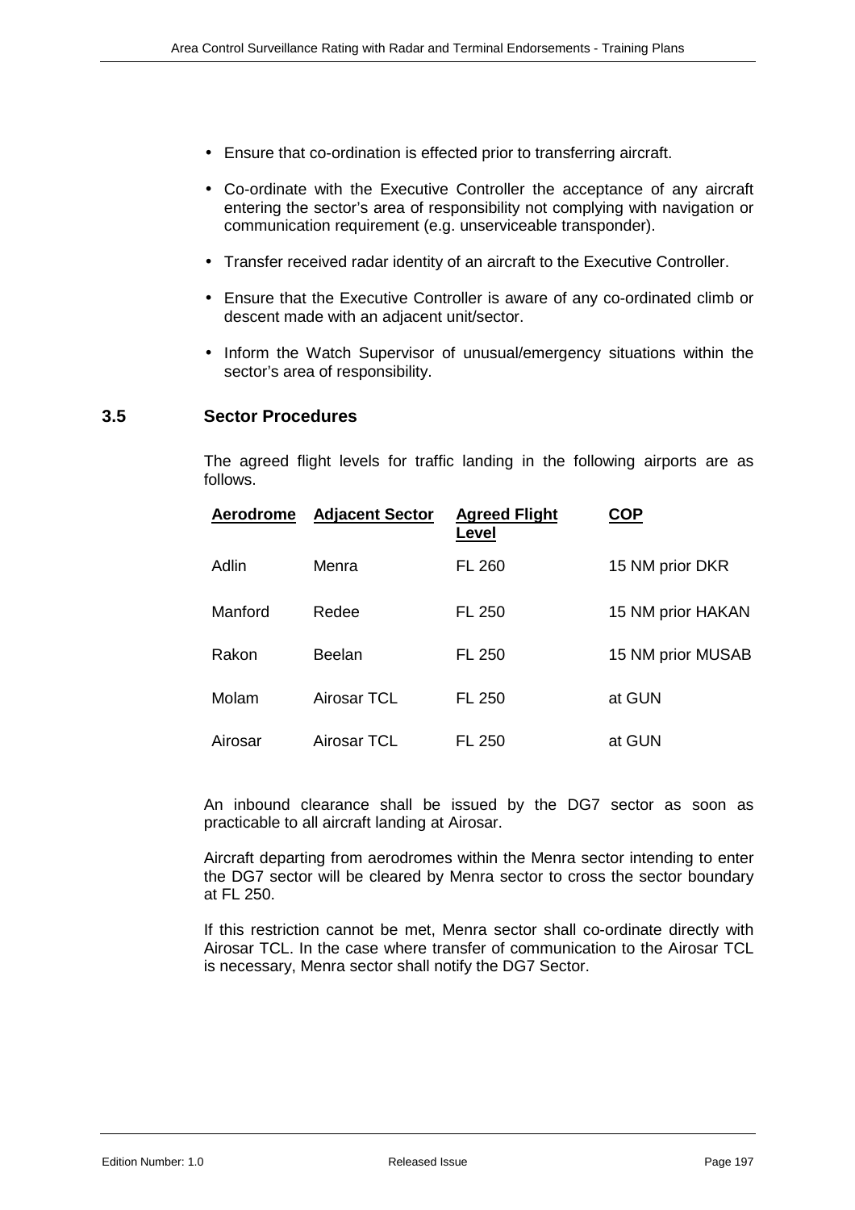- Ensure that co-ordination is effected prior to transferring aircraft.
- Co-ordinate with the Executive Controller the acceptance of any aircraft entering the sector's area of responsibility not complying with navigation or communication requirement (e.g. unserviceable transponder).
- Transfer received radar identity of an aircraft to the Executive Controller.
- Ensure that the Executive Controller is aware of any co-ordinated climb or descent made with an adjacent unit/sector.
- Inform the Watch Supervisor of unusual/emergency situations within the sector's area of responsibility.

### 3.5 Sector Procedures

The agreed flight levels for traffic landing in the following airports are as follows.

| Aerodrome | Adjacent Sector | Agreed Flight Level | COP |
|---|---|---|---|
| Adlin | Menra | FL 260 | 15 NM prior DKR |
| Manford | Redee | FL 250 | 15 NM prior HAKAN |
| Rakon | Beelan | FL 250 | 15 NM prior MUSAB |
| Molam | Airosar TCL | FL 250 | at GUN |
| Airosar | Airosar TCL | FL 250 | at GUN |

An inbound clearance shall be issued by the DG7 sector as soon as practicable to all aircraft landing at Airosar.

Aircraft departing from aerodromes within the Menra sector intending to enter the DG7 sector will be cleared by Menra sector to cross the sector boundary at FL 250.

If this restriction cannot be met, Menra sector shall co-ordinate directly with Airosar TCL. In the case where transfer of communication to the Airosar TCL is necessary, Menra sector shall notify the DG7 Sector.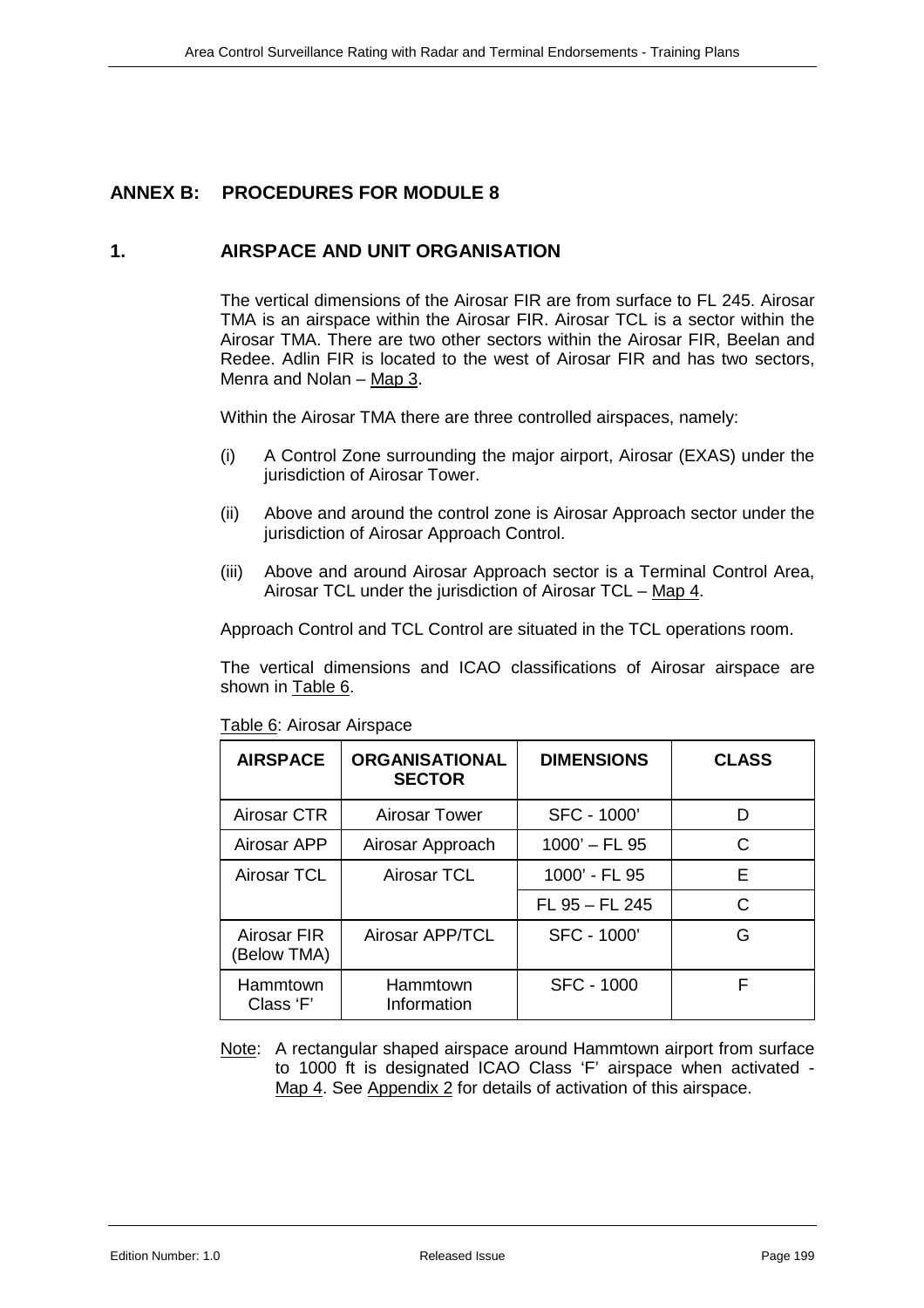## ANNEX B: PROCEDURES FOR MODULE 8

### 1. AIRSPACE AND UNIT ORGANISATION

The vertical dimensions of the Airosar FIR are from surface to FL 245. Airosar TMA is an airspace within the Airosar FIR. Airosar TCL is a sector within the Airosar TMA. There are two other sectors within the Airosar FIR, Beelan and Redee. Adlin FIR is located to the west of Airosar FIR and has two sectors, Menra and Nolan – Map 3.

Within the Airosar TMA there are three controlled airspaces, namely:

(i) A Control Zone surrounding the major airport, Airosar (EXAS) under the jurisdiction of Airosar Tower.

(ii) Above and around the control zone is Airosar Approach sector under the jurisdiction of Airosar Approach Control.

(iii) Above and around Airosar Approach sector is a Terminal Control Area, Airosar TCL under the jurisdiction of Airosar TCL – Map 4.

Approach Control and TCL Control are situated in the TCL operations room.

The vertical dimensions and ICAO classifications of Airosar airspace are shown in Table 6.

Table 6: Airosar Airspace

| AIRSPACE | ORGANISATIONAL SECTOR | DIMENSIONS | CLASS |
|---|---|---|---|
| Airosar CTR | Airosar Tower | SFC - 1000' | D |
| Airosar APP | Airosar Approach | 1000' – FL 95 | C |
| Airosar TCL | Airosar TCL | 1000' - FL 95 | E |
| | | FL 95 – FL 245 | C |
| Airosar FIR (Below TMA) | Airosar APP/TCL | SFC - 1000' | G |
| Hammtown Class 'F' | Hammtown Information | SFC - 1000 | F |

Note: A rectangular shaped airspace around Hammtown airport from surface to 1000 ft is designated ICAO Class 'F' airspace when activated - Map 4. See Appendix 2 for details of activation of this airspace.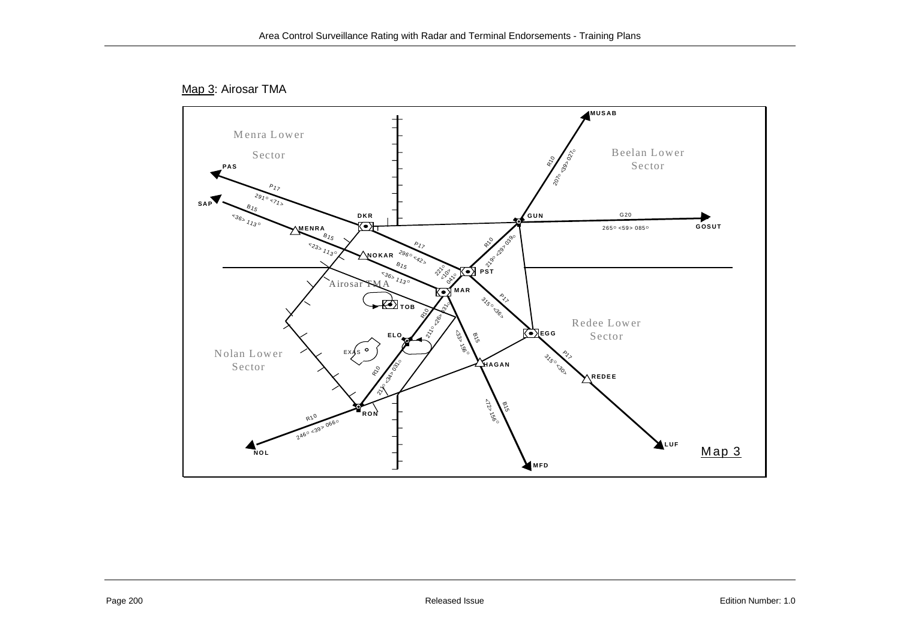Map 3: Airosar TMA

Menra Lower Sector

Beelan Lower Sector

Airosar TMA

Redee Lower Sector

Nolan Lower Sector

MUSAB

PAS

SAP

DKR

GUN

GOSUT

MENRA

NOKAR

PST

MAR

TOB

ELO

EXAS

EGG

HAGAN

REDEE

RON

NOL

LUF

MFD

R10 207° <39> 027°

G20 265° <59> 085°

P17 291° <71>

B15 <36> 113°

B15 <23> 113°

P17 296° <42>

B15 <36> 113°

221° <10> 041°

R10 219° <29> 039°

P17 315° <36>

R10 211° <26> 031°

B15 <33> 156°

P17 315° <30>

R10 211° <34> 031°

R10 246° <39> 066°

B15 <72> 156°

Map 3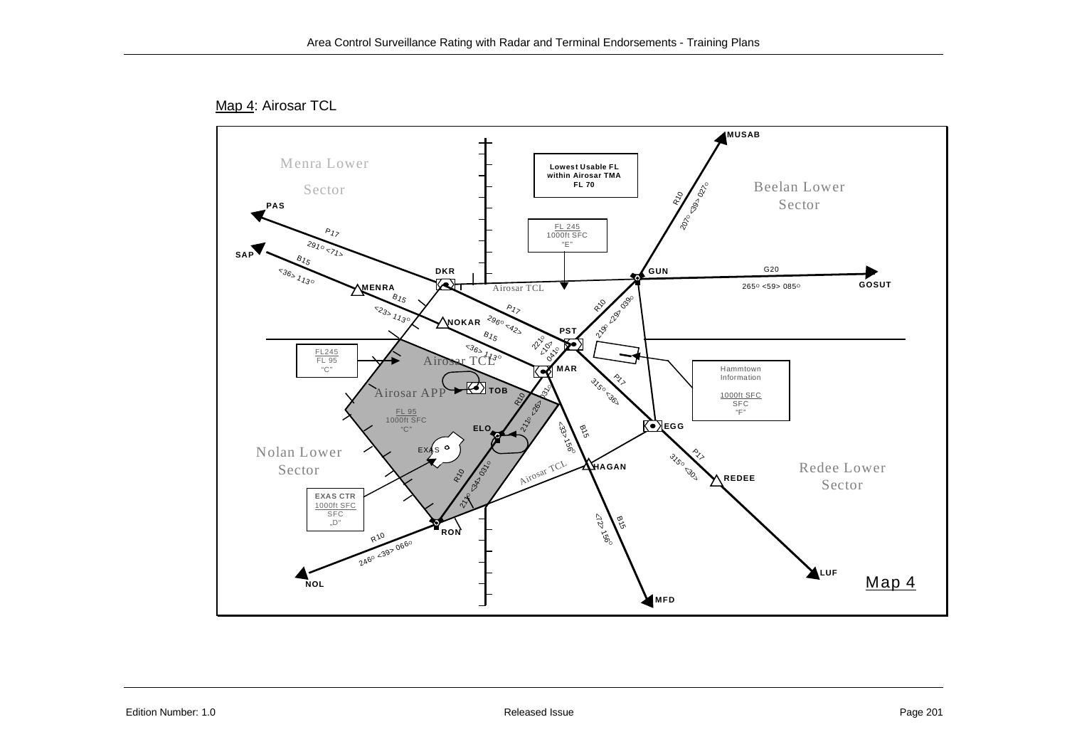Map 4: Airosar TCL

Menra Lower Sector

Beelan Lower Sector

Nolan Lower Sector

Redee Lower Sector

Lowest Usable FL within Airosar TMA FL 70

FL 245
1000ft SFC
"E"

FL245
FL 95
"C"

Airosar TCL

Airosar APP

FL 95
1000ft SFC
"C"

EXAS CTR
1000ft SFC
SFC
„D"

Hammtown Information
1000ft SFC
SFC
"F"

MUSAB

PAS

SAP

DKR

GUN

GOSUT

MENRA

NOKAR

PST

MAR

TOB

ELO

EXAS

EGG

HAGAN

REDEE

RON

NOL

MFD

LUF

P17 291° <71>

B15 <36> 113°

B15 <23> 113°

P17 296° <42>

B15 <36> 113°

R10 207° <39> 027°

G20 265° <59> 085°

R10 219° <29> 039°

221° <10> 041°

R10 211° <26> 031°

P17 315° <36>

P17 315° <30>

B15 <33> 156°

B15 <72> 156°

R10 211° <34> 031°

R10 246° <39> 066°

Map 4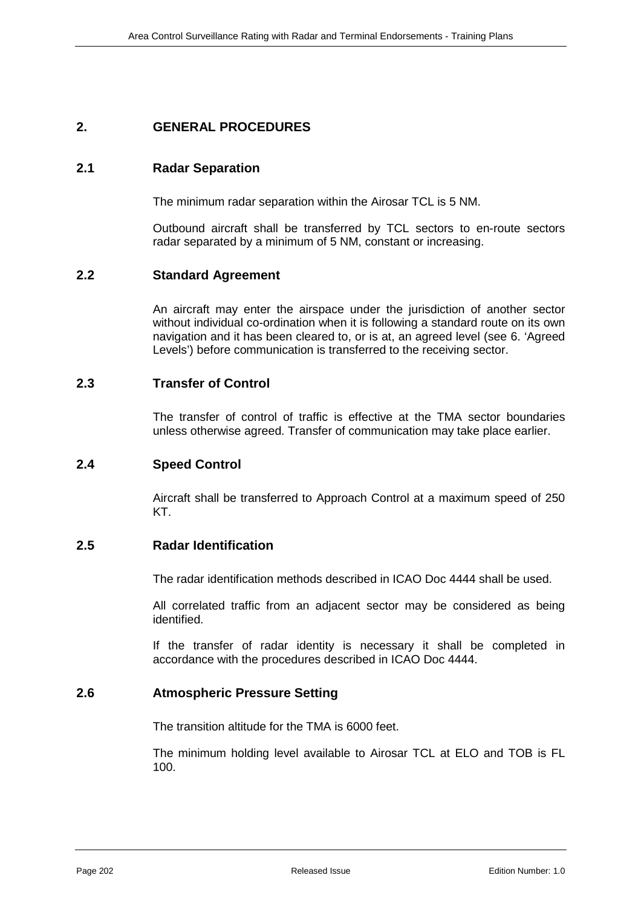## 2. GENERAL PROCEDURES

### 2.1 Radar Separation

The minimum radar separation within the Airosar TCL is 5 NM.

Outbound aircraft shall be transferred by TCL sectors to en-route sectors radar separated by a minimum of 5 NM, constant or increasing.

### 2.2 Standard Agreement

An aircraft may enter the airspace under the jurisdiction of another sector without individual co-ordination when it is following a standard route on its own navigation and it has been cleared to, or is at, an agreed level (see 6. 'Agreed Levels') before communication is transferred to the receiving sector.

### 2.3 Transfer of Control

The transfer of control of traffic is effective at the TMA sector boundaries unless otherwise agreed. Transfer of communication may take place earlier.

### 2.4 Speed Control

Aircraft shall be transferred to Approach Control at a maximum speed of 250 KT.

### 2.5 Radar Identification

The radar identification methods described in ICAO Doc 4444 shall be used.

All correlated traffic from an adjacent sector may be considered as being identified.

If the transfer of radar identity is necessary it shall be completed in accordance with the procedures described in ICAO Doc 4444.

### 2.6 Atmospheric Pressure Setting

The transition altitude for the TMA is 6000 feet.

The minimum holding level available to Airosar TCL at ELO and TOB is FL 100.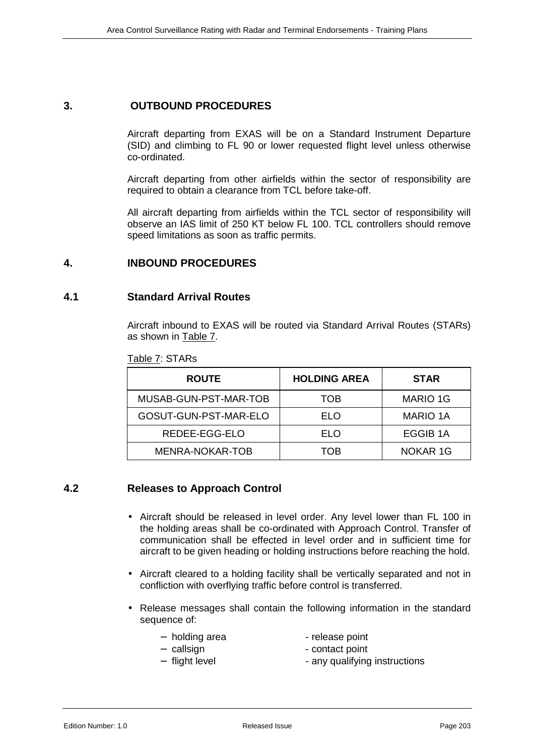## 3. OUTBOUND PROCEDURES

Aircraft departing from EXAS will be on a Standard Instrument Departure (SID) and climbing to FL 90 or lower requested flight level unless otherwise co-ordinated.

Aircraft departing from other airfields within the sector of responsibility are required to obtain a clearance from TCL before take-off.

All aircraft departing from airfields within the TCL sector of responsibility will observe an IAS limit of 250 KT below FL 100. TCL controllers should remove speed limitations as soon as traffic permits.

## 4. INBOUND PROCEDURES

### 4.1 Standard Arrival Routes

Aircraft inbound to EXAS will be routed via Standard Arrival Routes (STARs) as shown in Table 7.

Table 7: STARs

| ROUTE | HOLDING AREA | STAR |
|---|---|---|
| MUSAB-GUN-PST-MAR-TOB | TOB | MARIO 1G |
| GOSUT-GUN-PST-MAR-ELO | ELO | MARIO 1A |
| REDEE-EGG-ELO | ELO | EGGIB 1A |
| MENRA-NOKAR-TOB | TOB | NOKAR 1G |

### 4.2 Releases to Approach Control

- Aircraft should be released in level order. Any level lower than FL 100 in the holding areas shall be co-ordinated with Approach Control. Transfer of communication shall be effected in level order and in sufficient time for aircraft to be given heading or holding instructions before reaching the hold.
- Aircraft cleared to a holding facility shall be vertically separated and not in confliction with overflying traffic before control is transferred.
- Release messages shall contain the following information in the standard sequence of:
  - holding area
  - callsign
  - flight level
  - release point
  - contact point
  - any qualifying instructions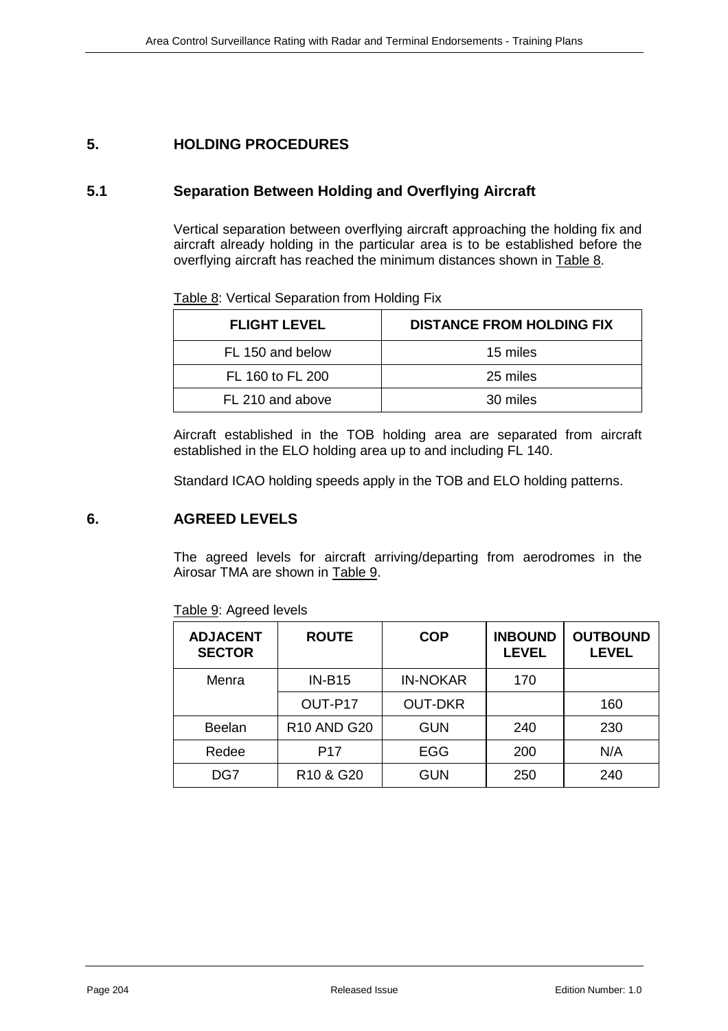## 5. HOLDING PROCEDURES

### 5.1 Separation Between Holding and Overflying Aircraft

Vertical separation between overflying aircraft approaching the holding fix and aircraft already holding in the particular area is to be established before the overflying aircraft has reached the minimum distances shown in Table 8.

Table 8: Vertical Separation from Holding Fix

| FLIGHT LEVEL | DISTANCE FROM HOLDING FIX |
|---|---|
| FL 150 and below | 15 miles |
| FL 160 to FL 200 | 25 miles |
| FL 210 and above | 30 miles |

Aircraft established in the TOB holding area are separated from aircraft established in the ELO holding area up to and including FL 140.

Standard ICAO holding speeds apply in the TOB and ELO holding patterns.

## 6. AGREED LEVELS

The agreed levels for aircraft arriving/departing from aerodromes in the Airosar TMA are shown in Table 9.

Table 9: Agreed levels

| ADJACENT SECTOR | ROUTE | COP | INBOUND LEVEL | OUTBOUND LEVEL |
|---|---|---|---|---|
| Menra | IN-B15 | IN-NOKAR | 170 | |
| | OUT-P17 | OUT-DKR | | 160 |
| Beelan | R10 AND G20 | GUN | 240 | 230 |
| Redee | P17 | EGG | 200 | N/A |
| DG7 | R10 & G20 | GUN | 250 | 240 |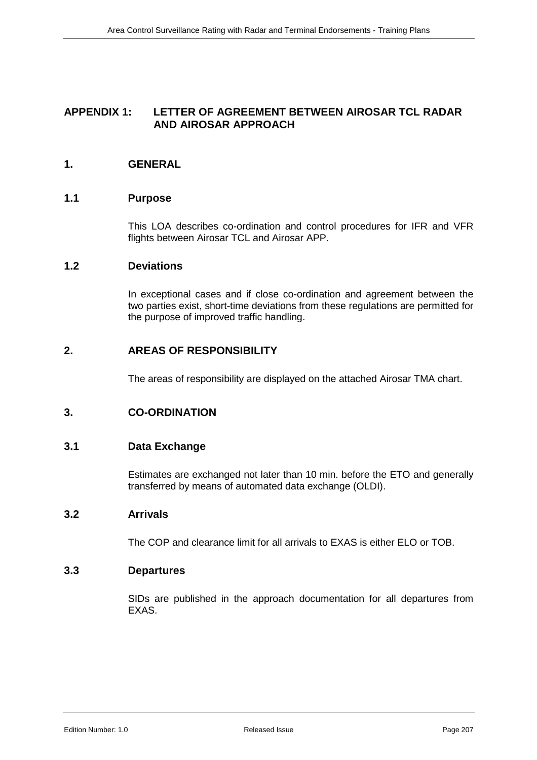# APPENDIX 1: LETTER OF AGREEMENT BETWEEN AIROSAR TCL RADAR AND AIROSAR APPROACH

## 1. GENERAL

### 1.1 Purpose

This LOA describes co-ordination and control procedures for IFR and VFR flights between Airosar TCL and Airosar APP.

### 1.2 Deviations

In exceptional cases and if close co-ordination and agreement between the two parties exist, short-time deviations from these regulations are permitted for the purpose of improved traffic handling.

## 2. AREAS OF RESPONSIBILITY

The areas of responsibility are displayed on the attached Airosar TMA chart.

## 3. CO-ORDINATION

### 3.1 Data Exchange

Estimates are exchanged not later than 10 min. before the ETO and generally transferred by means of automated data exchange (OLDI).

### 3.2 Arrivals

The COP and clearance limit for all arrivals to EXAS is either ELO or TOB.

### 3.3 Departures

SIDs are published in the approach documentation for all departures from EXAS.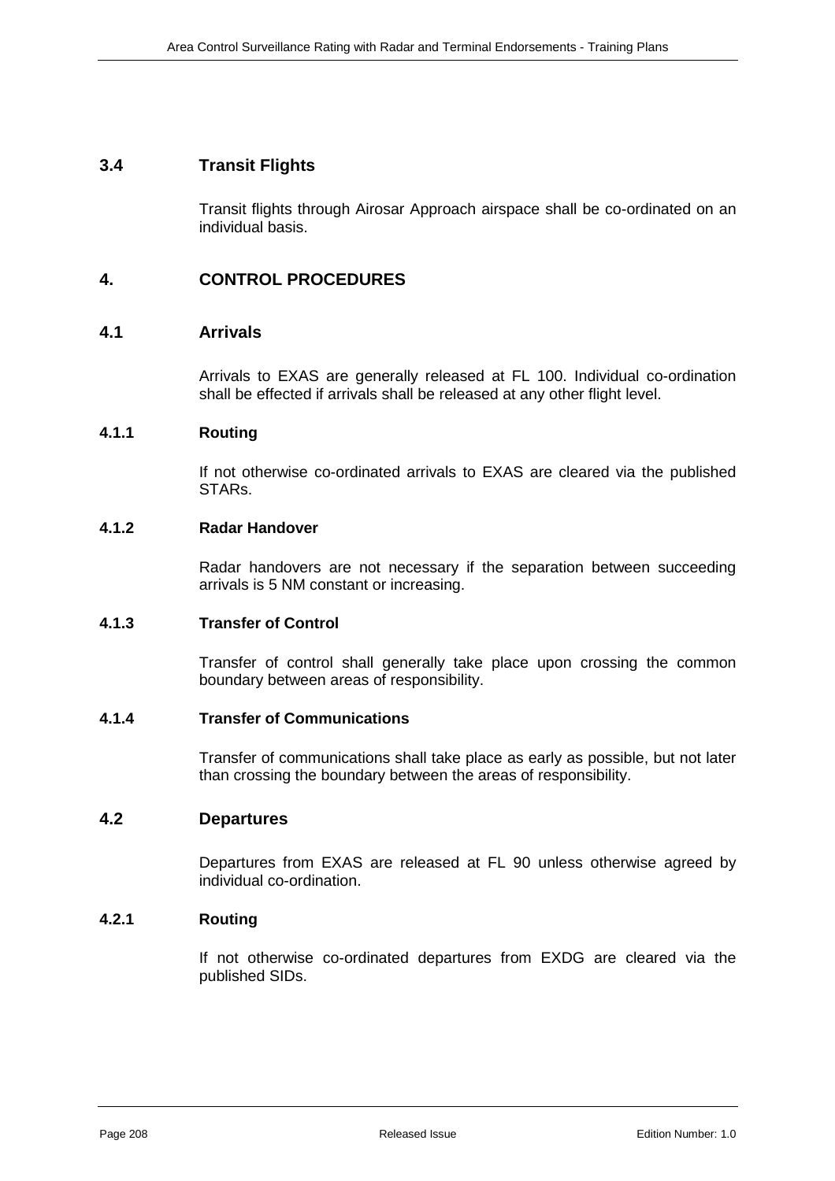### 3.4 Transit Flights

Transit flights through Airosar Approach airspace shall be co-ordinated on an individual basis.

## 4. CONTROL PROCEDURES

### 4.1 Arrivals

Arrivals to EXAS are generally released at FL 100. Individual co-ordination shall be effected if arrivals shall be released at any other flight level.

#### 4.1.1 Routing

If not otherwise co-ordinated arrivals to EXAS are cleared via the published STARs.

#### 4.1.2 Radar Handover

Radar handovers are not necessary if the separation between succeeding arrivals is 5 NM constant or increasing.

#### 4.1.3 Transfer of Control

Transfer of control shall generally take place upon crossing the common boundary between areas of responsibility.

#### 4.1.4 Transfer of Communications

Transfer of communications shall take place as early as possible, but not later than crossing the boundary between the areas of responsibility.

### 4.2 Departures

Departures from EXAS are released at FL 90 unless otherwise agreed by individual co-ordination.

#### 4.2.1 Routing

If not otherwise co-ordinated departures from EXDG are cleared via the published SIDs.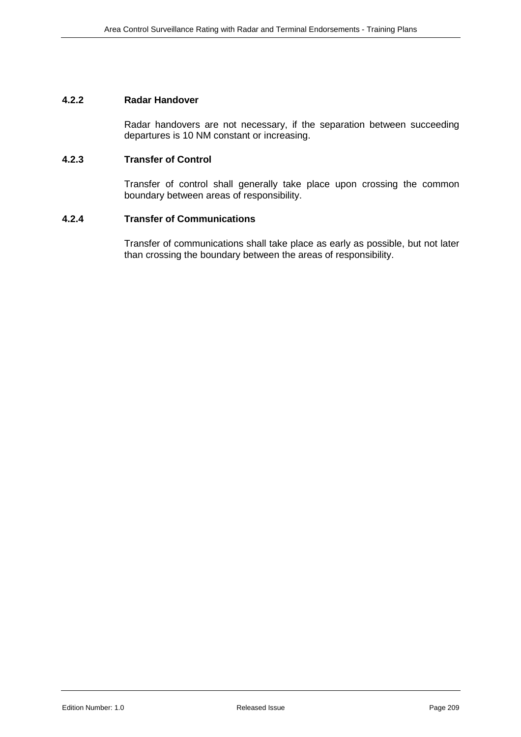#### 4.2.2 Radar Handover

Radar handovers are not necessary, if the separation between succeeding departures is 10 NM constant or increasing.

#### 4.2.3 Transfer of Control

Transfer of control shall generally take place upon crossing the common boundary between areas of responsibility.

#### 4.2.4 Transfer of Communications

Transfer of communications shall take place as early as possible, but not later than crossing the boundary between the areas of responsibility.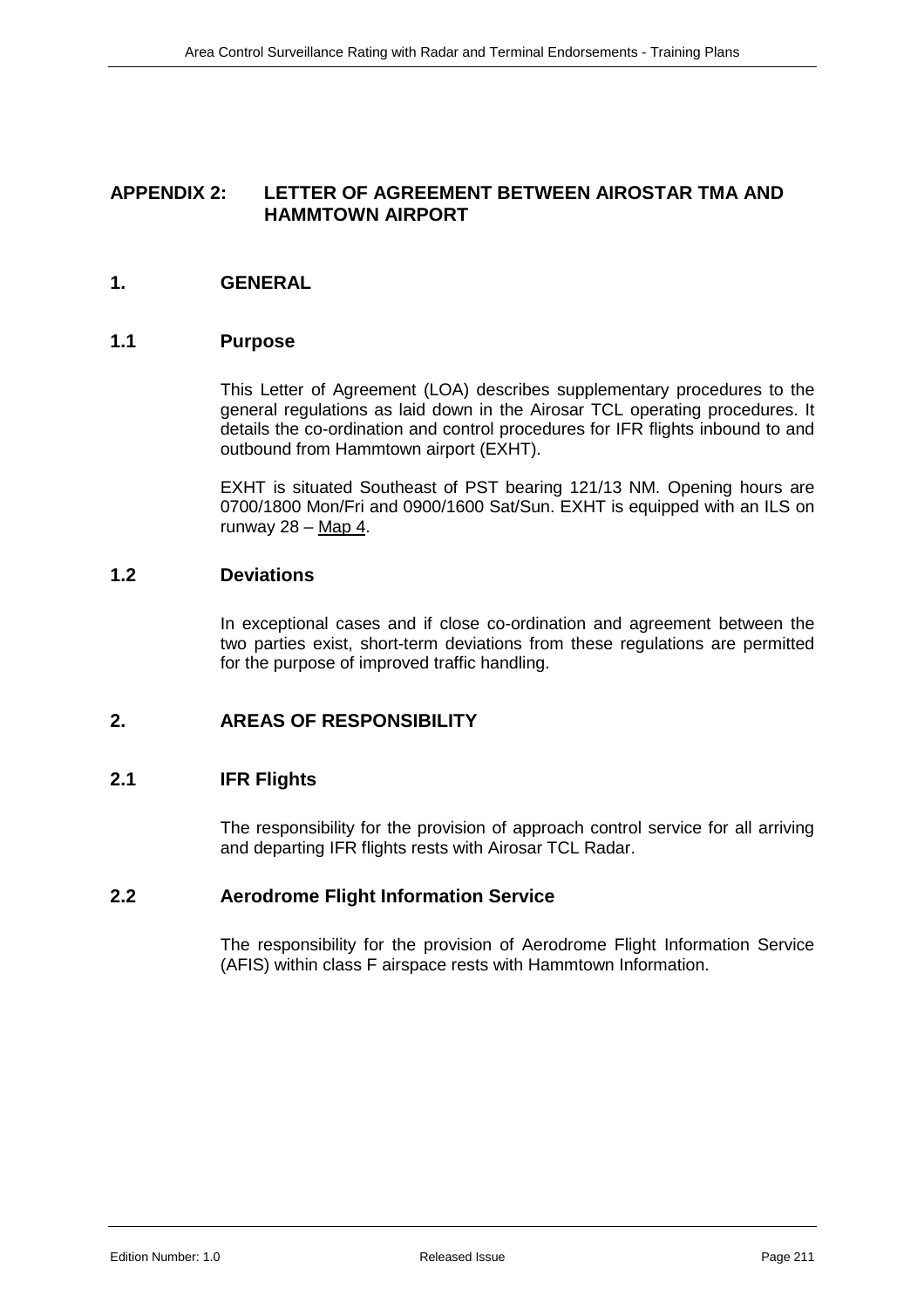## APPENDIX 2: LETTER OF AGREEMENT BETWEEN AIROSTAR TMA AND HAMMTOWN AIRPORT

### 1. GENERAL

#### 1.1 Purpose

This Letter of Agreement (LOA) describes supplementary procedures to the general regulations as laid down in the Airosar TCL operating procedures. It details the co-ordination and control procedures for IFR flights inbound to and outbound from Hammtown airport (EXHT).

EXHT is situated Southeast of PST bearing 121/13 NM. Opening hours are 0700/1800 Mon/Fri and 0900/1600 Sat/Sun. EXHT is equipped with an ILS on runway 28 – Map 4.

#### 1.2 Deviations

In exceptional cases and if close co-ordination and agreement between the two parties exist, short-term deviations from these regulations are permitted for the purpose of improved traffic handling.

### 2. AREAS OF RESPONSIBILITY

#### 2.1 IFR Flights

The responsibility for the provision of approach control service for all arriving and departing IFR flights rests with Airosar TCL Radar.

#### 2.2 Aerodrome Flight Information Service

The responsibility for the provision of Aerodrome Flight Information Service (AFIS) within class F airspace rests with Hammtown Information.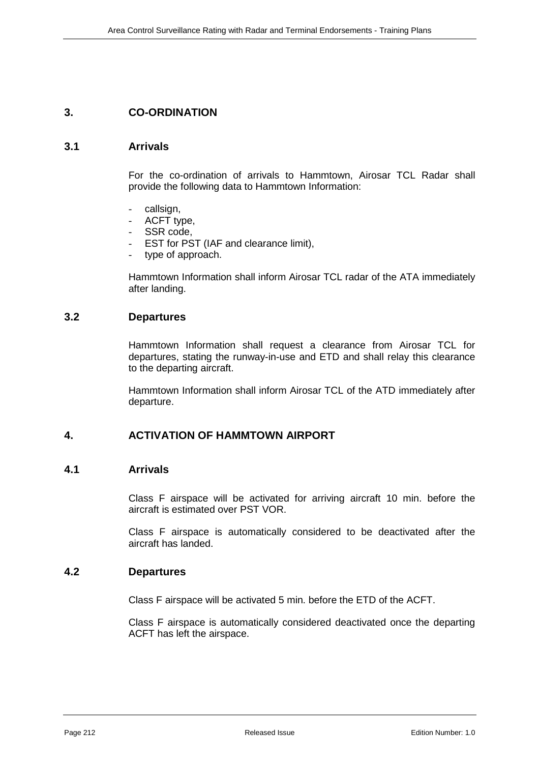## 3. CO-ORDINATION

### 3.1 Arrivals

For the co-ordination of arrivals to Hammtown, Airosar TCL Radar shall provide the following data to Hammtown Information:

- callsign,
- ACFT type,
- SSR code,
- EST for PST (IAF and clearance limit),
- type of approach.

Hammtown Information shall inform Airosar TCL radar of the ATA immediately after landing.

### 3.2 Departures

Hammtown Information shall request a clearance from Airosar TCL for departures, stating the runway-in-use and ETD and shall relay this clearance to the departing aircraft.

Hammtown Information shall inform Airosar TCL of the ATD immediately after departure.

## 4. ACTIVATION OF HAMMTOWN AIRPORT

### 4.1 Arrivals

Class F airspace will be activated for arriving aircraft 10 min. before the aircraft is estimated over PST VOR.

Class F airspace is automatically considered to be deactivated after the aircraft has landed.

### 4.2 Departures

Class F airspace will be activated 5 min. before the ETD of the ACFT.

Class F airspace is automatically considered deactivated once the departing ACFT has left the airspace.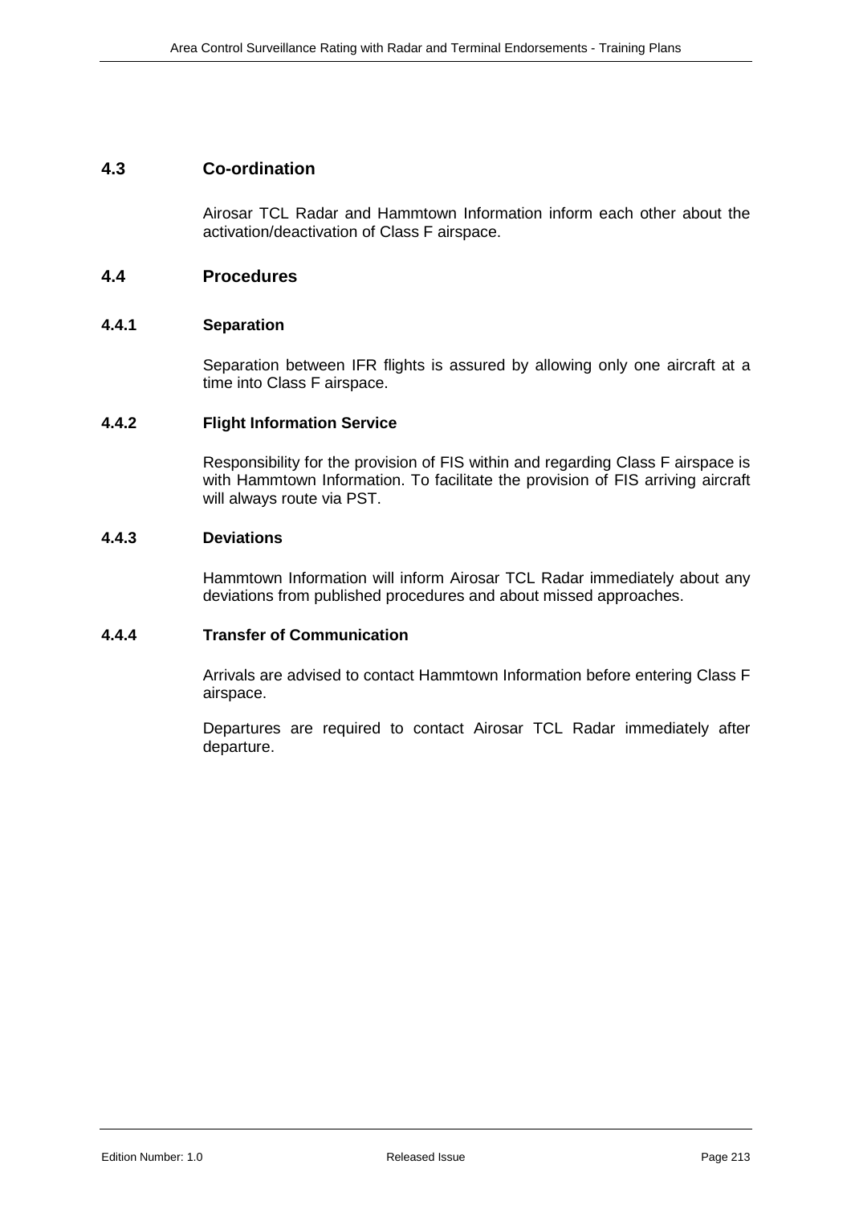## 4.3 Co-ordination

Airosar TCL Radar and Hammtown Information inform each other about the activation/deactivation of Class F airspace.

## 4.4 Procedures

### 4.4.1 Separation

Separation between IFR flights is assured by allowing only one aircraft at a time into Class F airspace.

### 4.4.2 Flight Information Service

Responsibility for the provision of FIS within and regarding Class F airspace is with Hammtown Information. To facilitate the provision of FIS arriving aircraft will always route via PST.

### 4.4.3 Deviations

Hammtown Information will inform Airosar TCL Radar immediately about any deviations from published procedures and about missed approaches.

### 4.4.4 Transfer of Communication

Arrivals are advised to contact Hammtown Information before entering Class F airspace.

Departures are required to contact Airosar TCL Radar immediately after departure.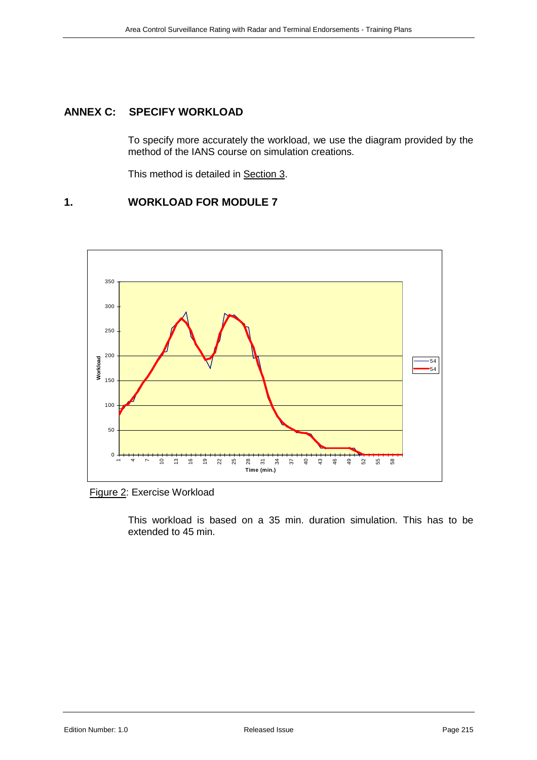# ANNEX C: SPECIFY WORKLOAD

To specify more accurately the workload, we use the diagram provided by the method of the IANS course on simulation creations.

This method is detailed in Section 3.

## 1. WORKLOAD FOR MODULE 7

Figure 2: Exercise Workload

This workload is based on a 35 min. duration simulation. This has to be extended to 45 min.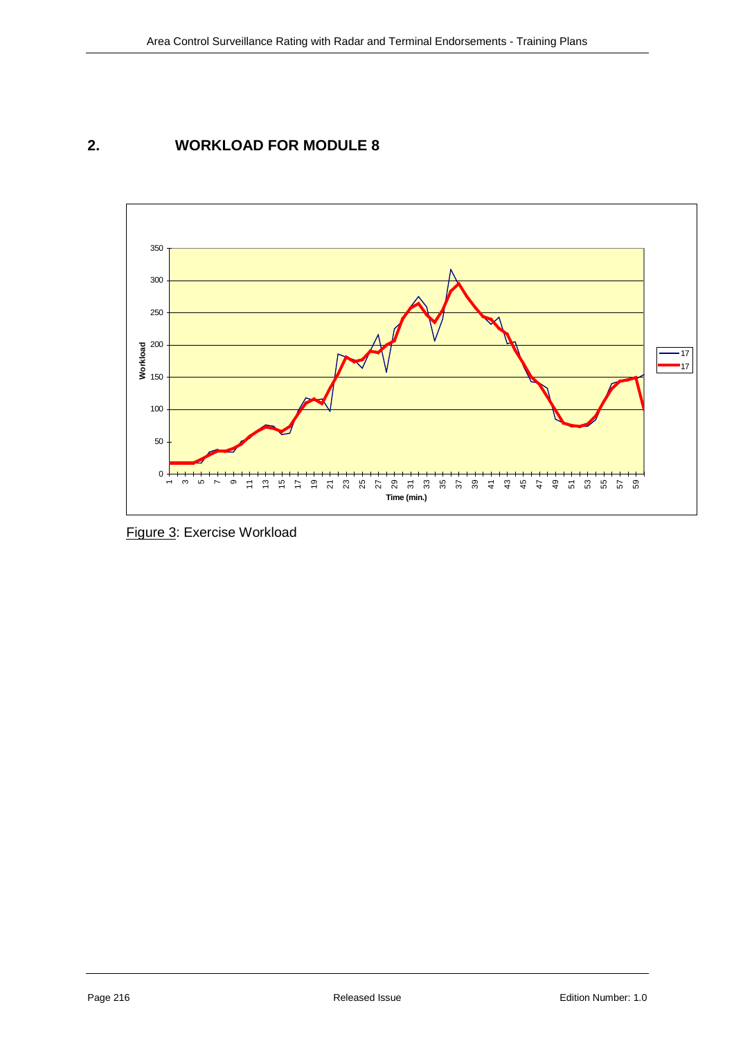## 2. WORKLOAD FOR MODULE 8

Figure 3: Exercise Workload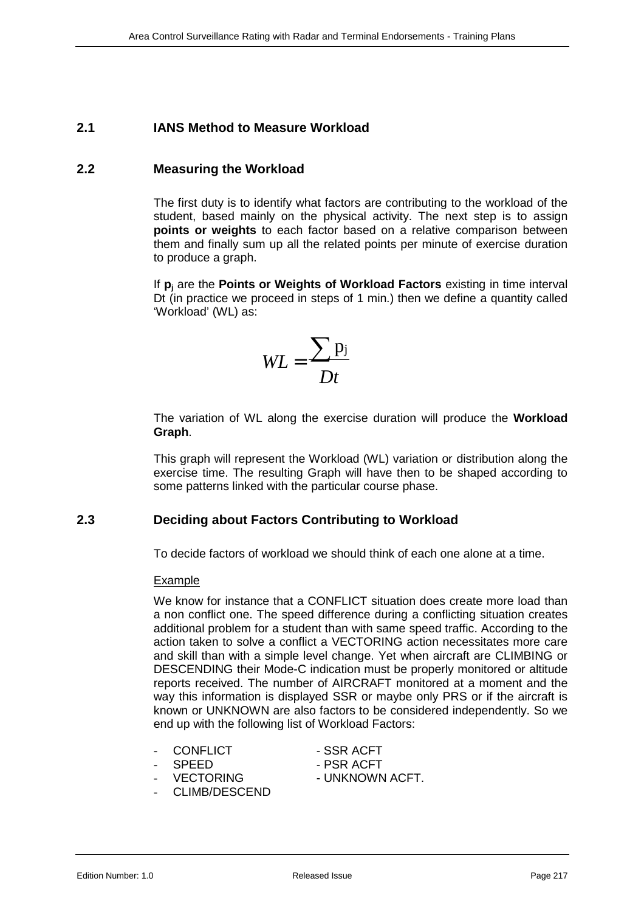## 2.1 IANS Method to Measure Workload

## 2.2 Measuring the Workload

The first duty is to identify what factors are contributing to the workload of the student, based mainly on the physical activity. The next step is to assign **points or weights** to each factor based on a relative comparison between them and finally sum up all the related points per minute of exercise duration to produce a graph.

If $\mathbf{p_j}$ are the **Points or Weights of Workload Factors** existing in time interval Dt (in practice we proceed in steps of 1 min.) then we define a quantity called 'Workload' (WL) as:

$$WL = \frac{\sum p_j}{Dt}$$

The variation of WL along the exercise duration will produce the **Workload Graph**.

This graph will represent the Workload (WL) variation or distribution along the exercise time. The resulting Graph will have then to be shaped according to some patterns linked with the particular course phase.

## 2.3 Deciding about Factors Contributing to Workload

To decide factors of workload we should think of each one alone at a time.

Example

We know for instance that a CONFLICT situation does create more load than a non conflict one. The speed difference during a conflicting situation creates additional problem for a student than with same speed traffic. According to the action taken to solve a conflict a VECTORING action necessitates more care and skill than with a simple level change. Yet when aircraft are CLIMBING or DESCENDING their Mode-C indication must be properly monitored or altitude reports received. The number of AIRCRAFT monitored at a moment and the way this information is displayed SSR or maybe only PRS or if the aircraft is known or UNKNOWN are also factors to be considered independently. So we end up with the following list of Workload Factors:

- CONFLICT
- SPEED
- VECTORING
- CLIMB/DESCEND
- SSR ACFT
- PSR ACFT
- UNKNOWN ACFT.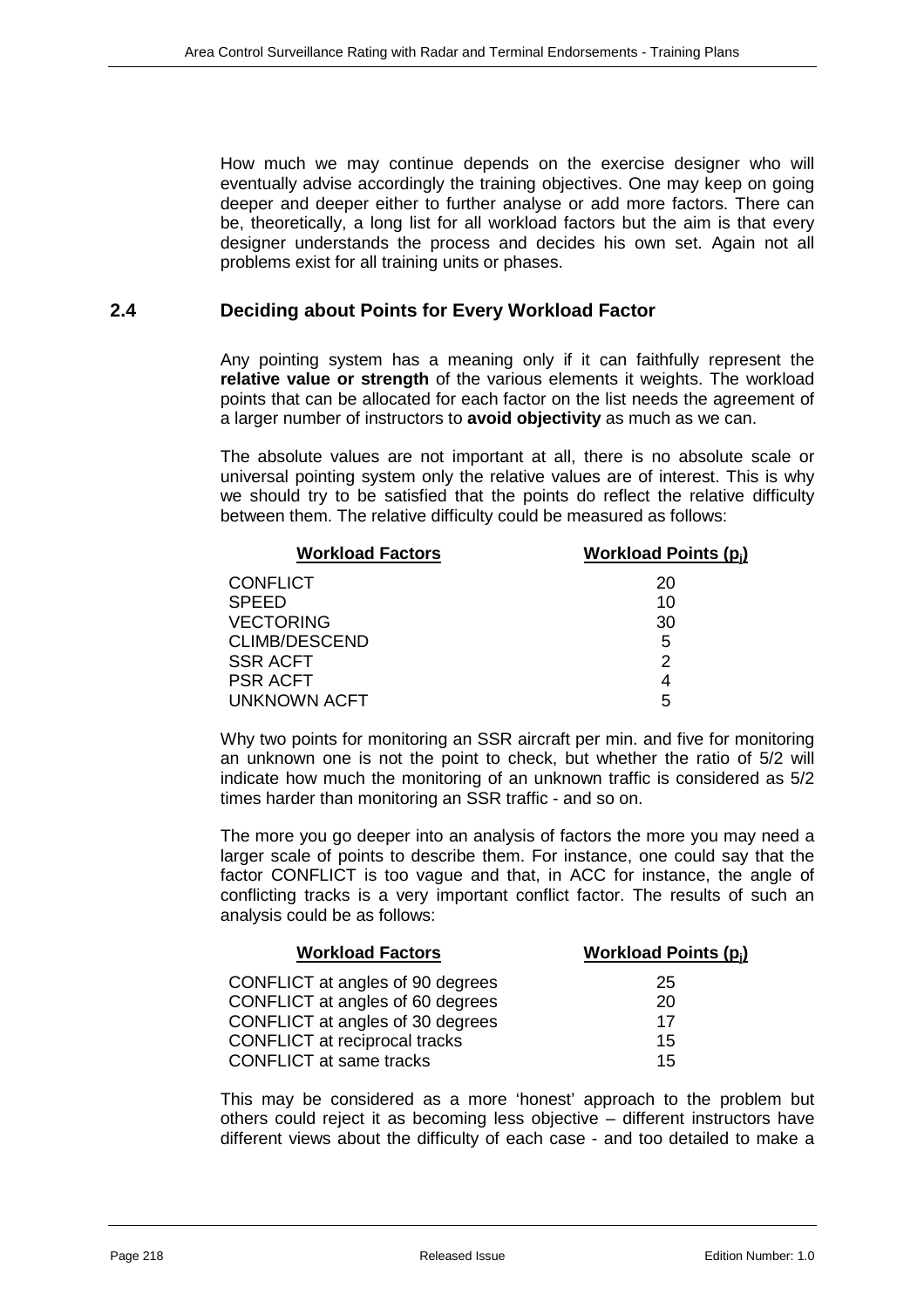How much we may continue depends on the exercise designer who will eventually advise accordingly the training objectives. One may keep on going deeper and deeper either to further analyse or add more factors. There can be, theoretically, a long list for all workload factors but the aim is that every designer understands the process and decides his own set. Again not all problems exist for all training units or phases.

## 2.4 Deciding about Points for Every Workload Factor

Any pointing system has a meaning only if it can faithfully represent the **relative value or strength** of the various elements it weights. The workload points that can be allocated for each factor on the list needs the agreement of a larger number of instructors to **avoid objectivity** as much as we can.

The absolute values are not important at all, there is no absolute scale or universal pointing system only the relative values are of interest. This is why we should try to be satisfied that the points do reflect the relative difficulty between them. The relative difficulty could be measured as follows:

| Workload Factors | Workload Points ($p_j$) |
|---|---|
| CONFLICT | 20 |
| SPEED | 10 |
| VECTORING | 30 |
| CLIMB/DESCEND | 5 |
| SSR ACFT | 2 |
| PSR ACFT | 4 |
| UNKNOWN ACFT | 5 |

Why two points for monitoring an SSR aircraft per min. and five for monitoring an unknown one is not the point to check, but whether the ratio of 5/2 will indicate how much the monitoring of an unknown traffic is considered as 5/2 times harder than monitoring an SSR traffic - and so on.

The more you go deeper into an analysis of factors the more you may need a larger scale of points to describe them. For instance, one could say that the factor CONFLICT is too vague and that, in ACC for instance, the angle of conflicting tracks is a very important conflict factor. The results of such an analysis could be as follows:

| Workload Factors | Workload Points ($p_j$) |
|---|---|
| CONFLICT at angles of 90 degrees | 25 |
| CONFLICT at angles of 60 degrees | 20 |
| CONFLICT at angles of 30 degrees | 17 |
| CONFLICT at reciprocal tracks | 15 |
| CONFLICT at same tracks | 15 |

This may be considered as a more ‘honest’ approach to the problem but others could reject it as becoming less objective – different instructors have different views about the difficulty of each case - and too detailed to make a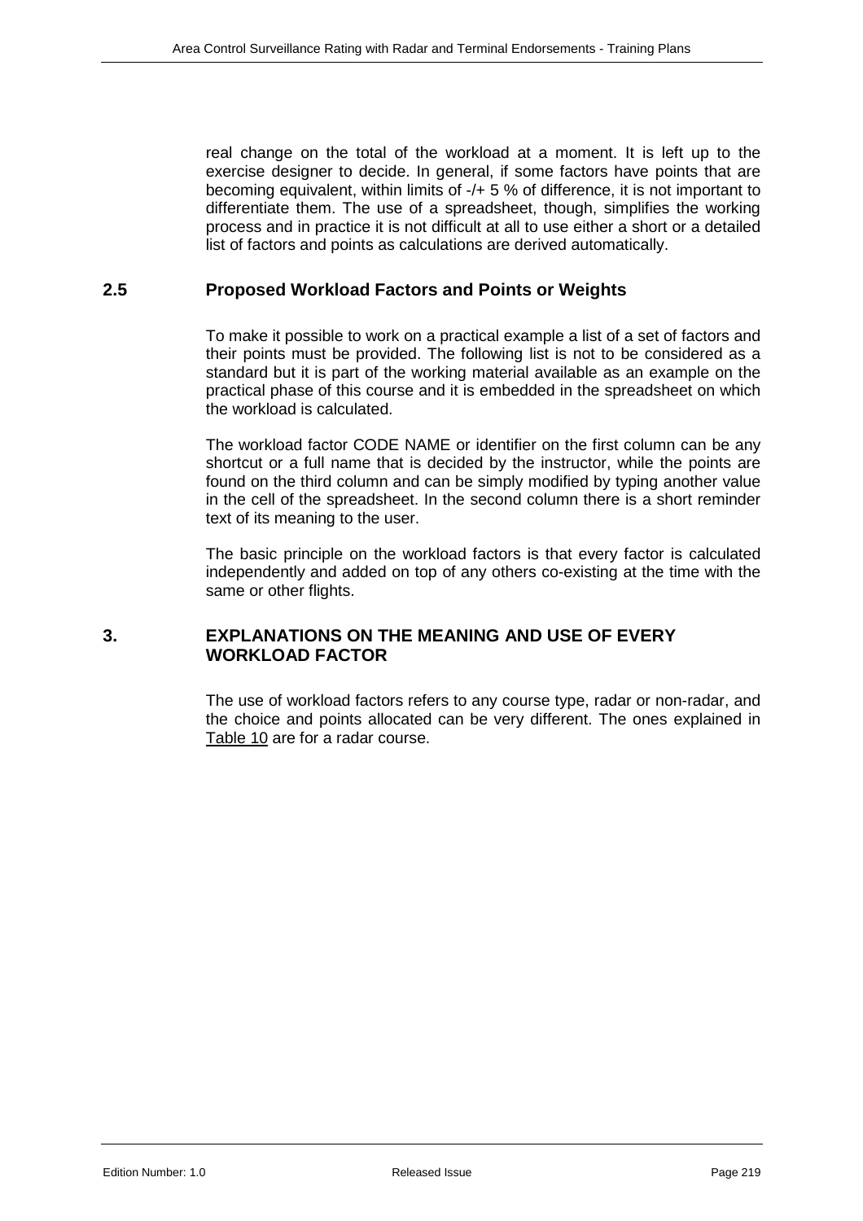real change on the total of the workload at a moment. It is left up to the exercise designer to decide. In general, if some factors have points that are becoming equivalent, within limits of -/+ 5 % of difference, it is not important to differentiate them. The use of a spreadsheet, though, simplifies the working process and in practice it is not difficult at all to use either a short or a detailed list of factors and points as calculations are derived automatically.

## 2.5 Proposed Workload Factors and Points or Weights

To make it possible to work on a practical example a list of a set of factors and their points must be provided. The following list is not to be considered as a standard but it is part of the working material available as an example on the practical phase of this course and it is embedded in the spreadsheet on which the workload is calculated.

The workload factor CODE NAME or identifier on the first column can be any shortcut or a full name that is decided by the instructor, while the points are found on the third column and can be simply modified by typing another value in the cell of the spreadsheet. In the second column there is a short reminder text of its meaning to the user.

The basic principle on the workload factors is that every factor is calculated independently and added on top of any others co-existing at the time with the same or other flights.

# 3. EXPLANATIONS ON THE MEANING AND USE OF EVERY WORKLOAD FACTOR

The use of workload factors refers to any course type, radar or non-radar, and the choice and points allocated can be very different. The ones explained in Table 10 are for a radar course.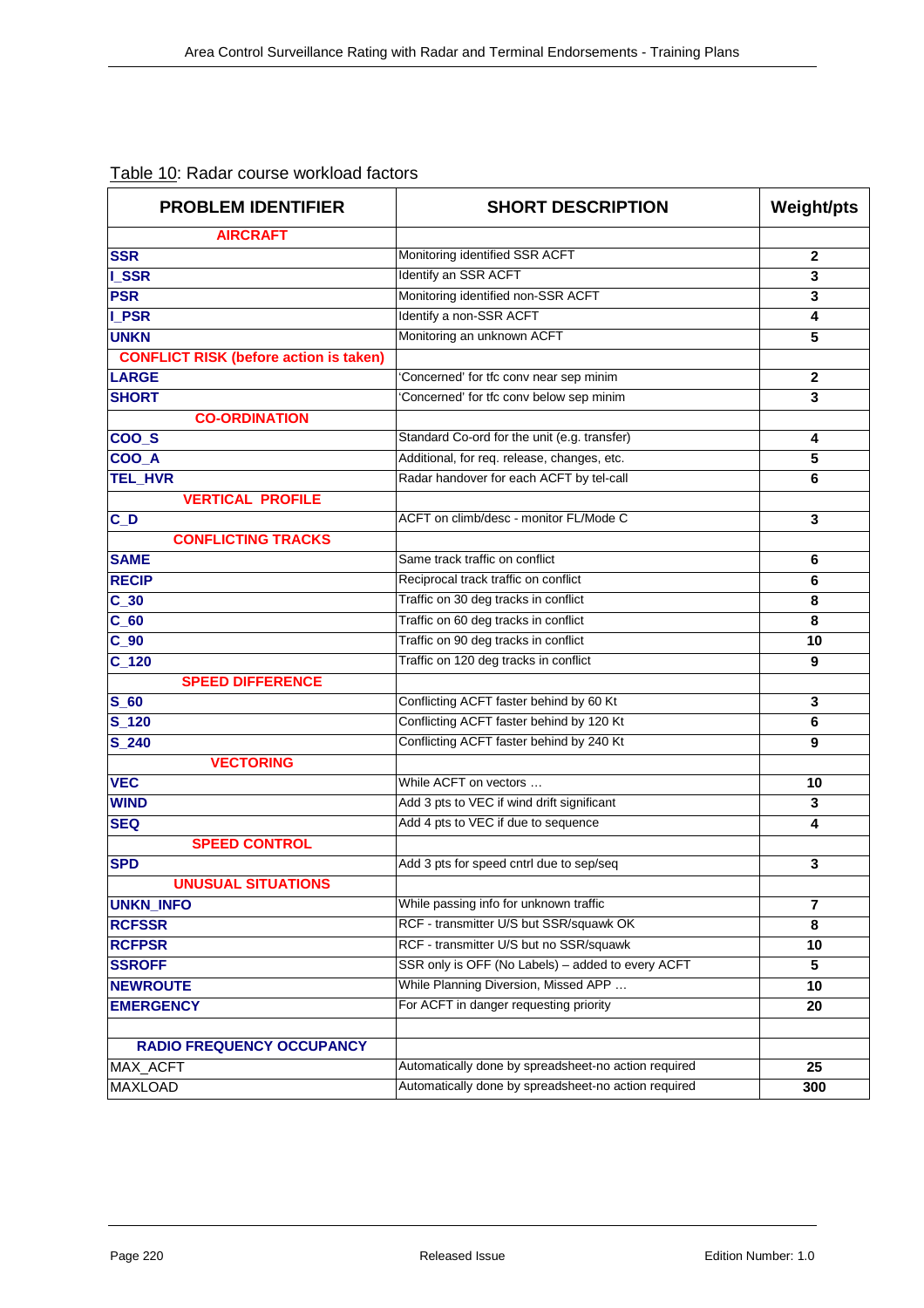Table 10: Radar course workload factors

| PROBLEM IDENTIFIER | SHORT DESCRIPTION | Weight/pts |
|---|---|---|
| **AIRCRAFT** | | |
| **SSR** | Monitoring identified SSR ACFT | **2** |
| **I_SSR** | Identify an SSR ACFT | **3** |
| **PSR** | Monitoring identified non-SSR ACFT | **3** |
| **I_PSR** | Identify a non-SSR ACFT | **4** |
| **UNKN** | Monitoring an unknown ACFT | **5** |
| **CONFLICT RISK (before action is taken)** | | |
| **LARGE** | 'Concerned' for tfc conv near sep minim | **2** |
| **SHORT** | 'Concerned' for tfc conv below sep minim | **3** |
| **CO-ORDINATION** | | |
| **COO_S** | Standard Co-ord for the unit (e.g. transfer) | **4** |
| **COO_A** | Additional, for req. release, changes, etc. | **5** |
| **TEL_HVR** | Radar handover for each ACFT by tel-call | **6** |
| **VERTICAL PROFILE** | | |
| **C_D** | ACFT on climb/desc - monitor FL/Mode C | **3** |
| **CONFLICTING TRACKS** | | |
| **SAME** | Same track traffic on conflict | **6** |
| **RECIP** | Reciprocal track traffic on conflict | **6** |
| **C_30** | Traffic on 30 deg tracks in conflict | **8** |
| **C_60** | Traffic on 60 deg tracks in conflict | **8** |
| **C_90** | Traffic on 90 deg tracks in conflict | **10** |
| **C_120** | Traffic on 120 deg tracks in conflict | **9** |
| **SPEED DIFFERENCE** | | |
| **S_60** | Conflicting ACFT faster behind by 60 Kt | **3** |
| **S_120** | Conflicting ACFT faster behind by 120 Kt | **6** |
| **S_240** | Conflicting ACFT faster behind by 240 Kt | **9** |
| **VECTORING** | | |
| **VEC** | While ACFT on vectors … | **10** |
| **WIND** | Add 3 pts to VEC if wind drift significant | **3** |
| **SEQ** | Add 4 pts to VEC if due to sequence | **4** |
| **SPEED CONTROL** | | |
| **SPD** | Add 3 pts for speed cntrl due to sep/seq | **3** |
| **UNUSUAL SITUATIONS** | | |
| **UNKN_INFO** | While passing info for unknown traffic | **7** |
| **RCFSSR** | RCF - transmitter U/S but SSR/squawk OK | **8** |
| **RCFPSR** | RCF - transmitter U/S but no SSR/squawk | **10** |
| **SSROFF** | SSR only is OFF (No Labels) – added to every ACFT | **5** |
| **NEWROUTE** | While Planning Diversion, Missed APP … | **10** |
| **EMERGENCY** | For ACFT in danger requesting priority | **20** |
| | | |
| **RADIO FREQUENCY OCCUPANCY** | | |
| MAX_ACFT | Automatically done by spreadsheet-no action required | **25** |
| MAXLOAD | Automatically done by spreadsheet-no action required | **300** |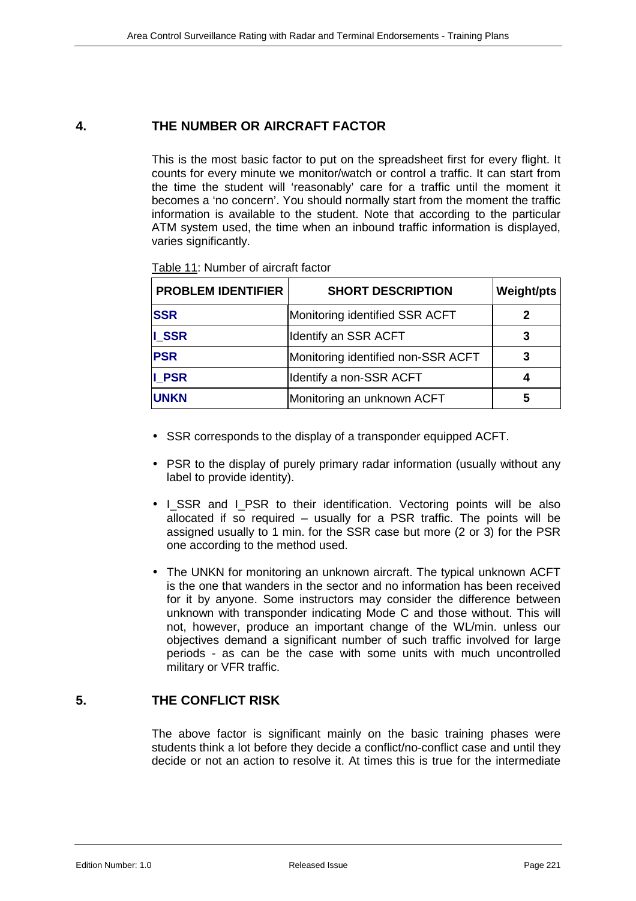## 4. THE NUMBER OR AIRCRAFT FACTOR

This is the most basic factor to put on the spreadsheet first for every flight. It counts for every minute we monitor/watch or control a traffic. It can start from the time the student will 'reasonably' care for a traffic until the moment it becomes a 'no concern'. You should normally start from the moment the traffic information is available to the student. Note that according to the particular ATM system used, the time when an inbound traffic information is displayed, varies significantly.

Table 11: Number of aircraft factor

| PROBLEM IDENTIFIER | SHORT DESCRIPTION | Weight/pts |
|---|---|---|
| **SSR** | Monitoring identified SSR ACFT | **2** |
| **I_SSR** | Identify an SSR ACFT | **3** |
| **PSR** | Monitoring identified non-SSR ACFT | **3** |
| **I_PSR** | Identify a non-SSR ACFT | **4** |
| **UNKN** | Monitoring an unknown ACFT | **5** |

- SSR corresponds to the display of a transponder equipped ACFT.
- PSR to the display of purely primary radar information (usually without any label to provide identity).
- I_SSR and I_PSR to their identification. Vectoring points will be also allocated if so required – usually for a PSR traffic. The points will be assigned usually to 1 min. for the SSR case but more (2 or 3) for the PSR one according to the method used.
- The UNKN for monitoring an unknown aircraft. The typical unknown ACFT is the one that wanders in the sector and no information has been received for it by anyone. Some instructors may consider the difference between unknown with transponder indicating Mode C and those without. This will not, however, produce an important change of the WL/min. unless our objectives demand a significant number of such traffic involved for large periods - as can be the case with some units with much uncontrolled military or VFR traffic.

## 5. THE CONFLICT RISK

The above factor is significant mainly on the basic training phases were students think a lot before they decide a conflict/no-conflict case and until they decide or not an action to resolve it. At times this is true for the intermediate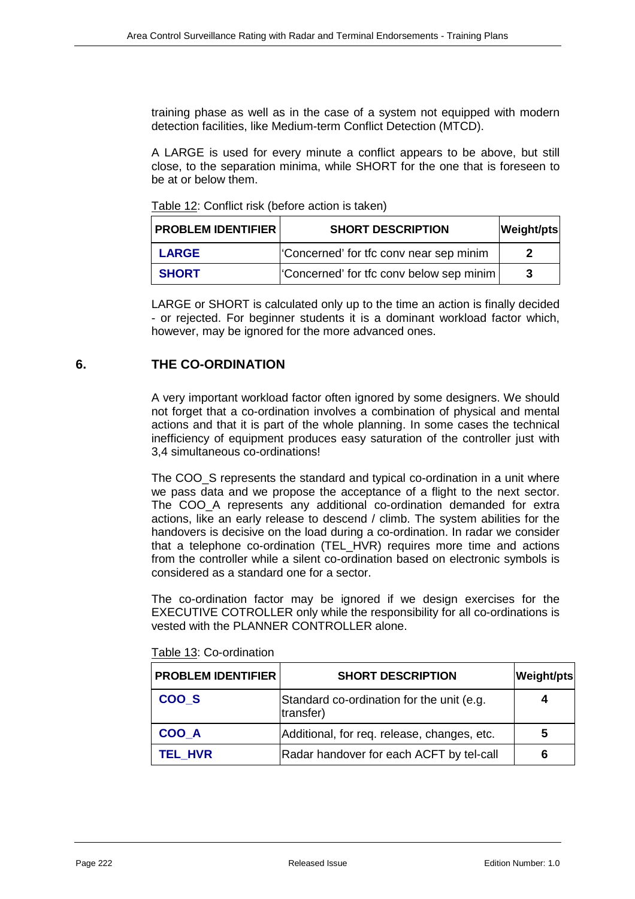training phase as well as in the case of a system not equipped with modern detection facilities, like Medium-term Conflict Detection (MTCD).

A LARGE is used for every minute a conflict appears to be above, but still close, to the separation minima, while SHORT for the one that is foreseen to be at or below them.

Table 12: Conflict risk (before action is taken)

| PROBLEM IDENTIFIER | SHORT DESCRIPTION | Weight/pts |
|---|---|---|
| **LARGE** | 'Concerned' for tfc conv near sep minim | **2** |
| **SHORT** | 'Concerned' for tfc conv below sep minim | **3** |

LARGE or SHORT is calculated only up to the time an action is finally decided - or rejected. For beginner students it is a dominant workload factor which, however, may be ignored for the more advanced ones.

## 6. THE CO-ORDINATION

A very important workload factor often ignored by some designers. We should not forget that a co-ordination involves a combination of physical and mental actions and that it is part of the whole planning. In some cases the technical inefficiency of equipment produces easy saturation of the controller just with 3,4 simultaneous co-ordinations!

The COO_S represents the standard and typical co-ordination in a unit where we pass data and we propose the acceptance of a flight to the next sector. The COO_A represents any additional co-ordination demanded for extra actions, like an early release to descend / climb. The system abilities for the handovers is decisive on the load during a co-ordination. In radar we consider that a telephone co-ordination (TEL_HVR) requires more time and actions from the controller while a silent co-ordination based on electronic symbols is considered as a standard one for a sector.

The co-ordination factor may be ignored if we design exercises for the EXECUTIVE COTROLLER only while the responsibility for all co-ordinations is vested with the PLANNER CONTROLLER alone.

Table 13: Co-ordination

| PROBLEM IDENTIFIER | SHORT DESCRIPTION | Weight/pts |
|---|---|---|
| **COO_S** | Standard co-ordination for the unit (e.g. transfer) | **4** |
| **COO_A** | Additional, for req. release, changes, etc. | **5** |
| **TEL_HVR** | Radar handover for each ACFT by tel-call | **6** |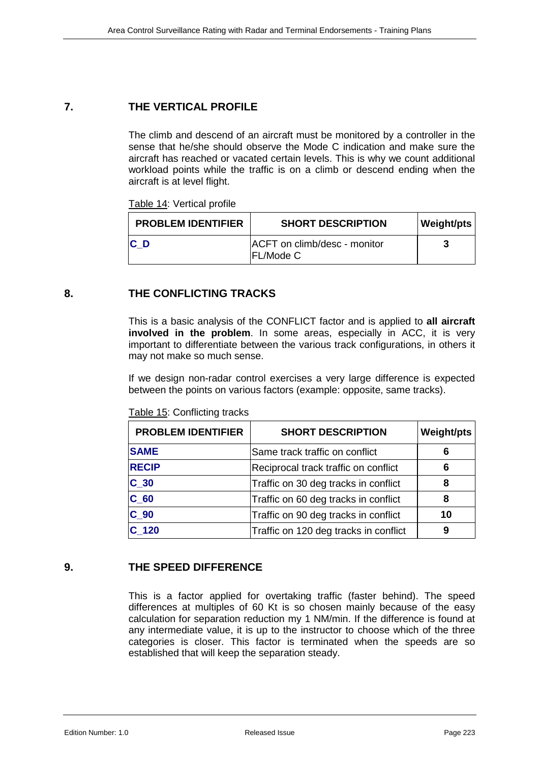## 7. THE VERTICAL PROFILE

The climb and descend of an aircraft must be monitored by a controller in the sense that he/she should observe the Mode C indication and make sure the aircraft has reached or vacated certain levels. This is why we count additional workload points while the traffic is on a climb or descend ending when the aircraft is at level flight.

Table 14: Vertical profile

| PROBLEM IDENTIFIER | SHORT DESCRIPTION | Weight/pts |
|---|---|---|
| **C_D** | ACFT on climb/desc - monitor FL/Mode C | **3** |

## 8. THE CONFLICTING TRACKS

This is a basic analysis of the CONFLICT factor and is applied to **all aircraft involved in the problem**. In some areas, especially in ACC, it is very important to differentiate between the various track configurations, in others it may not make so much sense.

If we design non-radar control exercises a very large difference is expected between the points on various factors (example: opposite, same tracks).

Table 15: Conflicting tracks

| PROBLEM IDENTIFIER | SHORT DESCRIPTION | Weight/pts |
|---|---|---|
| **SAME** | Same track traffic on conflict | **6** |
| **RECIP** | Reciprocal track traffic on conflict | **6** |
| **C_30** | Traffic on 30 deg tracks in conflict | **8** |
| **C_60** | Traffic on 60 deg tracks in conflict | **8** |
| **C_90** | Traffic on 90 deg tracks in conflict | **10** |
| **C_120** | Traffic on 120 deg tracks in conflict | **9** |

## 9. THE SPEED DIFFERENCE

This is a factor applied for overtaking traffic (faster behind). The speed differences at multiples of 60 Kt is so chosen mainly because of the easy calculation for separation reduction my 1 NM/min. If the difference is found at any intermediate value, it is up to the instructor to choose which of the three categories is closer. This factor is terminated when the speeds are so established that will keep the separation steady.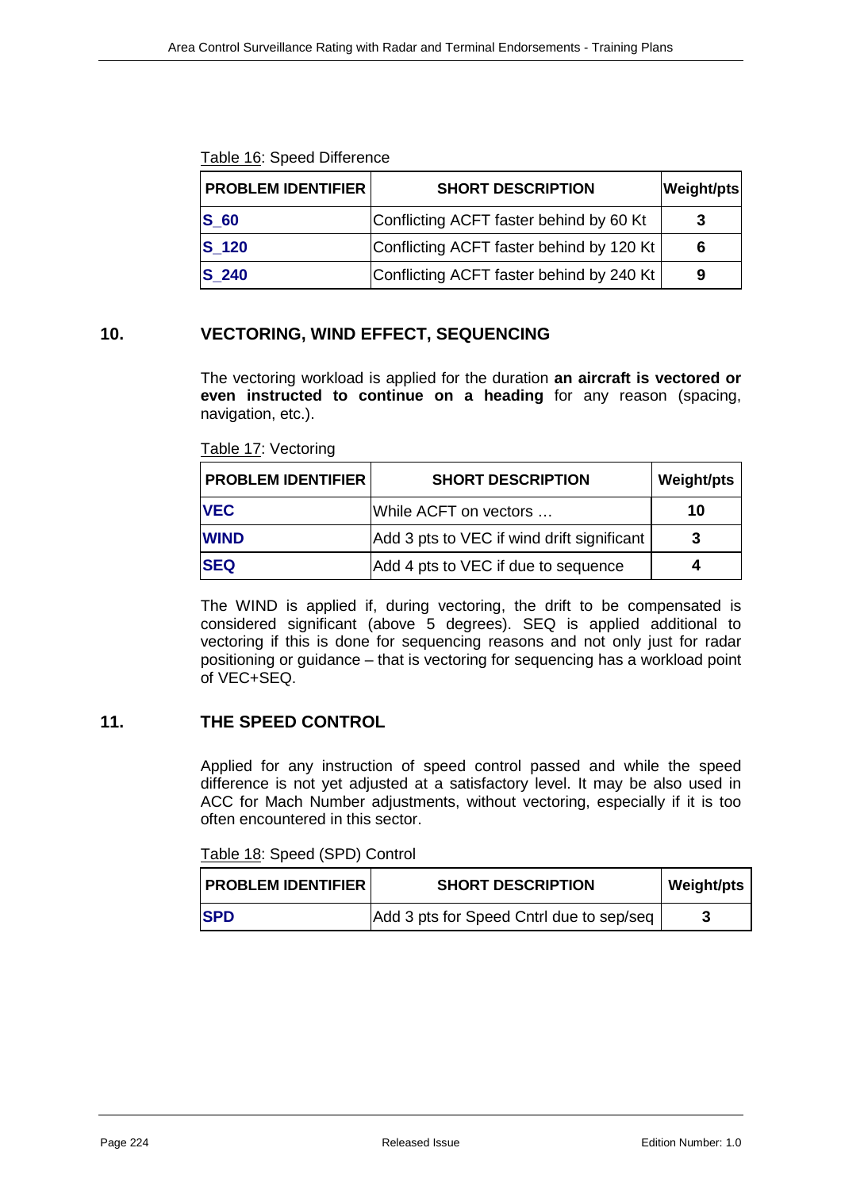Table 16: Speed Difference

| PROBLEM IDENTIFIER | SHORT DESCRIPTION | Weight/pts |
|---|---|---|
| **S_60** | Conflicting ACFT faster behind by 60 Kt | **3** |
| **S_120** | Conflicting ACFT faster behind by 120 Kt | **6** |
| **S_240** | Conflicting ACFT faster behind by 240 Kt | **9** |

## 10. VECTORING, WIND EFFECT, SEQUENCING

The vectoring workload is applied for the duration **an aircraft is vectored or even instructed to continue on a heading** for any reason (spacing, navigation, etc.).

Table 17: Vectoring

| PROBLEM IDENTIFIER | SHORT DESCRIPTION | Weight/pts |
|---|---|---|
| **VEC** | While ACFT on vectors … | **10** |
| **WIND** | Add 3 pts to VEC if wind drift significant | **3** |
| **SEQ** | Add 4 pts to VEC if due to sequence | **4** |

The WIND is applied if, during vectoring, the drift to be compensated is considered significant (above 5 degrees). SEQ is applied additional to vectoring if this is done for sequencing reasons and not only just for radar positioning or guidance – that is vectoring for sequencing has a workload point of VEC+SEQ.

## 11. THE SPEED CONTROL

Applied for any instruction of speed control passed and while the speed difference is not yet adjusted at a satisfactory level. It may be also used in ACC for Mach Number adjustments, without vectoring, especially if it is too often encountered in this sector.

Table 18: Speed (SPD) Control

| PROBLEM IDENTIFIER | SHORT DESCRIPTION | Weight/pts |
|---|---|---|
| **SPD** | Add 3 pts for Speed Cntrl due to sep/seq | **3** |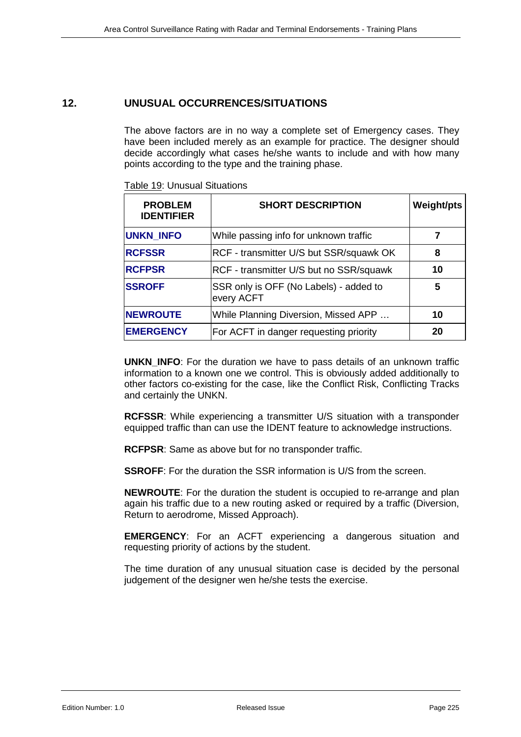## 12. UNUSUAL OCCURRENCES/SITUATIONS

The above factors are in no way a complete set of Emergency cases. They have been included merely as an example for practice. The designer should decide accordingly what cases he/she wants to include and with how many points according to the type and the training phase.

Table 19: Unusual Situations

| PROBLEM IDENTIFIER | SHORT DESCRIPTION | Weight/pts |
|---|---|---|
| **UNKN_INFO** | While passing info for unknown traffic | **7** |
| **RCFSSR** | RCF - transmitter U/S but SSR/squawk OK | **8** |
| **RCFPSR** | RCF - transmitter U/S but no SSR/squawk | **10** |
| **SSROFF** | SSR only is OFF (No Labels) - added to every ACFT | **5** |
| **NEWROUTE** | While Planning Diversion, Missed APP … | **10** |
| **EMERGENCY** | For ACFT in danger requesting priority | **20** |

**UNKN_INFO**: For the duration we have to pass details of an unknown traffic information to a known one we control. This is obviously added additionally to other factors co-existing for the case, like the Conflict Risk, Conflicting Tracks and certainly the UNKN.

**RCFSSR**: While experiencing a transmitter U/S situation with a transponder equipped traffic than can use the IDENT feature to acknowledge instructions.

**RCFPSR**: Same as above but for no transponder traffic.

**SSROFF**: For the duration the SSR information is U/S from the screen.

**NEWROUTE**: For the duration the student is occupied to re-arrange and plan again his traffic due to a new routing asked or required by a traffic (Diversion, Return to aerodrome, Missed Approach).

**EMERGENCY**: For an ACFT experiencing a dangerous situation and requesting priority of actions by the student.

The time duration of any unusual situation case is decided by the personal judgement of the designer wen he/she tests the exercise.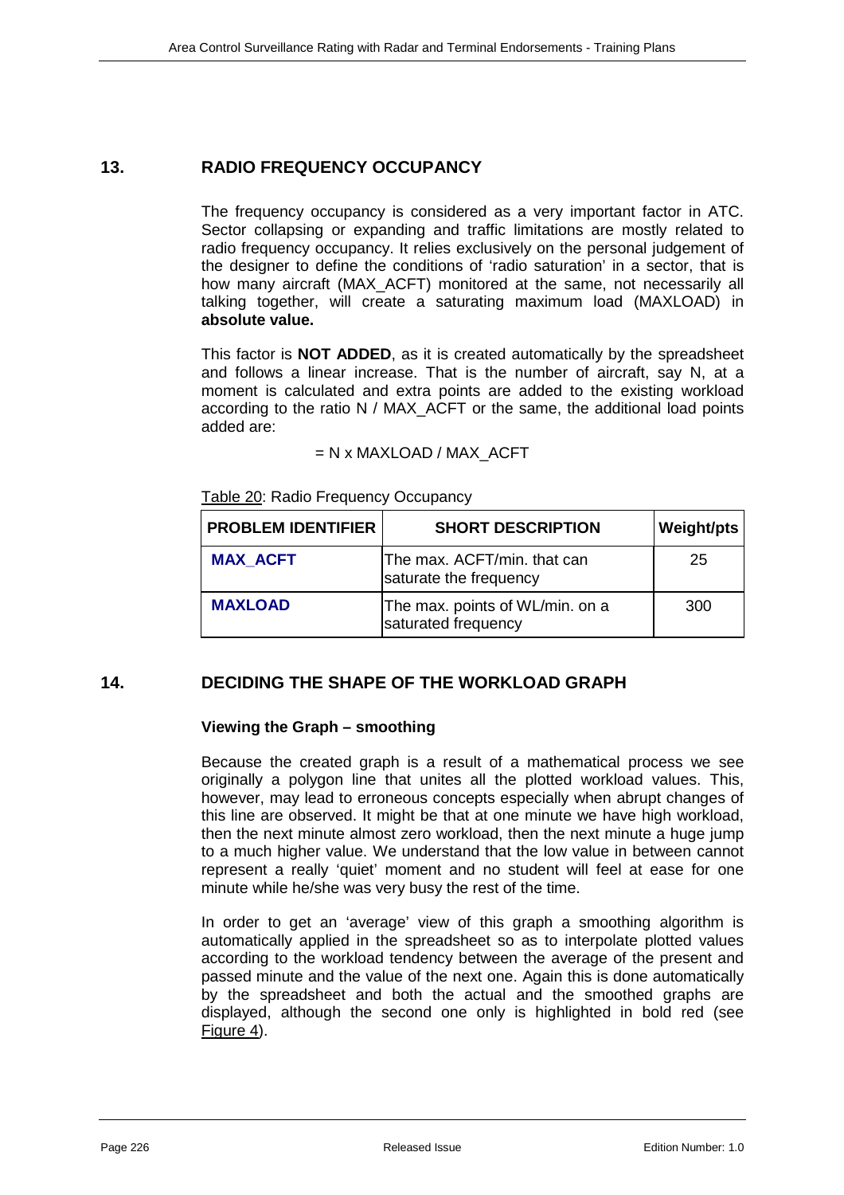## 13. RADIO FREQUENCY OCCUPANCY

The frequency occupancy is considered as a very important factor in ATC. Sector collapsing or expanding and traffic limitations are mostly related to radio frequency occupancy. It relies exclusively on the personal judgement of the designer to define the conditions of 'radio saturation' in a sector, that is how many aircraft (MAX_ACFT) monitored at the same, not necessarily all talking together, will create a saturating maximum load (MAXLOAD) in **absolute value.**

This factor is **NOT ADDED**, as it is created automatically by the spreadsheet and follows a linear increase. That is the number of aircraft, say N, at a moment is calculated and extra points are added to the existing workload according to the ratio N / MAX_ACFT or the same, the additional load points added are:

= N x MAXLOAD / MAX_ACFT

Table 20: Radio Frequency Occupancy

| PROBLEM IDENTIFIER | SHORT DESCRIPTION | Weight/pts |
|---|---|---|
| **MAX_ACFT** | The max. ACFT/min. that can saturate the frequency | 25 |
| **MAXLOAD** | The max. points of WL/min. on a saturated frequency | 300 |

## 14. DECIDING THE SHAPE OF THE WORKLOAD GRAPH

### Viewing the Graph – smoothing

Because the created graph is a result of a mathematical process we see originally a polygon line that unites all the plotted workload values. This, however, may lead to erroneous concepts especially when abrupt changes of this line are observed. It might be that at one minute we have high workload, then the next minute almost zero workload, then the next minute a huge jump to a much higher value. We understand that the low value in between cannot represent a really 'quiet' moment and no student will feel at ease for one minute while he/she was very busy the rest of the time.

In order to get an 'average' view of this graph a smoothing algorithm is automatically applied in the spreadsheet so as to interpolate plotted values according to the workload tendency between the average of the present and passed minute and the value of the next one. Again this is done automatically by the spreadsheet and both the actual and the smoothed graphs are displayed, although the second one only is highlighted in bold red (see Figure 4).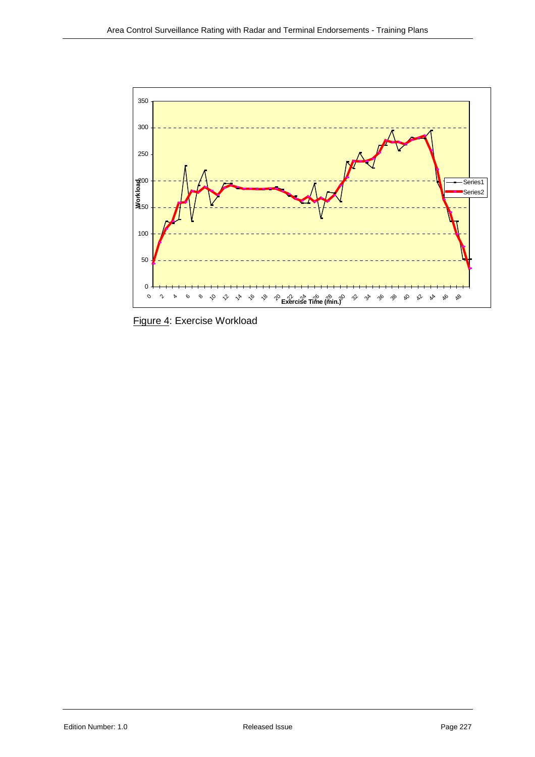Figure 4: Exercise Workload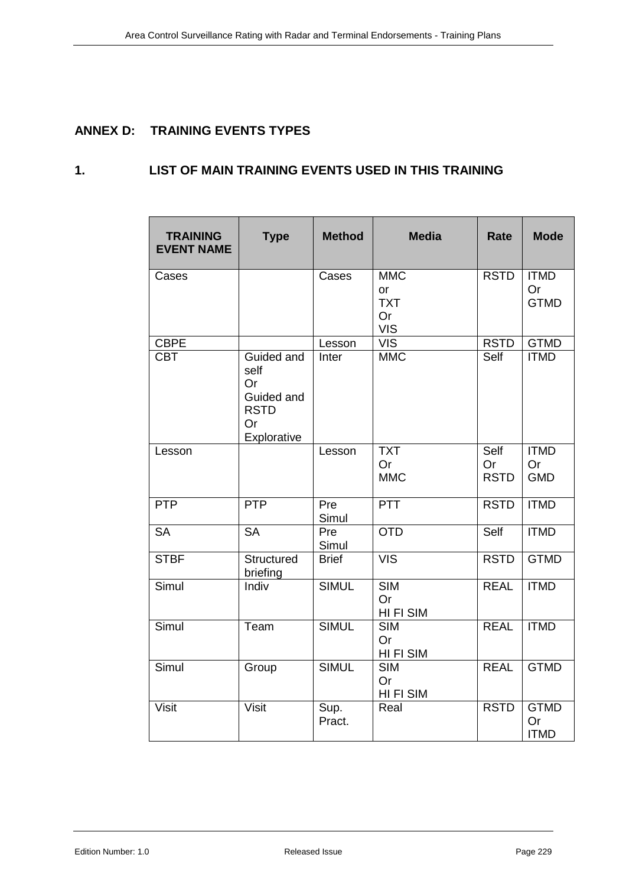# ANNEX D: TRAINING EVENTS TYPES

## 1. LIST OF MAIN TRAINING EVENTS USED IN THIS TRAINING

| TRAINING EVENT NAME | Type | Method | Media | Rate | Mode |
|---|---|---|---|---|---|
| Cases | | Cases | MMC or TXT Or VIS | RSTD | ITMD Or GTMD |
| CBPE | | Lesson | VIS | RSTD | GTMD |
| CBT | Guided and self Or Guided and RSTD Or Explorative | Inter | MMC | Self | ITMD |
| Lesson | | Lesson | TXT Or MMC | Self Or RSTD | ITMD Or GMD |
| PTP | PTP | Pre Simul | PTT | RSTD | ITMD |
| SA | SA | Pre Simul | OTD | Self | ITMD |
| STBF | Structured briefing | Brief | VIS | RSTD | GTMD |
| Simul | Indiv | SIMUL | SIM Or HI FI SIM | REAL | ITMD |
| Simul | Team | SIMUL | SIM Or HI FI SIM | REAL | ITMD |
| Simul | Group | SIMUL | SIM Or HI FI SIM | REAL | GTMD |
| Visit | Visit | Sup. Pract. | Real | RSTD | GTMD Or ITMD |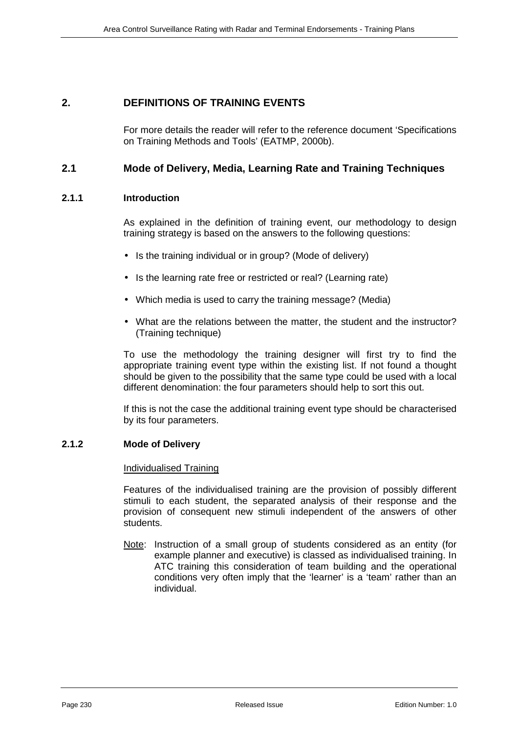## 2. DEFINITIONS OF TRAINING EVENTS

For more details the reader will refer to the reference document 'Specifications on Training Methods and Tools' (EATMP, 2000b).

### 2.1 Mode of Delivery, Media, Learning Rate and Training Techniques

#### 2.1.1 Introduction

As explained in the definition of training event, our methodology to design training strategy is based on the answers to the following questions:

- Is the training individual or in group? (Mode of delivery)
- Is the learning rate free or restricted or real? (Learning rate)
- Which media is used to carry the training message? (Media)
- What are the relations between the matter, the student and the instructor? (Training technique)

To use the methodology the training designer will first try to find the appropriate training event type within the existing list. If not found a thought should be given to the possibility that the same type could be used with a local different denomination: the four parameters should help to sort this out.

If this is not the case the additional training event type should be characterised by its four parameters.

#### 2.1.2 Mode of Delivery

Individualised Training

Features of the individualised training are the provision of possibly different stimuli to each student, the separated analysis of their response and the provision of consequent new stimuli independent of the answers of other students.

Note: Instruction of a small group of students considered as an entity (for example planner and executive) is classed as individualised training. In ATC training this consideration of team building and the operational conditions very often imply that the 'learner' is a 'team' rather than an individual.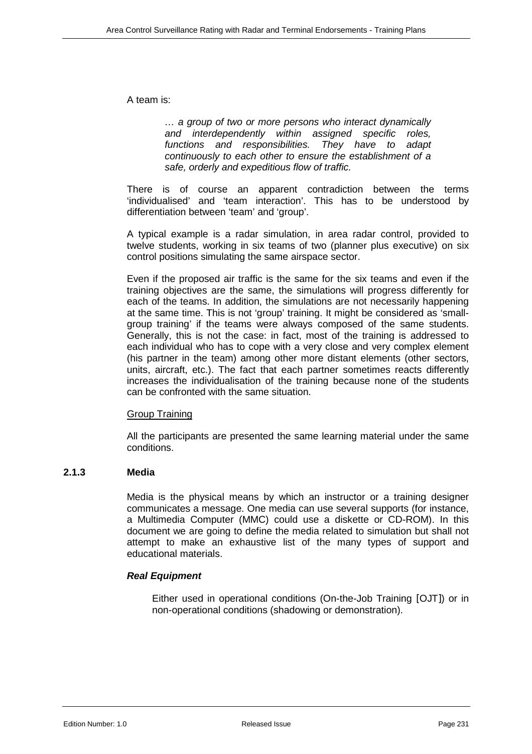A team is:

> *… a group of two or more persons who interact dynamically and interdependently within assigned specific roles, functions and responsibilities. They have to adapt continuously to each other to ensure the establishment of a safe, orderly and expeditious flow of traffic.*

There is of course an apparent contradiction between the terms 'individualised' and 'team interaction'. This has to be understood by differentiation between 'team' and 'group'.

A typical example is a radar simulation, in area radar control, provided to twelve students, working in six teams of two (planner plus executive) on six control positions simulating the same airspace sector.

Even if the proposed air traffic is the same for the six teams and even if the training objectives are the same, the simulations will progress differently for each of the teams. In addition, the simulations are not necessarily happening at the same time. This is not 'group' training. It might be considered as 'small-group training' if the teams were always composed of the same students. Generally, this is not the case: in fact, most of the training is addressed to each individual who has to cope with a very close and very complex element (his partner in the team) among other more distant elements (other sectors, units, aircraft, etc.). The fact that each partner sometimes reacts differently increases the individualisation of the training because none of the students can be confronted with the same situation.

Group Training

All the participants are presented the same learning material under the same conditions.

### 2.1.3 Media

Media is the physical means by which an instructor or a training designer communicates a message. One media can use several supports (for instance, a Multimedia Computer (MMC) could use a diskette or CD-ROM). In this document we are going to define the media related to simulation but shall not attempt to make an exhaustive list of the many types of support and educational materials.

***Real Equipment***

Either used in operational conditions (On-the-Job Training [OJT]) or in non-operational conditions (shadowing or demonstration).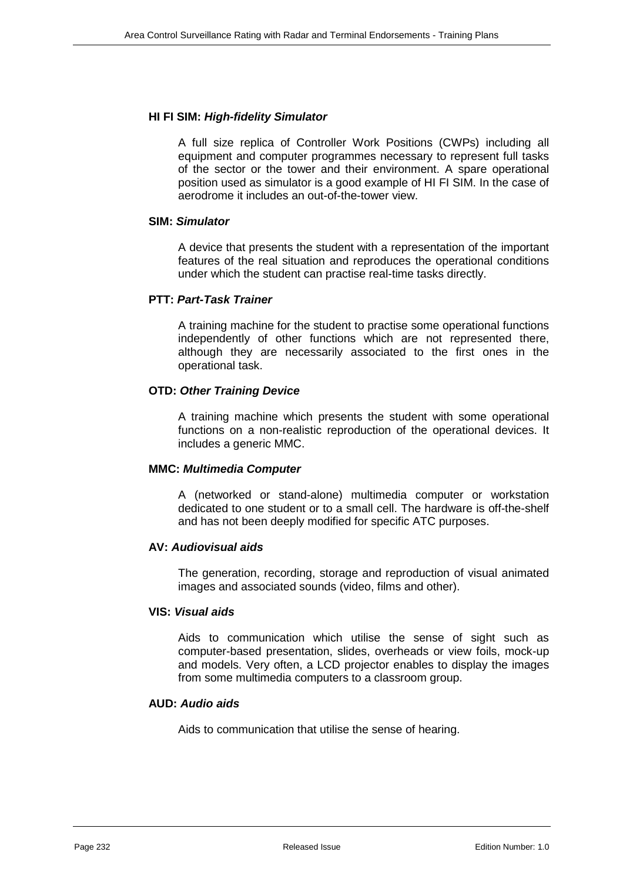**HI FI SIM:** ***High-fidelity Simulator***

A full size replica of Controller Work Positions (CWPs) including all equipment and computer programmes necessary to represent full tasks of the sector or the tower and their environment. A spare operational position used as simulator is a good example of HI FI SIM. In the case of aerodrome it includes an out-of-the-tower view.

**SIM:** ***Simulator***

A device that presents the student with a representation of the important features of the real situation and reproduces the operational conditions under which the student can practise real-time tasks directly.

**PTT:** ***Part-Task Trainer***

A training machine for the student to practise some operational functions independently of other functions which are not represented there, although they are necessarily associated to the first ones in the operational task.

**OTD:** ***Other Training Device***

A training machine which presents the student with some operational functions on a non-realistic reproduction of the operational devices. It includes a generic MMC.

**MMC:** ***Multimedia Computer***

A (networked or stand-alone) multimedia computer or workstation dedicated to one student or to a small cell. The hardware is off-the-shelf and has not been deeply modified for specific ATC purposes.

**AV:** ***Audiovisual aids***

The generation, recording, storage and reproduction of visual animated images and associated sounds (video, films and other).

**VIS:** ***Visual aids***

Aids to communication which utilise the sense of sight such as computer-based presentation, slides, overheads or view foils, mock-up and models. Very often, a LCD projector enables to display the images from some multimedia computers to a classroom group.

**AUD:** ***Audio aids***

Aids to communication that utilise the sense of hearing.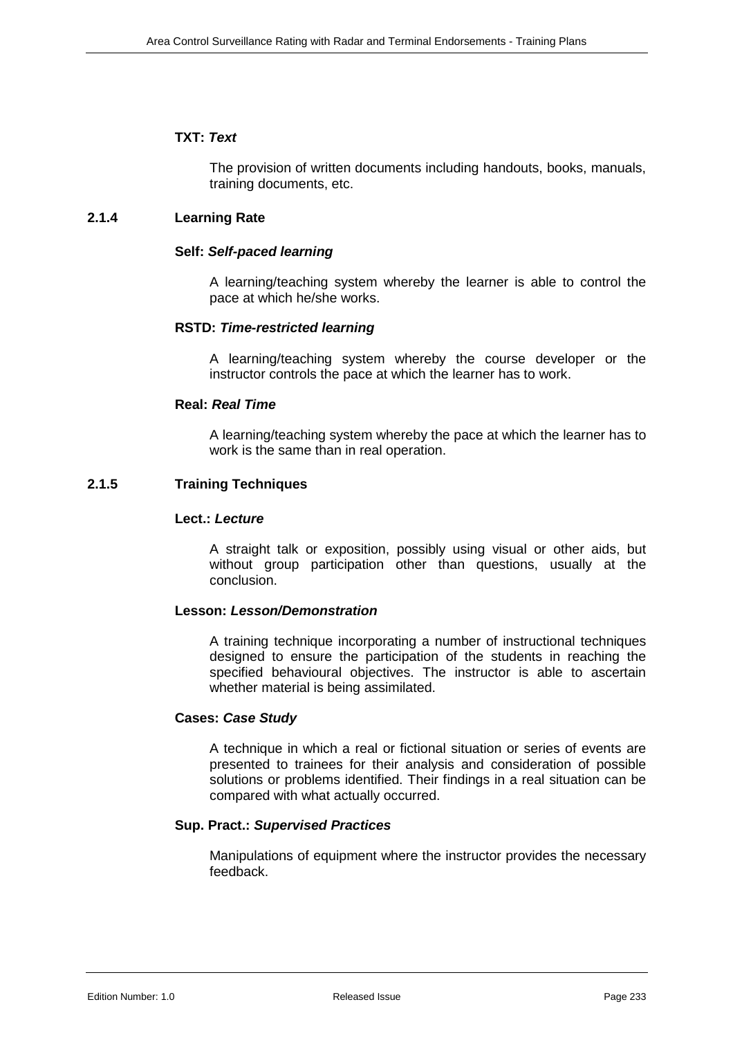**TXT:** ***Text***

The provision of written documents including handouts, books, manuals, training documents, etc.

### 2.1.4 Learning Rate

**Self:** ***Self-paced learning***

A learning/teaching system whereby the learner is able to control the pace at which he/she works.

**RSTD:** ***Time-restricted learning***

A learning/teaching system whereby the course developer or the instructor controls the pace at which the learner has to work.

**Real:** ***Real Time***

A learning/teaching system whereby the pace at which the learner has to work is the same than in real operation.

### 2.1.5 Training Techniques

**Lect.:** ***Lecture***

A straight talk or exposition, possibly using visual or other aids, but without group participation other than questions, usually at the conclusion.

**Lesson:** ***Lesson/Demonstration***

A training technique incorporating a number of instructional techniques designed to ensure the participation of the students in reaching the specified behavioural objectives. The instructor is able to ascertain whether material is being assimilated.

**Cases:** ***Case Study***

A technique in which a real or fictional situation or series of events are presented to trainees for their analysis and consideration of possible solutions or problems identified. Their findings in a real situation can be compared with what actually occurred.

**Sup. Pract.:** ***Supervised Practices***

Manipulations of equipment where the instructor provides the necessary feedback.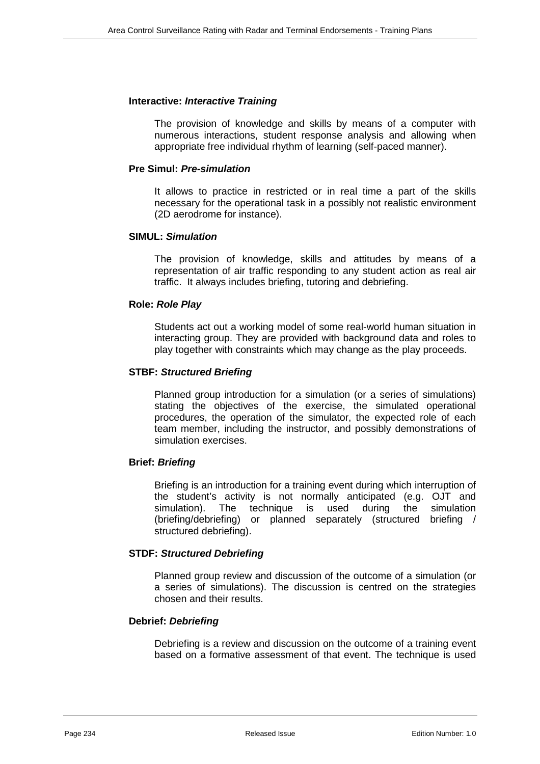**Interactive:** ***Interactive Training***

The provision of knowledge and skills by means of a computer with numerous interactions, student response analysis and allowing when appropriate free individual rhythm of learning (self-paced manner).

**Pre Simul:** ***Pre-simulation***

It allows to practice in restricted or in real time a part of the skills necessary for the operational task in a possibly not realistic environment (2D aerodrome for instance).

**SIMUL:** ***Simulation***

The provision of knowledge, skills and attitudes by means of a representation of air traffic responding to any student action as real air traffic. It always includes briefing, tutoring and debriefing.

**Role:** ***Role Play***

Students act out a working model of some real-world human situation in interacting group. They are provided with background data and roles to play together with constraints which may change as the play proceeds.

**STBF:** ***Structured Briefing***

Planned group introduction for a simulation (or a series of simulations) stating the objectives of the exercise, the simulated operational procedures, the operation of the simulator, the expected role of each team member, including the instructor, and possibly demonstrations of simulation exercises.

**Brief:** ***Briefing***

Briefing is an introduction for a training event during which interruption of the student's activity is not normally anticipated (e.g. OJT and simulation). The technique is used during the simulation (briefing/debriefing) or planned separately (structured briefing / structured debriefing).

**STDF:** ***Structured Debriefing***

Planned group review and discussion of the outcome of a simulation (or a series of simulations). The discussion is centred on the strategies chosen and their results.

**Debrief:** ***Debriefing***

Debriefing is a review and discussion on the outcome of a training event based on a formative assessment of that event. The technique is used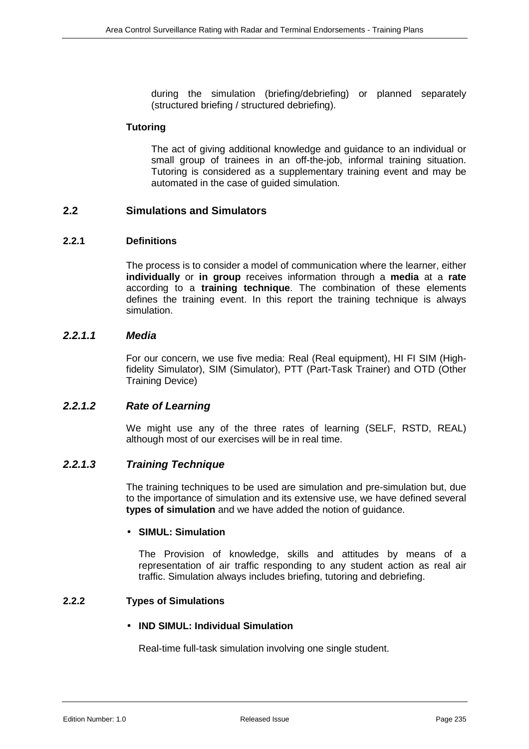during the simulation (briefing/debriefing) or planned separately (structured briefing / structured debriefing).

**Tutoring**

The act of giving additional knowledge and guidance to an individual or small group of trainees in an off-the-job, informal training situation. Tutoring is considered as a supplementary training event and may be automated in the case of guided simulation.

## 2.2 Simulations and Simulators

### 2.2.1 Definitions

The process is to consider a model of communication where the learner, either **individually** or **in group** receives information through a **media** at a **rate** according to a **training technique**. The combination of these elements defines the training event. In this report the training technique is always simulation.

#### *2.2.1.1 Media*

For our concern, we use five media: Real (Real equipment), HI FI SIM (High-fidelity Simulator), SIM (Simulator), PTT (Part-Task Trainer) and OTD (Other Training Device)

#### *2.2.1.2 Rate of Learning*

We might use any of the three rates of learning (SELF, RSTD, REAL) although most of our exercises will be in real time.

#### *2.2.1.3 Training Technique*

The training techniques to be used are simulation and pre-simulation but, due to the importance of simulation and its extensive use, we have defined several **types of simulation** and we have added the notion of guidance.

- **SIMUL: Simulation**

The Provision of knowledge, skills and attitudes by means of a representation of air traffic responding to any student action as real air traffic. Simulation always includes briefing, tutoring and debriefing.

### 2.2.2 Types of Simulations

- **IND SIMUL: Individual Simulation**

Real-time full-task simulation involving one single student.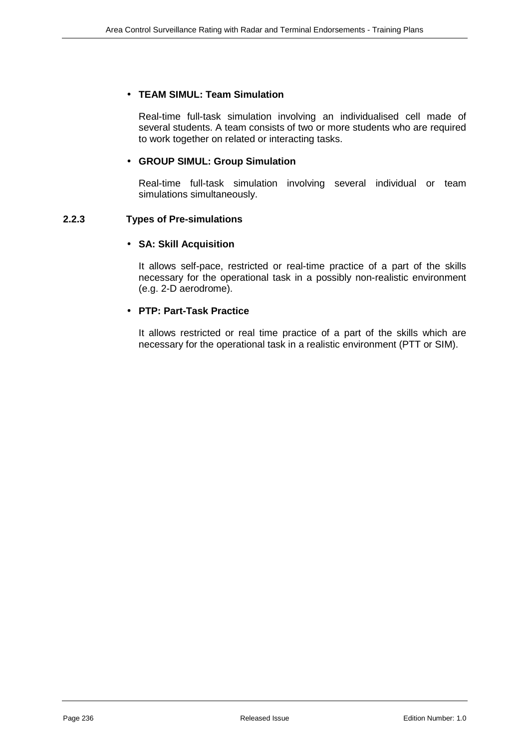- **TEAM SIMUL: Team Simulation**

  Real-time full-task simulation involving an individualised cell made of several students. A team consists of two or more students who are required to work together on related or interacting tasks.

- **GROUP SIMUL: Group Simulation**

  Real-time full-task simulation involving several individual or team simulations simultaneously.

### 2.2.3 Types of Pre-simulations

- **SA: Skill Acquisition**

  It allows self-pace, restricted or real-time practice of a part of the skills necessary for the operational task in a possibly non-realistic environment (e.g. 2-D aerodrome).

- **PTP: Part-Task Practice**

  It allows restricted or real time practice of a part of the skills which are necessary for the operational task in a realistic environment (PTT or SIM).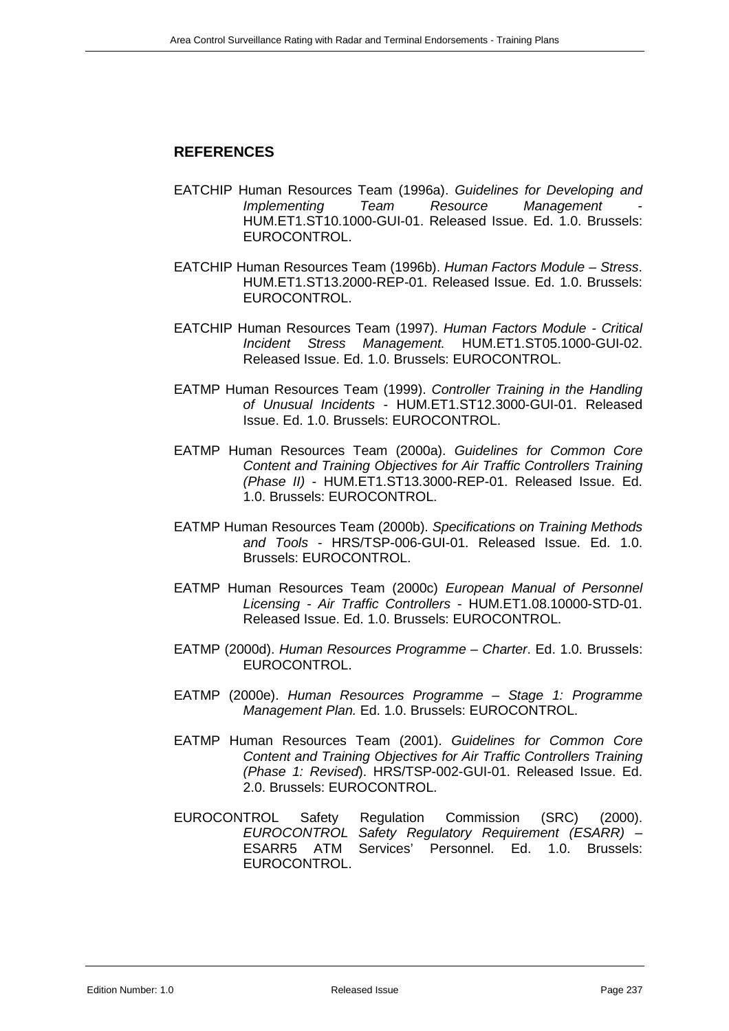## REFERENCES

EATCHIP Human Resources Team (1996a). *Guidelines for Developing and Implementing Team Resource Management* - HUM.ET1.ST10.1000-GUI-01. Released Issue. Ed. 1.0. Brussels: EUROCONTROL.

EATCHIP Human Resources Team (1996b). *Human Factors Module – Stress*. HUM.ET1.ST13.2000-REP-01. Released Issue. Ed. 1.0. Brussels: EUROCONTROL.

EATCHIP Human Resources Team (1997). *Human Factors Module - Critical Incident Stress Management.* HUM.ET1.ST05.1000-GUI-02. Released Issue. Ed. 1.0. Brussels: EUROCONTROL.

EATMP Human Resources Team (1999). *Controller Training in the Handling of Unusual Incidents* - HUM.ET1.ST12.3000-GUI-01. Released Issue. Ed. 1.0. Brussels: EUROCONTROL.

EATMP Human Resources Team (2000a). *Guidelines for Common Core Content and Training Objectives for Air Traffic Controllers Training (Phase II)* - HUM.ET1.ST13.3000-REP-01. Released Issue. Ed. 1.0. Brussels: EUROCONTROL.

EATMP Human Resources Team (2000b). *Specifications on Training Methods and Tools* - HRS/TSP-006-GUI-01. Released Issue. Ed. 1.0. Brussels: EUROCONTROL.

EATMP Human Resources Team (2000c) *European Manual of Personnel Licensing - Air Traffic Controllers* - HUM.ET1.08.10000-STD-01. Released Issue. Ed. 1.0. Brussels: EUROCONTROL.

EATMP (2000d). *Human Resources Programme – Charter*. Ed. 1.0. Brussels: EUROCONTROL.

EATMP (2000e). *Human Resources Programme – Stage 1: Programme Management Plan.* Ed. 1.0. Brussels: EUROCONTROL.

EATMP Human Resources Team (2001). *Guidelines for Common Core Content and Training Objectives for Air Traffic Controllers Training (Phase 1: Revised*). HRS/TSP-002-GUI-01. Released Issue. Ed. 2.0. Brussels: EUROCONTROL.

EUROCONTROL Safety Regulation Commission (SRC) (2000). *EUROCONTROL Safety Regulatory Requirement (ESARR)* – ESARR5 ATM Services' Personnel. Ed. 1.0. Brussels: EUROCONTROL.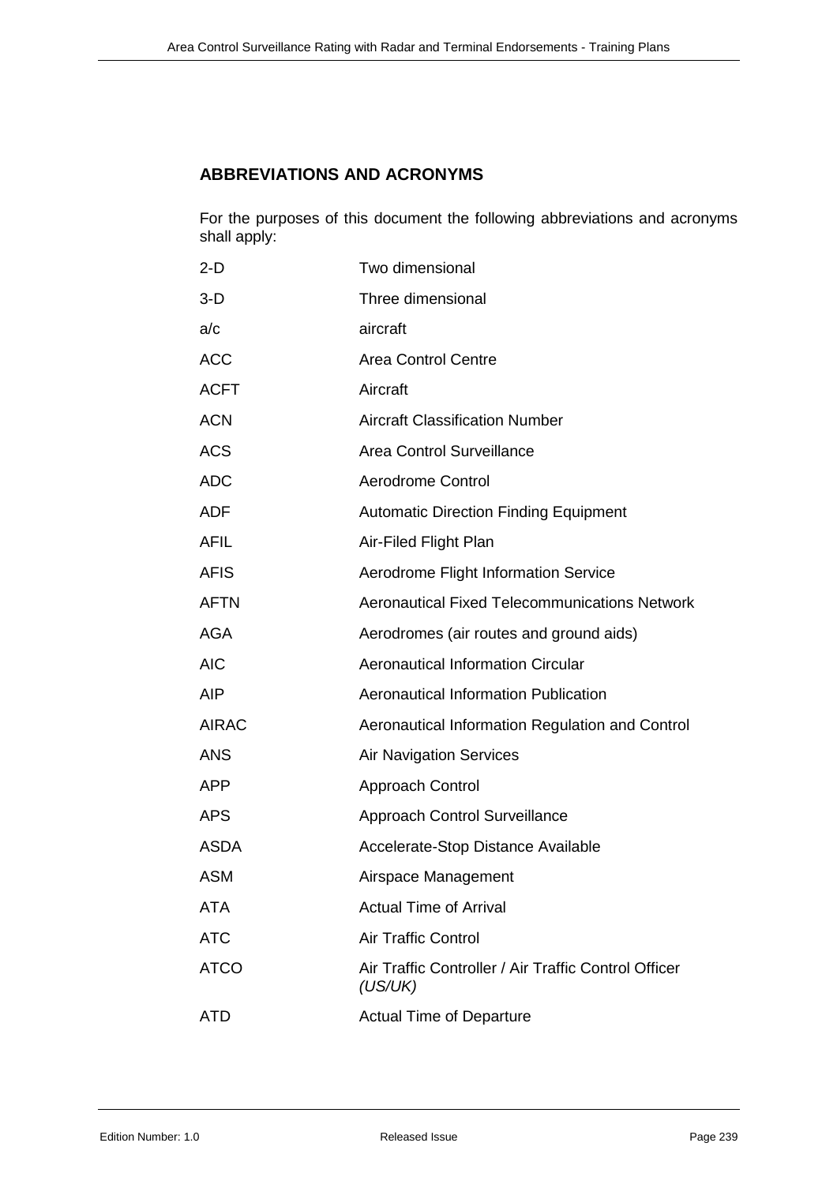## ABBREVIATIONS AND ACRONYMS

For the purposes of this document the following abbreviations and acronyms shall apply:

| | |
|---|---|
| 2-D | Two dimensional |
| 3-D | Three dimensional |
| a/c | aircraft |
| ACC | Area Control Centre |
| ACFT | Aircraft |
| ACN | Aircraft Classification Number |
| ACS | Area Control Surveillance |
| ADC | Aerodrome Control |
| ADF | Automatic Direction Finding Equipment |
| AFIL | Air-Filed Flight Plan |
| AFIS | Aerodrome Flight Information Service |
| AFTN | Aeronautical Fixed Telecommunications Network |
| AGA | Aerodromes (air routes and ground aids) |
| AIC | Aeronautical Information Circular |
| AIP | Aeronautical Information Publication |
| AIRAC | Aeronautical Information Regulation and Control |
| ANS | Air Navigation Services |
| APP | Approach Control |
| APS | Approach Control Surveillance |
| ASDA | Accelerate-Stop Distance Available |
| ASM | Airspace Management |
| ATA | Actual Time of Arrival |
| ATC | Air Traffic Control |
| ATCO | Air Traffic Controller / Air Traffic Control Officer *(US/UK)* |
| ATD | Actual Time of Departure |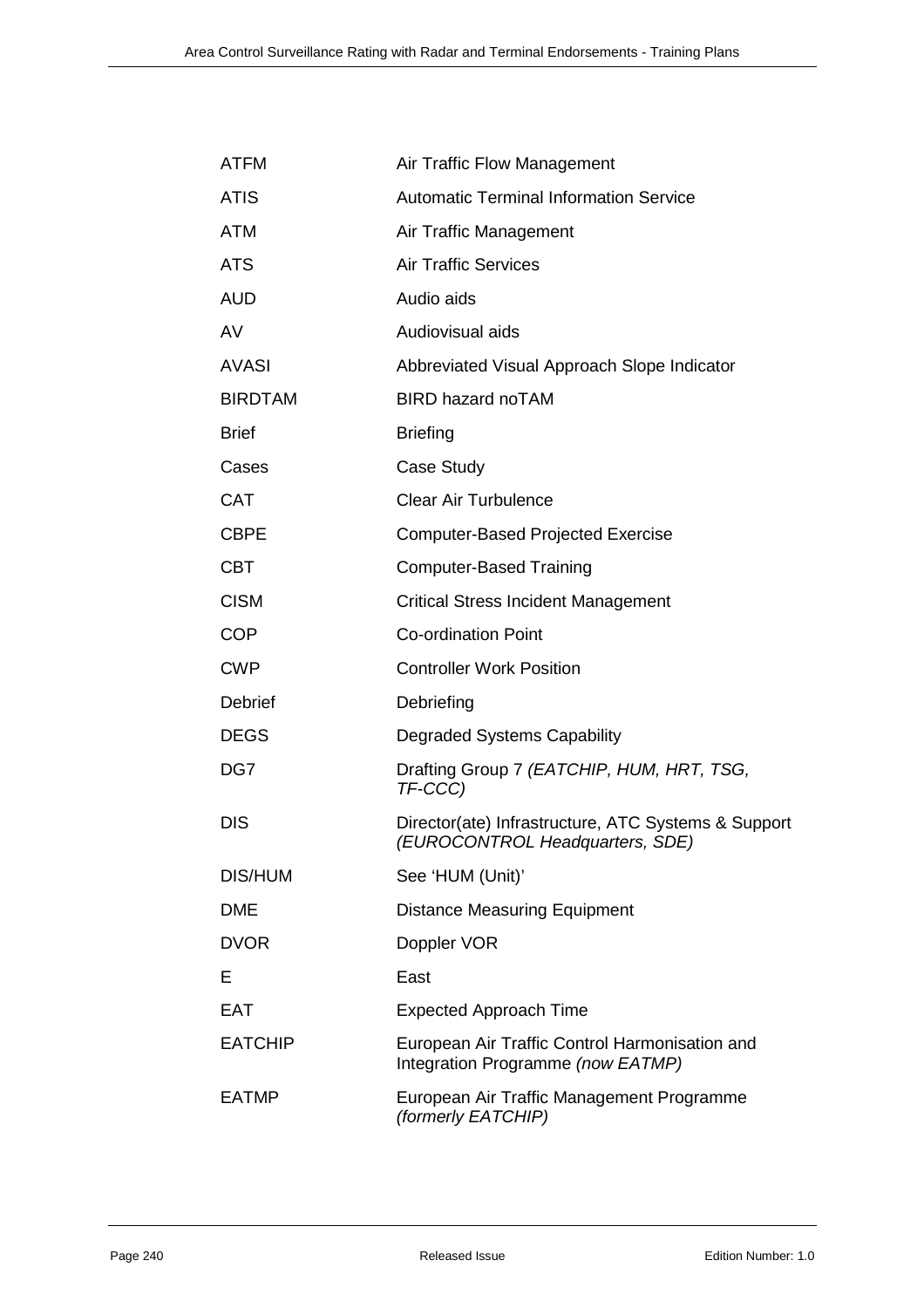| | |
|---|---|
| ATFM | Air Traffic Flow Management |
| ATIS | Automatic Terminal Information Service |
| ATM | Air Traffic Management |
| ATS | Air Traffic Services |
| AUD | Audio aids |
| AV | Audiovisual aids |
| AVASI | Abbreviated Visual Approach Slope Indicator |
| BIRDTAM | BIRD hazard noTAM |
| Brief | Briefing |
| Cases | Case Study |
| CAT | Clear Air Turbulence |
| CBPE | Computer-Based Projected Exercise |
| CBT | Computer-Based Training |
| CISM | Critical Stress Incident Management |
| COP | Co-ordination Point |
| CWP | Controller Work Position |
| Debrief | Debriefing |
| DEGS | Degraded Systems Capability |
| DG7 | Drafting Group 7 *(EATCHIP, HUM, HRT, TSG, TF-CCC)* |
| DIS | Director(ate) Infrastructure, ATC Systems & Support *(EUROCONTROL Headquarters, SDE)* |
| DIS/HUM | See 'HUM (Unit)' |
| DME | Distance Measuring Equipment |
| DVOR | Doppler VOR |
| E | East |
| EAT | Expected Approach Time |
| EATCHIP | European Air Traffic Control Harmonisation and Integration Programme *(now EATMP)* |
| EATMP | European Air Traffic Management Programme *(formerly EATCHIP)* |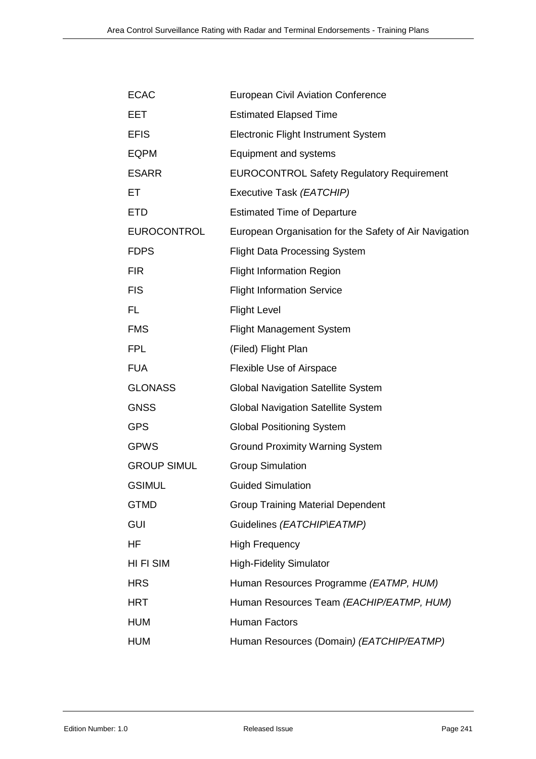| | |
|---|---|
| ECAC | European Civil Aviation Conference |
| EET | Estimated Elapsed Time |
| EFIS | Electronic Flight Instrument System |
| EQPM | Equipment and systems |
| ESARR | EUROCONTROL Safety Regulatory Requirement |
| ET | Executive Task *(EATCHIP)* |
| ETD | Estimated Time of Departure |
| EUROCONTROL | European Organisation for the Safety of Air Navigation |
| FDPS | Flight Data Processing System |
| FIR | Flight Information Region |
| FIS | Flight Information Service |
| FL | Flight Level |
| FMS | Flight Management System |
| FPL | (Filed) Flight Plan |
| FUA | Flexible Use of Airspace |
| GLONASS | Global Navigation Satellite System |
| GNSS | Global Navigation Satellite System |
| GPS | Global Positioning System |
| GPWS | Ground Proximity Warning System |
| GROUP SIMUL | Group Simulation |
| GSIMUL | Guided Simulation |
| GTMD | Group Training Material Dependent |
| GUI | Guidelines *(EATCHIP\EATMP)* |
| HF | High Frequency |
| HI FI SIM | High-Fidelity Simulator |
| HRS | Human Resources Programme *(EATMP, HUM)* |
| HRT | Human Resources Team *(EACHIP/EATMP, HUM)* |
| HUM | Human Factors |
| HUM | Human Resources (Domain*) (EATCHIP/EATMP)* |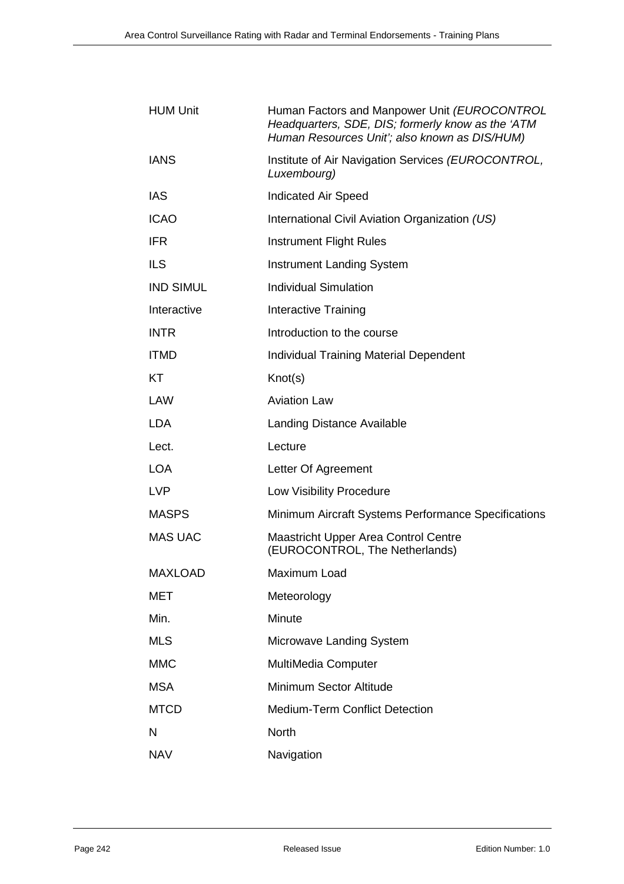| | |
|---|---|
| HUM Unit | Human Factors and Manpower Unit *(EUROCONTROL Headquarters, SDE, DIS; formerly know as the 'ATM Human Resources Unit'; also known as DIS/HUM)* |
| IANS | Institute of Air Navigation Services *(EUROCONTROL, Luxembourg)* |
| IAS | Indicated Air Speed |
| ICAO | International Civil Aviation Organization *(US)* |
| IFR | Instrument Flight Rules |
| ILS | Instrument Landing System |
| IND SIMUL | Individual Simulation |
| Interactive | Interactive Training |
| INTR | Introduction to the course |
| ITMD | Individual Training Material Dependent |
| KT | Knot(s) |
| LAW | Aviation Law |
| LDA | Landing Distance Available |
| Lect. | Lecture |
| LOA | Letter Of Agreement |
| LVP | Low Visibility Procedure |
| MASPS | Minimum Aircraft Systems Performance Specifications |
| MAS UAC | Maastricht Upper Area Control Centre (EUROCONTROL, The Netherlands) |
| MAXLOAD | Maximum Load |
| MET | Meteorology |
| Min. | Minute |
| MLS | Microwave Landing System |
| MMC | MultiMedia Computer |
| MSA | Minimum Sector Altitude |
| MTCD | Medium-Term Conflict Detection |
| N | North |
| NAV | Navigation |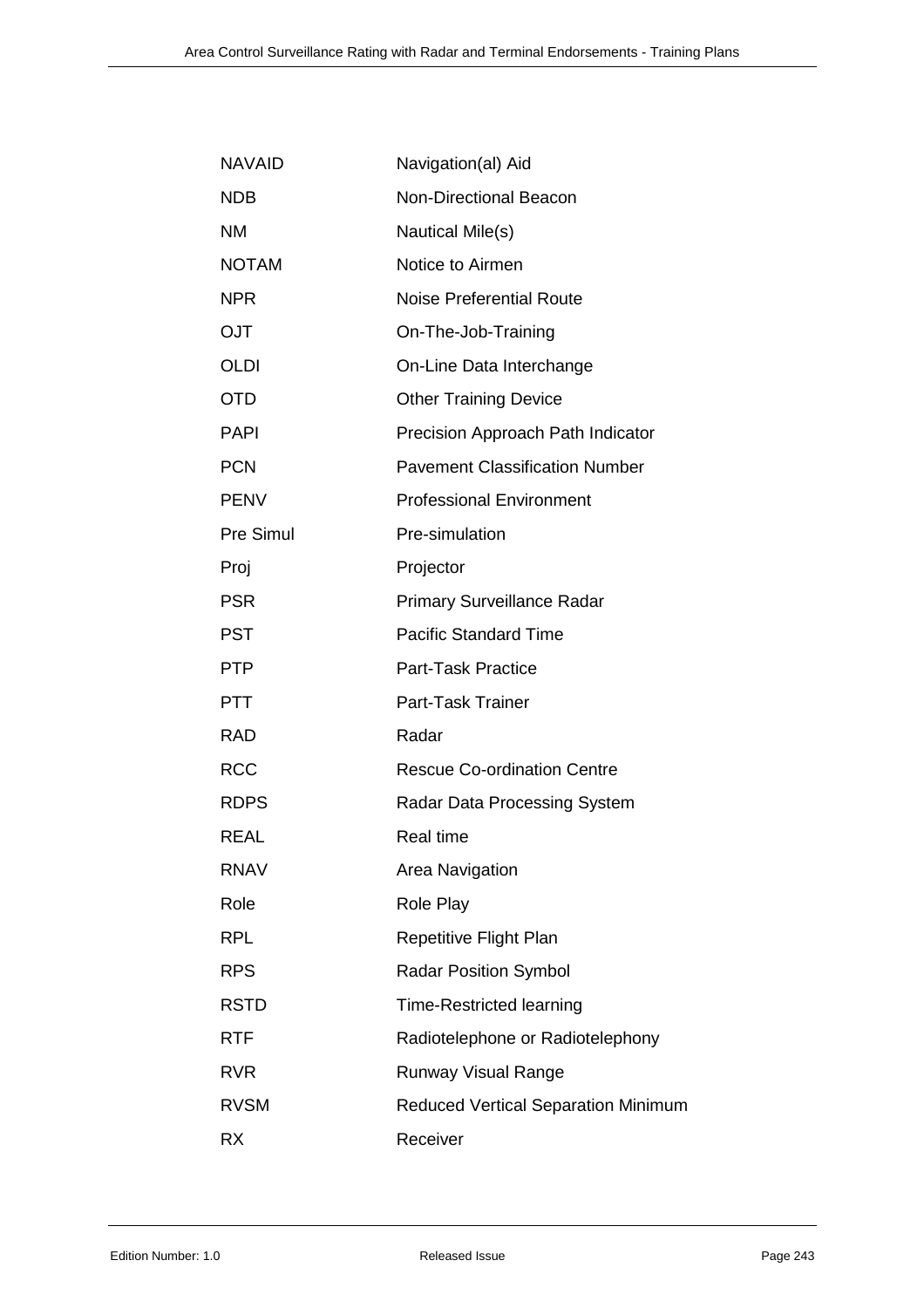| | |
|---|---|
| NAVAID | Navigation(al) Aid |
| NDB | Non-Directional Beacon |
| NM | Nautical Mile(s) |
| NOTAM | Notice to Airmen |
| NPR | Noise Preferential Route |
| OJT | On-The-Job-Training |
| OLDI | On-Line Data Interchange |
| OTD | Other Training Device |
| PAPI | Precision Approach Path Indicator |
| PCN | Pavement Classification Number |
| PENV | Professional Environment |
| Pre Simul | Pre-simulation |
| Proj | Projector |
| PSR | Primary Surveillance Radar |
| PST | Pacific Standard Time |
| PTP | Part-Task Practice |
| PTT | Part-Task Trainer |
| RAD | Radar |
| RCC | Rescue Co-ordination Centre |
| RDPS | Radar Data Processing System |
| REAL | Real time |
| RNAV | Area Navigation |
| Role | Role Play |
| RPL | Repetitive Flight Plan |
| RPS | Radar Position Symbol |
| RSTD | Time-Restricted learning |
| RTF | Radiotelephone or Radiotelephony |
| RVR | Runway Visual Range |
| RVSM | Reduced Vertical Separation Minimum |
| RX | Receiver |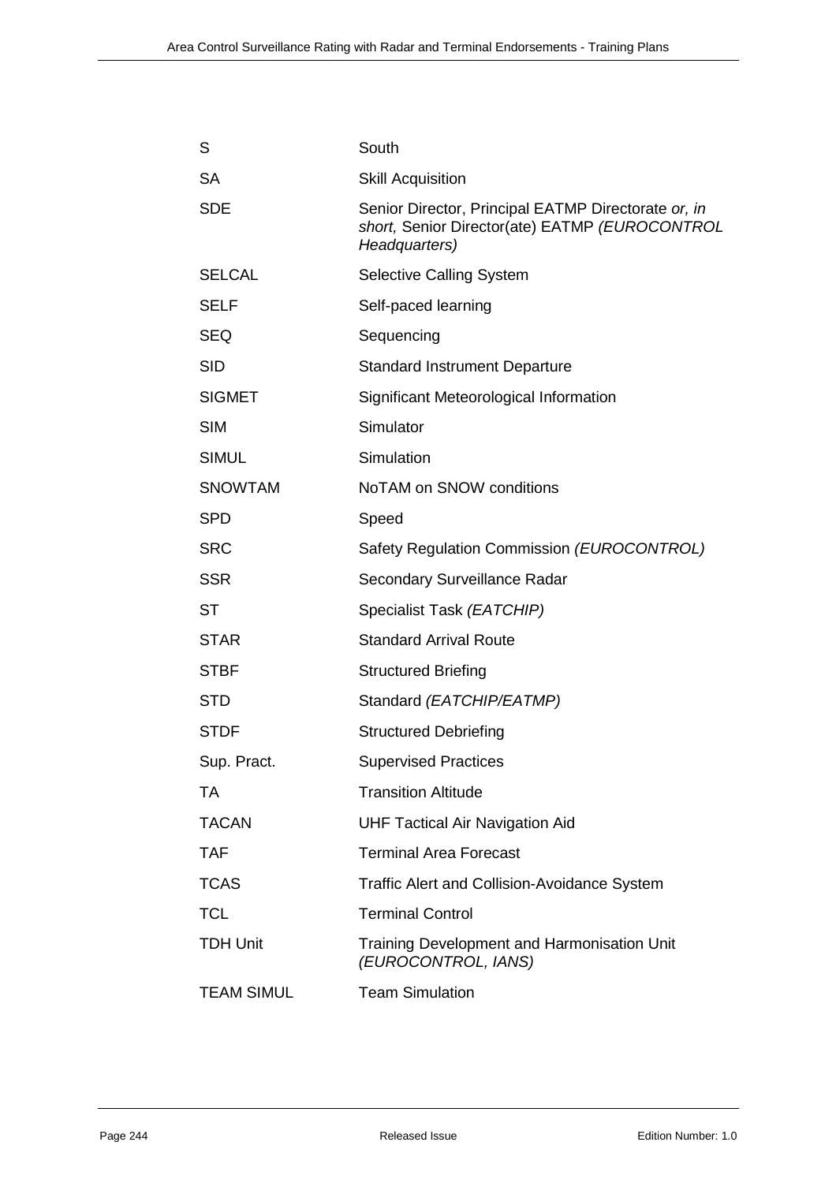| | |
|---|---|
| S | South |
| SA | Skill Acquisition |
| SDE | Senior Director, Principal EATMP Directorate *or, in short,* Senior Director(ate) EATMP *(EUROCONTROL Headquarters)* |
| SELCAL | Selective Calling System |
| SELF | Self-paced learning |
| SEQ | Sequencing |
| SID | Standard Instrument Departure |
| SIGMET | Significant Meteorological Information |
| SIM | Simulator |
| SIMUL | Simulation |
| SNOWTAM | NoTAM on SNOW conditions |
| SPD | Speed |
| SRC | Safety Regulation Commission *(EUROCONTROL)* |
| SSR | Secondary Surveillance Radar |
| ST | Specialist Task *(EATCHIP)* |
| STAR | Standard Arrival Route |
| STBF | Structured Briefing |
| STD | Standard *(EATCHIP/EATMP)* |
| STDF | Structured Debriefing |
| Sup. Pract. | Supervised Practices |
| TA | Transition Altitude |
| TACAN | UHF Tactical Air Navigation Aid |
| TAF | Terminal Area Forecast |
| TCAS | Traffic Alert and Collision-Avoidance System |
| TCL | Terminal Control |
| TDH Unit | Training Development and Harmonisation Unit *(EUROCONTROL, IANS)* |
| TEAM SIMUL | Team Simulation |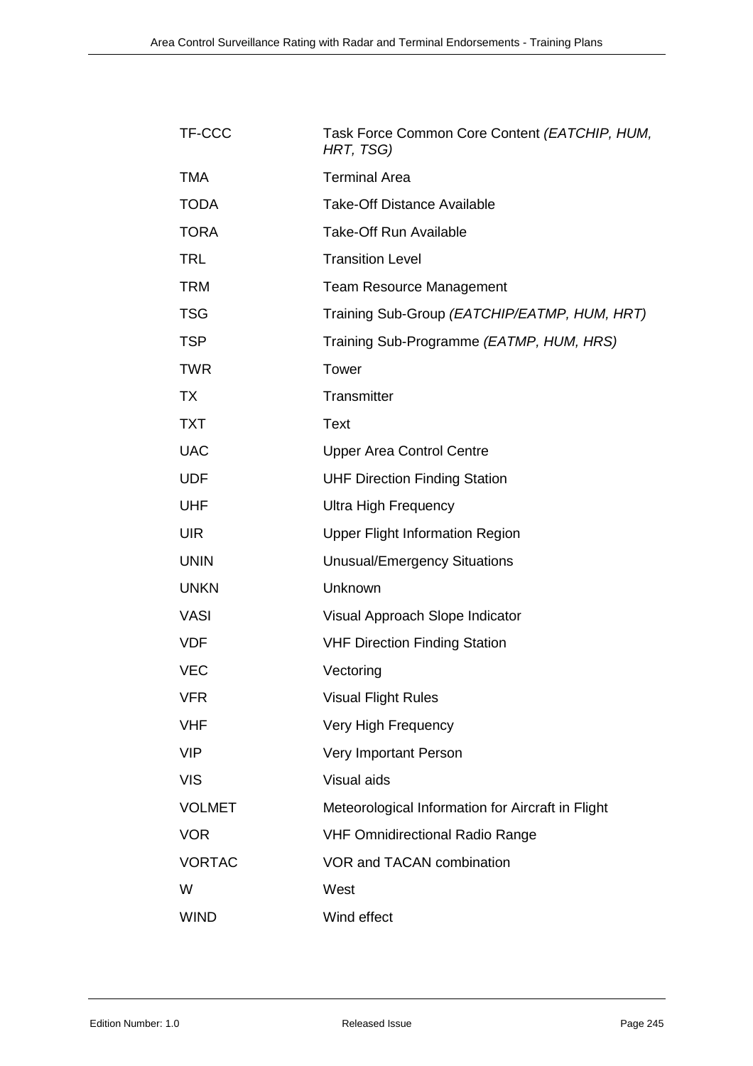| | |
|---|---|
| TF-CCC | Task Force Common Core Content *(EATCHIP, HUM, HRT, TSG)* |
| TMA | Terminal Area |
| TODA | Take-Off Distance Available |
| TORA | Take-Off Run Available |
| TRL | Transition Level |
| TRM | Team Resource Management |
| TSG | Training Sub-Group *(EATCHIP/EATMP, HUM, HRT)* |
| TSP | Training Sub-Programme *(EATMP, HUM, HRS)* |
| TWR | Tower |
| TX | Transmitter |
| TXT | Text |
| UAC | Upper Area Control Centre |
| UDF | UHF Direction Finding Station |
| UHF | Ultra High Frequency |
| UIR | Upper Flight Information Region |
| UNIN | Unusual/Emergency Situations |
| UNKN | Unknown |
| VASI | Visual Approach Slope Indicator |
| VDF | VHF Direction Finding Station |
| VEC | Vectoring |
| VFR | Visual Flight Rules |
| VHF | Very High Frequency |
| VIP | Very Important Person |
| VIS | Visual aids |
| VOLMET | Meteorological Information for Aircraft in Flight |
| VOR | VHF Omnidirectional Radio Range |
| VORTAC | VOR and TACAN combination |
| W | West |
| WIND | Wind effect |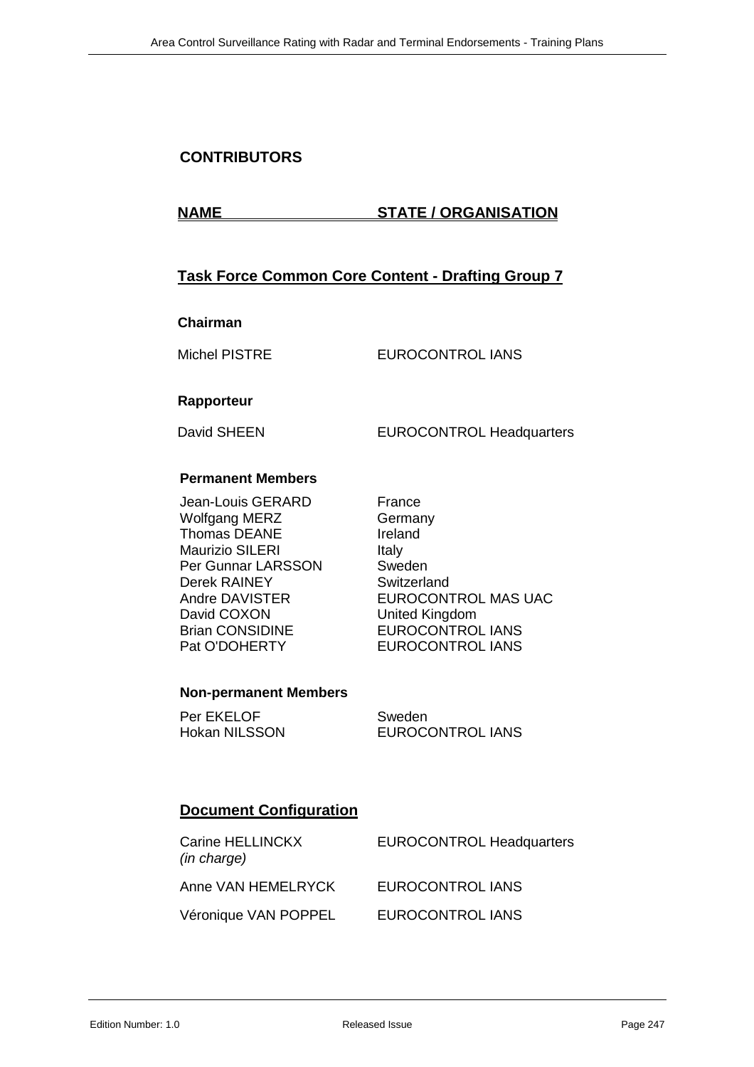## CONTRIBUTORS

| NAME | STATE / ORGANISATION |
|---|---|

### Task Force Common Core Content - Drafting Group 7

**Chairman**

| | |
|---|---|
| Michel PISTRE | EUROCONTROL IANS |

**Rapporteur**

| | |
|---|---|
| David SHEEN | EUROCONTROL Headquarters |

**Permanent Members**

| | |
|---|---|
| Jean-Louis GERARD | France |
| Wolfgang MERZ | Germany |
| Thomas DEANE | Ireland |
| Maurizio SILERI | Italy |
| Per Gunnar LARSSON | Sweden |
| Derek RAINEY | Switzerland |
| Andre DAVISTER | EUROCONTROL MAS UAC |
| David COXON | United Kingdom |
| Brian CONSIDINE | EUROCONTROL IANS |
| Pat O'DOHERTY | EUROCONTROL IANS |

**Non-permanent Members**

| | |
|---|---|
| Per EKELOF | Sweden |
| Hokan NILSSON | EUROCONTROL IANS |

### Document Configuration

| | |
|---|---|
| Carine HELLINCKX *(in charge)* | EUROCONTROL Headquarters |
| Anne VAN HEMELRYCK | EUROCONTROL IANS |
| Véronique VAN POPPEL | EUROCONTROL IANS |